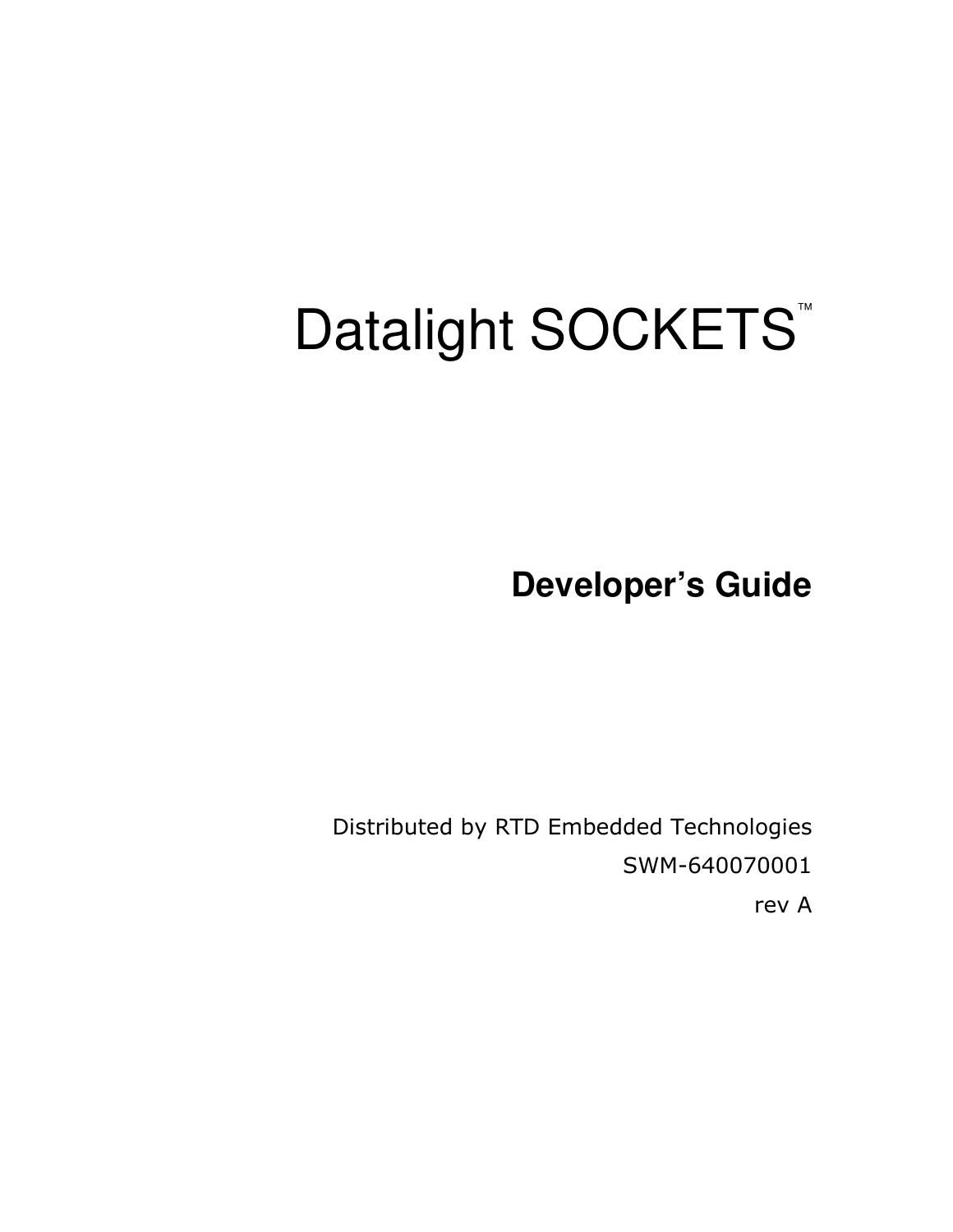# Datalight SOCKETS™

## Developer's Guide

Distributed by RTD Embedded Technologies

SWM-640070001

rev A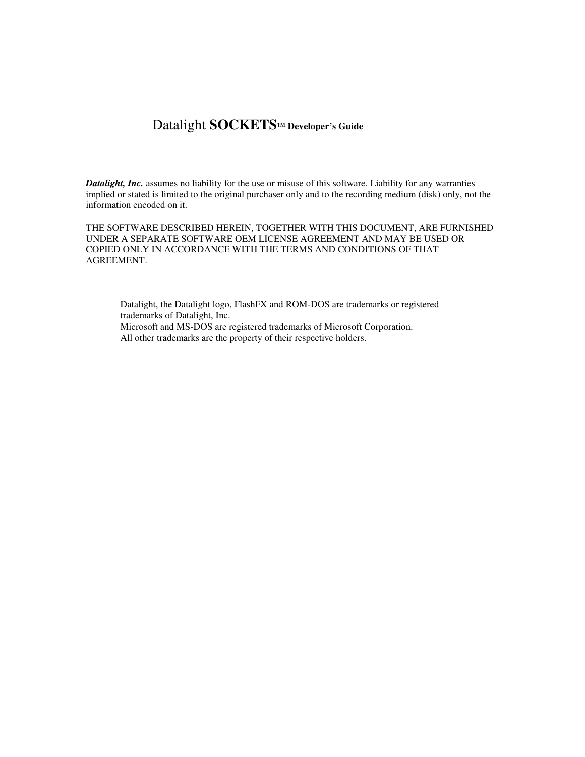# Datalight **SOCKETS**™ **Developer's Guide**

***Datalight, Inc.*** assumes no liability for the use or misuse of this software. Liability for any warranties implied or stated is limited to the original purchaser only and to the recording medium (disk) only, not the information encoded on it.

THE SOFTWARE DESCRIBED HEREIN, TOGETHER WITH THIS DOCUMENT, ARE FURNISHED UNDER A SEPARATE SOFTWARE OEM LICENSE AGREEMENT AND MAY BE USED OR COPIED ONLY IN ACCORDANCE WITH THE TERMS AND CONDITIONS OF THAT AGREEMENT.

Datalight, the Datalight logo, FlashFX and ROM-DOS are trademarks or registered trademarks of Datalight, Inc.
Microsoft and MS-DOS are registered trademarks of Microsoft Corporation.
All other trademarks are the property of their respective holders.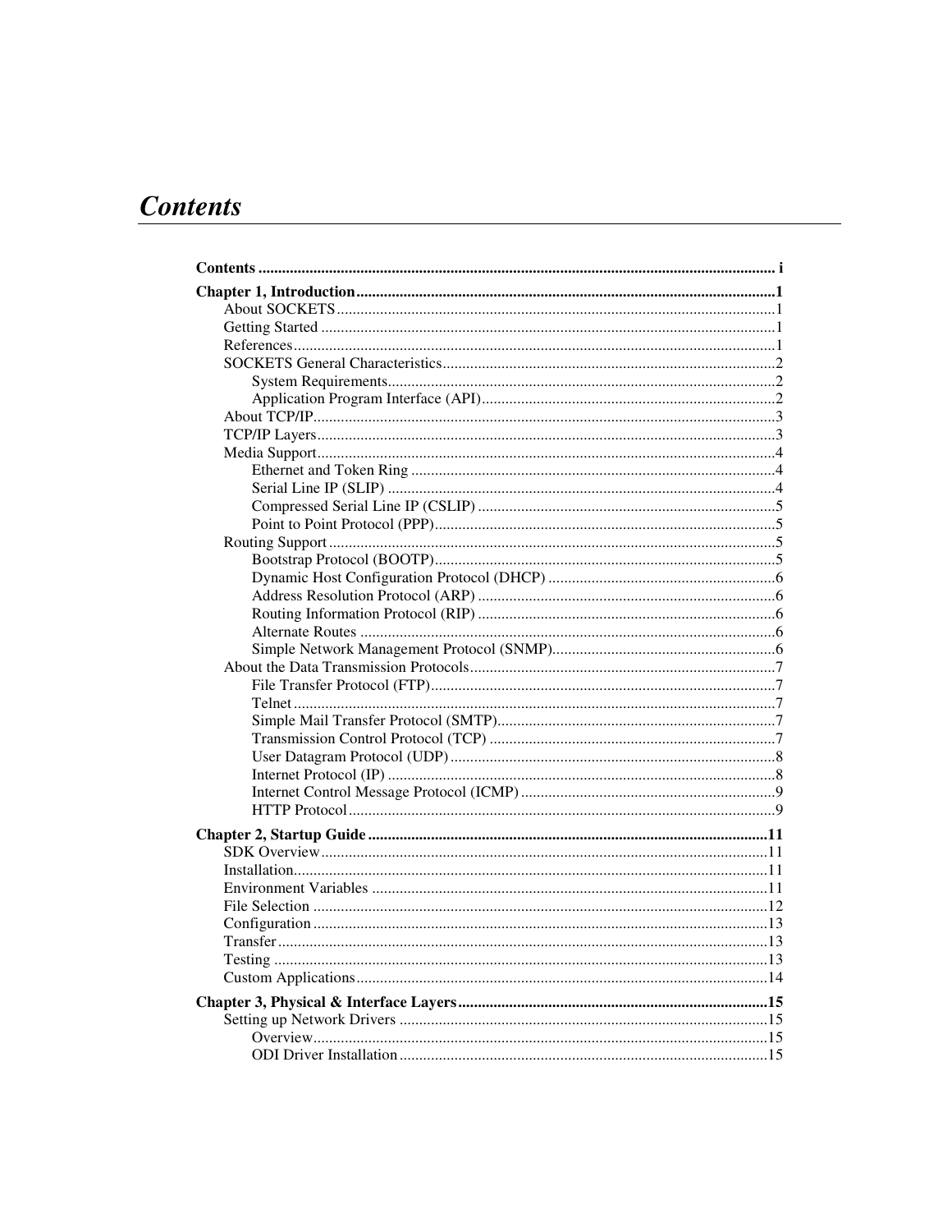# Contents

**Contents** ..................................................................................................................................... i

**Chapter 1, Introduction** ...........................................................................................................1

- About SOCKETS ...............................................................................................................1
- Getting Started ...................................................................................................................1
- References ..........................................................................................................................1
- SOCKETS General Characteristics .....................................................................................2
    - System Requirements ..................................................................................................2
    - Application Program Interface (API) ...........................................................................2
- About TCP/IP .....................................................................................................................3
- TCP/IP Layers ....................................................................................................................3
- Media Support ....................................................................................................................4
    - Ethernet and Token Ring ............................................................................................4
    - Serial Line IP (SLIP) ..................................................................................................4
    - Compressed Serial Line IP (CSLIP) ............................................................................5
    - Point to Point Protocol (PPP) .......................................................................................5
- Routing Support .................................................................................................................5
    - Bootstrap Protocol (BOOTP) .......................................................................................5
    - Dynamic Host Configuration Protocol (DHCP) ...........................................................6
    - Address Resolution Protocol (ARP) ............................................................................6
    - Routing Information Protocol (RIP) ............................................................................6
    - Alternate Routes .........................................................................................................6
    - Simple Network Management Protocol (SNMP) .........................................................6
- About the Data Transmission Protocols ..............................................................................7
    - File Transfer Protocol (FTP) ........................................................................................7
    - Telnet ..........................................................................................................................7
    - Simple Mail Transfer Protocol (SMTP) .......................................................................7
    - Transmission Control Protocol (TCP) .........................................................................7
    - User Datagram Protocol (UDP) ...................................................................................8
    - Internet Protocol (IP) ..................................................................................................8
    - Internet Control Message Protocol (ICMP) .................................................................9
    - HTTP Protocol ............................................................................................................9

**Chapter 2, Startup Guide** .......................................................................................................11

- SDK Overview .................................................................................................................11
- Installation ........................................................................................................................11
- Environment Variables .....................................................................................................11
- File Selection ...................................................................................................................12
- Configuration ...................................................................................................................13
- Transfer ............................................................................................................................13
- Testing .............................................................................................................................13
- Custom Applications ........................................................................................................14

**Chapter 3, Physical & Interface Layers** ..............................................................................15

- Setting up Network Drivers ..............................................................................................15
    - Overview ...................................................................................................................15
    - ODI Driver Installation .............................................................................................15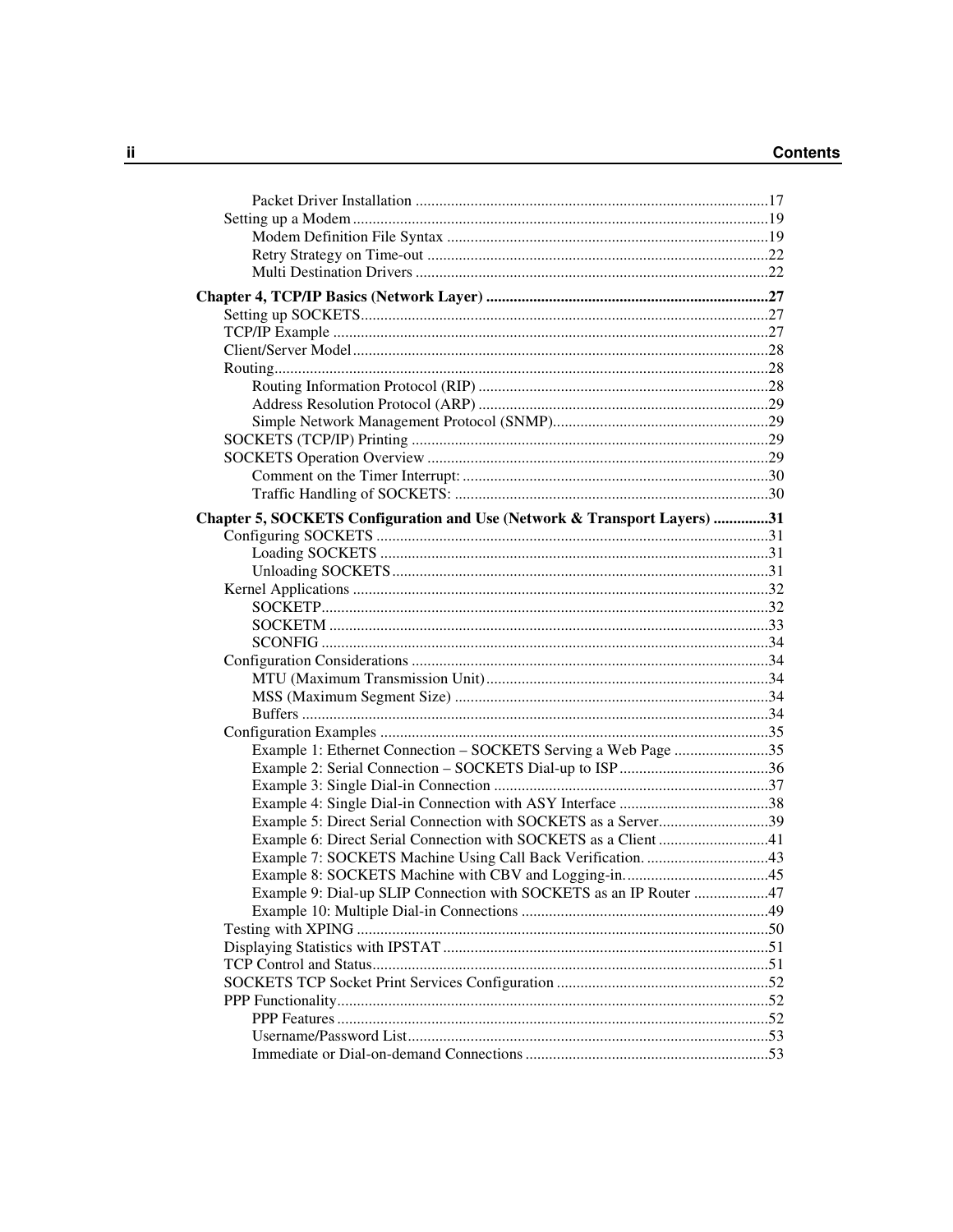Packet Driver Installation .......................................................................................17
Setting up a Modem .......................................................................................19
Modem Definition File Syntax .......................................................................................19
Retry Strategy on Time-out .......................................................................................22
Multi Destination Drivers .......................................................................................22

**Chapter 4, TCP/IP Basics (Network Layer) .......................................................................27**
Setting up SOCKETS.......................................................................................27
TCP/IP Example .......................................................................................27
Client/Server Model.......................................................................................28
Routing.......................................................................................28
Routing Information Protocol (RIP) .......................................................................................28
Address Resolution Protocol (ARP) .......................................................................................29
Simple Network Management Protocol (SNMP).......................................................................................29
SOCKETS (TCP/IP) Printing .......................................................................................29
SOCKETS Operation Overview .......................................................................................29
Comment on the Timer Interrupt: .......................................................................................30
Traffic Handling of SOCKETS: .......................................................................................30

**Chapter 5, SOCKETS Configuration and Use (Network & Transport Layers) ..............31**
Configuring SOCKETS .......................................................................................31
Loading SOCKETS .......................................................................................31
Unloading SOCKETS.......................................................................................31
Kernel Applications .......................................................................................32
SOCKETP.......................................................................................32
SOCKETM .......................................................................................33
SCONFIG .......................................................................................34
Configuration Considerations .......................................................................................34
MTU (Maximum Transmission Unit).......................................................................................34
MSS (Maximum Segment Size) .......................................................................................34
Buffers .......................................................................................34
Configuration Examples .......................................................................................35
Example 1: Ethernet Connection – SOCKETS Serving a Web Page ........................35
Example 2: Serial Connection – SOCKETS Dial-up to ISP......................................36
Example 3: Single Dial-in Connection .......................................................................................37
Example 4: Single Dial-in Connection with ASY Interface ......................................38
Example 5: Direct Serial Connection with SOCKETS as a Server............................39
Example 6: Direct Serial Connection with SOCKETS as a Client ............................41
Example 7: SOCKETS Machine Using Call Back Verification. ...............................43
Example 8: SOCKETS Machine with CBV and Logging-in....................................45
Example 9: Dial-up SLIP Connection with SOCKETS as an IP Router ...................47
Example 10: Multiple Dial-in Connections .......................................................................................49
Testing with XPING .......................................................................................50
Displaying Statistics with IPSTAT .......................................................................................51
TCP Control and Status.......................................................................................51
SOCKETS TCP Socket Print Services Configuration .......................................................................................52
PPP Functionality.......................................................................................52
PPP Features .......................................................................................52
Username/Password List.......................................................................................53
Immediate or Dial-on-demand Connections .......................................................................................53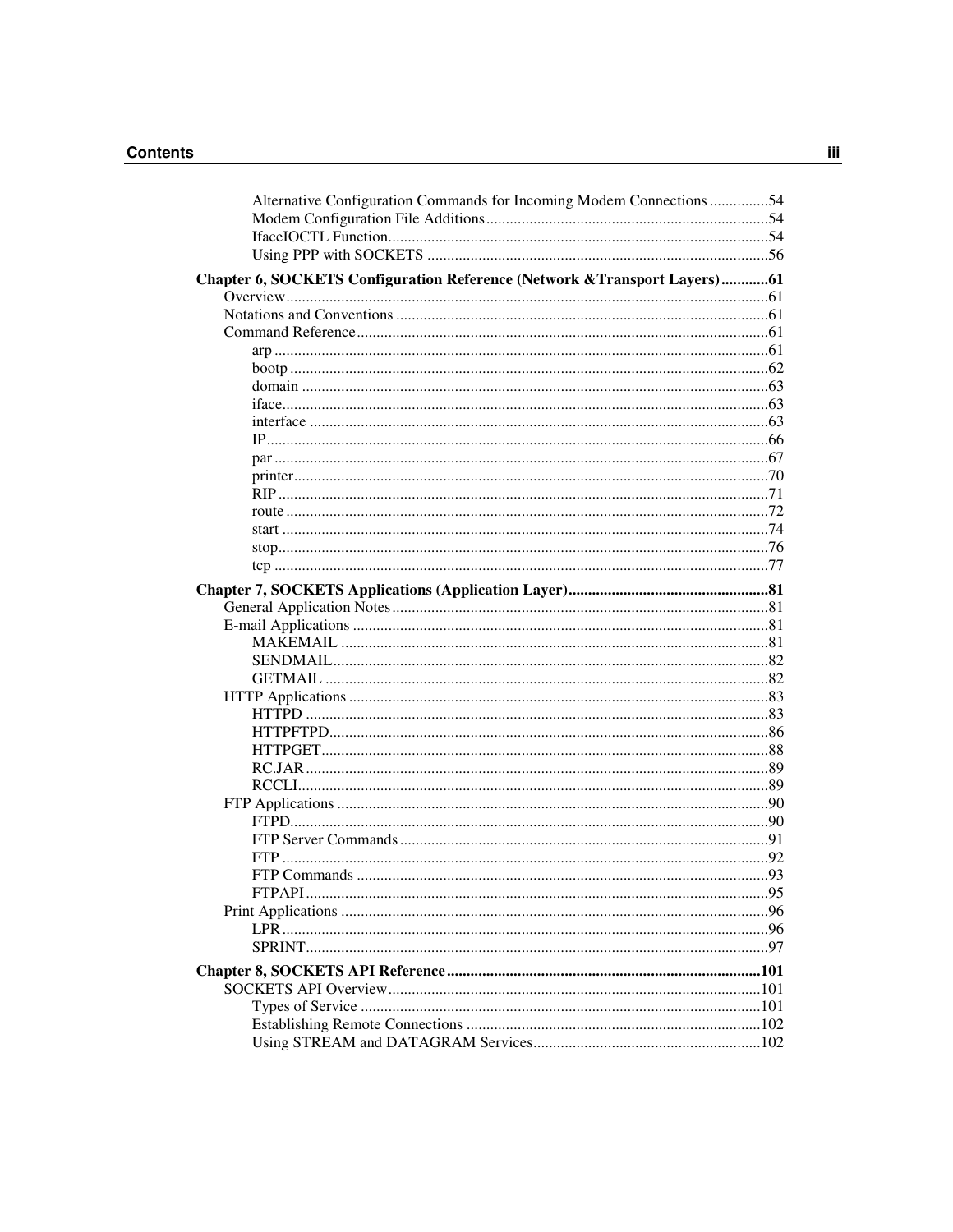Alternative Configuration Commands for Incoming Modem Connections ...............54
Modem Configuration File Additions........................................................................54
IfaceIOCTL Function.................................................................................................54
Using PPP with SOCKETS .......................................................................................56

**Chapter 6, SOCKETS Configuration Reference (Network &Transport Layers)............61**
Overview...........................................................................................................................61
Notations and Conventions ..............................................................................................61
Command Reference.........................................................................................................61
arp .............................................................................................................................61
bootp .........................................................................................................................62
domain ......................................................................................................................63
iface...........................................................................................................................63
interface ....................................................................................................................63
IP...............................................................................................................................66
par .............................................................................................................................67
printer........................................................................................................................70
RIP ............................................................................................................................71
route ..........................................................................................................................72
start ...........................................................................................................................74
stop............................................................................................................................76
tcp .............................................................................................................................77

**Chapter 7, SOCKETS Applications (Application Layer)...................................................81**
General Application Notes ...............................................................................................81
E-mail Applications .........................................................................................................81
MAKEMAIL ............................................................................................................81
SENDMAIL..............................................................................................................82
GETMAIL ................................................................................................................82
HTTP Applications ..........................................................................................................83
HTTPD .....................................................................................................................83
HTTPFTPD...............................................................................................................86
HTTPGET.................................................................................................................88
RC.JAR .....................................................................................................................89
RCCLI.......................................................................................................................89
FTP Applications .............................................................................................................90
FTPD.........................................................................................................................90
FTP Server Commands .............................................................................................91
FTP ...........................................................................................................................92
FTP Commands ........................................................................................................93
FTPAPI .....................................................................................................................95
Print Applications ............................................................................................................96
LPR ...........................................................................................................................96
SPRINT.....................................................................................................................97

**Chapter 8, SOCKETS API Reference................................................................................101**
SOCKETS API Overview...............................................................................................101
Types of Service ......................................................................................................101
Establishing Remote Connections ..........................................................................102
Using STREAM and DATAGRAM Services..........................................................102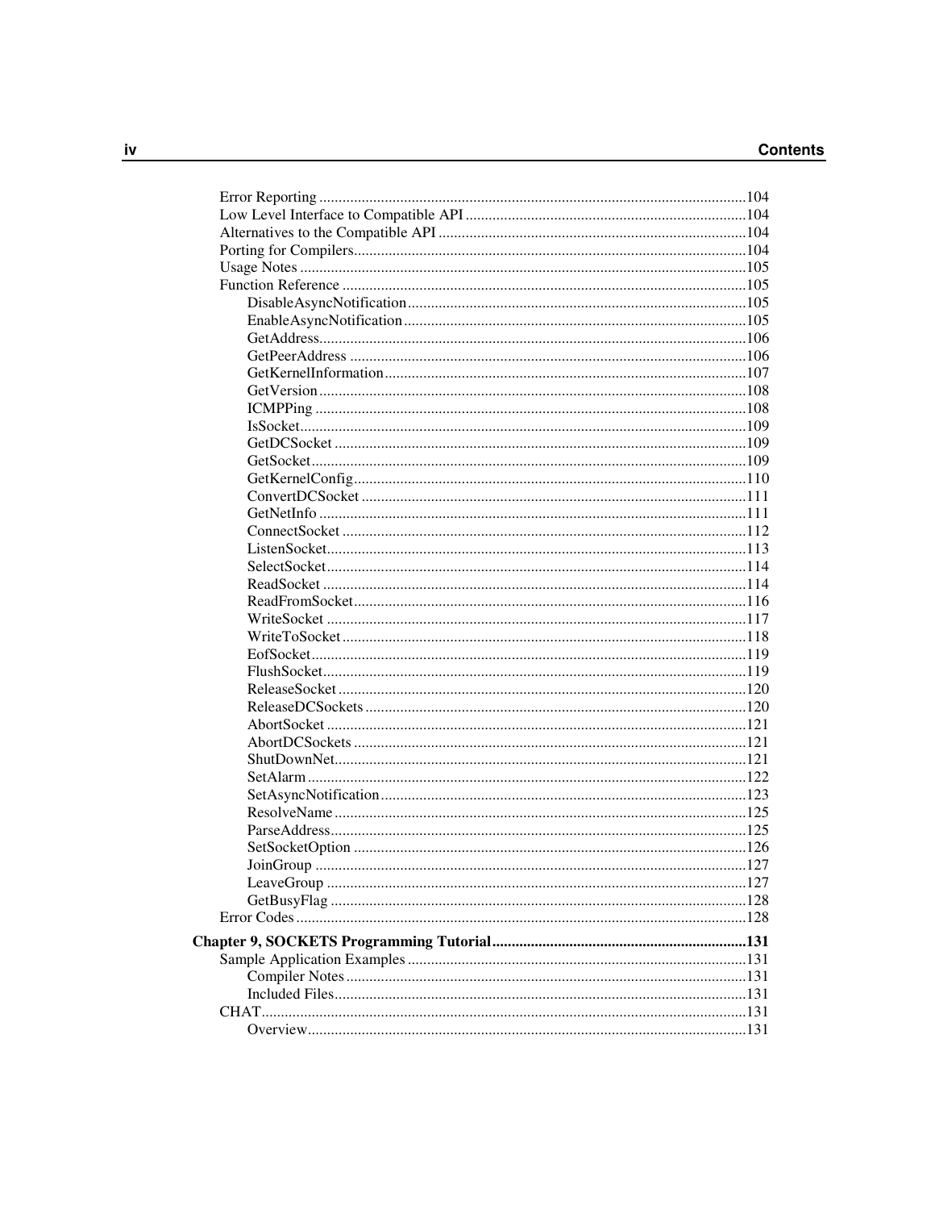Error Reporting .......................................................................................................104
Low Level Interface to Compatible API ...............................................................104
Alternatives to the Compatible API .....................................................................104
Porting for Compilers............................................................................................104
Usage Notes ..........................................................................................................105
Function Reference ...............................................................................................105
    DisableAsyncNotification..............................................................................105
    EnableAsyncNotification...............................................................................105
    GetAddress.....................................................................................................106
    GetPeerAddress .............................................................................................106
    GetKernelInformation....................................................................................107
    GetVersion .....................................................................................................108
    ICMPPing ......................................................................................................108
    IsSocket..........................................................................................................109
    GetDCSocket .................................................................................................109
    GetSocket.......................................................................................................109
    GetKernelConfig............................................................................................110
    ConvertDCSocket ..........................................................................................111
    GetNetInfo .....................................................................................................111
    ConnectSocket ...............................................................................................112
    ListenSocket...................................................................................................113
    SelectSocket...................................................................................................114
    ReadSocket ....................................................................................................114
    ReadFromSocket............................................................................................116
    WriteSocket ...................................................................................................117
    WriteToSocket...............................................................................................118
    EofSocket.......................................................................................................119
    FlushSocket....................................................................................................119
    ReleaseSocket ................................................................................................120
    ReleaseDCSockets .........................................................................................120
    AbortSocket ...................................................................................................121
    AbortDCSockets ............................................................................................121
    ShutDownNet.................................................................................................121
    SetAlarm ........................................................................................................122
    SetAsyncNotification.....................................................................................123
    ResolveName .................................................................................................125
    ParseAddress..................................................................................................125
    SetSocketOption ............................................................................................126
    JoinGroup ......................................................................................................127
    LeaveGroup ...................................................................................................127
    GetBusyFlag ..................................................................................................128
Error Codes ...........................................................................................................128

**Chapter 9, SOCKETS Programming Tutorial..................................................................131**
Sample Application Examples ..............................................................................131
    Compiler Notes ..............................................................................................131
    Included Files.................................................................................................131
CHAT....................................................................................................................131
    Overview........................................................................................................131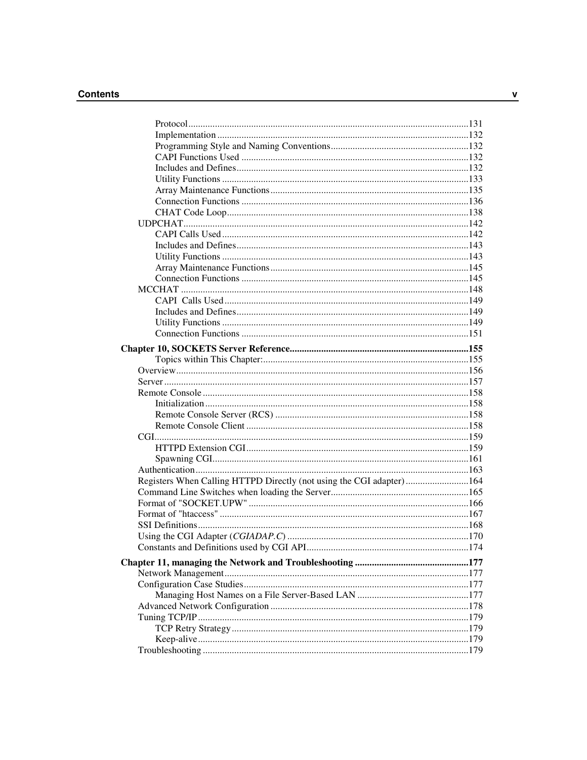Protocol ........................................................................................................131
Implementation ..............................................................................................132
Programming Style and Naming Conventions.........................................................132
CAPI Functions Used .......................................................................................132
Includes and Defines........................................................................................132
Utility Functions ............................................................................................133
Array Maintenance Functions...............................................................................135
Connection Functions .......................................................................................136
CHAT Code Loop............................................................................................138
UDPCHAT...........................................................................................................142
CAPI Calls Used .............................................................................................142
Includes and Defines........................................................................................143
Utility Functions ............................................................................................143
Array Maintenance Functions...............................................................................145
Connection Functions .......................................................................................145
MCCHAT ...........................................................................................................148
CAPI Calls Used.............................................................................................149
Includes and Defines........................................................................................149
Utility Functions ............................................................................................149
Connection Functions .......................................................................................151

**Chapter 10, SOCKETS Server Reference.........................................................................155**

Topics within This Chapter:...............................................................................155
Overview.............................................................................................................156
Server .................................................................................................................157
Remote Console ....................................................................................................158
Initialization ...................................................................................................158
Remote Console Server (RCS) ...........................................................................158
Remote Console Client .....................................................................................158
CGI.....................................................................................................................159
HTTPD Extension CGI.....................................................................................159
Spawning CGI.................................................................................................161
Authentication.......................................................................................................163
Registers When Calling HTTPD Directly (not using the CGI adapter)..........................164
Command Line Switches when loading the Server.........................................................165
Format of "SOCKET.UPW" .....................................................................................166
Format of "htaccess" .............................................................................................167
SSI Definitions.....................................................................................................168
Using the CGI Adapter (*CGIADAP.C*) ........................................................................170
Constants and Definitions used by CGI API.................................................................174

**Chapter 11, managing the Network and Troubleshooting ...............................................177**

Network Management..............................................................................................177
Configuration Case Studies......................................................................................177
Managing Host Names on a File Server-Based LAN ...............................................177
Advanced Network Configuration ..............................................................................178
Tuning TCP/IP .....................................................................................................179
TCP Retry Strategy..........................................................................................179
Keep-alive.......................................................................................................179
Troubleshooting ....................................................................................................179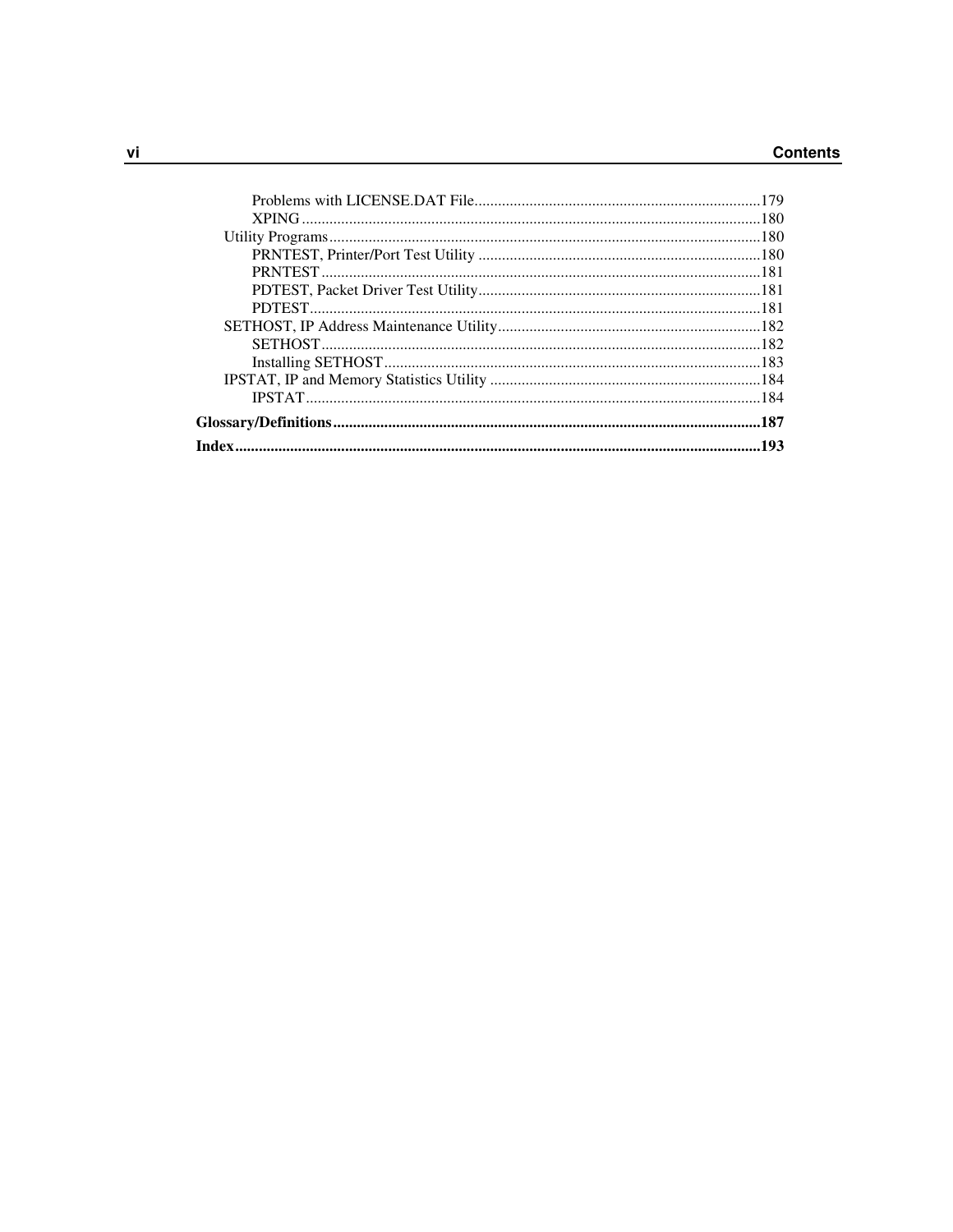Problems with LICENSE.DAT File........................................................................179
XPING...................................................................................................................180
Utility Programs.............................................................................................................180
PRNTEST, Printer/Port Test Utility .......................................................................180
PRNTEST...............................................................................................................181
PDTEST, Packet Driver Test Utility.......................................................................181
PDTEST..................................................................................................................181
SETHOST, IP Address Maintenance Utility..................................................................182
SETHOST...............................................................................................................182
Installing SETHOST...............................................................................................183
IPSTAT, IP and Memory Statistics Utility ....................................................................184
IPSTAT...................................................................................................................184

**Glossary/Definitions............................................................................................................187**

**Index.....................................................................................................................................193**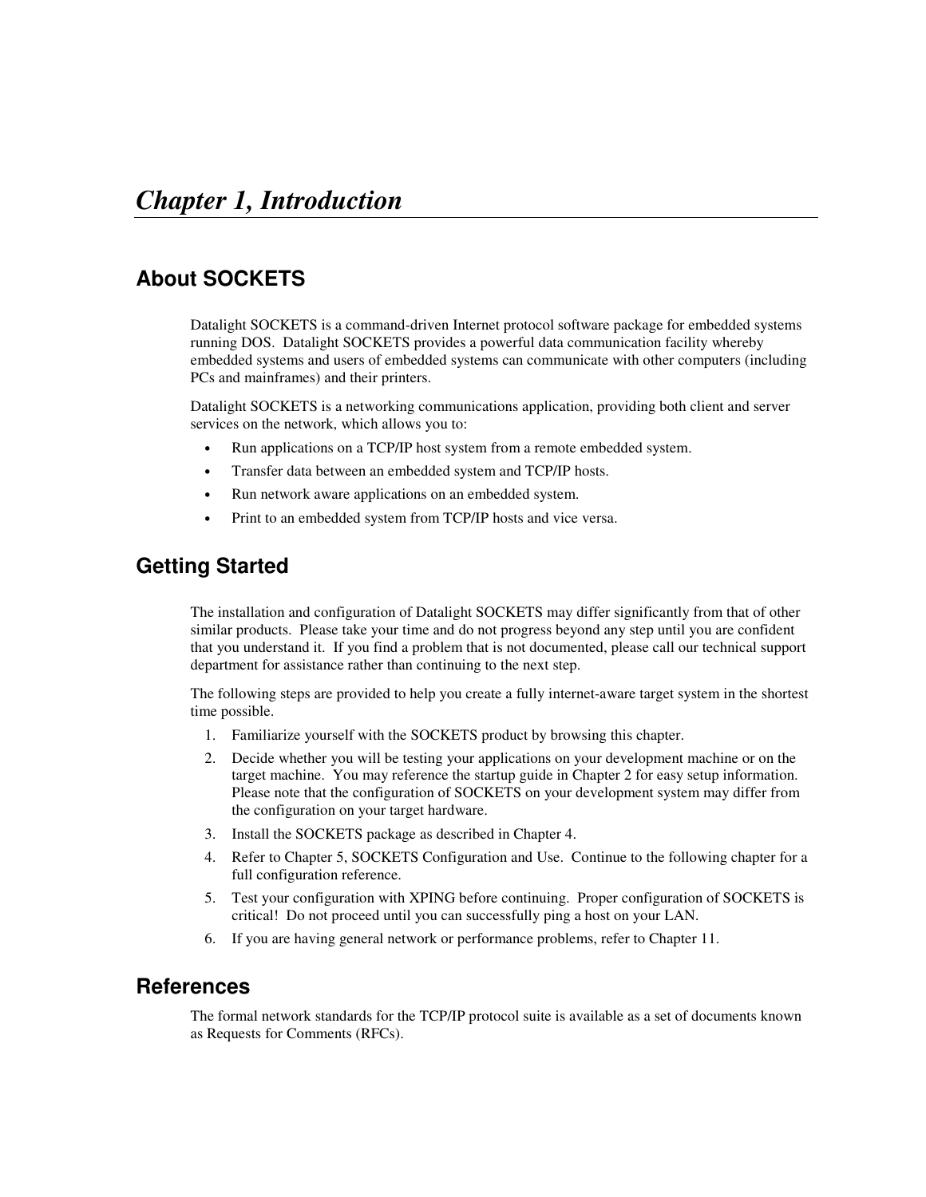# *Chapter 1, Introduction*

## About SOCKETS

Datalight SOCKETS is a command-driven Internet protocol software package for embedded systems running DOS. Datalight SOCKETS provides a powerful data communication facility whereby embedded systems and users of embedded systems can communicate with other computers (including PCs and mainframes) and their printers.

Datalight SOCKETS is a networking communications application, providing both client and server services on the network, which allows you to:

- Run applications on a TCP/IP host system from a remote embedded system.
- Transfer data between an embedded system and TCP/IP hosts.
- Run network aware applications on an embedded system.
- Print to an embedded system from TCP/IP hosts and vice versa.

## Getting Started

The installation and configuration of Datalight SOCKETS may differ significantly from that of other similar products. Please take your time and do not progress beyond any step until you are confident that you understand it. If you find a problem that is not documented, please call our technical support department for assistance rather than continuing to the next step.

The following steps are provided to help you create a fully internet-aware target system in the shortest time possible.

1. Familiarize yourself with the SOCKETS product by browsing this chapter.
2. Decide whether you will be testing your applications on your development machine or on the target machine. You may reference the startup guide in Chapter 2 for easy setup information. Please note that the configuration of SOCKETS on your development system may differ from the configuration on your target hardware.
3. Install the SOCKETS package as described in Chapter 4.
4. Refer to Chapter 5, SOCKETS Configuration and Use. Continue to the following chapter for a full configuration reference.
5. Test your configuration with XPING before continuing. Proper configuration of SOCKETS is critical! Do not proceed until you can successfully ping a host on your LAN.
6. If you are having general network or performance problems, refer to Chapter 11.

## References

The formal network standards for the TCP/IP protocol suite is available as a set of documents known as Requests for Comments (RFCs).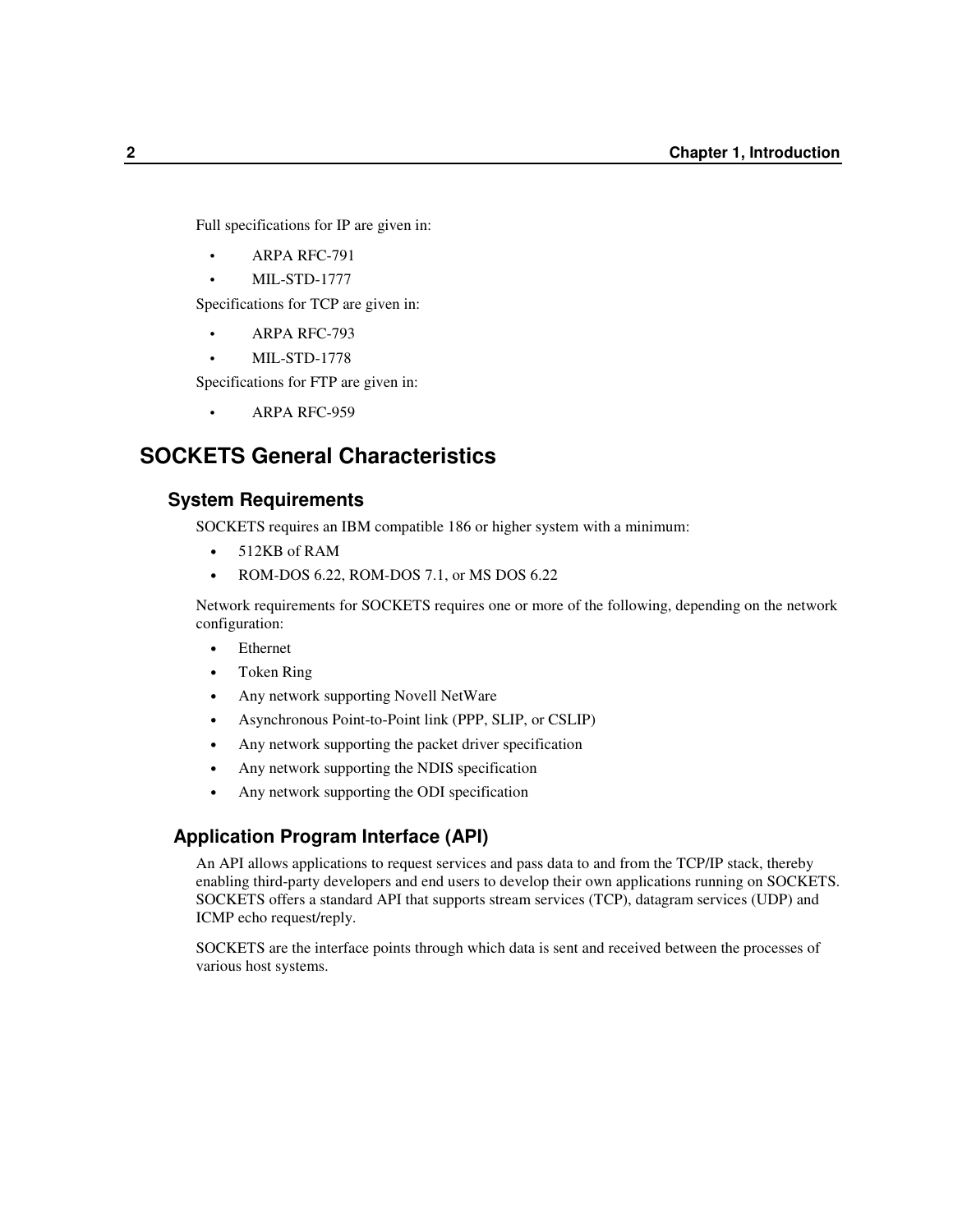Full specifications for IP are given in:

- ARPA RFC-791
- MIL-STD-1777

Specifications for TCP are given in:

- ARPA RFC-793
- MIL-STD-1778

Specifications for FTP are given in:

- ARPA RFC-959

## SOCKETS General Characteristics

### System Requirements

SOCKETS requires an IBM compatible 186 or higher system with a minimum:

- 512KB of RAM
- ROM-DOS 6.22, ROM-DOS 7.1, or MS DOS 6.22

Network requirements for SOCKETS requires one or more of the following, depending on the network configuration:

- Ethernet
- Token Ring
- Any network supporting Novell NetWare
- Asynchronous Point-to-Point link (PPP, SLIP, or CSLIP)
- Any network supporting the packet driver specification
- Any network supporting the NDIS specification
- Any network supporting the ODI specification

### Application Program Interface (API)

An API allows applications to request services and pass data to and from the TCP/IP stack, thereby enabling third-party developers and end users to develop their own applications running on SOCKETS. SOCKETS offers a standard API that supports stream services (TCP), datagram services (UDP) and ICMP echo request/reply.

SOCKETS are the interface points through which data is sent and received between the processes of various host systems.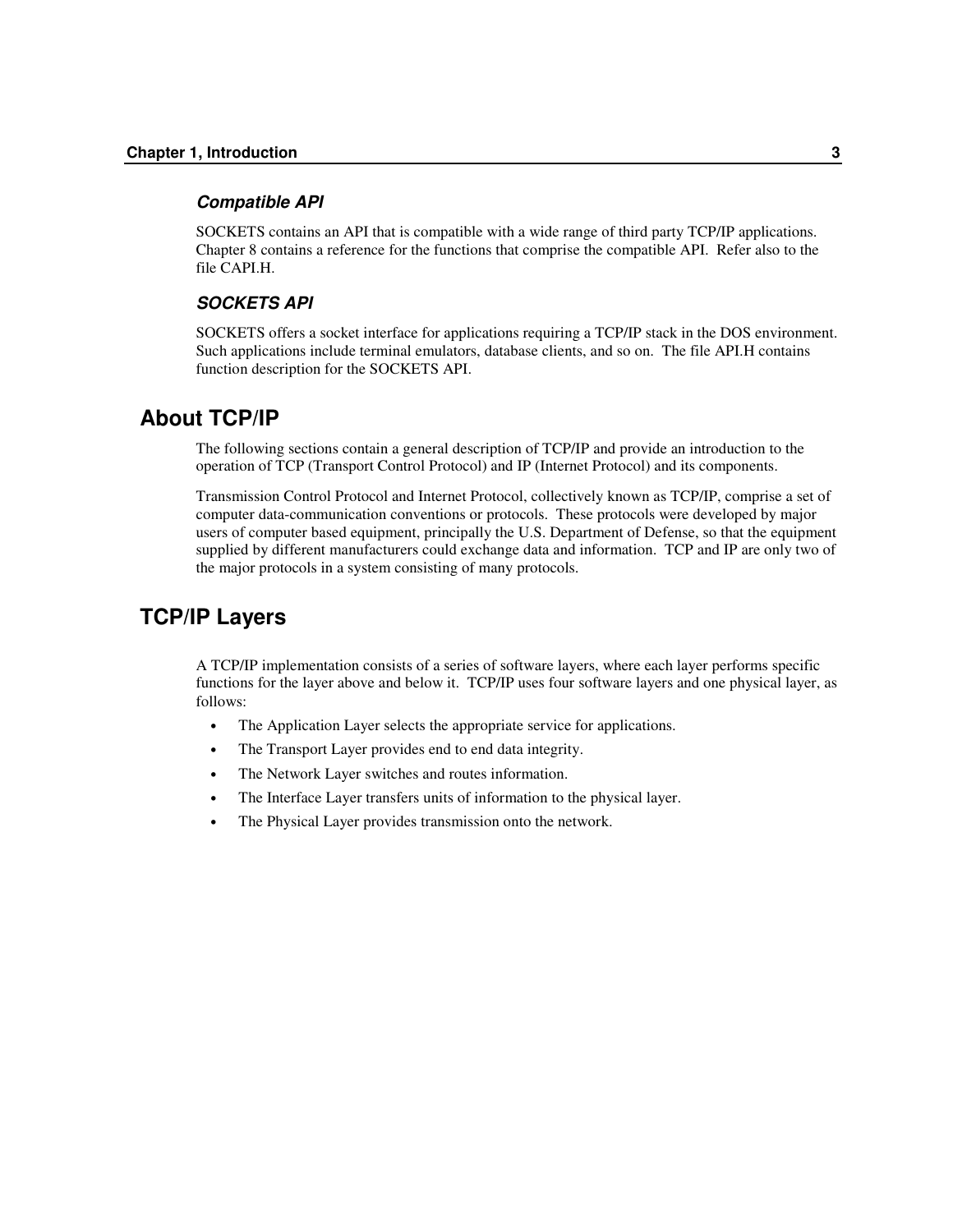### *Compatible API*

SOCKETS contains an API that is compatible with a wide range of third party TCP/IP applications. Chapter 8 contains a reference for the functions that comprise the compatible API. Refer also to the file CAPI.H.

### *SOCKETS API*

SOCKETS offers a socket interface for applications requiring a TCP/IP stack in the DOS environment. Such applications include terminal emulators, database clients, and so on. The file API.H contains function description for the SOCKETS API.

## About TCP/IP

The following sections contain a general description of TCP/IP and provide an introduction to the operation of TCP (Transport Control Protocol) and IP (Internet Protocol) and its components.

Transmission Control Protocol and Internet Protocol, collectively known as TCP/IP, comprise a set of computer data-communication conventions or protocols. These protocols were developed by major users of computer based equipment, principally the U.S. Department of Defense, so that the equipment supplied by different manufacturers could exchange data and information. TCP and IP are only two of the major protocols in a system consisting of many protocols.

## TCP/IP Layers

A TCP/IP implementation consists of a series of software layers, where each layer performs specific functions for the layer above and below it. TCP/IP uses four software layers and one physical layer, as follows:

- The Application Layer selects the appropriate service for applications.
- The Transport Layer provides end to end data integrity.
- The Network Layer switches and routes information.
- The Interface Layer transfers units of information to the physical layer.
- The Physical Layer provides transmission onto the network.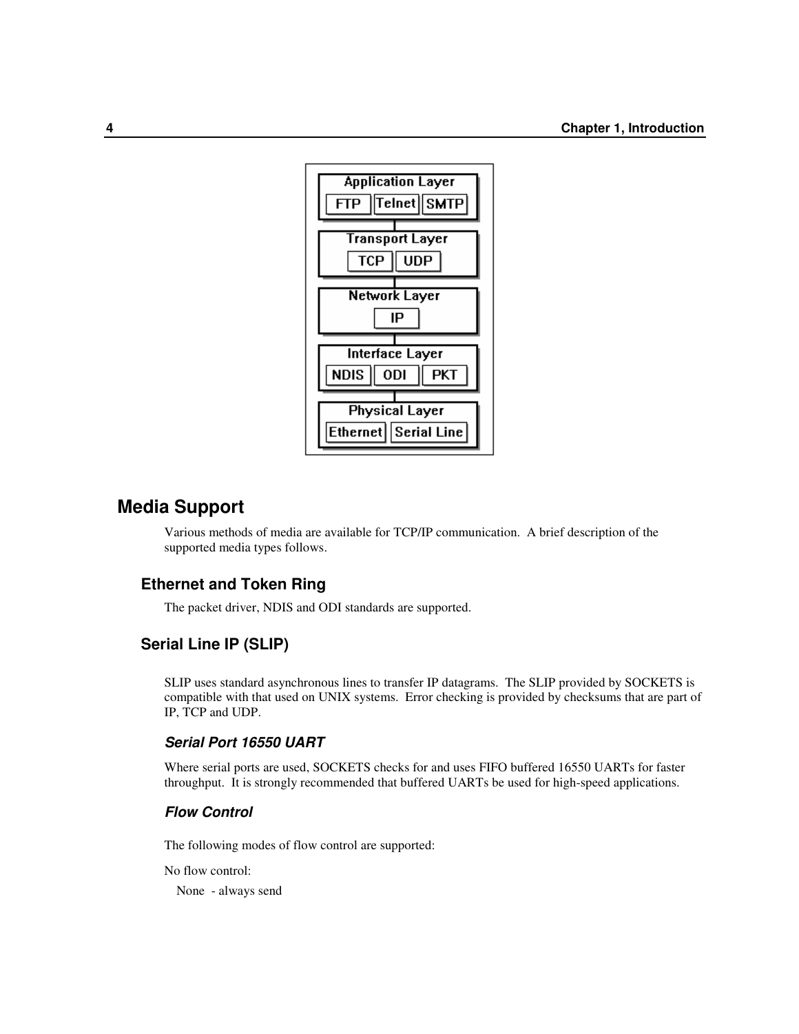## Media Support

Various methods of media are available for TCP/IP communication. A brief description of the supported media types follows.

### Ethernet and Token Ring

The packet driver, NDIS and ODI standards are supported.

### Serial Line IP (SLIP)

SLIP uses standard asynchronous lines to transfer IP datagrams. The SLIP provided by SOCKETS is compatible with that used on UNIX systems. Error checking is provided by checksums that are part of IP, TCP and UDP.

#### *Serial Port 16550 UART*

Where serial ports are used, SOCKETS checks for and uses FIFO buffered 16550 UARTs for faster throughput. It is strongly recommended that buffered UARTs be used for high-speed applications.

#### *Flow Control*

The following modes of flow control are supported:

No flow control:

None - always send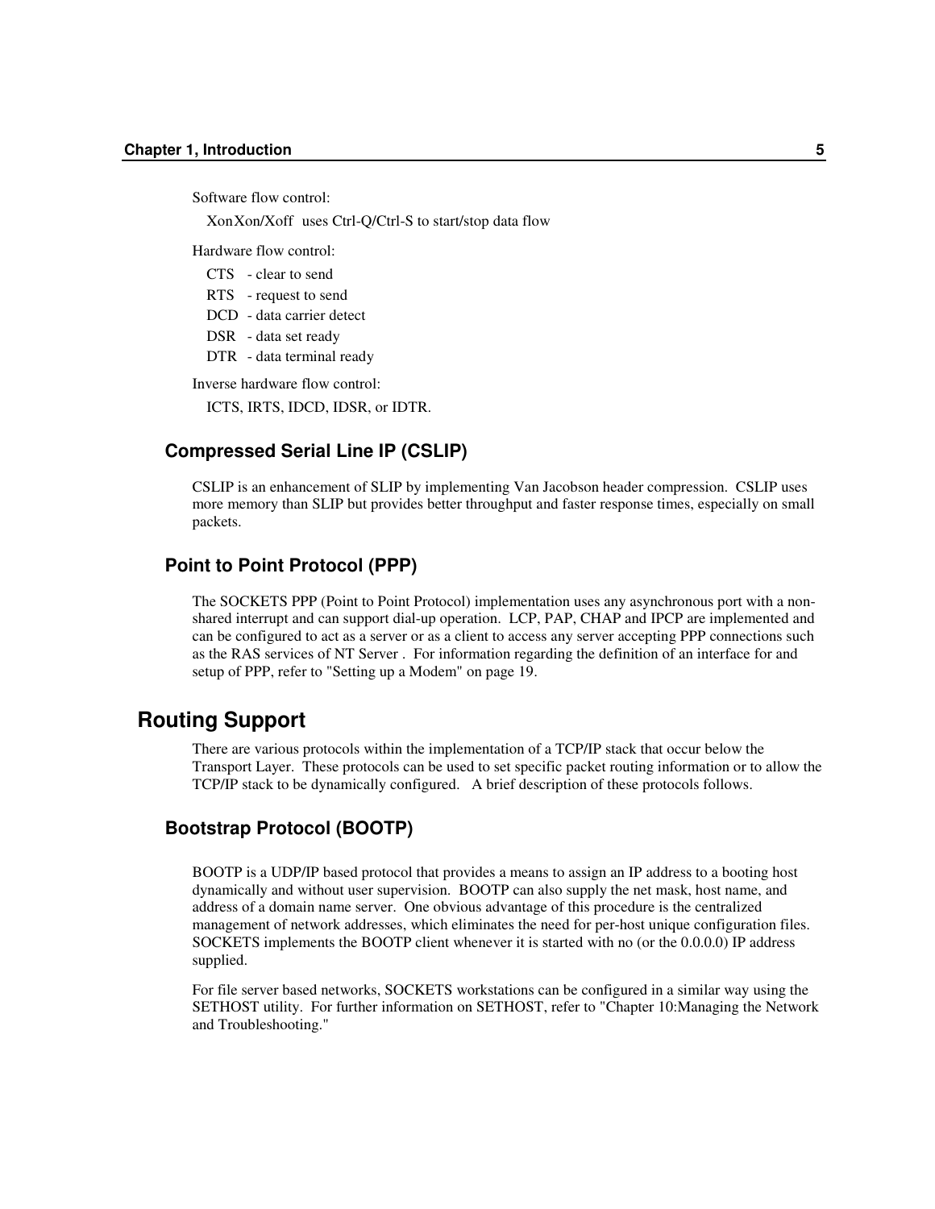Software flow control:

XonXon/Xoff uses Ctrl-Q/Ctrl-S to start/stop data flow

Hardware flow control:

- CTS - clear to send
- RTS - request to send
- DCD - data carrier detect
- DSR - data set ready
- DTR - data terminal ready

Inverse hardware flow control:

ICTS, IRTS, IDCD, IDSR, or IDTR.

### Compressed Serial Line IP (CSLIP)

CSLIP is an enhancement of SLIP by implementing Van Jacobson header compression. CSLIP uses more memory than SLIP but provides better throughput and faster response times, especially on small packets.

### Point to Point Protocol (PPP)

The SOCKETS PPP (Point to Point Protocol) implementation uses any asynchronous port with a non-shared interrupt and can support dial-up operation. LCP, PAP, CHAP and IPCP are implemented and can be configured to act as a server or as a client to access any server accepting PPP connections such as the RAS services of NT Server . For information regarding the definition of an interface for and setup of PPP, refer to "Setting up a Modem" on page 19.

## Routing Support

There are various protocols within the implementation of a TCP/IP stack that occur below the Transport Layer. These protocols can be used to set specific packet routing information or to allow the TCP/IP stack to be dynamically configured. A brief description of these protocols follows.

### Bootstrap Protocol (BOOTP)

BOOTP is a UDP/IP based protocol that provides a means to assign an IP address to a booting host dynamically and without user supervision. BOOTP can also supply the net mask, host name, and address of a domain name server. One obvious advantage of this procedure is the centralized management of network addresses, which eliminates the need for per-host unique configuration files. SOCKETS implements the BOOTP client whenever it is started with no (or the 0.0.0.0) IP address supplied.

For file server based networks, SOCKETS workstations can be configured in a similar way using the SETHOST utility. For further information on SETHOST, refer to "Chapter 10:Managing the Network and Troubleshooting."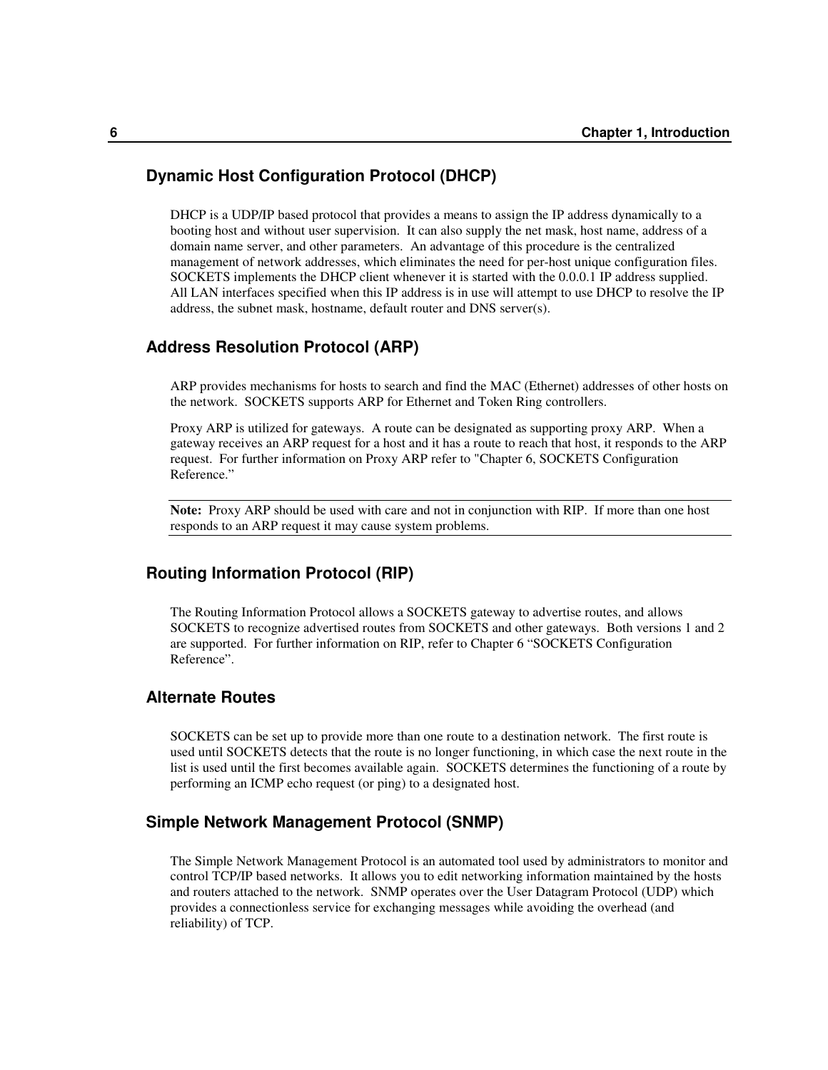## Dynamic Host Configuration Protocol (DHCP)

DHCP is a UDP/IP based protocol that provides a means to assign the IP address dynamically to a booting host and without user supervision. It can also supply the net mask, host name, address of a domain name server, and other parameters. An advantage of this procedure is the centralized management of network addresses, which eliminates the need for per-host unique configuration files. SOCKETS implements the DHCP client whenever it is started with the 0.0.0.1 IP address supplied. All LAN interfaces specified when this IP address is in use will attempt to use DHCP to resolve the IP address, the subnet mask, hostname, default router and DNS server(s).

## Address Resolution Protocol (ARP)

ARP provides mechanisms for hosts to search and find the MAC (Ethernet) addresses of other hosts on the network. SOCKETS supports ARP for Ethernet and Token Ring controllers.

Proxy ARP is utilized for gateways. A route can be designated as supporting proxy ARP. When a gateway receives an ARP request for a host and it has a route to reach that host, it responds to the ARP request. For further information on Proxy ARP refer to "Chapter 6, SOCKETS Configuration Reference."

---

**Note:** Proxy ARP should be used with care and not in conjunction with RIP. If more than one host responds to an ARP request it may cause system problems.

---

## Routing Information Protocol (RIP)

The Routing Information Protocol allows a SOCKETS gateway to advertise routes, and allows SOCKETS to recognize advertised routes from SOCKETS and other gateways. Both versions 1 and 2 are supported. For further information on RIP, refer to Chapter 6 "SOCKETS Configuration Reference".

## Alternate Routes

SOCKETS can be set up to provide more than one route to a destination network. The first route is used until SOCKETS detects that the route is no longer functioning, in which case the next route in the list is used until the first becomes available again. SOCKETS determines the functioning of a route by performing an ICMP echo request (or ping) to a designated host.

## Simple Network Management Protocol (SNMP)

The Simple Network Management Protocol is an automated tool used by administrators to monitor and control TCP/IP based networks. It allows you to edit networking information maintained by the hosts and routers attached to the network. SNMP operates over the User Datagram Protocol (UDP) which provides a connectionless service for exchanging messages while avoiding the overhead (and reliability) of TCP.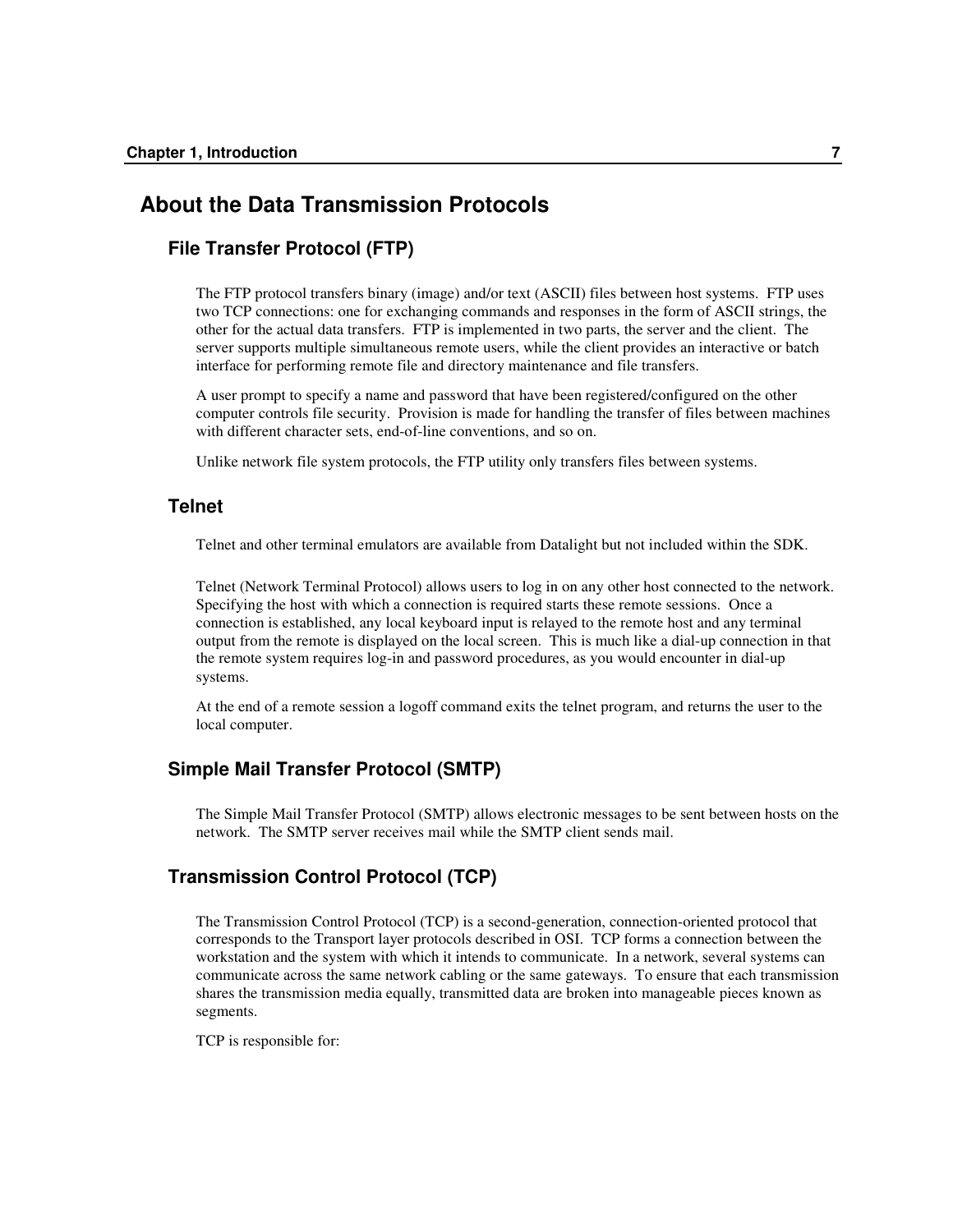# About the Data Transmission Protocols

## File Transfer Protocol (FTP)

The FTP protocol transfers binary (image) and/or text (ASCII) files between host systems. FTP uses two TCP connections: one for exchanging commands and responses in the form of ASCII strings, the other for the actual data transfers. FTP is implemented in two parts, the server and the client. The server supports multiple simultaneous remote users, while the client provides an interactive or batch interface for performing remote file and directory maintenance and file transfers.

A user prompt to specify a name and password that have been registered/configured on the other computer controls file security. Provision is made for handling the transfer of files between machines with different character sets, end-of-line conventions, and so on.

Unlike network file system protocols, the FTP utility only transfers files between systems.

## Telnet

Telnet and other terminal emulators are available from Datalight but not included within the SDK.

Telnet (Network Terminal Protocol) allows users to log in on any other host connected to the network. Specifying the host with which a connection is required starts these remote sessions. Once a connection is established, any local keyboard input is relayed to the remote host and any terminal output from the remote is displayed on the local screen. This is much like a dial-up connection in that the remote system requires log-in and password procedures, as you would encounter in dial-up systems.

At the end of a remote session a logoff command exits the telnet program, and returns the user to the local computer.

## Simple Mail Transfer Protocol (SMTP)

The Simple Mail Transfer Protocol (SMTP) allows electronic messages to be sent between hosts on the network. The SMTP server receives mail while the SMTP client sends mail.

## Transmission Control Protocol (TCP)

The Transmission Control Protocol (TCP) is a second-generation, connection-oriented protocol that corresponds to the Transport layer protocols described in OSI. TCP forms a connection between the workstation and the system with which it intends to communicate. In a network, several systems can communicate across the same network cabling or the same gateways. To ensure that each transmission shares the transmission media equally, transmitted data are broken into manageable pieces known as segments.

TCP is responsible for: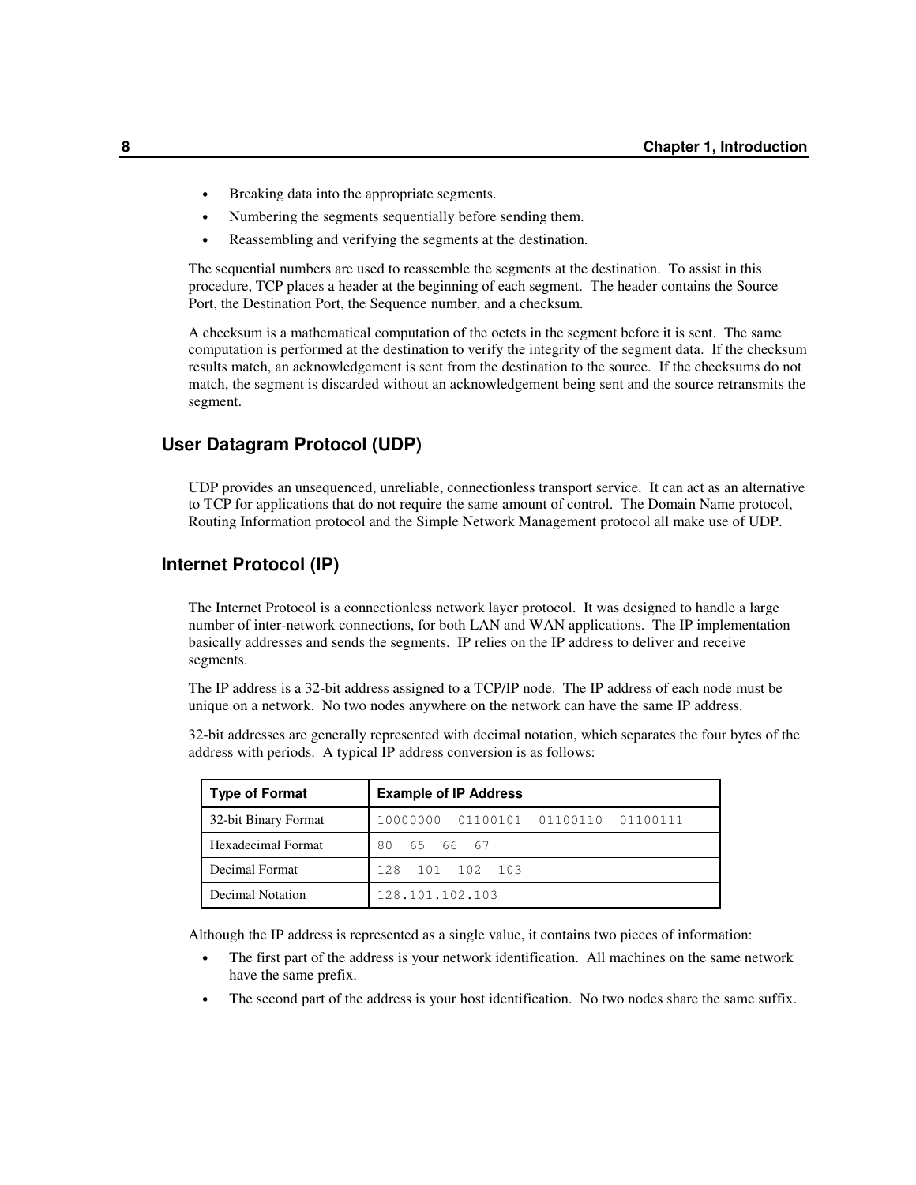- Breaking data into the appropriate segments.
- Numbering the segments sequentially before sending them.
- Reassembling and verifying the segments at the destination.

The sequential numbers are used to reassemble the segments at the destination. To assist in this procedure, TCP places a header at the beginning of each segment. The header contains the Source Port, the Destination Port, the Sequence number, and a checksum.

A checksum is a mathematical computation of the octets in the segment before it is sent. The same computation is performed at the destination to verify the integrity of the segment data. If the checksum results match, an acknowledgement is sent from the destination to the source. If the checksums do not match, the segment is discarded without an acknowledgement being sent and the source retransmits the segment.

## User Datagram Protocol (UDP)

UDP provides an unsequenced, unreliable, connectionless transport service. It can act as an alternative to TCP for applications that do not require the same amount of control. The Domain Name protocol, Routing Information protocol and the Simple Network Management protocol all make use of UDP.

## Internet Protocol (IP)

The Internet Protocol is a connectionless network layer protocol. It was designed to handle a large number of inter-network connections, for both LAN and WAN applications. The IP implementation basically addresses and sends the segments. IP relies on the IP address to deliver and receive segments.

The IP address is a 32-bit address assigned to a TCP/IP node. The IP address of each node must be unique on a network. No two nodes anywhere on the network can have the same IP address.

32-bit addresses are generally represented with decimal notation, which separates the four bytes of the address with periods. A typical IP address conversion is as follows:

| Type of Format | Example of IP Address |
|---|---|
| 32-bit Binary Format | `10000000 01100101 01100110 01100111` |
| Hexadecimal Format | `80 65 66 67` |
| Decimal Format | `128 101 102 103` |
| Decimal Notation | `128.101.102.103` |

Although the IP address is represented as a single value, it contains two pieces of information:

- The first part of the address is your network identification. All machines on the same network have the same prefix.
- The second part of the address is your host identification. No two nodes share the same suffix.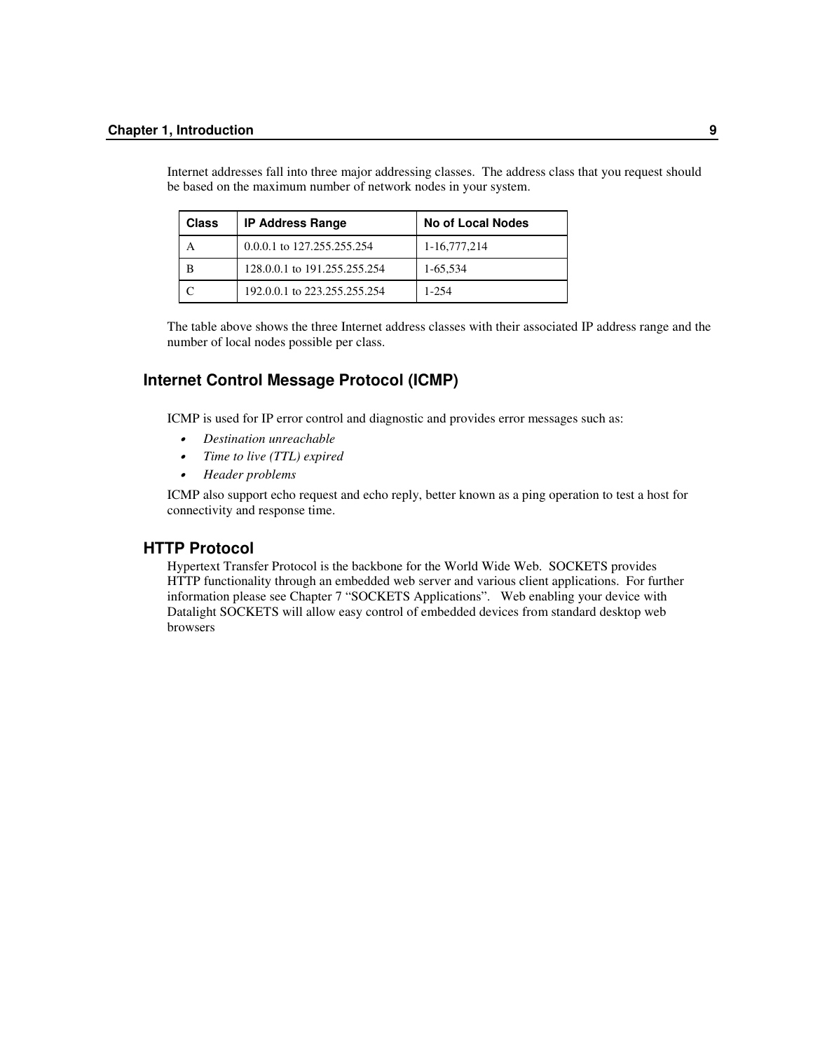Internet addresses fall into three major addressing classes. The address class that you request should be based on the maximum number of network nodes in your system.

| Class | IP Address Range | No of Local Nodes |
|---|---|---|
| A | 0.0.0.1 to 127.255.255.254 | 1-16,777,214 |
| B | 128.0.0.1 to 191.255.255.254 | 1-65,534 |
| C | 192.0.0.1 to 223.255.255.254 | 1-254 |

The table above shows the three Internet address classes with their associated IP address range and the number of local nodes possible per class.

## Internet Control Message Protocol (ICMP)

ICMP is used for IP error control and diagnostic and provides error messages such as:

- *Destination unreachable*
- *Time to live (TTL) expired*
- *Header problems*

ICMP also support echo request and echo reply, better known as a ping operation to test a host for connectivity and response time.

## HTTP Protocol

Hypertext Transfer Protocol is the backbone for the World Wide Web. SOCKETS provides HTTP functionality through an embedded web server and various client applications. For further information please see Chapter 7 "SOCKETS Applications". Web enabling your device with Datalight SOCKETS will allow easy control of embedded devices from standard desktop web browsers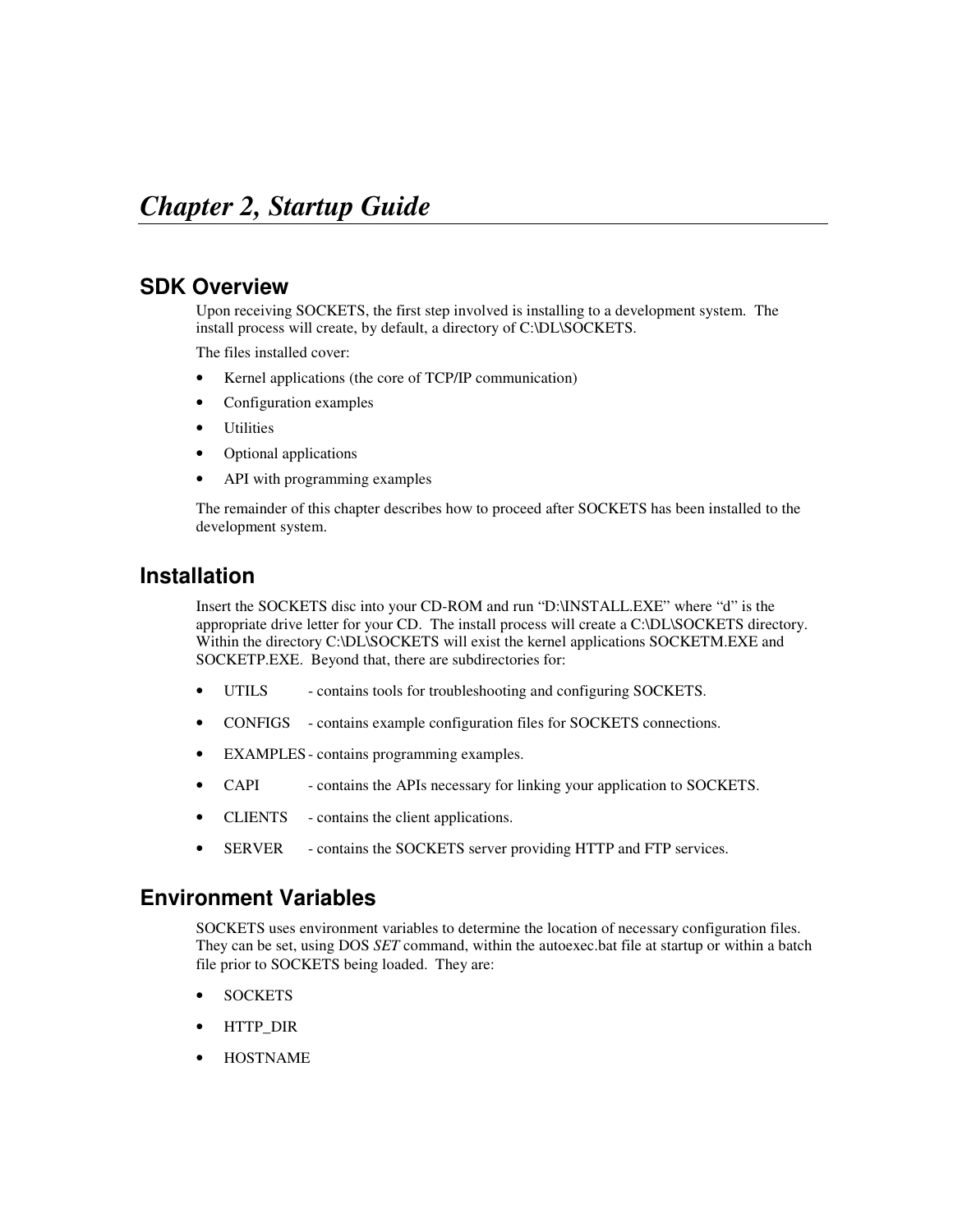# Chapter 2, Startup Guide

## SDK Overview

Upon receiving SOCKETS, the first step involved is installing to a development system. The install process will create, by default, a directory of C:\DL\SOCKETS.

The files installed cover:

- Kernel applications (the core of TCP/IP communication)
- Configuration examples
- Utilities
- Optional applications
- API with programming examples

The remainder of this chapter describes how to proceed after SOCKETS has been installed to the development system.

## Installation

Insert the SOCKETS disc into your CD-ROM and run "D:\INSTALL.EXE" where "d" is the appropriate drive letter for your CD. The install process will create a C:\DL\SOCKETS directory. Within the directory C:\DL\SOCKETS will exist the kernel applications SOCKETM.EXE and SOCKETP.EXE. Beyond that, there are subdirectories for:

- UTILS - contains tools for troubleshooting and configuring SOCKETS.
- CONFIGS - contains example configuration files for SOCKETS connections.
- EXAMPLES - contains programming examples.
- CAPI - contains the APIs necessary for linking your application to SOCKETS.
- CLIENTS - contains the client applications.
- SERVER - contains the SOCKETS server providing HTTP and FTP services.

## Environment Variables

SOCKETS uses environment variables to determine the location of necessary configuration files. They can be set, using DOS *SET* command, within the autoexec.bat file at startup or within a batch file prior to SOCKETS being loaded. They are:

- SOCKETS
- HTTP_DIR
- HOSTNAME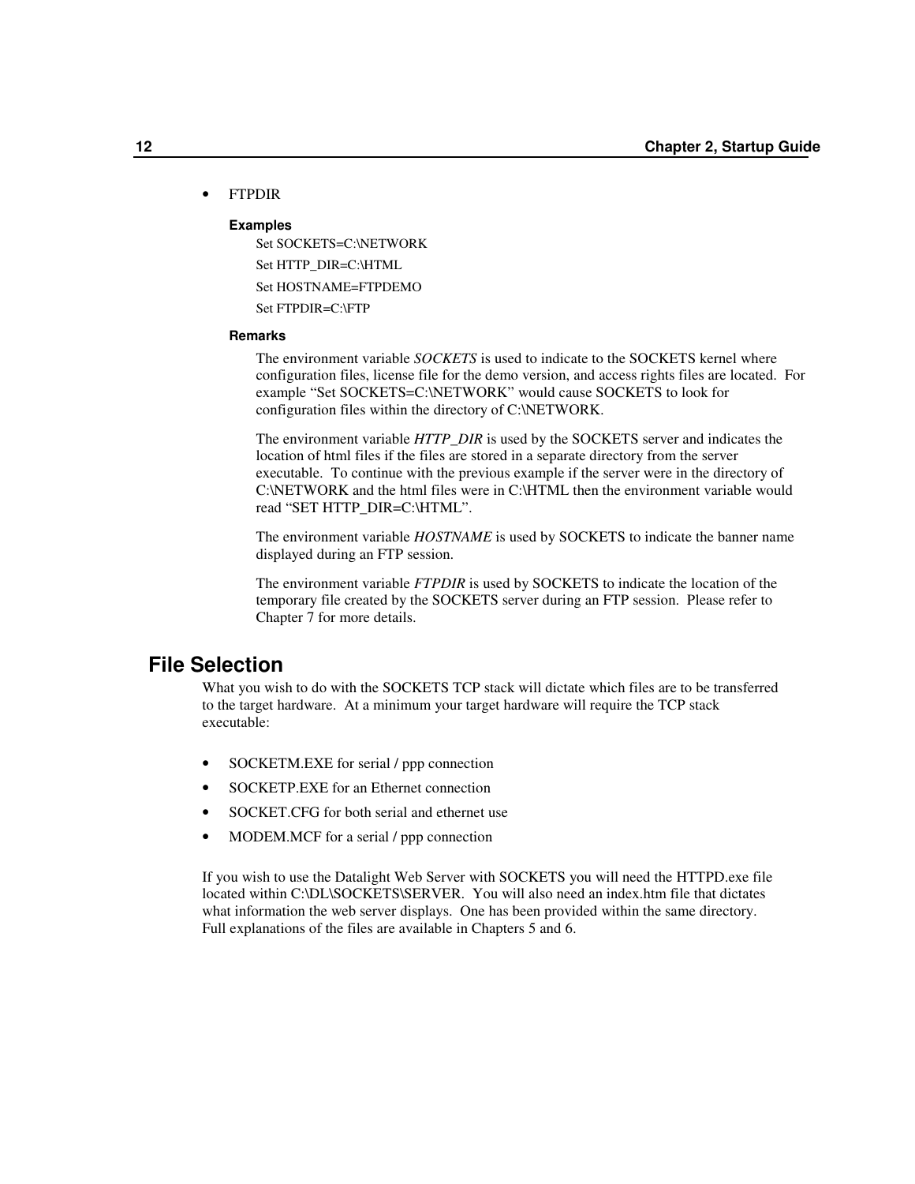- FTPDIR

**Examples**

Set SOCKETS=C:\NETWORK

Set HTTP_DIR=C:\HTML

Set HOSTNAME=FTPDEMO

Set FTPDIR=C:\FTP

**Remarks**

The environment variable *SOCKETS* is used to indicate to the SOCKETS kernel where configuration files, license file for the demo version, and access rights files are located. For example "Set SOCKETS=C:\NETWORK" would cause SOCKETS to look for configuration files within the directory of C:\NETWORK.

The environment variable *HTTP_DIR* is used by the SOCKETS server and indicates the location of html files if the files are stored in a separate directory from the server executable. To continue with the previous example if the server were in the directory of C:\NETWORK and the html files were in C:\HTML then the environment variable would read "SET HTTP_DIR=C:\HTML".

The environment variable *HOSTNAME* is used by SOCKETS to indicate the banner name displayed during an FTP session.

The environment variable *FTPDIR* is used by SOCKETS to indicate the location of the temporary file created by the SOCKETS server during an FTP session. Please refer to Chapter 7 for more details.

## File Selection

What you wish to do with the SOCKETS TCP stack will dictate which files are to be transferred to the target hardware. At a minimum your target hardware will require the TCP stack executable:

- SOCKETM.EXE for serial / ppp connection
- SOCKETP.EXE for an Ethernet connection
- SOCKET.CFG for both serial and ethernet use
- MODEM.MCF for a serial / ppp connection

If you wish to use the Datalight Web Server with SOCKETS you will need the HTTPD.exe file located within C:\DL\SOCKETS\SERVER. You will also need an index.htm file that dictates what information the web server displays. One has been provided within the same directory. Full explanations of the files are available in Chapters 5 and 6.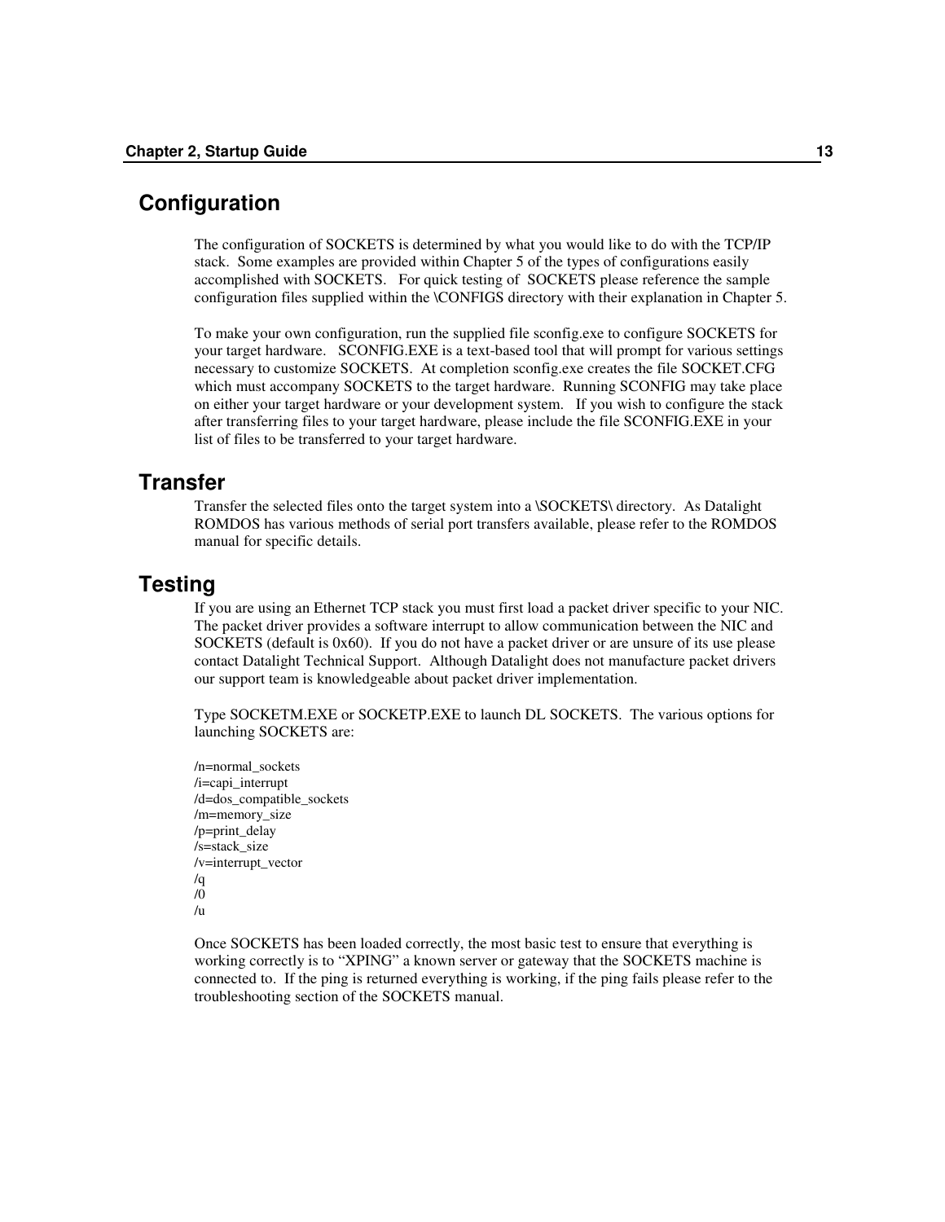## Configuration

The configuration of SOCKETS is determined by what you would like to do with the TCP/IP stack. Some examples are provided within Chapter 5 of the types of configurations easily accomplished with SOCKETS. For quick testing of SOCKETS please reference the sample configuration files supplied within the \CONFIGS directory with their explanation in Chapter 5.

To make your own configuration, run the supplied file sconfig.exe to configure SOCKETS for your target hardware. SCONFIG.EXE is a text-based tool that will prompt for various settings necessary to customize SOCKETS. At completion sconfig.exe creates the file SOCKET.CFG which must accompany SOCKETS to the target hardware. Running SCONFIG may take place on either your target hardware or your development system. If you wish to configure the stack after transferring files to your target hardware, please include the file SCONFIG.EXE in your list of files to be transferred to your target hardware.

## Transfer

Transfer the selected files onto the target system into a \SOCKETS\ directory. As Datalight ROMDOS has various methods of serial port transfers available, please refer to the ROMDOS manual for specific details.

## Testing

If you are using an Ethernet TCP stack you must first load a packet driver specific to your NIC. The packet driver provides a software interrupt to allow communication between the NIC and SOCKETS (default is 0x60). If you do not have a packet driver or are unsure of its use please contact Datalight Technical Support. Although Datalight does not manufacture packet drivers our support team is knowledgeable about packet driver implementation.

Type SOCKETM.EXE or SOCKETP.EXE to launch DL SOCKETS. The various options for launching SOCKETS are:

```
/n=normal_sockets
/i=capi_interrupt
/d=dos_compatible_sockets
/m=memory_size
/p=print_delay
/s=stack_size
/v=interrupt_vector
/q
/0
/u
```

Once SOCKETS has been loaded correctly, the most basic test to ensure that everything is working correctly is to “XPING” a known server or gateway that the SOCKETS machine is connected to. If the ping is returned everything is working, if the ping fails please refer to the troubleshooting section of the SOCKETS manual.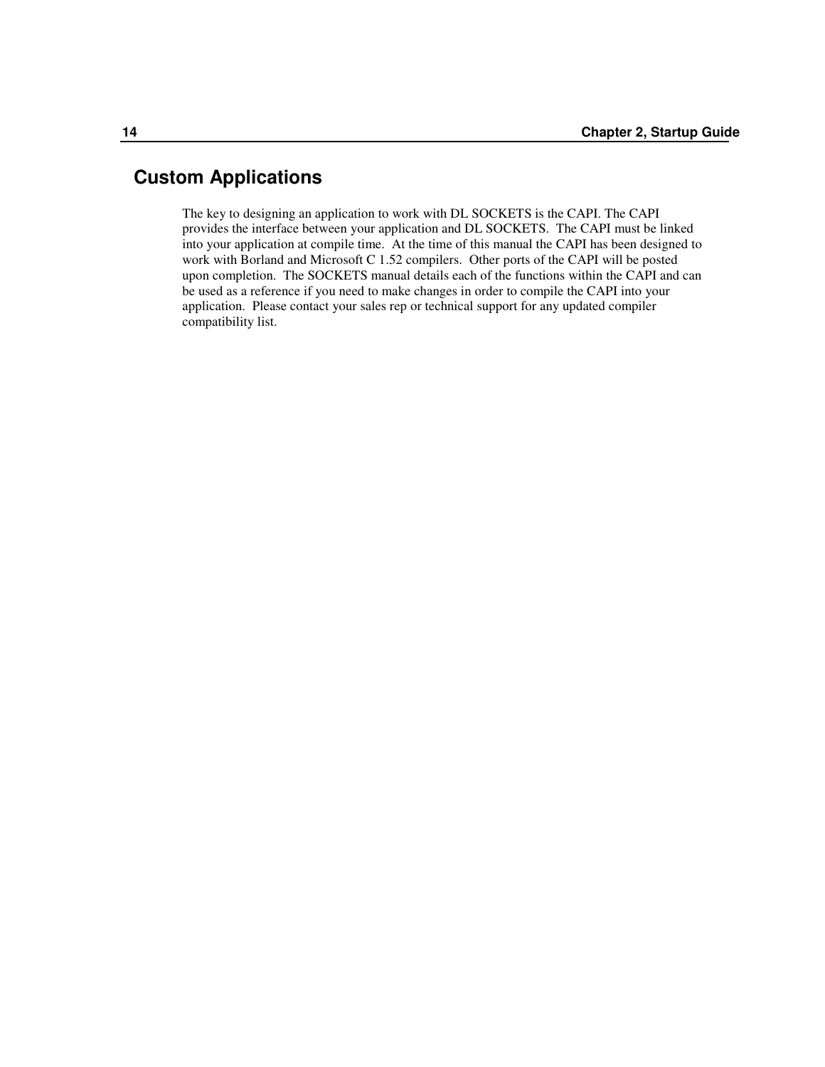# Custom Applications

The key to designing an application to work with DL SOCKETS is the CAPI. The CAPI provides the interface between your application and DL SOCKETS. The CAPI must be linked into your application at compile time. At the time of this manual the CAPI has been designed to work with Borland and Microsoft C 1.52 compilers. Other ports of the CAPI will be posted upon completion. The SOCKETS manual details each of the functions within the CAPI and can be used as a reference if you need to make changes in order to compile the CAPI into your application. Please contact your sales rep or technical support for any updated compiler compatibility list.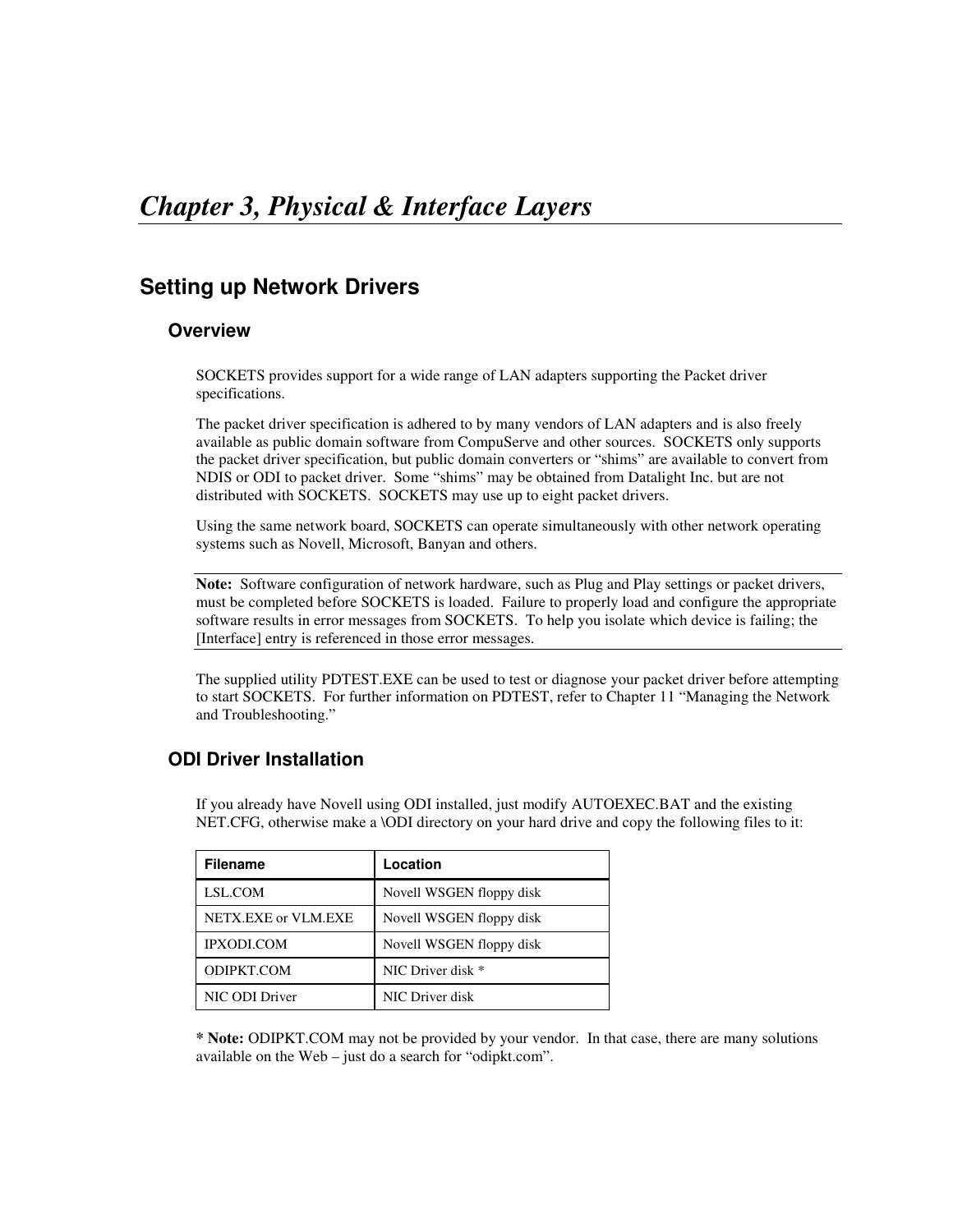#  *Chapter 3, Physical & Interface Layers*

## Setting up Network Drivers

### Overview

SOCKETS provides support for a wide range of LAN adapters supporting the Packet driver specifications.

The packet driver specification is adhered to by many vendors of LAN adapters and is also freely available as public domain software from CompuServe and other sources. SOCKETS only supports the packet driver specification, but public domain converters or "shims" are available to convert from NDIS or ODI to packet driver. Some "shims" may be obtained from Datalight Inc. but are not distributed with SOCKETS. SOCKETS may use up to eight packet drivers.

Using the same network board, SOCKETS can operate simultaneously with other network operating systems such as Novell, Microsoft, Banyan and others.

---

**Note:** Software configuration of network hardware, such as Plug and Play settings or packet drivers, must be completed before SOCKETS is loaded. Failure to properly load and configure the appropriate software results in error messages from SOCKETS. To help you isolate which device is failing; the [Interface] entry is referenced in those error messages.

---

The supplied utility PDTEST.EXE can be used to test or diagnose your packet driver before attempting to start SOCKETS. For further information on PDTEST, refer to Chapter 11 "Managing the Network and Troubleshooting."

### ODI Driver Installation

If you already have Novell using ODI installed, just modify AUTOEXEC.BAT and the existing NET.CFG, otherwise make a \ODI directory on your hard drive and copy the following files to it:

| Filename | Location |
|---|---|
| LSL.COM | Novell WSGEN floppy disk |
| NETX.EXE or VLM.EXE | Novell WSGEN floppy disk |
| IPXODI.COM | Novell WSGEN floppy disk |
| ODIPKT.COM | NIC Driver disk * |
| NIC ODI Driver | NIC Driver disk |

**\* Note:** ODIPKT.COM may not be provided by your vendor. In that case, there are many solutions available on the Web – just do a search for "odipkt.com".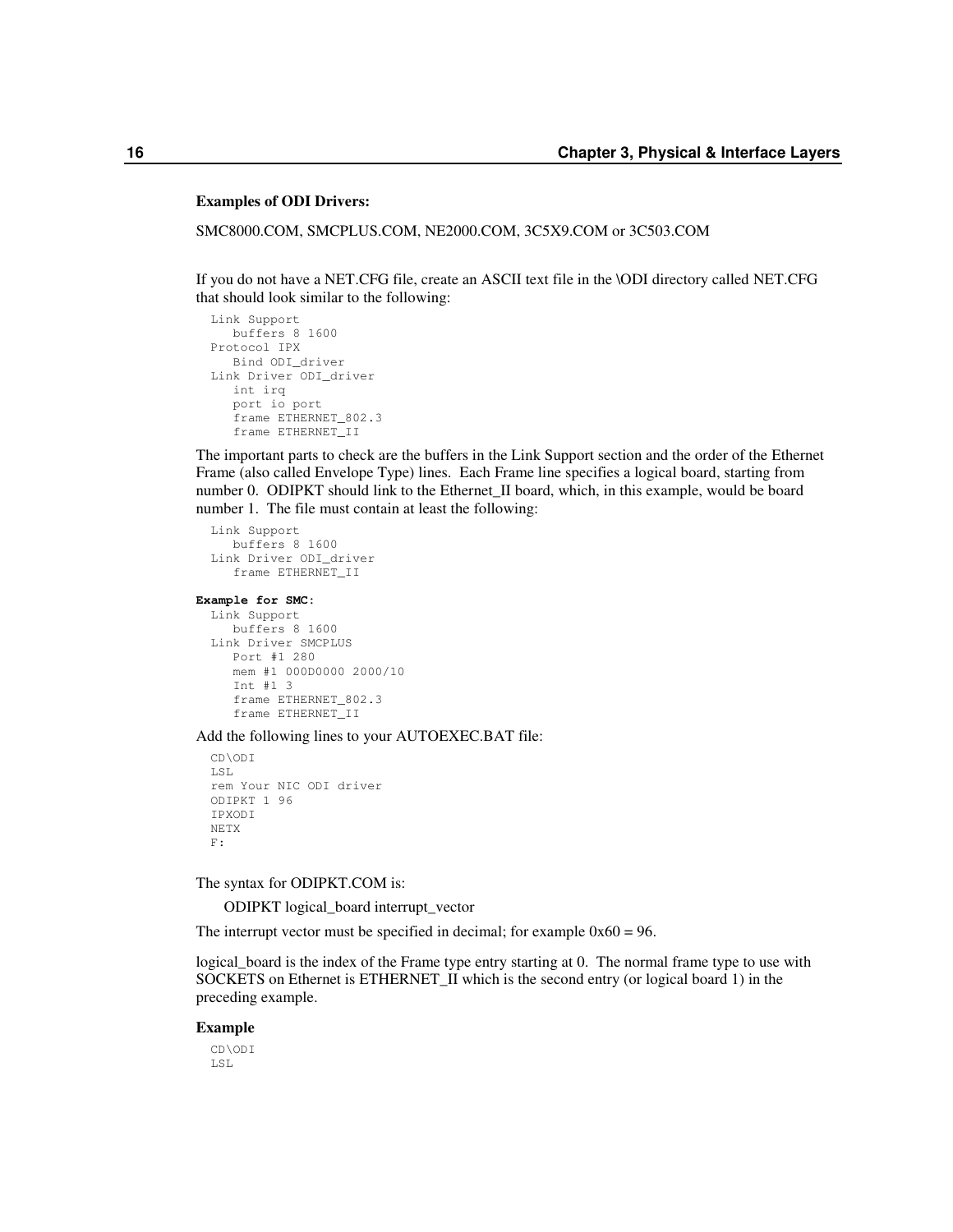**Examples of ODI Drivers:**

SMC8000.COM, SMCPLUS.COM, NE2000.COM, 3C5X9.COM or 3C503.COM

If you do not have a NET.CFG file, create an ASCII text file in the \ODI directory called NET.CFG that should look similar to the following:

```
Link Support
   buffers 8 1600
Protocol IPX
   Bind ODI_driver
Link Driver ODI_driver
   int irq
   port io port
   frame ETHERNET_802.3
   frame ETHERNET_II
```

The important parts to check are the buffers in the Link Support section and the order of the Ethernet Frame (also called Envelope Type) lines. Each Frame line specifies a logical board, starting from number 0. ODIPKT should link to the Ethernet_II board, which, in this example, would be board number 1. The file must contain at least the following:

```
Link Support
   buffers 8 1600
Link Driver ODI_driver
   frame ETHERNET_II
```

**Example for SMC:**

```
Link Support
   buffers 8 1600
Link Driver SMCPLUS
   Port #1 280
   mem #1 000D0000 2000/10
   Int #1 3
   frame ETHERNET_802.3
   frame ETHERNET_II
```

Add the following lines to your AUTOEXEC.BAT file:

```
CD\ODI
LSL
rem Your NIC ODI driver
ODIPKT 1 96
IPXODI
NETX
F:
```

The syntax for ODIPKT.COM is:

ODIPKT logical_board interrupt_vector

The interrupt vector must be specified in decimal; for example 0x60 = 96.

logical_board is the index of the Frame type entry starting at 0. The normal frame type to use with SOCKETS on Ethernet is ETHERNET_II which is the second entry (or logical board 1) in the preceding example.

**Example**

```
CD\ODI
LSL
```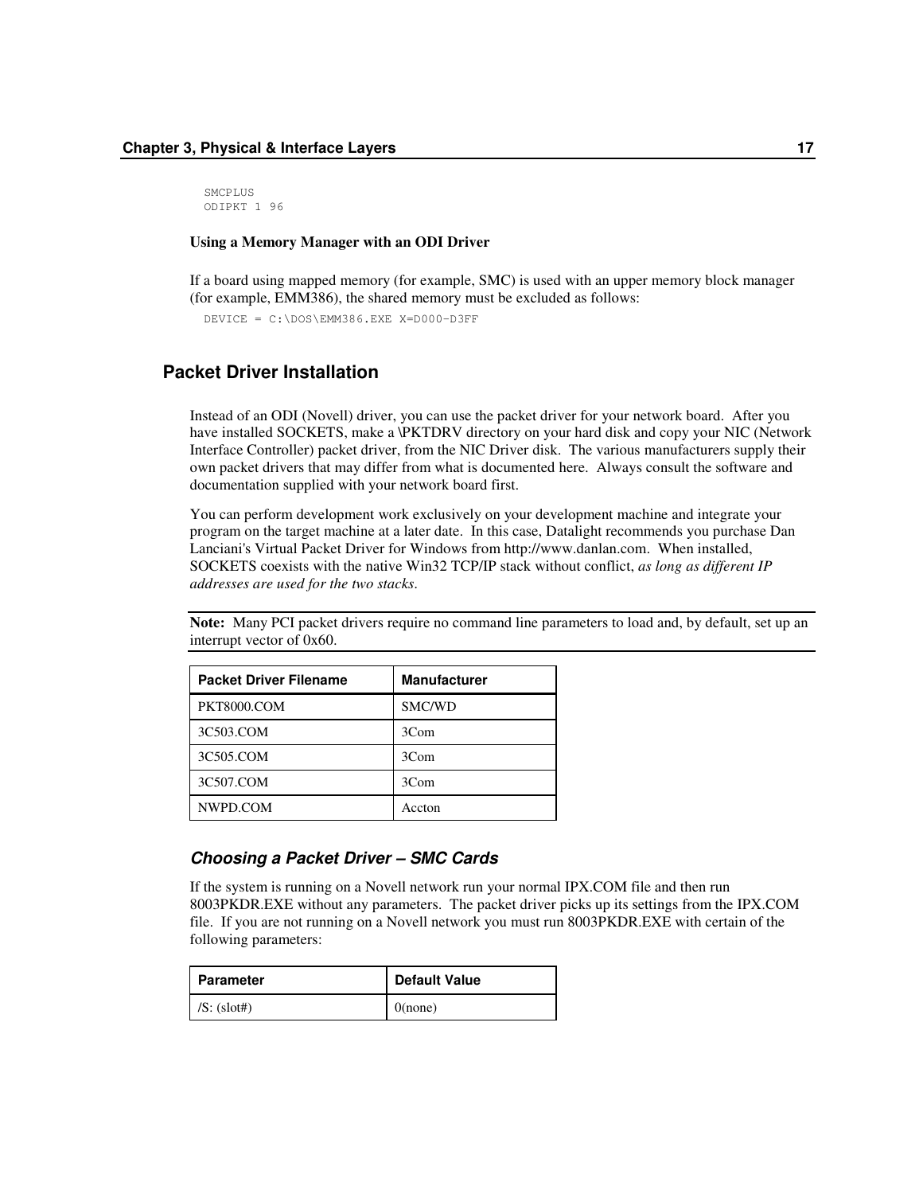```
SMCPLUS
ODIPKT 1 96
```

**Using a Memory Manager with an ODI Driver**

If a board using mapped memory (for example, SMC) is used with an upper memory block manager (for example, EMM386), the shared memory must be excluded as follows:

```
DEVICE = C:\DOS\EMM386.EXE X=D000-D3FF
```

## Packet Driver Installation

Instead of an ODI (Novell) driver, you can use the packet driver for your network board. After you have installed SOCKETS, make a \PKTDRV directory on your hard disk and copy your NIC (Network Interface Controller) packet driver, from the NIC Driver disk. The various manufacturers supply their own packet drivers that may differ from what is documented here. Always consult the software and documentation supplied with your network board first.

You can perform development work exclusively on your development machine and integrate your program on the target machine at a later date. In this case, Datalight recommends you purchase Dan Lanciani's Virtual Packet Driver for Windows from http://www.danlan.com. When installed, SOCKETS coexists with the native Win32 TCP/IP stack without conflict, *as long as different IP addresses are used for the two stacks.*

**Note:** Many PCI packet drivers require no command line parameters to load and, by default, set up an interrupt vector of 0x60.

| Packet Driver Filename | Manufacturer |
| --- | --- |
| PKT8000.COM | SMC/WD |
| 3C503.COM | 3Com |
| 3C505.COM | 3Com |
| 3C507.COM | 3Com |
| NWPD.COM | Accton |

### *Choosing a Packet Driver – SMC Cards*

If the system is running on a Novell network run your normal IPX.COM file and then run 8003PKDR.EXE without any parameters. The packet driver picks up its settings from the IPX.COM file. If you are not running on a Novell network you must run 8003PKDR.EXE with certain of the following parameters:

| Parameter | Default Value |
| --- | --- |
| /S: (slot#) | 0(none) |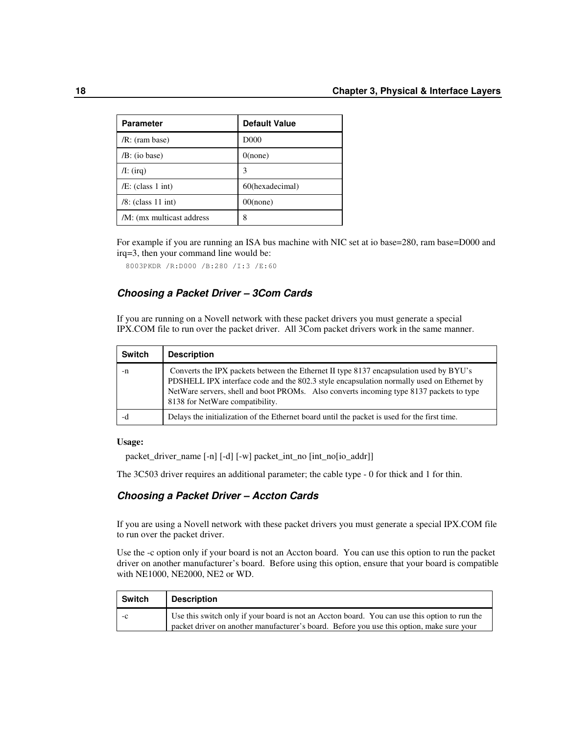| Parameter | Default Value |
|---|---|
| /R: (ram base) | D000 |
| /B: (io base) | 0(none) |
| /I: (irq) | 3 |
| /E: (class 1 int) | 60(hexadecimal) |
| /8: (class 11 int) | 00(none) |
| /M: (mx multicast address | 8 |

For example if you are running an ISA bus machine with NIC set at io base=280, ram base=D000 and irq=3, then your command line would be:

```
8003PKDR /R:D000 /B:280 /I:3 /E:60
```

### *Choosing a Packet Driver – 3Com Cards*

If you are running on a Novell network with these packet drivers you must generate a special IPX.COM file to run over the packet driver. All 3Com packet drivers work in the same manner.

| Switch | Description |
|---|---|
| -n | Converts the IPX packets between the Ethernet II type 8137 encapsulation used by BYU's PDSHELL IPX interface code and the 802.3 style encapsulation normally used on Ethernet by NetWare servers, shell and boot PROMs. Also converts incoming type 8137 packets to type 8138 for NetWare compatibility. |
| -d | Delays the initialization of the Ethernet board until the packet is used for the first time. |

**Usage:**

packet_driver_name [-n] [-d] [-w] packet_int_no [int_no[io_addr]]

The 3C503 driver requires an additional parameter; the cable type - 0 for thick and 1 for thin.

### *Choosing a Packet Driver – Accton Cards*

If you are using a Novell network with these packet drivers you must generate a special IPX.COM file to run over the packet driver.

Use the -c option only if your board is not an Accton board. You can use this option to run the packet driver on another manufacturer's board. Before using this option, ensure that your board is compatible with NE1000, NE2000, NE2 or WD.

| Switch | Description |
|---|---|
| -c | Use this switch only if your board is not an Accton board. You can use this option to run the packet driver on another manufacturer's board. Before you use this option, make sure your |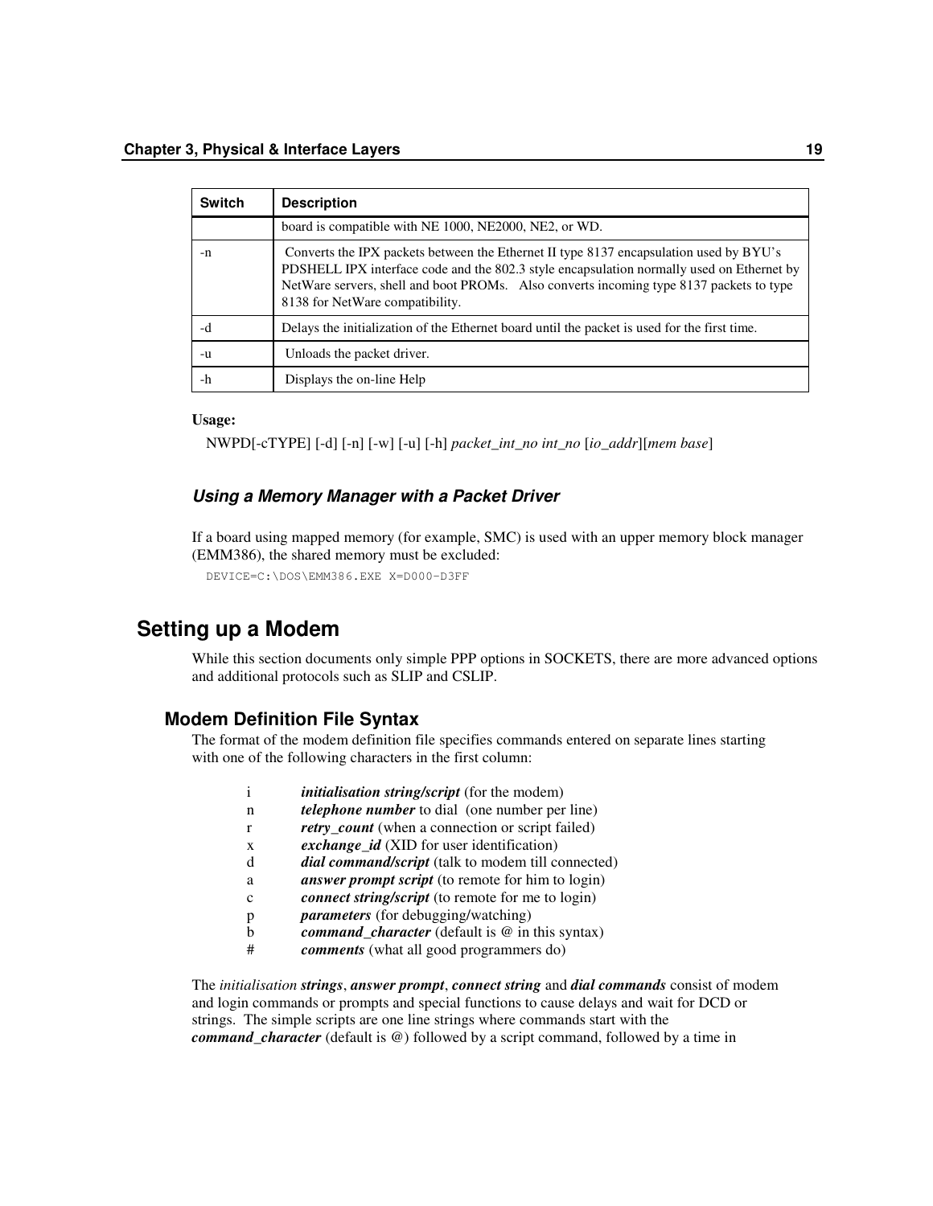| Switch | Description |
| --- | --- |
| | board is compatible with NE 1000, NE2000, NE2, or WD. |
| -n | Converts the IPX packets between the Ethernet II type 8137 encapsulation used by BYU's PDSHELL IPX interface code and the 802.3 style encapsulation normally used on Ethernet by NetWare servers, shell and boot PROMs. Also converts incoming type 8137 packets to type 8138 for NetWare compatibility. |
| -d | Delays the initialization of the Ethernet board until the packet is used for the first time. |
| -u | Unloads the packet driver. |
| -h | Displays the on-line Help |

**Usage:**

NWPD[-cTYPE] [-d] [-n] [-w] [-u] [-h] *packet_int_no int_no* [*io_addr*][*mem base*]

#### *Using a Memory Manager with a Packet Driver*

If a board using mapped memory (for example, SMC) is used with an upper memory block manager (EMM386), the shared memory must be excluded:

```
DEVICE=C:\DOS\EMM386.EXE X=D000-D3FF
```

## Setting up a Modem

While this section documents only simple PPP options in SOCKETS, there are more advanced options and additional protocols such as SLIP and CSLIP.

### Modem Definition File Syntax

The format of the modem definition file specifies commands entered on separate lines starting with one of the following characters in the first column:

- i  ***initialisation string/script*** (for the modem)
- n  ***telephone number*** to dial (one number per line)
- r  ***retry_count*** (when a connection or script failed)
- x  ***exchange_id*** (XID for user identification)
- d  ***dial command/script*** (talk to modem till connected)
- a  ***answer prompt script*** (to remote for him to login)
- c  ***connect string/script*** (to remote for me to login)
- p  ***parameters*** (for debugging/watching)
- b  ***command_character*** (default is @ in this syntax)
- #  ***comments*** (what all good programmers do)

The *initialisation* ***strings***, ***answer prompt***, ***connect string*** and ***dial commands*** consist of modem and login commands or prompts and special functions to cause delays and wait for DCD or strings. The simple scripts are one line strings where commands start with the ***command_character*** (default is @) followed by a script command, followed by a time in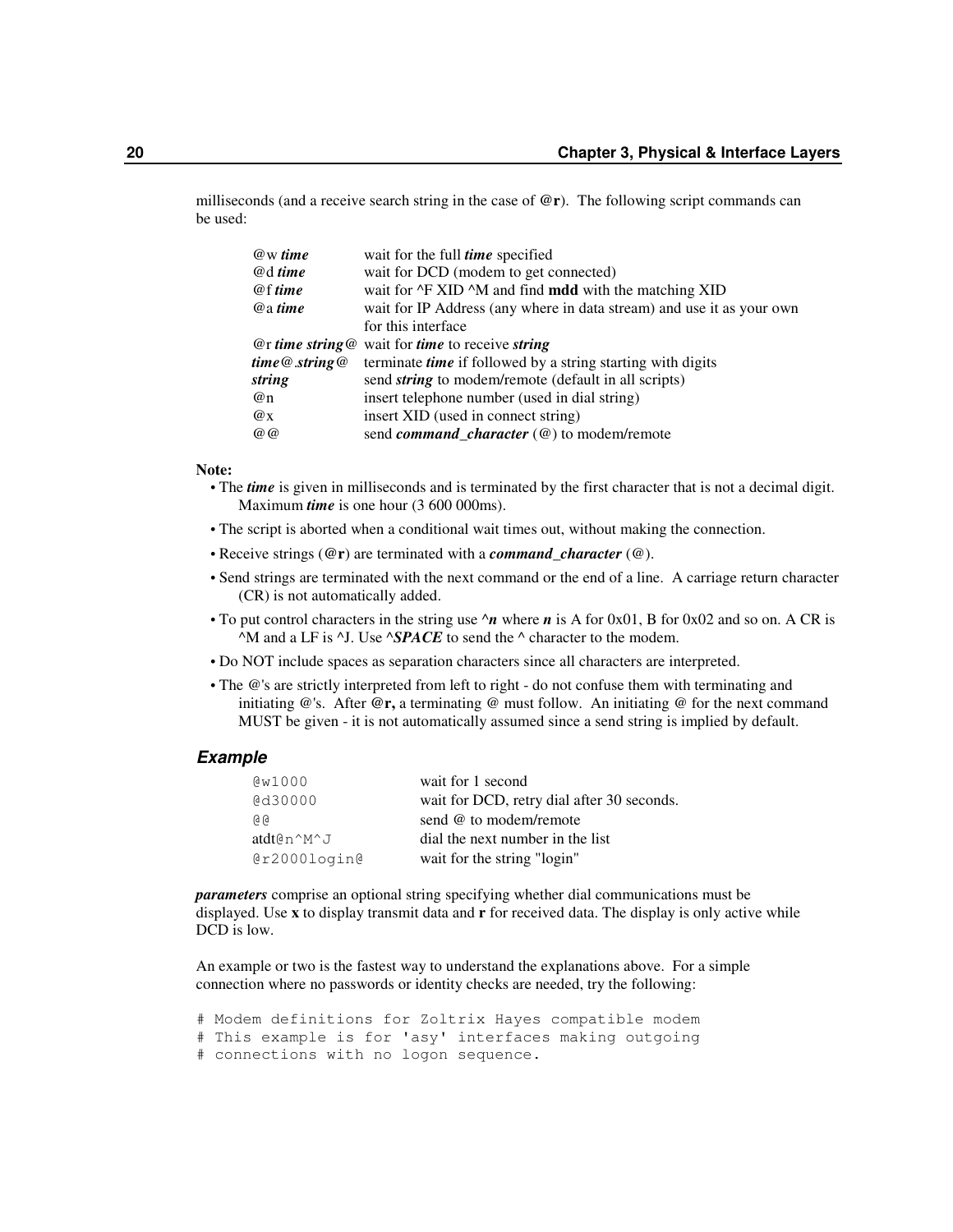milliseconds (and a receive search string in the case of **@r**). The following script commands can be used:

| | |
|---|---|
| @w ***time*** | wait for the full ***time*** specified |
| @d ***time*** | wait for DCD (modem to get connected) |
| @f ***time*** | wait for ^F XID ^M and find **mdd** with the matching XID |
| @a ***time*** | wait for IP Address (any where in data stream) and use it as your own for this interface |
| @r ***time string***@ | wait for ***time*** to receive ***string*** |
| ***time***@.***string***@ | terminate ***time*** if followed by a string starting with digits |
| ***string*** | send ***string*** to modem/remote (default in all scripts) |
| @n | insert telephone number (used in dial string) |
| @x | insert XID (used in connect string) |
| @@ | send ***command_character*** (@) to modem/remote |

**Note:**

- The ***time*** is given in milliseconds and is terminated by the first character that is not a decimal digit. Maximum ***time*** is one hour (3 600 000ms).
- The script is aborted when a conditional wait times out, without making the connection.
- Receive strings (**@r**) are terminated with a ***command_character*** (@).
- Send strings are terminated with the next command or the end of a line. A carriage return character (CR) is not automatically added.
- To put control characters in the string use **^*n*** where ***n*** is A for 0x01, B for 0x02 and so on. A CR is ^M and a LF is ^J. Use **^*SPACE*** to send the ^ character to the modem.
- Do NOT include spaces as separation characters since all characters are interpreted.
- The @'s are strictly interpreted from left to right - do not confuse them with terminating and initiating @'s. After **@r,** a terminating @ must follow. An initiating @ for the next command MUST be given - it is not automatically assumed since a send string is implied by default.

### Example

| | |
|---|---|
| `@w1000` | wait for 1 second |
| `@d30000` | wait for DCD, retry dial after 30 seconds. |
| `@@` | send @ to modem/remote |
| `atdt@n^M^J` | dial the next number in the list |
| `@r2000login@` | wait for the string "login" |

***parameters*** comprise an optional string specifying whether dial communications must be displayed. Use **x** to display transmit data and **r** for received data. The display is only active while DCD is low.

An example or two is the fastest way to understand the explanations above. For a simple connection where no passwords or identity checks are needed, try the following:

```
# Modem definitions for Zoltrix Hayes compatible modem
# This example is for 'asy' interfaces making outgoing
# connections with no logon sequence.
```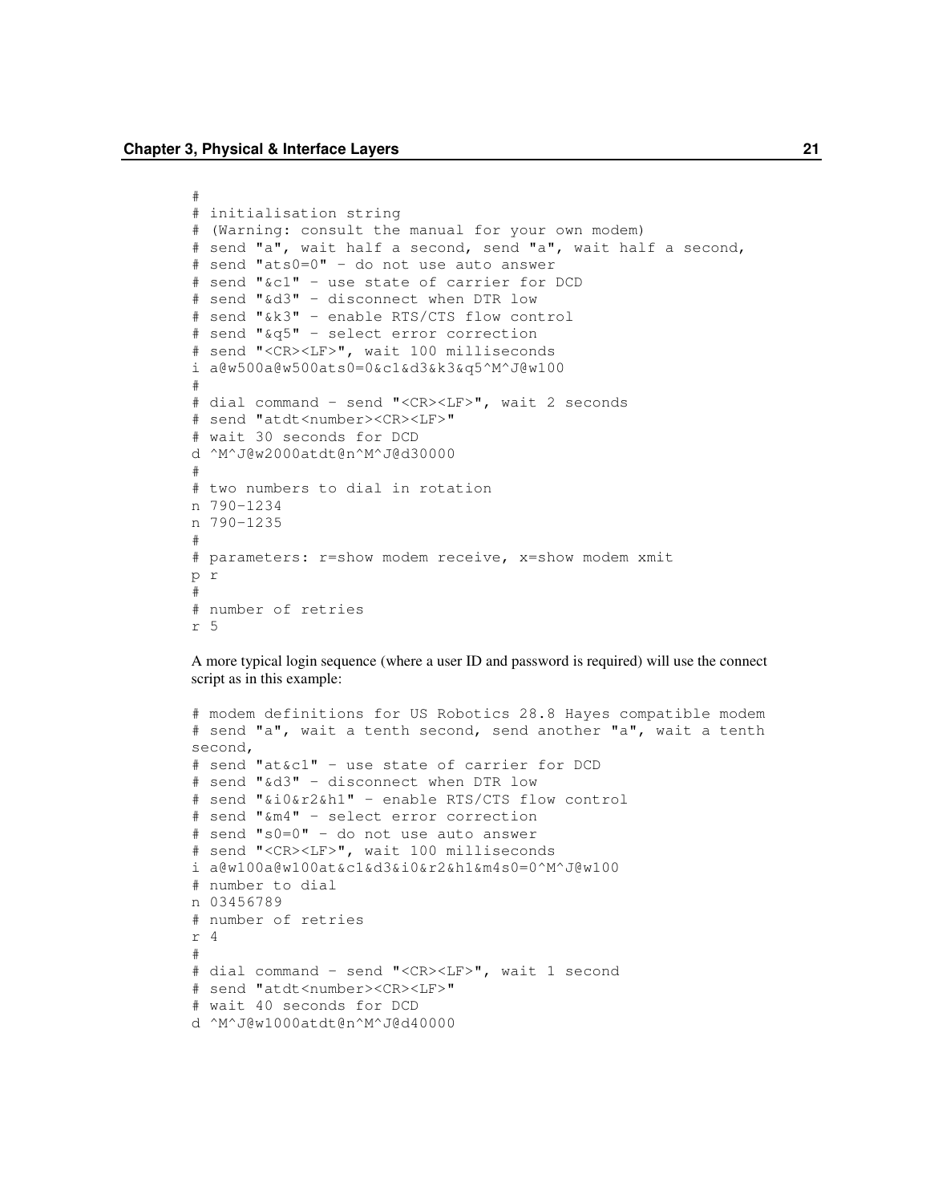```
#
# initialisation string
# (Warning: consult the manual for your own modem)
# send "a", wait half a second, send "a", wait half a second,
# send "ats0=0" - do not use auto answer
# send "&c1" - use state of carrier for DCD
# send "&d3" - disconnect when DTR low
# send "&k3" - enable RTS/CTS flow control
# send "&q5" - select error correction
# send "<CR><LF>", wait 100 milliseconds
i a@w500a@w500ats0=0&c1&d3&k3&q5^M^J@w100
#
# dial command - send "<CR><LF>", wait 2 seconds
# send "atdt<number><CR><LF>"
# wait 30 seconds for DCD
d ^M^J@w2000atdt@n^M^J@d30000
#
# two numbers to dial in rotation
n 790-1234
n 790-1235
#
# parameters: r=show modem receive, x=show modem xmit
p r
#
# number of retries
r 5
```

A more typical login sequence (where a user ID and password is required) will use the connect script as in this example:

```
# modem definitions for US Robotics 28.8 Hayes compatible modem
# send "a", wait a tenth second, send another "a", wait a tenth
second,
# send "at&c1" - use state of carrier for DCD
# send "&d3" - disconnect when DTR low
# send "&i0&r2&h1" - enable RTS/CTS flow control
# send "&m4" - select error correction
# send "s0=0" - do not use auto answer
# send "<CR><LF>", wait 100 milliseconds
i a@w100a@w100at&c1&d3&i0&r2&h1&m4s0=0^M^J@w100
# number to dial
n 03456789
# number of retries
r 4
#
# dial command - send "<CR><LF>", wait 1 second
# send "atdt<number><CR><LF>"
# wait 40 seconds for DCD
d ^M^J@w1000atdt@n^M^J@d40000
```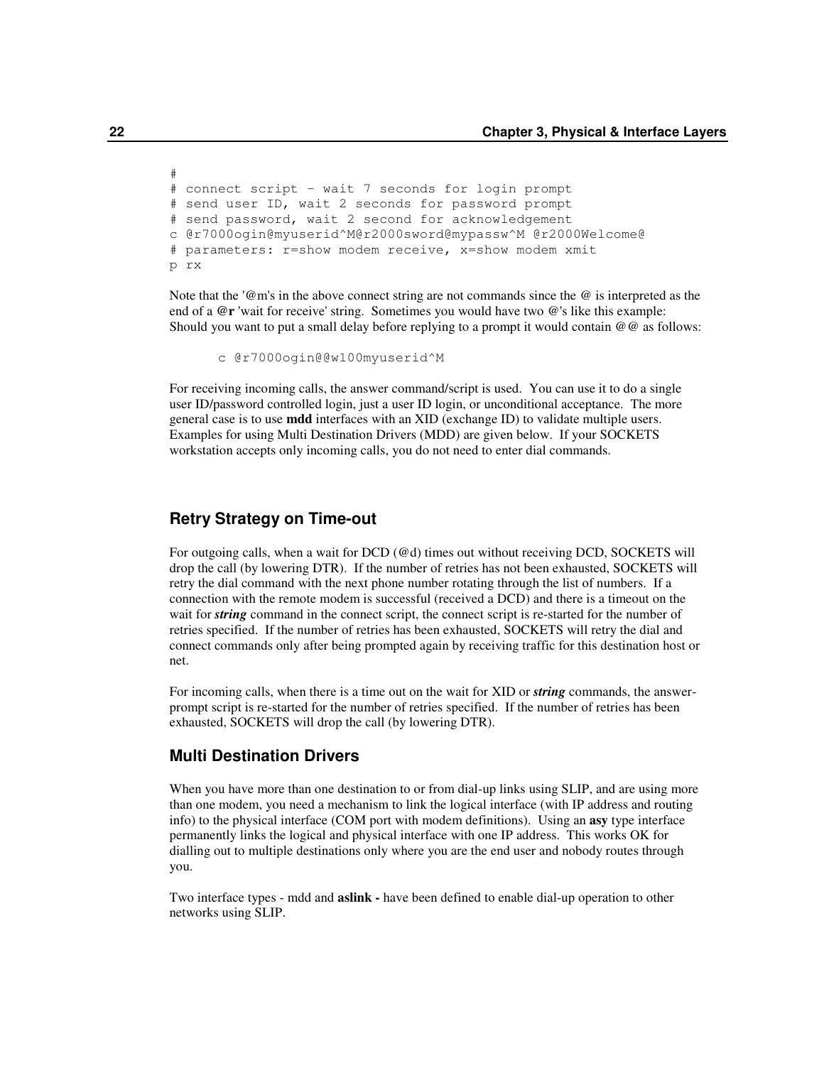```
#
# connect script - wait 7 seconds for login prompt
# send user ID, wait 2 seconds for password prompt
# send password, wait 2 second for acknowledgement
c @r7000ogin@myuserid^M@r2000sword@mypassw^M @r2000Welcome@
# parameters: r=show modem receive, x=show modem xmit
p rx
```

Note that the '@m's in the above connect string are not commands since the @ is interpreted as the end of a **@r** 'wait for receive' string. Sometimes you would have two @'s like this example: Should you want to put a small delay before replying to a prompt it would contain @@ as follows:

```
c @r7000ogin@@w100myuserid^M
```

For receiving incoming calls, the answer command/script is used. You can use it to do a single user ID/password controlled login, just a user ID login, or unconditional acceptance. The more general case is to use **mdd** interfaces with an XID (exchange ID) to validate multiple users. Examples for using Multi Destination Drivers (MDD) are given below. If your SOCKETS workstation accepts only incoming calls, you do not need to enter dial commands.

### Retry Strategy on Time-out

For outgoing calls, when a wait for DCD (@d) times out without receiving DCD, SOCKETS will drop the call (by lowering DTR). If the number of retries has not been exhausted, SOCKETS will retry the dial command with the next phone number rotating through the list of numbers. If a connection with the remote modem is successful (received a DCD) and there is a timeout on the wait for ***string*** command in the connect script, the connect script is re-started for the number of retries specified. If the number of retries has been exhausted, SOCKETS will retry the dial and connect commands only after being prompted again by receiving traffic for this destination host or net.

For incoming calls, when there is a time out on the wait for XID or ***string*** commands, the answer-prompt script is re-started for the number of retries specified. If the number of retries has been exhausted, SOCKETS will drop the call (by lowering DTR).

### Multi Destination Drivers

When you have more than one destination to or from dial-up links using SLIP, and are using more than one modem, you need a mechanism to link the logical interface (with IP address and routing info) to the physical interface (COM port with modem definitions). Using an **asy** type interface permanently links the logical and physical interface with one IP address. This works OK for dialling out to multiple destinations only where you are the end user and nobody routes through you.

Two interface types - mdd and **aslink -** have been defined to enable dial-up operation to other networks using SLIP.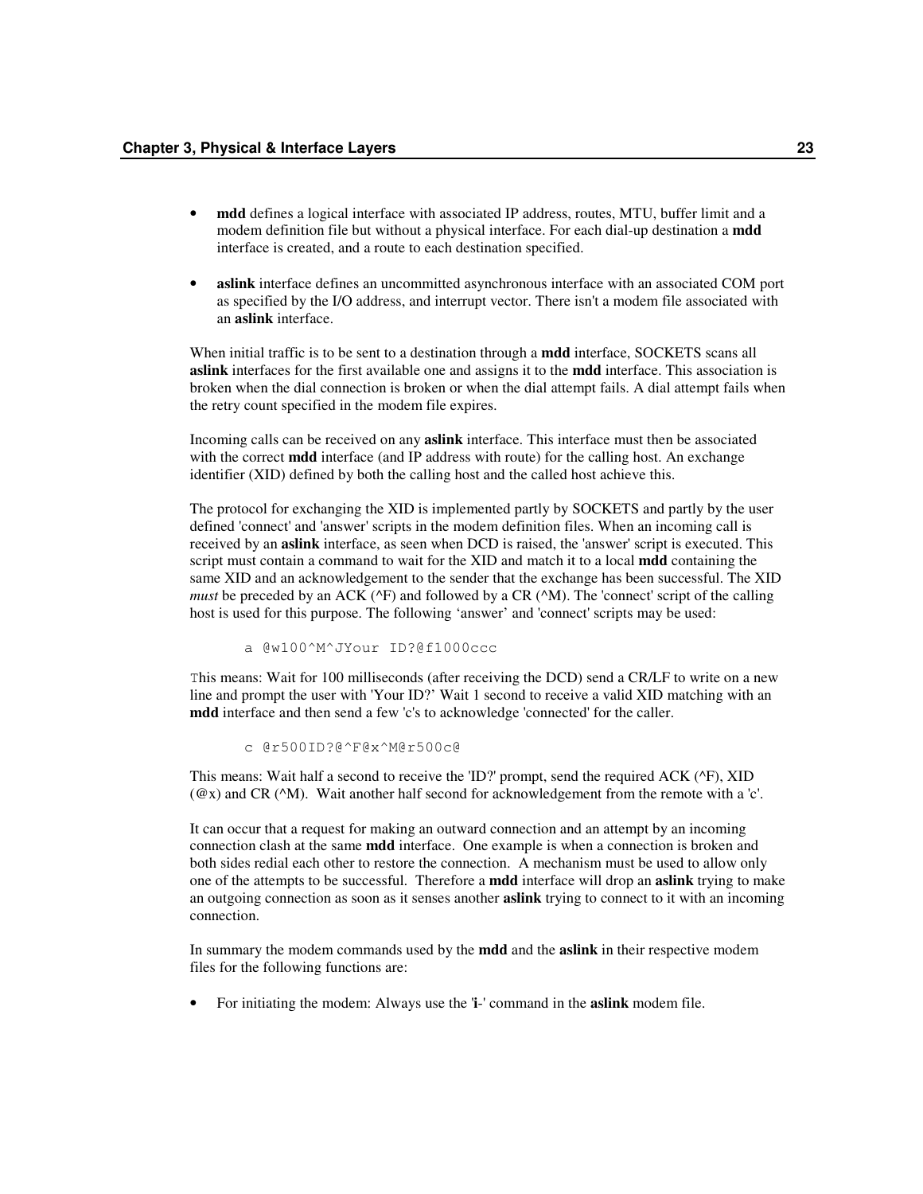- **mdd** defines a logical interface with associated IP address, routes, MTU, buffer limit and a modem definition file but without a physical interface. For each dial-up destination a **mdd** interface is created, and a route to each destination specified.

- **aslink** interface defines an uncommitted asynchronous interface with an associated COM port as specified by the I/O address, and interrupt vector. There isn't a modem file associated with an **aslink** interface.

When initial traffic is to be sent to a destination through a **mdd** interface, SOCKETS scans all **aslink** interfaces for the first available one and assigns it to the **mdd** interface. This association is broken when the dial connection is broken or when the dial attempt fails. A dial attempt fails when the retry count specified in the modem file expires.

Incoming calls can be received on any **aslink** interface. This interface must then be associated with the correct **mdd** interface (and IP address with route) for the calling host. An exchange identifier (XID) defined by both the calling host and the called host achieve this.

The protocol for exchanging the XID is implemented partly by SOCKETS and partly by the user defined 'connect' and 'answer' scripts in the modem definition files. When an incoming call is received by an **aslink** interface, as seen when DCD is raised, the 'answer' script is executed. This script must contain a command to wait for the XID and match it to a local **mdd** containing the same XID and an acknowledgement to the sender that the exchange has been successful. The XID *must* be preceded by an ACK (^F) and followed by a CR (^M). The 'connect' script of the calling host is used for this purpose. The following 'answer' and 'connect' scripts may be used:

```
a @w100^M^JYour ID?@f1000ccc
```

This means: Wait for 100 milliseconds (after receiving the DCD) send a CR/LF to write on a new line and prompt the user with 'Your ID?' Wait 1 second to receive a valid XID matching with an **mdd** interface and then send a few 'c's to acknowledge 'connected' for the caller.

```
c @r500ID?@^F@x^M@r500c@
```

This means: Wait half a second to receive the 'ID?' prompt, send the required ACK (^F), XID (@x) and CR (^M). Wait another half second for acknowledgement from the remote with a 'c'.

It can occur that a request for making an outward connection and an attempt by an incoming connection clash at the same **mdd** interface. One example is when a connection is broken and both sides redial each other to restore the connection. A mechanism must be used to allow only one of the attempts to be successful. Therefore a **mdd** interface will drop an **aslink** trying to make an outgoing connection as soon as it senses another **aslink** trying to connect to it with an incoming connection.

In summary the modem commands used by the **mdd** and the **aslink** in their respective modem files for the following functions are:

- For initiating the modem: Always use the '**i**-' command in the **aslink** modem file.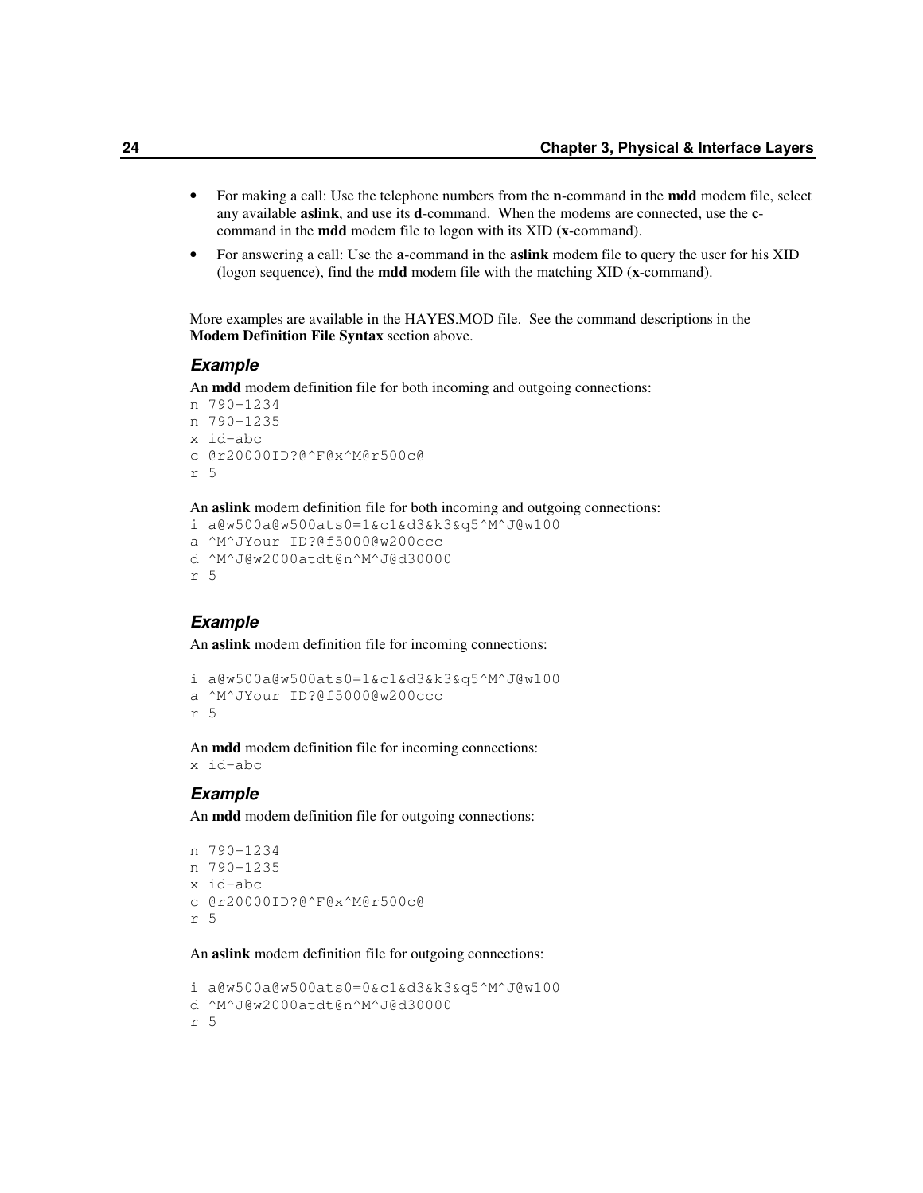- For making a call: Use the telephone numbers from the **n**-command in the **mdd** modem file, select any available **aslink**, and use its **d**-command. When the modems are connected, use the **c**-command in the **mdd** modem file to logon with its XID (**x**-command).
- For answering a call: Use the **a**-command in the **aslink** modem file to query the user for his XID (logon sequence), find the **mdd** modem file with the matching XID (**x**-command).

More examples are available in the HAYES.MOD file. See the command descriptions in the **Modem Definition File Syntax** section above.

### *Example*

An **mdd** modem definition file for both incoming and outgoing connections:

```
n 790-1234
n 790-1235
x id-abc
c @r20000ID?@^F@x^M@r500c@
r 5
```

An **aslink** modem definition file for both incoming and outgoing connections:

```
i a@w500a@w500ats0=1&c1&d3&k3&q5^M^J@w100
a ^M^JYour ID?@f5000@w200ccc
d ^M^J@w2000atdt@n^M^J@d30000
r 5
```

### *Example*

An **aslink** modem definition file for incoming connections:

```
i a@w500a@w500ats0=1&c1&d3&k3&q5^M^J@w100
a ^M^JYour ID?@f5000@w200ccc
r 5
```

An **mdd** modem definition file for incoming connections:

```
x id-abc
```

### *Example*

An **mdd** modem definition file for outgoing connections:

```
n 790-1234
n 790-1235
x id-abc
c @r20000ID?@^F@x^M@r500c@
r 5
```

An **aslink** modem definition file for outgoing connections:

```
i a@w500a@w500ats0=0&c1&d3&k3&q5^M^J@w100
d ^M^J@w2000atdt@n^M^J@d30000
r 5
```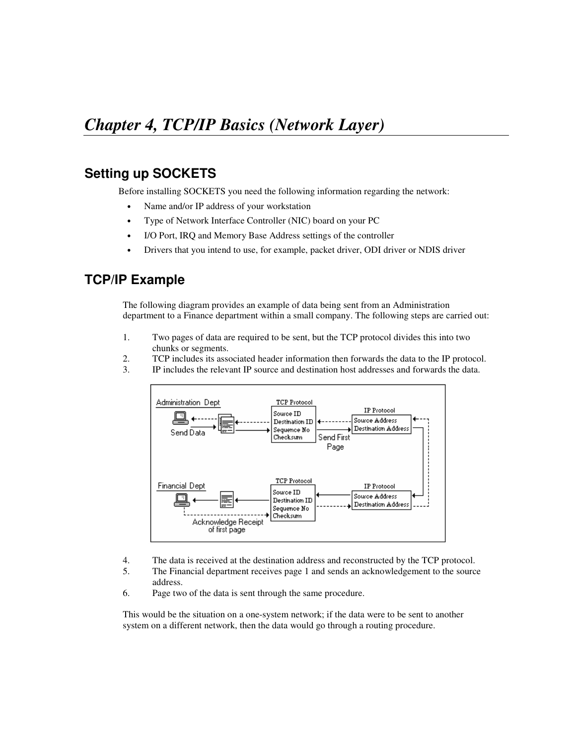# Chapter 4, TCP/IP Basics (Network Layer)

## Setting up SOCKETS

Before installing SOCKETS you need the following information regarding the network:

- Name and/or IP address of your workstation
- Type of Network Interface Controller (NIC) board on your PC
- I/O Port, IRQ and Memory Base Address settings of the controller
- Drivers that you intend to use, for example, packet driver, ODI driver or NDIS driver

## TCP/IP Example

The following diagram provides an example of data being sent from an Administration department to a Finance department within a small company. The following steps are carried out:

1. Two pages of data are required to be sent, but the TCP protocol divides this into two chunks or segments.
2. TCP includes its associated header information then forwards the data to the IP protocol.
3. IP includes the relevant IP source and destination host addresses and forwards the data.

4. The data is received at the destination address and reconstructed by the TCP protocol.
5. The Financial department receives page 1 and sends an acknowledgement to the source address.
6. Page two of the data is sent through the same procedure.

This would be the situation on a one-system network; if the data were to be sent to another system on a different network, then the data would go through a routing procedure.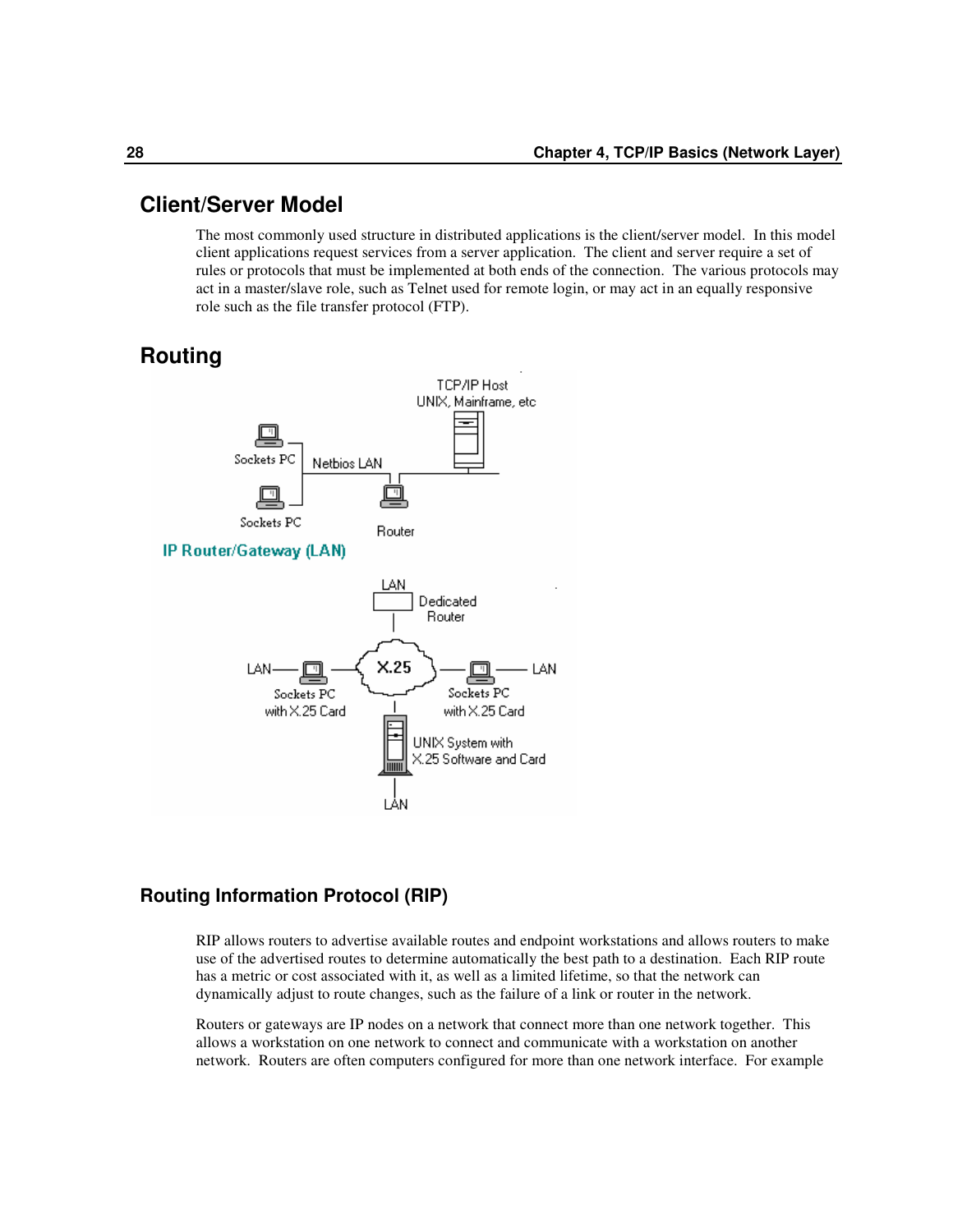## Client/Server Model

The most commonly used structure in distributed applications is the client/server model. In this model client applications request services from a server application. The client and server require a set of rules or protocols that must be implemented at both ends of the connection. The various protocols may act in a master/slave role, such as Telnet used for remote login, or may act in an equally responsive role such as the file transfer protocol (FTP).

## Routing

### Routing Information Protocol (RIP)

RIP allows routers to advertise available routes and endpoint workstations and allows routers to make use of the advertised routes to determine automatically the best path to a destination. Each RIP route has a metric or cost associated with it, as well as a limited lifetime, so that the network can dynamically adjust to route changes, such as the failure of a link or router in the network.

Routers or gateways are IP nodes on a network that connect more than one network together. This allows a workstation on one network to connect and communicate with a workstation on another network. Routers are often computers configured for more than one network interface. For example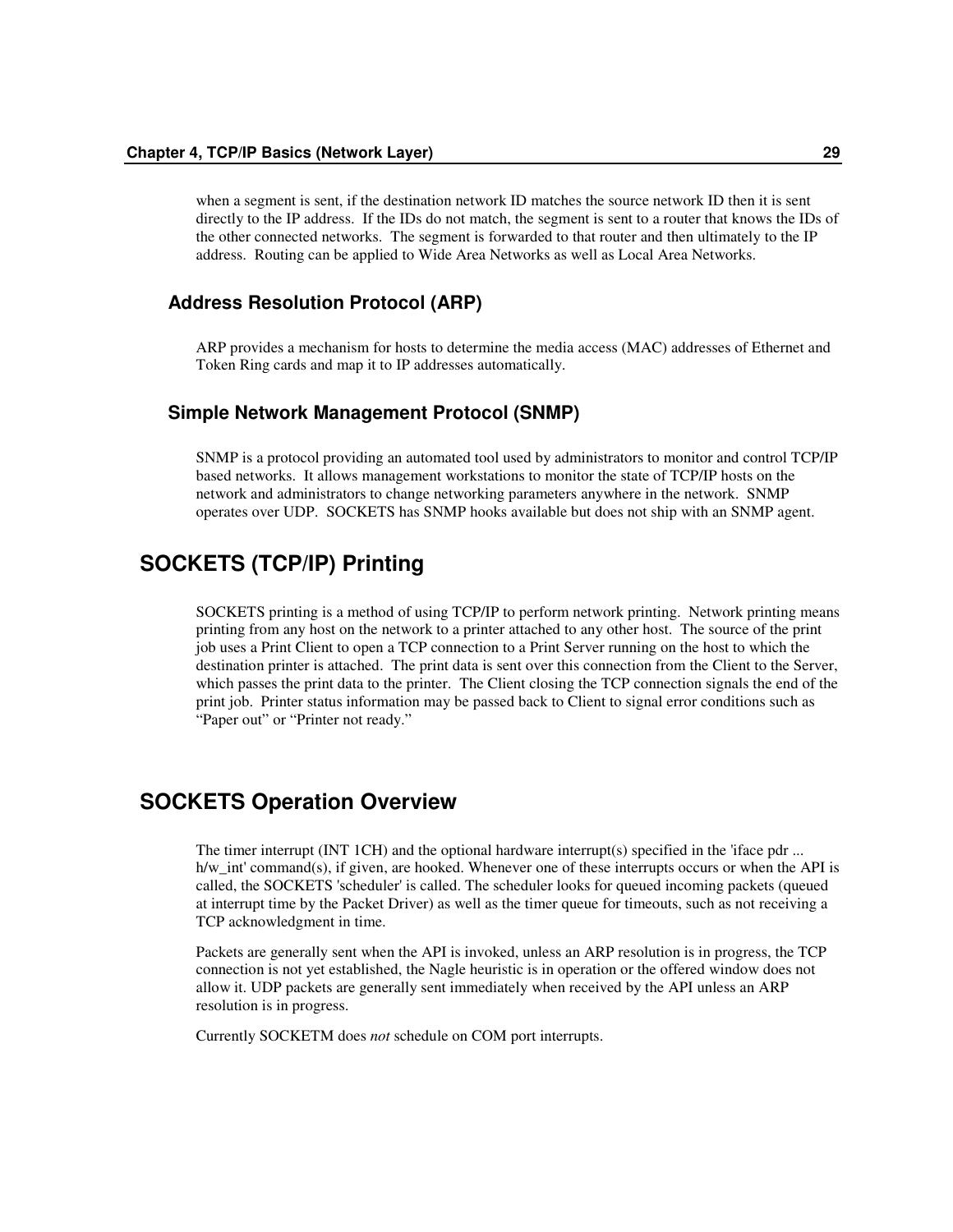when a segment is sent, if the destination network ID matches the source network ID then it is sent directly to the IP address. If the IDs do not match, the segment is sent to a router that knows the IDs of the other connected networks. The segment is forwarded to that router and then ultimately to the IP address. Routing can be applied to Wide Area Networks as well as Local Area Networks.

### Address Resolution Protocol (ARP)

ARP provides a mechanism for hosts to determine the media access (MAC) addresses of Ethernet and Token Ring cards and map it to IP addresses automatically.

### Simple Network Management Protocol (SNMP)

SNMP is a protocol providing an automated tool used by administrators to monitor and control TCP/IP based networks. It allows management workstations to monitor the state of TCP/IP hosts on the network and administrators to change networking parameters anywhere in the network. SNMP operates over UDP. SOCKETS has SNMP hooks available but does not ship with an SNMP agent.

## SOCKETS (TCP/IP) Printing

SOCKETS printing is a method of using TCP/IP to perform network printing. Network printing means printing from any host on the network to a printer attached to any other host. The source of the print job uses a Print Client to open a TCP connection to a Print Server running on the host to which the destination printer is attached. The print data is sent over this connection from the Client to the Server, which passes the print data to the printer. The Client closing the TCP connection signals the end of the print job. Printer status information may be passed back to Client to signal error conditions such as "Paper out" or "Printer not ready."

## SOCKETS Operation Overview

The timer interrupt (INT 1CH) and the optional hardware interrupt(s) specified in the 'iface pdr ... h/w_int' command(s), if given, are hooked. Whenever one of these interrupts occurs or when the API is called, the SOCKETS 'scheduler' is called. The scheduler looks for queued incoming packets (queued at interrupt time by the Packet Driver) as well as the timer queue for timeouts, such as not receiving a TCP acknowledgment in time.

Packets are generally sent when the API is invoked, unless an ARP resolution is in progress, the TCP connection is not yet established, the Nagle heuristic is in operation or the offered window does not allow it. UDP packets are generally sent immediately when received by the API unless an ARP resolution is in progress.

Currently SOCKETM does *not* schedule on COM port interrupts.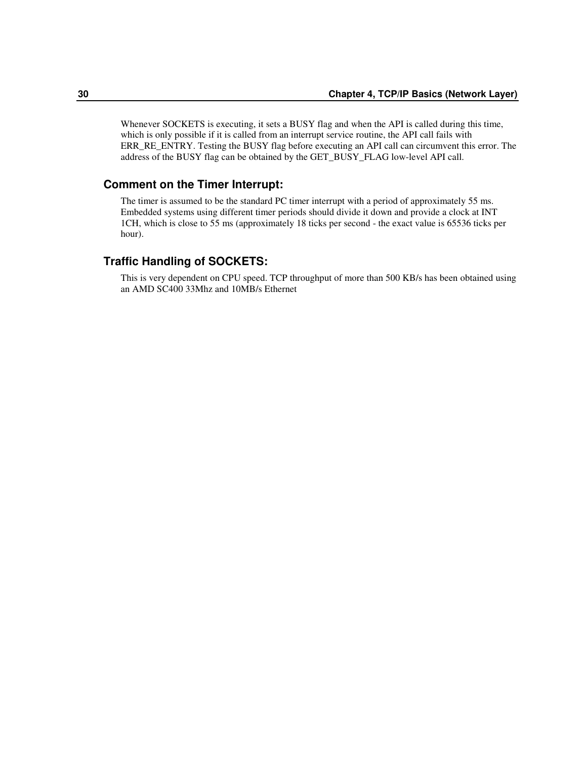Whenever SOCKETS is executing, it sets a BUSY flag and when the API is called during this time, which is only possible if it is called from an interrupt service routine, the API call fails with ERR_RE_ENTRY. Testing the BUSY flag before executing an API call can circumvent this error. The address of the BUSY flag can be obtained by the GET_BUSY_FLAG low-level API call.

### Comment on the Timer Interrupt:

The timer is assumed to be the standard PC timer interrupt with a period of approximately 55 ms. Embedded systems using different timer periods should divide it down and provide a clock at INT 1CH, which is close to 55 ms (approximately 18 ticks per second - the exact value is 65536 ticks per hour).

### Traffic Handling of SOCKETS:

This is very dependent on CPU speed. TCP throughput of more than 500 KB/s has been obtained using an AMD SC400 33Mhz and 10MB/s Ethernet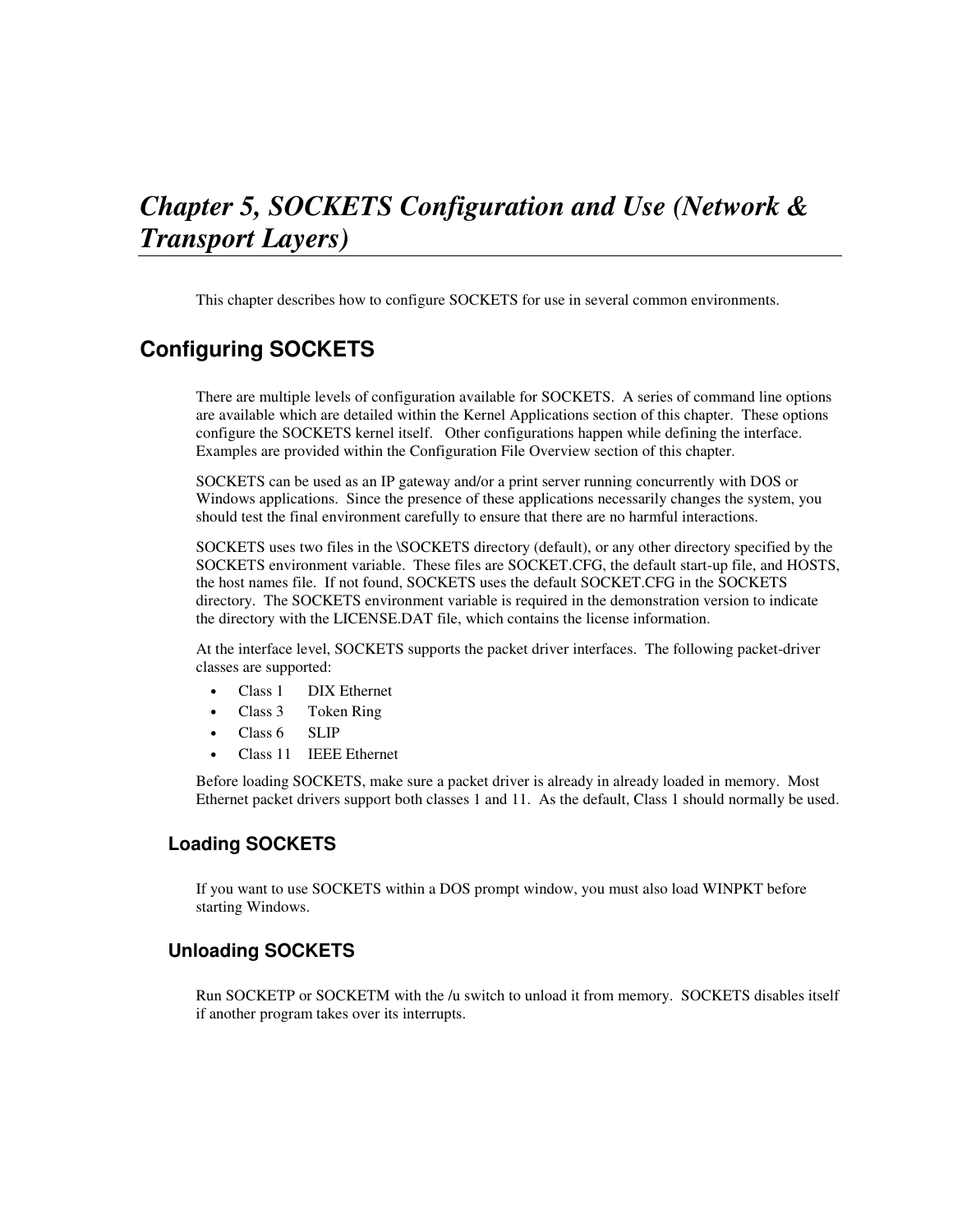# *Chapter 5, SOCKETS Configuration and Use (Network & Transport Layers)*

This chapter describes how to configure SOCKETS for use in several common environments.

## Configuring SOCKETS

There are multiple levels of configuration available for SOCKETS. A series of command line options are available which are detailed within the Kernel Applications section of this chapter. These options configure the SOCKETS kernel itself. Other configurations happen while defining the interface. Examples are provided within the Configuration File Overview section of this chapter.

SOCKETS can be used as an IP gateway and/or a print server running concurrently with DOS or Windows applications. Since the presence of these applications necessarily changes the system, you should test the final environment carefully to ensure that there are no harmful interactions.

SOCKETS uses two files in the \SOCKETS directory (default), or any other directory specified by the SOCKETS environment variable. These files are SOCKET.CFG, the default start-up file, and HOSTS, the host names file. If not found, SOCKETS uses the default SOCKET.CFG in the SOCKETS directory. The SOCKETS environment variable is required in the demonstration version to indicate the directory with the LICENSE.DAT file, which contains the license information.

At the interface level, SOCKETS supports the packet driver interfaces. The following packet-driver classes are supported:

- Class 1 DIX Ethernet
- Class 3 Token Ring
- Class 6 SLIP
- Class 11 IEEE Ethernet

Before loading SOCKETS, make sure a packet driver is already in already loaded in memory. Most Ethernet packet drivers support both classes 1 and 11. As the default, Class 1 should normally be used.

### Loading SOCKETS

If you want to use SOCKETS within a DOS prompt window, you must also load WINPKT before starting Windows.

### Unloading SOCKETS

Run SOCKETP or SOCKETM with the /u switch to unload it from memory. SOCKETS disables itself if another program takes over its interrupts.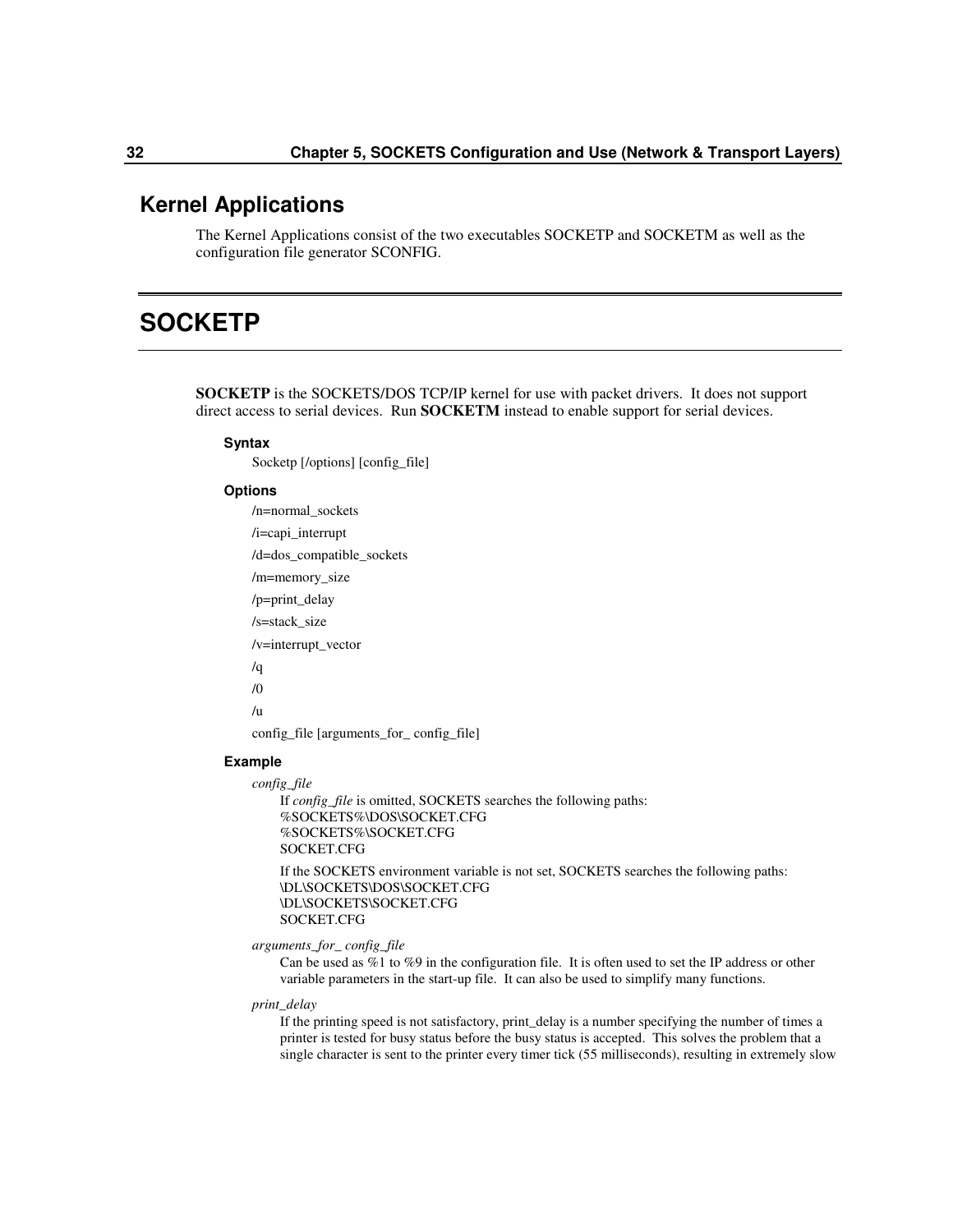## Kernel Applications

The Kernel Applications consist of the two executables SOCKETP and SOCKETM as well as the configuration file generator SCONFIG.

# SOCKETP

**SOCKETP** is the SOCKETS/DOS TCP/IP kernel for use with packet drivers. It does not support direct access to serial devices. Run **SOCKETM** instead to enable support for serial devices.

#### Syntax

Socketp [/options] [config_file]

#### Options

/n=normal_sockets

/i=capi_interrupt

/d=dos_compatible_sockets

/m=memory_size

/p=print_delay

/s=stack_size

/v=interrupt_vector

/q

/0

/u

config_file [arguments_for_ config_file]

#### Example

*config_file*

If *config_file* is omitted, SOCKETS searches the following paths:
%SOCKETS%\DOS\SOCKET.CFG
%SOCKETS%\SOCKET.CFG
SOCKET.CFG

If the SOCKETS environment variable is not set, SOCKETS searches the following paths:
\DL\SOCKETS\DOS\SOCKET.CFG
\DL\SOCKETS\SOCKET.CFG
SOCKET.CFG

*arguments_for_ config_file*

Can be used as %1 to %9 in the configuration file. It is often used to set the IP address or other variable parameters in the start-up file. It can also be used to simplify many functions.

*print_delay*

If the printing speed is not satisfactory, print_delay is a number specifying the number of times a printer is tested for busy status before the busy status is accepted. This solves the problem that a single character is sent to the printer every timer tick (55 milliseconds), resulting in extremely slow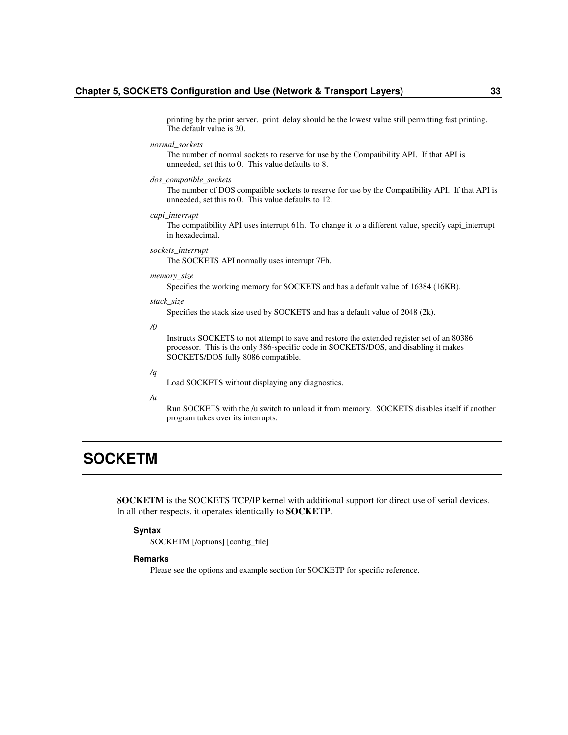printing by the print server. print_delay should be the lowest value still permitting fast printing. The default value is 20.

*normal_sockets*

The number of normal sockets to reserve for use by the Compatibility API. If that API is unneeded, set this to 0. This value defaults to 8.

*dos_compatible_sockets*

The number of DOS compatible sockets to reserve for use by the Compatibility API. If that API is unneeded, set this to 0. This value defaults to 12.

*capi_interrupt*

The compatibility API uses interrupt 61h. To change it to a different value, specify capi_interrupt in hexadecimal.

*sockets_interrupt*

The SOCKETS API normally uses interrupt 7Fh.

*memory_size*

Specifies the working memory for SOCKETS and has a default value of 16384 (16KB).

*stack_size*

Specifies the stack size used by SOCKETS and has a default value of 2048 (2k).

*/0*

Instructs SOCKETS to not attempt to save and restore the extended register set of an 80386 processor. This is the only 386-specific code in SOCKETS/DOS, and disabling it makes SOCKETS/DOS fully 8086 compatible.

*/q*

Load SOCKETS without displaying any diagnostics.

*/u*

Run SOCKETS with the /u switch to unload it from memory. SOCKETS disables itself if another program takes over its interrupts.

# SOCKETM

**SOCKETM** is the SOCKETS TCP/IP kernel with additional support for direct use of serial devices. In all other respects, it operates identically to **SOCKETP**.

### Syntax

SOCKETM [/options] [config_file]

### Remarks

Please see the options and example section for SOCKETP for specific reference.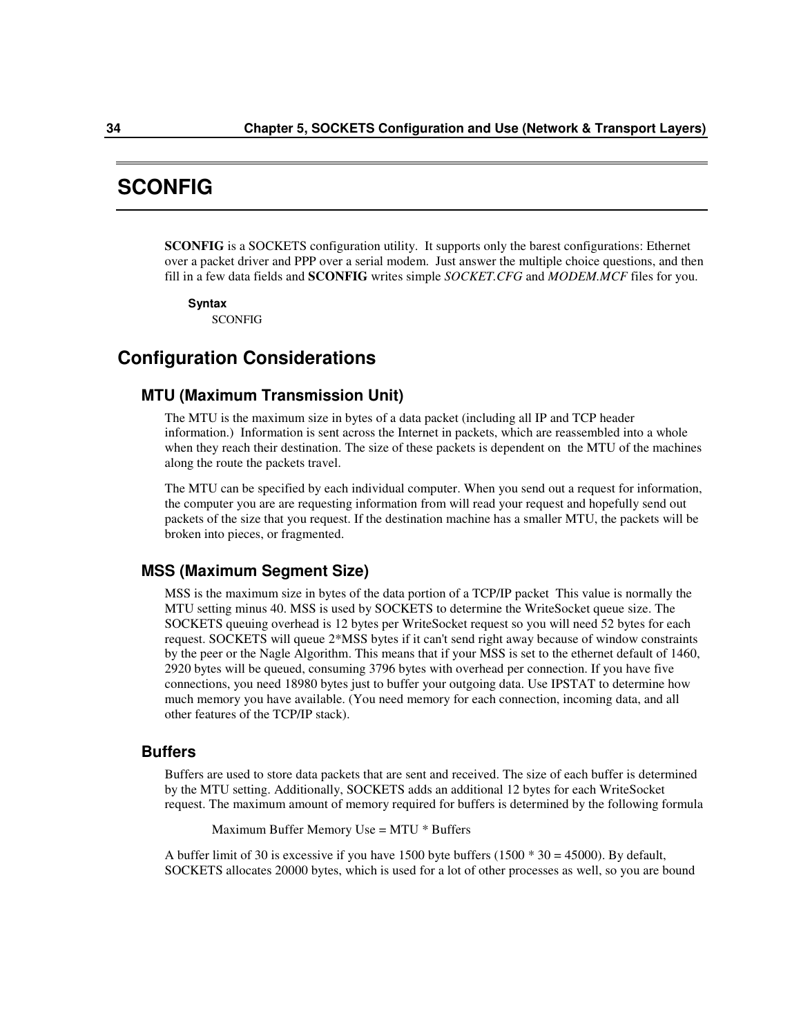# SCONFIG

**SCONFIG** is a SOCKETS configuration utility. It supports only the barest configurations: Ethernet over a packet driver and PPP over a serial modem. Just answer the multiple choice questions, and then fill in a few data fields and **SCONFIG** writes simple *SOCKET.CFG* and *MODEM.MCF* files for you.

**Syntax**

SCONFIG

## Configuration Considerations

### MTU (Maximum Transmission Unit)

The MTU is the maximum size in bytes of a data packet (including all IP and TCP header information.) Information is sent across the Internet in packets, which are reassembled into a whole when they reach their destination. The size of these packets is dependent on the MTU of the machines along the route the packets travel.

The MTU can be specified by each individual computer. When you send out a request for information, the computer you are are requesting information from will read your request and hopefully send out packets of the size that you request. If the destination machine has a smaller MTU, the packets will be broken into pieces, or fragmented.

### MSS (Maximum Segment Size)

MSS is the maximum size in bytes of the data portion of a TCP/IP packet This value is normally the MTU setting minus 40. MSS is used by SOCKETS to determine the WriteSocket queue size. The SOCKETS queuing overhead is 12 bytes per WriteSocket request so you will need 52 bytes for each request. SOCKETS will queue 2*MSS bytes if it can't send right away because of window constraints by the peer or the Nagle Algorithm. This means that if your MSS is set to the ethernet default of 1460, 2920 bytes will be queued, consuming 3796 bytes with overhead per connection. If you have five connections, you need 18980 bytes just to buffer your outgoing data. Use IPSTAT to determine how much memory you have available. (You need memory for each connection, incoming data, and all other features of the TCP/IP stack).

### Buffers

Buffers are used to store data packets that are sent and received. The size of each buffer is determined by the MTU setting. Additionally, SOCKETS adds an additional 12 bytes for each WriteSocket request. The maximum amount of memory required for buffers is determined by the following formula

Maximum Buffer Memory Use = MTU * Buffers

A buffer limit of 30 is excessive if you have 1500 byte buffers (1500 * 30 = 45000). By default, SOCKETS allocates 20000 bytes, which is used for a lot of other processes as well, so you are bound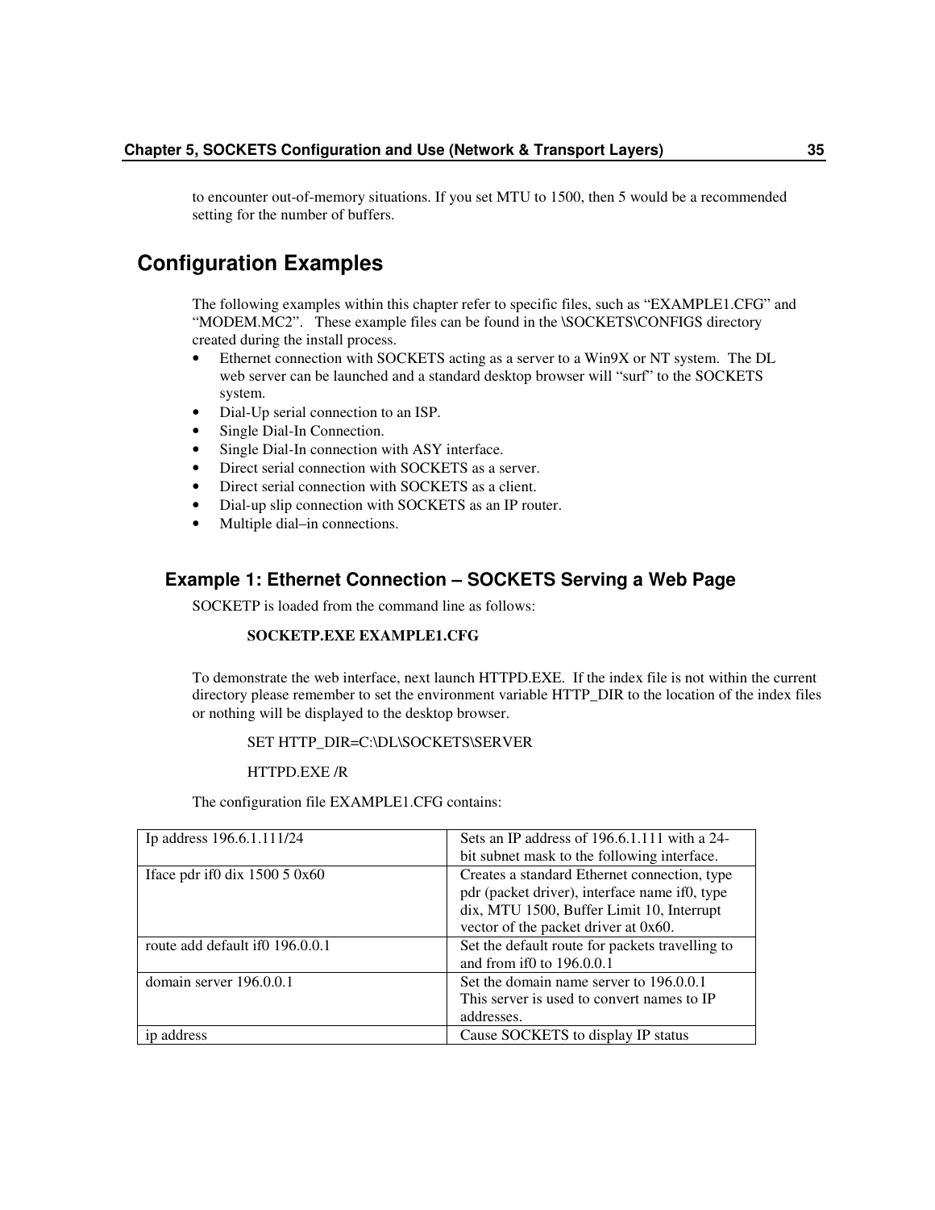to encounter out-of-memory situations. If you set MTU to 1500, then 5 would be a recommended setting for the number of buffers.

## Configuration Examples

The following examples within this chapter refer to specific files, such as “EXAMPLE1.CFG” and “MODEM.MC2”. These example files can be found in the \SOCKETS\CONFIGS directory created during the install process.

- Ethernet connection with SOCKETS acting as a server to a Win9X or NT system. The DL web server can be launched and a standard desktop browser will “surf” to the SOCKETS system.
- Dial-Up serial connection to an ISP.
- Single Dial-In Connection.
- Single Dial-In connection with ASY interface.
- Direct serial connection with SOCKETS as a server.
- Direct serial connection with SOCKETS as a client.
- Dial-up slip connection with SOCKETS as an IP router.
- Multiple dial–in connections.

### Example 1: Ethernet Connection – SOCKETS Serving a Web Page

SOCKETP is loaded from the command line as follows:

**SOCKETP.EXE EXAMPLE1.CFG**

To demonstrate the web interface, next launch HTTPD.EXE. If the index file is not within the current directory please remember to set the environment variable HTTP_DIR to the location of the index files or nothing will be displayed to the desktop browser.

```
SET HTTP_DIR=C:\DL\SOCKETS\SERVER

HTTPD.EXE /R
```

The configuration file EXAMPLE1.CFG contains:

| | |
|---|---|
| Ip address 196.6.1.111/24 | Sets an IP address of 196.6.1.111 with a 24-bit subnet mask to the following interface. |
| Iface pdr if0 dix 1500 5 0x60 | Creates a standard Ethernet connection, type pdr (packet driver), interface name if0, type dix, MTU 1500, Buffer Limit 10, Interrupt vector of the packet driver at 0x60. |
| route add default if0 196.0.0.1 | Set the default route for packets travelling to and from if0 to 196.0.0.1 |
| domain server 196.0.0.1 | Set the domain name server to 196.0.0.1 This server is used to convert names to IP addresses. |
| ip address | Cause SOCKETS to display IP status |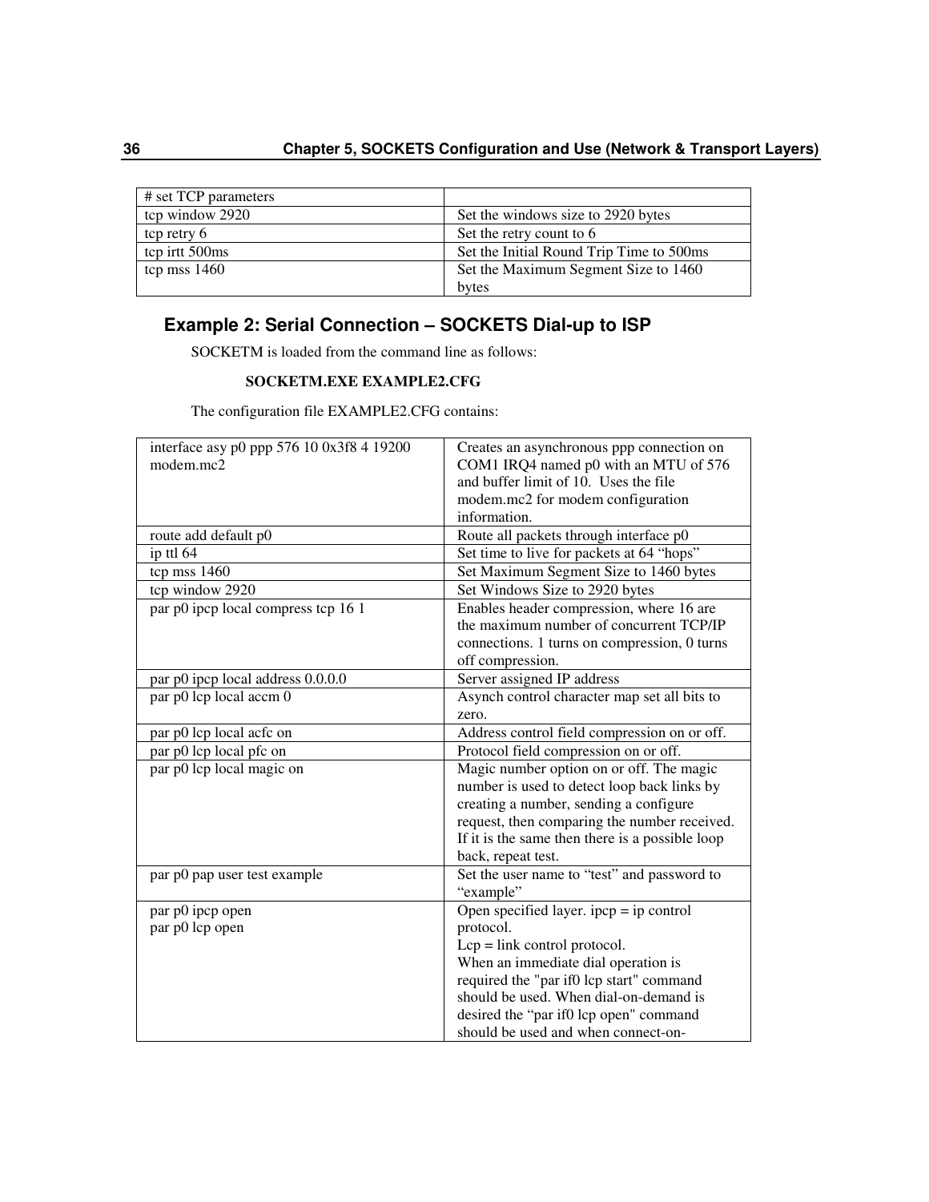| # set TCP parameters | |
|---|---|
| tcp window 2920 | Set the windows size to 2920 bytes |
| tcp retry 6 | Set the retry count to 6 |
| tcp irtt 500ms | Set the Initial Round Trip Time to 500ms |
| tcp mss 1460 | Set the Maximum Segment Size to 1460 bytes |

### Example 2: Serial Connection – SOCKETS Dial-up to ISP

SOCKETM is loaded from the command line as follows:

**SOCKETM.EXE EXAMPLE2.CFG**

The configuration file EXAMPLE2.CFG contains:

| | |
|---|---|
| interface asy p0 ppp 576 10 0x3f8 4 19200 modem.mc2 | Creates an asynchronous ppp connection on COM1 IRQ4 named p0 with an MTU of 576 and buffer limit of 10. Uses the file modem.mc2 for modem configuration information. |
| route add default p0 | Route all packets through interface p0 |
| ip ttl 64 | Set time to live for packets at 64 "hops" |
| tcp mss 1460 | Set Maximum Segment Size to 1460 bytes |
| tcp window 2920 | Set Windows Size to 2920 bytes |
| par p0 ipcp local compress tcp 16 1 | Enables header compression, where 16 are the maximum number of concurrent TCP/IP connections. 1 turns on compression, 0 turns off compression. |
| par p0 ipcp local address 0.0.0.0 | Server assigned IP address |
| par p0 lcp local accm 0 | Asynch control character map set all bits to zero. |
| par p0 lcp local acfc on | Address control field compression on or off. |
| par p0 lcp local pfc on | Protocol field compression on or off. |
| par p0 lcp local magic on | Magic number option on or off. The magic number is used to detect loop back links by creating a number, sending a configure request, then comparing the number received. If it is the same then there is a possible loop back, repeat test. |
| par p0 pap user test example | Set the user name to "test" and password to "example" |
| par p0 ipcp open<br>par p0 lcp open | Open specified layer. ipcp = ip control protocol.<br>Lcp = link control protocol.<br>When an immediate dial operation is required the "par if0 lcp start" command should be used. When dial-on-demand is desired the "par if0 lcp open" command should be used and when connect-on- |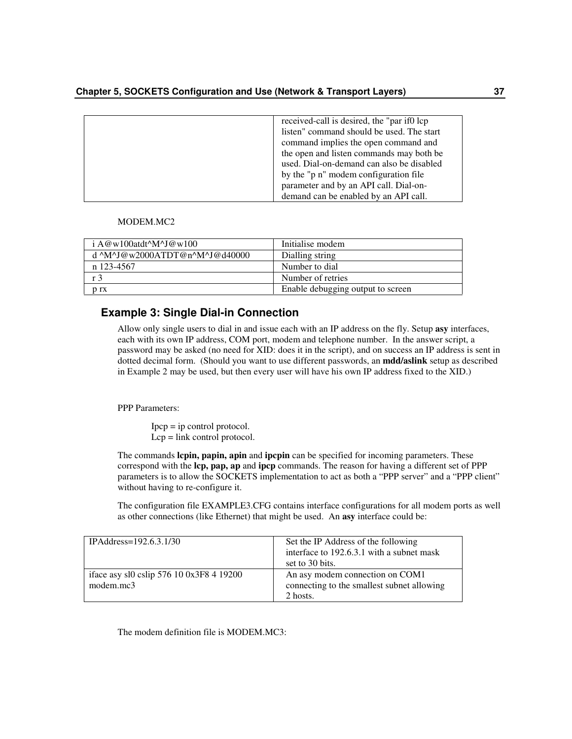| | received-call is desired, the "par if0 lcp listen" command should be used. The start command implies the open command and the open and listen commands may both be used. Dial-on-demand can also be disabled by the "p n" modem configuration file parameter and by an API call. Dial-on-demand can be enabled by an API call. |
|---|---|

MODEM.MC2

| i A@w100atdt^M^J@w100 | Initialise modem |
|---|---|
| d ^M^J@w2000ATDT@n^M^J@d40000 | Dialling string |
| n 123-4567 | Number to dial |
| r 3 | Number of retries |
| p rx | Enable debugging output to screen |

### Example 3: Single Dial-in Connection

Allow only single users to dial in and issue each with an IP address on the fly. Setup **asy** interfaces, each with its own IP address, COM port, modem and telephone number. In the answer script, a password may be asked (no need for XID: does it in the script), and on success an IP address is sent in dotted decimal form. (Should you want to use different passwords, an **mdd/aslink** setup as described in Example 2 may be used, but then every user will have his own IP address fixed to the XID.)

PPP Parameters:

Ipcp = ip control protocol.
Lcp = link control protocol.

The commands **lcpin, papin, apin** and **ipcpin** can be specified for incoming parameters. These correspond with the **lcp, pap, ap** and **ipcp** commands. The reason for having a different set of PPP parameters is to allow the SOCKETS implementation to act as both a "PPP server" and a "PPP client" without having to re-configure it.

The configuration file EXAMPLE3.CFG contains interface configurations for all modem ports as well as other connections (like Ethernet) that might be used. An **asy** interface could be:

| IPAddress=192.6.3.1/30 | Set the IP Address of the following interface to 192.6.3.1 with a subnet mask set to 30 bits. |
|---|---|
| iface asy sl0 cslip 576 10 0x3F8 4 19200 modem.mc3 | An asy modem connection on COM1 connecting to the smallest subnet allowing 2 hosts. |

The modem definition file is MODEM.MC3: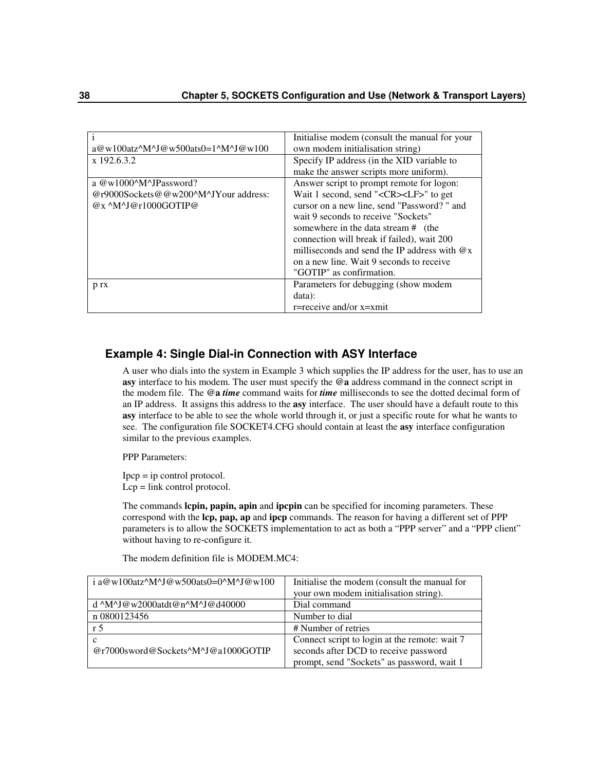| i a@w100atz^M^J@w500ats0=1^M^J@w100 | Initialise modem (consult the manual for your own modem initialisation string) |
|---|---|
| x 192.6.3.2 | Specify IP address (in the XID variable to make the answer scripts more uniform). |
| a @w1000^M^JPassword? @r9000Sockets@@w200^M^JYour address: @x ^M^J@r1000GOTIP@ | Answer script to prompt remote for logon: Wait 1 second, send "<CR><LF>" to get cursor on a new line, send "Password? " and wait 9 seconds to receive "Sockets" somewhere in the data stream # (the connection will break if failed), wait 200 milliseconds and send the IP address with @x on a new line. Wait 9 seconds to receive "GOTIP" as confirmation. |
| p rx | Parameters for debugging (show modem data):<br>r=receive and/or x=xmit |

### Example 4: Single Dial-in Connection with ASY Interface

A user who dials into the system in Example 3 which supplies the IP address for the user, has to use an **asy** interface to his modem. The user must specify the **@a** address command in the connect script in the modem file. The **@a** ***time*** command waits for ***time*** milliseconds to see the dotted decimal form of an IP address. It assigns this address to the **asy** interface. The user should have a default route to this **asy** interface to be able to see the whole world through it, or just a specific route for what he wants to see. The configuration file SOCKET4.CFG should contain at least the **asy** interface configuration similar to the previous examples.

PPP Parameters:

Ipcp = ip control protocol.
Lcp = link control protocol.

The commands **lcpin, papin, apin** and **ipcpin** can be specified for incoming parameters. These correspond with the **lcp, pap, ap** and **ipcp** commands. The reason for having a different set of PPP parameters is to allow the SOCKETS implementation to act as both a “PPP server” and a “PPP client” without having to re-configure it.

The modem definition file is MODEM.MC4:

| i a@w100atz^M^J@w500ats0=0^M^J@w100 | Initialise the modem (consult the manual for your own modem initialisation string). |
|---|---|
| d ^M^J@w2000atdt@n^M^J@d40000 | Dial command |
| n 0800123456 | Number to dial |
| r 5 | # Number of retries |
| c @r7000sword@Sockets^M^J@a1000GOTIP | Connect script to login at the remote: wait 7 seconds after DCD to receive password prompt, send "Sockets" as password, wait 1 |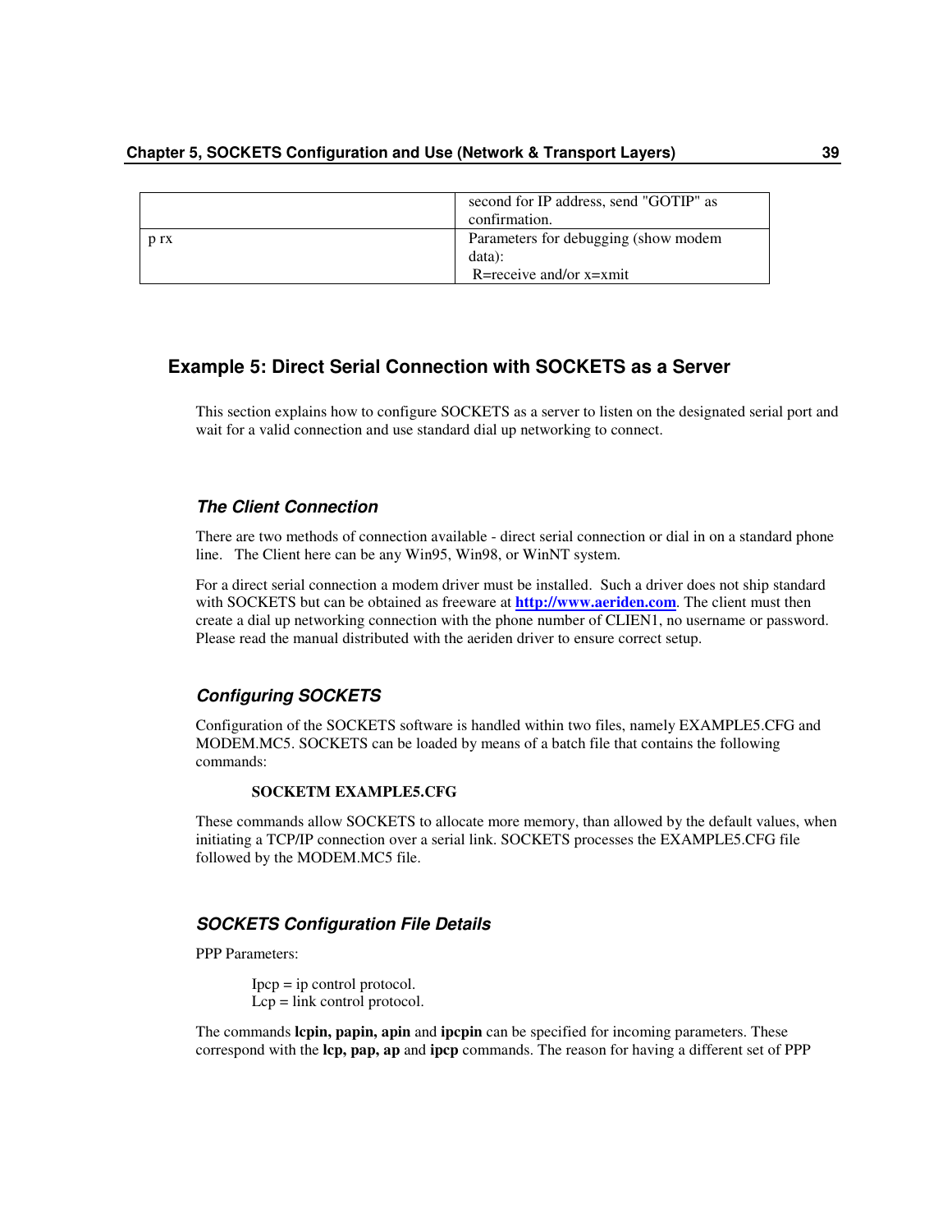|  |  |
| --- | --- |
|  | second for IP address, send "GOTIP" as confirmation. |
| p rx | Parameters for debugging (show modem data):<br> R=receive and/or x=xmit |

## Example 5: Direct Serial Connection with SOCKETS as a Server

This section explains how to configure SOCKETS as a server to listen on the designated serial port and wait for a valid connection and use standard dial up networking to connect.

### *The Client Connection*

There are two methods of connection available - direct serial connection or dial in on a standard phone line. The Client here can be any Win95, Win98, or WinNT system.

For a direct serial connection a modem driver must be installed. Such a driver does not ship standard with SOCKETS but can be obtained as freeware at **http://www.aeriden.com**. The client must then create a dial up networking connection with the phone number of CLIEN1, no username or password. Please read the manual distributed with the aeriden driver to ensure correct setup.

### *Configuring SOCKETS*

Configuration of the SOCKETS software is handled within two files, namely EXAMPLE5.CFG and MODEM.MC5. SOCKETS can be loaded by means of a batch file that contains the following commands:

**SOCKETM EXAMPLE5.CFG**

These commands allow SOCKETS to allocate more memory, than allowed by the default values, when initiating a TCP/IP connection over a serial link. SOCKETS processes the EXAMPLE5.CFG file followed by the MODEM.MC5 file.

### *SOCKETS Configuration File Details*

PPP Parameters:

Ipcp = ip control protocol.
Lcp = link control protocol.

The commands **lcpin, papin, apin** and **ipcpin** can be specified for incoming parameters. These correspond with the **lcp, pap, ap** and **ipcp** commands. The reason for having a different set of PPP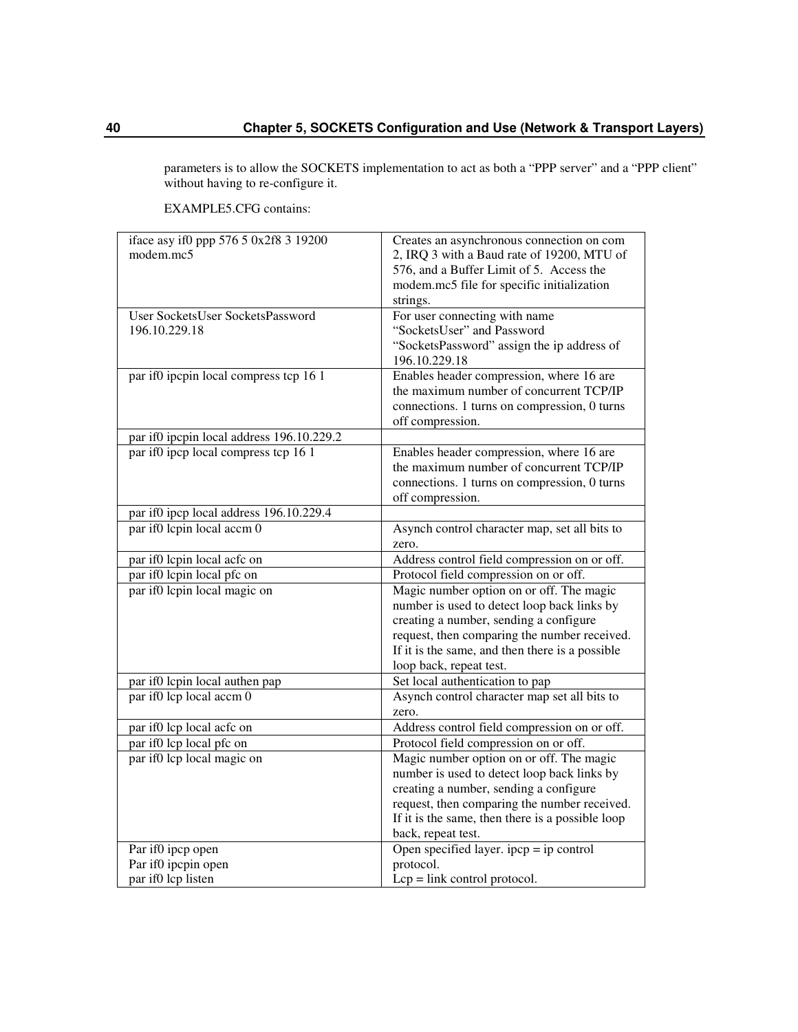parameters is to allow the SOCKETS implementation to act as both a "PPP server" and a "PPP client" without having to re-configure it.

EXAMPLE5.CFG contains:

| | |
|---|---|
| iface asy if0 ppp 576 5 0x2f8 3 19200 modem.mc5 | Creates an asynchronous connection on com 2, IRQ 3 with a Baud rate of 19200, MTU of 576, and a Buffer Limit of 5. Access the modem.mc5 file for specific initialization strings. |
| User SocketsUser SocketsPassword 196.10.229.18 | For user connecting with name "SocketsUser" and Password "SocketsPassword" assign the ip address of 196.10.229.18 |
| par if0 ipcpin local compress tcp 16 1 | Enables header compression, where 16 are the maximum number of concurrent TCP/IP connections. 1 turns on compression, 0 turns off compression. |
| par if0 ipcpin local address 196.10.229.2 | |
| par if0 ipcp local compress tcp 16 1 | Enables header compression, where 16 are the maximum number of concurrent TCP/IP connections. 1 turns on compression, 0 turns off compression. |
| par if0 ipcp local address 196.10.229.4 | |
| par if0 lcpin local accm 0 | Asynch control character map, set all bits to zero. |
| par if0 lcpin local acfc on | Address control field compression on or off. |
| par if0 lcpin local pfc on | Protocol field compression on or off. |
| par if0 lcpin local magic on | Magic number option on or off. The magic number is used to detect loop back links by creating a number, sending a configure request, then comparing the number received. If it is the same, and then there is a possible loop back, repeat test. |
| par if0 lcpin local authen pap | Set local authentication to pap |
| par if0 lcp local accm 0 | Asynch control character map set all bits to zero. |
| par if0 lcp local acfc on | Address control field compression on or off. |
| par if0 lcp local pfc on | Protocol field compression on or off. |
| par if0 lcp local magic on | Magic number option on or off. The magic number is used to detect loop back links by creating a number, sending a configure request, then comparing the number received. If it is the same, then there is a possible loop back, repeat test. |
| Par if0 ipcp open<br>Par if0 ipcpin open<br>par if0 lcp listen | Open specified layer. ipcp = ip control protocol.<br>Lcp = link control protocol. |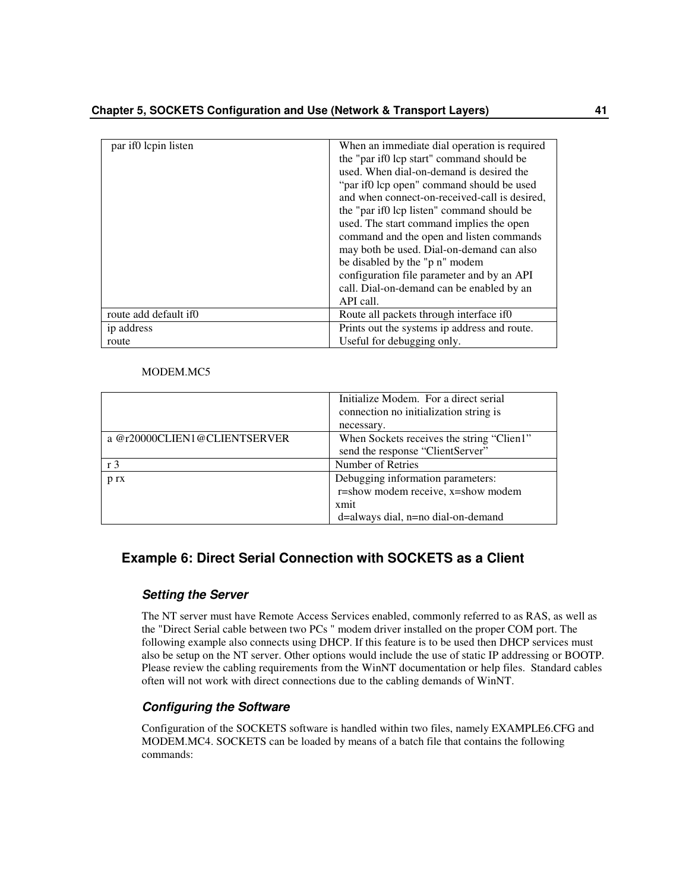| | |
|---|---|
| par if0 lcpin listen | When an immediate dial operation is required the "par if0 lcp start" command should be used. When dial-on-demand is desired the "par if0 lcp open" command should be used and when connect-on-received-call is desired, the "par if0 lcp listen" command should be used. The start command implies the open command and the open and listen commands may both be used. Dial-on-demand can also be disabled by the "p n" modem configuration file parameter and by an API call. Dial-on-demand can be enabled by an API call. |
| route add default if0 | Route all packets through interface if0 |
| ip address<br>route | Prints out the systems ip address and route. Useful for debugging only. |

MODEM.MC5

| | |
|---|---|
| | Initialize Modem. For a direct serial connection no initialization string is necessary. |
| a @r20000CLIEN1@CLIENTSERVER | When Sockets receives the string "Clien1" send the response "ClientServer" |
| r 3 | Number of Retries |
| p rx | Debugging information parameters:<br>r=show modem receive, x=show modem xmit<br>d=always dial, n=no dial-on-demand |

## Example 6: Direct Serial Connection with SOCKETS as a Client

### *Setting the Server*

The NT server must have Remote Access Services enabled, commonly referred to as RAS, as well as the "Direct Serial cable between two PCs " modem driver installed on the proper COM port. The following example also connects using DHCP. If this feature is to be used then DHCP services must also be setup on the NT server. Other options would include the use of static IP addressing or BOOTP. Please review the cabling requirements from the WinNT documentation or help files. Standard cables often will not work with direct connections due to the cabling demands of WinNT.

### *Configuring the Software*

Configuration of the SOCKETS software is handled within two files, namely EXAMPLE6.CFG and MODEM.MC4. SOCKETS can be loaded by means of a batch file that contains the following commands: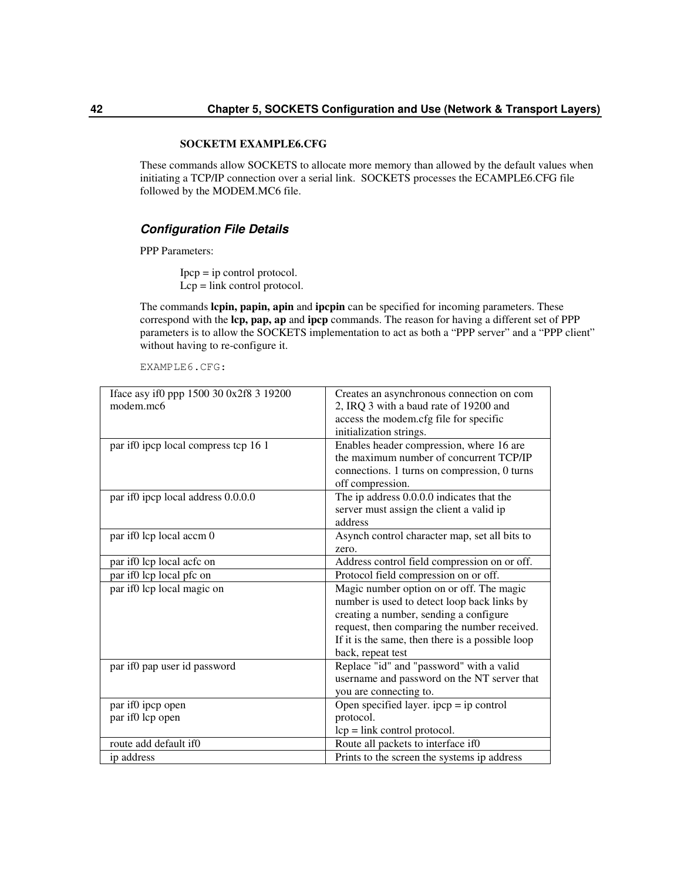**SOCKETM EXAMPLE6.CFG**

These commands allow SOCKETS to allocate more memory than allowed by the default values when initiating a TCP/IP connection over a serial link. SOCKETS processes the ECAMPLE6.CFG file followed by the MODEM.MC6 file.

### *Configuration File Details*

PPP Parameters:

Ipcp = ip control protocol.
Lcp = link control protocol.

The commands **lcpin, papin, apin** and **ipcpin** can be specified for incoming parameters. These correspond with the **lcp, pap, ap** and **ipcp** commands. The reason for having a different set of PPP parameters is to allow the SOCKETS implementation to act as both a “PPP server” and a “PPP client” without having to re-configure it.

EXAMPLE6.CFG:

| | |
|---|---|
| Iface asy if0 ppp 1500 30 0x2f8 3 19200 modem.mc6 | Creates an asynchronous connection on com 2, IRQ 3 with a baud rate of 19200 and access the modem.cfg file for specific initialization strings. |
| par if0 ipcp local compress tcp 16 1 | Enables header compression, where 16 are the maximum number of concurrent TCP/IP connections. 1 turns on compression, 0 turns off compression. |
| par if0 ipcp local address 0.0.0.0 | The ip address 0.0.0.0 indicates that the server must assign the client a valid ip address |
| par if0 lcp local accm 0 | Asynch control character map, set all bits to zero. |
| par if0 lcp local acfc on | Address control field compression on or off. |
| par if0 lcp local pfc on | Protocol field compression on or off. |
| par if0 lcp local magic on | Magic number option on or off. The magic number is used to detect loop back links by creating a number, sending a configure request, then comparing the number received. If it is the same, then there is a possible loop back, repeat test |
| par if0 pap user id password | Replace "id" and "password" with a valid username and password on the NT server that you are connecting to. |
| par if0 ipcp open<br>par if0 lcp open | Open specified layer. ipcp = ip control protocol.<br>lcp = link control protocol. |
| route add default if0 | Route all packets to interface if0 |
| ip address | Prints to the screen the systems ip address |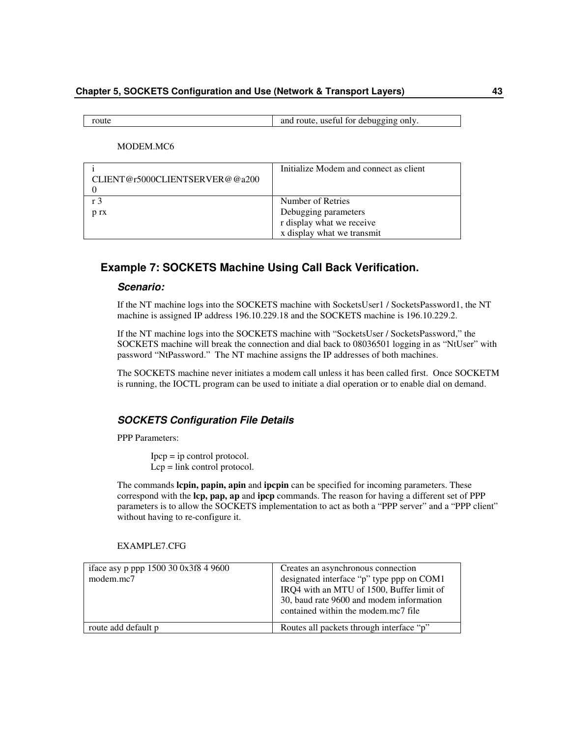| route | and route, useful for debugging only. |
|---|---|

MODEM.MC6

| i CLIENT@r5000CLIENTSERVER@@a2000 | Initialize Modem and connect as client |
|---|---|
| r 3<br>p rx | Number of Retries<br>Debugging parameters<br>r display what we receive<br>x display what we transmit |

## Example 7: SOCKETS Machine Using Call Back Verification.

### *Scenario:*

If the NT machine logs into the SOCKETS machine with SocketsUser1 / SocketsPassword1, the NT machine is assigned IP address 196.10.229.18 and the SOCKETS machine is 196.10.229.2.

If the NT machine logs into the SOCKETS machine with "SocketsUser / SocketsPassword," the SOCKETS machine will break the connection and dial back to 08036501 logging in as "NtUser" with password "NtPassword." The NT machine assigns the IP addresses of both machines.

The SOCKETS machine never initiates a modem call unless it has been called first. Once SOCKETM is running, the IOCTL program can be used to initiate a dial operation or to enable dial on demand.

### *SOCKETS Configuration File Details*

PPP Parameters:

Ipcp = ip control protocol.
Lcp = link control protocol.

The commands **lcpin, papin, apin** and **ipcpin** can be specified for incoming parameters. These correspond with the **lcp, pap, ap** and **ipcp** commands. The reason for having a different set of PPP parameters is to allow the SOCKETS implementation to act as both a "PPP server" and a "PPP client" without having to re-configure it.

EXAMPLE7.CFG

| iface asy p ppp 1500 30 0x3f8 4 9600 modem.mc7 | Creates an asynchronous connection designated interface "p" type ppp on COM1 IRQ4 with an MTU of 1500, Buffer limit of 30, baud rate 9600 and modem information contained within the modem.mc7 file |
|---|---|
| route add default p | Routes all packets through interface "p" |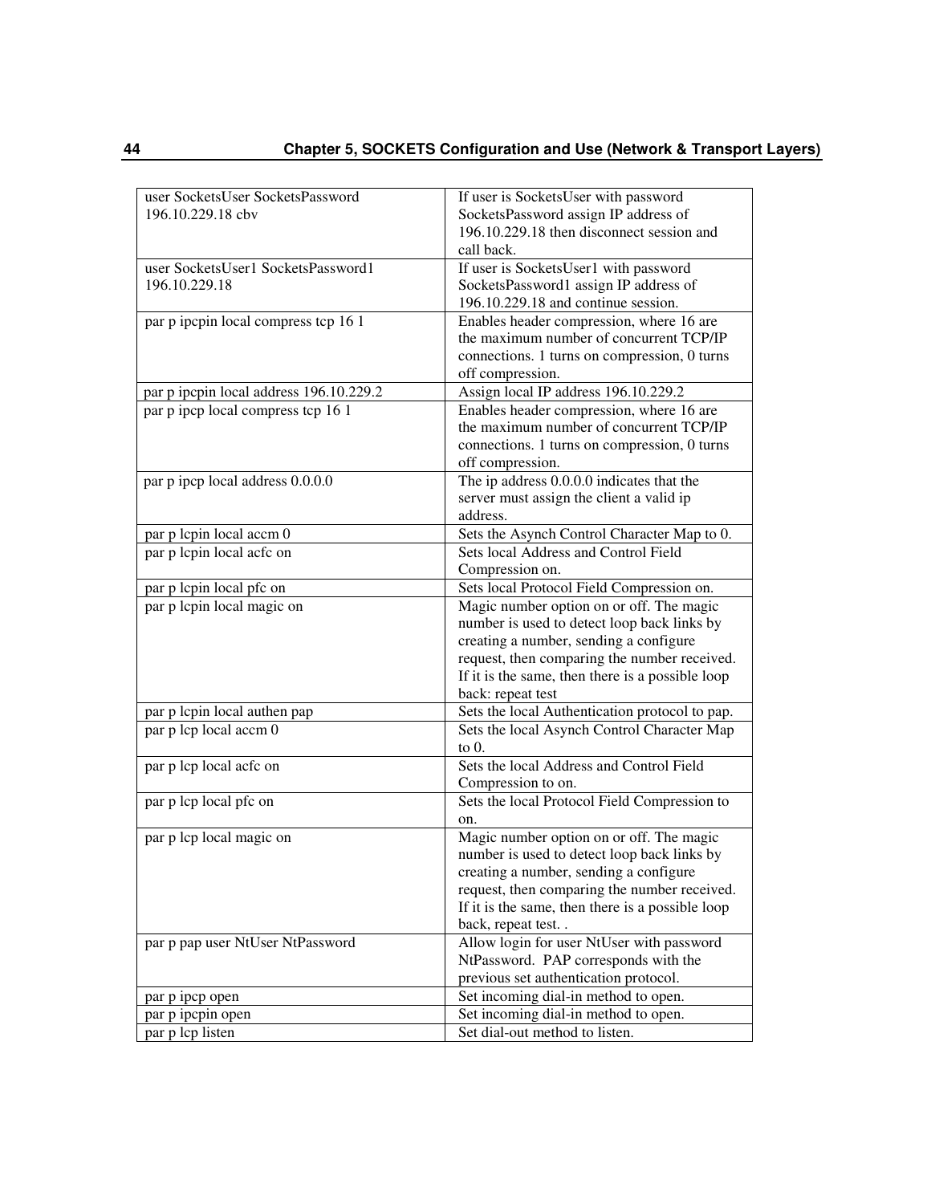| | |
|---|---|
| user SocketsUser SocketsPassword 196.10.229.18 cbv | If user is SocketsUser with password SocketsPassword assign IP address of 196.10.229.18 then disconnect session and call back. |
| user SocketsUser1 SocketsPassword1 196.10.229.18 | If user is SocketsUser1 with password SocketsPassword1 assign IP address of 196.10.229.18 and continue session. |
| par p ipcpin local compress tcp 16 1 | Enables header compression, where 16 are the maximum number of concurrent TCP/IP connections. 1 turns on compression, 0 turns off compression. |
| par p ipcpin local address 196.10.229.2 | Assign local IP address 196.10.229.2 |
| par p ipcp local compress tcp 16 1 | Enables header compression, where 16 are the maximum number of concurrent TCP/IP connections. 1 turns on compression, 0 turns off compression. |
| par p ipcp local address 0.0.0.0 | The ip address 0.0.0.0 indicates that the server must assign the client a valid ip address. |
| par p lcpin local accm 0 | Sets the Asynch Control Character Map to 0. |
| par p lcpin local acfc on | Sets local Address and Control Field Compression on. |
| par p lcpin local pfc on | Sets local Protocol Field Compression on. |
| par p lcpin local magic on | Magic number option on or off. The magic number is used to detect loop back links by creating a number, sending a configure request, then comparing the number received. If it is the same, then there is a possible loop back: repeat test |
| par p lcpin local authen pap | Sets the local Authentication protocol to pap. |
| par p lcp local accm 0 | Sets the local Asynch Control Character Map to 0. |
| par p lcp local acfc on | Sets the local Address and Control Field Compression to on. |
| par p lcp local pfc on | Sets the local Protocol Field Compression to on. |
| par p lcp local magic on | Magic number option on or off. The magic number is used to detect loop back links by creating a number, sending a configure request, then comparing the number received. If it is the same, then there is a possible loop back, repeat test. . |
| par p pap user NtUser NtPassword | Allow login for user NtUser with password NtPassword. PAP corresponds with the previous set authentication protocol. |
| par p ipcp open | Set incoming dial-in method to open. |
| par p ipcpin open | Set incoming dial-in method to open. |
| par p lcp listen | Set dial-out method to listen. |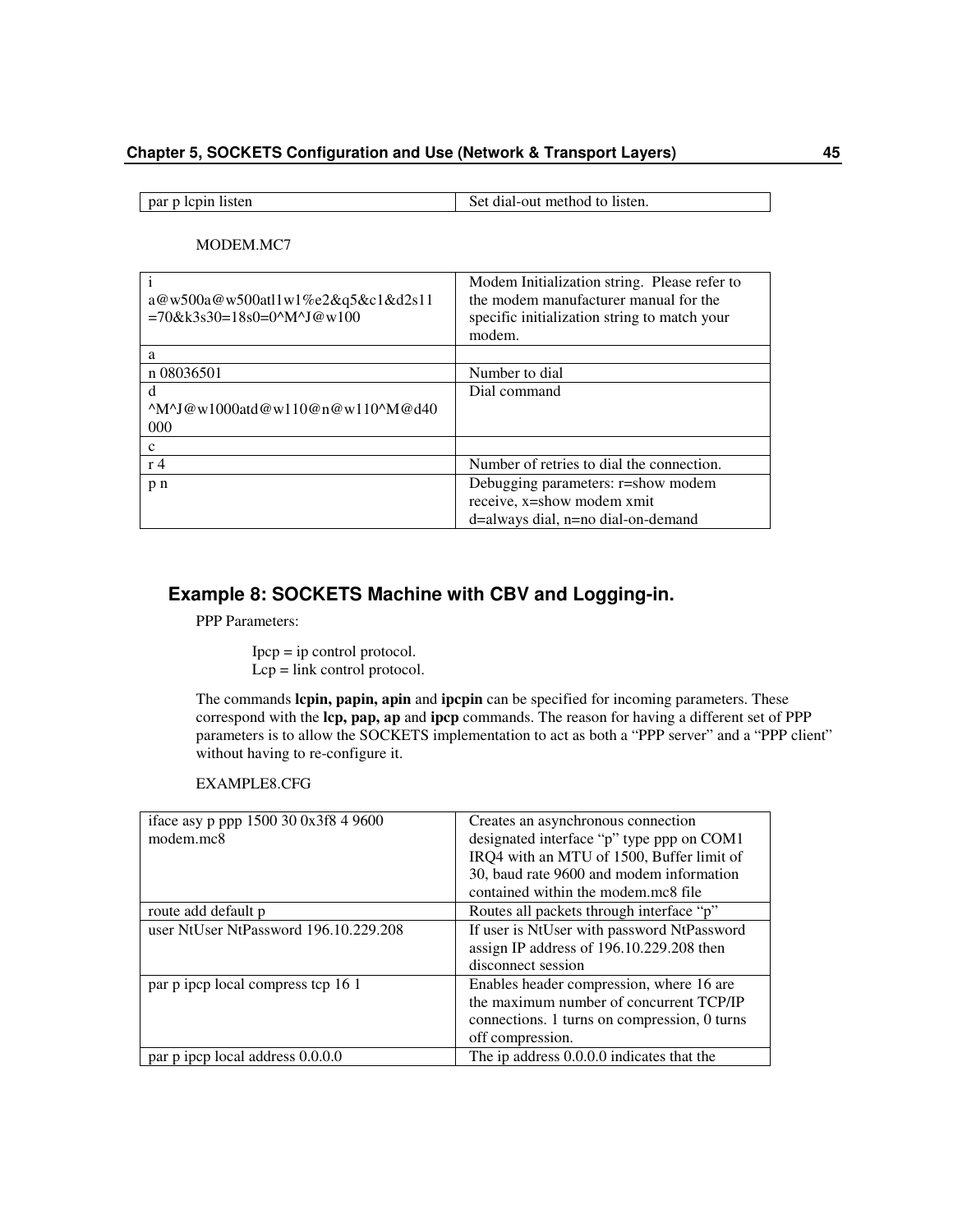| par p lcpin listen | Set dial-out method to listen. |
|---|---|

MODEM.MC7

| i a@w500a@w500atl1w1%e2&q5&c1&d2s11=70&k3s30=18s0=0^M^J@w100 | Modem Initialization string. Please refer to the modem manufacturer manual for the specific initialization string to match your modem. |
|---|---|
| a | |
| n 08036501 | Number to dial |
| d ^M^J@w1000atd@w110@n@w110^M@d40000 | Dial command |
| c | |
| r 4 | Number of retries to dial the connection. |
| p n | Debugging parameters: r=show modem receive, x=show modem xmit d=always dial, n=no dial-on-demand |

## Example 8: SOCKETS Machine with CBV and Logging-in.

PPP Parameters:

Ipcp = ip control protocol.
Lcp = link control protocol.

The commands **lcpin, papin, apin** and **ipcpin** can be specified for incoming parameters. These correspond with the **lcp, pap, ap** and **ipcp** commands. The reason for having a different set of PPP parameters is to allow the SOCKETS implementation to act as both a "PPP server" and a "PPP client" without having to re-configure it.

EXAMPLE8.CFG

| iface asy p ppp 1500 30 0x3f8 4 9600 modem.mc8 | Creates an asynchronous connection designated interface "p" type ppp on COM1 IRQ4 with an MTU of 1500, Buffer limit of 30, baud rate 9600 and modem information contained within the modem.mc8 file |
|---|---|
| route add default p | Routes all packets through interface "p" |
| user NtUser NtPassword 196.10.229.208 | If user is NtUser with password NtPassword assign IP address of 196.10.229.208 then disconnect session |
| par p ipcp local compress tcp 16 1 | Enables header compression, where 16 are the maximum number of concurrent TCP/IP connections. 1 turns on compression, 0 turns off compression. |
| par p ipcp local address 0.0.0.0 | The ip address 0.0.0.0 indicates that the |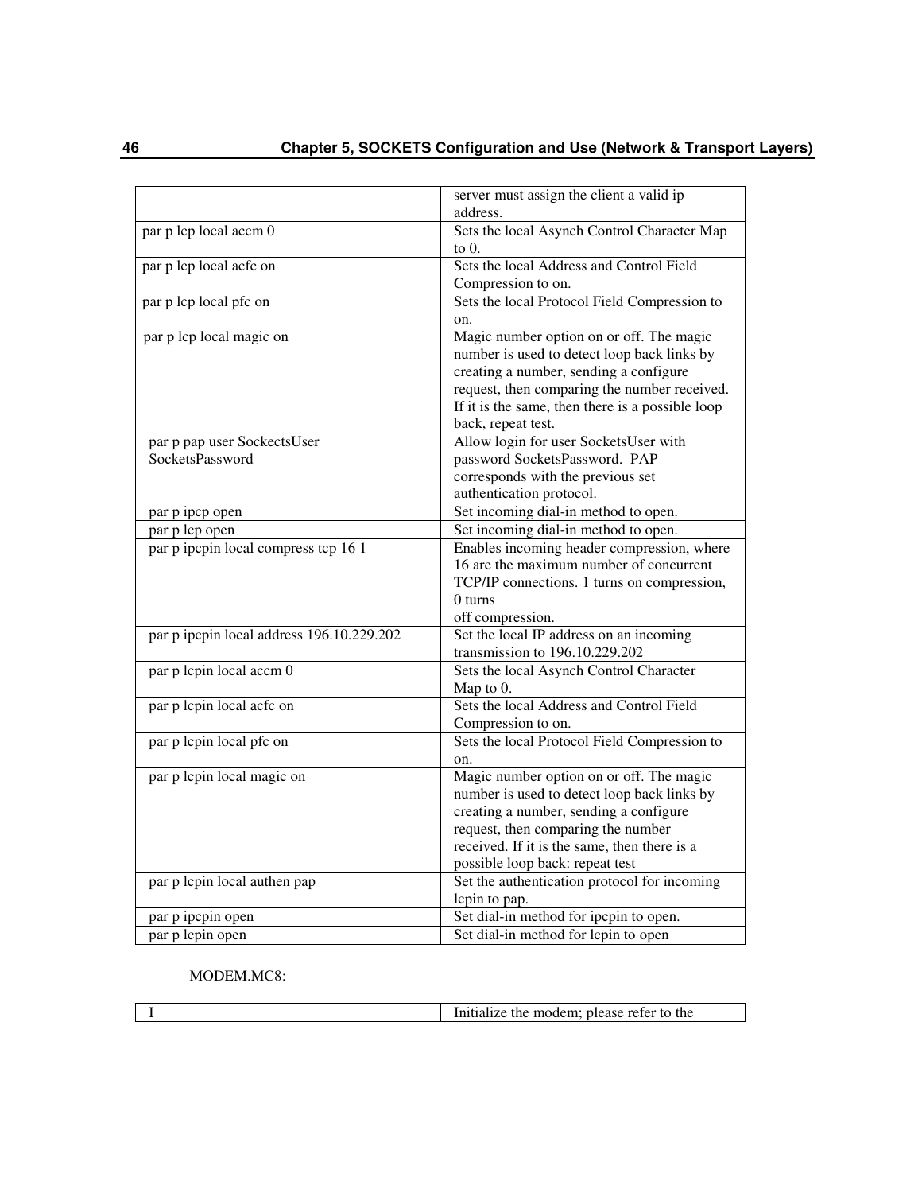| | |
|---|---|
| | server must assign the client a valid ip address. |
| par p lcp local accm 0 | Sets the local Asynch Control Character Map to 0. |
| par p lcp local acfc on | Sets the local Address and Control Field Compression to on. |
| par p lcp local pfc on | Sets the local Protocol Field Compression to on. |
| par p lcp local magic on | Magic number option on or off. The magic number is used to detect loop back links by creating a number, sending a configure request, then comparing the number received. If it is the same, then there is a possible loop back, repeat test. |
| par p pap user SockectsUser SocketsPassword | Allow login for user SocketsUser with password SocketsPassword.  PAP corresponds with the previous set authentication protocol. |
| par p ipcp open | Set incoming dial-in method to open. |
| par p lcp open | Set incoming dial-in method to open. |
| par p ipcpin local compress tcp 16 1 | Enables incoming header compression, where 16 are the maximum number of concurrent TCP/IP connections. 1 turns on compression, 0 turns off compression. |
| par p ipcpin local address 196.10.229.202 | Set the local IP address on an incoming transmission to 196.10.229.202 |
| par p lcpin local accm 0 | Sets the local Asynch Control Character Map to 0. |
| par p lcpin local acfc on | Sets the local Address and Control Field Compression to on. |
| par p lcpin local pfc on | Sets the local Protocol Field Compression to on. |
| par p lcpin local magic on | Magic number option on or off. The magic number is used to detect loop back links by creating a number, sending a configure request, then comparing the number received. If it is the same, then there is a possible loop back: repeat test |
| par p lcpin local authen pap | Set the authentication protocol for incoming lcpin to pap. |
| par p ipcpin open | Set dial-in method for ipcpin to open. |
| par p lcpin open | Set dial-in method for lcpin to open |

MODEM.MC8:

| | |
|---|---|
| I | Initialize the modem; please refer to the |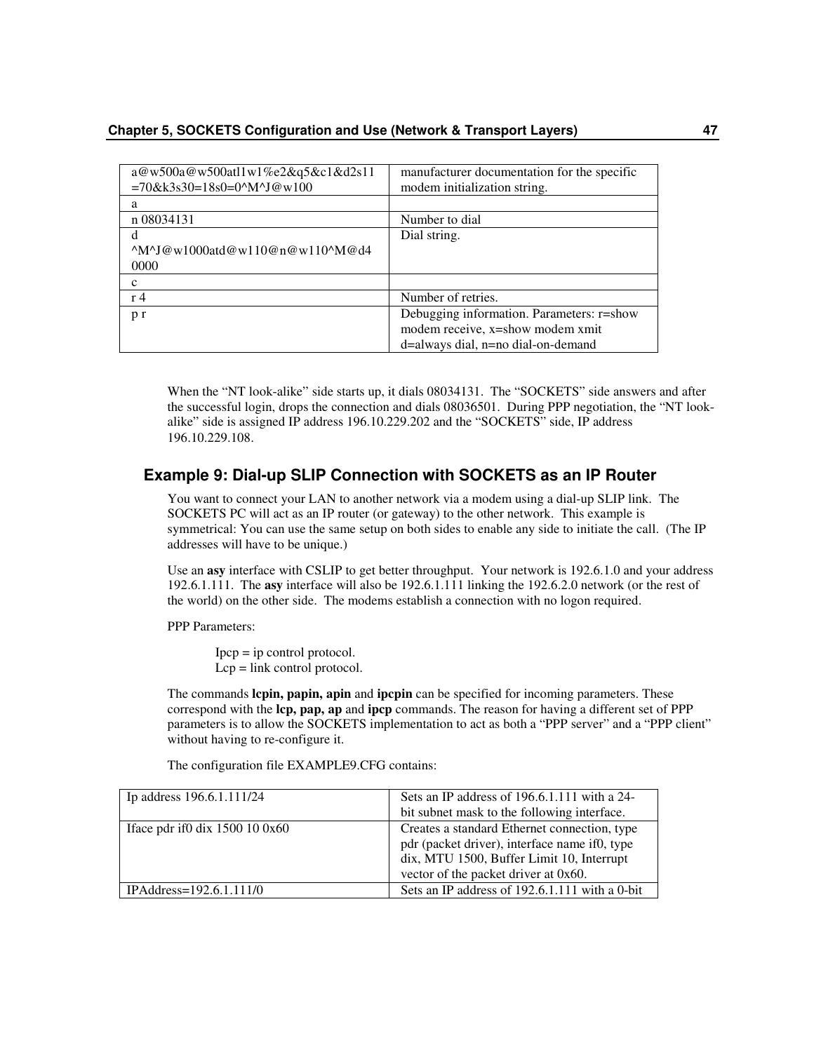| | |
|---|---|
| a@w500a@w500atl1w1%e2&q5&c1&d2s11=70&k3s30=18s0=0^M^J@w100 | manufacturer documentation for the specific modem initialization string. |
| a | |
| n 08034131 | Number to dial |
| d ^M^J@w1000atd@w110@n@w110^M@d40000 | Dial string. |
| c | |
| r 4 | Number of retries. |
| p r | Debugging information. Parameters: r=show modem receive, x=show modem xmit d=always dial, n=no dial-on-demand |

When the "NT look-alike" side starts up, it dials 08034131. The "SOCKETS" side answers and after the successful login, drops the connection and dials 08036501. During PPP negotiation, the "NT look-alike" side is assigned IP address 196.10.229.202 and the "SOCKETS" side, IP address 196.10.229.108.

## Example 9: Dial-up SLIP Connection with SOCKETS as an IP Router

You want to connect your LAN to another network via a modem using a dial-up SLIP link. The SOCKETS PC will act as an IP router (or gateway) to the other network. This example is symmetrical: You can use the same setup on both sides to enable any side to initiate the call. (The IP addresses will have to be unique.)

Use an **asy** interface with CSLIP to get better throughput. Your network is 192.6.1.0 and your address 192.6.1.111. The **asy** interface will also be 192.6.1.111 linking the 192.6.2.0 network (or the rest of the world) on the other side. The modems establish a connection with no logon required.

PPP Parameters:

> Ipcp = ip control protocol.
> Lcp = link control protocol.

The commands **lcpin, papin, apin** and **ipcpin** can be specified for incoming parameters. These correspond with the **lcp, pap, ap** and **ipcp** commands. The reason for having a different set of PPP parameters is to allow the SOCKETS implementation to act as both a "PPP server" and a "PPP client" without having to re-configure it.

The configuration file EXAMPLE9.CFG contains:

| | |
|---|---|
| Ip address 196.6.1.111/24 | Sets an IP address of 196.6.1.111 with a 24-bit subnet mask to the following interface. |
| Iface pdr if0 dix 1500 10 0x60 | Creates a standard Ethernet connection, type pdr (packet driver), interface name if0, type dix, MTU 1500, Buffer Limit 10, Interrupt vector of the packet driver at 0x60. |
| IPAddress=192.6.1.111/0 | Sets an IP address of 192.6.1.111 with a 0-bit |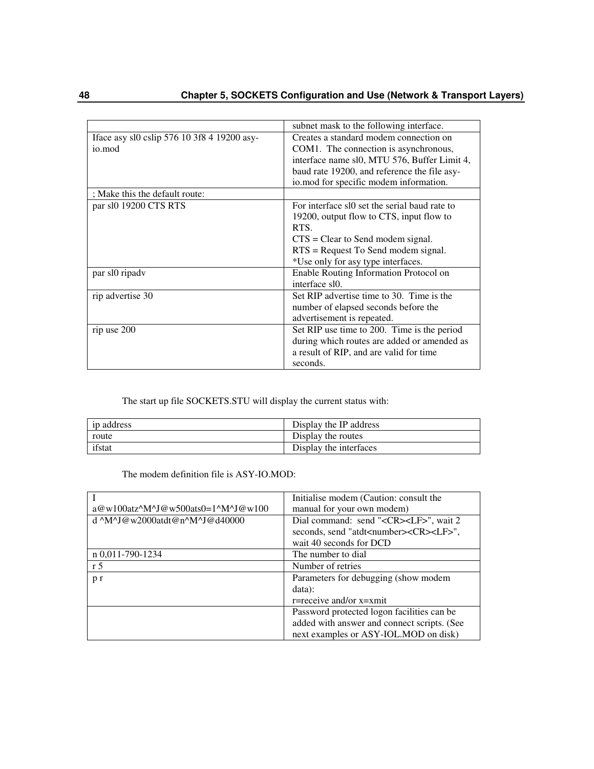| | |
|---|---|
| | subnet mask to the following interface. |
| Iface asy sl0 cslip 576 10 3f8 4 19200 asy-io.mod | Creates a standard modem connection on COM1. The connection is asynchronous, interface name sl0, MTU 576, Buffer Limit 4, baud rate 19200, and reference the file asy-io.mod for specific modem information. |
| ; Make this the default route: | |
| par sl0 19200 CTS RTS | For interface sl0 set the serial baud rate to 19200, output flow to CTS, input flow to RTS.<br>CTS = Clear to Send modem signal.<br>RTS = Request To Send modem signal.<br>*Use only for asy type interfaces. |
| par sl0 ripadv | Enable Routing Information Protocol on interface sl0. |
| rip advertise 30 | Set RIP advertise time to 30. Time is the number of elapsed seconds before the advertisement is repeated. |
| rip use 200 | Set RIP use time to 200. Time is the period during which routes are added or amended as a result of RIP, and are valid for time seconds. |

The start up file SOCKETS.STU will display the current status with:

| | |
|---|---|
| ip address | Display the IP address |
| route | Display the routes |
| ifstat | Display the interfaces |

The modem definition file is ASY-IO.MOD:

| | |
|---|---|
| I<br>a@w100atz^M^J@w500ats0=1^M^J@w100 | Initialise modem (Caution: consult the manual for your own modem) |
| d ^M^J@w2000atdt@n^M^J@d40000 | Dial command: send "<CR><LF>", wait 2 seconds, send "atdt<number><CR><LF>", wait 40 seconds for DCD |
| n 0,011-790-1234 | The number to dial |
| r 5 | Number of retries |
| p r | Parameters for debugging (show modem data):<br>r=receive and/or x=xmit |
| | Password protected logon facilities can be added with answer and connect scripts. (See next examples or ASY-IOL.MOD on disk) |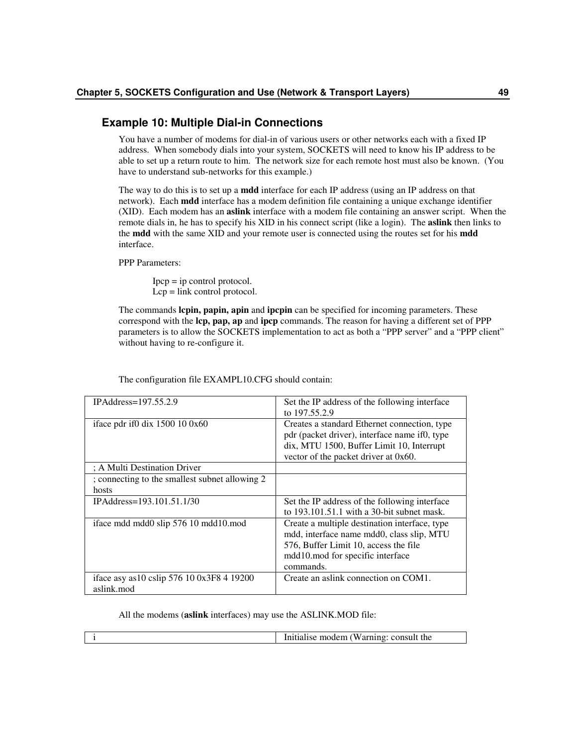## Example 10: Multiple Dial-in Connections

You have a number of modems for dial-in of various users or other networks each with a fixed IP address. When somebody dials into your system, SOCKETS will need to know his IP address to be able to set up a return route to him. The network size for each remote host must also be known. (You have to understand sub-networks for this example.)

The way to do this is to set up a **mdd** interface for each IP address (using an IP address on that network). Each **mdd** interface has a modem definition file containing a unique exchange identifier (XID). Each modem has an **aslink** interface with a modem file containing an answer script. When the remote dials in, he has to specify his XID in his connect script (like a login). The **aslink** then links to the **mdd** with the same XID and your remote user is connected using the routes set for his **mdd** interface.

PPP Parameters:

> Ipcp = ip control protocol.
> Lcp = link control protocol.

The commands **lcpin, papin, apin** and **ipcpin** can be specified for incoming parameters. These correspond with the **lcp, pap, ap** and **ipcp** commands. The reason for having a different set of PPP parameters is to allow the SOCKETS implementation to act as both a "PPP server" and a "PPP client" without having to re-configure it.

The configuration file EXAMPL10.CFG should contain:

| | |
|---|---|
| IPAddress=197.55.2.9 | Set the IP address of the following interface to 197.55.2.9 |
| iface pdr if0 dix 1500 10 0x60 | Creates a standard Ethernet connection, type pdr (packet driver), interface name if0, type dix, MTU 1500, Buffer Limit 10, Interrupt vector of the packet driver at 0x60. |
| ; A Multi Destination Driver | |
| ; connecting to the smallest subnet allowing 2 hosts | |
| IPAddress=193.101.51.1/30 | Set the IP address of the following interface to 193.101.51.1 with a 30-bit subnet mask. |
| iface mdd mdd0 slip 576 10 mdd10.mod | Create a multiple destination interface, type mdd, interface name mdd0, class slip, MTU 576, Buffer Limit 10, access the file mdd10.mod for specific interface commands. |
| iface asy as10 cslip 576 10 0x3F8 4 19200 aslink.mod | Create an aslink connection on COM1. |

All the modems (**aslink** interfaces) may use the ASLINK.MOD file:

| | |
|---|---|
| i | Initialise modem (Warning: consult the |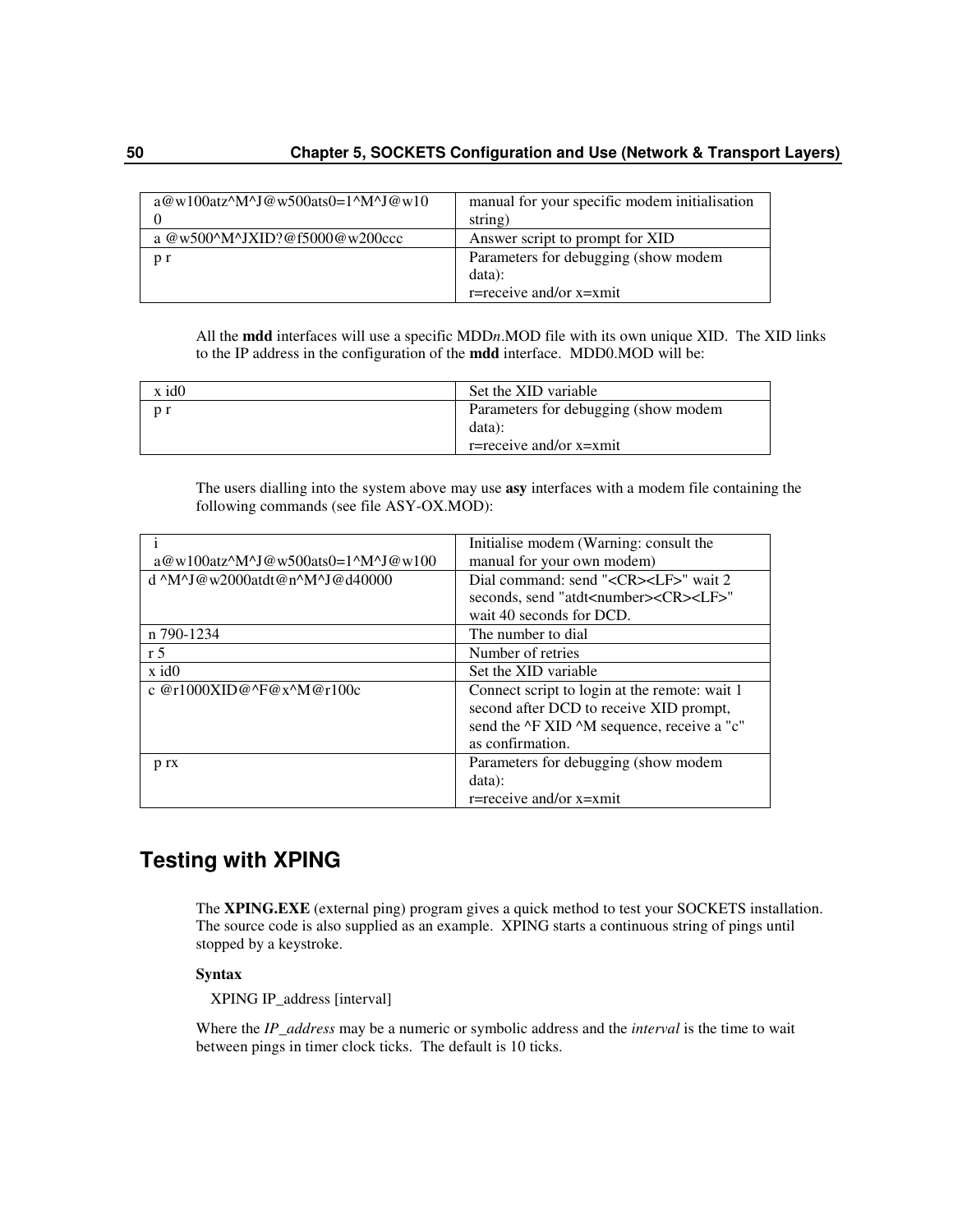| | |
|---|---|
| a@w100atz^M^J@w500ats0=1^M^J@w100 | manual for your specific modem initialisation string) |
| a @w500^M^JXID?@f5000@w200ccc | Answer script to prompt for XID |
| p r | Parameters for debugging (show modem data):<br>r=receive and/or x=xmit |

All the **mdd** interfaces will use a specific MDD*n*.MOD file with its own unique XID. The XID links to the IP address in the configuration of the **mdd** interface. MDD0.MOD will be:

| | |
|---|---|
| x id0 | Set the XID variable |
| p r | Parameters for debugging (show modem data):<br>r=receive and/or x=xmit |

The users dialling into the system above may use **asy** interfaces with a modem file containing the following commands (see file ASY-OX.MOD):

| | |
|---|---|
| i a@w100atz^M^J@w500ats0=1^M^J@w100 | Initialise modem (Warning: consult the manual for your own modem) |
| d ^M^J@w2000atdt@n^M^J@d40000 | Dial command: send "<CR><LF>" wait 2 seconds, send "atdt<number><CR><LF>" wait 40 seconds for DCD. |
| n 790-1234 | The number to dial |
| r 5 | Number of retries |
| x id0 | Set the XID variable |
| c @r1000XID@^F@x^M@r100c | Connect script to login at the remote: wait 1 second after DCD to receive XID prompt, send the ^F XID ^M sequence, receive a "c" as confirmation. |
| p rx | Parameters for debugging (show modem data):<br>r=receive and/or x=xmit |

## Testing with XPING

The **XPING.EXE** (external ping) program gives a quick method to test your SOCKETS installation. The source code is also supplied as an example. XPING starts a continuous string of pings until stopped by a keystroke.

**Syntax**

XPING IP_address [interval]

Where the *IP_address* may be a numeric or symbolic address and the *interval* is the time to wait between pings in timer clock ticks. The default is 10 ticks.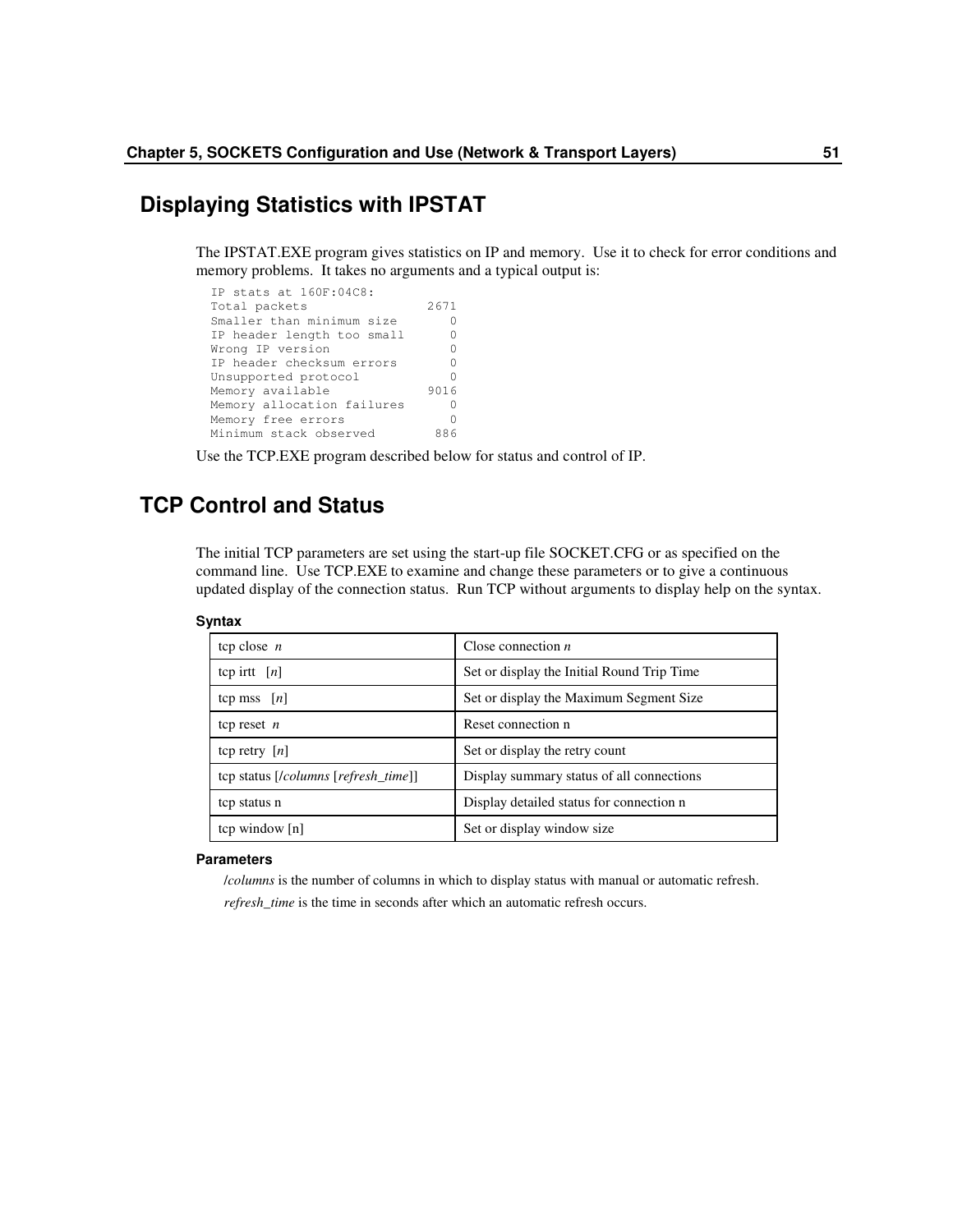## Displaying Statistics with IPSTAT

The IPSTAT.EXE program gives statistics on IP and memory. Use it to check for error conditions and memory problems. It takes no arguments and a typical output is:

```
IP stats at 160F:04C8:
Total packets               2671
Smaller than minimum size      0
IP header length too small     0
Wrong IP version               0
IP header checksum errors      0
Unsupported protocol           0
Memory available            9016
Memory allocation failures     0
Memory free errors             0
Minimum stack observed       886
```

Use the TCP.EXE program described below for status and control of IP.

## TCP Control and Status

The initial TCP parameters are set using the start-up file SOCKET.CFG or as specified on the command line. Use TCP.EXE to examine and change these parameters or to give a continuous updated display of the connection status. Run TCP without arguments to display help on the syntax.

#### Syntax

| | |
|---|---|
| tcp close *n* | Close connection *n* |
| tcp irtt [*n*] | Set or display the Initial Round Trip Time |
| tcp mss [*n*] | Set or display the Maximum Segment Size |
| tcp reset *n* | Reset connection n |
| tcp retry [*n*] | Set or display the retry count |
| tcp status [*/columns* [*refresh_time*]] | Display summary status of all connections |
| tcp status n | Display detailed status for connection n |
| tcp window [n] | Set or display window size |

#### Parameters

*/columns* is the number of columns in which to display status with manual or automatic refresh.

*refresh_time* is the time in seconds after which an automatic refresh occurs.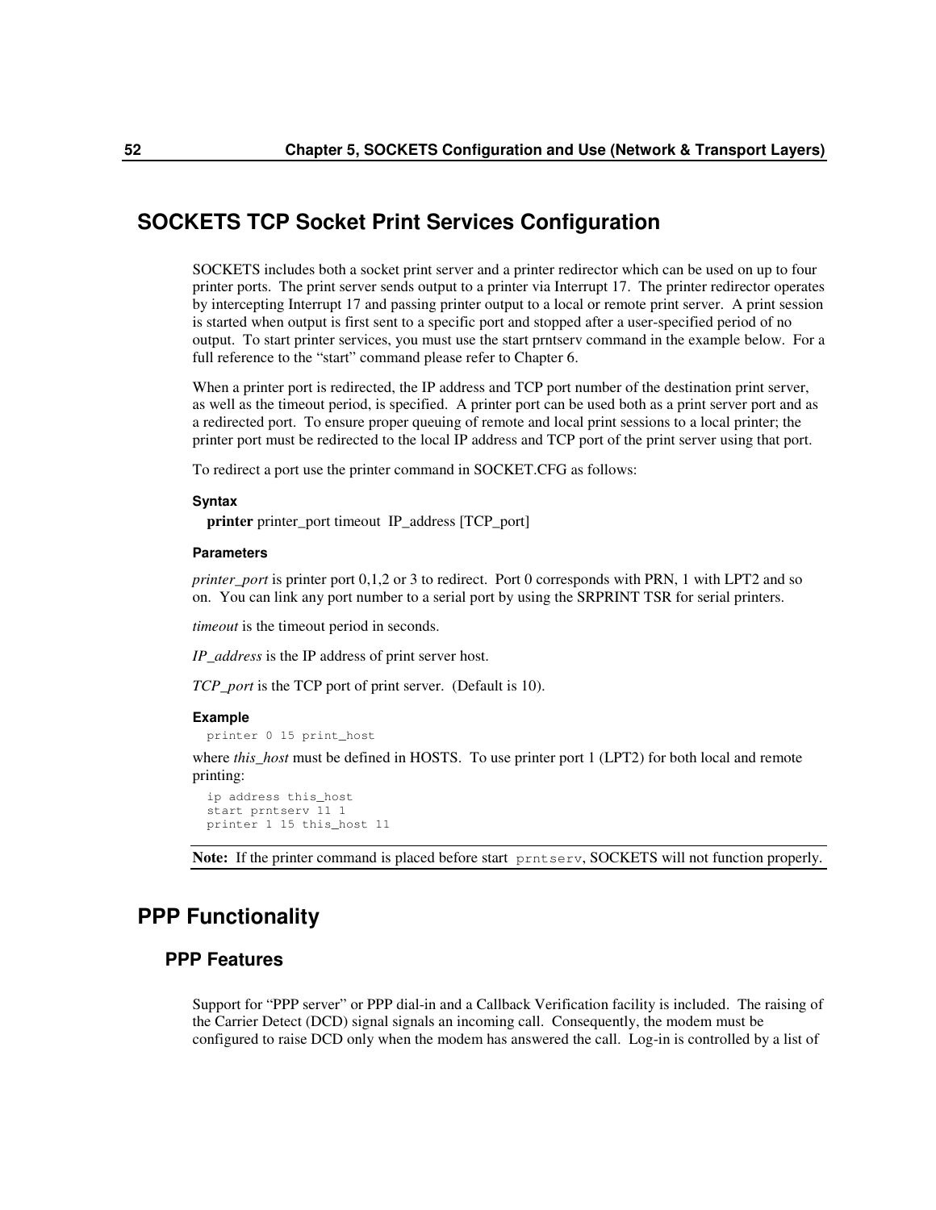## SOCKETS TCP Socket Print Services Configuration

SOCKETS includes both a socket print server and a printer redirector which can be used on up to four printer ports. The print server sends output to a printer via Interrupt 17. The printer redirector operates by intercepting Interrupt 17 and passing printer output to a local or remote print server. A print session is started when output is first sent to a specific port and stopped after a user-specified period of no output. To start printer services, you must use the start prntserv command in the example below. For a full reference to the "start" command please refer to Chapter 6.

When a printer port is redirected, the IP address and TCP port number of the destination print server, as well as the timeout period, is specified. A printer port can be used both as a print server port and as a redirected port. To ensure proper queuing of remote and local print sessions to a local printer; the printer port must be redirected to the local IP address and TCP port of the print server using that port.

To redirect a port use the printer command in SOCKET.CFG as follows:

#### Syntax

**printer** printer_port timeout IP_address [TCP_port]

#### Parameters

*printer_port* is printer port 0,1,2 or 3 to redirect. Port 0 corresponds with PRN, 1 with LPT2 and so on. You can link any port number to a serial port by using the SRPRINT TSR for serial printers.

*timeout* is the timeout period in seconds.

*IP_address* is the IP address of print server host.

*TCP_port* is the TCP port of print server. (Default is 10).

#### Example

```
printer 0 15 print_host
```

where *this_host* must be defined in HOSTS. To use printer port 1 (LPT2) for both local and remote printing:

```
ip address this_host
start prntserv 11 1
printer 1 15 this_host 11
```

**Note:** If the printer command is placed before start `prntserv`, SOCKETS will not function properly.

## PPP Functionality

### PPP Features

Support for "PPP server" or PPP dial-in and a Callback Verification facility is included. The raising of the Carrier Detect (DCD) signal signals an incoming call. Consequently, the modem must be configured to raise DCD only when the modem has answered the call. Log-in is controlled by a list of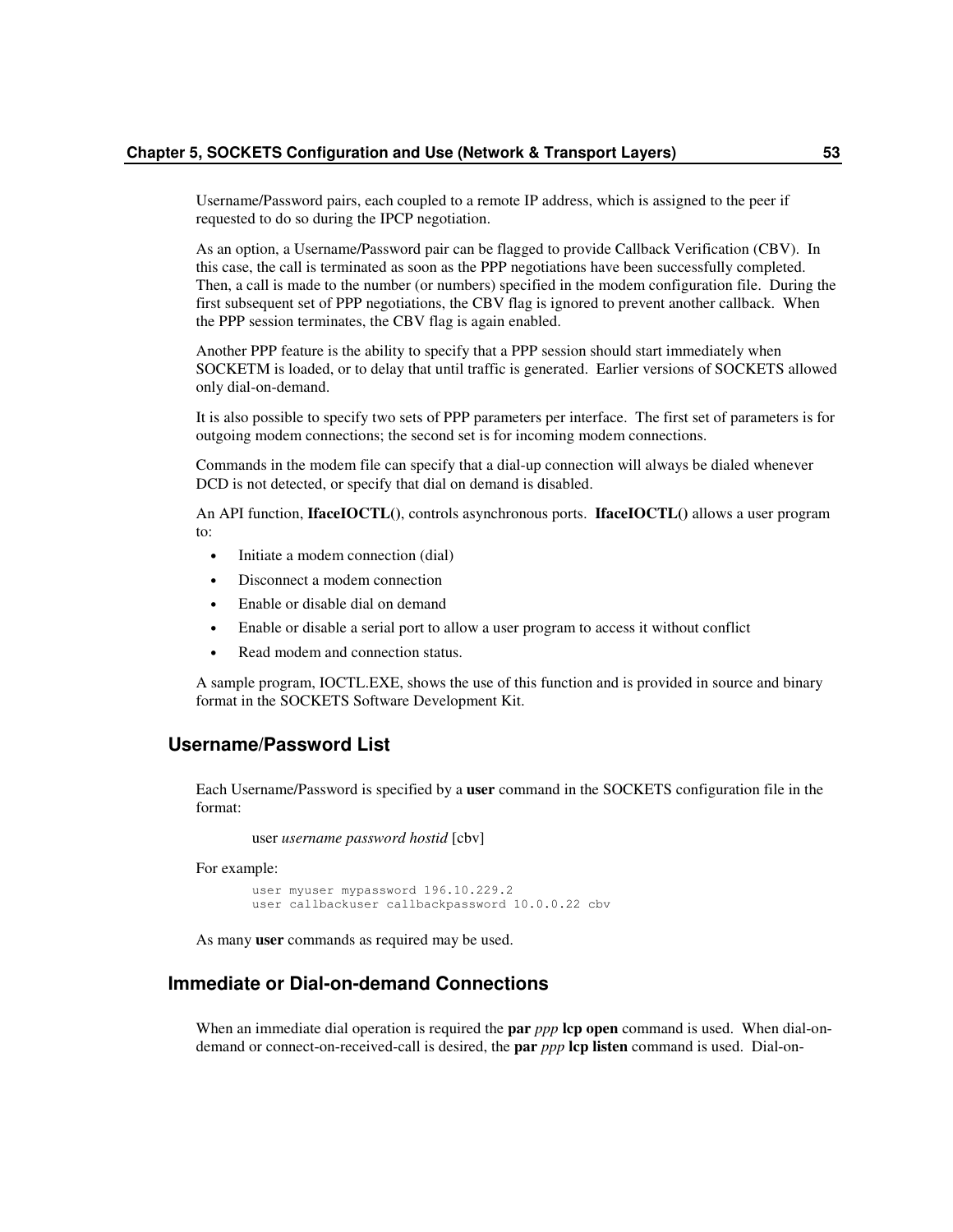Username/Password pairs, each coupled to a remote IP address, which is assigned to the peer if requested to do so during the IPCP negotiation.

As an option, a Username/Password pair can be flagged to provide Callback Verification (CBV). In this case, the call is terminated as soon as the PPP negotiations have been successfully completed. Then, a call is made to the number (or numbers) specified in the modem configuration file. During the first subsequent set of PPP negotiations, the CBV flag is ignored to prevent another callback. When the PPP session terminates, the CBV flag is again enabled.

Another PPP feature is the ability to specify that a PPP session should start immediately when SOCKETM is loaded, or to delay that until traffic is generated. Earlier versions of SOCKETS allowed only dial-on-demand.

It is also possible to specify two sets of PPP parameters per interface. The first set of parameters is for outgoing modem connections; the second set is for incoming modem connections.

Commands in the modem file can specify that a dial-up connection will always be dialed whenever DCD is not detected, or specify that dial on demand is disabled.

An API function, **IfaceIOCTL()**, controls asynchronous ports. **IfaceIOCTL()** allows a user program to:

- Initiate a modem connection (dial)
- Disconnect a modem connection
- Enable or disable dial on demand
- Enable or disable a serial port to allow a user program to access it without conflict
- Read modem and connection status.

A sample program, IOCTL.EXE, shows the use of this function and is provided in source and binary format in the SOCKETS Software Development Kit.

## Username/Password List

Each Username/Password is specified by a **user** command in the SOCKETS configuration file in the format:

user *username password hostid* [cbv]

For example:

```
user myuser mypassword 196.10.229.2
user callbackuser callbackpassword 10.0.0.22 cbv
```

As many **user** commands as required may be used.

## Immediate or Dial-on-demand Connections

When an immediate dial operation is required the **par** *ppp* **lcp open** command is used. When dial-on-demand or connect-on-received-call is desired, the **par** *ppp* **lcp listen** command is used. Dial-on-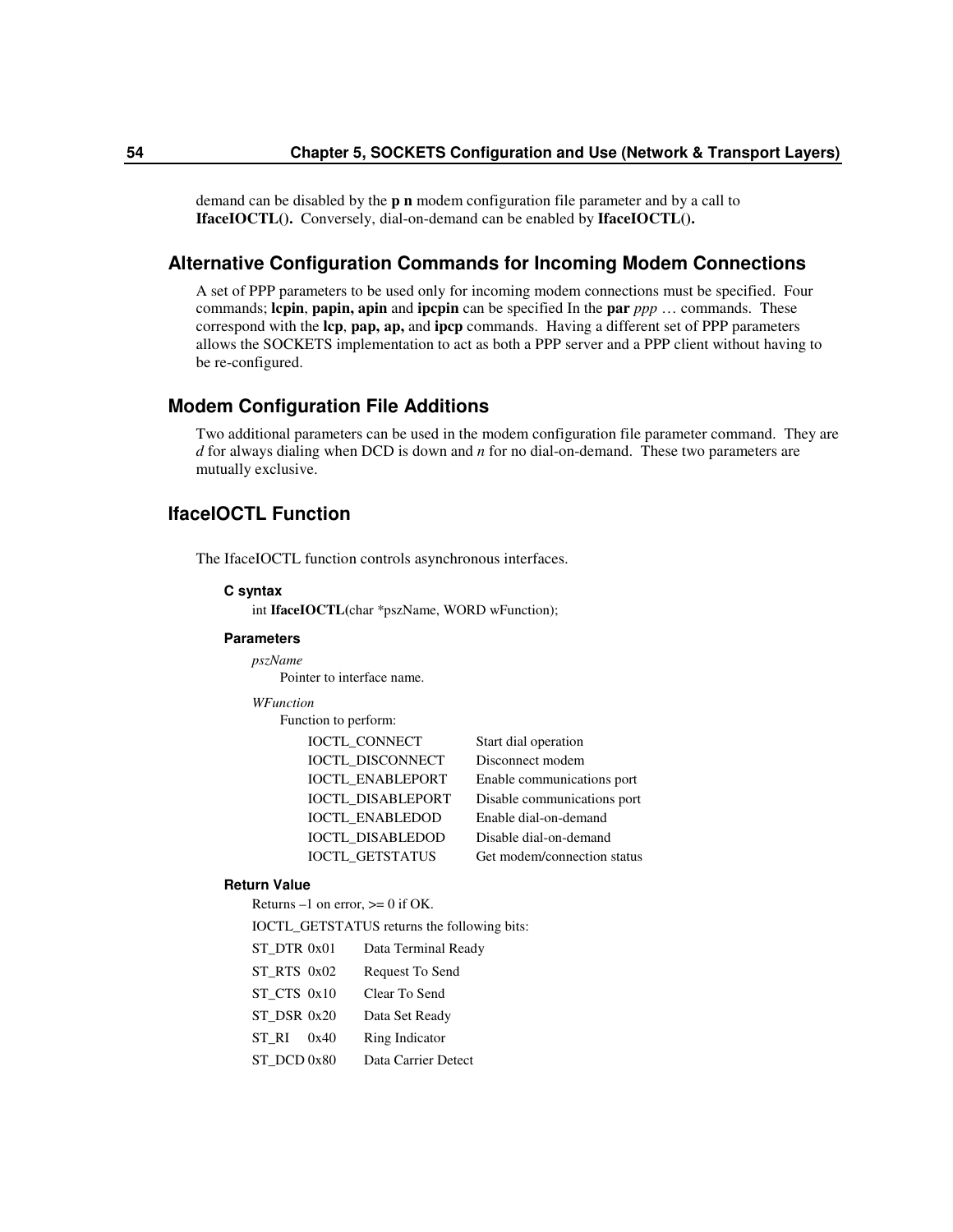demand can be disabled by the **p n** modem configuration file parameter and by a call to **IfaceIOCTL().** Conversely, dial-on-demand can be enabled by **IfaceIOCTL().**

## Alternative Configuration Commands for Incoming Modem Connections

A set of PPP parameters to be used only for incoming modem connections must be specified. Four commands; **lcpin**, **papin, apin** and **ipcpin** can be specified In the **par** *ppp* … commands. These correspond with the **lcp**, **pap, ap,** and **ipcp** commands. Having a different set of PPP parameters allows the SOCKETS implementation to act as both a PPP server and a PPP client without having to be re-configured.

## Modem Configuration File Additions

Two additional parameters can be used in the modem configuration file parameter command. They are *d* for always dialing when DCD is down and *n* for no dial-on-demand. These two parameters are mutually exclusive.

## IfaceIOCTL Function

The IfaceIOCTL function controls asynchronous interfaces.

#### C syntax

int **IfaceIOCTL(**char *pszName, WORD wFunction);

#### Parameters

*pszName*

Pointer to interface name.

*WFunction*

Function to perform:

| | |
|---|---|
| IOCTL_CONNECT | Start dial operation |
| IOCTL_DISCONNECT | Disconnect modem |
| IOCTL_ENABLEPORT | Enable communications port |
| IOCTL_DISABLEPORT | Disable communications port |
| IOCTL_ENABLEDOD | Enable dial-on-demand |
| IOCTL_DISABLEDOD | Disable dial-on-demand |
| IOCTL_GETSTATUS | Get modem/connection status |

#### Return Value

Returns –1 on error, >= 0 if OK.

IOCTL_GETSTATUS returns the following bits:

| | | |
|---|---|---|
| ST_DTR | 0x01 | Data Terminal Ready |
| ST_RTS | 0x02 | Request To Send |
| ST_CTS | 0x10 | Clear To Send |
| ST_DSR | 0x20 | Data Set Ready |
| ST_RI | 0x40 | Ring Indicator |
| ST_DCD | 0x80 | Data Carrier Detect |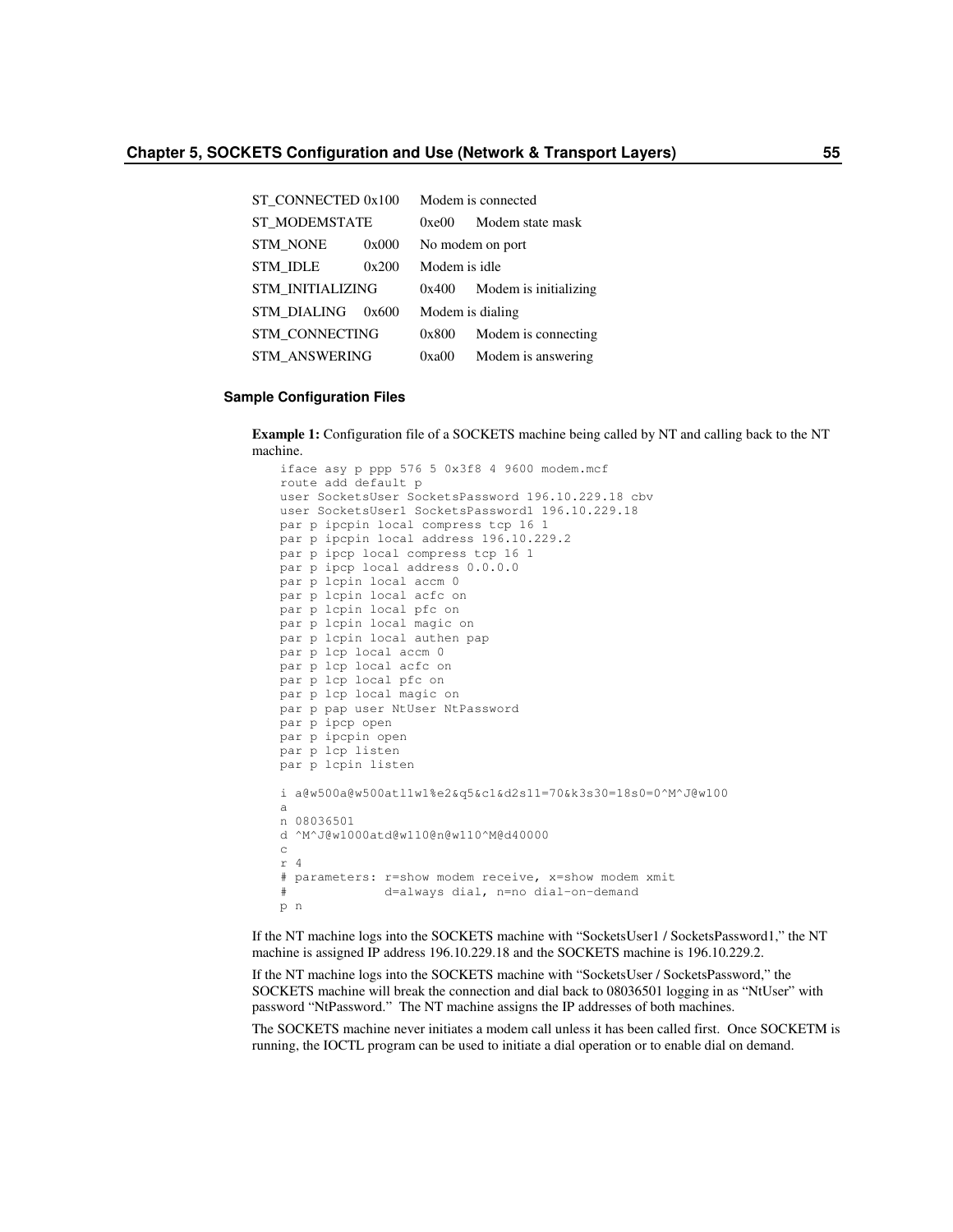| | | |
|---|---|---|
| ST_CONNECTED | 0x100 | Modem is connected |
| ST_MODEMSTATE | 0xe00 | Modem state mask |
| STM_NONE | 0x000 | No modem on port |
| STM_IDLE | 0x200 | Modem is idle |
| STM_INITIALIZING | 0x400 | Modem is initializing |
| STM_DIALING | 0x600 | Modem is dialing |
| STM_CONNECTING | 0x800 | Modem is connecting |
| STM_ANSWERING | 0xa00 | Modem is answering |

### Sample Configuration Files

**Example 1:** Configuration file of a SOCKETS machine being called by NT and calling back to the NT machine.

```
iface asy p ppp 576 5 0x3f8 4 9600 modem.mcf
route add default p
user SocketsUser SocketsPassword 196.10.229.18 cbv
user SocketsUser1 SocketsPassword1 196.10.229.18
par p ipcpin local compress tcp 16 1
par p ipcpin local address 196.10.229.2
par p ipcp local compress tcp 16 1
par p ipcp local address 0.0.0.0
par p lcpin local accm 0
par p lcpin local acfc on
par p lcpin local pfc on
par p lcpin local magic on
par p lcpin local authen pap
par p lcp local accm 0
par p lcp local acfc on
par p lcp local pfc on
par p lcp local magic on
par p pap user NtUser NtPassword
par p ipcp open
par p ipcpin open
par p lcp listen
par p lcpin listen

i a@w500a@w500atl1w1%e2&q5&c1&d2s11=70&k3s30=18s0=0^M^J@w100
a
n 08036501
d ^M^J@w1000atd@w110@n@w110^M@d40000
c
r 4
# parameters: r=show modem receive, x=show modem xmit
#             d=always dial, n=no dial-on-demand
p n
```

If the NT machine logs into the SOCKETS machine with “SocketsUser1 / SocketsPassword1,” the NT machine is assigned IP address 196.10.229.18 and the SOCKETS machine is 196.10.229.2.

If the NT machine logs into the SOCKETS machine with “SocketsUser / SocketsPassword,” the SOCKETS machine will break the connection and dial back to 08036501 logging in as “NtUser” with password “NtPassword.” The NT machine assigns the IP addresses of both machines.

The SOCKETS machine never initiates a modem call unless it has been called first. Once SOCKETM is running, the IOCTL program can be used to initiate a dial operation or to enable dial on demand.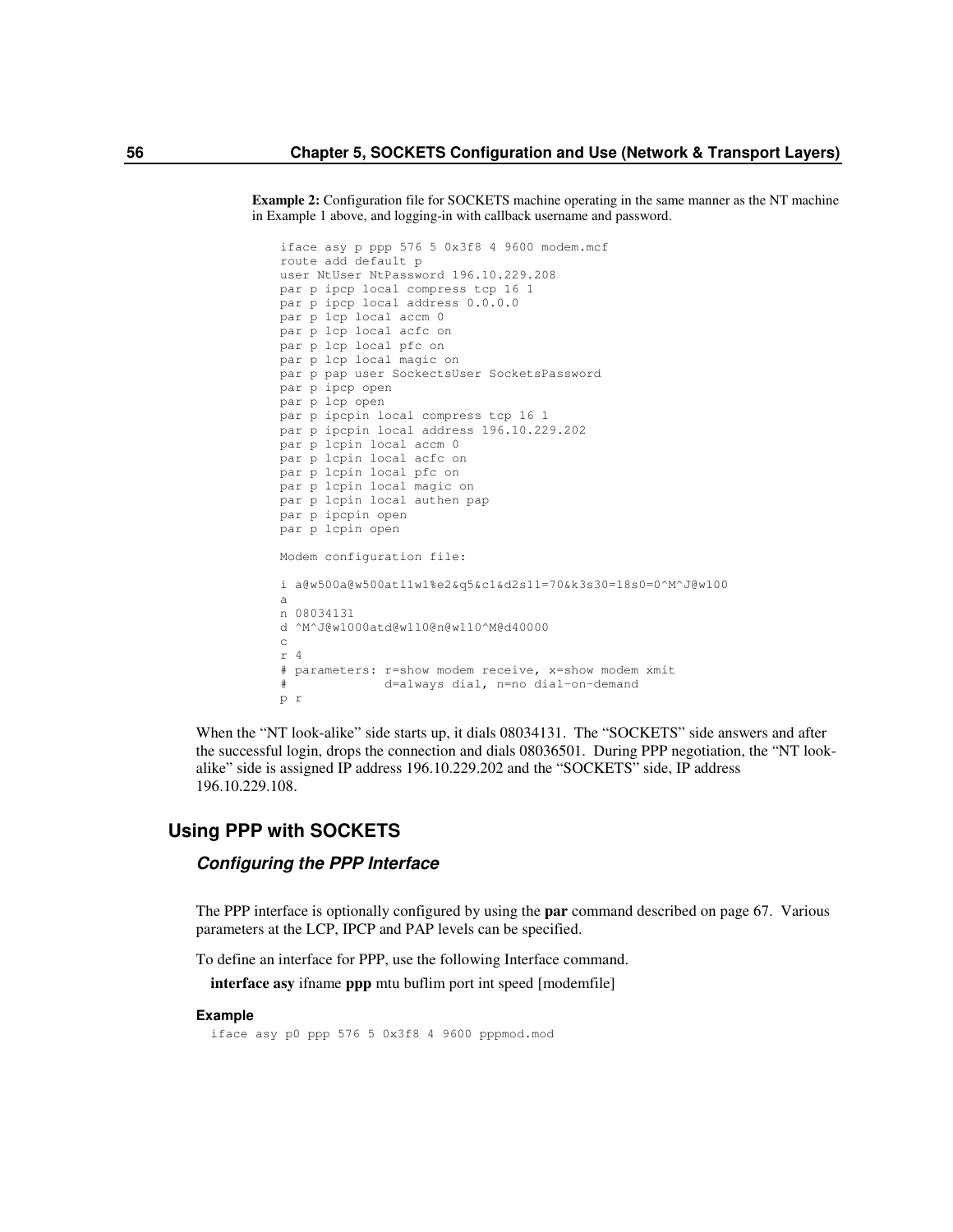**Example 2:** Configuration file for SOCKETS machine operating in the same manner as the NT machine in Example 1 above, and logging-in with callback username and password.

```
iface asy p ppp 576 5 0x3f8 4 9600 modem.mcf
route add default p
user NtUser NtPassword 196.10.229.208
par p ipcp local compress tcp 16 1
par p ipcp local address 0.0.0.0
par p lcp local accm 0
par p lcp local acfc on
par p lcp local pfc on
par p lcp local magic on
par p pap user SockectsUser SocketsPassword
par p ipcp open
par p lcp open
par p ipcpin local compress tcp 16 1
par p ipcpin local address 196.10.229.202
par p lcpin local accm 0
par p lcpin local acfc on
par p lcpin local pfc on
par p lcpin local magic on
par p lcpin local authen pap
par p ipcpin open
par p lcpin open

Modem configuration file:

i a@w500a@w500atl1w1%e2&q5&c1&d2s11=70&k3s30=18s0=0^M^J@w100
a
n 08034131
d ^M^J@w1000atd@w110@n@w110^M@d40000
c
r 4
# parameters: r=show modem receive, x=show modem xmit
#             d=always dial, n=no dial-on-demand
p r
```

When the "NT look-alike" side starts up, it dials 08034131. The "SOCKETS" side answers and after the successful login, drops the connection and dials 08036501. During PPP negotiation, the "NT look-alike" side is assigned IP address 196.10.229.202 and the "SOCKETS" side, IP address 196.10.229.108.

## Using PPP with SOCKETS

### *Configuring the PPP Interface*

The PPP interface is optionally configured by using the **par** command described on page 67. Various parameters at the LCP, IPCP and PAP levels can be specified.

To define an interface for PPP, use the following Interface command.

**interface asy** ifname **ppp** mtu buflim port int speed [modemfile]

#### Example

```
iface asy p0 ppp 576 5 0x3f8 4 9600 pppmod.mod
```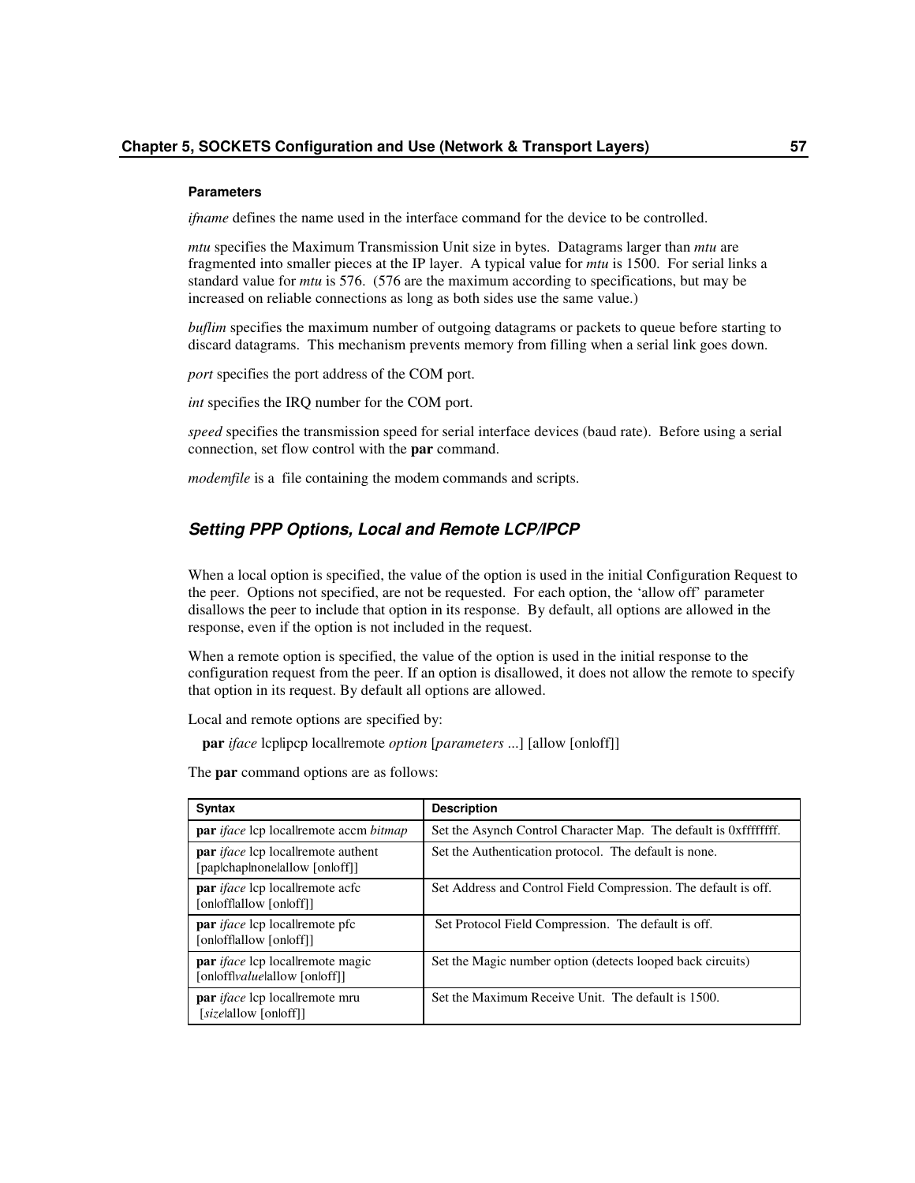**Parameters**

*ifname* defines the name used in the interface command for the device to be controlled.

*mtu* specifies the Maximum Transmission Unit size in bytes. Datagrams larger than *mtu* are fragmented into smaller pieces at the IP layer. A typical value for *mtu* is 1500. For serial links a standard value for *mtu* is 576. (576 are the maximum according to specifications, but may be increased on reliable connections as long as both sides use the same value.)

*buflim* specifies the maximum number of outgoing datagrams or packets to queue before starting to discard datagrams. This mechanism prevents memory from filling when a serial link goes down.

*port* specifies the port address of the COM port.

*int* specifies the IRQ number for the COM port.

*speed* specifies the transmission speed for serial interface devices (baud rate). Before using a serial connection, set flow control with the **par** command.

*modemfile* is a file containing the modem commands and scripts.

### *Setting PPP Options, Local and Remote LCP/IPCP*

When a local option is specified, the value of the option is used in the initial Configuration Request to the peer. Options not specified, are not be requested. For each option, the 'allow off' parameter disallows the peer to include that option in its response. By default, all options are allowed in the response, even if the option is not included in the request.

When a remote option is specified, the value of the option is used in the initial response to the configuration request from the peer. If an option is disallowed, it does not allow the remote to specify that option in its request. By default all options are allowed.

Local and remote options are specified by:

**par** *iface* lcp|ipcp local|remote *option* [*parameters* ...] [allow [on|off]]

The **par** command options are as follows:

| Syntax | Description |
|---|---|
| **par** *iface* lcp local\|remote accm *bitmap* | Set the Asynch Control Character Map. The default is 0xffffffff. |
| **par** *iface* lcp local\|remote authent [pap\|chap\|none\|allow [on\|off]] | Set the Authentication protocol. The default is none. |
| **par** *iface* lcp local\|remote acfc [on\|off\|allow [on\|off]] | Set Address and Control Field Compression. The default is off. |
| **par** *iface* lcp local\|remote pfc [on\|off\|allow [on\|off]] | Set Protocol Field Compression. The default is off. |
| **par** *iface* lcp local\|remote magic [on\|off\|*value*\|allow [on\|off]] | Set the Magic number option (detects looped back circuits) |
| **par** *iface* lcp local\|remote mru [*size*\|allow [on\|off]] | Set the Maximum Receive Unit. The default is 1500. |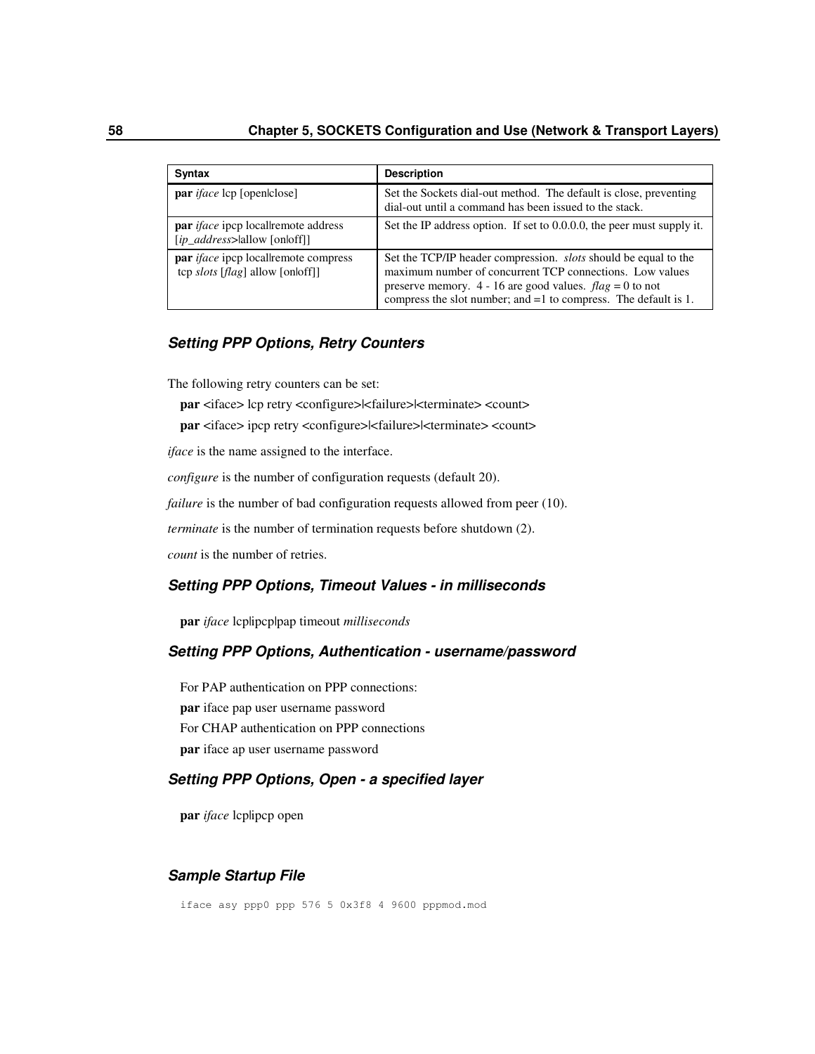| Syntax | Description |
| --- | --- |
| **par** *iface* lcp [open|close] | Set the Sockets dial-out method. The default is close, preventing dial-out until a command has been issued to the stack. |
| **par** *iface* ipcp local|remote address [*ip_address*>|allow [on|off]] | Set the IP address option. If set to 0.0.0.0, the peer must supply it. |
| **par** *iface* ipcp local|remote compress tcp *slots* [*flag*] allow [on|off]] | Set the TCP/IP header compression. *slots* should be equal to the maximum number of concurrent TCP connections. Low values preserve memory. 4 - 16 are good values. *flag* = 0 to not compress the slot number; and =1 to compress. The default is 1. |

### *Setting PPP Options, Retry Counters*

The following retry counters can be set:

**par** <iface> lcp retry <configure>|<failure>|<terminate> <count>

**par** <iface> ipcp retry <configure>|<failure>|<terminate> <count>

*iface* is the name assigned to the interface.

*configure* is the number of configuration requests (default 20).

*failure* is the number of bad configuration requests allowed from peer (10).

*terminate* is the number of termination requests before shutdown (2).

*count* is the number of retries.

### *Setting PPP Options, Timeout Values - in milliseconds*

**par** *iface* lcp|ipcp|pap timeout *milliseconds*

### *Setting PPP Options, Authentication - username/password*

For PAP authentication on PPP connections:

**par** iface pap user username password

For CHAP authentication on PPP connections

**par** iface ap user username password

### *Setting PPP Options, Open - a specified layer*

**par** *iface* lcp|ipcp open

### *Sample Startup File*

```
iface asy ppp0 ppp 576 5 0x3f8 4 9600 pppmod.mod
```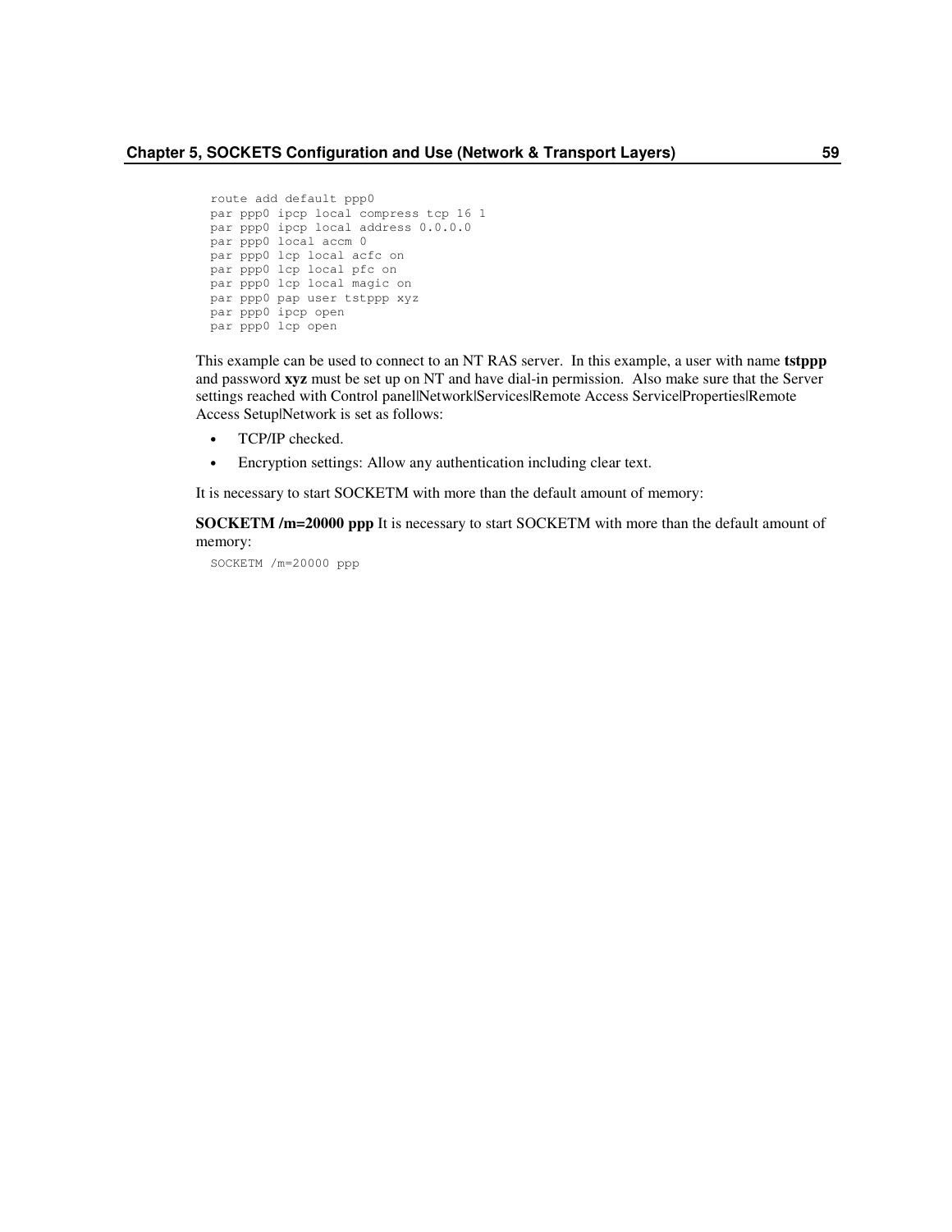```
route add default ppp0
par ppp0 ipcp local compress tcp 16 1
par ppp0 ipcp local address 0.0.0.0
par ppp0 local accm 0
par ppp0 lcp local acfc on
par ppp0 lcp local pfc on
par ppp0 lcp local magic on
par ppp0 pap user tstppp xyz
par ppp0 ipcp open
par ppp0 lcp open
```

This example can be used to connect to an NT RAS server. In this example, a user with name **tstppp** and password **xyz** must be set up on NT and have dial-in permission. Also make sure that the Server settings reached with Control panel|Network|Services|Remote Access Service|Properties|Remote Access Setup|Network is set as follows:

- TCP/IP checked.
- Encryption settings: Allow any authentication including clear text.

It is necessary to start SOCKETM with more than the default amount of memory:

**SOCKETM /m=20000 ppp** It is necessary to start SOCKETM with more than the default amount of memory:

```
SOCKETM /m=20000 ppp
```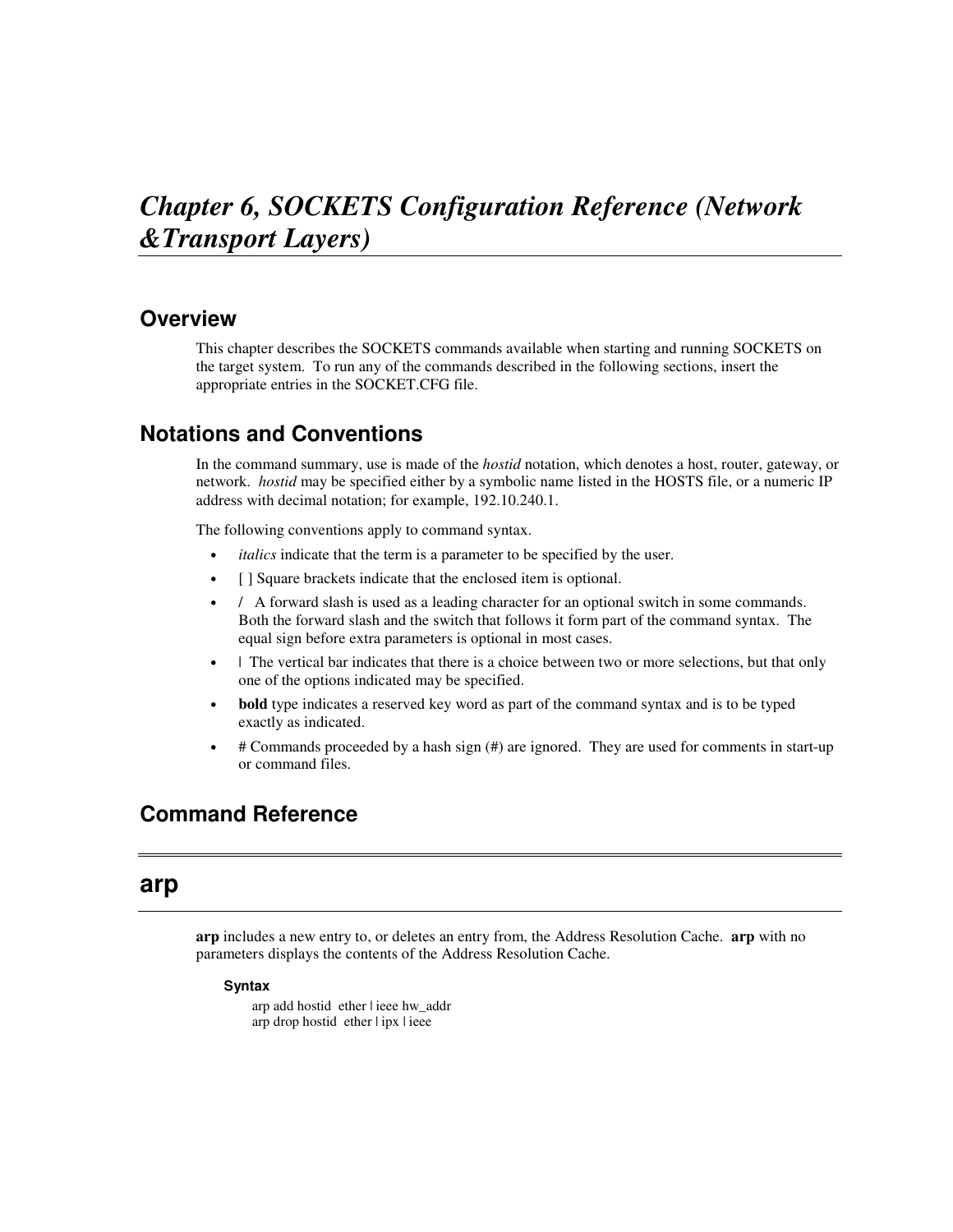# *Chapter 6, SOCKETS Configuration Reference (Network &Transport Layers)*

## Overview

This chapter describes the SOCKETS commands available when starting and running SOCKETS on the target system. To run any of the commands described in the following sections, insert the appropriate entries in the SOCKET.CFG file.

## Notations and Conventions

In the command summary, use is made of the *hostid* notation, which denotes a host, router, gateway, or network. *hostid* may be specified either by a symbolic name listed in the HOSTS file, or a numeric IP address with decimal notation; for example, 192.10.240.1.

The following conventions apply to command syntax.

- *italics* indicate that the term is a parameter to be specified by the user.
- [ ] Square brackets indicate that the enclosed item is optional.
- **/** A forward slash is used as a leading character for an optional switch in some commands. Both the forward slash and the switch that follows it form part of the command syntax. The equal sign before extra parameters is optional in most cases.
- | The vertical bar indicates that there is a choice between two or more selections, but that only one of the options indicated may be specified.
- **bold** type indicates a reserved key word as part of the command syntax and is to be typed exactly as indicated.
- # Commands proceeded by a hash sign (#) are ignored. They are used for comments in start-up or command files.

## Command Reference

## arp

**arp** includes a new entry to, or deletes an entry from, the Address Resolution Cache. **arp** with no parameters displays the contents of the Address Resolution Cache.

#### Syntax

arp add hostid ether | ieee hw_addr
arp drop hostid ether | ipx | ieee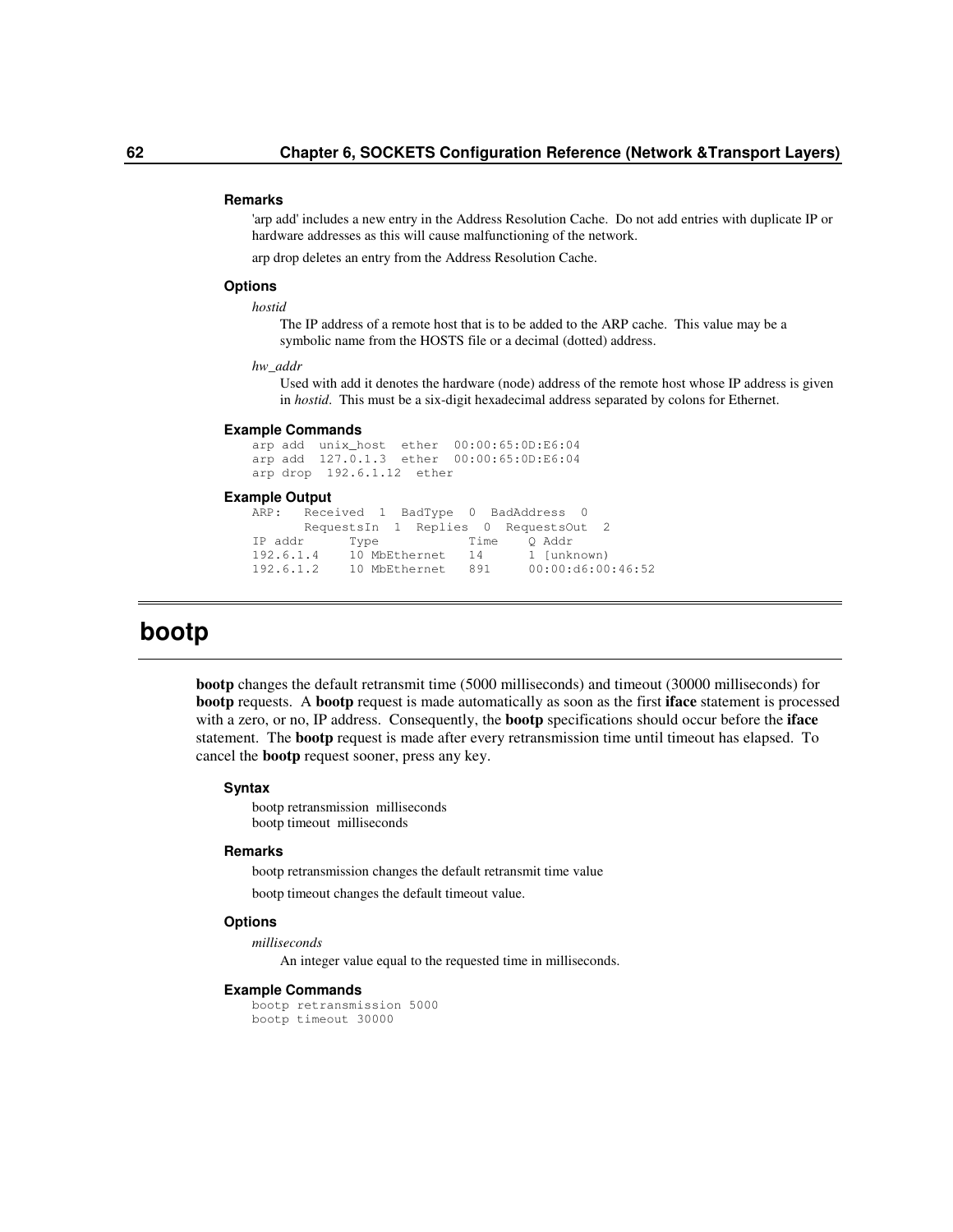#### Remarks

'arp add' includes a new entry in the Address Resolution Cache. Do not add entries with duplicate IP or hardware addresses as this will cause malfunctioning of the network.

arp drop deletes an entry from the Address Resolution Cache.

#### Options

*hostid*

The IP address of a remote host that is to be added to the ARP cache. This value may be a symbolic name from the HOSTS file or a decimal (dotted) address.

*hw_addr*

Used with add it denotes the hardware (node) address of the remote host whose IP address is given in *hostid*. This must be a six-digit hexadecimal address separated by colons for Ethernet.

#### Example Commands

```
arp add  unix_host  ether  00:00:65:0D:E6:04
arp add  127.0.1.3  ether  00:00:65:0D:E6:04
arp drop  192.6.1.12  ether
```

#### Example Output

```
ARP:   Received  1  BadType  0  BadAddress  0
       RequestsIn  1  Replies  0  RequestsOut  2
IP addr      Type           Time    Q Addr
192.6.1.4    10 MbEthernet   14      1 [unknown)
192.6.1.2    10 MbEthernet   891     00:00:d6:00:46:52
```

# bootp

**bootp** changes the default retransmit time (5000 milliseconds) and timeout (30000 milliseconds) for **bootp** requests. A **bootp** request is made automatically as soon as the first **iface** statement is processed with a zero, or no, IP address. Consequently, the **bootp** specifications should occur before the **iface** statement. The **bootp** request is made after every retransmission time until timeout has elapsed. To cancel the **bootp** request sooner, press any key.

#### Syntax

bootp retransmission  milliseconds
bootp timeout  milliseconds

#### Remarks

bootp retransmission changes the default retransmit time value

bootp timeout changes the default timeout value.

#### Options

*milliseconds*

An integer value equal to the requested time in milliseconds.

#### Example Commands

```
bootp retransmission 5000
bootp timeout 30000
```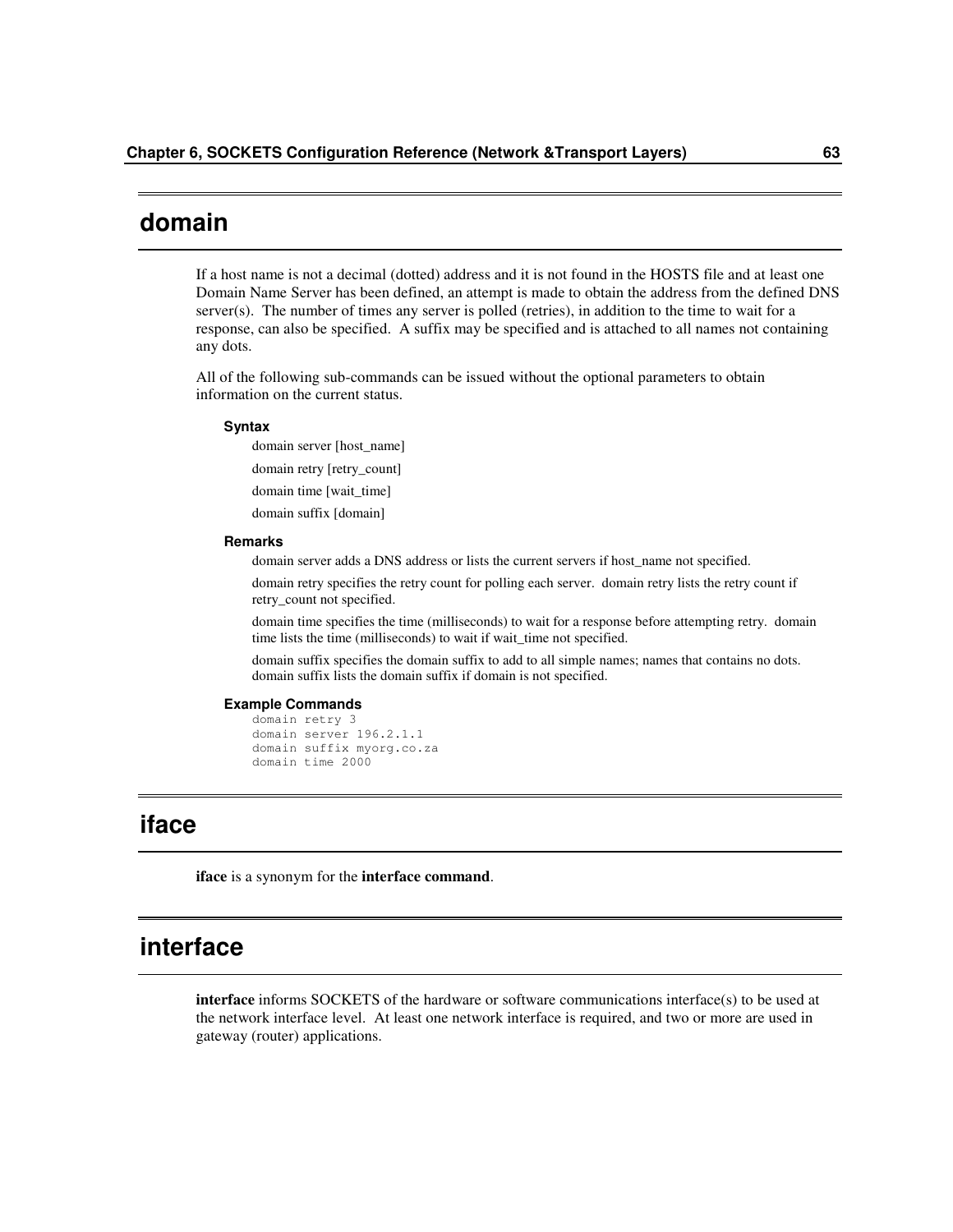## domain

If a host name is not a decimal (dotted) address and it is not found in the HOSTS file and at least one Domain Name Server has been defined, an attempt is made to obtain the address from the defined DNS server(s). The number of times any server is polled (retries), in addition to the time to wait for a response, can also be specified. A suffix may be specified and is attached to all names not containing any dots.

All of the following sub-commands can be issued without the optional parameters to obtain information on the current status.

#### Syntax

domain server [host_name]

domain retry [retry_count]

domain time [wait_time]

domain suffix [domain]

#### Remarks

domain server adds a DNS address or lists the current servers if host_name not specified.

domain retry specifies the retry count for polling each server. domain retry lists the retry count if retry_count not specified.

domain time specifies the time (milliseconds) to wait for a response before attempting retry. domain time lists the time (milliseconds) to wait if wait_time not specified.

domain suffix specifies the domain suffix to add to all simple names; names that contains no dots. domain suffix lists the domain suffix if domain is not specified.

#### Example Commands

```
domain retry 3
domain server 196.2.1.1
domain suffix myorg.co.za
domain time 2000
```

## iface

**iface** is a synonym for the **interface command**.

## interface

**interface** informs SOCKETS of the hardware or software communications interface(s) to be used at the network interface level. At least one network interface is required, and two or more are used in gateway (router) applications.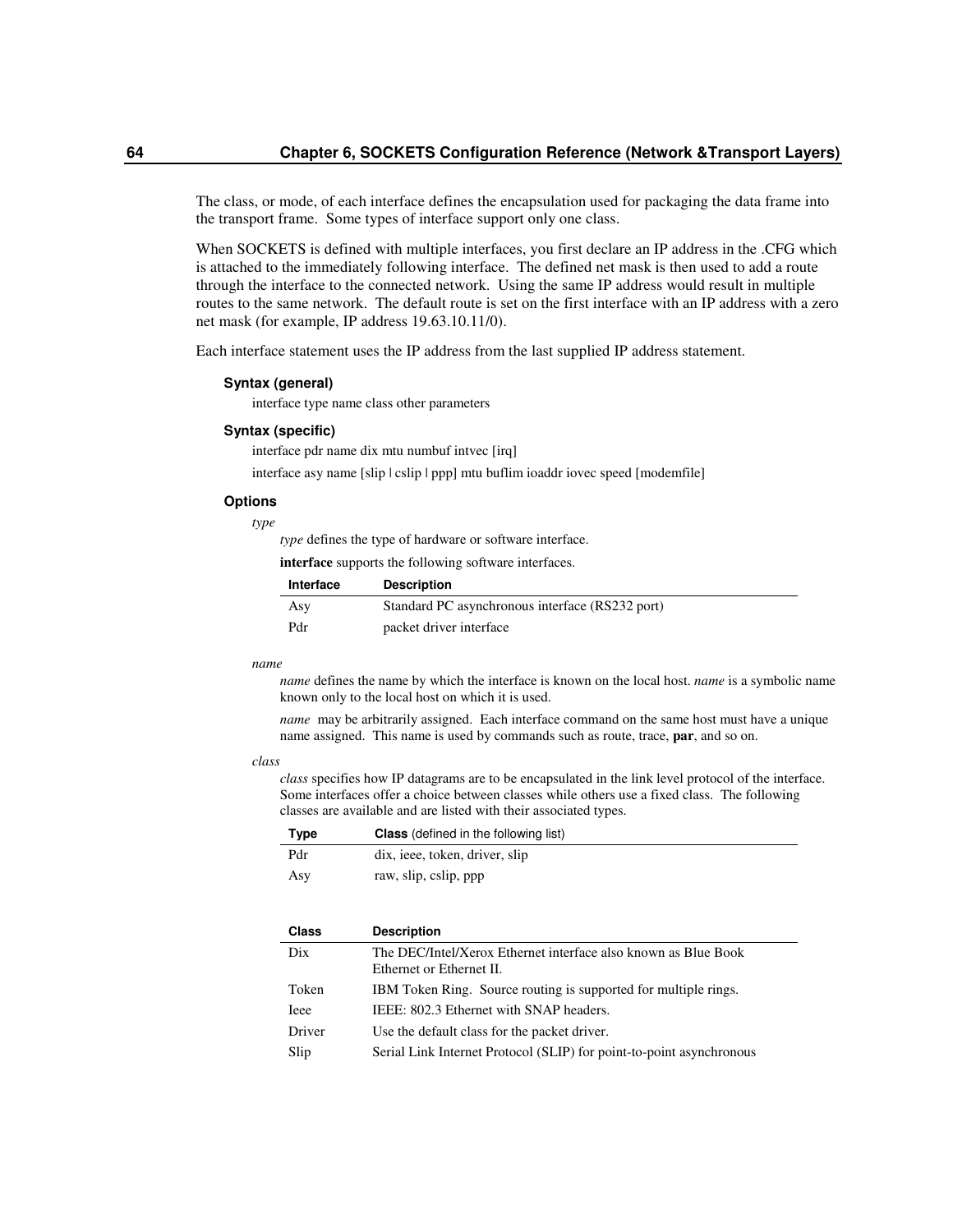The class, or mode, of each interface defines the encapsulation used for packaging the data frame into the transport frame. Some types of interface support only one class.

When SOCKETS is defined with multiple interfaces, you first declare an IP address in the .CFG which is attached to the immediately following interface. The defined net mask is then used to add a route through the interface to the connected network. Using the same IP address would result in multiple routes to the same network. The default route is set on the first interface with an IP address with a zero net mask (for example, IP address 19.63.10.11/0).

Each interface statement uses the IP address from the last supplied IP address statement.

#### Syntax (general)

interface type name class other parameters

#### Syntax (specific)

interface pdr name dix mtu numbuf intvec [irq]

interface asy name [slip | cslip | ppp] mtu buflim ioaddr iovec speed [modemfile]

#### Options

*type*

*type* defines the type of hardware or software interface.

**interface** supports the following software interfaces.

| Interface | Description |
|---|---|
| Asy | Standard PC asynchronous interface (RS232 port) |
| Pdr | packet driver interface |

*name*

*name* defines the name by which the interface is known on the local host. *name* is a symbolic name known only to the local host on which it is used.

*name* may be arbitrarily assigned. Each interface command on the same host must have a unique name assigned. This name is used by commands such as route, trace, **par**, and so on.

*class*

*class* specifies how IP datagrams are to be encapsulated in the link level protocol of the interface. Some interfaces offer a choice between classes while others use a fixed class. The following classes are available and are listed with their associated types.

| Type | **Class** (defined in the following list) |
|---|---|
| Pdr | dix, ieee, token, driver, slip |
| Asy | raw, slip, cslip, ppp |

| Class | Description |
|---|---|
| Dix | The DEC/Intel/Xerox Ethernet interface also known as Blue Book Ethernet or Ethernet II. |
| Token | IBM Token Ring. Source routing is supported for multiple rings. |
| Ieee | IEEE: 802.3 Ethernet with SNAP headers. |
| Driver | Use the default class for the packet driver. |
| Slip | Serial Link Internet Protocol (SLIP) for point-to-point asynchronous |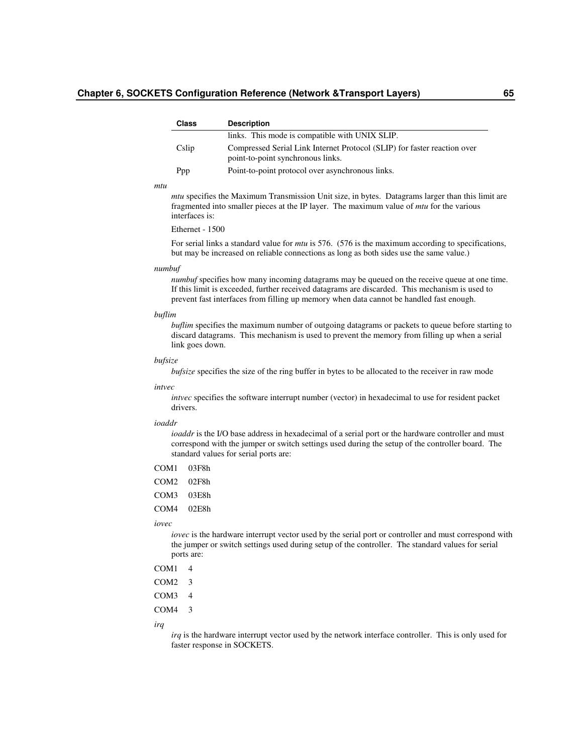| Class | Description |
|---|---|
| | links.  This mode is compatible with UNIX SLIP. |
| Cslip | Compressed Serial Link Internet Protocol (SLIP) for faster reaction over point-to-point synchronous links. |
| Ppp | Point-to-point protocol over asynchronous links. |

*mtu*

*mtu* specifies the Maximum Transmission Unit size, in bytes.  Datagrams larger than this limit are fragmented into smaller pieces at the IP layer.  The maximum value of *mtu* for the various interfaces is:

Ethernet - 1500

For serial links a standard value for *mtu* is 576.  (576 is the maximum according to specifications, but may be increased on reliable connections as long as both sides use the same value.)

*numbuf*

*numbuf* specifies how many incoming datagrams may be queued on the receive queue at one time.  If this limit is exceeded, further received datagrams are discarded.  This mechanism is used to prevent fast interfaces from filling up memory when data cannot be handled fast enough.

*buflim*

*buflim* specifies the maximum number of outgoing datagrams or packets to queue before starting to discard datagrams.  This mechanism is used to prevent the memory from filling up when a serial link goes down.

*bufsize*

*bufsize* specifies the size of the ring buffer in bytes to be allocated to the receiver in raw mode

*intvec*

*intvec* specifies the software interrupt number (vector) in hexadecimal to use for resident packet drivers.

*ioaddr*

*ioaddr* is the I/O base address in hexadecimal of a serial port or the hardware controller and must correspond with the jumper or switch settings used during the setup of the controller board.  The standard values for serial ports are:

COM1 03F8h

COM2 02F8h

COM3 03E8h

COM4 02E8h

*iovec*

*iovec* is the hardware interrupt vector used by the serial port or controller and must correspond with the jumper or switch settings used during setup of the controller.  The standard values for serial ports are:

COM1 4

COM2 3

COM3 4

COM4 3

*irq*

*irq* is the hardware interrupt vector used by the network interface controller.  This is only used for faster response in SOCKETS.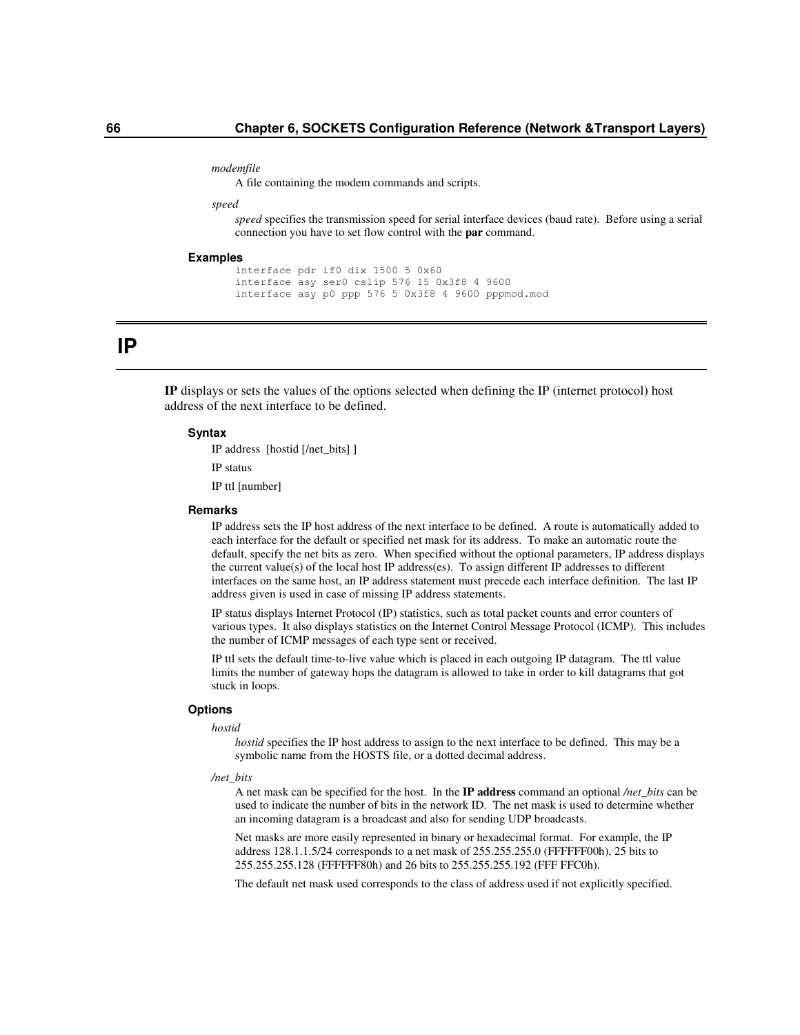*modemfile*

A file containing the modem commands and scripts.

*speed*

*speed* specifies the transmission speed for serial interface devices (baud rate). Before using a serial connection you have to set flow control with the **par** command.

### Examples

```
interface pdr if0 dix 1500 5 0x60
interface asy ser0 cslip 576 15 0x3f8 4 9600
interface asy p0 ppp 576 5 0x3f8 4 9600 pppmod.mod
```

# IP

**IP** displays or sets the values of the options selected when defining the IP (internet protocol) host address of the next interface to be defined.

### Syntax

IP address [hostid [/net_bits] ]

IP status

IP ttl [number]

### Remarks

IP address sets the IP host address of the next interface to be defined. A route is automatically added to each interface for the default or specified net mask for its address. To make an automatic route the default, specify the net bits as zero. When specified without the optional parameters, IP address displays the current value(s) of the local host IP address(es). To assign different IP addresses to different interfaces on the same host, an IP address statement must precede each interface definition. The last IP address given is used in case of missing IP address statements.

IP status displays Internet Protocol (IP) statistics, such as total packet counts and error counters of various types. It also displays statistics on the Internet Control Message Protocol (ICMP). This includes the number of ICMP messages of each type sent or received.

IP ttl sets the default time-to-live value which is placed in each outgoing IP datagram. The ttl value limits the number of gateway hops the datagram is allowed to take in order to kill datagrams that got stuck in loops.

### Options

*hostid*

*hostid* specifies the IP host address to assign to the next interface to be defined. This may be a symbolic name from the HOSTS file, or a dotted decimal address.

*/net_bits*

A net mask can be specified for the host. In the **IP address** command an optional */net_bits* can be used to indicate the number of bits in the network ID. The net mask is used to determine whether an incoming datagram is a broadcast and also for sending UDP broadcasts.

Net masks are more easily represented in binary or hexadecimal format. For example, the IP address 128.1.1.5/24 corresponds to a net mask of 255.255.255.0 (FFFFFF00h), 25 bits to 255.255.255.128 (FFFFFF80h) and 26 bits to 255.255.255.192 (FFF FFC0h).

The default net mask used corresponds to the class of address used if not explicitly specified.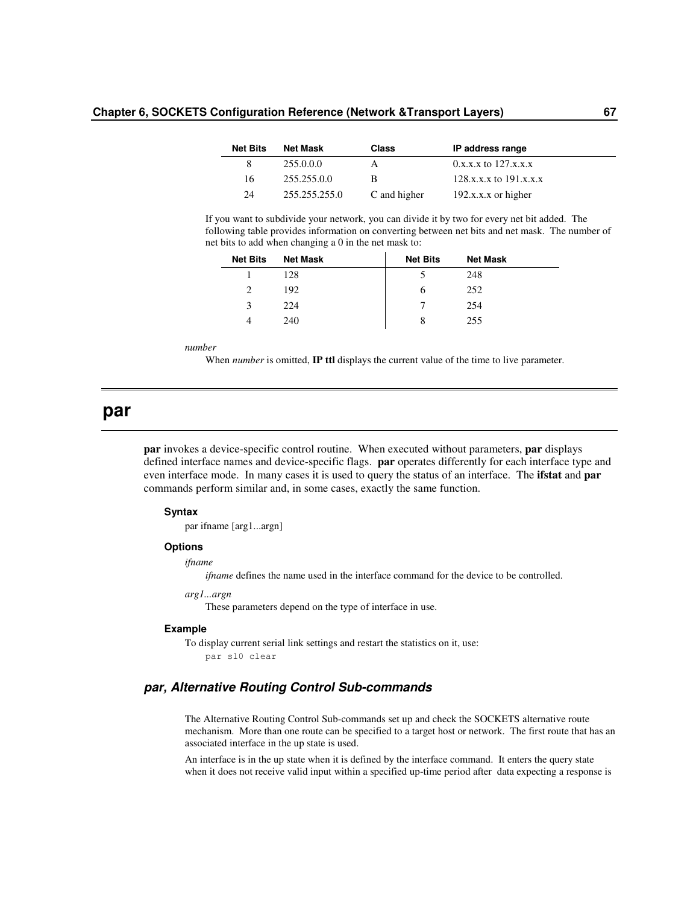| Net Bits | Net Mask | Class | IP address range |
|---|---|---|---|
| 8 | 255.0.0.0 | A | 0.x.x.x to 127.x.x.x |
| 16 | 255.255.0.0 | B | 128.x.x.x to 191.x.x.x |
| 24 | 255.255.255.0 | C and higher | 192.x.x.x or higher |

If you want to subdivide your network, you can divide it by two for every net bit added. The following table provides information on converting between net bits and net mask. The number of net bits to add when changing a 0 in the net mask to:

| Net Bits | Net Mask | Net Bits | Net Mask |
|---|---|---|---|
| 1 | 128 | 5 | 248 |
| 2 | 192 | 6 | 252 |
| 3 | 224 | 7 | 254 |
| 4 | 240 | 8 | 255 |

*number*

When *number* is omitted, **IP ttl** displays the current value of the time to live parameter.

# par

**par** invokes a device-specific control routine. When executed without parameters, **par** displays defined interface names and device-specific flags. **par** operates differently for each interface type and even interface mode. In many cases it is used to query the status of an interface. The **ifstat** and **par** commands perform similar and, in some cases, exactly the same function.

### Syntax

par ifname [arg1...argn]

### Options

*ifname*

*ifname* defines the name used in the interface command for the device to be controlled.

*arg1...argn*

These parameters depend on the type of interface in use.

### Example

To display current serial link settings and restart the statistics on it, use:

```
par sl0 clear
```

## *par, Alternative Routing Control Sub-commands*

The Alternative Routing Control Sub-commands set up and check the SOCKETS alternative route mechanism. More than one route can be specified to a target host or network. The first route that has an associated interface in the up state is used.

An interface is in the up state when it is defined by the interface command. It enters the query state when it does not receive valid input within a specified up-time period after data expecting a response is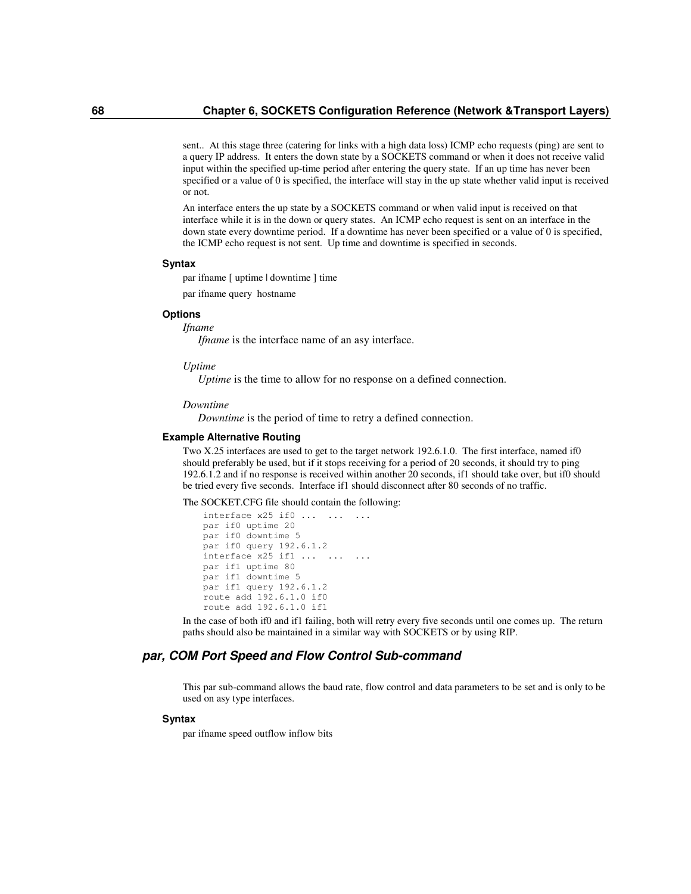sent.. At this stage three (catering for links with a high data loss) ICMP echo requests (ping) are sent to a query IP address. It enters the down state by a SOCKETS command or when it does not receive valid input within the specified up-time period after entering the query state. If an up time has never been specified or a value of 0 is specified, the interface will stay in the up state whether valid input is received or not.

An interface enters the up state by a SOCKETS command or when valid input is received on that interface while it is in the down or query states. An ICMP echo request is sent on an interface in the down state every downtime period. If a downtime has never been specified or a value of 0 is specified, the ICMP echo request is not sent. Up time and downtime is specified in seconds.

#### Syntax

par ifname [ uptime | downtime ] time

par ifname query hostname

#### Options

*Ifname*

*Ifname* is the interface name of an asy interface.

*Uptime*

*Uptime* is the time to allow for no response on a defined connection.

*Downtime*

*Downtime* is the period of time to retry a defined connection.

#### Example Alternative Routing

Two X.25 interfaces are used to get to the target network 192.6.1.0. The first interface, named if0 should preferably be used, but if it stops receiving for a period of 20 seconds, it should try to ping 192.6.1.2 and if no response is received within another 20 seconds, if1 should take over, but if0 should be tried every five seconds. Interface if1 should disconnect after 80 seconds of no traffic.

The SOCKET.CFG file should contain the following:

```
interface x25 if0 ...  ...  ...
par if0 uptime 20
par if0 downtime 5
par if0 query 192.6.1.2
interface x25 if1 ...  ...  ...
par if1 uptime 80
par if1 downtime 5
par if1 query 192.6.1.2
route add 192.6.1.0 if0
route add 192.6.1.0 if1
```

In the case of both if0 and if1 failing, both will retry every five seconds until one comes up. The return paths should also be maintained in a similar way with SOCKETS or by using RIP.

### *par, COM Port Speed and Flow Control Sub-command*

This par sub-command allows the baud rate, flow control and data parameters to be set and is only to be used on asy type interfaces.

#### Syntax

par ifname speed outflow inflow bits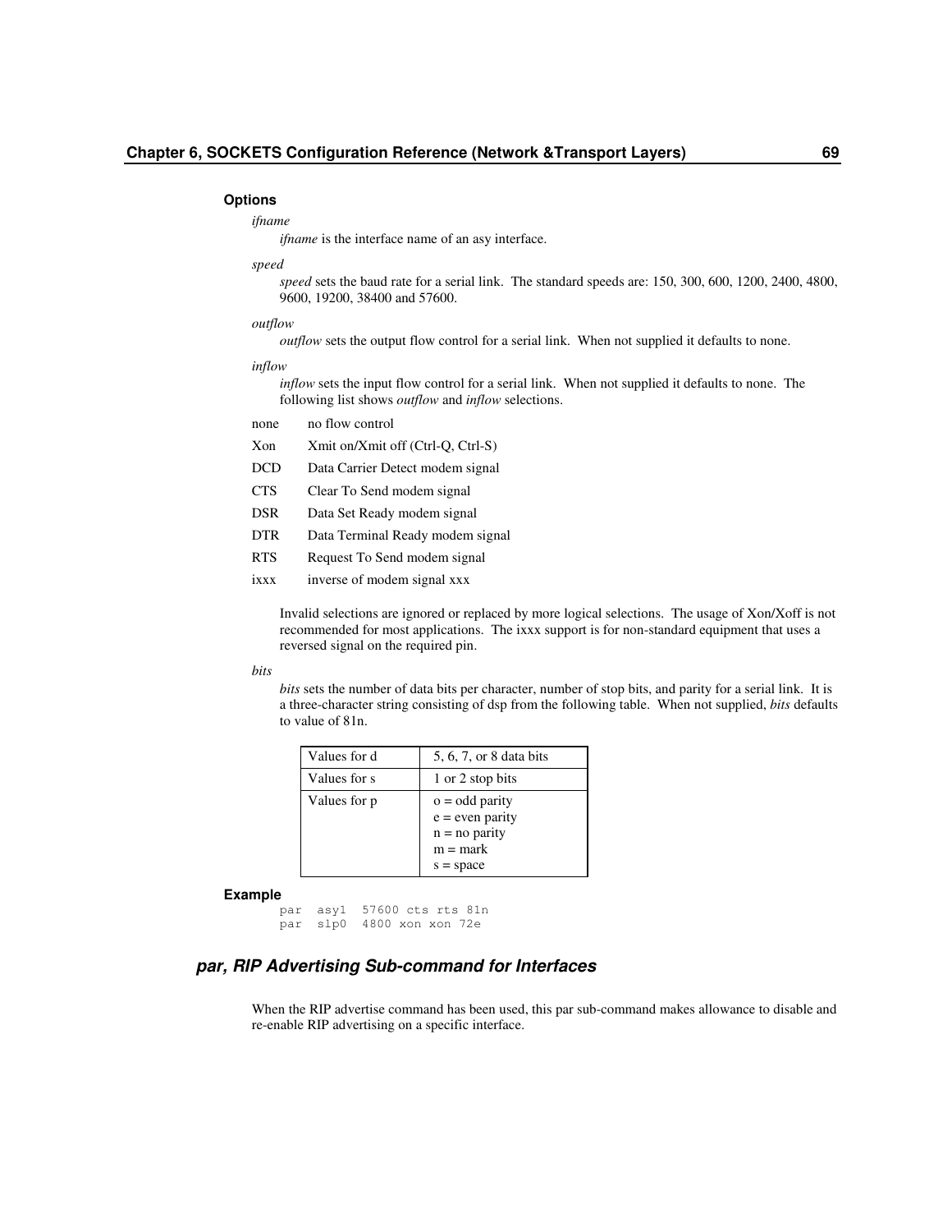**Options**

*ifname*

*ifname* is the interface name of an asy interface.

*speed*

*speed* sets the baud rate for a serial link. The standard speeds are: 150, 300, 600, 1200, 2400, 4800, 9600, 19200, 38400 and 57600.

*outflow*

*outflow* sets the output flow control for a serial link. When not supplied it defaults to none.

*inflow*

*inflow* sets the input flow control for a serial link. When not supplied it defaults to none. The following list shows *outflow* and *inflow* selections.

none no flow control

Xon Xmit on/Xmit off (Ctrl-Q, Ctrl-S)

DCD Data Carrier Detect modem signal

CTS Clear To Send modem signal

DSR Data Set Ready modem signal

DTR Data Terminal Ready modem signal

RTS Request To Send modem signal

ixxx inverse of modem signal xxx

Invalid selections are ignored or replaced by more logical selections. The usage of Xon/Xoff is not recommended for most applications. The ixxx support is for non-standard equipment that uses a reversed signal on the required pin.

*bits*

*bits* sets the number of data bits per character, number of stop bits, and parity for a serial link. It is a three-character string consisting of dsp from the following table. When not supplied, *bits* defaults to value of 81n.

| Values for d | 5, 6, 7, or 8 data bits |
|---|---|
| Values for s | 1 or 2 stop bits |
| Values for p | o = odd parity<br>e = even parity<br>n = no parity<br>m = mark<br>s = space |

**Example**

```
par  asy1  57600 cts rts 81n
par  slp0  4800 xon xon 72e
```

### *par, RIP Advertising Sub-command for Interfaces*

When the RIP advertise command has been used, this par sub-command makes allowance to disable and re-enable RIP advertising on a specific interface.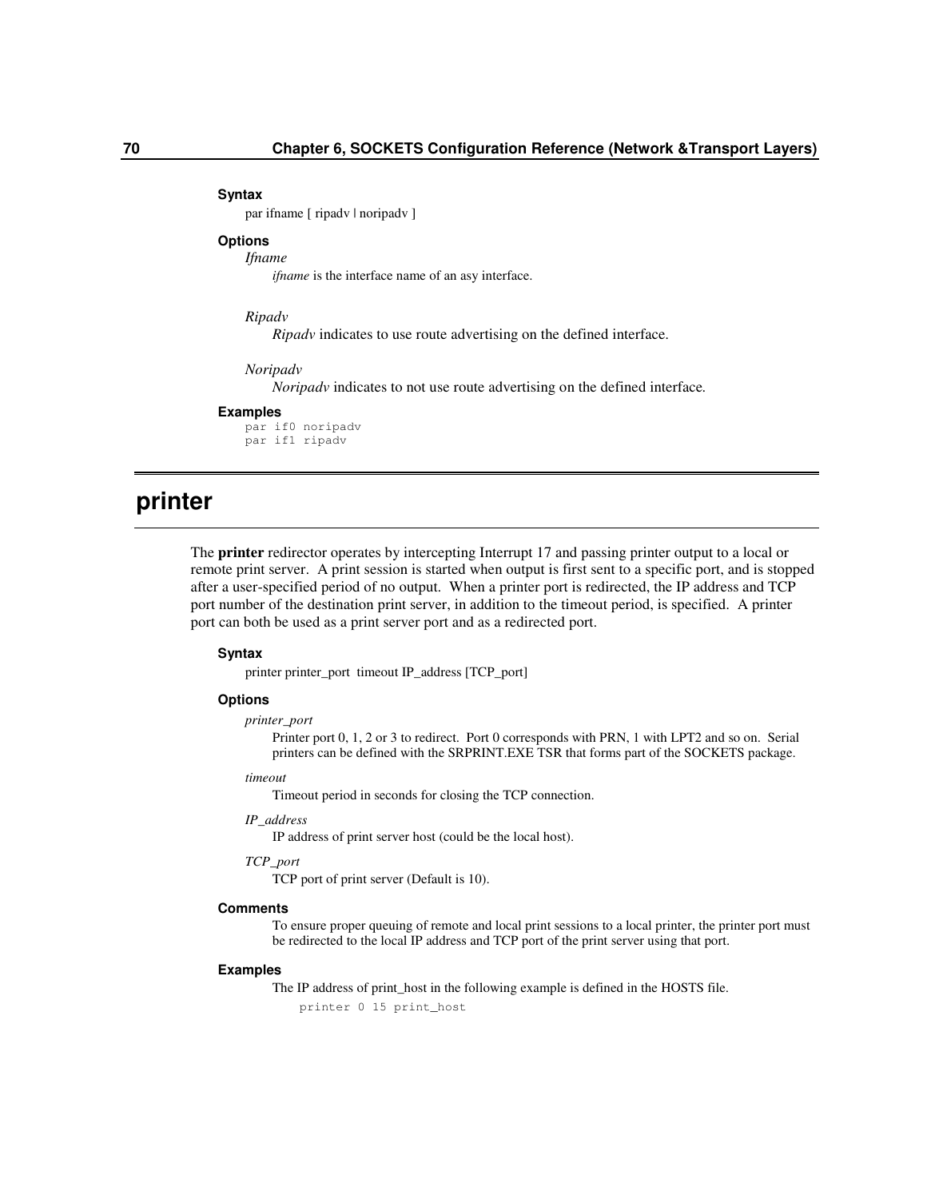#### Syntax

par ifname [ ripadv | noripadv ]

#### Options

*Ifname*

*ifname* is the interface name of an asy interface.

*Ripadv*

*Ripadv* indicates to use route advertising on the defined interface.

*Noripadv*

*Noripadv* indicates to not use route advertising on the defined interface.

#### Examples

```
par if0 noripadv
par if1 ripadv
```

## printer

The **printer** redirector operates by intercepting Interrupt 17 and passing printer output to a local or remote print server. A print session is started when output is first sent to a specific port, and is stopped after a user-specified period of no output. When a printer port is redirected, the IP address and TCP port number of the destination print server, in addition to the timeout period, is specified. A printer port can both be used as a print server port and as a redirected port.

#### Syntax

printer printer_port timeout IP_address [TCP_port]

#### Options

*printer_port*

Printer port 0, 1, 2 or 3 to redirect. Port 0 corresponds with PRN, 1 with LPT2 and so on. Serial printers can be defined with the SRPRINT.EXE TSR that forms part of the SOCKETS package.

*timeout*

Timeout period in seconds for closing the TCP connection.

*IP_address*

IP address of print server host (could be the local host).

*TCP_port*

TCP port of print server (Default is 10).

#### Comments

To ensure proper queuing of remote and local print sessions to a local printer, the printer port must be redirected to the local IP address and TCP port of the print server using that port.

#### Examples

The IP address of print_host in the following example is defined in the HOSTS file.

```
printer 0 15 print_host
```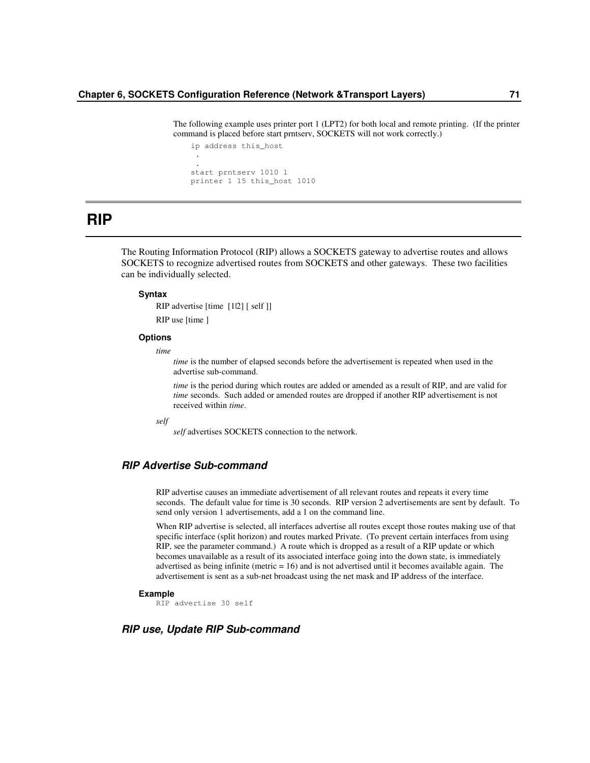The following example uses printer port 1 (LPT2) for both local and remote printing. (If the printer command is placed before start prntserv, SOCKETS will not work correctly.)

```
ip address this_host
 .
 .
start prntserv 1010 1
printer 1 15 this_host 1010
```

# RIP

The Routing Information Protocol (RIP) allows a SOCKETS gateway to advertise routes and allows SOCKETS to recognize advertised routes from SOCKETS and other gateways. These two facilities can be individually selected.

**Syntax**

RIP advertise [time [1|2] [ self ]]

RIP use [time ]

**Options**

*time*

*time* is the number of elapsed seconds before the advertisement is repeated when used in the advertise sub-command.

*time* is the period during which routes are added or amended as a result of RIP, and are valid for *time* seconds. Such added or amended routes are dropped if another RIP advertisement is not received within *time*.

*self*

*self* advertises SOCKETS connection to the network.

## RIP Advertise Sub-command

RIP advertise causes an immediate advertisement of all relevant routes and repeats it every time seconds. The default value for time is 30 seconds. RIP version 2 advertisements are sent by default. To send only version 1 advertisements, add a 1 on the command line.

When RIP advertise is selected, all interfaces advertise all routes except those routes making use of that specific interface (split horizon) and routes marked Private. (To prevent certain interfaces from using RIP, see the parameter command.) A route which is dropped as a result of a RIP update or which becomes unavailable as a result of its associated interface going into the down state, is immediately advertised as being infinite (metric = 16) and is not advertised until it becomes available again. The advertisement is sent as a sub-net broadcast using the net mask and IP address of the interface.

**Example**

```
RIP advertise 30 self
```

## RIP use, Update RIP Sub-command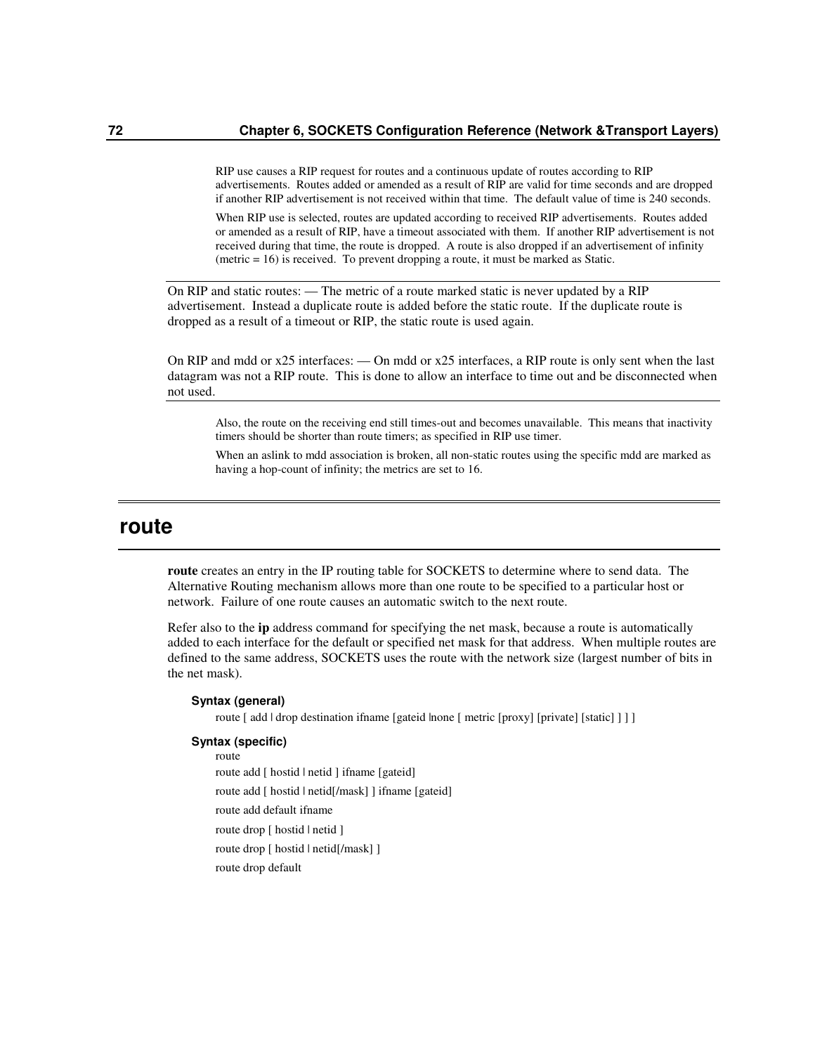RIP use causes a RIP request for routes and a continuous update of routes according to RIP advertisements. Routes added or amended as a result of RIP are valid for time seconds and are dropped if another RIP advertisement is not received within that time. The default value of time is 240 seconds.

When RIP use is selected, routes are updated according to received RIP advertisements. Routes added or amended as a result of RIP, have a timeout associated with them. If another RIP advertisement is not received during that time, the route is dropped. A route is also dropped if an advertisement of infinity (metric = 16) is received. To prevent dropping a route, it must be marked as Static.

---

On RIP and static routes: — The metric of a route marked static is never updated by a RIP advertisement. Instead a duplicate route is added before the static route. If the duplicate route is dropped as a result of a timeout or RIP, the static route is used again.

On RIP and mdd or x25 interfaces: — On mdd or x25 interfaces, a RIP route is only sent when the last datagram was not a RIP route. This is done to allow an interface to time out and be disconnected when not used.

---

Also, the route on the receiving end still times-out and becomes unavailable. This means that inactivity timers should be shorter than route timers; as specified in RIP use timer.

When an aslink to mdd association is broken, all non-static routes using the specific mdd are marked as having a hop-count of infinity; the metrics are set to 16.

## route

**route** creates an entry in the IP routing table for SOCKETS to determine where to send data. The Alternative Routing mechanism allows more than one route to be specified to a particular host or network. Failure of one route causes an automatic switch to the next route.

Refer also to the **ip** address command for specifying the net mask, because a route is automatically added to each interface for the default or specified net mask for that address. When multiple routes are defined to the same address, SOCKETS uses the route with the network size (largest number of bits in the net mask).

#### Syntax (general)

```
route [ add | drop destination ifname [gateid |none [ metric [proxy] [private] [static] ] ] ]
```

#### Syntax (specific)

```
route
route add [ hostid | netid ] ifname [gateid]
route add [ hostid | netid[/mask] ] ifname [gateid]
route add default ifname
route drop [ hostid | netid ]
route drop [ hostid | netid[/mask] ]
route drop default
```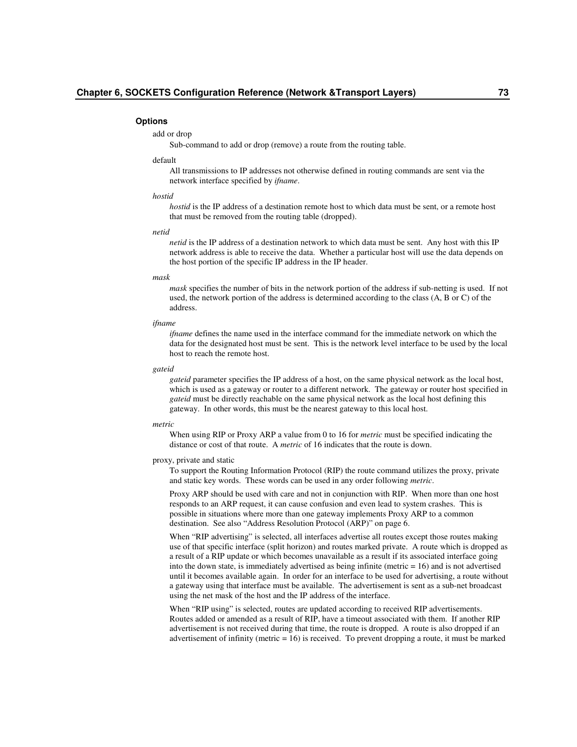#### Options

add or drop

Sub-command to add or drop (remove) a route from the routing table.

default

All transmissions to IP addresses not otherwise defined in routing commands are sent via the network interface specified by *ifname*.

*hostid*

*hostid* is the IP address of a destination remote host to which data must be sent, or a remote host that must be removed from the routing table (dropped).

*netid*

*netid* is the IP address of a destination network to which data must be sent. Any host with this IP network address is able to receive the data. Whether a particular host will use the data depends on the host portion of the specific IP address in the IP header.

*mask*

*mask* specifies the number of bits in the network portion of the address if sub-netting is used. If not used, the network portion of the address is determined according to the class (A, B or C) of the address.

*ifname*

*ifname* defines the name used in the interface command for the immediate network on which the data for the designated host must be sent. This is the network level interface to be used by the local host to reach the remote host.

*gateid*

*gateid* parameter specifies the IP address of a host, on the same physical network as the local host, which is used as a gateway or router to a different network. The gateway or router host specified in *gateid* must be directly reachable on the same physical network as the local host defining this gateway. In other words, this must be the nearest gateway to this local host.

*metric*

When using RIP or Proxy ARP a value from 0 to 16 for *metric* must be specified indicating the distance or cost of that route. A *metric* of 16 indicates that the route is down.

proxy, private and static

To support the Routing Information Protocol (RIP) the route command utilizes the proxy, private and static key words. These words can be used in any order following *metric*.

Proxy ARP should be used with care and not in conjunction with RIP. When more than one host responds to an ARP request, it can cause confusion and even lead to system crashes. This is possible in situations where more than one gateway implements Proxy ARP to a common destination. See also "Address Resolution Protocol (ARP)" on page 6.

When "RIP advertising" is selected, all interfaces advertise all routes except those routes making use of that specific interface (split horizon) and routes marked private. A route which is dropped as a result of a RIP update or which becomes unavailable as a result if its associated interface going into the down state, is immediately advertised as being infinite (metric = 16) and is not advertised until it becomes available again. In order for an interface to be used for advertising, a route without a gateway using that interface must be available. The advertisement is sent as a sub-net broadcast using the net mask of the host and the IP address of the interface.

When "RIP using" is selected, routes are updated according to received RIP advertisements. Routes added or amended as a result of RIP, have a timeout associated with them. If another RIP advertisement is not received during that time, the route is dropped. A route is also dropped if an advertisement of infinity (metric = 16) is received. To prevent dropping a route, it must be marked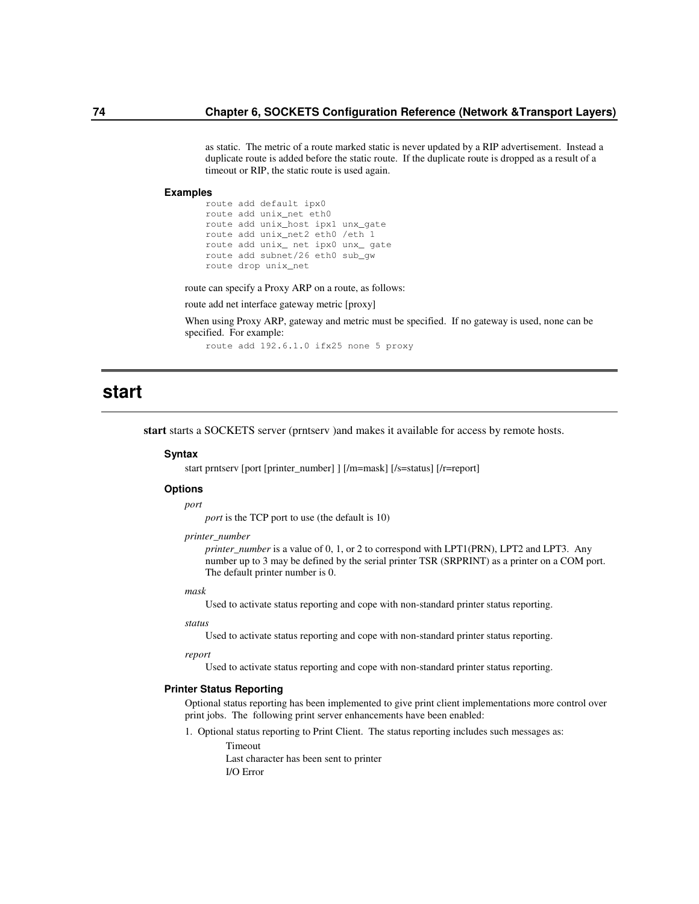as static. The metric of a route marked static is never updated by a RIP advertisement. Instead a duplicate route is added before the static route. If the duplicate route is dropped as a result of a timeout or RIP, the static route is used again.

#### Examples

```
route add default ipx0
route add unix_net eth0
route add unix_host ipx1 unx_gate
route add unix_net2 eth0 /eth 1
route add unix_ net ipx0 unx_ gate
route add subnet/26 eth0 sub_gw
route drop unix_net
```

route can specify a Proxy ARP on a route, as follows:

route add net interface gateway metric [proxy]

When using Proxy ARP, gateway and metric must be specified. If no gateway is used, none can be specified. For example:

```
route add 192.6.1.0 ifx25 none 5 proxy
```

## start

**start** starts a SOCKETS server (prntserv )and makes it available for access by remote hosts.

#### Syntax

start prntserv [port [printer_number] ] [/m=mask] [/s=status] [/r=report]

#### Options

*port*

*port* is the TCP port to use (the default is 10)

*printer_number*

*printer_number* is a value of 0, 1, or 2 to correspond with LPT1(PRN), LPT2 and LPT3. Any number up to 3 may be defined by the serial printer TSR (SRPRINT) as a printer on a COM port. The default printer number is 0.

*mask*

Used to activate status reporting and cope with non-standard printer status reporting.

*status*

Used to activate status reporting and cope with non-standard printer status reporting.

*report*

Used to activate status reporting and cope with non-standard printer status reporting.

#### Printer Status Reporting

Optional status reporting has been implemented to give print client implementations more control over print jobs. The following print server enhancements have been enabled:

1. Optional status reporting to Print Client. The status reporting includes such messages as:

   Timeout
   Last character has been sent to printer
   I/O Error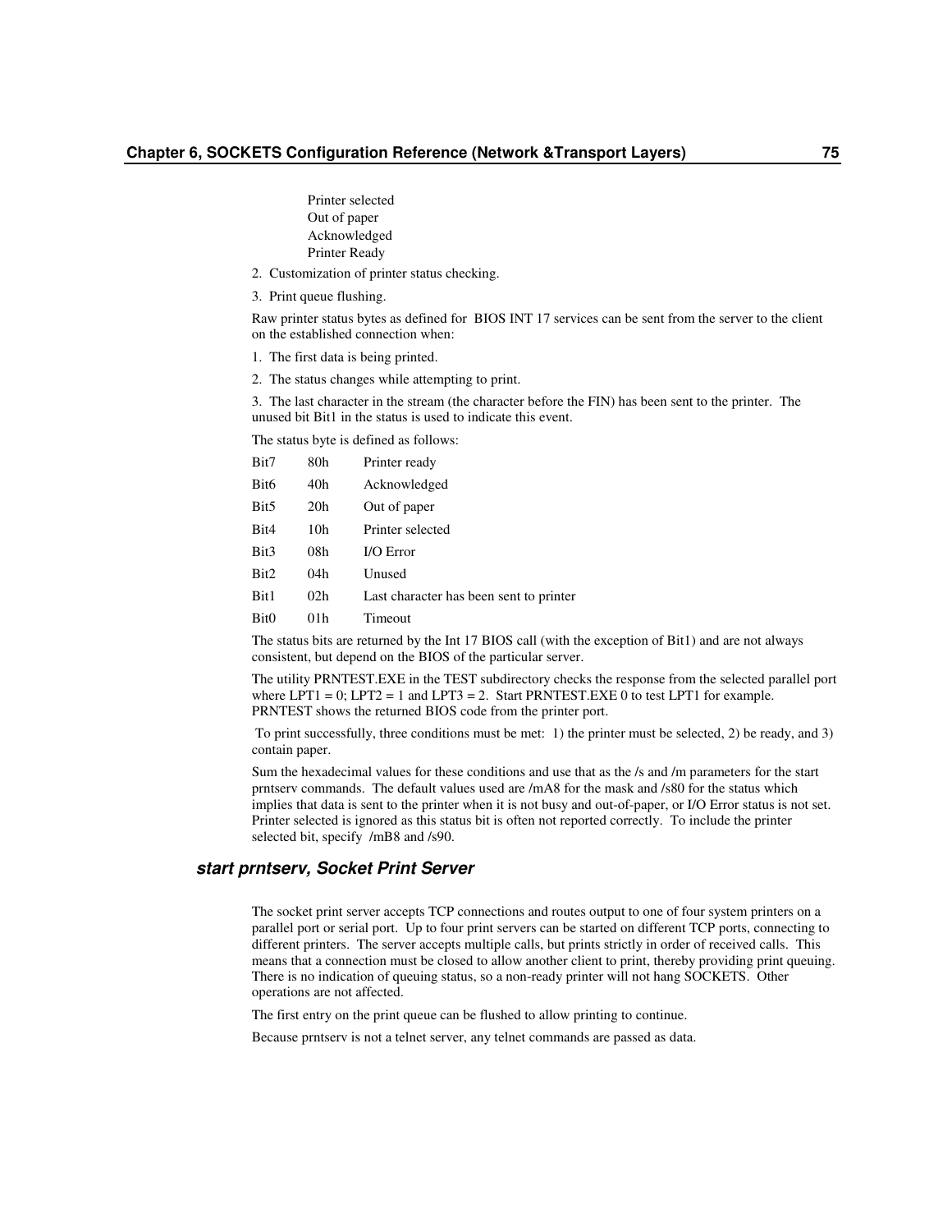Printer selected
Out of paper
Acknowledged
Printer Ready

2. Customization of printer status checking.

3. Print queue flushing.

Raw printer status bytes as defined for BIOS INT 17 services can be sent from the server to the client on the established connection when:

1. The first data is being printed.

2. The status changes while attempting to print.

3. The last character in the stream (the character before the FIN) has been sent to the printer. The unused bit Bit1 in the status is used to indicate this event.

The status byte is defined as follows:

| | | |
|---|---|---|
| Bit7 | 80h | Printer ready |
| Bit6 | 40h | Acknowledged |
| Bit5 | 20h | Out of paper |
| Bit4 | 10h | Printer selected |
| Bit3 | 08h | I/O Error |
| Bit2 | 04h | Unused |
| Bit1 | 02h | Last character has been sent to printer |
| Bit0 | 01h | Timeout |

The status bits are returned by the Int 17 BIOS call (with the exception of Bit1) and are not always consistent, but depend on the BIOS of the particular server.

The utility PRNTEST.EXE in the TEST subdirectory checks the response from the selected parallel port where LPT1 = 0; LPT2 = 1 and LPT3 = 2. Start PRNTEST.EXE 0 to test LPT1 for example. PRNTEST shows the returned BIOS code from the printer port.

To print successfully, three conditions must be met: 1) the printer must be selected, 2) be ready, and 3) contain paper.

Sum the hexadecimal values for these conditions and use that as the /s and /m parameters for the start prntserv commands. The default values used are /mA8 for the mask and /s80 for the status which implies that data is sent to the printer when it is not busy and out-of-paper, or I/O Error status is not set. Printer selected is ignored as this status bit is often not reported correctly. To include the printer selected bit, specify /mB8 and /s90.

### *start prntserv, Socket Print Server*

The socket print server accepts TCP connections and routes output to one of four system printers on a parallel port or serial port. Up to four print servers can be started on different TCP ports, connecting to different printers. The server accepts multiple calls, but prints strictly in order of received calls. This means that a connection must be closed to allow another client to print, thereby providing print queuing. There is no indication of queuing status, so a non-ready printer will not hang SOCKETS. Other operations are not affected.

The first entry on the print queue can be flushed to allow printing to continue.

Because prntserv is not a telnet server, any telnet commands are passed as data.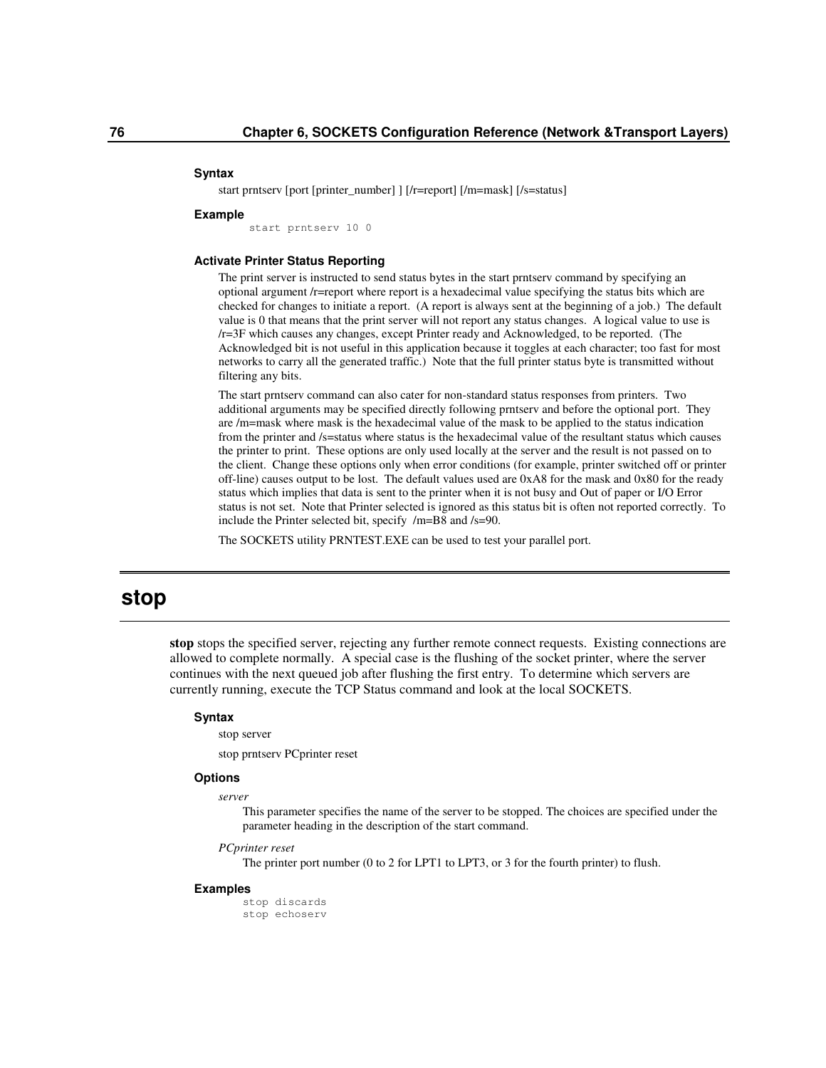#### Syntax

start prntserv [port [printer_number] ] [/r=report] [/m=mask] [/s=status]

#### Example

```
start prntserv 10 0
```

#### Activate Printer Status Reporting

The print server is instructed to send status bytes in the start prntserv command by specifying an optional argument /r=report where report is a hexadecimal value specifying the status bits which are checked for changes to initiate a report. (A report is always sent at the beginning of a job.) The default value is 0 that means that the print server will not report any status changes. A logical value to use is /r=3F which causes any changes, except Printer ready and Acknowledged, to be reported. (The Acknowledged bit is not useful in this application because it toggles at each character; too fast for most networks to carry all the generated traffic.) Note that the full printer status byte is transmitted without filtering any bits.

The start prntserv command can also cater for non-standard status responses from printers. Two additional arguments may be specified directly following prntserv and before the optional port. They are /m=mask where mask is the hexadecimal value of the mask to be applied to the status indication from the printer and /s=status where status is the hexadecimal value of the resultant status which causes the printer to print. These options are only used locally at the server and the result is not passed on to the client. Change these options only when error conditions (for example, printer switched off or printer off-line) causes output to be lost. The default values used are 0xA8 for the mask and 0x80 for the ready status which implies that data is sent to the printer when it is not busy and Out of paper or I/O Error status is not set. Note that Printer selected is ignored as this status bit is often not reported correctly. To include the Printer selected bit, specify /m=B8 and /s=90.

The SOCKETS utility PRNTEST.EXE can be used to test your parallel port.

# stop

**stop** stops the specified server, rejecting any further remote connect requests. Existing connections are allowed to complete normally. A special case is the flushing of the socket printer, where the server continues with the next queued job after flushing the first entry. To determine which servers are currently running, execute the TCP Status command and look at the local SOCKETS.

#### Syntax

stop server

stop prntserv PCprinter reset

#### Options

*server*

This parameter specifies the name of the server to be stopped. The choices are specified under the parameter heading in the description of the start command.

*PCprinter reset*

The printer port number (0 to 2 for LPT1 to LPT3, or 3 for the fourth printer) to flush.

#### Examples

```
stop discards
stop echoserv
```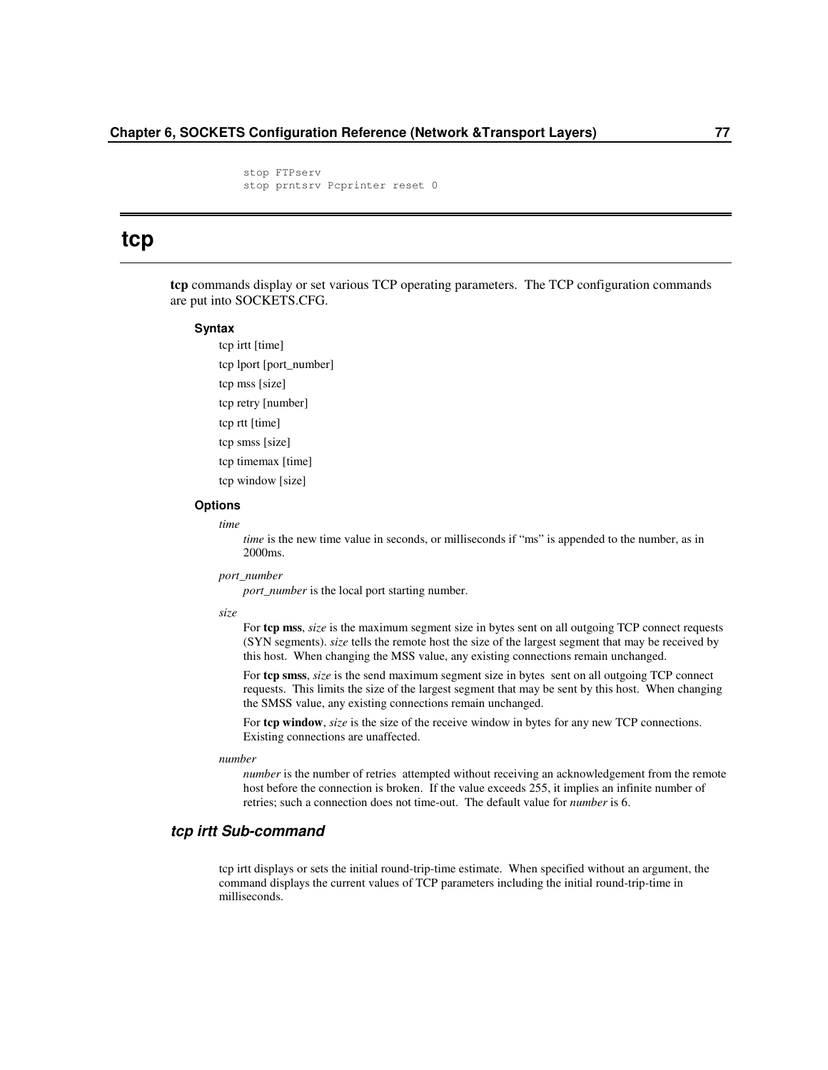```
stop FTPserv
stop prntsrv Pcprinter reset 0
```

# tcp

**tcp** commands display or set various TCP operating parameters. The TCP configuration commands are put into SOCKETS.CFG.

### Syntax

tcp irtt [time]

tcp lport [port_number]

tcp mss [size]

tcp retry [number]

tcp rtt [time]

tcp smss [size]

tcp timemax [time]

tcp window [size]

### Options

*time*

*time* is the new time value in seconds, or milliseconds if "ms" is appended to the number, as in 2000ms.

*port_number*

*port_number* is the local port starting number.

*size*

For **tcp mss**, *size* is the maximum segment size in bytes sent on all outgoing TCP connect requests (SYN segments). *size* tells the remote host the size of the largest segment that may be received by this host. When changing the MSS value, any existing connections remain unchanged.

For **tcp smss**, *size* is the send maximum segment size in bytes sent on all outgoing TCP connect requests. This limits the size of the largest segment that may be sent by this host. When changing the SMSS value, any existing connections remain unchanged.

For **tcp window**, *size* is the size of the receive window in bytes for any new TCP connections. Existing connections are unaffected.

*number*

*number* is the number of retries attempted without receiving an acknowledgement from the remote host before the connection is broken. If the value exceeds 255, it implies an infinite number of retries; such a connection does not time-out. The default value for *number* is 6.

## *tcp irtt Sub-command*

tcp irtt displays or sets the initial round-trip-time estimate. When specified without an argument, the command displays the current values of TCP parameters including the initial round-trip-time in milliseconds.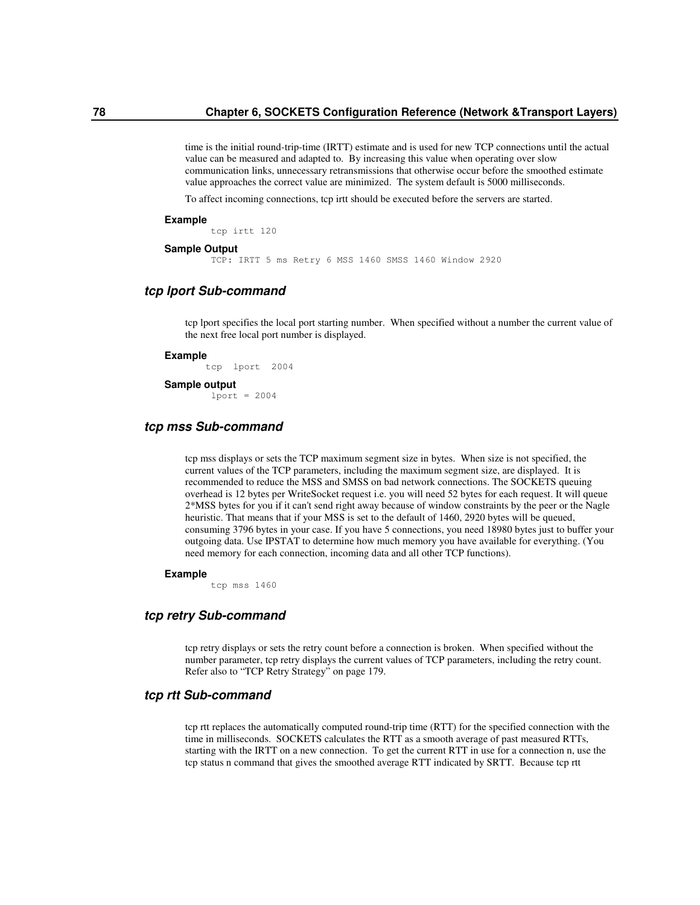time is the initial round-trip-time (IRTT) estimate and is used for new TCP connections until the actual value can be measured and adapted to. By increasing this value when operating over slow communication links, unnecessary retransmissions that otherwise occur before the smoothed estimate value approaches the correct value are minimized. The system default is 5000 milliseconds.

To affect incoming connections, tcp irtt should be executed before the servers are started.

**Example**

```
tcp irtt 120
```

**Sample Output**

```
TCP: IRTT 5 ms Retry 6 MSS 1460 SMSS 1460 Window 2920
```

### *tcp lport Sub-command*

tcp lport specifies the local port starting number. When specified without a number the current value of the next free local port number is displayed.

**Example**

```
tcp  lport  2004
```

**Sample output**

```
lport = 2004
```

### *tcp mss Sub-command*

tcp mss displays or sets the TCP maximum segment size in bytes. When size is not specified, the current values of the TCP parameters, including the maximum segment size, are displayed. It is recommended to reduce the MSS and SMSS on bad network connections. The SOCKETS queuing overhead is 12 bytes per WriteSocket request i.e. you will need 52 bytes for each request. It will queue 2*MSS bytes for you if it can't send right away because of window constraints by the peer or the Nagle heuristic. That means that if your MSS is set to the default of 1460, 2920 bytes will be queued, consuming 3796 bytes in your case. If you have 5 connections, you need 18980 bytes just to buffer your outgoing data. Use IPSTAT to determine how much memory you have available for everything. (You need memory for each connection, incoming data and all other TCP functions).

**Example**

```
tcp mss 1460
```

### *tcp retry Sub-command*

tcp retry displays or sets the retry count before a connection is broken. When specified without the number parameter, tcp retry displays the current values of TCP parameters, including the retry count. Refer also to “TCP Retry Strategy” on page 179.

### *tcp rtt Sub-command*

tcp rtt replaces the automatically computed round-trip time (RTT) for the specified connection with the time in milliseconds. SOCKETS calculates the RTT as a smooth average of past measured RTTs, starting with the IRTT on a new connection. To get the current RTT in use for a connection n, use the tcp status n command that gives the smoothed average RTT indicated by SRTT. Because tcp rtt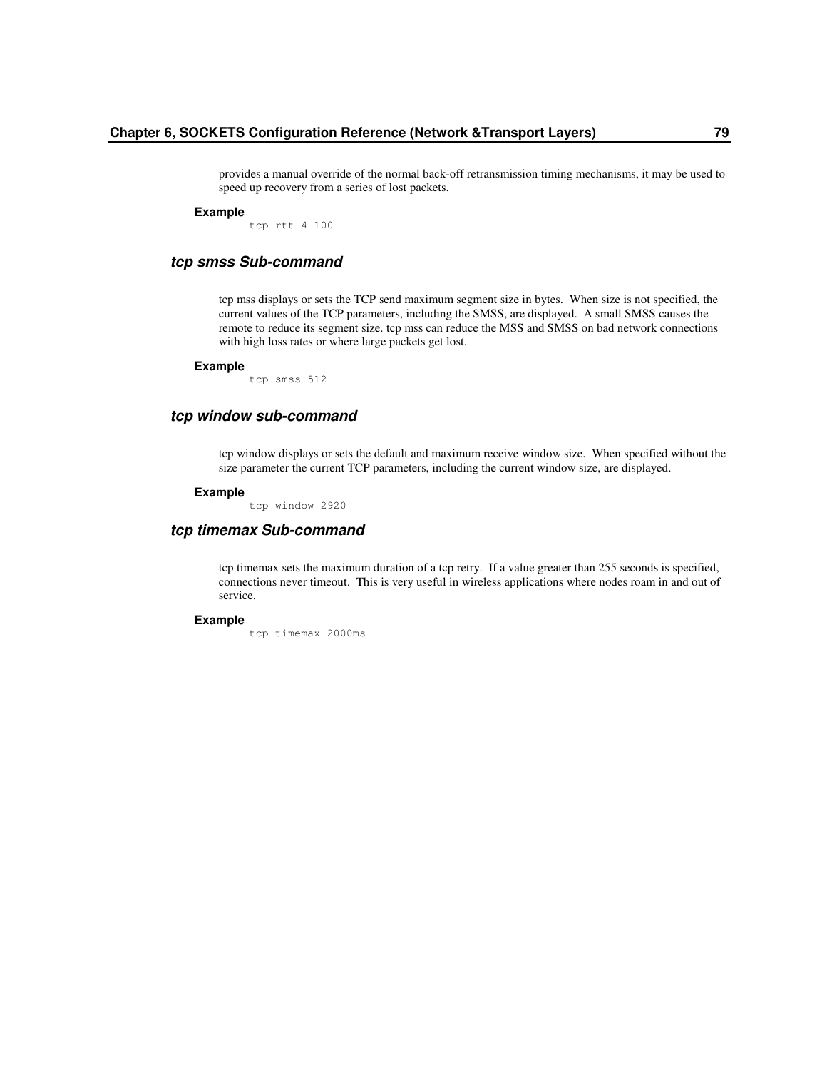provides a manual override of the normal back-off retransmission timing mechanisms, it may be used to speed up recovery from a series of lost packets.

**Example**

```
tcp rtt 4 100
```

### *tcp smss Sub-command*

tcp mss displays or sets the TCP send maximum segment size in bytes. When size is not specified, the current values of the TCP parameters, including the SMSS, are displayed. A small SMSS causes the remote to reduce its segment size. tcp mss can reduce the MSS and SMSS on bad network connections with high loss rates or where large packets get lost.

**Example**

```
tcp smss 512
```

### *tcp window sub-command*

tcp window displays or sets the default and maximum receive window size. When specified without the size parameter the current TCP parameters, including the current window size, are displayed.

**Example**

```
tcp window 2920
```

### *tcp timemax Sub-command*

tcp timemax sets the maximum duration of a tcp retry. If a value greater than 255 seconds is specified, connections never timeout. This is very useful in wireless applications where nodes roam in and out of service.

**Example**

```
tcp timemax 2000ms
```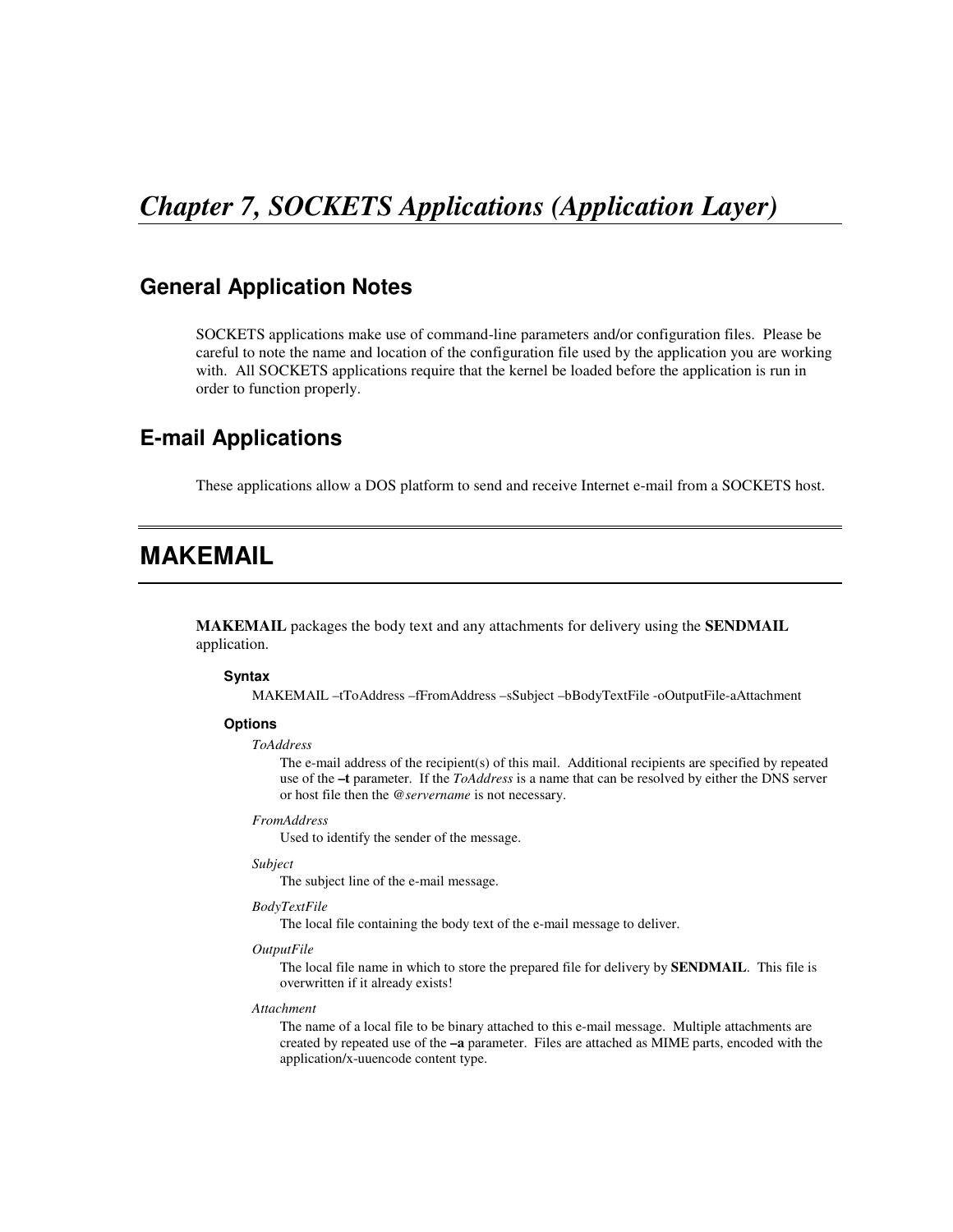# *Chapter 7, SOCKETS Applications (Application Layer)*

## General Application Notes

SOCKETS applications make use of command-line parameters and/or configuration files. Please be careful to note the name and location of the configuration file used by the application you are working with. All SOCKETS applications require that the kernel be loaded before the application is run in order to function properly.

## E-mail Applications

These applications allow a DOS platform to send and receive Internet e-mail from a SOCKETS host.

# MAKEMAIL

**MAKEMAIL** packages the body text and any attachments for delivery using the **SENDMAIL** application.

#### Syntax

MAKEMAIL –tToAddress –fFromAddress –sSubject –bBodyTextFile -oOutputFile-aAttachment

#### Options

*ToAddress*

The e-mail address of the recipient(s) of this mail. Additional recipients are specified by repeated use of the **–t** parameter. If the *ToAddress* is a name that can be resolved by either the DNS server or host file then the *@servername* is not necessary.

*FromAddress*

Used to identify the sender of the message.

*Subject*

The subject line of the e-mail message.

*BodyTextFile*

The local file containing the body text of the e-mail message to deliver.

*OutputFile*

The local file name in which to store the prepared file for delivery by **SENDMAIL**. This file is overwritten if it already exists!

*Attachment*

The name of a local file to be binary attached to this e-mail message. Multiple attachments are created by repeated use of the **–a** parameter. Files are attached as MIME parts, encoded with the application/x-uuencode content type.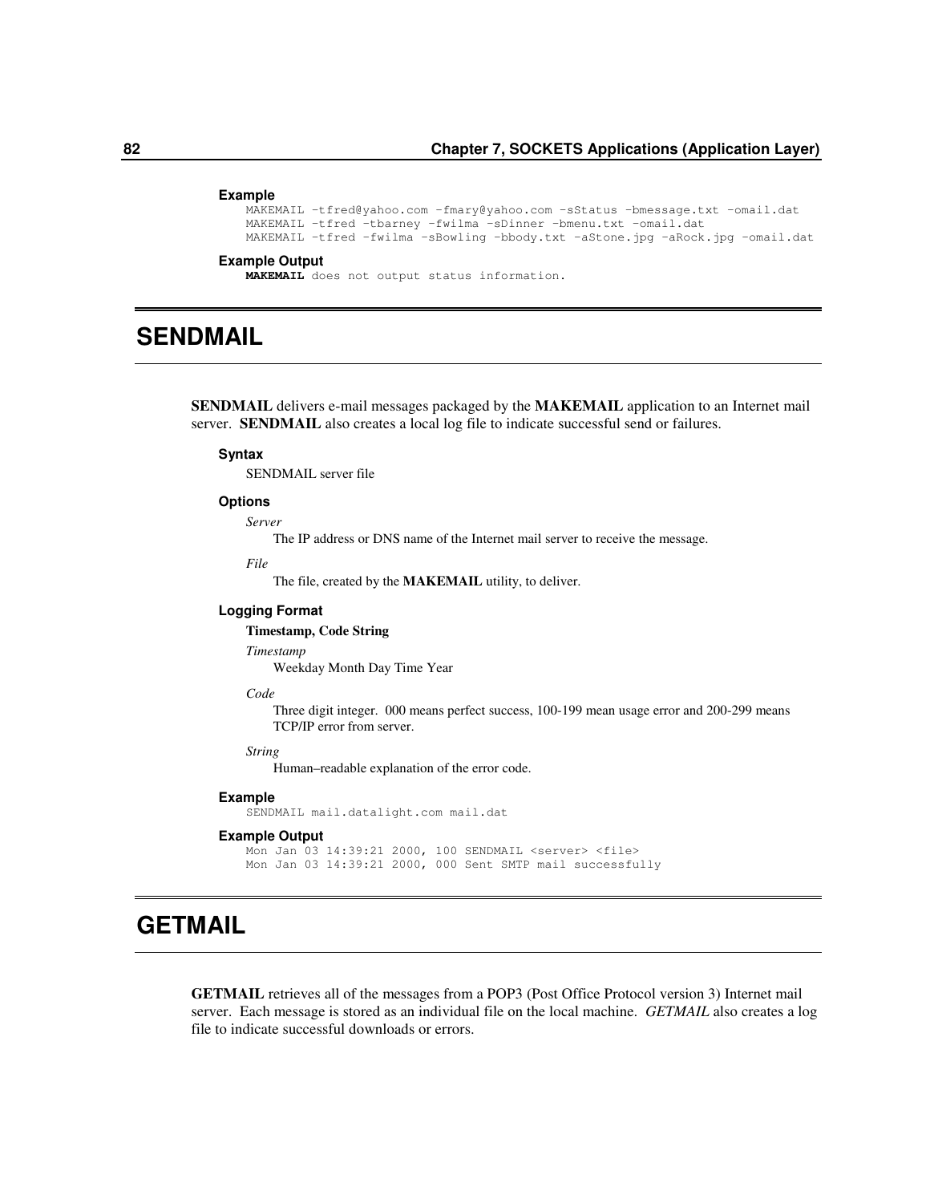#### Example

```
MAKEMAIL –tfred@yahoo.com –fmary@yahoo.com –sStatus –bmessage.txt –omail.dat
MAKEMAIL –tfred –tbarney –fwilma –sDinner –bmenu.txt –omail.dat
MAKEMAIL –tfred –fwilma –sBowling –bbody.txt –aStone.jpg –aRock.jpg –omail.dat
```

#### Example Output

```
MAKEMAIL does not output status information.
```

## SENDMAIL

**SENDMAIL** delivers e-mail messages packaged by the **MAKEMAIL** application to an Internet mail server. **SENDMAIL** also creates a local log file to indicate successful send or failures.

#### Syntax

SENDMAIL server file

#### Options

*Server*

The IP address or DNS name of the Internet mail server to receive the message.

*File*

The file, created by the **MAKEMAIL** utility, to deliver.

#### Logging Format

**Timestamp, Code String**

*Timestamp*

Weekday Month Day Time Year

*Code*

Three digit integer. 000 means perfect success, 100-199 mean usage error and 200-299 means TCP/IP error from server.

*String*

Human–readable explanation of the error code.

#### Example

```
SENDMAIL mail.datalight.com mail.dat
```

#### Example Output

```
Mon Jan 03 14:39:21 2000, 100 SENDMAIL <server> <file>
Mon Jan 03 14:39:21 2000, 000 Sent SMTP mail successfully
```

## GETMAIL

**GETMAIL** retrieves all of the messages from a POP3 (Post Office Protocol version 3) Internet mail server. Each message is stored as an individual file on the local machine. *GETMAIL* also creates a log file to indicate successful downloads or errors.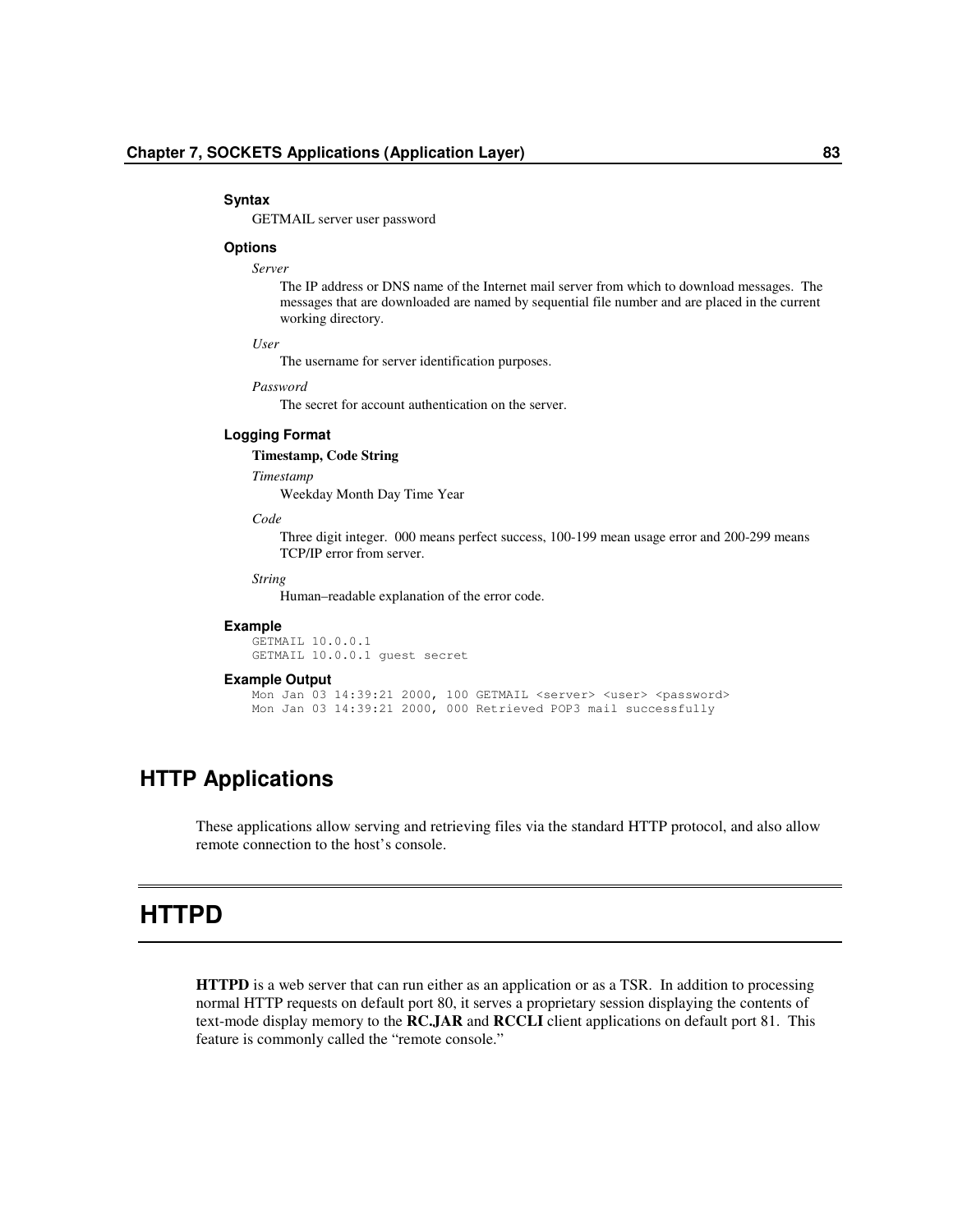**Syntax**

GETMAIL server user password

**Options**

*Server*

The IP address or DNS name of the Internet mail server from which to download messages. The messages that are downloaded are named by sequential file number and are placed in the current working directory.

*User*

The username for server identification purposes.

*Password*

The secret for account authentication on the server.

**Logging Format**

**Timestamp, Code String**

*Timestamp*

Weekday Month Day Time Year

*Code*

Three digit integer. 000 means perfect success, 100-199 mean usage error and 200-299 means TCP/IP error from server.

*String*

Human–readable explanation of the error code.

**Example**

```
GETMAIL 10.0.0.1
GETMAIL 10.0.0.1 guest secret
```

**Example Output**

```
Mon Jan 03 14:39:21 2000, 100 GETMAIL <server> <user> <password>
Mon Jan 03 14:39:21 2000, 000 Retrieved POP3 mail successfully
```

## HTTP Applications

These applications allow serving and retrieving files via the standard HTTP protocol, and also allow remote connection to the host's console.

# HTTPD

**HTTPD** is a web server that can run either as an application or as a TSR. In addition to processing normal HTTP requests on default port 80, it serves a proprietary session displaying the contents of text-mode display memory to the **RC.JAR** and **RCCLI** client applications on default port 81. This feature is commonly called the "remote console."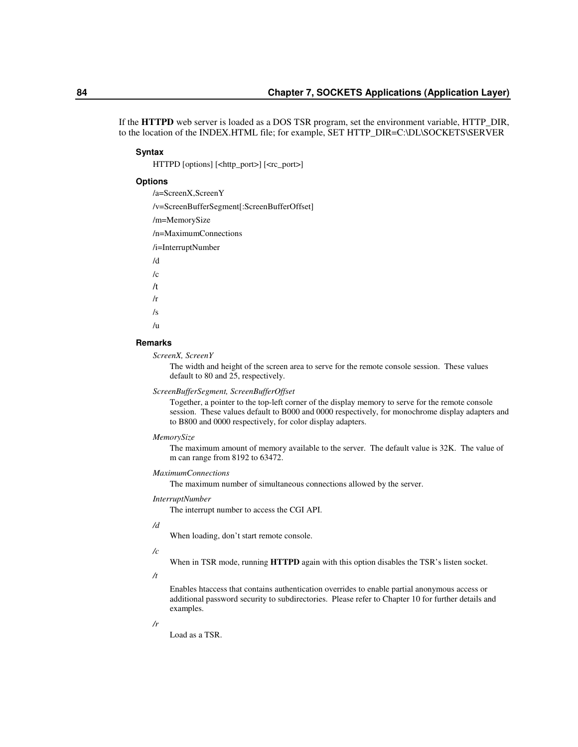If the **HTTPD** web server is loaded as a DOS TSR program, set the environment variable, HTTP_DIR, to the location of the INDEX.HTML file; for example, SET HTTP_DIR=C:\DL\SOCKETS\SERVER

#### Syntax

HTTPD [options] [<http_port>] [<rc_port>]

#### Options

/a=ScreenX,ScreenY

/v=ScreenBufferSegment[:ScreenBufferOffset]

/m=MemorySize

/n=MaximumConnections

/i=InterruptNumber

/d

/c

/t

/r

/s

/u

#### Remarks

*ScreenX, ScreenY*

The width and height of the screen area to serve for the remote console session. These values default to 80 and 25, respectively.

*ScreenBufferSegment, ScreenBufferOffset*

Together, a pointer to the top-left corner of the display memory to serve for the remote console session. These values default to B000 and 0000 respectively, for monochrome display adapters and to B800 and 0000 respectively, for color display adapters.

*MemorySize*

The maximum amount of memory available to the server. The default value is 32K. The value of m can range from 8192 to 63472.

*MaximumConnections*

The maximum number of simultaneous connections allowed by the server.

*InterruptNumber*

The interrupt number to access the CGI API.

*/d*

When loading, don't start remote console.

*/c*

When in TSR mode, running **HTTPD** again with this option disables the TSR's listen socket.

*/t*

Enables htaccess that contains authentication overrides to enable partial anonymous access or additional password security to subdirectories. Please refer to Chapter 10 for further details and examples.

*/r*

Load as a TSR.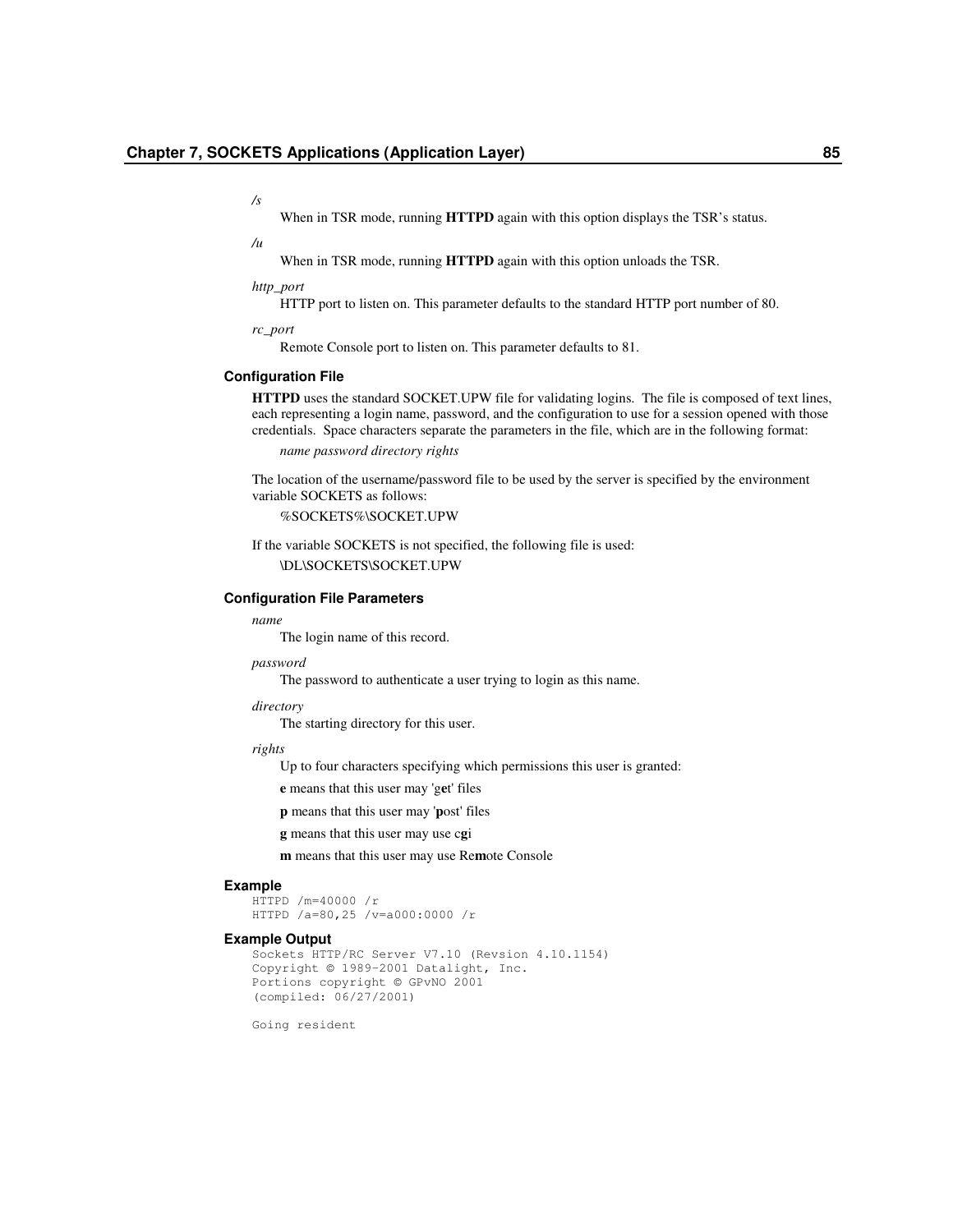*/s*

When in TSR mode, running **HTTPD** again with this option displays the TSR's status.

*/u*

When in TSR mode, running **HTTPD** again with this option unloads the TSR.

*http_port*

HTTP port to listen on. This parameter defaults to the standard HTTP port number of 80.

*rc_port*

Remote Console port to listen on. This parameter defaults to 81.

### Configuration File

**HTTPD** uses the standard SOCKET.UPW file for validating logins. The file is composed of text lines, each representing a login name, password, and the configuration to use for a session opened with those credentials. Space characters separate the parameters in the file, which are in the following format:

*name password directory rights*

The location of the username/password file to be used by the server is specified by the environment variable SOCKETS as follows:

%SOCKETS%\SOCKET.UPW

If the variable SOCKETS is not specified, the following file is used:

\DL\SOCKETS\SOCKET.UPW

### Configuration File Parameters

*name*

The login name of this record.

*password*

The password to authenticate a user trying to login as this name.

*directory*

The starting directory for this user.

*rights*

Up to four characters specifying which permissions this user is granted:

**e** means that this user may 'g**e**t' files

**p** means that this user may '**p**ost' files

**g** means that this user may use c**g**i

**m** means that this user may use Re**m**ote Console

### Example

```
HTTPD /m=40000 /r
HTTPD /a=80,25 /v=a000:0000 /r
```

### Example Output

```
Sockets HTTP/RC Server V7.10 (Revsion 4.10.1154)
Copyright © 1989-2001 Datalight, Inc.
Portions copyright © GPvNO 2001
(compiled: 06/27/2001)

Going resident
```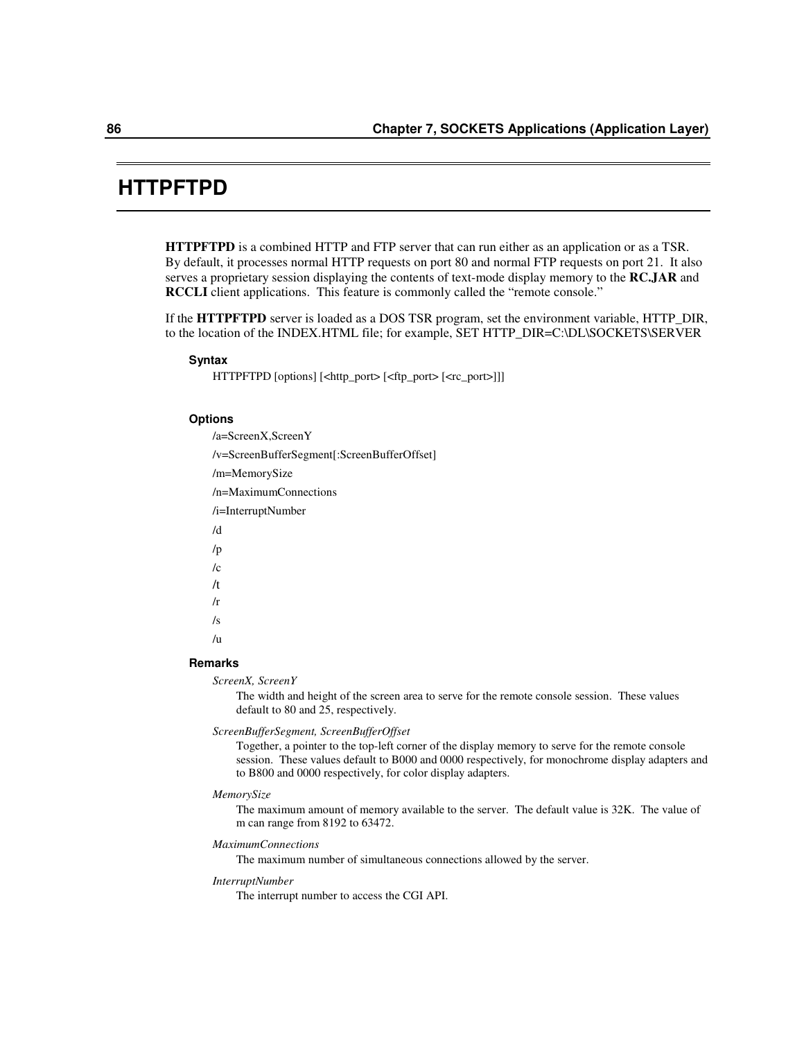# HTTPFTPD

**HTTPFTPD** is a combined HTTP and FTP server that can run either as an application or as a TSR. By default, it processes normal HTTP requests on port 80 and normal FTP requests on port 21. It also serves a proprietary session displaying the contents of text-mode display memory to the **RC.JAR** and **RCCLI** client applications. This feature is commonly called the "remote console."

If the **HTTPFTPD** server is loaded as a DOS TSR program, set the environment variable, HTTP_DIR, to the location of the INDEX.HTML file; for example, SET HTTP_DIR=C:\DL\SOCKETS\SERVER

### Syntax

HTTPFTPD [options] [<http_port> [<ftp_port> [<rc_port>]]]

### Options

/a=ScreenX,ScreenY

/v=ScreenBufferSegment[:ScreenBufferOffset]

/m=MemorySize

/n=MaximumConnections

/i=InterruptNumber

/d

/p

/c

/t

/r

/s

/u

### Remarks

*ScreenX, ScreenY*

The width and height of the screen area to serve for the remote console session. These values default to 80 and 25, respectively.

*ScreenBufferSegment, ScreenBufferOffset*

Together, a pointer to the top-left corner of the display memory to serve for the remote console session. These values default to B000 and 0000 respectively, for monochrome display adapters and to B800 and 0000 respectively, for color display adapters.

*MemorySize*

The maximum amount of memory available to the server. The default value is 32K. The value of m can range from 8192 to 63472.

*MaximumConnections*

The maximum number of simultaneous connections allowed by the server.

*InterruptNumber*

The interrupt number to access the CGI API.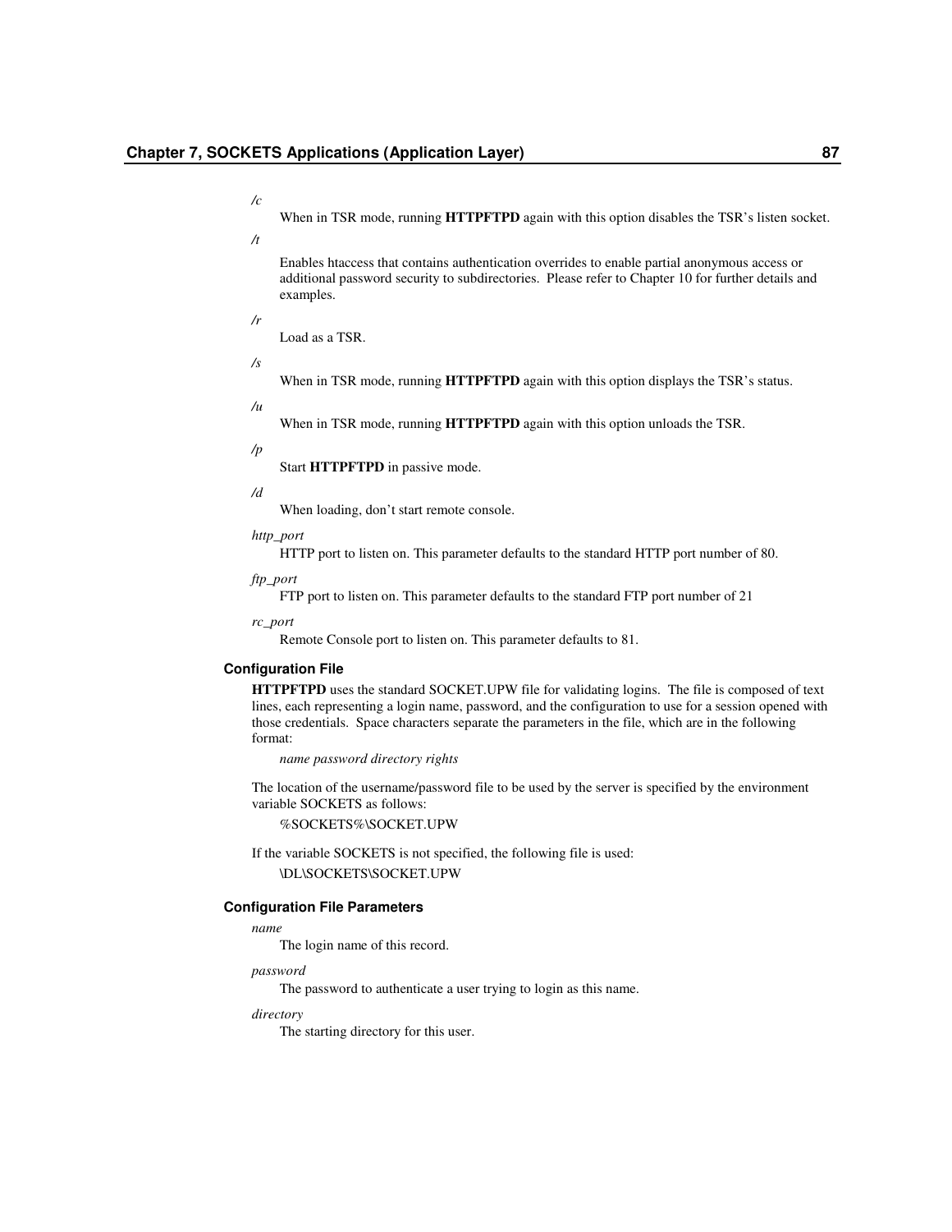*/c*

When in TSR mode, running **HTTPFTPD** again with this option disables the TSR's listen socket.

*/t*

Enables htaccess that contains authentication overrides to enable partial anonymous access or additional password security to subdirectories. Please refer to Chapter 10 for further details and examples.

*/r*

Load as a TSR.

*/s*

When in TSR mode, running **HTTPFTPD** again with this option displays the TSR's status.

*/u*

When in TSR mode, running **HTTPFTPD** again with this option unloads the TSR.

*/p*

Start **HTTPFTPD** in passive mode.

*/d*

When loading, don't start remote console.

*http_port*

HTTP port to listen on. This parameter defaults to the standard HTTP port number of 80.

*ftp_port*

FTP port to listen on. This parameter defaults to the standard FTP port number of 21

*rc_port*

Remote Console port to listen on. This parameter defaults to 81.

### Configuration File

**HTTPFTPD** uses the standard SOCKET.UPW file for validating logins. The file is composed of text lines, each representing a login name, password, and the configuration to use for a session opened with those credentials. Space characters separate the parameters in the file, which are in the following format:

*name password directory rights*

The location of the username/password file to be used by the server is specified by the environment variable SOCKETS as follows:

%SOCKETS%\SOCKET.UPW

If the variable SOCKETS is not specified, the following file is used:

\DL\SOCKETS\SOCKET.UPW

### Configuration File Parameters

*name*

The login name of this record.

*password*

The password to authenticate a user trying to login as this name.

*directory*

The starting directory for this user.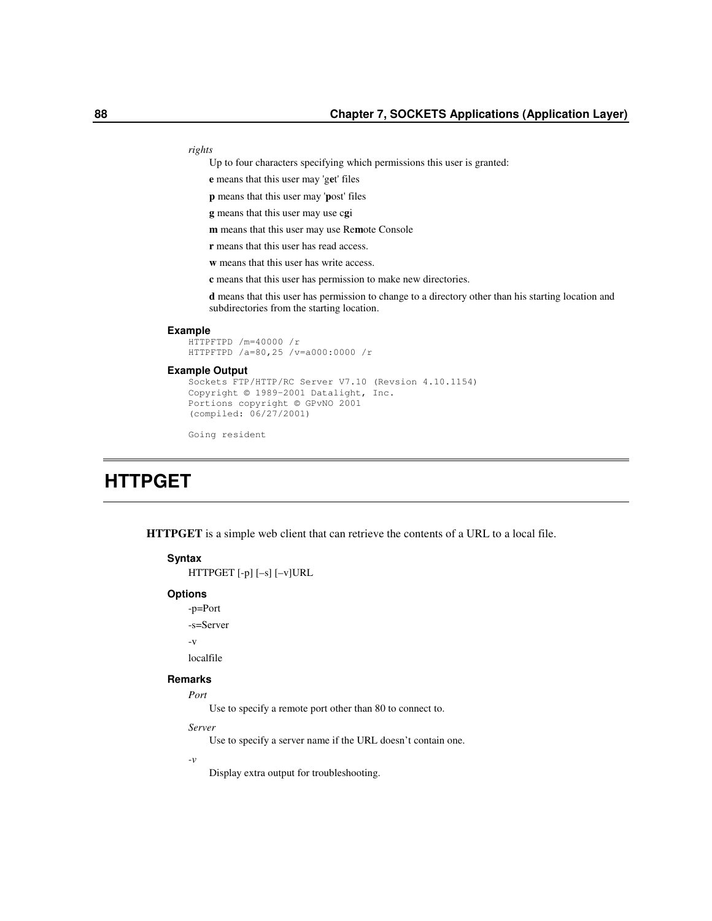*rights*

Up to four characters specifying which permissions this user is granted:

**e** means that this user may 'g**e**t' files

**p** means that this user may '**p**ost' files

**g** means that this user may use c**g**i

**m** means that this user may use Re**m**ote Console

**r** means that this user has read access.

**w** means that this user has write access.

**c** means that this user has permission to make new directories.

**d** means that this user has permission to change to a directory other than his starting location and subdirectories from the starting location.

### Example

```
HTTPFTPD /m=40000 /r
HTTPFTPD /a=80,25 /v=a000:0000 /r
```

### Example Output

```
Sockets FTP/HTTP/RC Server V7.10 (Revsion 4.10.1154)
Copyright © 1989-2001 Datalight, Inc.
Portions copyright © GPvNO 2001
(compiled: 06/27/2001)

Going resident
```

# HTTPGET

**HTTPGET** is a simple web client that can retrieve the contents of a URL to a local file.

### Syntax

HTTPGET [-p] [–s] [–v]URL

### Options

-p=Port

-s=Server

-v

localfile

### Remarks

*Port*

Use to specify a remote port other than 80 to connect to.

*Server*

Use to specify a server name if the URL doesn't contain one.

*-v*

Display extra output for troubleshooting.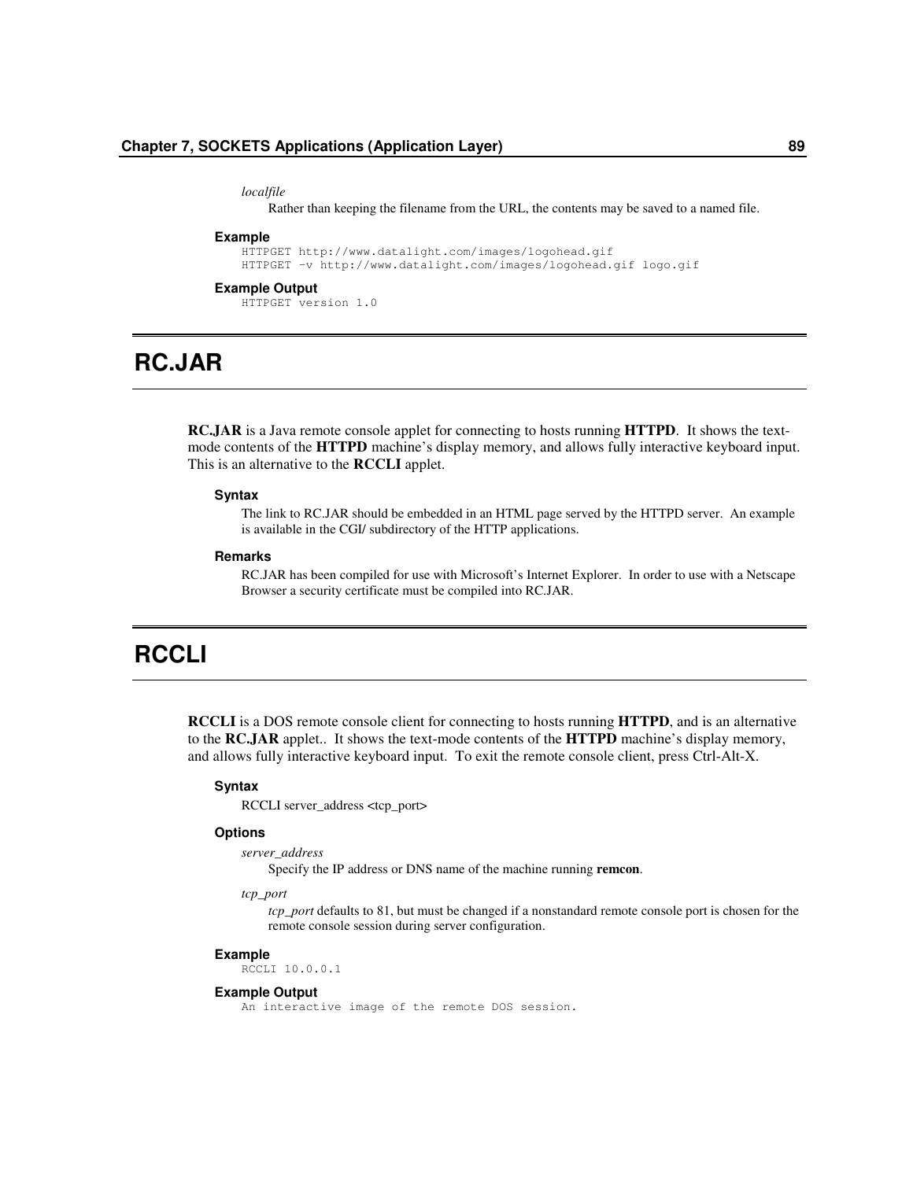*localfile*

Rather than keeping the filename from the URL, the contents may be saved to a named file.

#### Example

```
HTTPGET http://www.datalight.com/images/logohead.gif
HTTPGET -v http://www.datalight.com/images/logohead.gif logo.gif
```

#### Example Output

```
HTTPGET version 1.0
```

# RC.JAR

**RC.JAR** is a Java remote console applet for connecting to hosts running **HTTPD**. It shows the text-mode contents of the **HTTPD** machine's display memory, and allows fully interactive keyboard input. This is an alternative to the **RCCLI** applet.

#### Syntax

The link to RC.JAR should be embedded in an HTML page served by the HTTPD server. An example is available in the CGI/ subdirectory of the HTTP applications.

#### Remarks

RC.JAR has been compiled for use with Microsoft's Internet Explorer. In order to use with a Netscape Browser a security certificate must be compiled into RC.JAR.

# RCCLI

**RCCLI** is a DOS remote console client for connecting to hosts running **HTTPD**, and is an alternative to the **RC.JAR** applet.. It shows the text-mode contents of the **HTTPD** machine's display memory, and allows fully interactive keyboard input. To exit the remote console client, press Ctrl-Alt-X.

#### Syntax

RCCLI server_address <tcp_port>

#### Options

*server_address*

Specify the IP address or DNS name of the machine running **remcon**.

*tcp_port*

*tcp_port* defaults to 81, but must be changed if a nonstandard remote console port is chosen for the remote console session during server configuration.

#### Example

```
RCCLI 10.0.0.1
```

#### Example Output

```
An interactive image of the remote DOS session.
```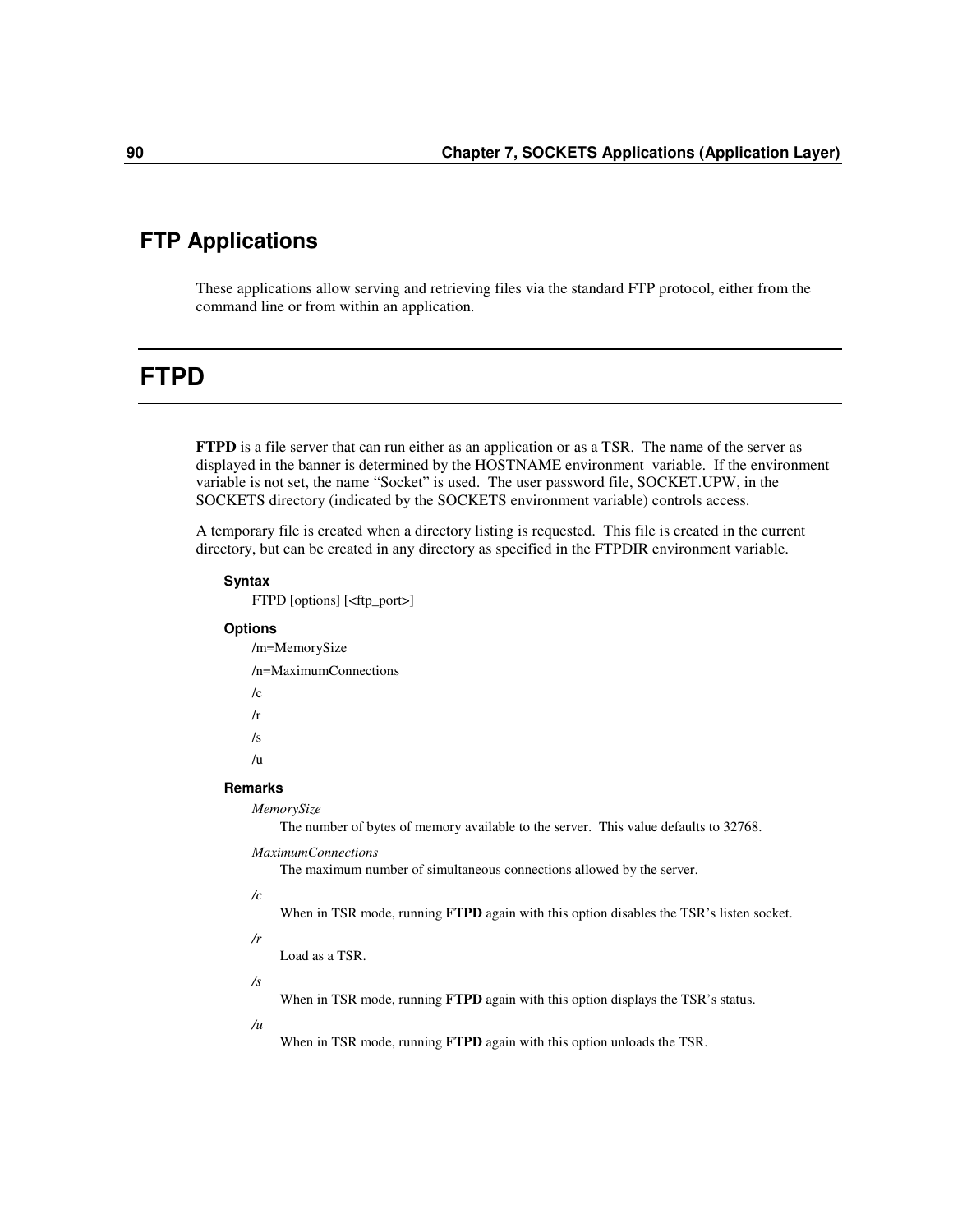## FTP Applications

These applications allow serving and retrieving files via the standard FTP protocol, either from the command line or from within an application.

## FTPD

**FTPD** is a file server that can run either as an application or as a TSR. The name of the server as displayed in the banner is determined by the HOSTNAME environment variable. If the environment variable is not set, the name "Socket" is used. The user password file, SOCKET.UPW, in the SOCKETS directory (indicated by the SOCKETS environment variable) controls access.

A temporary file is created when a directory listing is requested. This file is created in the current directory, but can be created in any directory as specified in the FTPDIR environment variable.

#### Syntax

FTPD [options] [<ftp_port>]

#### Options

/m=MemorySize

/n=MaximumConnections

/c

/r

/s

/u

#### Remarks

*MemorySize*
The number of bytes of memory available to the server. This value defaults to 32768.

*MaximumConnections*
The maximum number of simultaneous connections allowed by the server.

*/c*
When in TSR mode, running **FTPD** again with this option disables the TSR's listen socket.

*/r*
Load as a TSR.

*/s*
When in TSR mode, running **FTPD** again with this option displays the TSR's status.

*/u*
When in TSR mode, running **FTPD** again with this option unloads the TSR.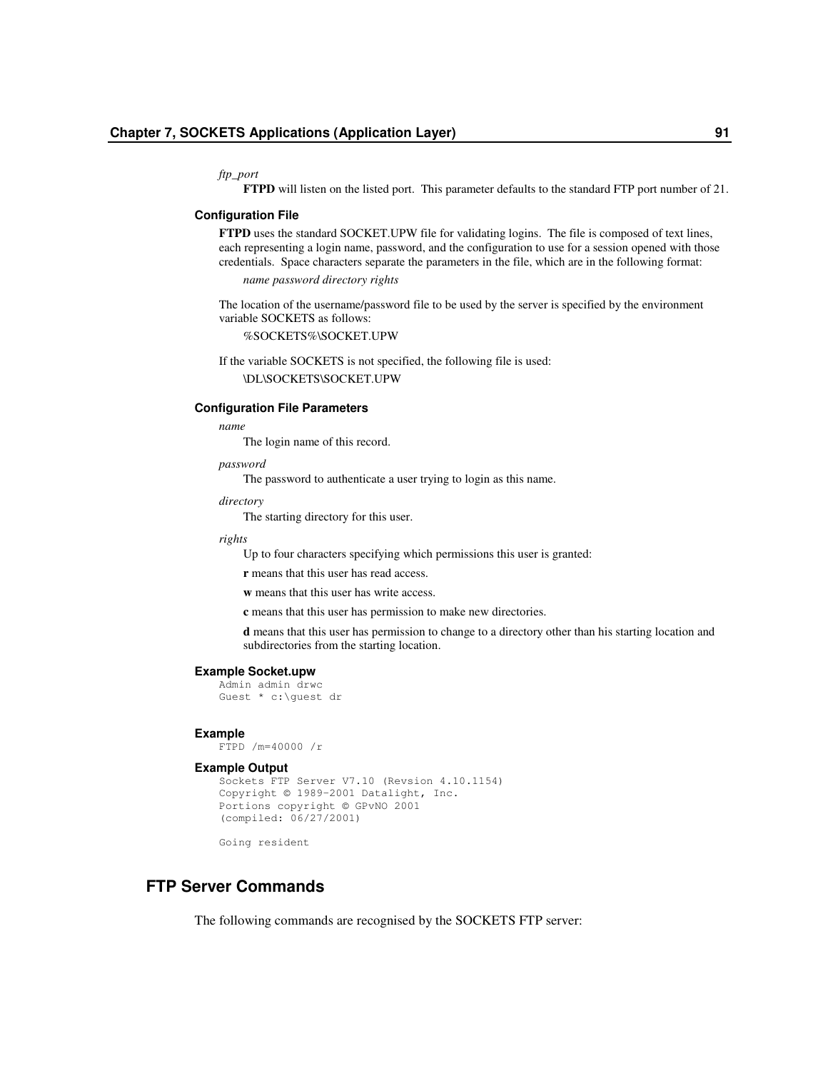*ftp_port*

**FTPD** will listen on the listed port. This parameter defaults to the standard FTP port number of 21.

### Configuration File

**FTPD** uses the standard SOCKET.UPW file for validating logins. The file is composed of text lines, each representing a login name, password, and the configuration to use for a session opened with those credentials. Space characters separate the parameters in the file, which are in the following format:

*name password directory rights*

The location of the username/password file to be used by the server is specified by the environment variable SOCKETS as follows:

%SOCKETS%\SOCKET.UPW

If the variable SOCKETS is not specified, the following file is used:

\DL\SOCKETS\SOCKET.UPW

### Configuration File Parameters

*name*

The login name of this record.

*password*

The password to authenticate a user trying to login as this name.

*directory*

The starting directory for this user.

*rights*

Up to four characters specifying which permissions this user is granted:

**r** means that this user has read access.

**w** means that this user has write access.

**c** means that this user has permission to make new directories.

**d** means that this user has permission to change to a directory other than his starting location and subdirectories from the starting location.

### Example Socket.upw

```
Admin admin drwc
Guest * c:\guest dr
```

### Example

```
FTPD /m=40000 /r
```

### Example Output

```
Sockets FTP Server V7.10 (Revsion 4.10.1154)
Copyright © 1989-2001 Datalight, Inc.
Portions copyright © GPvNO 2001
(compiled: 06/27/2001)

Going resident
```

## FTP Server Commands

The following commands are recognised by the SOCKETS FTP server: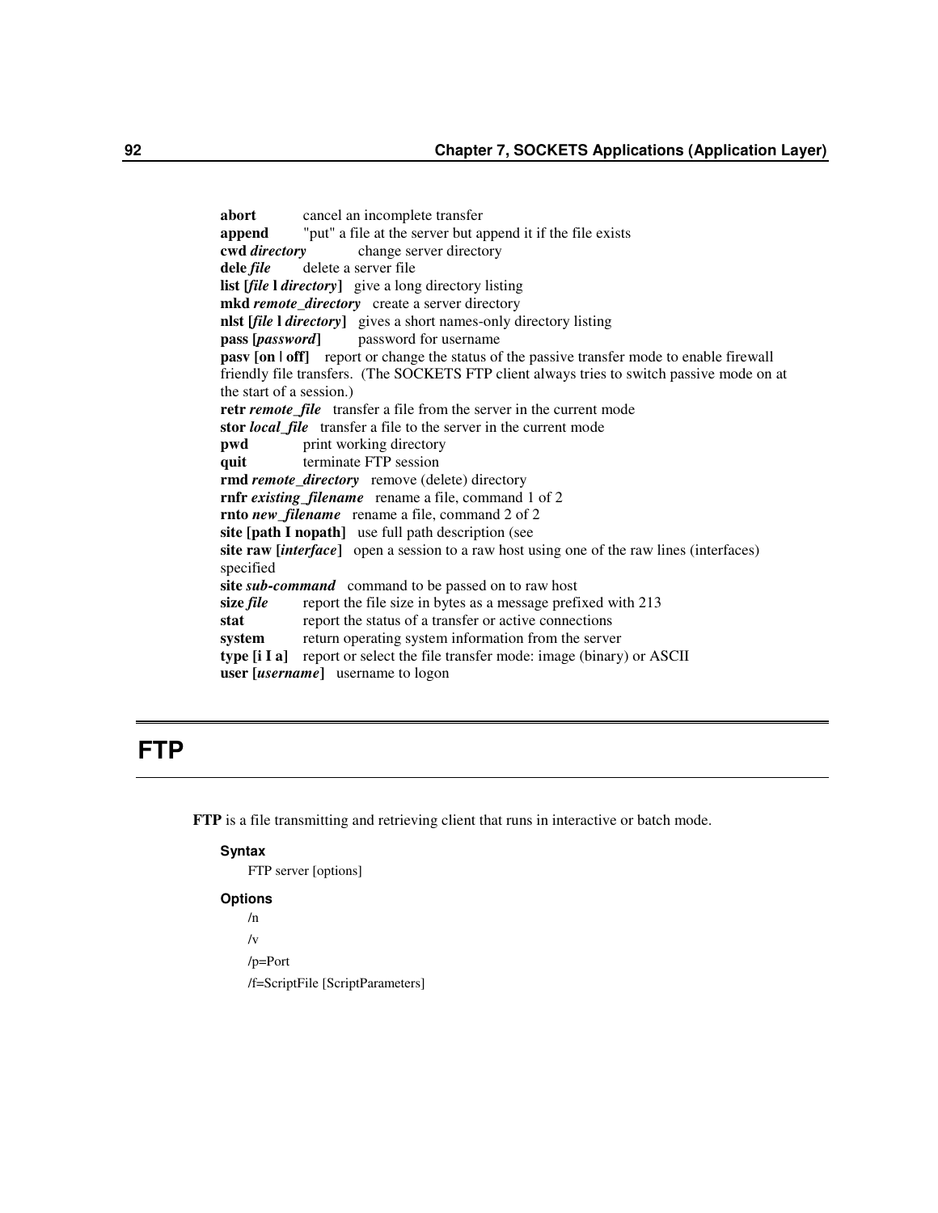**abort** cancel an incomplete transfer
**append** "put" a file at the server but append it if the file exists
**cwd *directory*** change server directory
**dele *file*** delete a server file
**list [*file* l *directory*]** give a long directory listing
**mkd *remote_directory*** create a server directory
**nlst [*file* l *directory*]** gives a short names-only directory listing
**pass [*password*]** password for username
**pasv [on | off]** report or change the status of the passive transfer mode to enable firewall friendly file transfers. (The SOCKETS FTP client always tries to switch passive mode on at the start of a session.)
**retr *remote_file*** transfer a file from the server in the current mode
**stor *local_file*** transfer a file to the server in the current mode
**pwd** print working directory
**quit** terminate FTP session
**rmd *remote_directory*** remove (delete) directory
**rnfr *existing_filename*** rename a file, command 1 of 2
**rnto *new_filename*** rename a file, command 2 of 2
**site [path I nopath]** use full path description (see
**site raw [*interface*]** open a session to a raw host using one of the raw lines (interfaces) specified
**site *sub-command*** command to be passed on to raw host
**size *file*** report the file size in bytes as a message prefixed with 213
**stat** report the status of a transfer or active connections
**system** return operating system information from the server
**type [i I a]** report or select the file transfer mode: image (binary) or ASCII
**user [*username*]** username to logon

# FTP

**FTP** is a file transmitting and retrieving client that runs in interactive or batch mode.

#### Syntax

FTP server [options]

#### Options

/n

/v

/p=Port

/f=ScriptFile [ScriptParameters]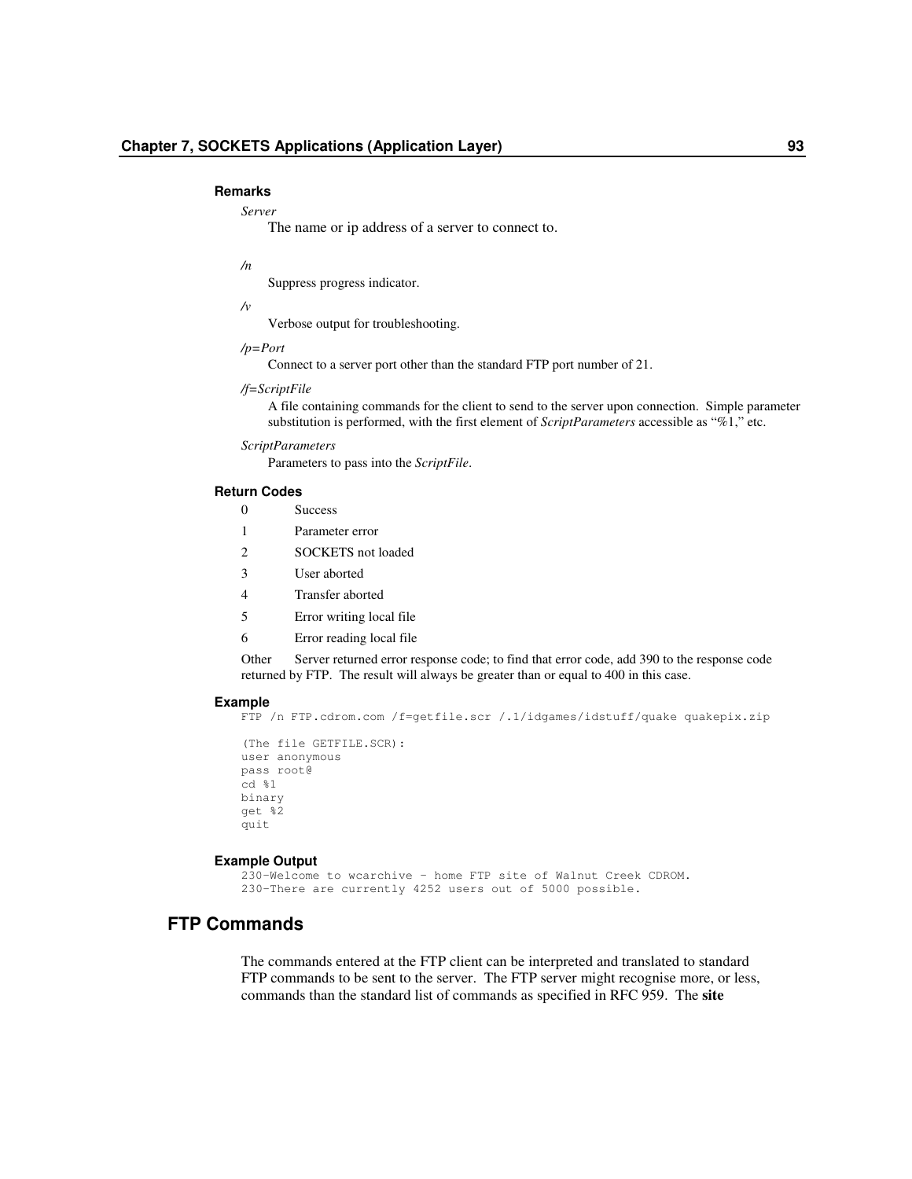#### Remarks

*Server*
The name or ip address of a server to connect to.

*/n*
Suppress progress indicator.

*/v*
Verbose output for troubleshooting.

*/p=Port*
Connect to a server port other than the standard FTP port number of 21.

*/f=ScriptFile*
A file containing commands for the client to send to the server upon connection. Simple parameter substitution is performed, with the first element of *ScriptParameters* accessible as "%1," etc.

*ScriptParameters*
Parameters to pass into the *ScriptFile*.

#### Return Codes

| | |
|---|---|
| 0 | Success |
| 1 | Parameter error |
| 2 | SOCKETS not loaded |
| 3 | User aborted |
| 4 | Transfer aborted |
| 5 | Error writing local file |
| 6 | Error reading local file |

Other Server returned error response code; to find that error code, add 390 to the response code returned by FTP. The result will always be greater than or equal to 400 in this case.

#### Example

```
FTP /n FTP.cdrom.com /f=getfile.scr /.1/idgames/idstuff/quake quakepix.zip

(The file GETFILE.SCR):
user anonymous
pass root@
cd %1
binary
get %2
quit
```

#### Example Output

```
230-Welcome to wcarchive - home FTP site of Walnut Creek CDROM.
230-There are currently 4252 users out of 5000 possible.
```

## FTP Commands

The commands entered at the FTP client can be interpreted and translated to standard FTP commands to be sent to the server. The FTP server might recognise more, or less, commands than the standard list of commands as specified in RFC 959. The **site**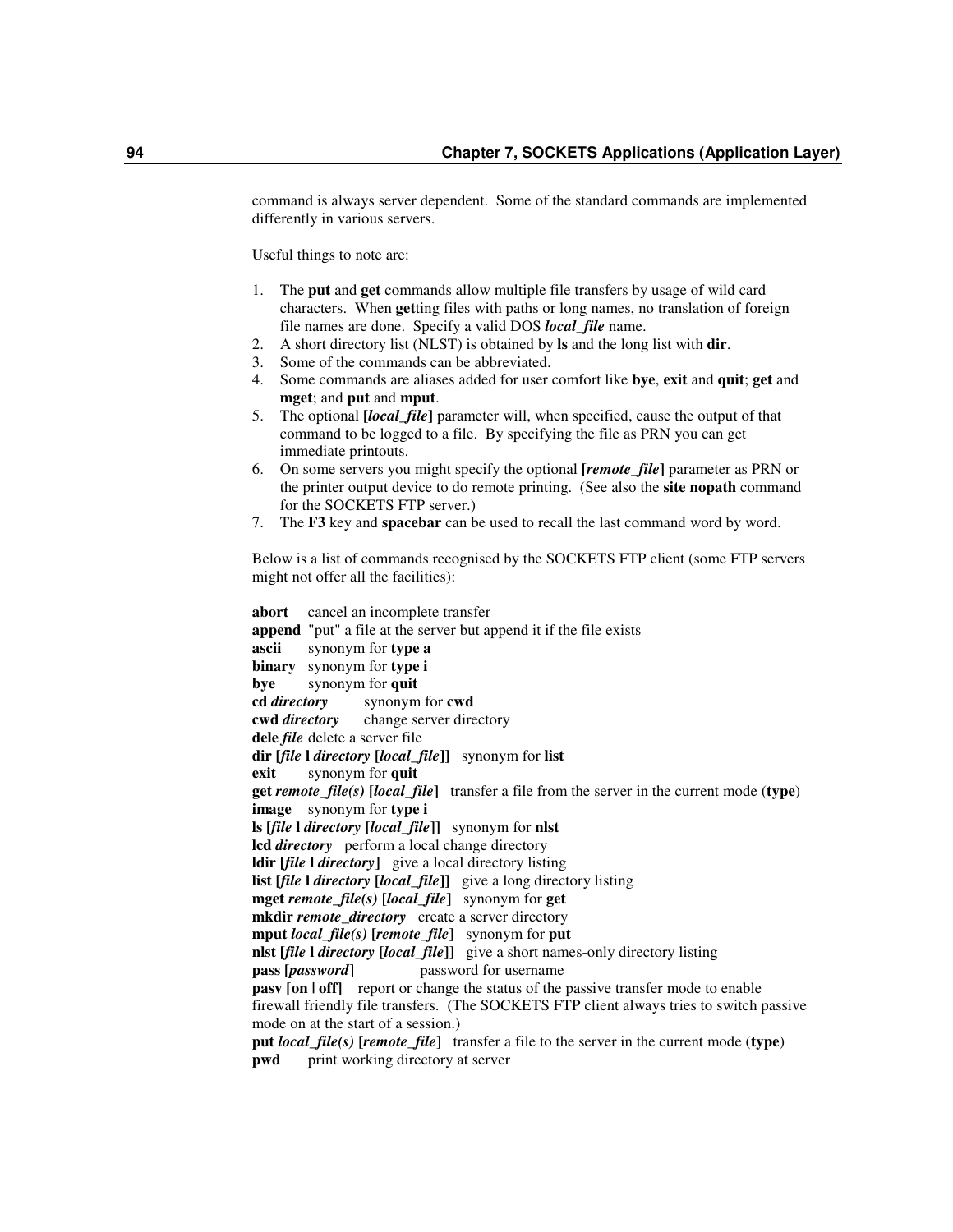command is always server dependent. Some of the standard commands are implemented differently in various servers.

Useful things to note are:

1. The **put** and **get** commands allow multiple file transfers by usage of wild card characters. When **get**ting files with paths or long names, no translation of foreign file names are done. Specify a valid DOS ***local_file*** name.
2. A short directory list (NLST) is obtained by **ls** and the long list with **dir**.
3. Some of the commands can be abbreviated.
4. Some commands are aliases added for user comfort like **bye**, **exit** and **quit**; **get** and **mget**; and **put** and **mput**.
5. The optional **[*local_file*]** parameter will, when specified, cause the output of that command to be logged to a file. By specifying the file as PRN you can get immediate printouts.
6. On some servers you might specify the optional **[*remote_file*]** parameter as PRN or the printer output device to do remote printing. (See also the **site nopath** command for the SOCKETS FTP server.)
7. The **F3** key and **spacebar** can be used to recall the last command word by word.

Below is a list of commands recognised by the SOCKETS FTP client (some FTP servers might not offer all the facilities):

**abort** cancel an incomplete transfer
**append** "put" a file at the server but append it if the file exists
**ascii** synonym for **type a**
**binary** synonym for **type i**
**bye** synonym for **quit**
**cd *directory*** synonym for **cwd**
**cwd *directory*** change server directory
**dele *file*** delete a server file
**dir [*file* l *directory* [*local_file*]]** synonym for **list**
**exit** synonym for **quit**
**get *remote_file(s)* [*local_file*]** transfer a file from the server in the current mode (**type**)
**image** synonym for **type i**
**ls [*file* l *directory* [*local_file*]]** synonym for **nlst**
**lcd *directory*** perform a local change directory
**ldir [*file* l *directory*]** give a local directory listing
**list [*file* l *directory* [*local_file*]]** give a long directory listing
**mget *remote_file(s)* [*local_file*]** synonym for **get**
**mkdir *remote_directory*** create a server directory
**mput *local_file(s)* [*remote_file*]** synonym for **put**
**nlst [*file* l *directory* [*local_file*]]** give a short names-only directory listing
**pass [*password*]** password for username
**pasv [on | off]** report or change the status of the passive transfer mode to enable firewall friendly file transfers. (The SOCKETS FTP client always tries to switch passive mode on at the start of a session.)
**put *local_file(s)* [*remote_file*]** transfer a file to the server in the current mode (**type**)
**pwd** print working directory at server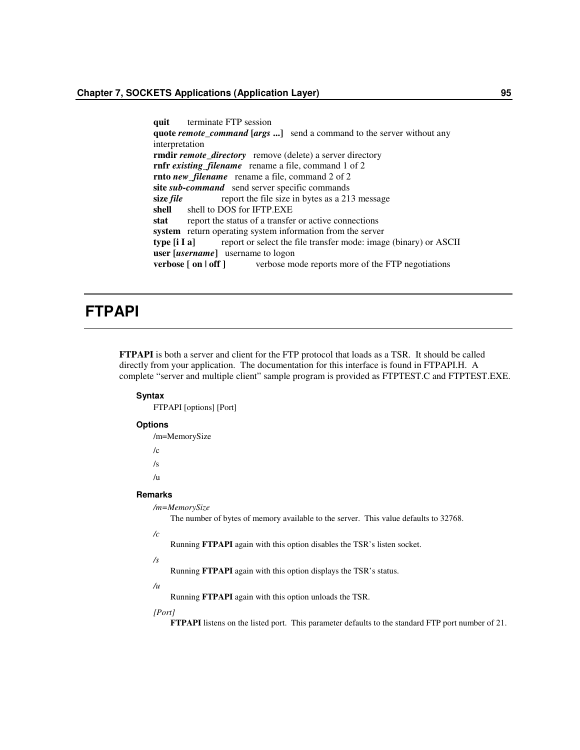**quit** terminate FTP session
**quote** ***remote_command*** **[*args* ...]** send a command to the server without any interpretation
**rmdir** ***remote_directory*** remove (delete) a server directory
**rnfr** ***existing_filename*** rename a file, command 1 of 2
**rnto** ***new_filename*** rename a file, command 2 of 2
**site** ***sub-command*** send server specific commands
**size** ***file*** report the file size in bytes as a 213 message
**shell** shell to DOS for IFTP.EXE
**stat** report the status of a transfer or active connections
**system** return operating system information from the server
**type [i I a]** report or select the file transfer mode: image (binary) or ASCII
**user [*username*]** username to logon
**verbose [ on | off ]** verbose mode reports more of the FTP negotiations

# FTPAPI

**FTPAPI** is both a server and client for the FTP protocol that loads as a TSR. It should be called directly from your application. The documentation for this interface is found in FTPAPI.H. A complete "server and multiple client" sample program is provided as FTPTEST.C and FTPTEST.EXE.

#### Syntax

FTPAPI [options] [Port]

#### Options

/m=MemorySize

/c

/s

/u

#### Remarks

*/m=MemorySize*

The number of bytes of memory available to the server. This value defaults to 32768.

*/c*

Running **FTPAPI** again with this option disables the TSR's listen socket.

*/s*

Running **FTPAPI** again with this option displays the TSR's status.

*/u*

Running **FTPAPI** again with this option unloads the TSR.

*[Port]*

**FTPAPI** listens on the listed port. This parameter defaults to the standard FTP port number of 21.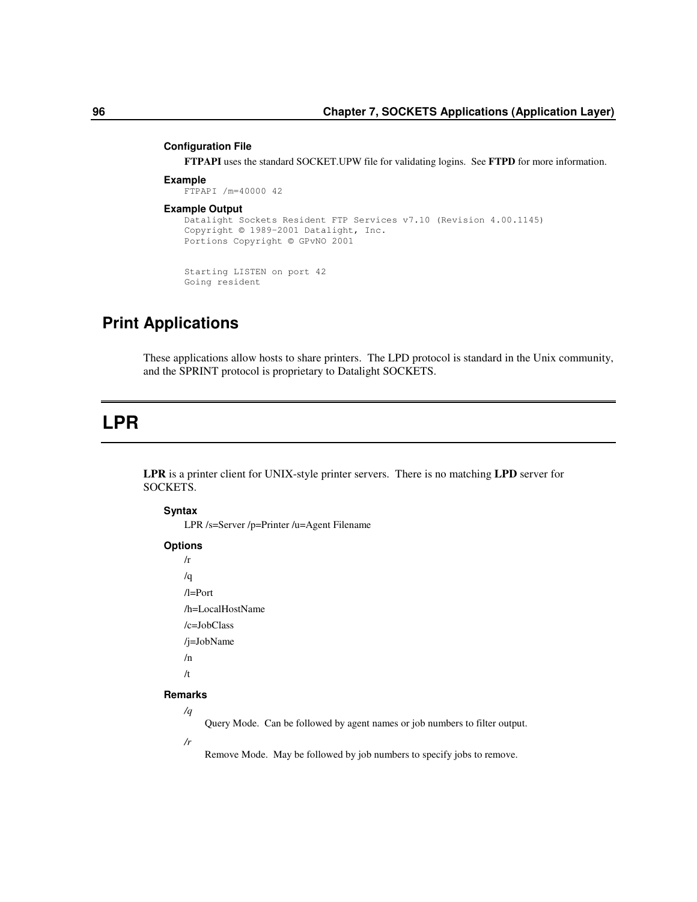#### Configuration File

**FTPAPI** uses the standard SOCKET.UPW file for validating logins. See **FTPD** for more information.

#### Example

```
FTPAPI /m=40000 42
```

#### Example Output

```
Datalight Sockets Resident FTP Services v7.10 (Revision 4.00.1145)
Copyright © 1989-2001 Datalight, Inc.
Portions Copyright © GPvNO 2001


Starting LISTEN on port 42
Going resident
```

## Print Applications

These applications allow hosts to share printers. The LPD protocol is standard in the Unix community, and the SPRINT protocol is proprietary to Datalight SOCKETS.

# LPR

**LPR** is a printer client for UNIX-style printer servers. There is no matching **LPD** server for SOCKETS.

#### Syntax

LPR /s=Server /p=Printer /u=Agent Filename

#### Options

/r

/q

/l=Port

/h=LocalHostName

/c=JobClass

/j=JobName

/n

/t

#### Remarks

*/q*

Query Mode. Can be followed by agent names or job numbers to filter output.

*/r*

Remove Mode. May be followed by job numbers to specify jobs to remove.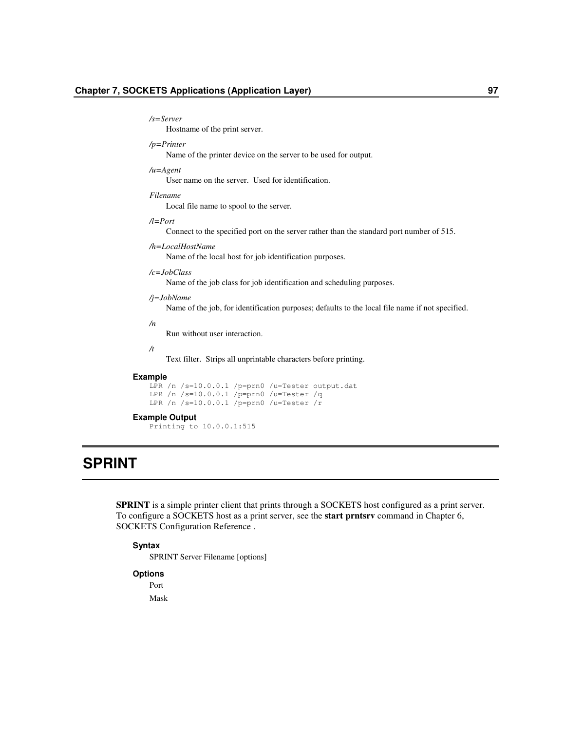*/s=Server*

Hostname of the print server.

*/p=Printer*

Name of the printer device on the server to be used for output.

*/u=Agent*

User name on the server. Used for identification.

*Filename*

Local file name to spool to the server.

*/l=Port*

Connect to the specified port on the server rather than the standard port number of 515.

*/h=LocalHostName*

Name of the local host for job identification purposes.

*/c=JobClass*

Name of the job class for job identification and scheduling purposes.

*/j=JobName*

Name of the job, for identification purposes; defaults to the local file name if not specified.

*/n*

Run without user interaction.

*/t*

Text filter. Strips all unprintable characters before printing.

#### Example

```
LPR /n /s=10.0.0.1 /p=prn0 /u=Tester output.dat
LPR /n /s=10.0.0.1 /p=prn0 /u=Tester /q
LPR /n /s=10.0.0.1 /p=prn0 /u=Tester /r
```

#### Example Output

```
Printing to 10.0.0.1:515
```

# SPRINT

**SPRINT** is a simple printer client that prints through a SOCKETS host configured as a print server. To configure a SOCKETS host as a print server, see the **start prntsrv** command in Chapter 6, SOCKETS Configuration Reference .

#### Syntax

SPRINT Server Filename [options]

#### Options

Port

Mask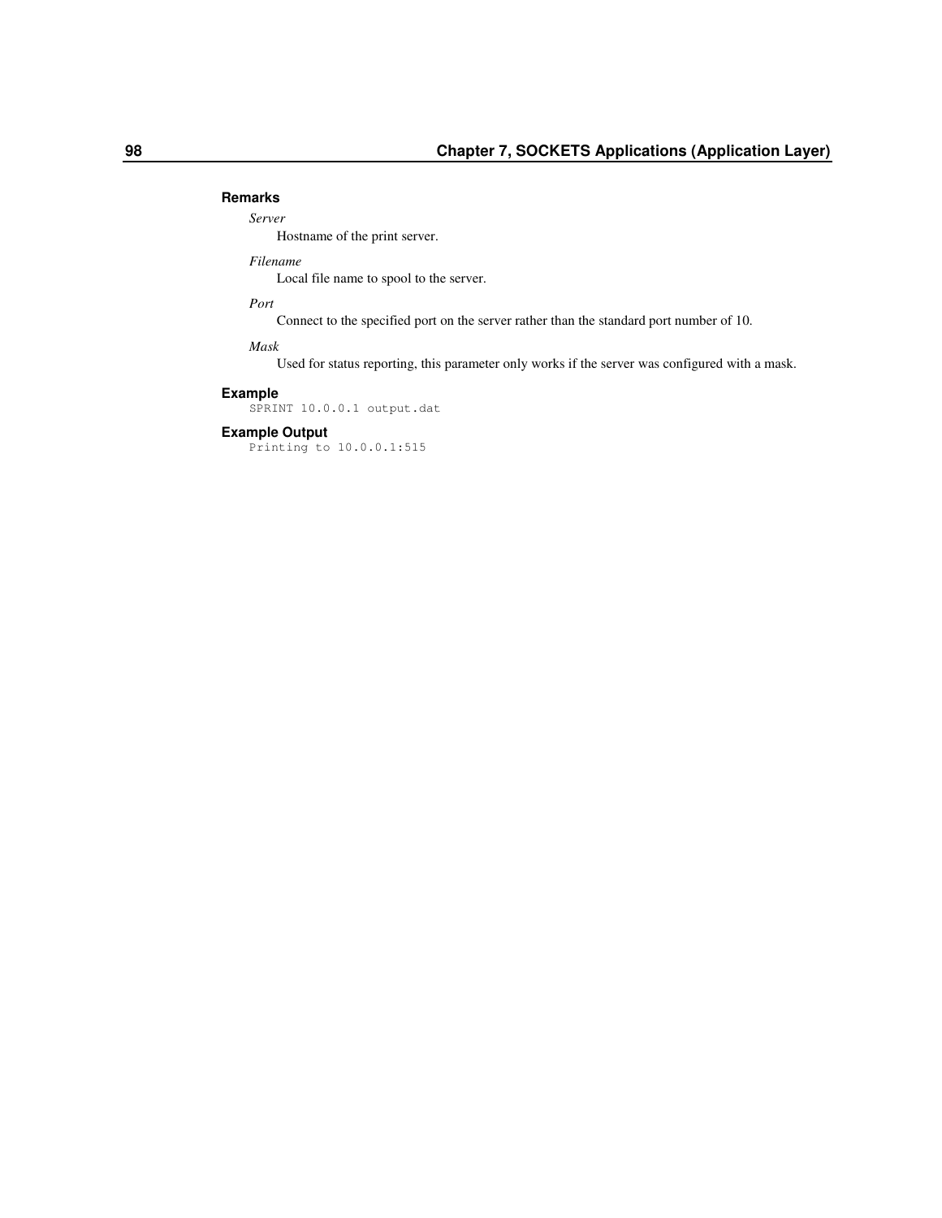### Remarks

*Server*

Hostname of the print server.

*Filename*

Local file name to spool to the server.

*Port*

Connect to the specified port on the server rather than the standard port number of 10.

*Mask*

Used for status reporting, this parameter only works if the server was configured with a mask.

### Example

```
SPRINT 10.0.0.1 output.dat
```

### Example Output

```
Printing to 10.0.0.1:515
```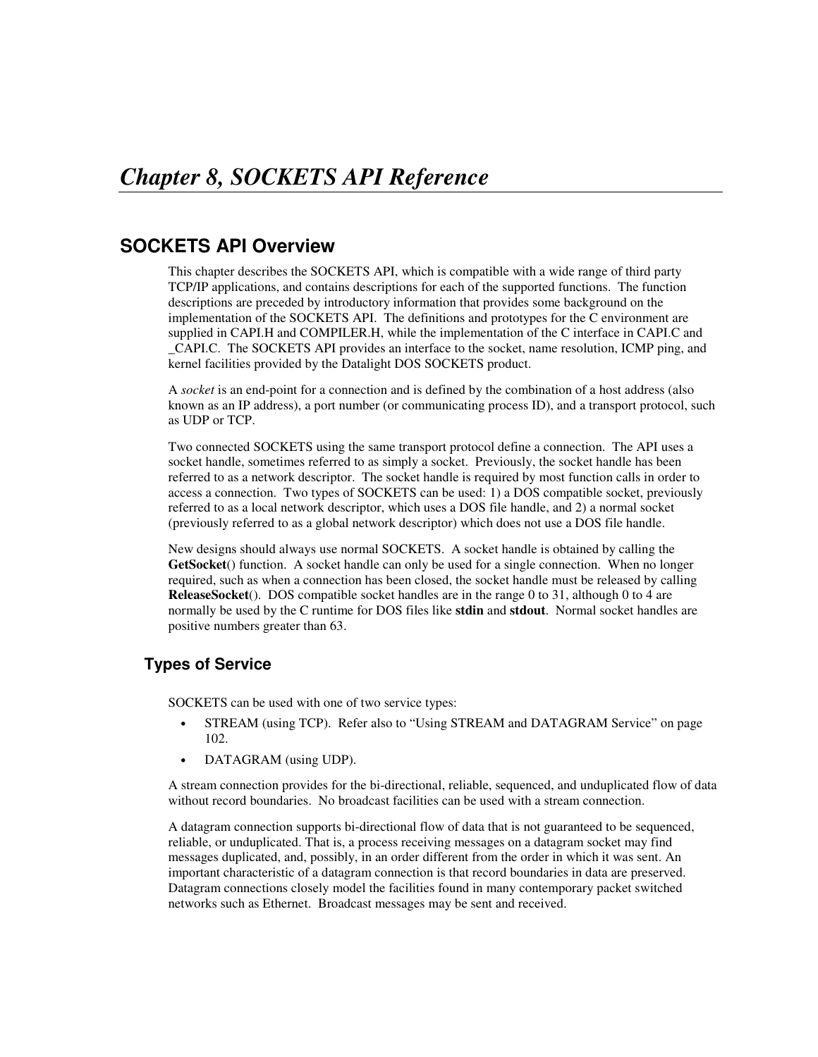# *Chapter 8, SOCKETS API Reference*

## SOCKETS API Overview

This chapter describes the SOCKETS API, which is compatible with a wide range of third party TCP/IP applications, and contains descriptions for each of the supported functions. The function descriptions are preceded by introductory information that provides some background on the implementation of the SOCKETS API. The definitions and prototypes for the C environment are supplied in CAPI.H and COMPILER.H, while the implementation of the C interface in CAPI.C and _CAPI.C. The SOCKETS API provides an interface to the socket, name resolution, ICMP ping, and kernel facilities provided by the Datalight DOS SOCKETS product.

A *socket* is an end-point for a connection and is defined by the combination of a host address (also known as an IP address), a port number (or communicating process ID), and a transport protocol, such as UDP or TCP.

Two connected SOCKETS using the same transport protocol define a connection. The API uses a socket handle, sometimes referred to as simply a socket. Previously, the socket handle has been referred to as a network descriptor. The socket handle is required by most function calls in order to access a connection. Two types of SOCKETS can be used: 1) a DOS compatible socket, previously referred to as a local network descriptor, which uses a DOS file handle, and 2) a normal socket (previously referred to as a global network descriptor) which does not use a DOS file handle.

New designs should always use normal SOCKETS. A socket handle is obtained by calling the **GetSocket**() function. A socket handle can only be used for a single connection. When no longer required, such as when a connection has been closed, the socket handle must be released by calling **ReleaseSocket**(). DOS compatible socket handles are in the range 0 to 31, although 0 to 4 are normally be used by the C runtime for DOS files like **stdin** and **stdout**. Normal socket handles are positive numbers greater than 63.

### Types of Service

SOCKETS can be used with one of two service types:

- STREAM (using TCP). Refer also to “Using STREAM and DATAGRAM Service” on page 102.
- DATAGRAM (using UDP).

A stream connection provides for the bi-directional, reliable, sequenced, and unduplicated flow of data without record boundaries. No broadcast facilities can be used with a stream connection.

A datagram connection supports bi-directional flow of data that is not guaranteed to be sequenced, reliable, or unduplicated. That is, a process receiving messages on a datagram socket may find messages duplicated, and, possibly, in an order different from the order in which it was sent. An important characteristic of a datagram connection is that record boundaries in data are preserved. Datagram connections closely model the facilities found in many contemporary packet switched networks such as Ethernet. Broadcast messages may be sent and received.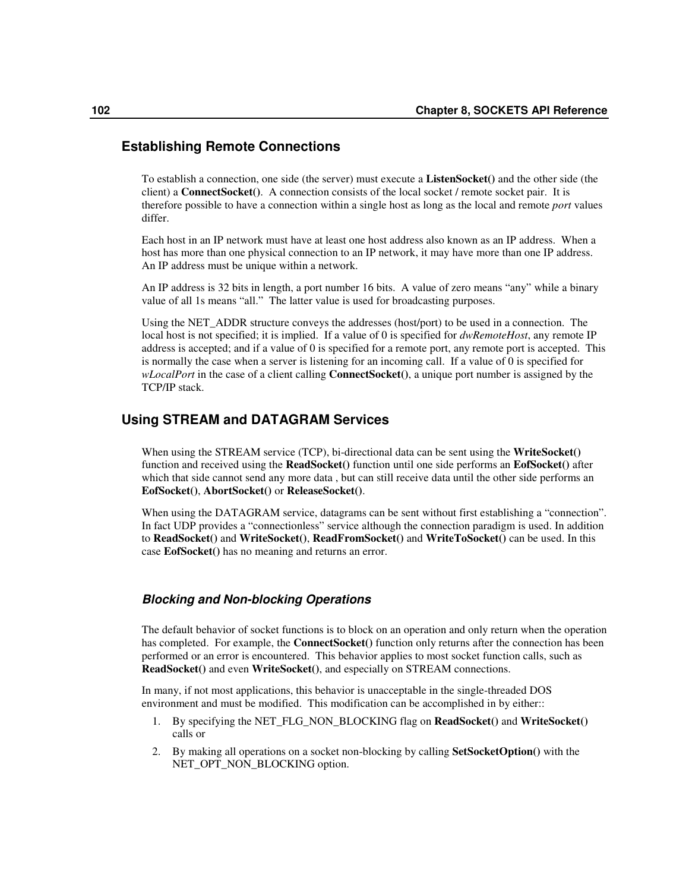## Establishing Remote Connections

To establish a connection, one side (the server) must execute a **ListenSocket()** and the other side (the client) a **ConnectSocket()**. A connection consists of the local socket / remote socket pair. It is therefore possible to have a connection within a single host as long as the local and remote *port* values differ.

Each host in an IP network must have at least one host address also known as an IP address. When a host has more than one physical connection to an IP network, it may have more than one IP address. An IP address must be unique within a network.

An IP address is 32 bits in length, a port number 16 bits. A value of zero means "any" while a binary value of all 1s means "all." The latter value is used for broadcasting purposes.

Using the NET_ADDR structure conveys the addresses (host/port) to be used in a connection. The local host is not specified; it is implied. If a value of 0 is specified for *dwRemoteHost*, any remote IP address is accepted; and if a value of 0 is specified for a remote port, any remote port is accepted. This is normally the case when a server is listening for an incoming call. If a value of 0 is specified for *wLocalPort* in the case of a client calling **ConnectSocket()**, a unique port number is assigned by the TCP/IP stack.

## Using STREAM and DATAGRAM Services

When using the STREAM service (TCP), bi-directional data can be sent using the **WriteSocket()** function and received using the **ReadSocket()** function until one side performs an **EofSocket()** after which that side cannot send any more data , but can still receive data until the other side performs an **EofSocket()**, **AbortSocket()** or **ReleaseSocket()**.

When using the DATAGRAM service, datagrams can be sent without first establishing a "connection". In fact UDP provides a "connectionless" service although the connection paradigm is used. In addition to **ReadSocket()** and **WriteSocket()**, **ReadFromSocket()** and **WriteToSocket()** can be used. In this case **EofSocket()** has no meaning and returns an error.

### *Blocking and Non-blocking Operations*

The default behavior of socket functions is to block on an operation and only return when the operation has completed. For example, the **ConnectSocket()** function only returns after the connection has been performed or an error is encountered. This behavior applies to most socket function calls, such as **ReadSocket()** and even **WriteSocket()**, and especially on STREAM connections.

In many, if not most applications, this behavior is unacceptable in the single-threaded DOS environment and must be modified. This modification can be accomplished in by either::

1. By specifying the NET_FLG_NON_BLOCKING flag on **ReadSocket()** and **WriteSocket()** calls or
2. By making all operations on a socket non-blocking by calling **SetSocketOption()** with the NET_OPT_NON_BLOCKING option.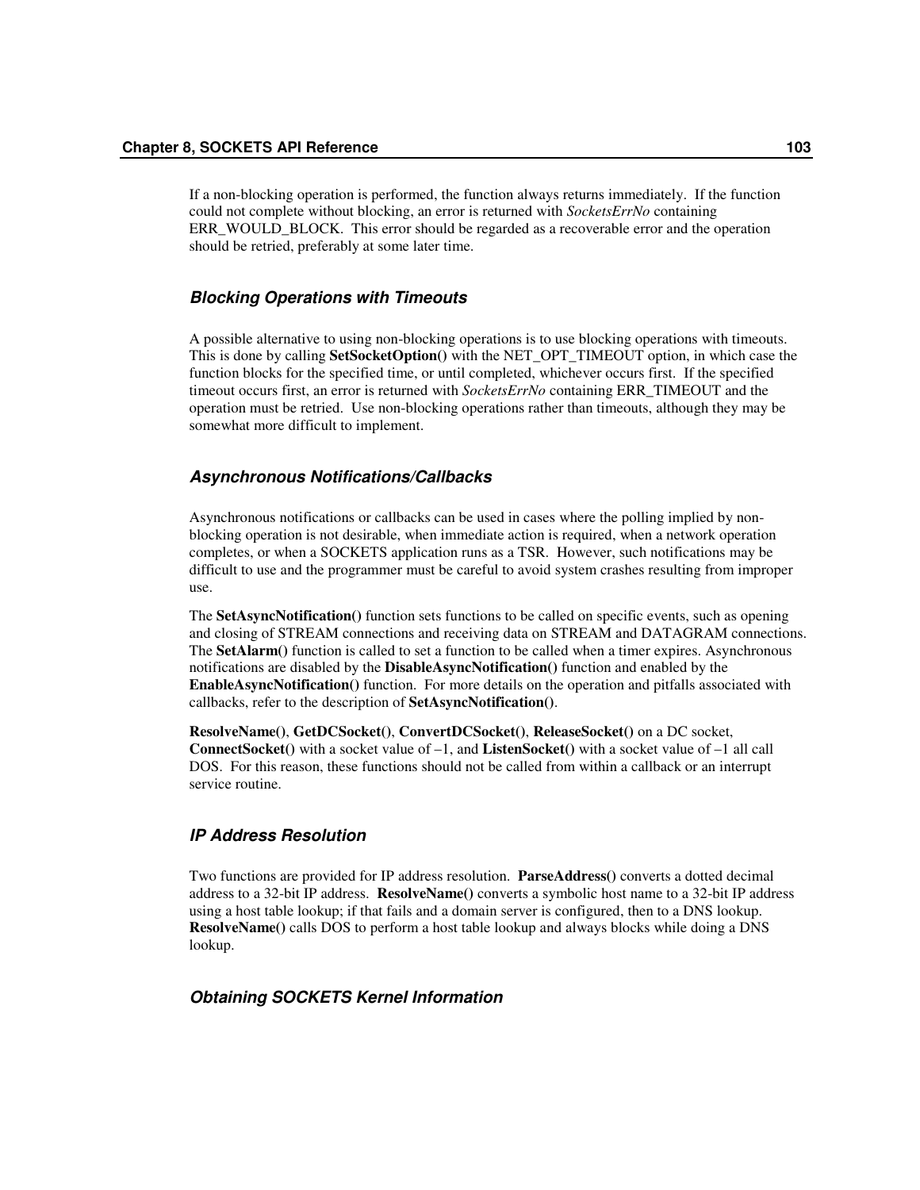If a non-blocking operation is performed, the function always returns immediately. If the function could not complete without blocking, an error is returned with *SocketsErrNo* containing ERR_WOULD_BLOCK. This error should be regarded as a recoverable error and the operation should be retried, preferably at some later time.

### *Blocking Operations with Timeouts*

A possible alternative to using non-blocking operations is to use blocking operations with timeouts. This is done by calling **SetSocketOption()** with the NET_OPT_TIMEOUT option, in which case the function blocks for the specified time, or until completed, whichever occurs first. If the specified timeout occurs first, an error is returned with *SocketsErrNo* containing ERR_TIMEOUT and the operation must be retried. Use non-blocking operations rather than timeouts, although they may be somewhat more difficult to implement.

### *Asynchronous Notifications/Callbacks*

Asynchronous notifications or callbacks can be used in cases where the polling implied by non-blocking operation is not desirable, when immediate action is required, when a network operation completes, or when a SOCKETS application runs as a TSR. However, such notifications may be difficult to use and the programmer must be careful to avoid system crashes resulting from improper use.

The **SetAsyncNotification()** function sets functions to be called on specific events, such as opening and closing of STREAM connections and receiving data on STREAM and DATAGRAM connections. The **SetAlarm()** function is called to set a function to be called when a timer expires. Asynchronous notifications are disabled by the **DisableAsyncNotification()** function and enabled by the **EnableAsyncNotification()** function. For more details on the operation and pitfalls associated with callbacks, refer to the description of **SetAsyncNotification()**.

**ResolveName()**, **GetDCSocket()**, **ConvertDCSocket()**, **ReleaseSocket()** on a DC socket, **ConnectSocket()** with a socket value of –1, and **ListenSocket()** with a socket value of –1 all call DOS. For this reason, these functions should not be called from within a callback or an interrupt service routine.

### *IP Address Resolution*

Two functions are provided for IP address resolution. **ParseAddress()** converts a dotted decimal address to a 32-bit IP address. **ResolveName()** converts a symbolic host name to a 32-bit IP address using a host table lookup; if that fails and a domain server is configured, then to a DNS lookup. **ResolveName()** calls DOS to perform a host table lookup and always blocks while doing a DNS lookup.

### *Obtaining SOCKETS Kernel Information*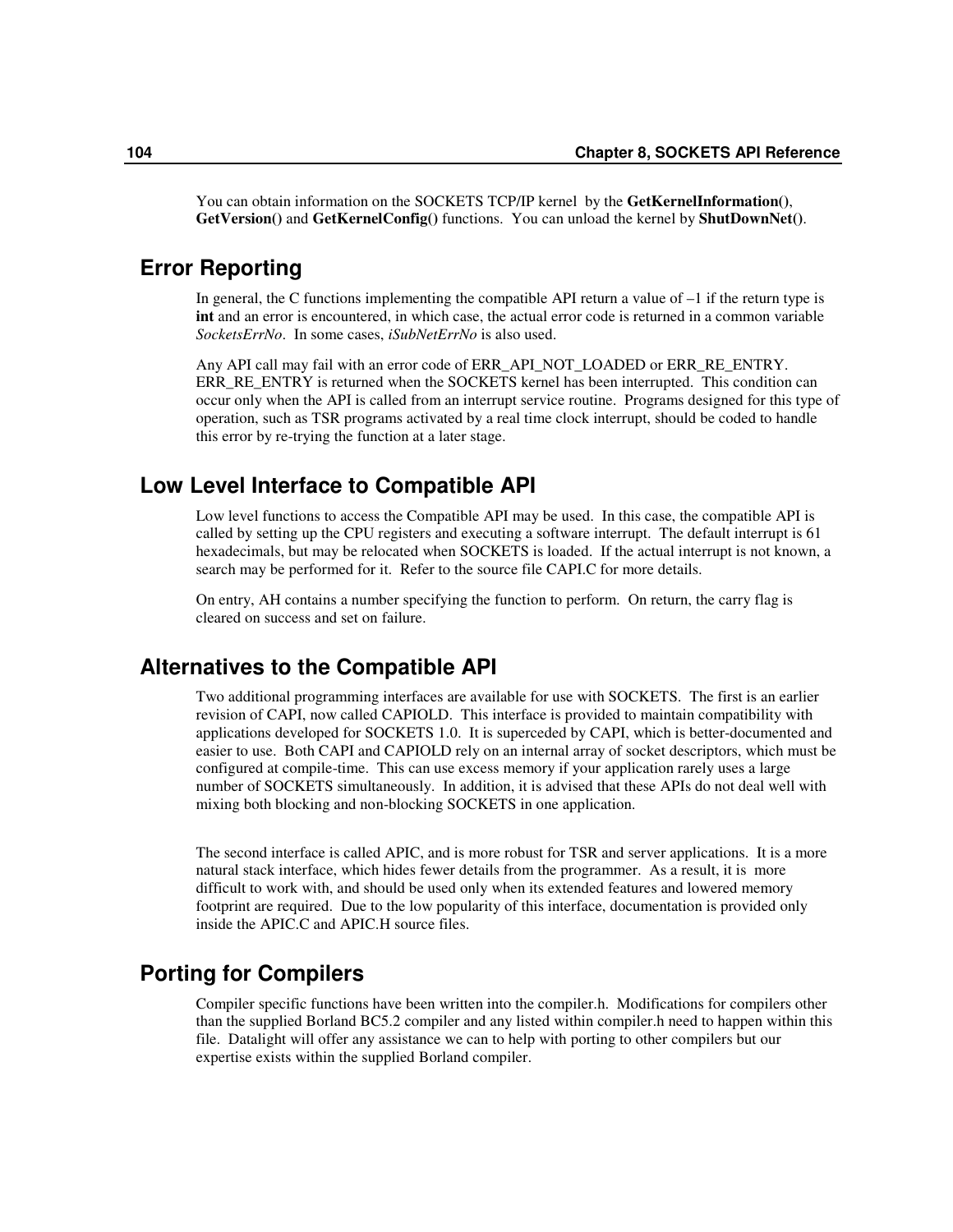You can obtain information on the SOCKETS TCP/IP kernel by the **GetKernelInformation()**, **GetVersion()** and **GetKernelConfig()** functions. You can unload the kernel by **ShutDownNet()**.

## Error Reporting

In general, the C functions implementing the compatible API return a value of –1 if the return type is **int** and an error is encountered, in which case, the actual error code is returned in a common variable *SocketsErrNo*. In some cases, *iSubNetErrNo* is also used.

Any API call may fail with an error code of ERR_API_NOT_LOADED or ERR_RE_ENTRY. ERR_RE_ENTRY is returned when the SOCKETS kernel has been interrupted. This condition can occur only when the API is called from an interrupt service routine. Programs designed for this type of operation, such as TSR programs activated by a real time clock interrupt, should be coded to handle this error by re-trying the function at a later stage.

## Low Level Interface to Compatible API

Low level functions to access the Compatible API may be used. In this case, the compatible API is called by setting up the CPU registers and executing a software interrupt. The default interrupt is 61 hexadecimals, but may be relocated when SOCKETS is loaded. If the actual interrupt is not known, a search may be performed for it. Refer to the source file CAPI.C for more details.

On entry, AH contains a number specifying the function to perform. On return, the carry flag is cleared on success and set on failure.

## Alternatives to the Compatible API

Two additional programming interfaces are available for use with SOCKETS. The first is an earlier revision of CAPI, now called CAPIOLD. This interface is provided to maintain compatibility with applications developed for SOCKETS 1.0. It is superceded by CAPI, which is better-documented and easier to use. Both CAPI and CAPIOLD rely on an internal array of socket descriptors, which must be configured at compile-time. This can use excess memory if your application rarely uses a large number of SOCKETS simultaneously. In addition, it is advised that these APIs do not deal well with mixing both blocking and non-blocking SOCKETS in one application.

The second interface is called APIC, and is more robust for TSR and server applications. It is a more natural stack interface, which hides fewer details from the programmer. As a result, it is more difficult to work with, and should be used only when its extended features and lowered memory footprint are required. Due to the low popularity of this interface, documentation is provided only inside the APIC.C and APIC.H source files.

## Porting for Compilers

Compiler specific functions have been written into the compiler.h. Modifications for compilers other than the supplied Borland BC5.2 compiler and any listed within compiler.h need to happen within this file. Datalight will offer any assistance we can to help with porting to other compilers but our expertise exists within the supplied Borland compiler.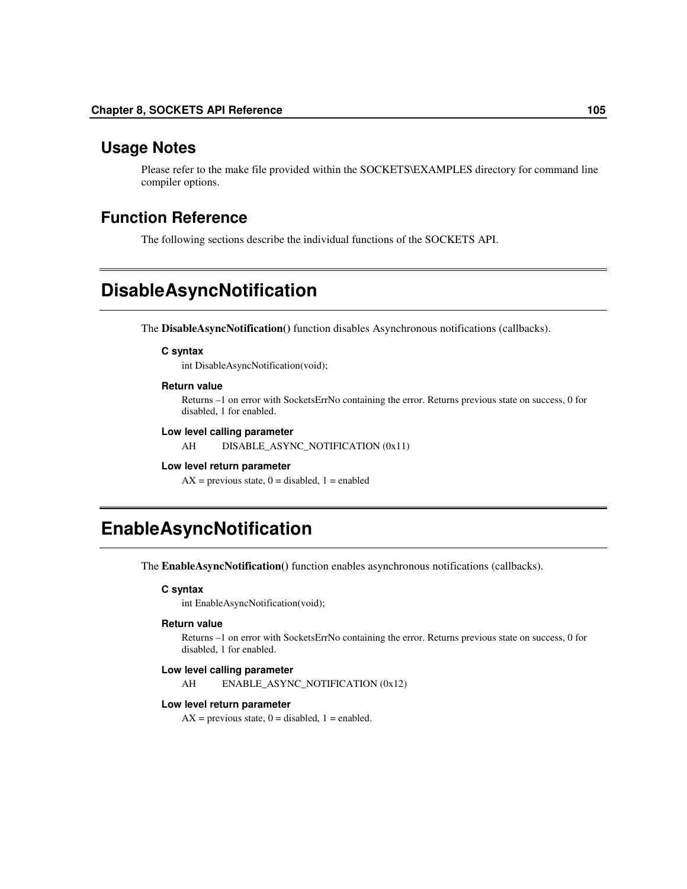## Usage Notes

Please refer to the make file provided within the SOCKETS\EXAMPLES directory for command line compiler options.

## Function Reference

The following sections describe the individual functions of the SOCKETS API.

# DisableAsyncNotification

The **DisableAsyncNotification()** function disables Asynchronous notifications (callbacks).

#### C syntax

int DisableAsyncNotification(void);

#### Return value

Returns –1 on error with SocketsErrNo containing the error. Returns previous state on success, 0 for disabled, 1 for enabled.

#### Low level calling parameter

AH DISABLE_ASYNC_NOTIFICATION (0x11)

#### Low level return parameter

AX = previous state, 0 = disabled, 1 = enabled

# EnableAsyncNotification

The **EnableAsyncNotification()** function enables asynchronous notifications (callbacks).

#### C syntax

int EnableAsyncNotification(void);

#### Return value

Returns –1 on error with SocketsErrNo containing the error. Returns previous state on success, 0 for disabled, 1 for enabled.

#### Low level calling parameter

AH ENABLE_ASYNC_NOTIFICATION (0x12)

#### Low level return parameter

AX = previous state, 0 = disabled, 1 = enabled.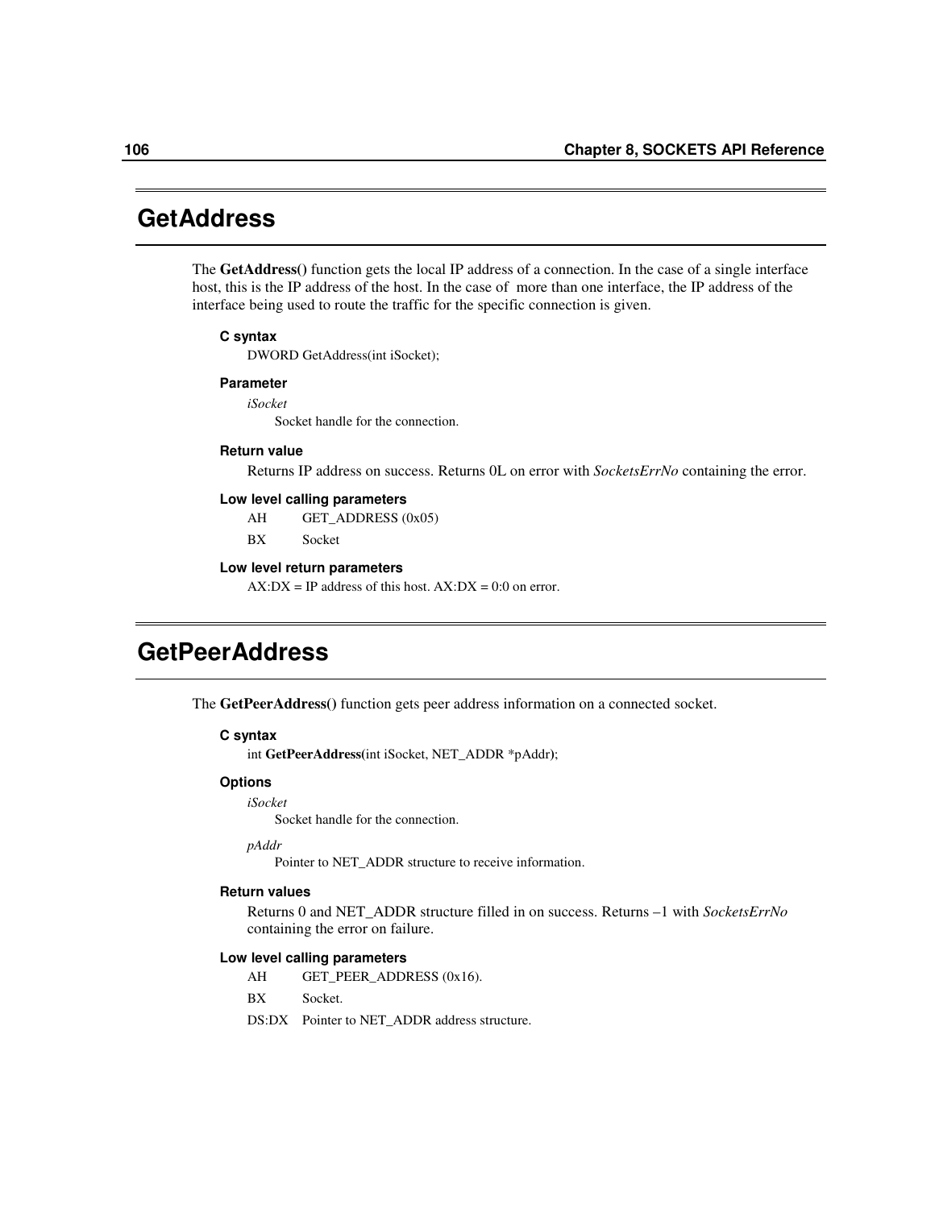# GetAddress

The **GetAddress()** function gets the local IP address of a connection. In the case of a single interface host, this is the IP address of the host. In the case of more than one interface, the IP address of the interface being used to route the traffic for the specific connection is given.

#### C syntax

DWORD GetAddress(int iSocket);

#### Parameter

*iSocket*

Socket handle for the connection.

#### Return value

Returns IP address on success. Returns 0L on error with *SocketsErrNo* containing the error.

#### Low level calling parameters

AH GET_ADDRESS (0x05)

BX Socket

#### Low level return parameters

AX:DX = IP address of this host. AX:DX = 0:0 on error.

# GetPeerAddress

The **GetPeerAddress()** function gets peer address information on a connected socket.

#### C syntax

int **GetPeerAddress(**int iSocket, NET_ADDR *pAddr**)**;

#### Options

*iSocket*

Socket handle for the connection.

*pAddr*

Pointer to NET_ADDR structure to receive information.

#### Return values

Returns 0 and NET_ADDR structure filled in on success. Returns –1 with *SocketsErrNo* containing the error on failure.

#### Low level calling parameters

AH GET_PEER_ADDRESS (0x16).

BX Socket.

DS:DX Pointer to NET_ADDR address structure.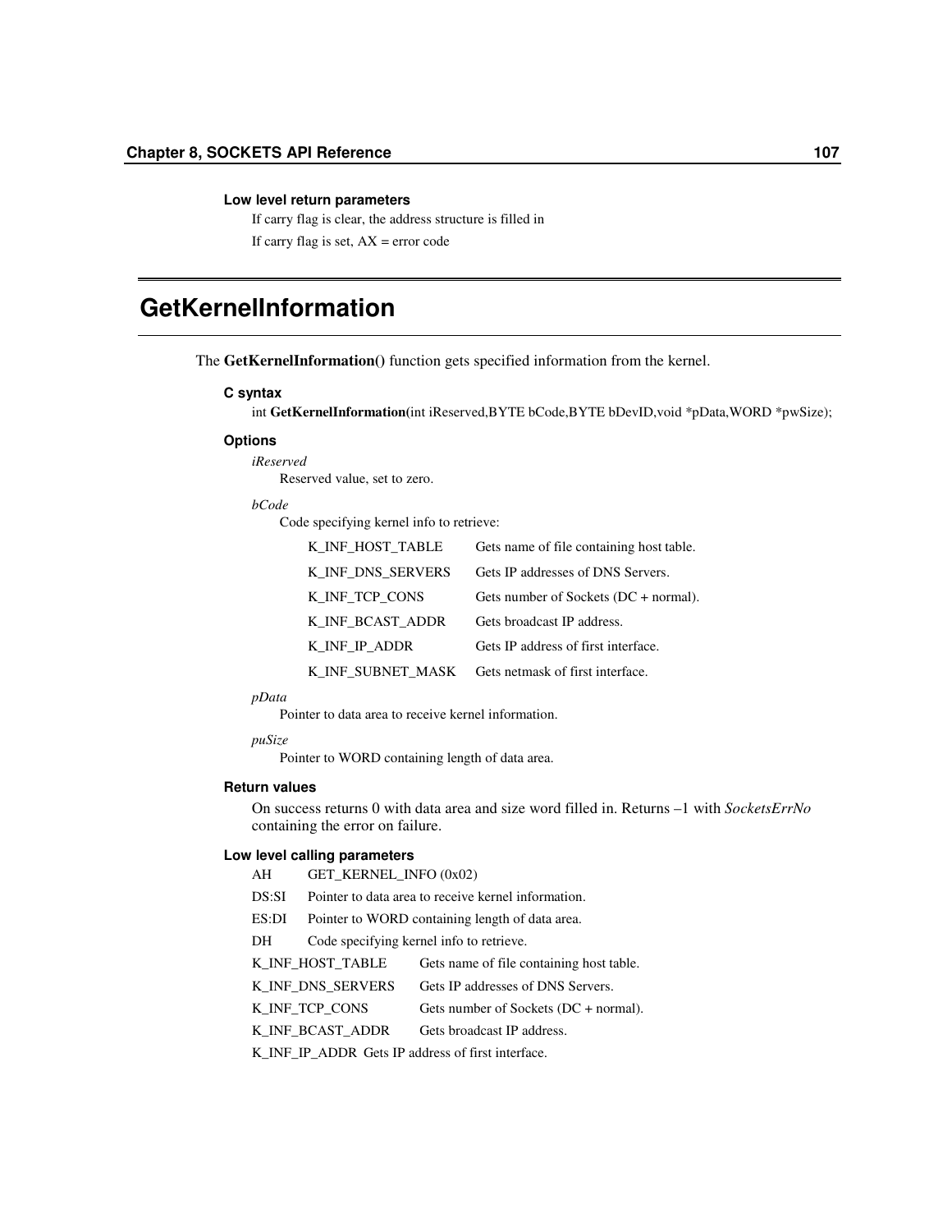#### Low level return parameters

If carry flag is clear, the address structure is filled in

If carry flag is set, AX = error code

## GetKernelInformation

The **GetKernelInformation()** function gets specified information from the kernel.

#### C syntax

int **GetKernelInformation(**int iReserved,BYTE bCode,BYTE bDevID,void *pData,WORD *pwSize);

#### Options

*iReserved*

Reserved value, set to zero.

*bCode*

Code specifying kernel info to retrieve:

| | |
|---|---|
| K_INF_HOST_TABLE | Gets name of file containing host table. |
| K_INF_DNS_SERVERS | Gets IP addresses of DNS Servers. |
| K_INF_TCP_CONS | Gets number of Sockets (DC + normal). |
| K_INF_BCAST_ADDR | Gets broadcast IP address. |
| K_INF_IP_ADDR | Gets IP address of first interface. |
| K_INF_SUBNET_MASK | Gets netmask of first interface. |

*pData*

Pointer to data area to receive kernel information.

*puSize*

Pointer to WORD containing length of data area.

#### Return values

On success returns 0 with data area and size word filled in. Returns –1 with *SocketsErrNo* containing the error on failure.

#### Low level calling parameters

| | |
|---|---|
| AH | GET_KERNEL_INFO (0x02) |
| DS:SI | Pointer to data area to receive kernel information. |
| ES:DI | Pointer to WORD containing length of data area. |
| DH | Code specifying kernel info to retrieve. |

| | |
|---|---|
| K_INF_HOST_TABLE | Gets name of file containing host table. |
| K_INF_DNS_SERVERS | Gets IP addresses of DNS Servers. |
| K_INF_TCP_CONS | Gets number of Sockets (DC + normal). |
| K_INF_BCAST_ADDR | Gets broadcast IP address. |
| K_INF_IP_ADDR | Gets IP address of first interface. |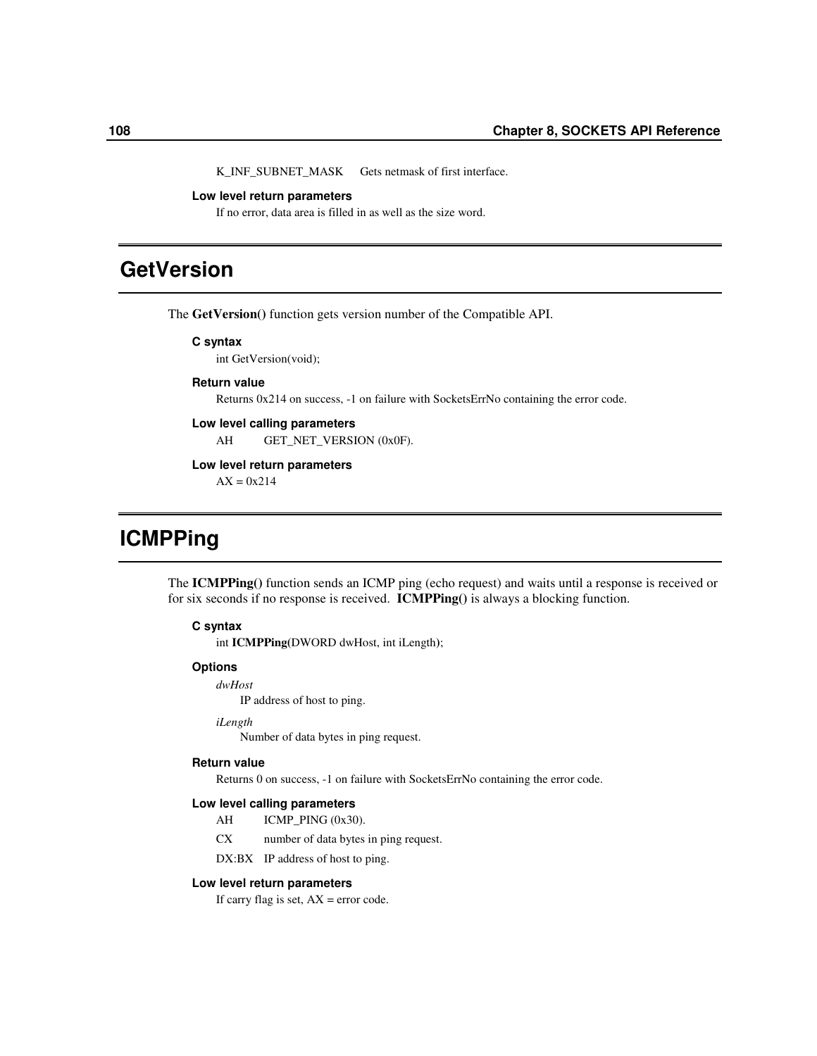K_INF_SUBNET_MASK Gets netmask of first interface.

#### Low level return parameters

If no error, data area is filled in as well as the size word.

## GetVersion

The **GetVersion()** function gets version number of the Compatible API.

#### C syntax

int GetVersion(void);

#### Return value

Returns 0x214 on success, -1 on failure with SocketsErrNo containing the error code.

#### Low level calling parameters

AH GET_NET_VERSION (0x0F).

#### Low level return parameters

AX = 0x214

## ICMPPing

The **ICMPPing()** function sends an ICMP ping (echo request) and waits until a response is received or for six seconds if no response is received. **ICMPPing()** is always a blocking function.

#### C syntax

int **ICMPPing**(DWORD dwHost, int iLength);

#### Options

*dwHost*

IP address of host to ping.

*iLength*

Number of data bytes in ping request.

#### Return value

Returns 0 on success, -1 on failure with SocketsErrNo containing the error code.

#### Low level calling parameters

AH ICMP_PING (0x30).

CX number of data bytes in ping request.

DX:BX IP address of host to ping.

#### Low level return parameters

If carry flag is set, AX = error code.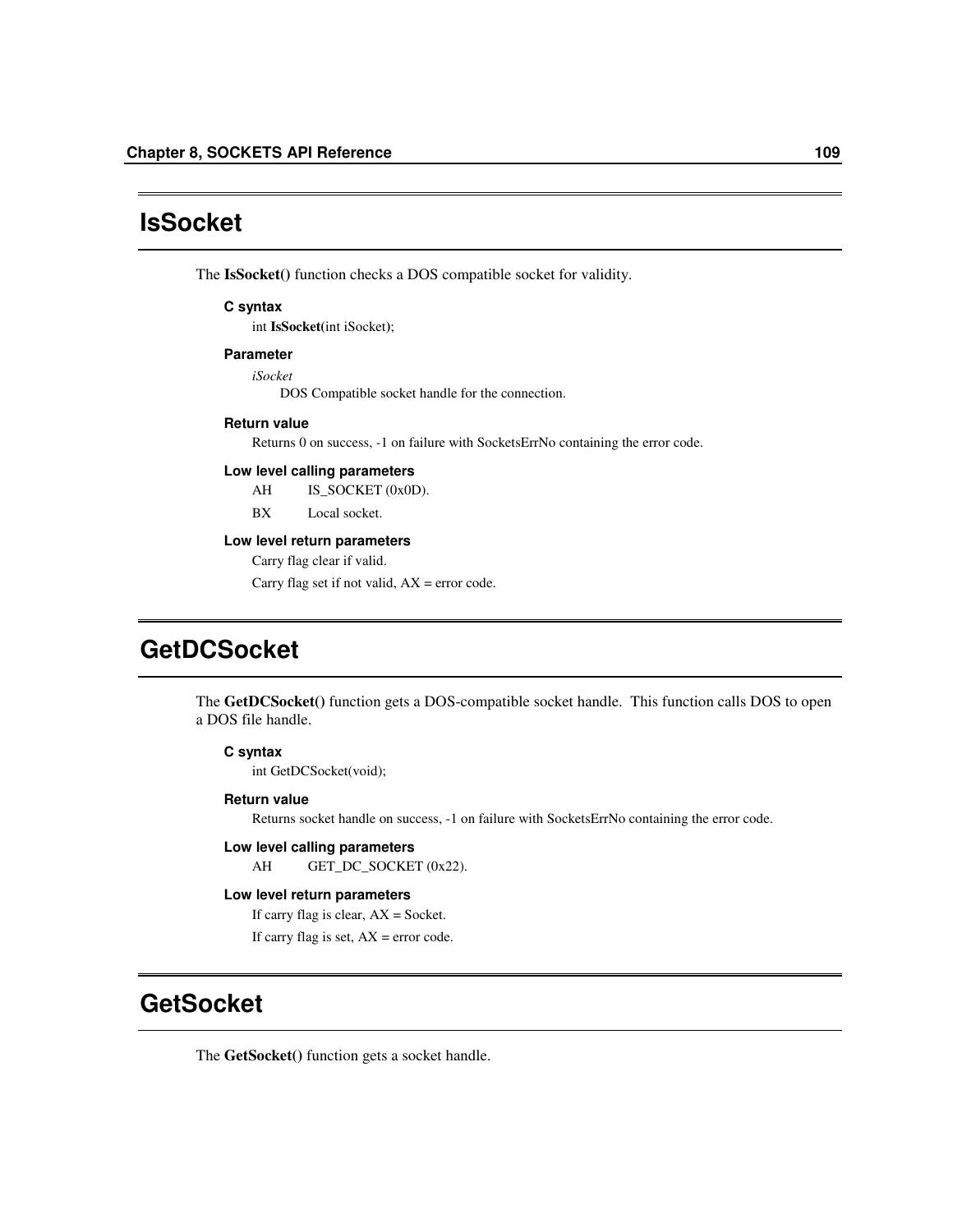## IsSocket

The **IsSocket()** function checks a DOS compatible socket for validity.

#### C syntax

int **IsSocket**(int iSocket);

#### Parameter

*iSocket*
DOS Compatible socket handle for the connection.

#### Return value

Returns 0 on success, -1 on failure with SocketsErrNo containing the error code.

#### Low level calling parameters

AH IS_SOCKET (0x0D).

BX Local socket.

#### Low level return parameters

Carry flag clear if valid.

Carry flag set if not valid, AX = error code.

## GetDCSocket

The **GetDCSocket()** function gets a DOS-compatible socket handle. This function calls DOS to open a DOS file handle.

#### C syntax

int GetDCSocket(void);

#### Return value

Returns socket handle on success, -1 on failure with SocketsErrNo containing the error code.

#### Low level calling parameters

AH GET_DC_SOCKET (0x22).

#### Low level return parameters

If carry flag is clear, AX = Socket.

If carry flag is set, AX = error code.

## GetSocket

The **GetSocket()** function gets a socket handle.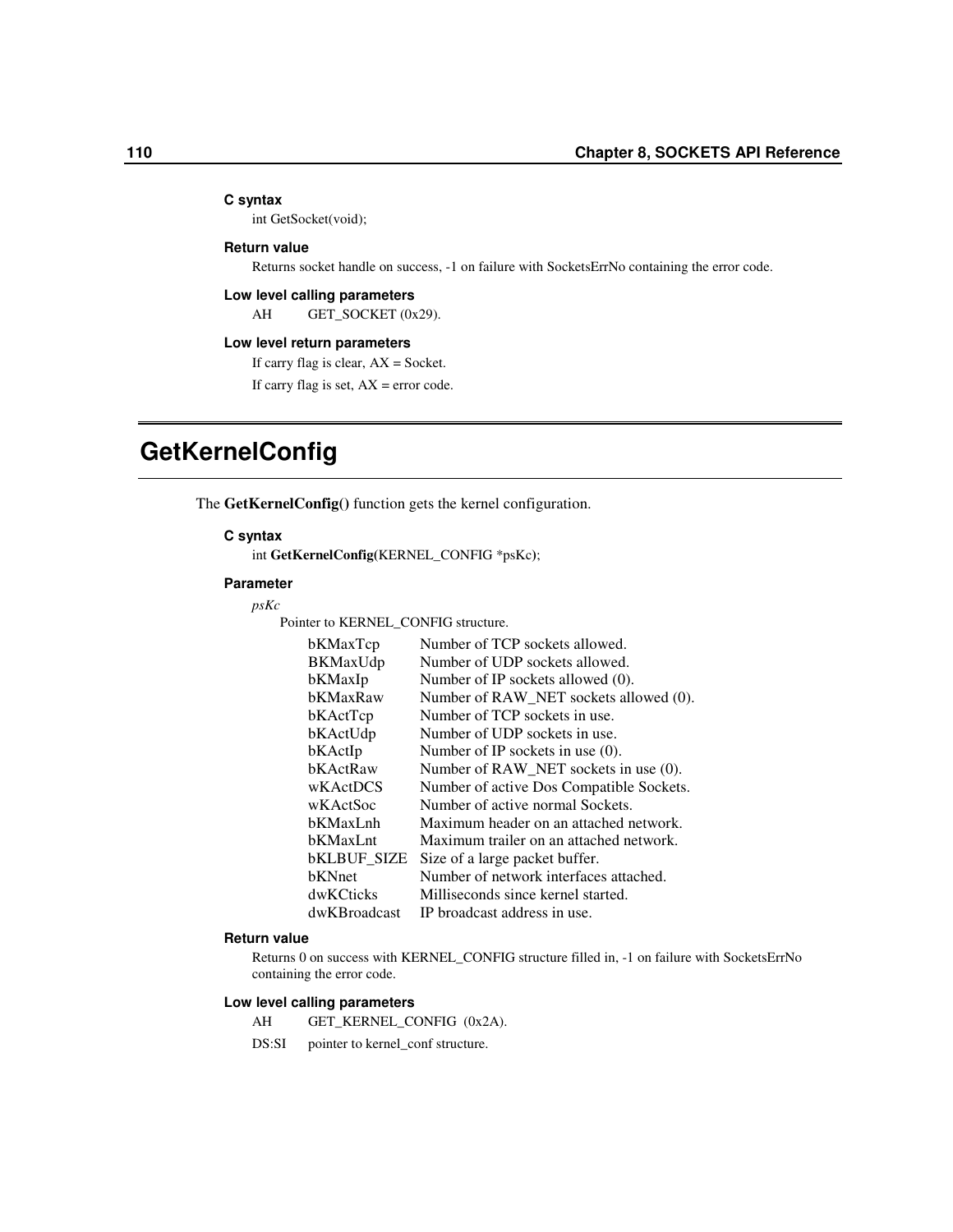#### C syntax

int GetSocket(void);

#### Return value

Returns socket handle on success, -1 on failure with SocketsErrNo containing the error code.

#### Low level calling parameters

AH GET_SOCKET (0x29).

#### Low level return parameters

If carry flag is clear, AX = Socket.

If carry flag is set, AX = error code.

## GetKernelConfig

The **GetKernelConfig()** function gets the kernel configuration.

#### C syntax

int **GetKernelConfig**(KERNEL_CONFIG *psKc);

#### Parameter

*psKc*

Pointer to KERNEL_CONFIG structure.

| | |
|---|---|
| bKMaxTcp | Number of TCP sockets allowed. |
| BKMaxUdp | Number of UDP sockets allowed. |
| bKMaxIp | Number of IP sockets allowed (0). |
| bKMaxRaw | Number of RAW_NET sockets allowed (0). |
| bKActTcp | Number of TCP sockets in use. |
| bKActUdp | Number of UDP sockets in use. |
| bKActIp | Number of IP sockets in use (0). |
| bKActRaw | Number of RAW_NET sockets in use (0). |
| wKActDCS | Number of active Dos Compatible Sockets. |
| wKActSoc | Number of active normal Sockets. |
| bKMaxLnh | Maximum header on an attached network. |
| bKMaxLnt | Maximum trailer on an attached network. |
| bKLBUF_SIZE | Size of a large packet buffer. |
| bKNnet | Number of network interfaces attached. |
| dwKCticks | Milliseconds since kernel started. |
| dwKBroadcast | IP broadcast address in use. |

#### Return value

Returns 0 on success with KERNEL_CONFIG structure filled in, -1 on failure with SocketsErrNo containing the error code.

#### Low level calling parameters

AH GET_KERNEL_CONFIG (0x2A).

DS:SI pointer to kernel_conf structure.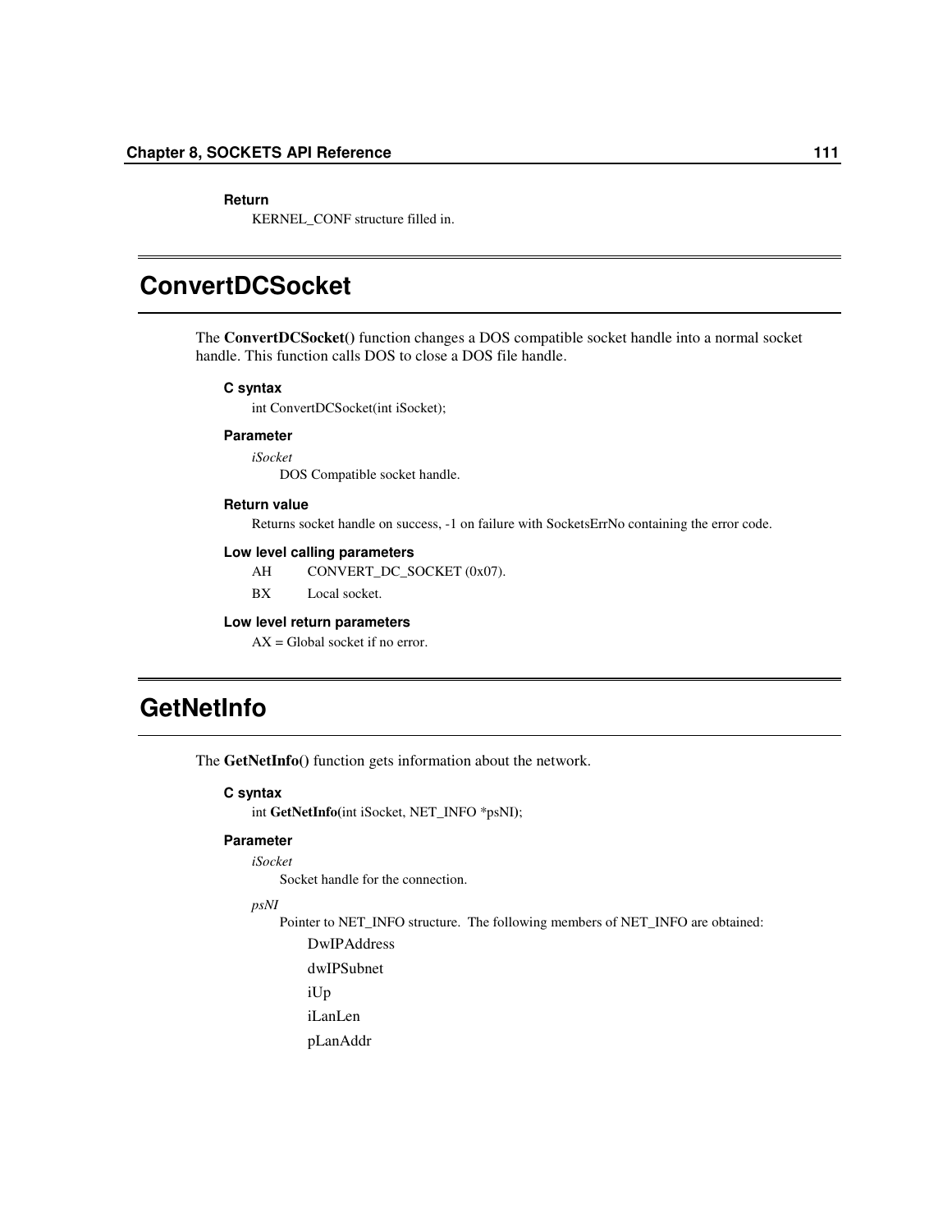#### Return

KERNEL_CONF structure filled in.

## ConvertDCSocket

The **ConvertDCSocket()** function changes a DOS compatible socket handle into a normal socket handle. This function calls DOS to close a DOS file handle.

#### C syntax

int ConvertDCSocket(int iSocket);

#### Parameter

*iSocket*

DOS Compatible socket handle.

#### Return value

Returns socket handle on success, -1 on failure with SocketsErrNo containing the error code.

#### Low level calling parameters

AH CONVERT_DC_SOCKET (0x07).

BX Local socket.

#### Low level return parameters

AX = Global socket if no error.

## GetNetInfo

The **GetNetInfo()** function gets information about the network.

#### C syntax

int **GetNetInfo(**int iSocket, NET_INFO *psNI);

#### Parameter

*iSocket*

Socket handle for the connection.

*psNI*

Pointer to NET_INFO structure. The following members of NET_INFO are obtained:

DwIPAddress

dwIPSubnet

iUp

iLanLen

pLanAddr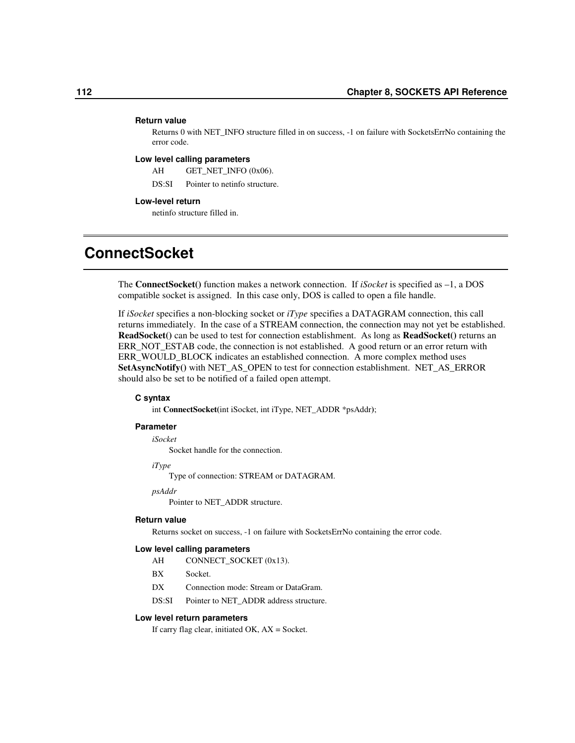**Return value**

Returns 0 with NET_INFO structure filled in on success, -1 on failure with SocketsErrNo containing the error code.

**Low level calling parameters**

AH GET_NET_INFO (0x06).

DS:SI Pointer to netinfo structure.

**Low-level return**

netinfo structure filled in.

# ConnectSocket

The **ConnectSocket()** function makes a network connection. If *iSocket* is specified as –1, a DOS compatible socket is assigned. In this case only, DOS is called to open a file handle.

If *iSocket* specifies a non-blocking socket or *iType* specifies a DATAGRAM connection, this call returns immediately. In the case of a STREAM connection, the connection may not yet be established. **ReadSocket()** can be used to test for connection establishment. As long as **ReadSocket()** returns an ERR_NOT_ESTAB code, the connection is not established. A good return or an error return with ERR_WOULD_BLOCK indicates an established connection. A more complex method uses **SetAsyncNotify()** with NET_AS_OPEN to test for connection establishment. NET_AS_ERROR should also be set to be notified of a failed open attempt.

**C syntax**

int **ConnectSocket(**int iSocket, int iType, NET_ADDR *psAddr**)**;

**Parameter**

*iSocket*

Socket handle for the connection.

*iType*

Type of connection: STREAM or DATAGRAM.

*psAddr*

Pointer to NET_ADDR structure.

**Return value**

Returns socket on success, -1 on failure with SocketsErrNo containing the error code.

**Low level calling parameters**

AH CONNECT_SOCKET (0x13).

BX Socket.

DX Connection mode: Stream or DataGram.

DS:SI Pointer to NET_ADDR address structure.

**Low level return parameters**

If carry flag clear, initiated OK, AX = Socket.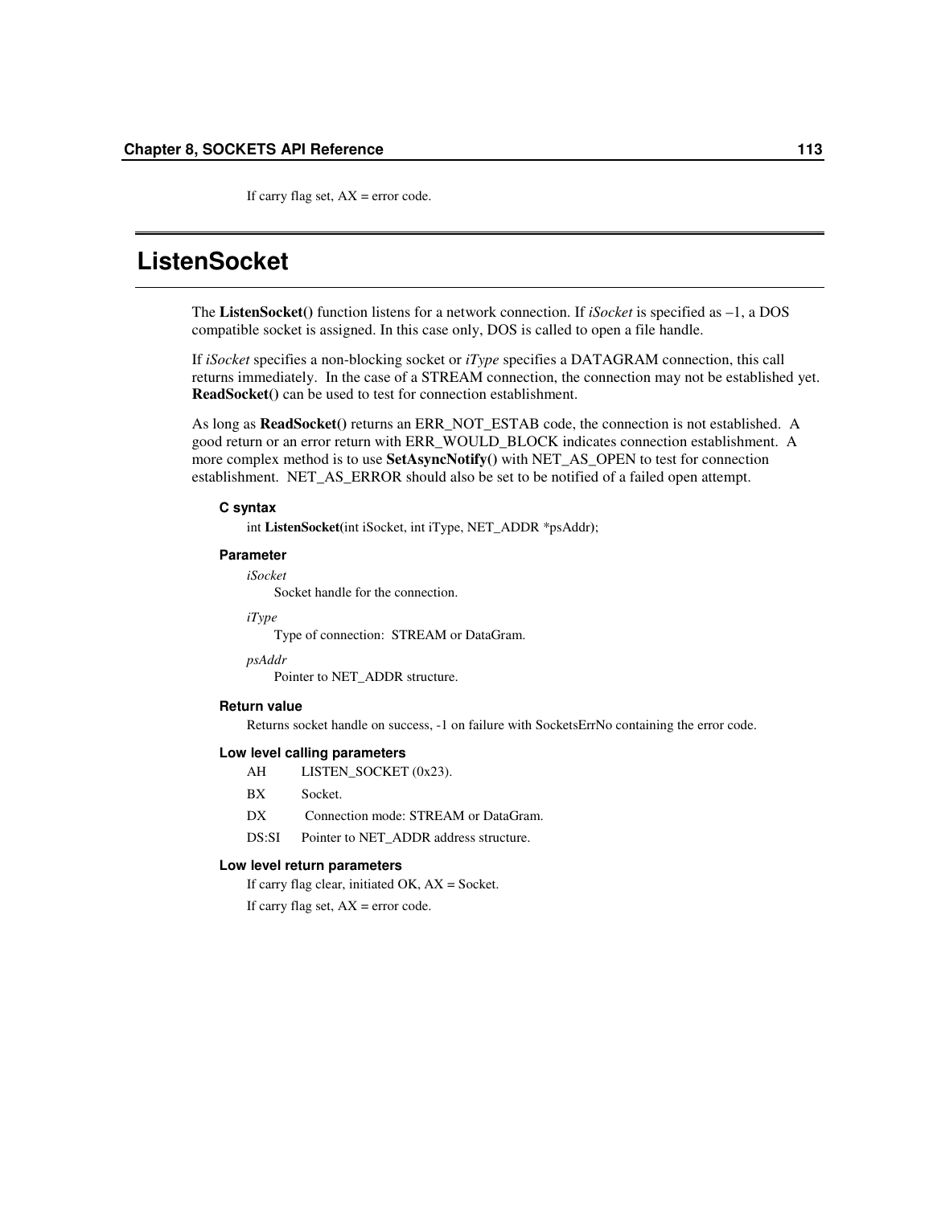If carry flag set, AX = error code.

## ListenSocket

The **ListenSocket()** function listens for a network connection. If *iSocket* is specified as –1, a DOS compatible socket is assigned. In this case only, DOS is called to open a file handle.

If *iSocket* specifies a non-blocking socket or *iType* specifies a DATAGRAM connection, this call returns immediately. In the case of a STREAM connection, the connection may not be established yet. **ReadSocket()** can be used to test for connection establishment.

As long as **ReadSocket()** returns an ERR_NOT_ESTAB code, the connection is not established. A good return or an error return with ERR_WOULD_BLOCK indicates connection establishment. A more complex method is to use **SetAsyncNotify()** with NET_AS_OPEN to test for connection establishment. NET_AS_ERROR should also be set to be notified of a failed open attempt.

#### C syntax

int **ListenSocket(**int iSocket, int iType, NET_ADDR *psAddr);

#### Parameter

*iSocket*
: Socket handle for the connection.

*iType*
: Type of connection: STREAM or DataGram.

*psAddr*
: Pointer to NET_ADDR structure.

#### Return value

Returns socket handle on success, -1 on failure with SocketsErrNo containing the error code.

#### Low level calling parameters

| | |
|---|---|
| AH | LISTEN_SOCKET (0x23). |
| BX | Socket. |
| DX | Connection mode: STREAM or DataGram. |
| DS:SI | Pointer to NET_ADDR address structure. |

#### Low level return parameters

If carry flag clear, initiated OK, AX = Socket.

If carry flag set, AX = error code.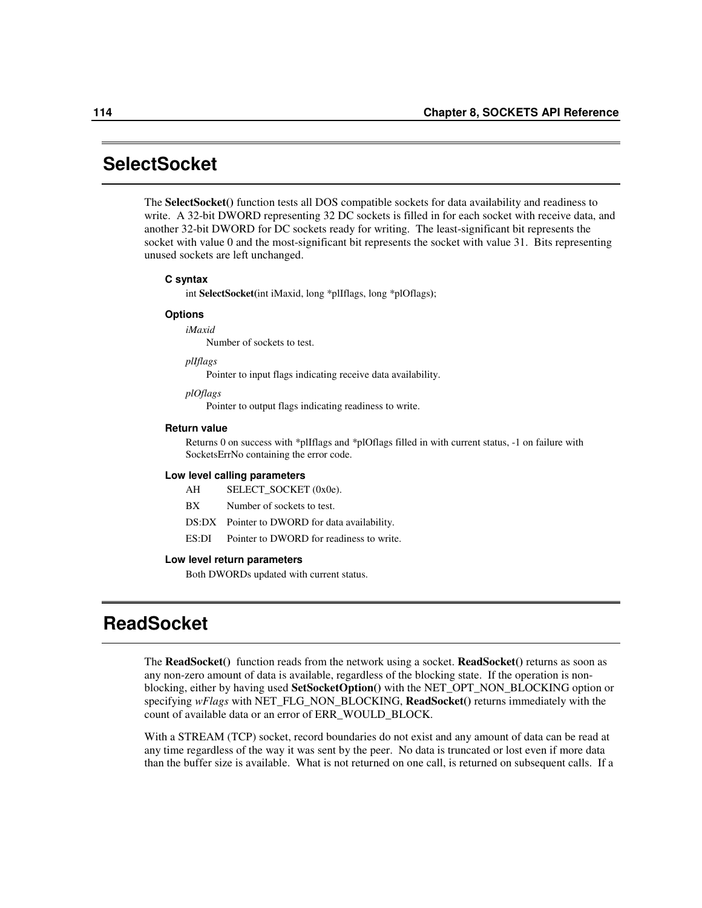## SelectSocket

The **SelectSocket()** function tests all DOS compatible sockets for data availability and readiness to write. A 32-bit DWORD representing 32 DC sockets is filled in for each socket with receive data, and another 32-bit DWORD for DC sockets ready for writing. The least-significant bit represents the socket with value 0 and the most-significant bit represents the socket with value 31. Bits representing unused sockets are left unchanged.

#### C syntax

int **SelectSocket**(int iMaxid, long *plIflags, long *plOflags);

#### Options

*iMaxid*
: Number of sockets to test.

*plIflags*
: Pointer to input flags indicating receive data availability.

*plOflags*
: Pointer to output flags indicating readiness to write.

#### Return value

Returns 0 on success with *plIflags and *plOflags filled in with current status, -1 on failure with SocketsErrNo containing the error code.

#### Low level calling parameters

| | |
|---|---|
| AH | SELECT_SOCKET (0x0e). |
| BX | Number of sockets to test. |
| DS:DX | Pointer to DWORD for data availability. |
| ES:DI | Pointer to DWORD for readiness to write. |

#### Low level return parameters

Both DWORDs updated with current status.

## ReadSocket

The **ReadSocket()** function reads from the network using a socket. **ReadSocket()** returns as soon as any non-zero amount of data is available, regardless of the blocking state. If the operation is non-blocking, either by having used **SetSocketOption()** with the NET_OPT_NON_BLOCKING option or specifying *wFlags* with NET_FLG_NON_BLOCKING, **ReadSocket()** returns immediately with the count of available data or an error of ERR_WOULD_BLOCK.

With a STREAM (TCP) socket, record boundaries do not exist and any amount of data can be read at any time regardless of the way it was sent by the peer. No data is truncated or lost even if more data than the buffer size is available. What is not returned on one call, is returned on subsequent calls. If a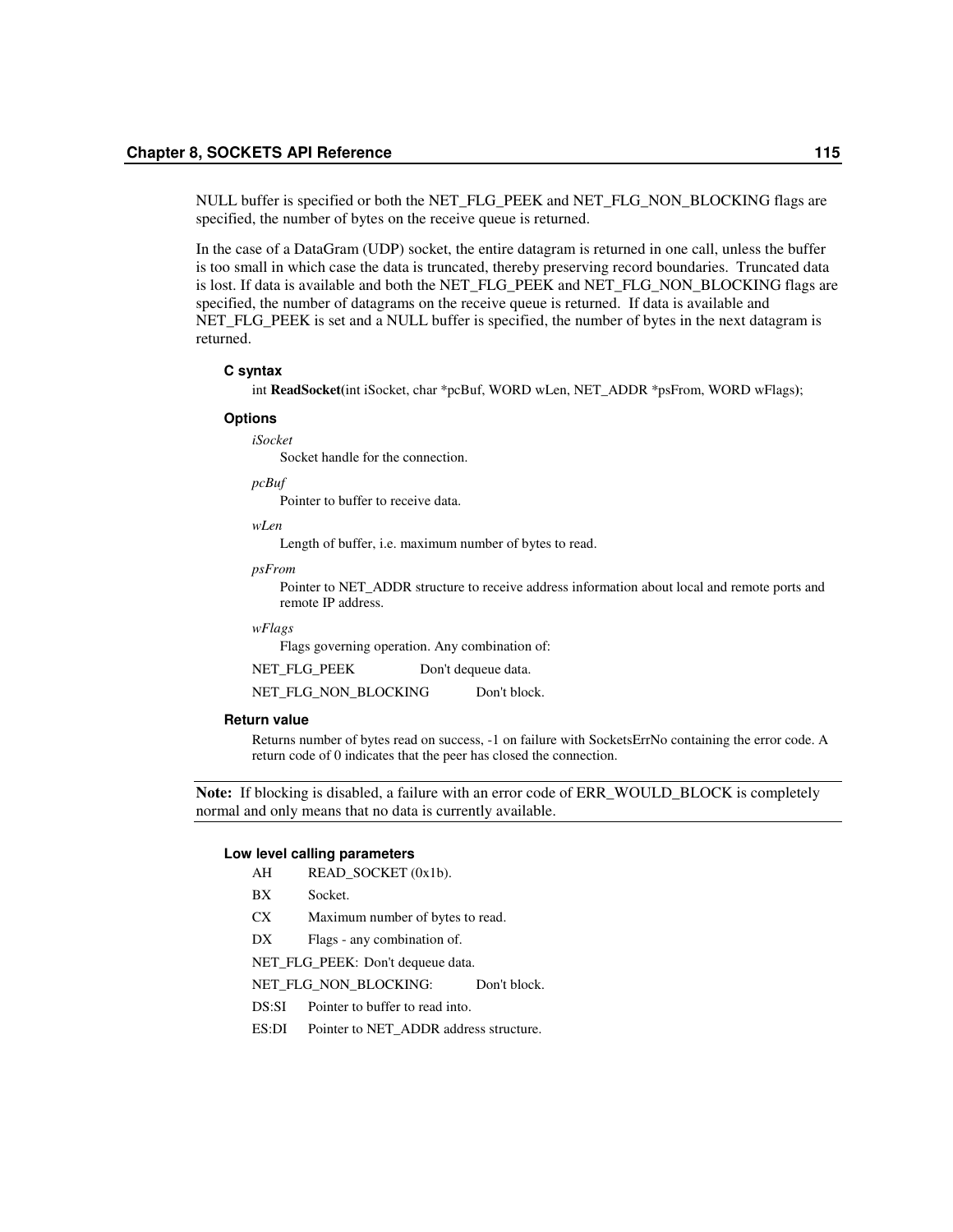NULL buffer is specified or both the NET_FLG_PEEK and NET_FLG_NON_BLOCKING flags are specified, the number of bytes on the receive queue is returned.

In the case of a DataGram (UDP) socket, the entire datagram is returned in one call, unless the buffer is too small in which case the data is truncated, thereby preserving record boundaries. Truncated data is lost. If data is available and both the NET_FLG_PEEK and NET_FLG_NON_BLOCKING flags are specified, the number of datagrams on the receive queue is returned. If data is available and NET_FLG_PEEK is set and a NULL buffer is specified, the number of bytes in the next datagram is returned.

#### C syntax

int **ReadSocket(**int iSocket, char *pcBuf, WORD wLen, NET_ADDR *psFrom, WORD wFlags**)**;

#### Options

*iSocket*

Socket handle for the connection.

*pcBuf*

Pointer to buffer to receive data.

*wLen*

Length of buffer, i.e. maximum number of bytes to read.

*psFrom*

Pointer to NET_ADDR structure to receive address information about local and remote ports and remote IP address.

*wFlags*

Flags governing operation. Any combination of:

NET_FLG_PEEK Don't dequeue data.

NET_FLG_NON_BLOCKING Don't block.

#### Return value

Returns number of bytes read on success, -1 on failure with SocketsErrNo containing the error code. A return code of 0 indicates that the peer has closed the connection.

---

**Note:** If blocking is disabled, a failure with an error code of ERR_WOULD_BLOCK is completely normal and only means that no data is currently available.

---

#### Low level calling parameters

AH READ_SOCKET (0x1b).

BX Socket.

CX Maximum number of bytes to read.

DX Flags - any combination of.

NET_FLG_PEEK: Don't dequeue data.

NET_FLG_NON_BLOCKING: Don't block.

DS:SI Pointer to buffer to read into.

ES:DI Pointer to NET_ADDR address structure.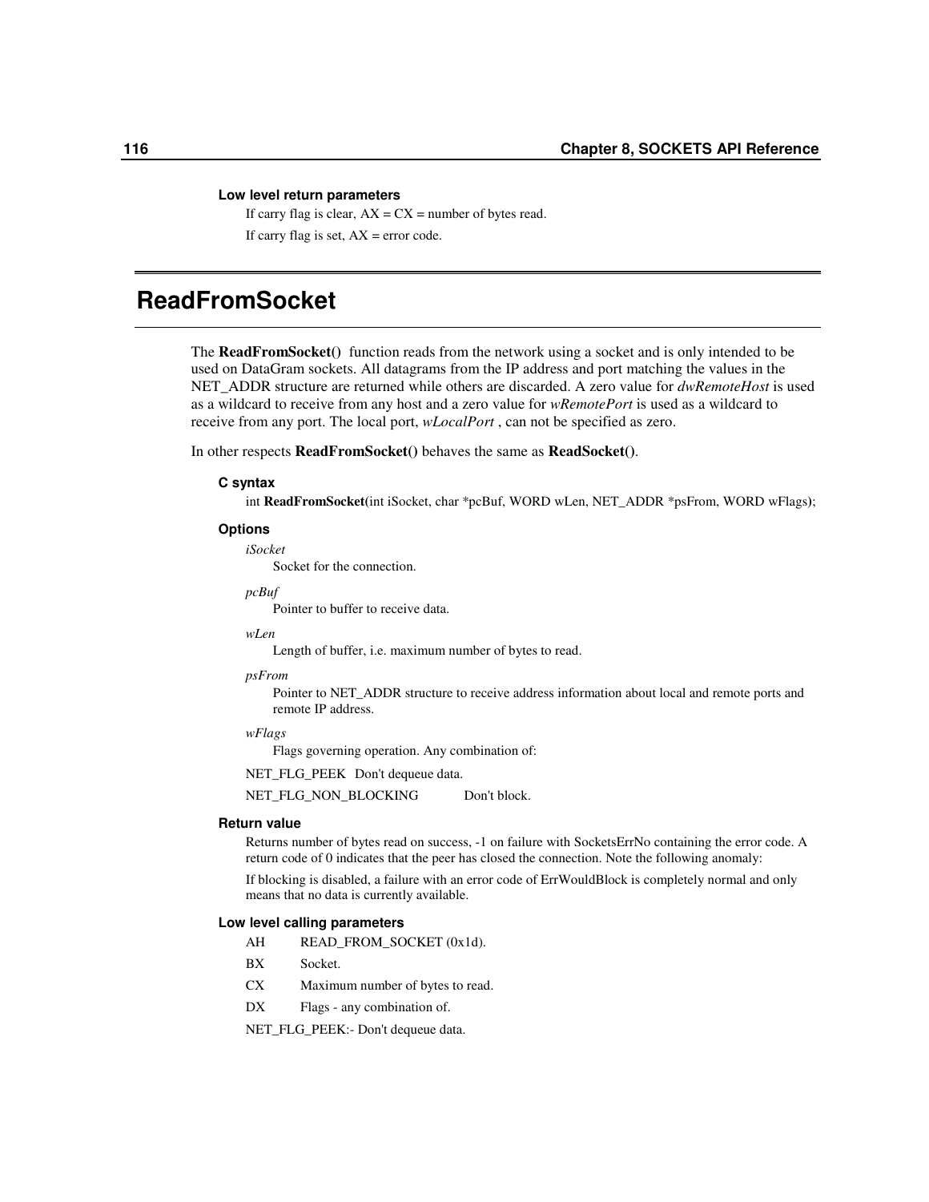**Low level return parameters**

If carry flag is clear, AX = CX = number of bytes read.

If carry flag is set, AX = error code.

# ReadFromSocket

The **ReadFromSocket()** function reads from the network using a socket and is only intended to be used on DataGram sockets. All datagrams from the IP address and port matching the values in the NET_ADDR structure are returned while others are discarded. A zero value for *dwRemoteHost* is used as a wildcard to receive from any host and a zero value for *wRemotePort* is used as a wildcard to receive from any port. The local port, *wLocalPort* , can not be specified as zero.

In other respects **ReadFromSocket()** behaves the same as **ReadSocket()**.

**C syntax**

int **ReadFromSocket**(int iSocket, char *pcBuf, WORD wLen, NET_ADDR *psFrom, WORD wFlags);

**Options**

*iSocket*
Socket for the connection.

*pcBuf*
Pointer to buffer to receive data.

*wLen*
Length of buffer, i.e. maximum number of bytes to read.

*psFrom*
Pointer to NET_ADDR structure to receive address information about local and remote ports and remote IP address.

*wFlags*
Flags governing operation. Any combination of:

NET_FLG_PEEK Don't dequeue data.

NET_FLG_NON_BLOCKING Don't block.

**Return value**

Returns number of bytes read on success, -1 on failure with SocketsErrNo containing the error code. A return code of 0 indicates that the peer has closed the connection. Note the following anomaly:

If blocking is disabled, a failure with an error code of ErrWouldBlock is completely normal and only means that no data is currently available.

**Low level calling parameters**

AH READ_FROM_SOCKET (0x1d).

BX Socket.

CX Maximum number of bytes to read.

DX Flags - any combination of.

NET_FLG_PEEK:- Don't dequeue data.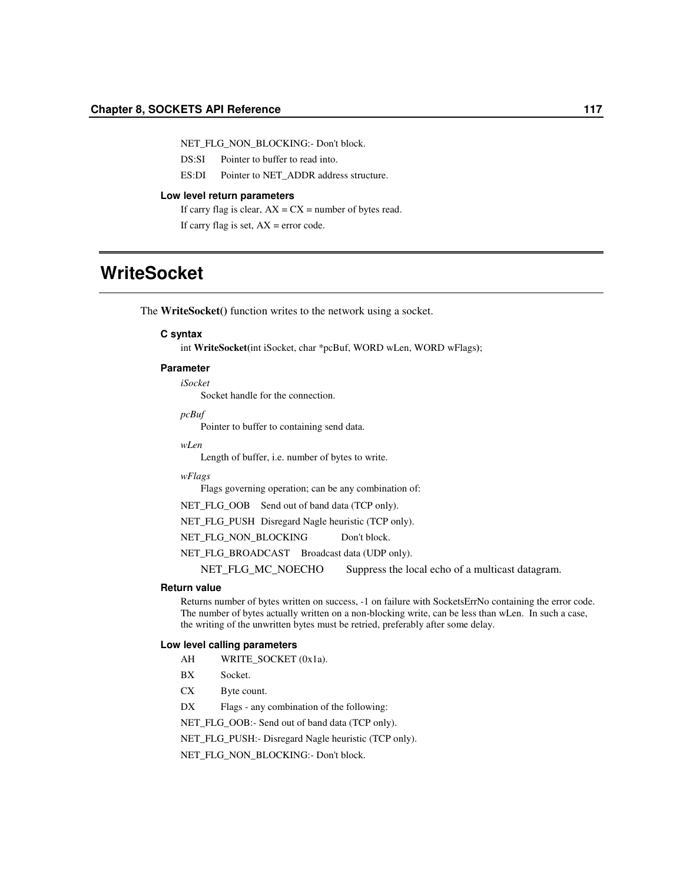NET_FLG_NON_BLOCKING:- Don't block.

DS:SI Pointer to buffer to read into.

ES:DI Pointer to NET_ADDR address structure.

#### Low level return parameters

If carry flag is clear, AX = CX = number of bytes read.

If carry flag is set, AX = error code.

## WriteSocket

The **WriteSocket()** function writes to the network using a socket.

#### C syntax

int **WriteSocket(**int iSocket, char *pcBuf, WORD wLen, WORD wFlags**)**;

#### Parameter

*iSocket*
Socket handle for the connection.

*pcBuf*
Pointer to buffer to containing send data.

*wLen*
Length of buffer, i.e. number of bytes to write.

*wFlags*
Flags governing operation; can be any combination of:

NET_FLG_OOB Send out of band data (TCP only).

NET_FLG_PUSH Disregard Nagle heuristic (TCP only).

NET_FLG_NON_BLOCKING Don't block.

NET_FLG_BROADCAST Broadcast data (UDP only).

NET_FLG_MC_NOECHO Suppress the local echo of a multicast datagram.

#### Return value

Returns number of bytes written on success, -1 on failure with SocketsErrNo containing the error code. The number of bytes actually written on a non-blocking write, can be less than wLen. In such a case, the writing of the unwritten bytes must be retried, preferably after some delay.

#### Low level calling parameters

AH WRITE_SOCKET (0x1a).

BX Socket.

CX Byte count.

DX Flags - any combination of the following:

NET_FLG_OOB:- Send out of band data (TCP only).

NET_FLG_PUSH:- Disregard Nagle heuristic (TCP only).

NET_FLG_NON_BLOCKING:- Don't block.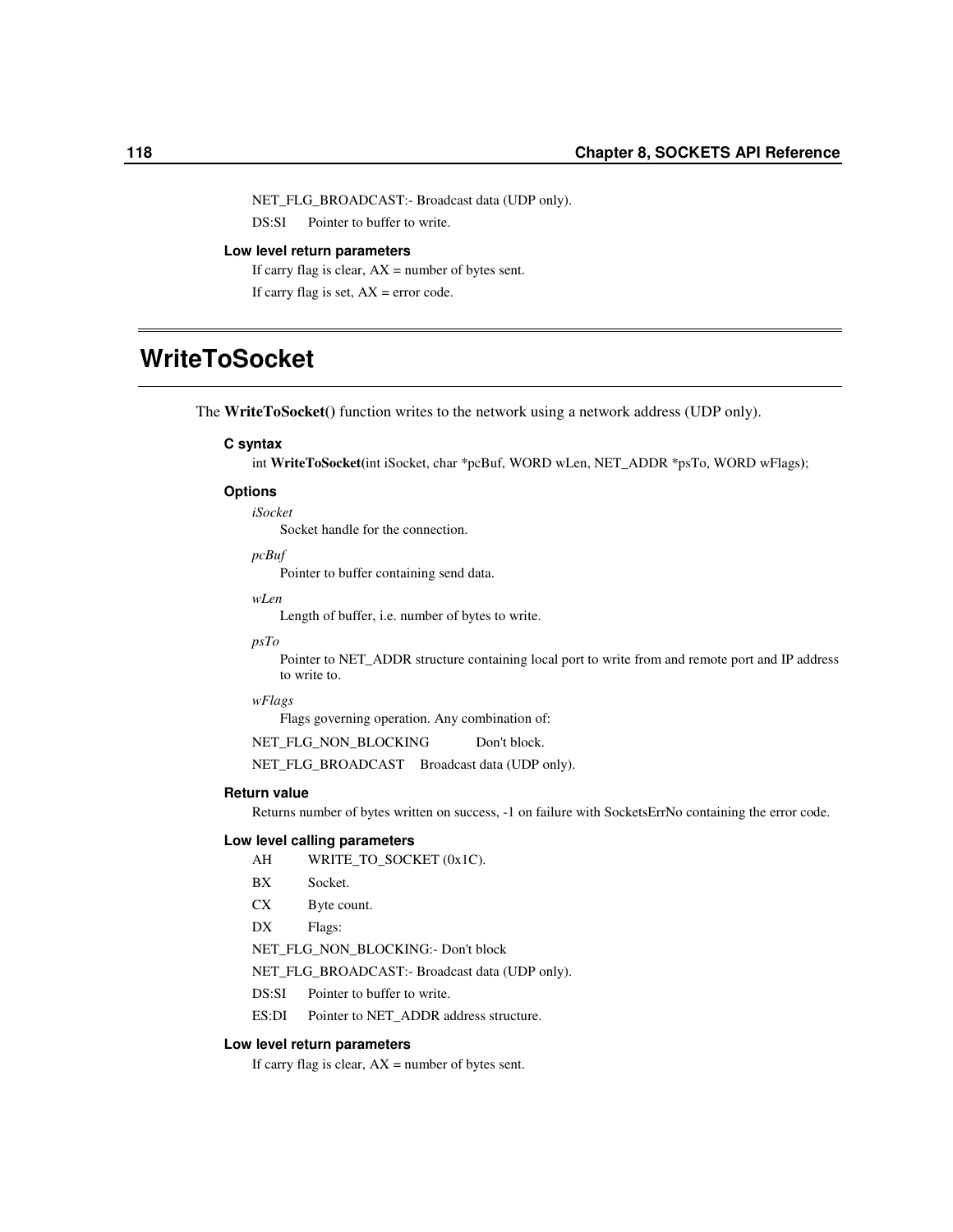NET_FLG_BROADCAST:- Broadcast data (UDP only).

DS:SI  Pointer to buffer to write.

### Low level return parameters

If carry flag is clear, AX = number of bytes sent.

If carry flag is set, AX = error code.

## WriteToSocket

The **WriteToSocket()** function writes to the network using a network address (UDP only).

### C syntax

int **WriteToSocket(**int iSocket, char *pcBuf, WORD wLen, NET_ADDR *psTo, WORD wFlags**)**;

### Options

*iSocket*

Socket handle for the connection.

*pcBuf*

Pointer to buffer containing send data.

*wLen*

Length of buffer, i.e. number of bytes to write.

*psTo*

Pointer to NET_ADDR structure containing local port to write from and remote port and IP address to write to.

*wFlags*

Flags governing operation. Any combination of:

NET_FLG_NON_BLOCKING  Don't block.

NET_FLG_BROADCAST  Broadcast data (UDP only).

### Return value

Returns number of bytes written on success, -1 on failure with SocketsErrNo containing the error code.

### Low level calling parameters

AH  WRITE_TO_SOCKET (0x1C).

BX  Socket.

CX  Byte count.

DX  Flags:

NET_FLG_NON_BLOCKING:- Don't block

NET_FLG_BROADCAST:- Broadcast data (UDP only).

DS:SI  Pointer to buffer to write.

ES:DI  Pointer to NET_ADDR address structure.

### Low level return parameters

If carry flag is clear, AX = number of bytes sent.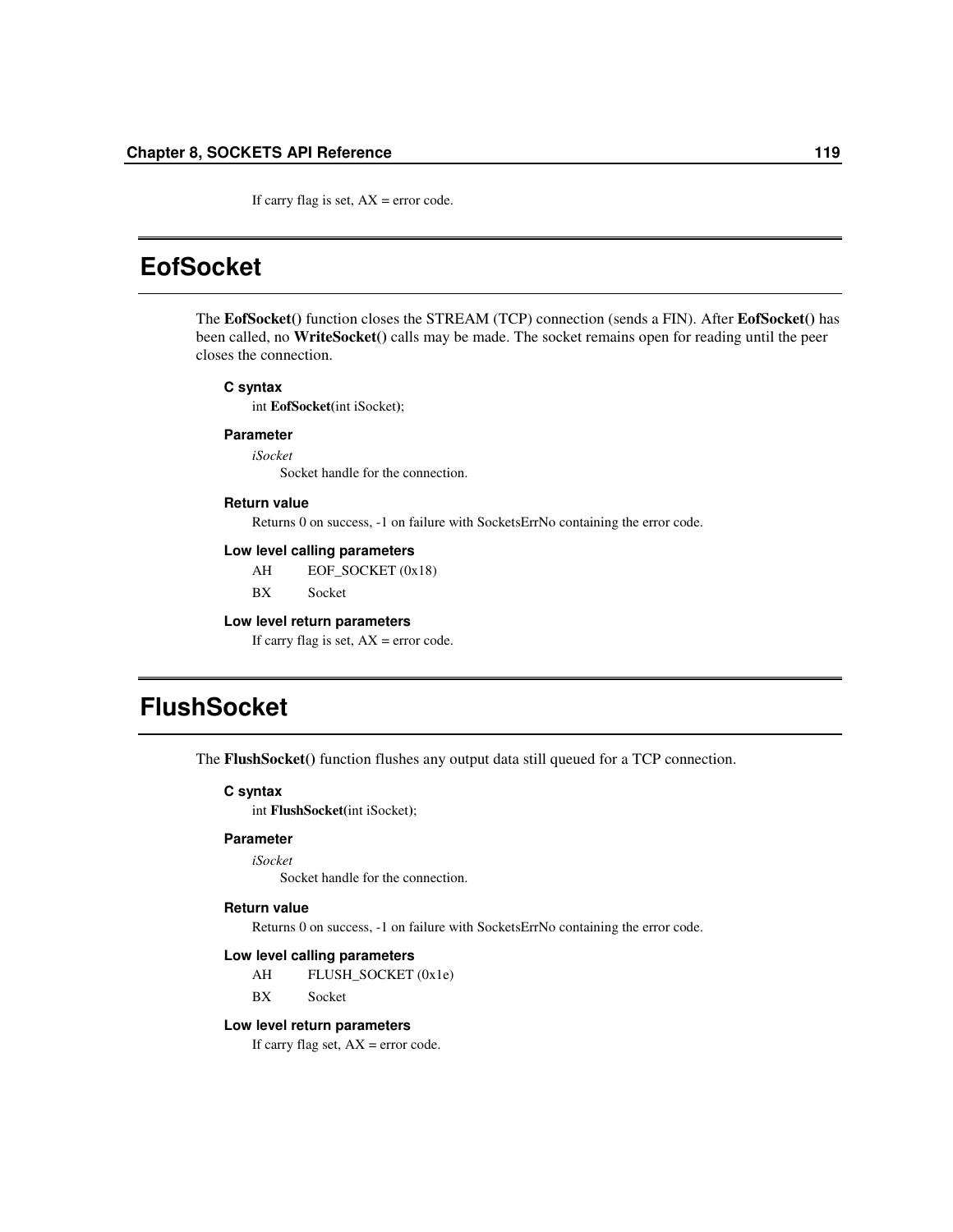If carry flag is set, AX = error code.

## EofSocket

The **EofSocket()** function closes the STREAM (TCP) connection (sends a FIN). After **EofSocket()** has been called, no **WriteSocket()** calls may be made. The socket remains open for reading until the peer closes the connection.

#### C syntax

int **EofSocket**(int iSocket);

#### Parameter

*iSocket*
Socket handle for the connection.

#### Return value

Returns 0 on success, -1 on failure with SocketsErrNo containing the error code.

#### Low level calling parameters

| | |
|---|---|
| AH | EOF_SOCKET (0x18) |
| BX | Socket |

#### Low level return parameters

If carry flag is set, AX = error code.

## FlushSocket

The **FlushSocket()** function flushes any output data still queued for a TCP connection.

#### C syntax

int **FlushSocket**(int iSocket);

#### Parameter

*iSocket*
Socket handle for the connection.

#### Return value

Returns 0 on success, -1 on failure with SocketsErrNo containing the error code.

#### Low level calling parameters

| | |
|---|---|
| AH | FLUSH_SOCKET (0x1e) |
| BX | Socket |

#### Low level return parameters

If carry flag set, AX = error code.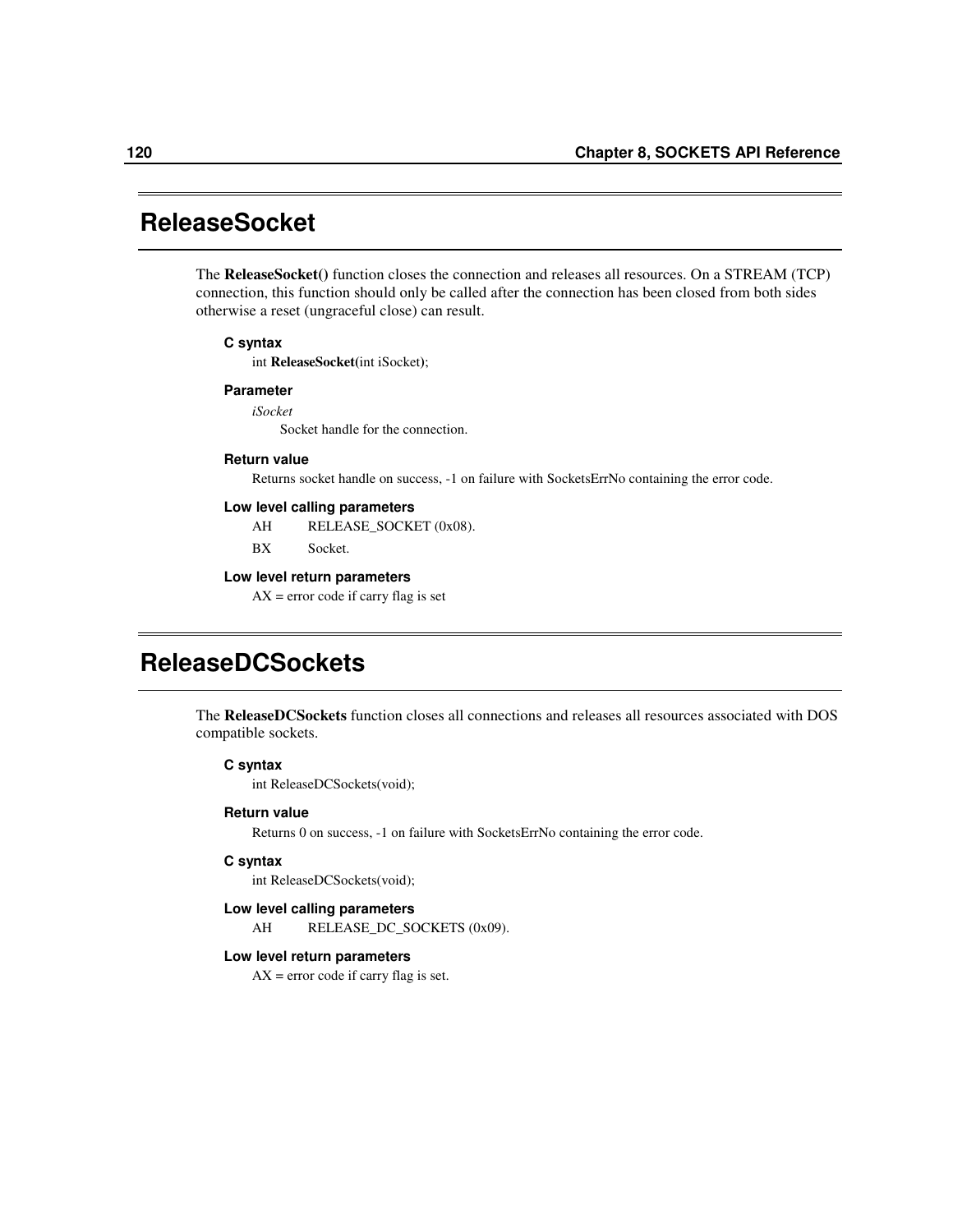## ReleaseSocket

The **ReleaseSocket()** function closes the connection and releases all resources. On a STREAM (TCP) connection, this function should only be called after the connection has been closed from both sides otherwise a reset (ungraceful close) can result.

#### C syntax

int **ReleaseSocket(**int iSocket);

#### Parameter

*iSocket*

Socket handle for the connection.

#### Return value

Returns socket handle on success, -1 on failure with SocketsErrNo containing the error code.

#### Low level calling parameters

AH RELEASE_SOCKET (0x08).

BX Socket.

#### Low level return parameters

AX = error code if carry flag is set

## ReleaseDCSockets

The **ReleaseDCSockets** function closes all connections and releases all resources associated with DOS compatible sockets.

#### C syntax

int ReleaseDCSockets(void);

#### Return value

Returns 0 on success, -1 on failure with SocketsErrNo containing the error code.

#### C syntax

int ReleaseDCSockets(void);

#### Low level calling parameters

AH RELEASE_DC_SOCKETS (0x09).

#### Low level return parameters

AX = error code if carry flag is set.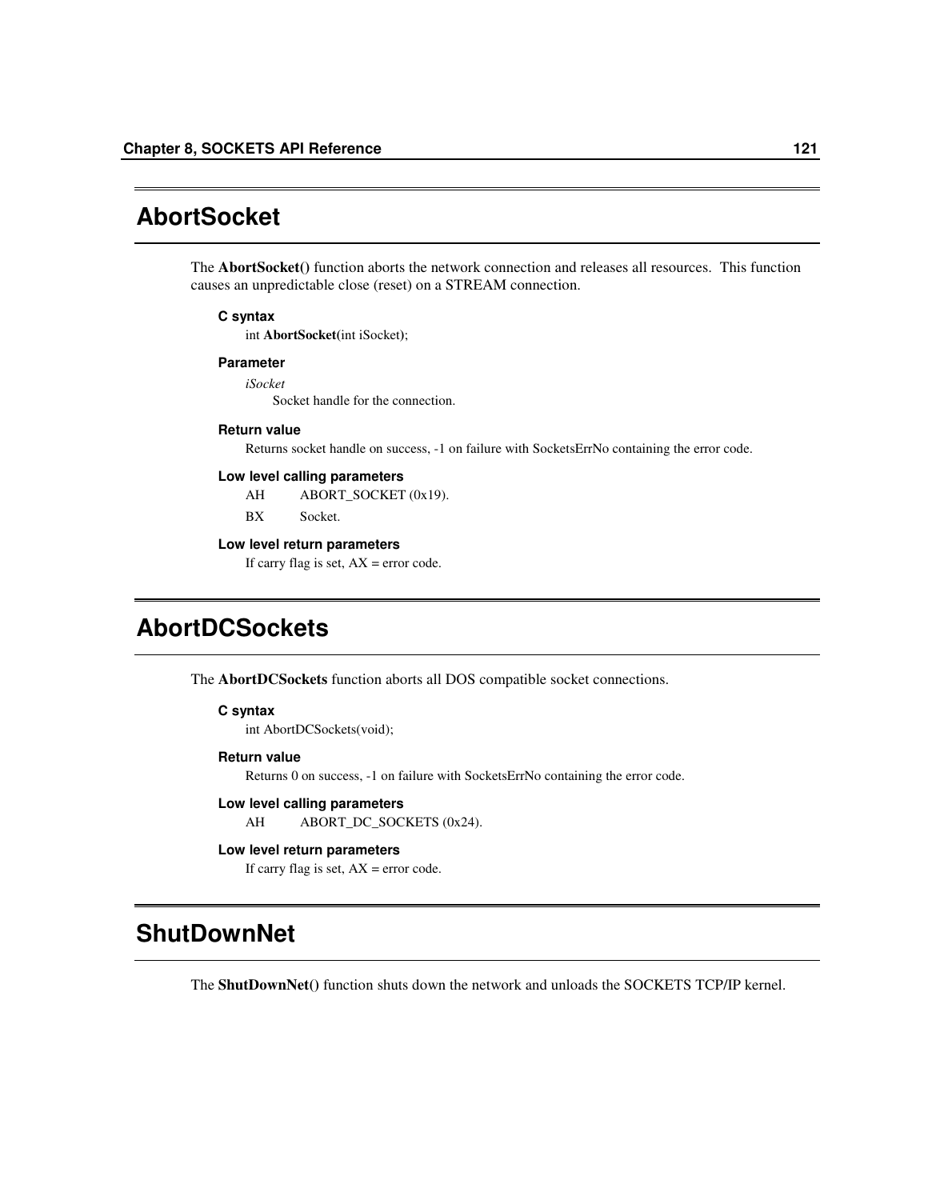## AbortSocket

The **AbortSocket()** function aborts the network connection and releases all resources. This function causes an unpredictable close (reset) on a STREAM connection.

#### C syntax

int **AbortSocket(**int iSocket);

#### Parameter

*iSocket*

Socket handle for the connection.

#### Return value

Returns socket handle on success, -1 on failure with SocketsErrNo containing the error code.

#### Low level calling parameters

AH ABORT_SOCKET (0x19).

BX Socket.

#### Low level return parameters

If carry flag is set, AX = error code.

## AbortDCSockets

The **AbortDCSockets** function aborts all DOS compatible socket connections.

#### C syntax

int AbortDCSockets(void);

#### Return value

Returns 0 on success, -1 on failure with SocketsErrNo containing the error code.

#### Low level calling parameters

AH ABORT_DC_SOCKETS (0x24).

#### Low level return parameters

If carry flag is set, AX = error code.

## ShutDownNet

The **ShutDownNet()** function shuts down the network and unloads the SOCKETS TCP/IP kernel.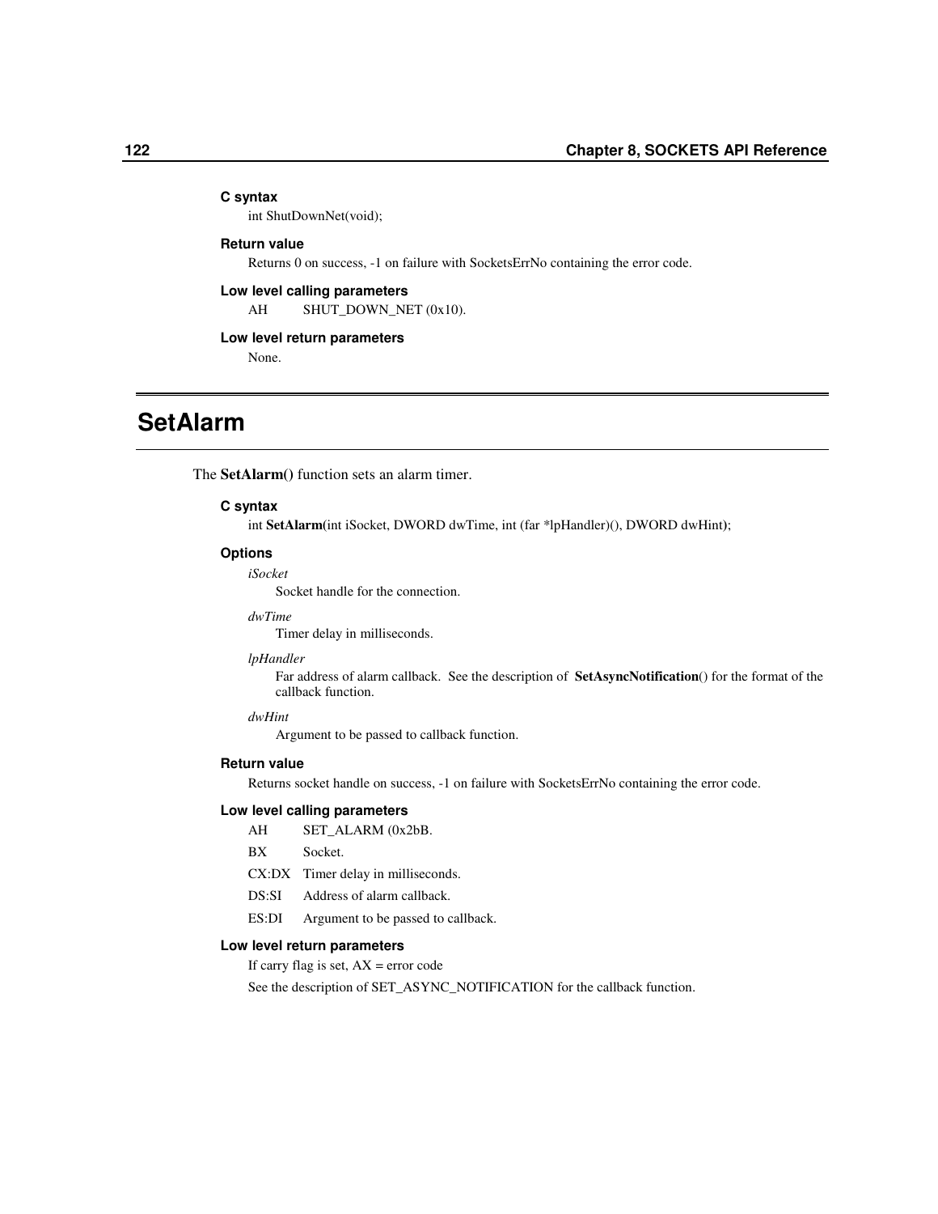#### C syntax

int ShutDownNet(void);

#### Return value

Returns 0 on success, -1 on failure with SocketsErrNo containing the error code.

#### Low level calling parameters

AH SHUT_DOWN_NET (0x10).

#### Low level return parameters

None.

# SetAlarm

The **SetAlarm()** function sets an alarm timer.

#### C syntax

int **SetAlarm(**int iSocket, DWORD dwTime, int (far *lpHandler)(), DWORD dwHint**)**;

#### Options

*iSocket*
: Socket handle for the connection.

*dwTime*
: Timer delay in milliseconds.

*lpHandler*
: Far address of alarm callback. See the description of **SetAsyncNotification**() for the format of the callback function.

*dwHint*
: Argument to be passed to callback function.

#### Return value

Returns socket handle on success, -1 on failure with SocketsErrNo containing the error code.

#### Low level calling parameters

| | |
|---|---|
| AH | SET_ALARM (0x2bB. |
| BX | Socket. |
| CX:DX | Timer delay in milliseconds. |
| DS:SI | Address of alarm callback. |
| ES:DI | Argument to be passed to callback. |

#### Low level return parameters

If carry flag is set, AX = error code

See the description of SET_ASYNC_NOTIFICATION for the callback function.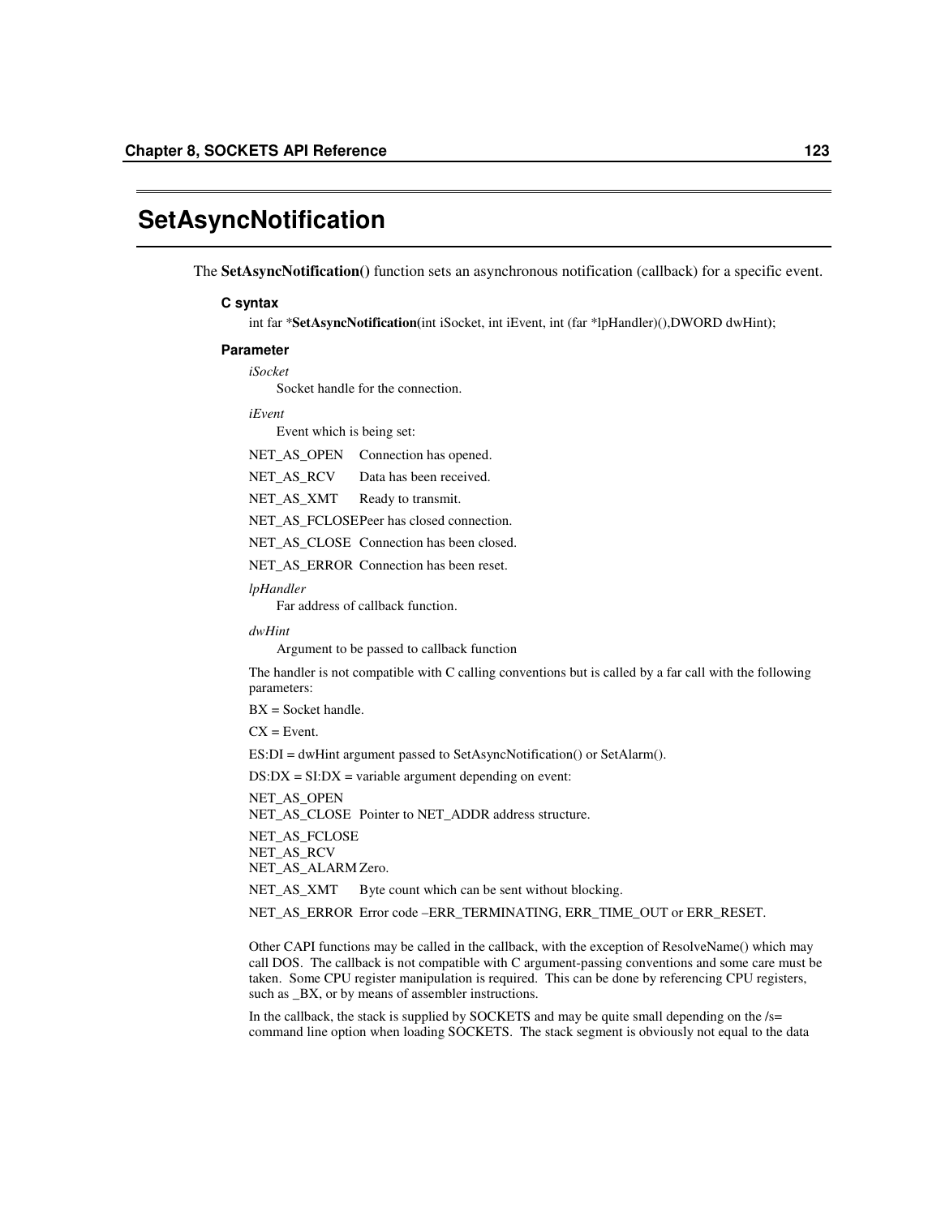# SetAsyncNotification

The **SetAsyncNotification()** function sets an asynchronous notification (callback) for a specific event.

### C syntax

int far ***SetAsyncNotification**(int iSocket, int iEvent, int (far *lpHandler)(),DWORD dwHint);

### Parameter

*iSocket*

Socket handle for the connection.

*iEvent*

Event which is being set:

| | |
|---|---|
| NET_AS_OPEN | Connection has opened. |
| NET_AS_RCV | Data has been received. |
| NET_AS_XMT | Ready to transmit. |
| NET_AS_FCLOSE | Peer has closed connection. |
| NET_AS_CLOSE | Connection has been closed. |
| NET_AS_ERROR | Connection has been reset. |

*lpHandler*

Far address of callback function.

*dwHint*

Argument to be passed to callback function

The handler is not compatible with C calling conventions but is called by a far call with the following parameters:

BX = Socket handle.

CX = Event.

ES:DI = dwHint argument passed to SetAsyncNotification() or SetAlarm().

DS:DX = SI:DX = variable argument depending on event:

| | |
|---|---|
| NET_AS_OPEN<br>NET_AS_CLOSE | Pointer to NET_ADDR address structure. |
| NET_AS_FCLOSE<br>NET_AS_RCV<br>NET_AS_ALARM | Zero. |
| NET_AS_XMT | Byte count which can be sent without blocking. |
| NET_AS_ERROR | Error code –ERR_TERMINATING, ERR_TIME_OUT or ERR_RESET. |

Other CAPI functions may be called in the callback, with the exception of ResolveName() which may call DOS. The callback is not compatible with C argument-passing conventions and some care must be taken. Some CPU register manipulation is required. This can be done by referencing CPU registers, such as _BX, or by means of assembler instructions.

In the callback, the stack is supplied by SOCKETS and may be quite small depending on the /s= command line option when loading SOCKETS. The stack segment is obviously not equal to the data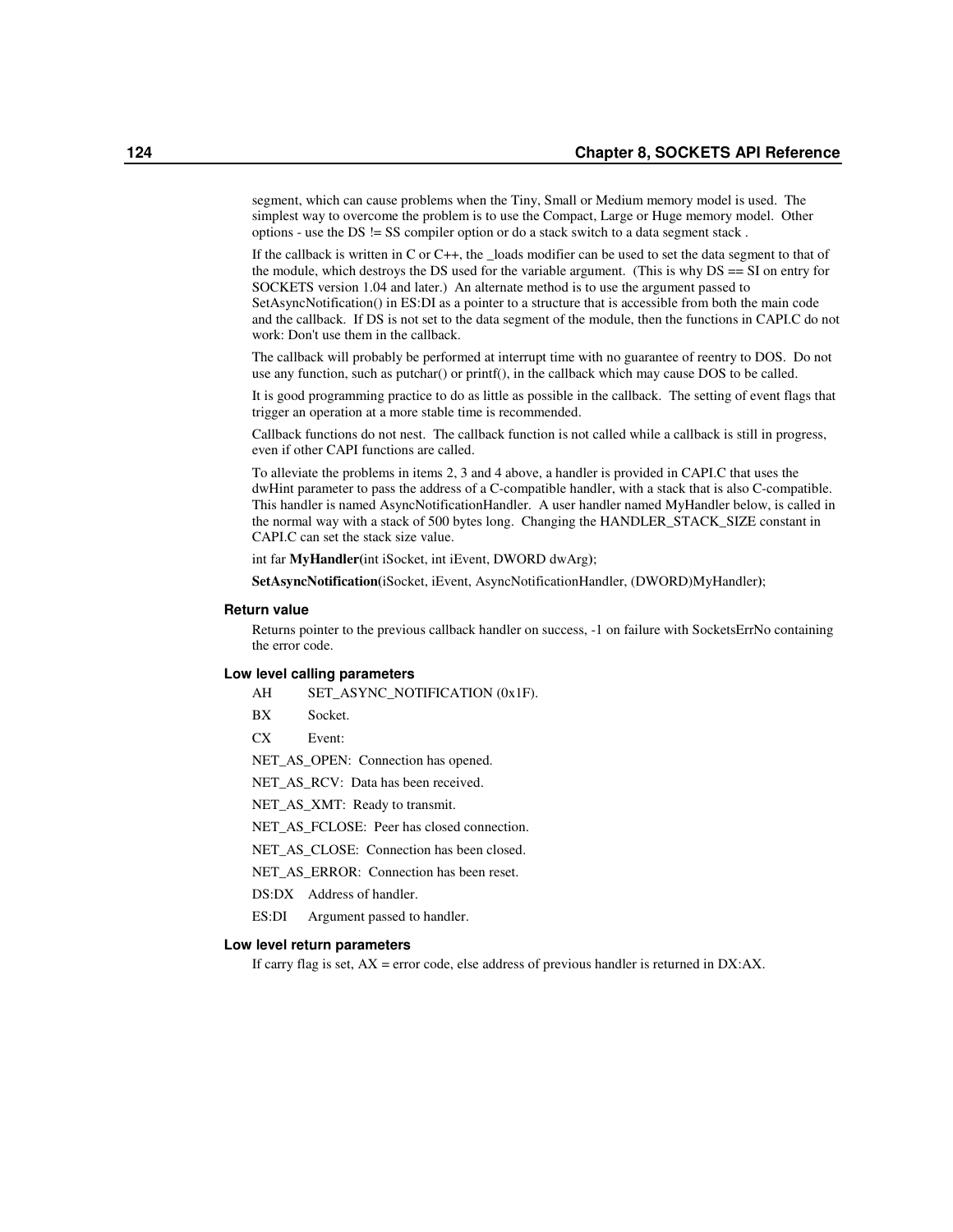segment, which can cause problems when the Tiny, Small or Medium memory model is used. The simplest way to overcome the problem is to use the Compact, Large or Huge memory model. Other options - use the DS != SS compiler option or do a stack switch to a data segment stack .

If the callback is written in C or C++, the _loads modifier can be used to set the data segment to that of the module, which destroys the DS used for the variable argument. (This is why DS == SI on entry for SOCKETS version 1.04 and later.) An alternate method is to use the argument passed to SetAsyncNotification() in ES:DI as a pointer to a structure that is accessible from both the main code and the callback. If DS is not set to the data segment of the module, then the functions in CAPI.C do not work: Don't use them in the callback.

The callback will probably be performed at interrupt time with no guarantee of reentry to DOS. Do not use any function, such as putchar() or printf(), in the callback which may cause DOS to be called.

It is good programming practice to do as little as possible in the callback. The setting of event flags that trigger an operation at a more stable time is recommended.

Callback functions do not nest. The callback function is not called while a callback is still in progress, even if other CAPI functions are called.

To alleviate the problems in items 2, 3 and 4 above, a handler is provided in CAPI.C that uses the dwHint parameter to pass the address of a C-compatible handler, with a stack that is also C-compatible. This handler is named AsyncNotificationHandler. A user handler named MyHandler below, is called in the normal way with a stack of 500 bytes long. Changing the HANDLER_STACK_SIZE constant in CAPI.C can set the stack size value.

int far **MyHandler(**int iSocket, int iEvent, DWORD dwArg**)**;

**SetAsyncNotification(**iSocket, iEvent, AsyncNotificationHandler, (DWORD)MyHandler**)**;

### Return value

Returns pointer to the previous callback handler on success, -1 on failure with SocketsErrNo containing the error code.

### Low level calling parameters

AH SET_ASYNC_NOTIFICATION (0x1F).

BX Socket.

CX Event:

NET_AS_OPEN: Connection has opened.

NET_AS_RCV: Data has been received.

NET_AS_XMT: Ready to transmit.

NET_AS_FCLOSE: Peer has closed connection.

NET_AS_CLOSE: Connection has been closed.

NET_AS_ERROR: Connection has been reset.

DS:DX Address of handler.

ES:DI Argument passed to handler.

### Low level return parameters

If carry flag is set, AX = error code, else address of previous handler is returned in DX:AX.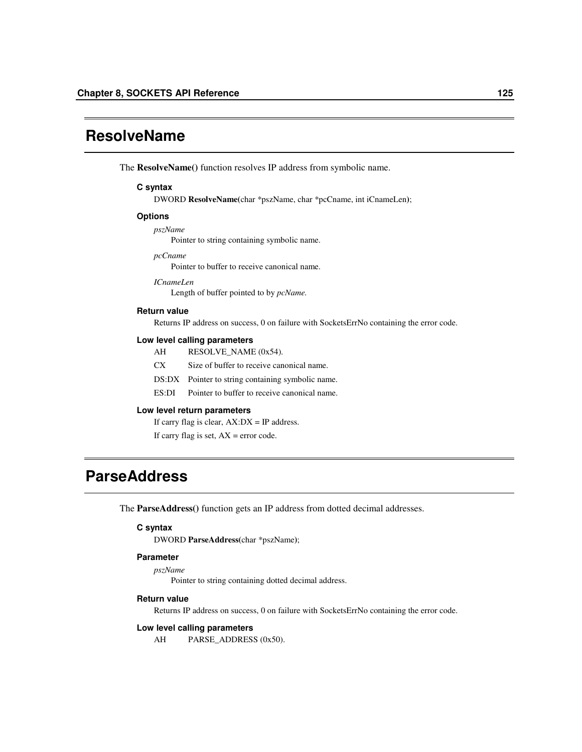## ResolveName

The **ResolveName()** function resolves IP address from symbolic name.

#### C syntax

DWORD **ResolveName**(char *pszName, char *pcCname, int iCnameLen);

#### Options

*pszName*
Pointer to string containing symbolic name.

*pcCname*
Pointer to buffer to receive canonical name.

*ICnameLen*
Length of buffer pointed to by *pcName.*

#### Return value

Returns IP address on success, 0 on failure with SocketsErrNo containing the error code.

#### Low level calling parameters

| | |
|---|---|
| AH | RESOLVE_NAME (0x54). |
| CX | Size of buffer to receive canonical name. |
| DS:DX | Pointer to string containing symbolic name. |
| ES:DI | Pointer to buffer to receive canonical name. |

#### Low level return parameters

If carry flag is clear, AX:DX = IP address.

If carry flag is set, AX = error code.

## ParseAddress

The **ParseAddress()** function gets an IP address from dotted decimal addresses.

#### C syntax

DWORD **ParseAddress**(char *pszName);

#### Parameter

*pszName*
Pointer to string containing dotted decimal address.

#### Return value

Returns IP address on success, 0 on failure with SocketsErrNo containing the error code.

#### Low level calling parameters

| | |
|---|---|
| AH | PARSE_ADDRESS (0x50). |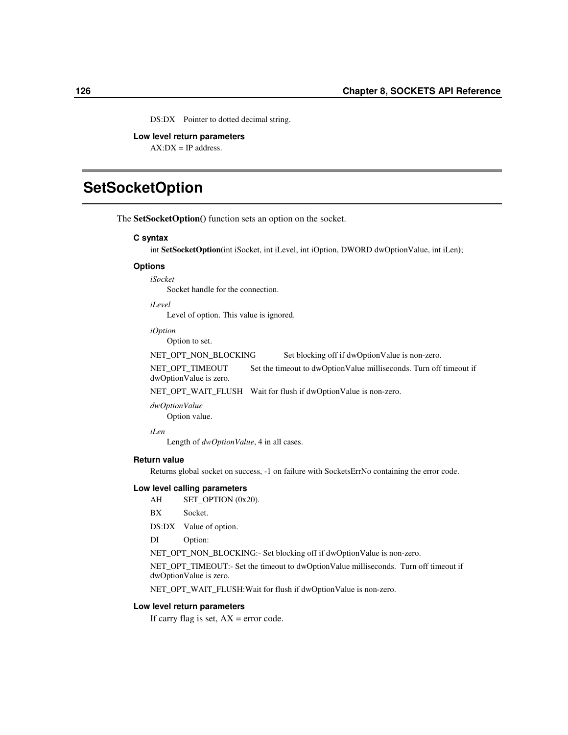DS:DX Pointer to dotted decimal string.

#### Low level return parameters

AX:DX = IP address.

## SetSocketOption

The **SetSocketOption()** function sets an option on the socket.

#### C syntax

int **SetSocketOption**(int iSocket, int iLevel, int iOption, DWORD dwOptionValue, int iLen);

#### Options

*iSocket*
Socket handle for the connection.

*iLevel*
Level of option. This value is ignored.

*iOption*
Option to set.

NET_OPT_NON_BLOCKING Set blocking off if dwOptionValue is non-zero.

NET_OPT_TIMEOUT Set the timeout to dwOptionValue milliseconds. Turn off timeout if dwOptionValue is zero.

NET_OPT_WAIT_FLUSH Wait for flush if dwOptionValue is non-zero.

*dwOptionValue*
Option value.

*iLen*
Length of *dwOptionValue*, 4 in all cases.

#### Return value

Returns global socket on success, -1 on failure with SocketsErrNo containing the error code.

#### Low level calling parameters

AH SET_OPTION (0x20).

BX Socket.

DS:DX Value of option.

DI Option:

NET_OPT_NON_BLOCKING:- Set blocking off if dwOptionValue is non-zero.

NET_OPT_TIMEOUT:- Set the timeout to dwOptionValue milliseconds. Turn off timeout if dwOptionValue is zero.

NET_OPT_WAIT_FLUSH:Wait for flush if dwOptionValue is non-zero.

#### Low level return parameters

If carry flag is set, AX = error code.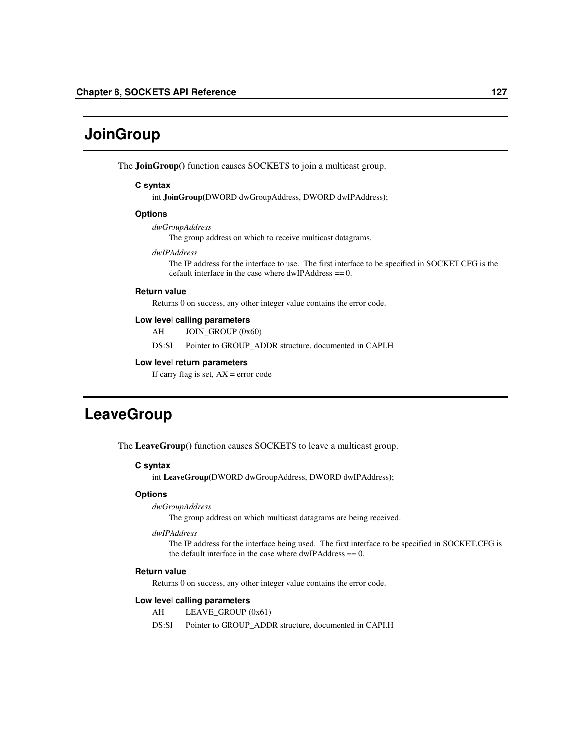# JoinGroup

The **JoinGroup()** function causes SOCKETS to join a multicast group.

### C syntax

int **JoinGroup(**DWORD dwGroupAddress, DWORD dwIPAddress);

### Options

*dwGroupAddress*
The group address on which to receive multicast datagrams.

*dwIPAddress*
The IP address for the interface to use. The first interface to be specified in SOCKET.CFG is the default interface in the case where dwIPAddress == 0.

### Return value

Returns 0 on success, any other integer value contains the error code.

### Low level calling parameters

AH JOIN_GROUP (0x60)

DS:SI Pointer to GROUP_ADDR structure, documented in CAPI.H

### Low level return parameters

If carry flag is set, AX = error code

# LeaveGroup

The **LeaveGroup()** function causes SOCKETS to leave a multicast group.

### C syntax

int **LeaveGroup(**DWORD dwGroupAddress, DWORD dwIPAddress);

### Options

*dwGroupAddress*
The group address on which multicast datagrams are being received.

*dwIPAddress*
The IP address for the interface being used. The first interface to be specified in SOCKET.CFG is the default interface in the case where dwIPAddress == 0.

### Return value

Returns 0 on success, any other integer value contains the error code.

### Low level calling parameters

AH LEAVE_GROUP (0x61)

DS:SI Pointer to GROUP_ADDR structure, documented in CAPI.H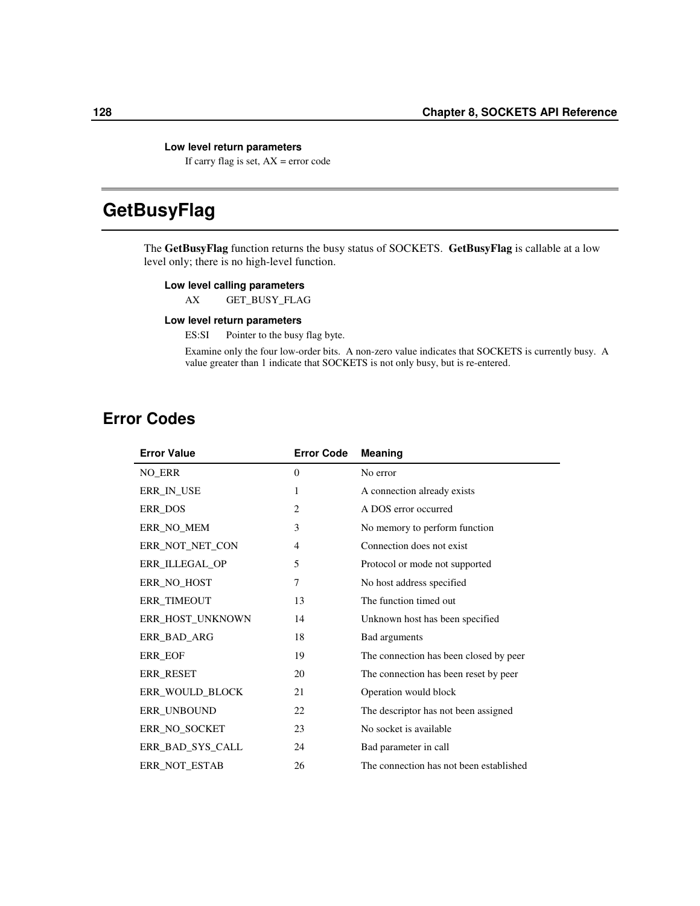#### Low level return parameters

If carry flag is set, AX = error code

## GetBusyFlag

The **GetBusyFlag** function returns the busy status of SOCKETS. **GetBusyFlag** is callable at a low level only; there is no high-level function.

#### Low level calling parameters

AX GET_BUSY_FLAG

#### Low level return parameters

ES:SI Pointer to the busy flag byte.

Examine only the four low-order bits. A non-zero value indicates that SOCKETS is currently busy. A value greater than 1 indicate that SOCKETS is not only busy, but is re-entered.

### Error Codes

| Error Value | Error Code | Meaning |
|---|---|---|
| NO_ERR | 0 | No error |
| ERR_IN_USE | 1 | A connection already exists |
| ERR_DOS | 2 | A DOS error occurred |
| ERR_NO_MEM | 3 | No memory to perform function |
| ERR_NOT_NET_CON | 4 | Connection does not exist |
| ERR_ILLEGAL_OP | 5 | Protocol or mode not supported |
| ERR_NO_HOST | 7 | No host address specified |
| ERR_TIMEOUT | 13 | The function timed out |
| ERR_HOST_UNKNOWN | 14 | Unknown host has been specified |
| ERR_BAD_ARG | 18 | Bad arguments |
| ERR_EOF | 19 | The connection has been closed by peer |
| ERR_RESET | 20 | The connection has been reset by peer |
| ERR_WOULD_BLOCK | 21 | Operation would block |
| ERR_UNBOUND | 22 | The descriptor has not been assigned |
| ERR_NO_SOCKET | 23 | No socket is available |
| ERR_BAD_SYS_CALL | 24 | Bad parameter in call |
| ERR_NOT_ESTAB | 26 | The connection has not been established |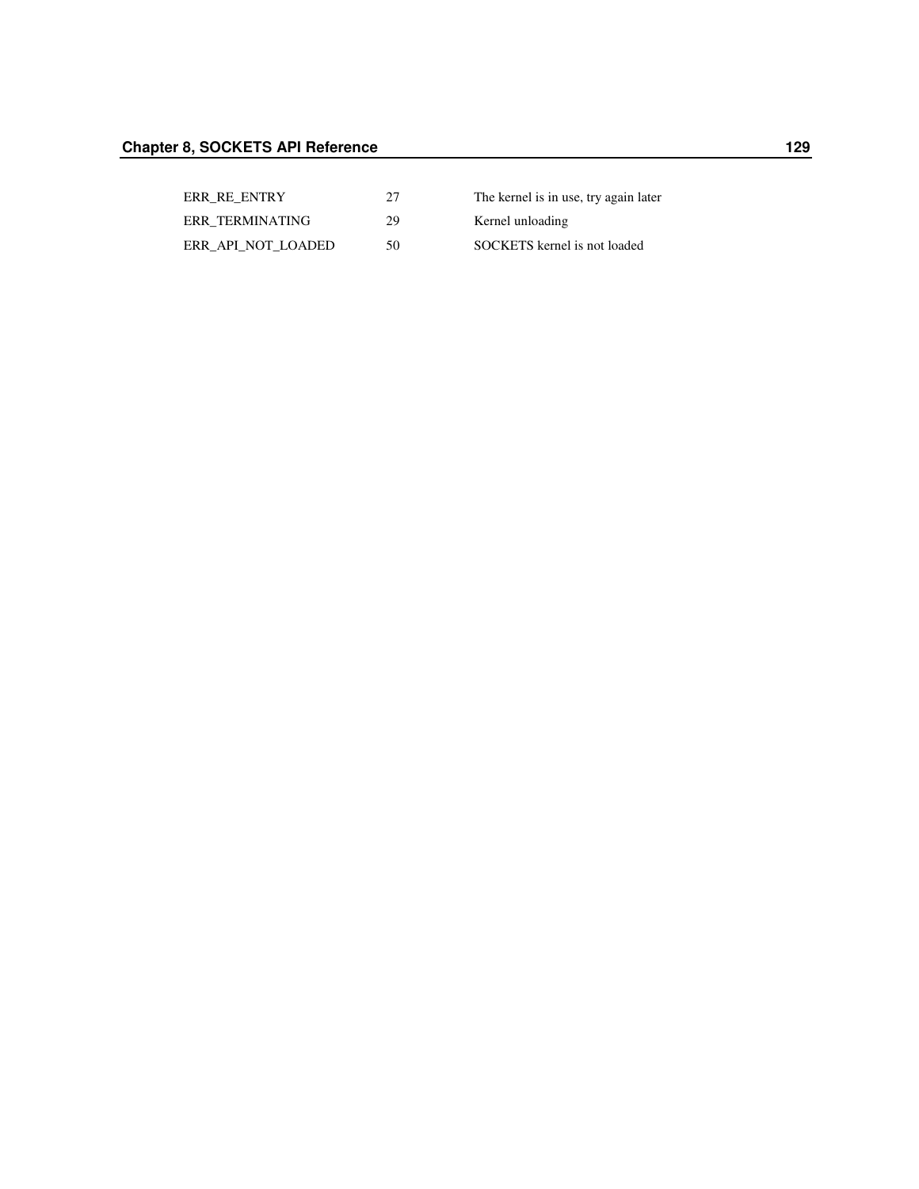| | | |
|---|---|---|
| ERR_RE_ENTRY | 27 | The kernel is in use, try again later |
| ERR_TERMINATING | 29 | Kernel unloading |
| ERR_API_NOT_LOADED | 50 | SOCKETS kernel is not loaded |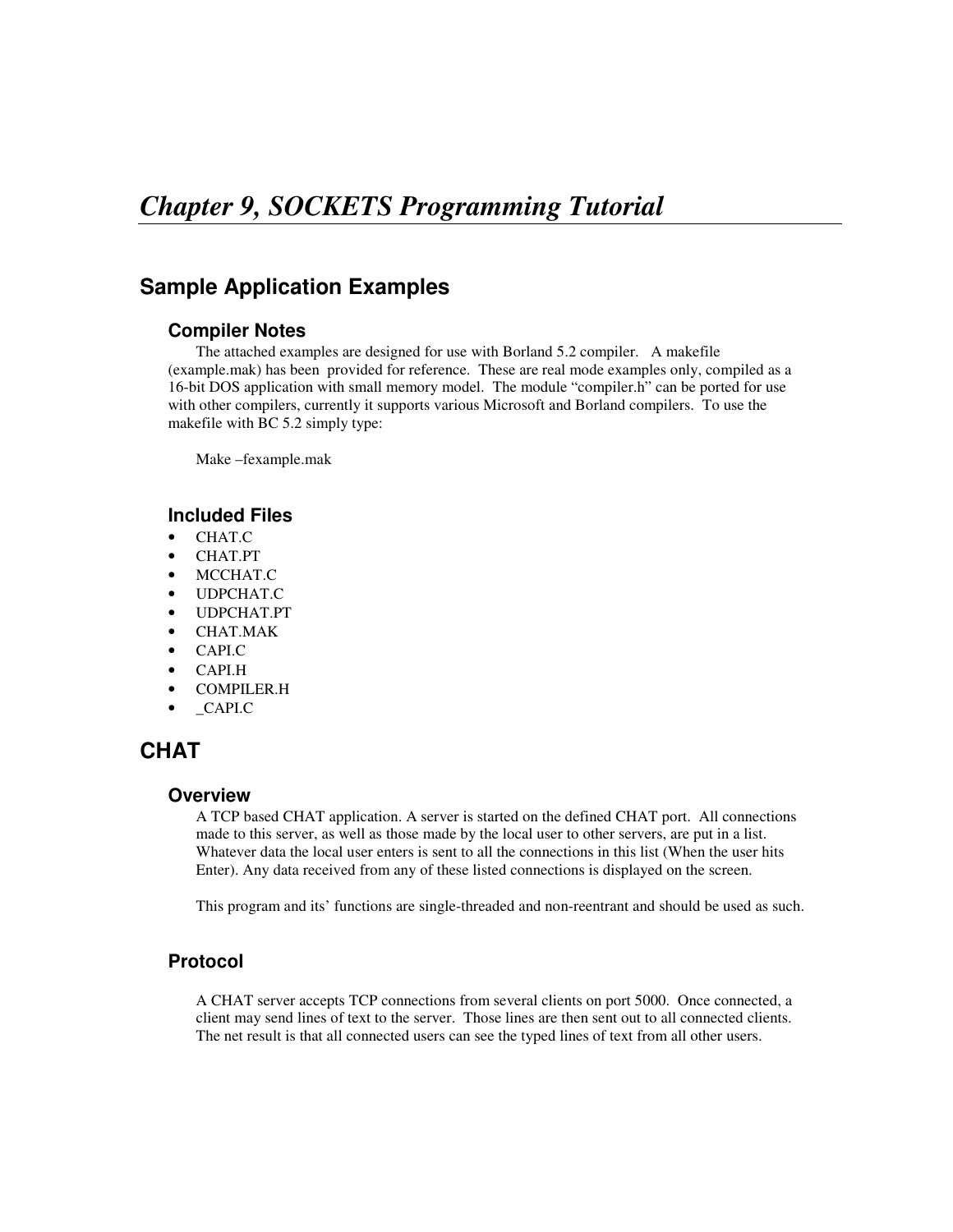# *Chapter 9, SOCKETS Programming Tutorial*

## Sample Application Examples

### Compiler Notes

The attached examples are designed for use with Borland 5.2 compiler. A makefile (example.mak) has been provided for reference. These are real mode examples only, compiled as a 16-bit DOS application with small memory model. The module "compiler.h" can be ported for use with other compilers, currently it supports various Microsoft and Borland compilers. To use the makefile with BC 5.2 simply type:

Make –fexample.mak

### Included Files

- CHAT.C
- CHAT.PT
- MCCHAT.C
- UDPCHAT.C
- UDPCHAT.PT
- CHAT.MAK
- CAPI.C
- CAPI.H
- COMPILER.H
- _CAPI.C

## CHAT

### Overview

A TCP based CHAT application. A server is started on the defined CHAT port. All connections made to this server, as well as those made by the local user to other servers, are put in a list. Whatever data the local user enters is sent to all the connections in this list (When the user hits Enter). Any data received from any of these listed connections is displayed on the screen.

This program and its' functions are single-threaded and non-reentrant and should be used as such.

### Protocol

A CHAT server accepts TCP connections from several clients on port 5000. Once connected, a client may send lines of text to the server. Those lines are then sent out to all connected clients. The net result is that all connected users can see the typed lines of text from all other users.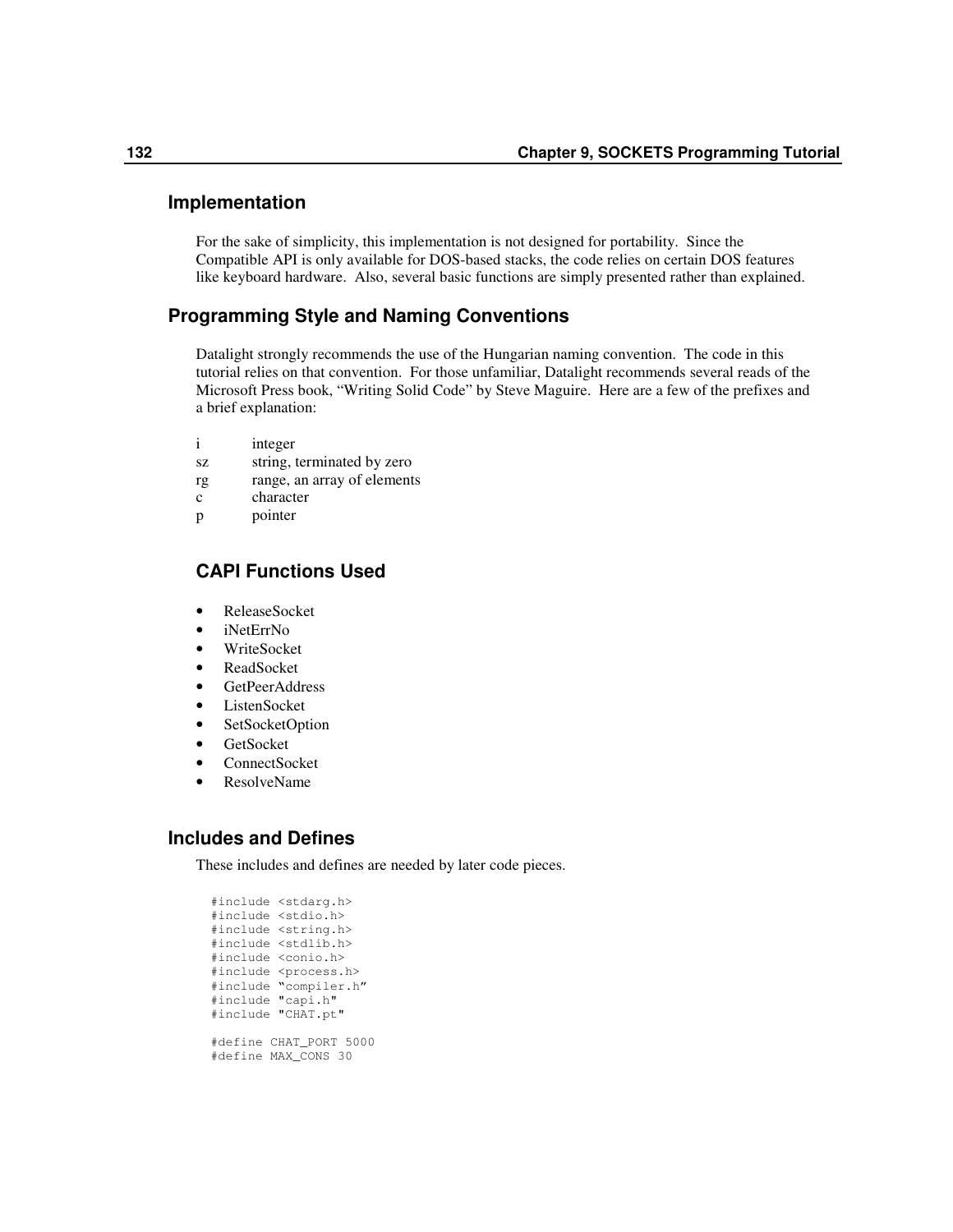## Implementation

For the sake of simplicity, this implementation is not designed for portability. Since the Compatible API is only available for DOS-based stacks, the code relies on certain DOS features like keyboard hardware. Also, several basic functions are simply presented rather than explained.

## Programming Style and Naming Conventions

Datalight strongly recommends the use of the Hungarian naming convention. The code in this tutorial relies on that convention. For those unfamiliar, Datalight recommends several reads of the Microsoft Press book, "Writing Solid Code" by Steve Maguire. Here are a few of the prefixes and a brief explanation:

| | |
|---|---|
| i | integer |
| sz | string, terminated by zero |
| rg | range, an array of elements |
| c | character |
| p | pointer |

### CAPI Functions Used

- ReleaseSocket
- iNetErrNo
- WriteSocket
- ReadSocket
- GetPeerAddress
- ListenSocket
- SetSocketOption
- GetSocket
- ConnectSocket
- ResolveName

## Includes and Defines

These includes and defines are needed by later code pieces.

```
#include <stdarg.h>
#include <stdio.h>
#include <string.h>
#include <stdlib.h>
#include <conio.h>
#include <process.h>
#include "compiler.h"
#include "capi.h"
#include "CHAT.pt"

#define CHAT_PORT 5000
#define MAX_CONS 30
```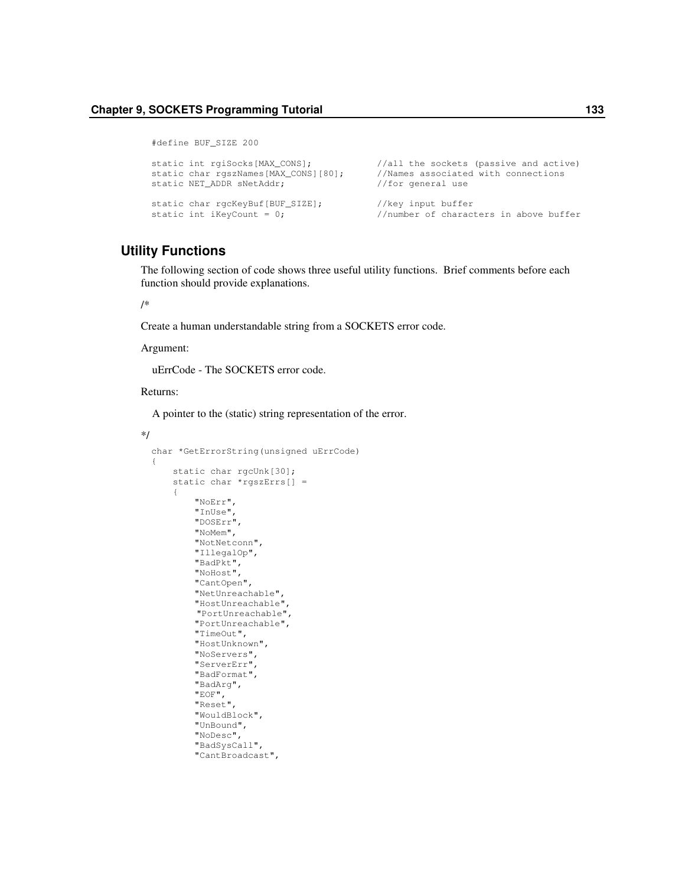```
#define BUF_SIZE 200

static int rgiSocks[MAX_CONS];            //all the sockets (passive and active)
static char rgszNames[MAX_CONS][80];      //Names associated with connections
static NET_ADDR sNetAddr;                 //for general use

static char rgcKeyBuf[BUF_SIZE];          //key input buffer
static int iKeyCount = 0;                 //number of characters in above buffer
```

## Utility Functions

The following section of code shows three useful utility functions. Brief comments before each function should provide explanations.

/*

Create a human understandable string from a SOCKETS error code.

Argument:

uErrCode - The SOCKETS error code.

Returns:

A pointer to the (static) string representation of the error.

*/

```
char *GetErrorString(unsigned uErrCode)
{
    static char rgcUnk[30];
    static char *rgszErrs[] =
    {
        "NoErr",
        "InUse",
        "DOSErr",
        "NoMem",
        "NotNetconn",
        "IllegalOp",
        "BadPkt",
        "NoHost",
        "CantOpen",
        "NetUnreachable",
        "HostUnreachable",
         "PortUnreachable",
        "PortUnreachable",
        "TimeOut",
        "HostUnknown",
        "NoServers",
        "ServerErr",
        "BadFormat",
        "BadArg",
        "EOF",
        "Reset",
        "WouldBlock",
        "UnBound",
        "NoDesc",
        "BadSysCall",
        "CantBroadcast",
```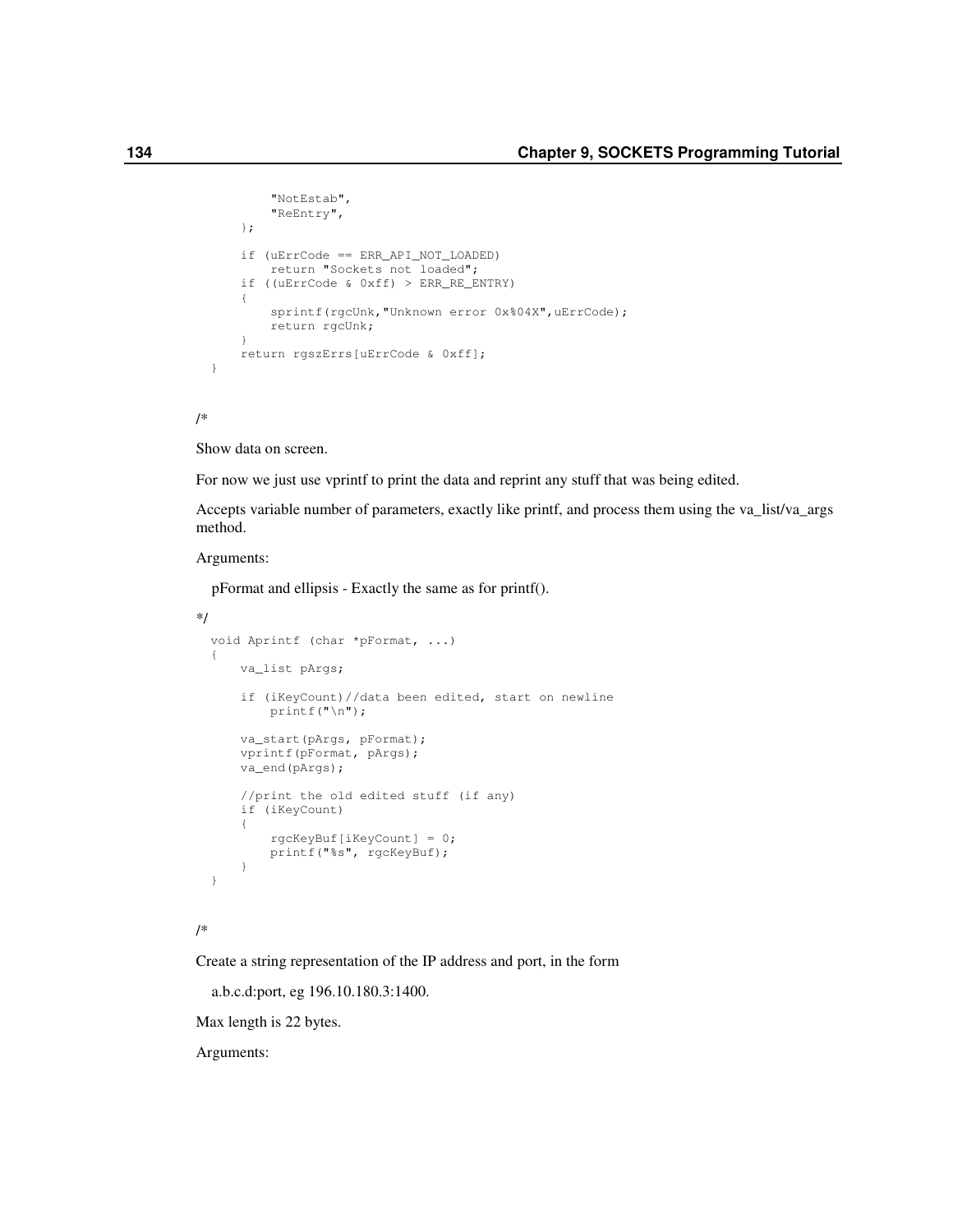```
        "NotEstab",
        "ReEntry",
    };

    if (uErrCode == ERR_API_NOT_LOADED)
        return "Sockets not loaded";
    if ((uErrCode & 0xff) > ERR_RE_ENTRY)
    {
        sprintf(rgcUnk,"Unknown error 0x%04X",uErrCode);
        return rgcUnk;
    }
    return rgszErrs[uErrCode & 0xff];
}
```

/*

Show data on screen.

For now we just use vprintf to print the data and reprint any stuff that was being edited.

Accepts variable number of parameters, exactly like printf, and process them using the va_list/va_args method.

Arguments:

pFormat and ellipsis - Exactly the same as for printf().

*/

```
void Aprintf (char *pFormat, ...)
{
    va_list pArgs;

    if (iKeyCount)//data been edited, start on newline
        printf("\n");

    va_start(pArgs, pFormat);
    vprintf(pFormat, pArgs);
    va_end(pArgs);

    //print the old edited stuff (if any)
    if (iKeyCount)
    {
        rgcKeyBuf[iKeyCount] = 0;
        printf("%s", rgcKeyBuf);
    }
}
```

/*

Create a string representation of the IP address and port, in the form

a.b.c.d:port, eg 196.10.180.3:1400.

Max length is 22 bytes.

Arguments: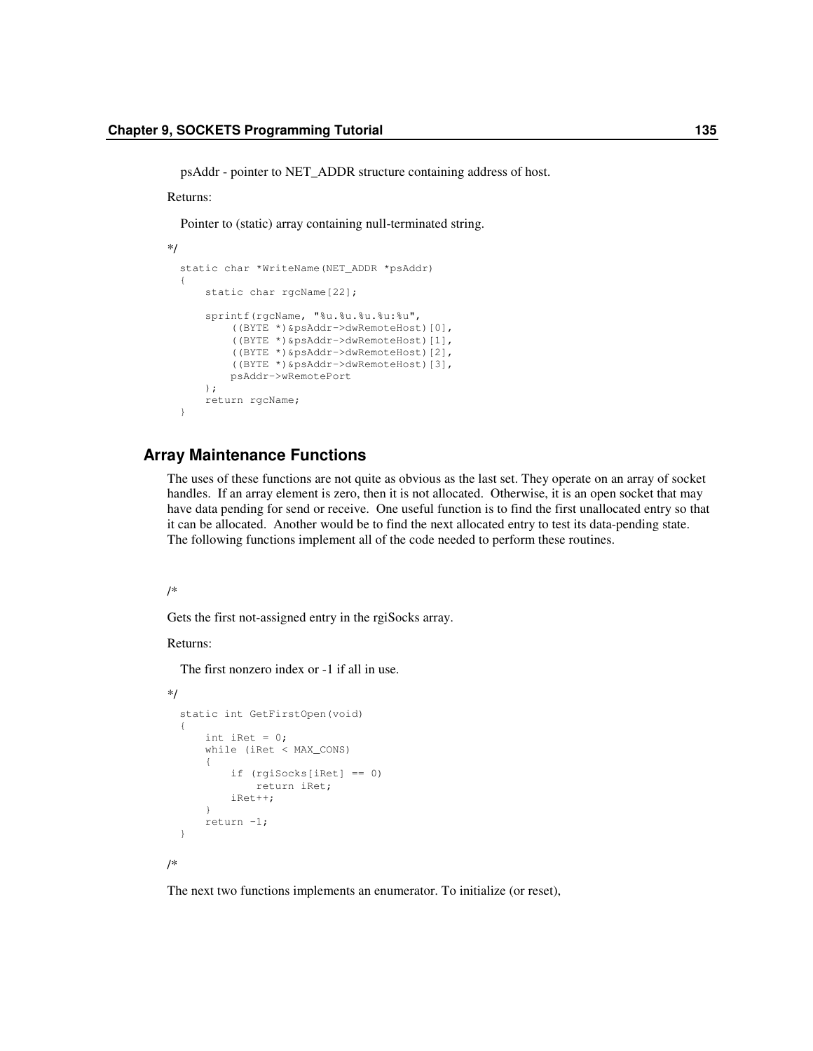psAddr - pointer to NET_ADDR structure containing address of host.

Returns:

Pointer to (static) array containing null-terminated string.

*/

```
static char *WriteName(NET_ADDR *psAddr)
{
    static char rgcName[22];

    sprintf(rgcName, "%u.%u.%u.%u:%u",
        ((BYTE *)&psAddr->dwRemoteHost)[0],
        ((BYTE *)&psAddr->dwRemoteHost)[1],
        ((BYTE *)&psAddr->dwRemoteHost)[2],
        ((BYTE *)&psAddr->dwRemoteHost)[3],
        psAddr->wRemotePort
    );
    return rgcName;
}
```

## Array Maintenance Functions

The uses of these functions are not quite as obvious as the last set. They operate on an array of socket handles. If an array element is zero, then it is not allocated. Otherwise, it is an open socket that may have data pending for send or receive. One useful function is to find the first unallocated entry so that it can be allocated. Another would be to find the next allocated entry to test its data-pending state. The following functions implement all of the code needed to perform these routines.

/*

Gets the first not-assigned entry in the rgiSocks array.

Returns:

The first nonzero index or -1 if all in use.

*/

```
static int GetFirstOpen(void)
{
    int iRet = 0;
    while (iRet < MAX_CONS)
    {
        if (rgiSocks[iRet] == 0)
            return iRet;
        iRet++;
    }
    return -1;
}
```

/*

The next two functions implements an enumerator. To initialize (or reset),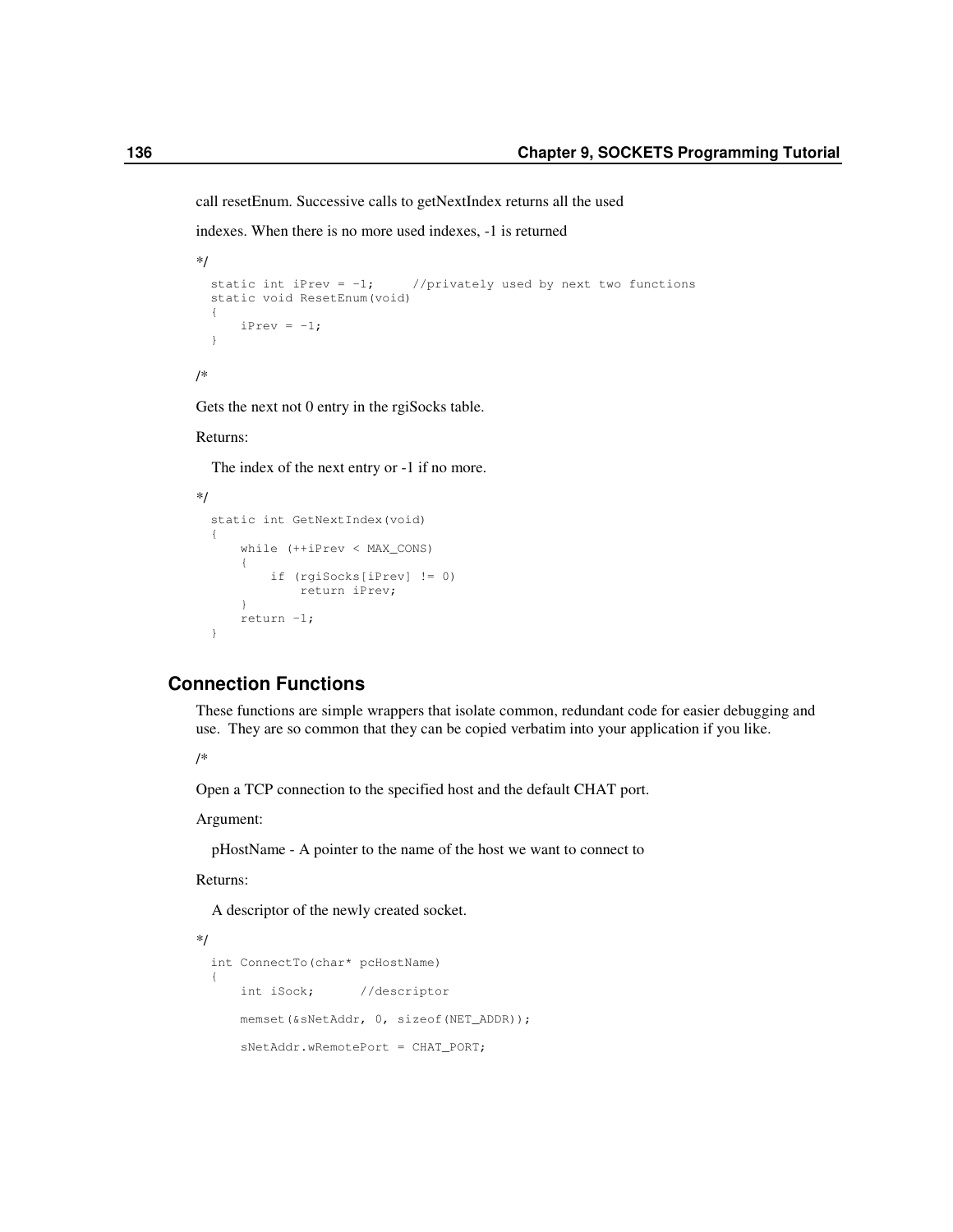call resetEnum. Successive calls to getNextIndex returns all the used

indexes. When there is no more used indexes, -1 is returned

*/

```
static int iPrev = -1;      //privately used by next two functions
static void ResetEnum(void)
{
    iPrev = -1;
}
```

/*

Gets the next not 0 entry in the rgiSocks table.

Returns:

The index of the next entry or -1 if no more.

*/

```
static int GetNextIndex(void)
{
    while (++iPrev < MAX_CONS)
    {
        if (rgiSocks[iPrev] != 0)
            return iPrev;
    }
    return -1;
}
```

## Connection Functions

These functions are simple wrappers that isolate common, redundant code for easier debugging and use. They are so common that they can be copied verbatim into your application if you like.

/*

Open a TCP connection to the specified host and the default CHAT port.

Argument:

pHostName - A pointer to the name of the host we want to connect to

Returns:

A descriptor of the newly created socket.

*/

```
int ConnectTo(char* pcHostName)
{
    int iSock;      //descriptor

    memset(&sNetAddr, 0, sizeof(NET_ADDR));

    sNetAddr.wRemotePort = CHAT_PORT;
```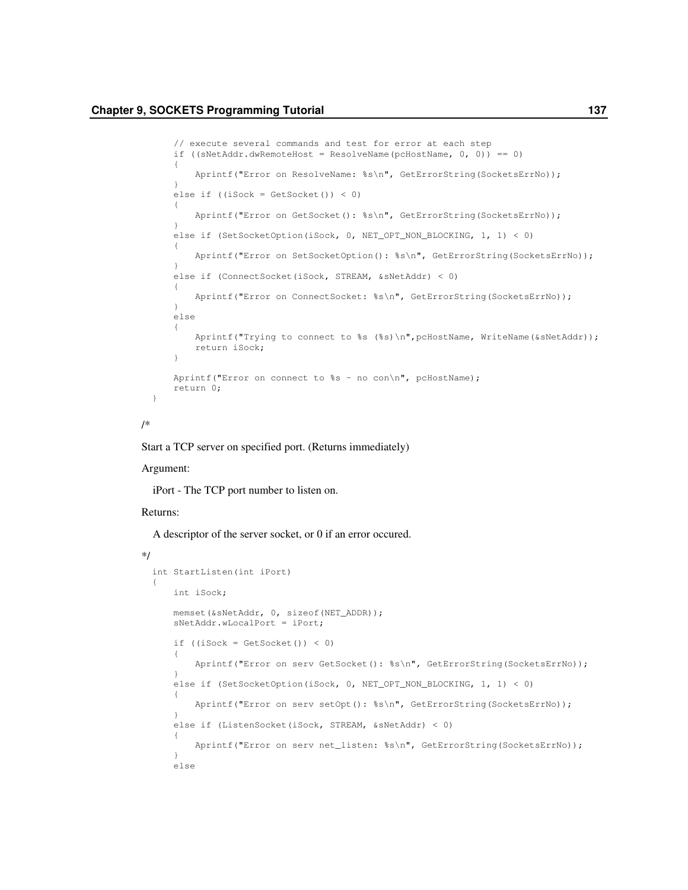```
    // execute several commands and test for error at each step
    if ((sNetAddr.dwRemoteHost = ResolveName(pcHostName, 0, 0)) == 0)
    {
        Aprintf("Error on ResolveName: %s\n", GetErrorString(SocketsErrNo));
    }
    else if ((iSock = GetSocket()) < 0)
    {
        Aprintf("Error on GetSocket(): %s\n", GetErrorString(SocketsErrNo));
    }
    else if (SetSocketOption(iSock, 0, NET_OPT_NON_BLOCKING, 1, 1) < 0)
    {
        Aprintf("Error on SetSocketOption(): %s\n", GetErrorString(SocketsErrNo));
    }
    else if (ConnectSocket(iSock, STREAM, &sNetAddr) < 0)
    {
        Aprintf("Error on ConnectSocket: %s\n", GetErrorString(SocketsErrNo));
    }
    else
    {
        Aprintf("Trying to connect to %s (%s)\n",pcHostName, WriteName(&sNetAddr));
        return iSock;
    }

    Aprintf("Error on connect to %s - no con\n", pcHostName);
    return 0;
}
```

/*

Start a TCP server on specified port. (Returns immediately)

Argument:

iPort - The TCP port number to listen on.

Returns:

A descriptor of the server socket, or 0 if an error occured.

*/

```
int StartListen(int iPort)
{
    int iSock;

    memset(&sNetAddr, 0, sizeof(NET_ADDR));
    sNetAddr.wLocalPort = iPort;

    if ((iSock = GetSocket()) < 0)
    {
        Aprintf("Error on serv GetSocket(): %s\n", GetErrorString(SocketsErrNo));
    }
    else if (SetSocketOption(iSock, 0, NET_OPT_NON_BLOCKING, 1, 1) < 0)
    {
        Aprintf("Error on serv setOpt(): %s\n", GetErrorString(SocketsErrNo));
    }
    else if (ListenSocket(iSock, STREAM, &sNetAddr) < 0)
    {
        Aprintf("Error on serv net_listen: %s\n", GetErrorString(SocketsErrNo));
    }
    else
```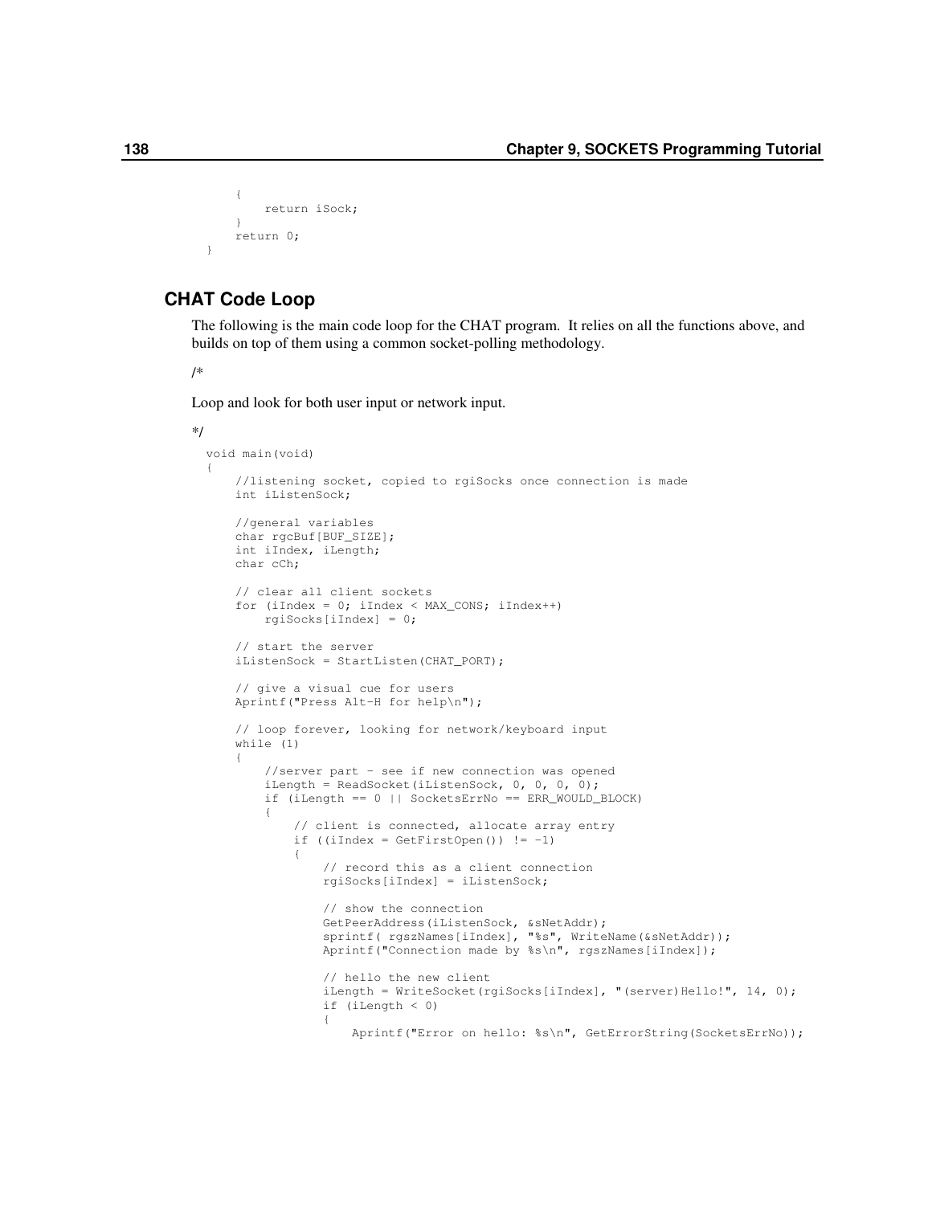```
    {
        return iSock;
    }
    return 0;
}
```

## CHAT Code Loop

The following is the main code loop for the CHAT program. It relies on all the functions above, and builds on top of them using a common socket-polling methodology.

/*

Loop and look for both user input or network input.

*/

```
void main(void)
{
    //listening socket, copied to rgiSocks once connection is made
    int iListenSock;

    //general variables
    char rgcBuf[BUF_SIZE];
    int iIndex, iLength;
    char cCh;

    // clear all client sockets
    for (iIndex = 0; iIndex < MAX_CONS; iIndex++)
        rgiSocks[iIndex] = 0;

    // start the server
    iListenSock = StartListen(CHAT_PORT);

    // give a visual cue for users
    Aprintf("Press Alt-H for help\n");

    // loop forever, looking for network/keyboard input
    while (1)
    {
        //server part - see if new connection was opened
        iLength = ReadSocket(iListenSock, 0, 0, 0, 0);
        if (iLength == 0 || SocketsErrNo == ERR_WOULD_BLOCK)
        {
            // client is connected, allocate array entry
            if ((iIndex = GetFirstOpen()) != -1)
            {
                // record this as a client connection
                rgiSocks[iIndex] = iListenSock;

                // show the connection
                GetPeerAddress(iListenSock, &sNetAddr);
                sprintf( rgszNames[iIndex], "%s", WriteName(&sNetAddr));
                Aprintf("Connection made by %s\n", rgszNames[iIndex]);

                // hello the new client
                iLength = WriteSocket(rgiSocks[iIndex], "(server)Hello!", 14, 0);
                if (iLength < 0)
                {
                    Aprintf("Error on hello: %s\n", GetErrorString(SocketsErrNo));
```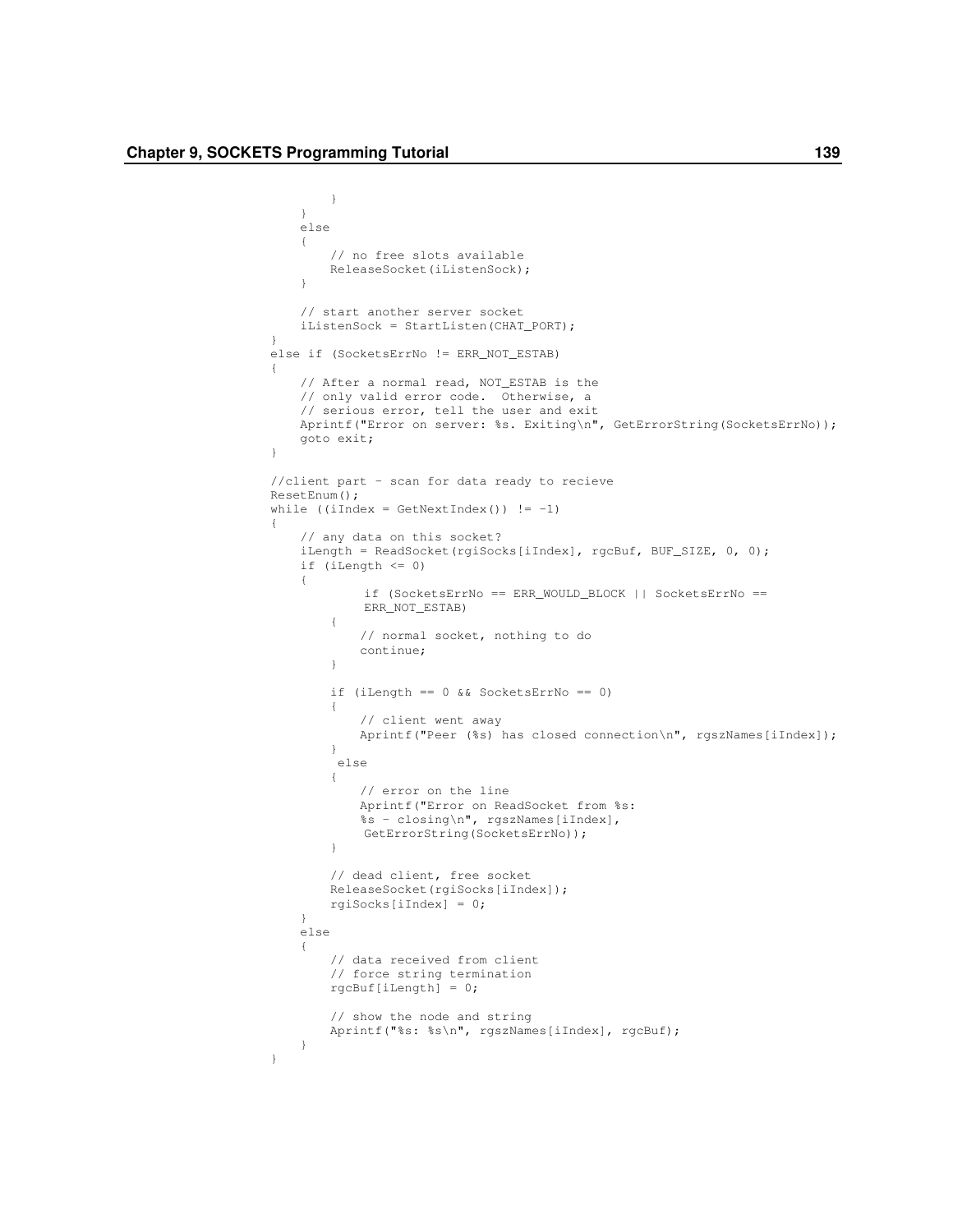```
            }
        }
        else
        {
            // no free slots available
            ReleaseSocket(iListenSock);
        }

        // start another server socket
        iListenSock = StartListen(CHAT_PORT);
    }
    else if (SocketsErrNo != ERR_NOT_ESTAB)
    {
        // After a normal read, NOT_ESTAB is the
        // only valid error code.  Otherwise, a
        // serious error, tell the user and exit
        Aprintf("Error on server: %s. Exiting\n", GetErrorString(SocketsErrNo));
        goto exit;
    }

    //client part - scan for data ready to recieve
    ResetEnum();
    while ((iIndex = GetNextIndex()) != -1)
    {
        // any data on this socket?
        iLength = ReadSocket(rgiSocks[iIndex], rgcBuf, BUF_SIZE, 0, 0);
        if (iLength <= 0)
        {
                 if (SocketsErrNo == ERR_WOULD_BLOCK || SocketsErrNo ==
                 ERR_NOT_ESTAB)
            {
                // normal socket, nothing to do
                continue;
            }

            if (iLength == 0 && SocketsErrNo == 0)
            {
                // client went away
                Aprintf("Peer (%s) has closed connection\n", rgszNames[iIndex]);
            }
             else
            {
                // error on the line
                Aprintf("Error on ReadSocket from %s:
                %s - closing\n", rgszNames[iIndex],
                 GetErrorString(SocketsErrNo));
            }

            // dead client, free socket
            ReleaseSocket(rgiSocks[iIndex]);
            rgiSocks[iIndex] = 0;
        }
        else
        {
            // data received from client
            // force string termination
            rgcBuf[iLength] = 0;

            // show the node and string
            Aprintf("%s: %s\n", rgszNames[iIndex], rgcBuf);
        }
    }
```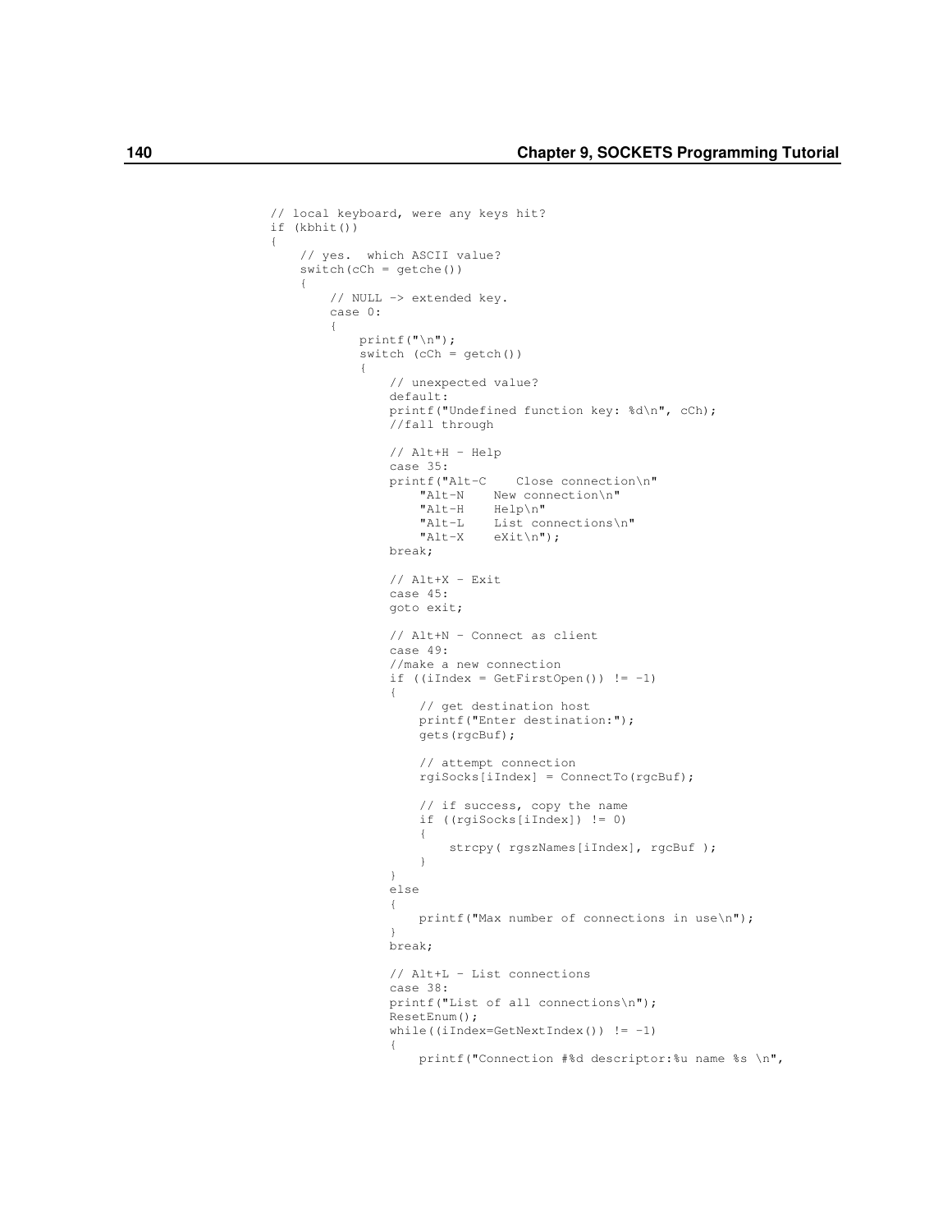```
// local keyboard, were any keys hit?
if (kbhit())
{
    // yes.  which ASCII value?
    switch(cCh = getche())
    {
        // NULL -> extended key.
        case 0:
        {
            printf("\n");
            switch (cCh = getch())
            {
                // unexpected value?
                default:
                printf("Undefined function key: %d\n", cCh);
                //fall through

                // Alt+H - Help
                case 35:
                printf("Alt-C    Close connection\n"
                    "Alt-N    New connection\n"
                    "Alt-H    Help\n"
                    "Alt-L    List connections\n"
                    "Alt-X    eXit\n");
                break;

                // Alt+X - Exit
                case 45:
                goto exit;

                // Alt+N - Connect as client
                case 49:
                //make a new connection
                if ((iIndex = GetFirstOpen()) != -1)
                {
                    // get destination host
                    printf("Enter destination:");
                    gets(rgcBuf);

                    // attempt connection
                    rgiSocks[iIndex] = ConnectTo(rgcBuf);

                    // if success, copy the name
                    if ((rgiSocks[iIndex]) != 0)
                    {
                        strcpy( rgszNames[iIndex], rgcBuf );
                    }
                }
                else
                {
                    printf("Max number of connections in use\n");
                }
                break;

                // Alt+L - List connections
                case 38:
                printf("List of all connections\n");
                ResetEnum();
                while((iIndex=GetNextIndex()) != -1)
                {
                    printf("Connection #%d descriptor:%u name %s \n",
```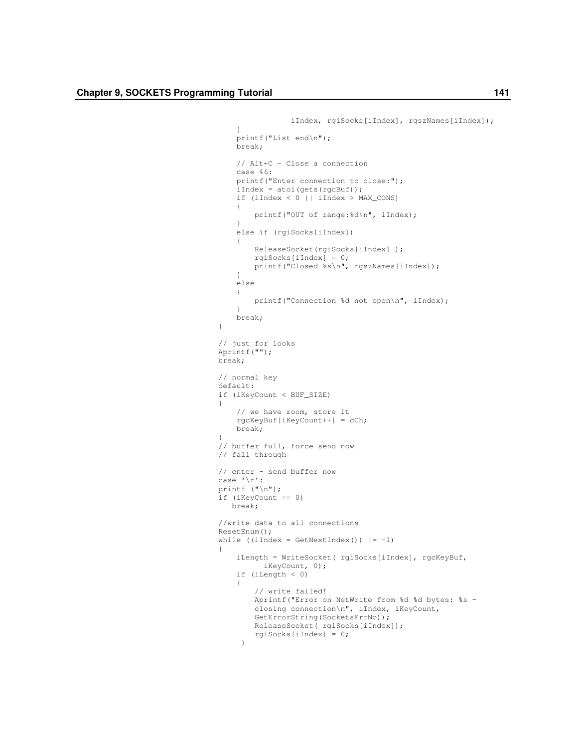```
                iIndex, rgiSocks[iIndex], rgszNames[iIndex]);
    }
    printf("List end\n");
    break;

    // Alt+C - Close a connection
    case 46:
    printf("Enter connection to close:");
    iIndex = atoi(gets(rgcBuf));
    if (iIndex < 0 || iIndex > MAX_CONS)
    {
        printf("OUT of range:%d\n", iIndex);
    }
    else if (rgiSocks[iIndex])
    {
        ReleaseSocket(rgiSocks[iIndex] );
        rgiSocks[iIndex] = 0;
        printf("Closed %s\n", rgszNames[iIndex]);
    }
    else
    {
        printf("Connection %d not open\n", iIndex);
    }
    break;
}

// just for looks
Aprintf("");
break;

// normal key
default:
if (iKeyCount < BUF_SIZE)
{
    // we have room, store it
    rgcKeyBuf[iKeyCount++] = cCh;
    break;
}
// buffer full, force send now
// fall through

// enter - send buffer now
case '\r':
printf ("\n");
if (iKeyCount == 0)
   break;

//write data to all connections
ResetEnum();
while ((iIndex = GetNextIndex()) != -1)
{
    iLength = WriteSocket( rgiSocks[iIndex], rgcKeyBuf,
          iKeyCount, 0);
    if (iLength < 0)
    {
        // write failed!
        Aprintf("Error on NetWrite from %d %d bytes: %s -
        closing connection\n", iIndex, iKeyCount,
        GetErrorString(SocketsErrNo));
        ReleaseSocket( rgiSocks[iIndex]);
        rgiSocks[iIndex] = 0;
     }
```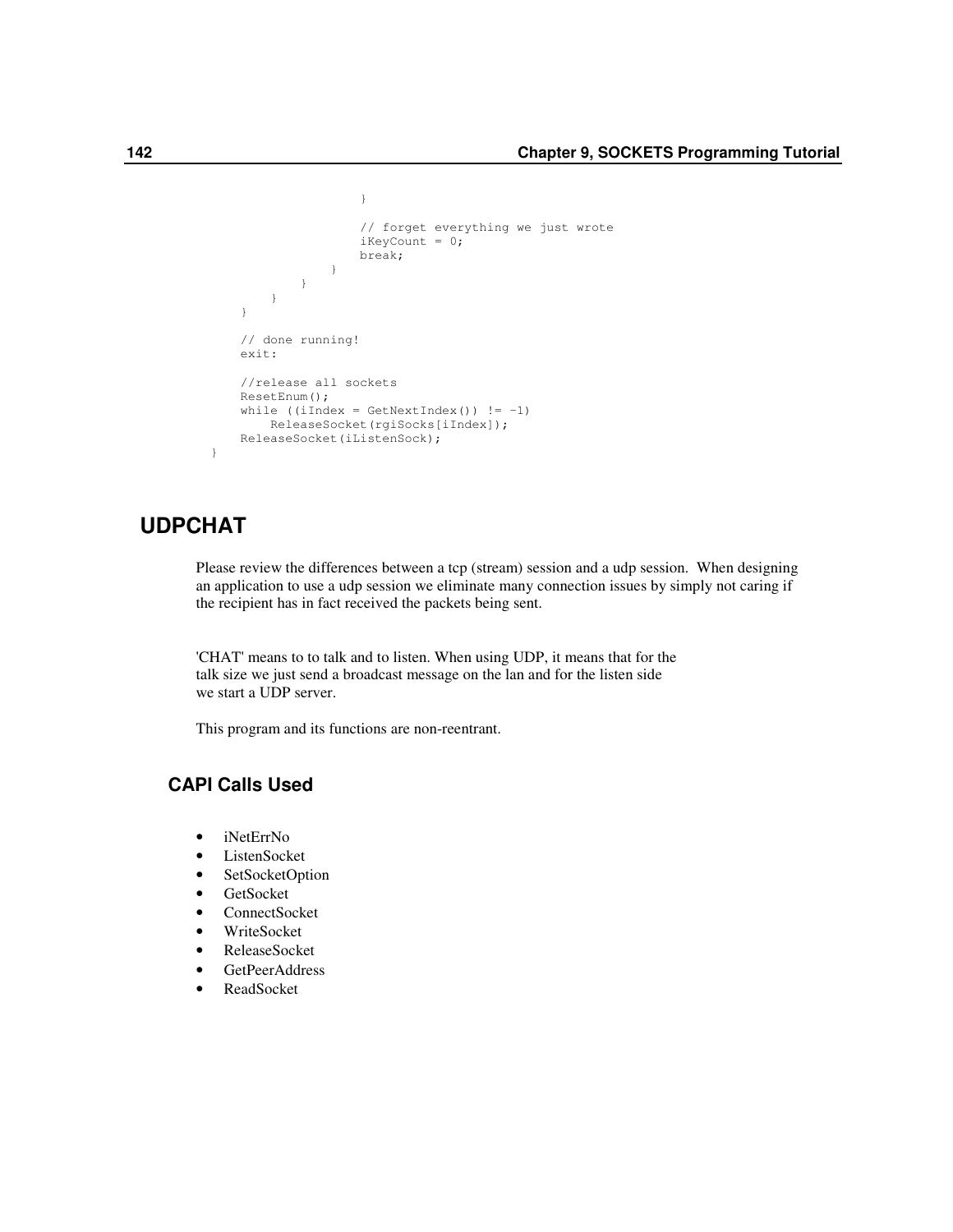```
                    }

                    // forget everything we just wrote
                    iKeyCount = 0;
                    break;
                }
            }
        }
    }

    // done running!
    exit:

    //release all sockets
    ResetEnum();
    while ((iIndex = GetNextIndex()) != -1)
        ReleaseSocket(rgiSocks[iIndex]);
    ReleaseSocket(iListenSock);
}
```

## UDPCHAT

Please review the differences between a tcp (stream) session and a udp session. When designing an application to use a udp session we eliminate many connection issues by simply not caring if the recipient has in fact received the packets being sent.

'CHAT' means to to talk and to listen. When using UDP, it means that for the talk size we just send a broadcast message on the lan and for the listen side we start a UDP server.

This program and its functions are non-reentrant.

### CAPI Calls Used

- iNetErrNo
- ListenSocket
- SetSocketOption
- GetSocket
- ConnectSocket
- WriteSocket
- ReleaseSocket
- GetPeerAddress
- ReadSocket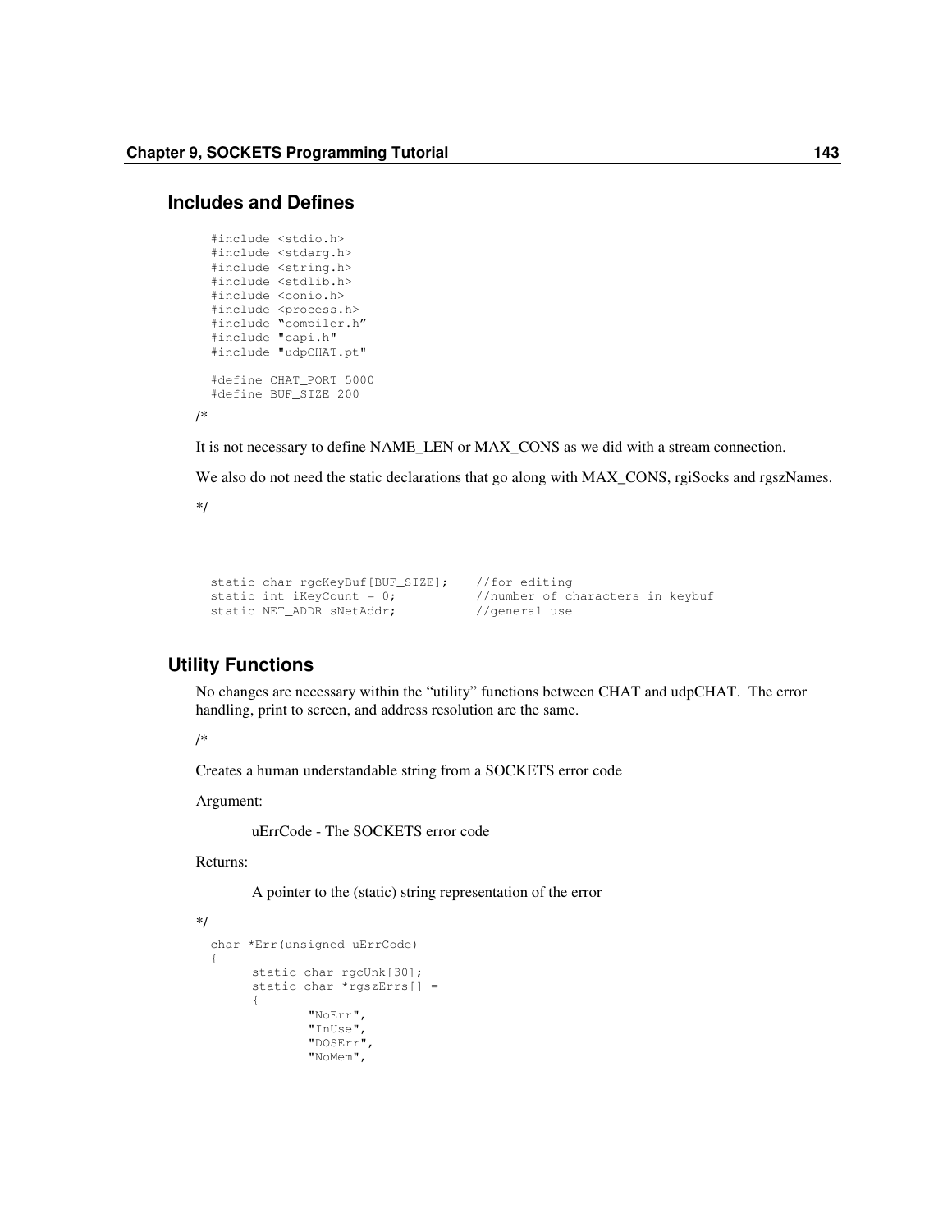## Includes and Defines

```
#include <stdio.h>
#include <stdarg.h>
#include <string.h>
#include <stdlib.h>
#include <conio.h>
#include <process.h>
#include "compiler.h"
#include "capi.h"
#include "udpCHAT.pt"

#define CHAT_PORT 5000
#define BUF_SIZE 200
```

/*

It is not necessary to define NAME_LEN or MAX_CONS as we did with a stream connection.

We also do not need the static declarations that go along with MAX_CONS, rgiSocks and rgszNames.

*/

```
static char rgcKeyBuf[BUF_SIZE];    //for editing
static int iKeyCount = 0;           //number of characters in keybuf
static NET_ADDR sNetAddr;           //general use
```

## Utility Functions

No changes are necessary within the "utility" functions between CHAT and udpCHAT. The error handling, print to screen, and address resolution are the same.

/*

Creates a human understandable string from a SOCKETS error code

Argument:

uErrCode - The SOCKETS error code

Returns:

A pointer to the (static) string representation of the error

*/

```
char *Err(unsigned uErrCode)
{
      static char rgcUnk[30];
      static char *rgszErrs[] =
      {
              "NoErr",
              "InUse",
              "DOSErr",
              "NoMem",
```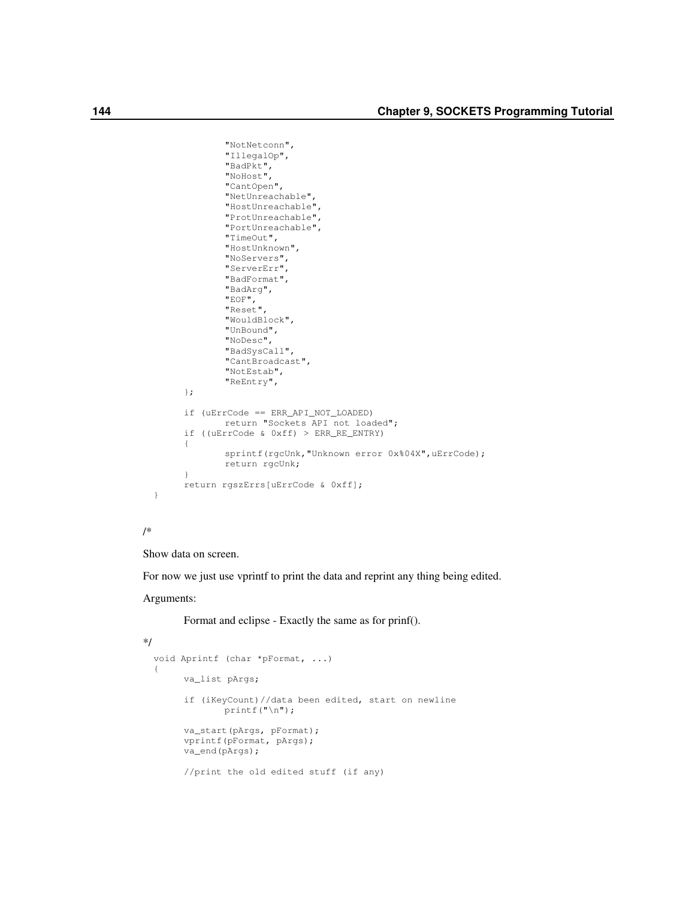```
		"NotNetconn",
		"IllegalOp",
		"BadPkt",
		"NoHost",
		"CantOpen",
		"NetUnreachable",
		"HostUnreachable",
		"ProtUnreachable",
		"PortUnreachable",
		"TimeOut",
		"HostUnknown",
		"NoServers",
		"ServerErr",
		"BadFormat",
		"BadArg",
		"EOF",
		"Reset",
		"WouldBlock",
		"UnBound",
		"NoDesc",
		"BadSysCall",
		"CantBroadcast",
		"NotEstab",
		"ReEntry",
	};

	if (uErrCode == ERR_API_NOT_LOADED)
		return "Sockets API not loaded";
	if ((uErrCode & 0xff) > ERR_RE_ENTRY)
	{
		sprintf(rgcUnk,"Unknown error 0x%04X",uErrCode);
		return rgcUnk;
	}
	return rgszErrs[uErrCode & 0xff];
}
```

/*

Show data on screen.

For now we just use vprintf to print the data and reprint any thing being edited.

Arguments:

Format and eclipse - Exactly the same as for prinf().

*/

```
void Aprintf (char *pFormat, ...)
{
	va_list pArgs;

	if (iKeyCount)//data been edited, start on newline
		printf("\n");

	va_start(pArgs, pFormat);
	vprintf(pFormat, pArgs);
	va_end(pArgs);

	//print the old edited stuff (if any)
```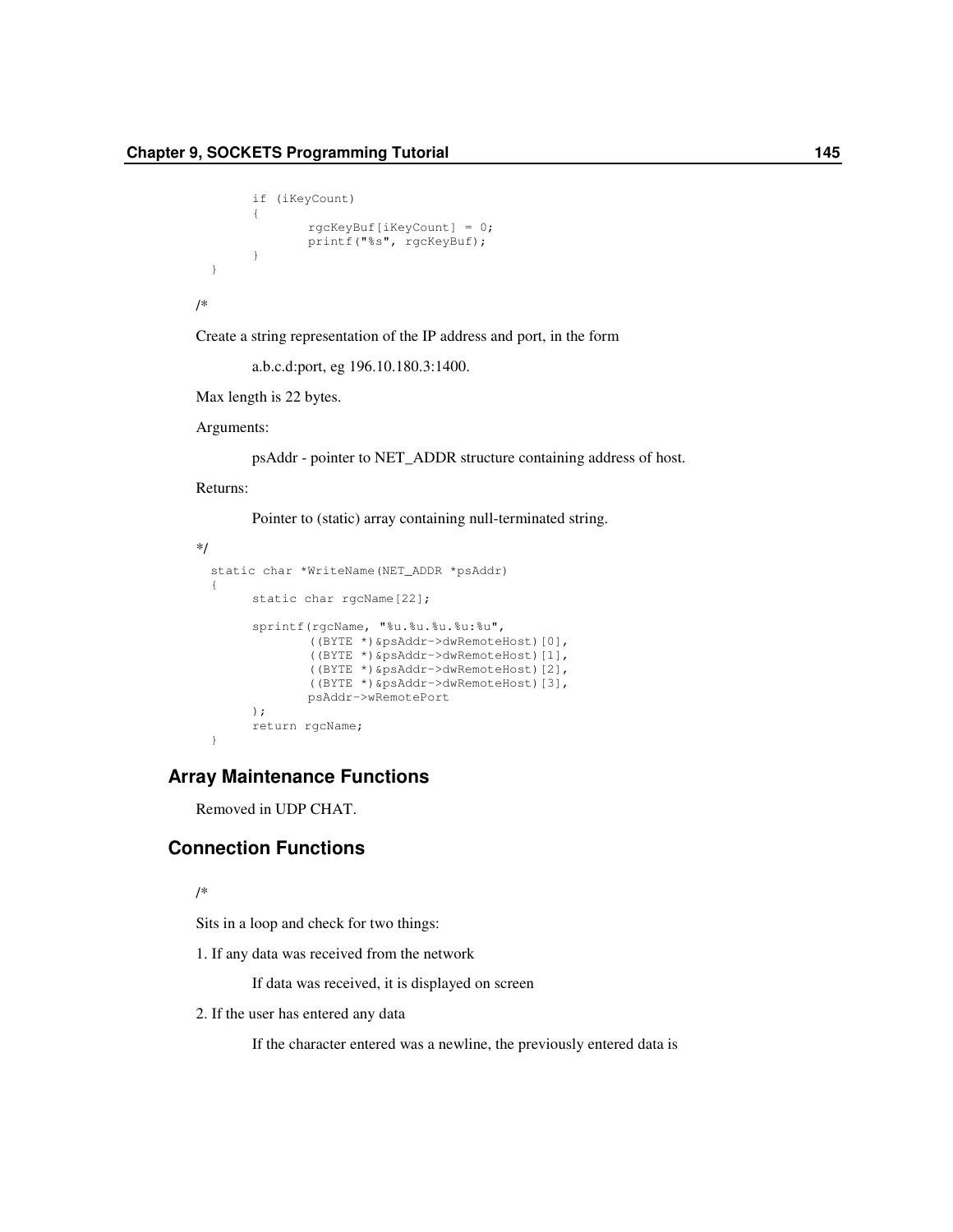```
	if (iKeyCount)
	{
		rgcKeyBuf[iKeyCount] = 0;
		printf("%s", rgcKeyBuf);
	}
}
```

/*

Create a string representation of the IP address and port, in the form

a.b.c.d:port, eg 196.10.180.3:1400.

Max length is 22 bytes.

Arguments:

psAddr - pointer to NET_ADDR structure containing address of host.

Returns:

Pointer to (static) array containing null-terminated string.

*/

```
static char *WriteName(NET_ADDR *psAddr)
{
	static char rgcName[22];

	sprintf(rgcName, "%u.%u.%u.%u:%u",
		((BYTE *)&psAddr->dwRemoteHost)[0],
		((BYTE *)&psAddr->dwRemoteHost)[1],
		((BYTE *)&psAddr->dwRemoteHost)[2],
		((BYTE *)&psAddr->dwRemoteHost)[3],
		psAddr->wRemotePort
	);
	return rgcName;
}
```

## Array Maintenance Functions

Removed in UDP CHAT.

## Connection Functions

/*

Sits in a loop and check for two things:

1. If any data was received from the network

   If data was received, it is displayed on screen

2. If the user has entered any data

   If the character entered was a newline, the previously entered data is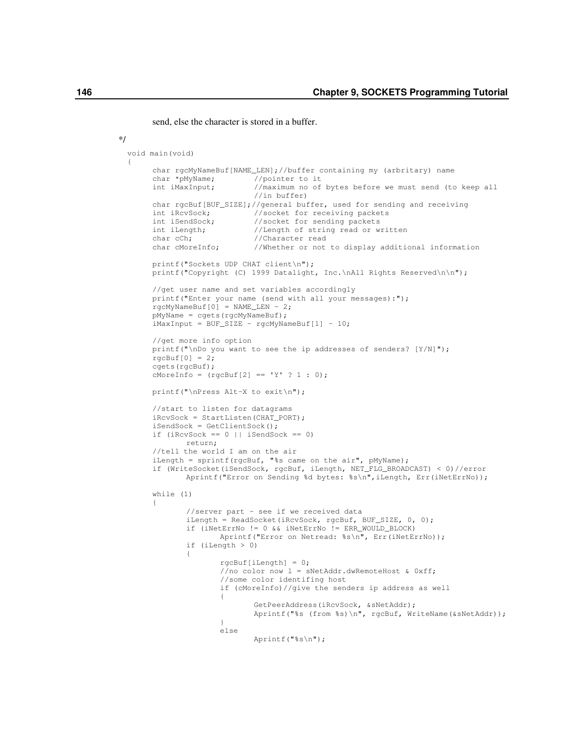send, else the character is stored in a buffer.

*/

```
void main(void)
{
      char rgcMyNameBuf[NAME_LEN];//buffer containing my (arbitrary) name
      char *pMyName;         //pointer to it
      int iMaxInput;         //maximum no of bytes before we must send (to keep all
                             //in buffer)
      char rgcBuf[BUF_SIZE];//general buffer, used for sending and receiving
      int iRcvSock;          //socket for receiving packets
      int iSendSock;         //socket for sending packets
      int iLength;           //Length of string read or written
      char cCh;              //Character read
      char cMoreInfo;        //Whether or not to display additional information

      printf("Sockets UDP CHAT client\n");
      printf("Copyright (C) 1999 Datalight, Inc.\nAll Rights Reserved\n\n");

      //get user name and set variables accordingly
      printf("Enter your name (send with all your messages):");
      rgcMyNameBuf[0] = NAME_LEN - 2;
      pMyName = cgets(rgcMyNameBuf);
      iMaxInput = BUF_SIZE - rgcMyNameBuf[1] - 10;

      //get more info option
      printf("\nDo you want to see the ip addresses of senders? [Y/N]");
      rgcBuf[0] = 2;
      cgets(rgcBuf);
      cMoreInfo = (rgcBuf[2] == 'Y' ? 1 : 0);

      printf("\nPress Alt-X to exit\n");

      //start to listen for datagrams
      iRcvSock = StartListen(CHAT_PORT);
      iSendSock = GetClientSock();
      if (iRcvSock == 0 || iSendSock == 0)
            return;
      //tell the world I am on the air
      iLength = sprintf(rgcBuf, "%s came on the air", pMyName);
      if (WriteSocket(iSendSock, rgcBuf, iLength, NET_FLG_BROADCAST) < 0)//error
            Aprintf("Error on Sending %d bytes: %s\n",iLength, Err(iNetErrNo));

      while (1)
      {
            //server part - see if we received data
            iLength = ReadSocket(iRcvSock, rgcBuf, BUF_SIZE, 0, 0);
            if (iNetErrNo != 0 && iNetErrNo != ERR_WOULD_BLOCK)
                  Aprintf("Error on Netread: %s\n", Err(iNetErrNo));
            if (iLength > 0)
            {
                  rgcBuf[iLength] = 0;
                  //no color now l = sNetAddr.dwRemoteHost & 0xff;
                  //some color identifing host
                  if (cMoreInfo)//give the senders ip address as well
                  {
                        GetPeerAddress(iRcvSock, &sNetAddr);
                        Aprintf("%s (from %s)\n", rgcBuf, WriteName(&sNetAddr));
                  }
                  else
                        Aprintf("%s\n");
```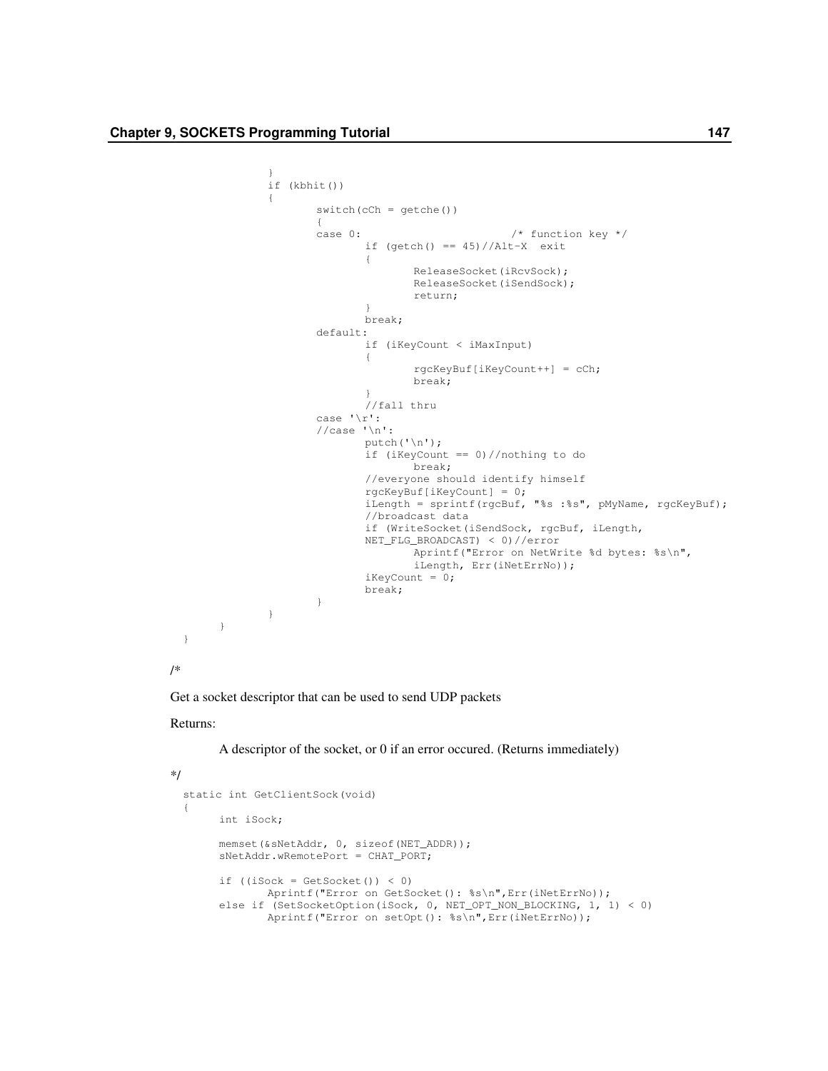```
            }
            if (kbhit())
            {
                  switch(cCh = getche())
                  {
                  case 0:                          /* function key */
                        if (getch() == 45)//Alt-X  exit
                        {
                              ReleaseSocket(iRcvSock);
                              ReleaseSocket(iSendSock);
                              return;
                        }
                        break;
                  default:
                        if (iKeyCount < iMaxInput)
                        {
                              rgcKeyBuf[iKeyCount++] = cCh;
                              break;
                        }
                        //fall thru
                  case '\r':
                  //case '\n':
                        putch('\n');
                        if (iKeyCount == 0)//nothing to do
                              break;
                        //everyone should identify himself
                        rgcKeyBuf[iKeyCount] = 0;
                        iLength = sprintf(rgcBuf, "%s :%s", pMyName, rgcKeyBuf);
                        //broadcast data
                        if (WriteSocket(iSendSock, rgcBuf, iLength,
                        NET_FLG_BROADCAST) < 0)//error
                              Aprintf("Error on NetWrite %d bytes: %s\n",
                              iLength, Err(iNetErrNo));
                        iKeyCount = 0;
                        break;
                  }
            }
      }
}
```

/*

Get a socket descriptor that can be used to send UDP packets

Returns:

A descriptor of the socket, or 0 if an error occured. (Returns immediately)

*/

```
static int GetClientSock(void)
{
      int iSock;

      memset(&sNetAddr, 0, sizeof(NET_ADDR));
      sNetAddr.wRemotePort = CHAT_PORT;

      if ((iSock = GetSocket()) < 0)
            Aprintf("Error on GetSocket(): %s\n",Err(iNetErrNo));
      else if (SetSocketOption(iSock, 0, NET_OPT_NON_BLOCKING, 1, 1) < 0)
            Aprintf("Error on setOpt(): %s\n",Err(iNetErrNo));
```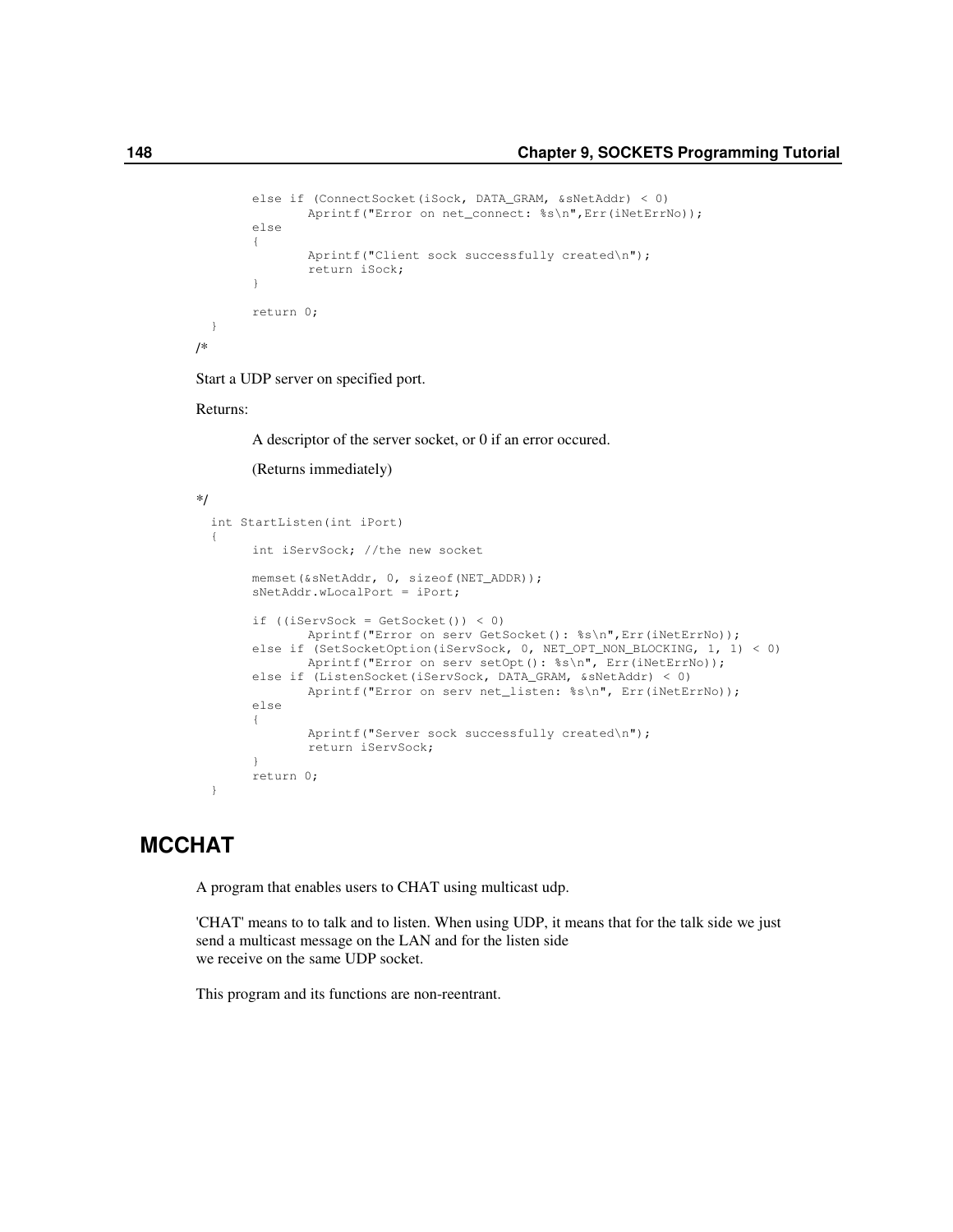```
        else if (ConnectSocket(iSock, DATA_GRAM, &sNetAddr) < 0)
                Aprintf("Error on net_connect: %s\n",Err(iNetErrNo));
        else
        {
                Aprintf("Client sock successfully created\n");
                return iSock;
        }

        return 0;
  }
```

/*

Start a UDP server on specified port.

Returns:

A descriptor of the server socket, or 0 if an error occured.

(Returns immediately)

*/

```
  int StartListen(int iPort)
  {
        int iServSock; //the new socket

        memset(&sNetAddr, 0, sizeof(NET_ADDR));
        sNetAddr.wLocalPort = iPort;

        if ((iServSock = GetSocket()) < 0)
                Aprintf("Error on serv GetSocket(): %s\n",Err(iNetErrNo));
        else if (SetSocketOption(iServSock, 0, NET_OPT_NON_BLOCKING, 1, 1) < 0)
                Aprintf("Error on serv setOpt(): %s\n", Err(iNetErrNo));
        else if (ListenSocket(iServSock, DATA_GRAM, &sNetAddr) < 0)
                Aprintf("Error on serv net_listen: %s\n", Err(iNetErrNo));
        else
        {
                Aprintf("Server sock successfully created\n");
                return iServSock;
        }
        return 0;
  }
```

## MCCHAT

A program that enables users to CHAT using multicast udp.

'CHAT' means to to talk and to listen. When using UDP, it means that for the talk side we just send a multicast message on the LAN and for the listen side
we receive on the same UDP socket.

This program and its functions are non-reentrant.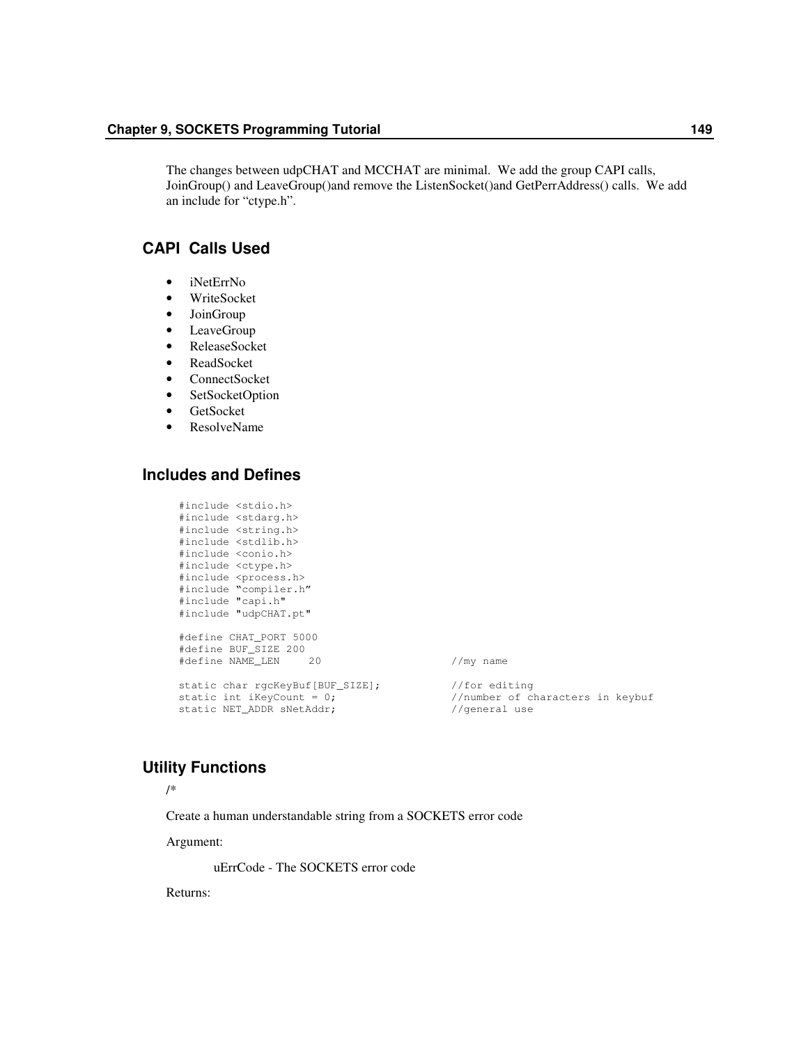The changes between udpCHAT and MCCHAT are minimal. We add the group CAPI calls, JoinGroup() and LeaveGroup()and remove the ListenSocket()and GetPerrAddress() calls. We add an include for "ctype.h".

## CAPI Calls Used

- iNetErrNo
- WriteSocket
- JoinGroup
- LeaveGroup
- ReleaseSocket
- ReadSocket
- ConnectSocket
- SetSocketOption
- GetSocket
- ResolveName

## Includes and Defines

```
#include <stdio.h>
#include <stdarg.h>
#include <string.h>
#include <stdlib.h>
#include <conio.h>
#include <ctype.h>
#include <process.h>
#include "compiler.h"
#include "capi.h"
#include "udpCHAT.pt"

#define CHAT_PORT 5000
#define BUF_SIZE 200
#define NAME_LEN    20                      //my name

static char rgcKeyBuf[BUF_SIZE];            //for editing
static int iKeyCount = 0;                   //number of characters in keybuf
static NET_ADDR sNetAddr;                   //general use
```

## Utility Functions

/*

Create a human understandable string from a SOCKETS error code

Argument:

uErrCode - The SOCKETS error code

Returns: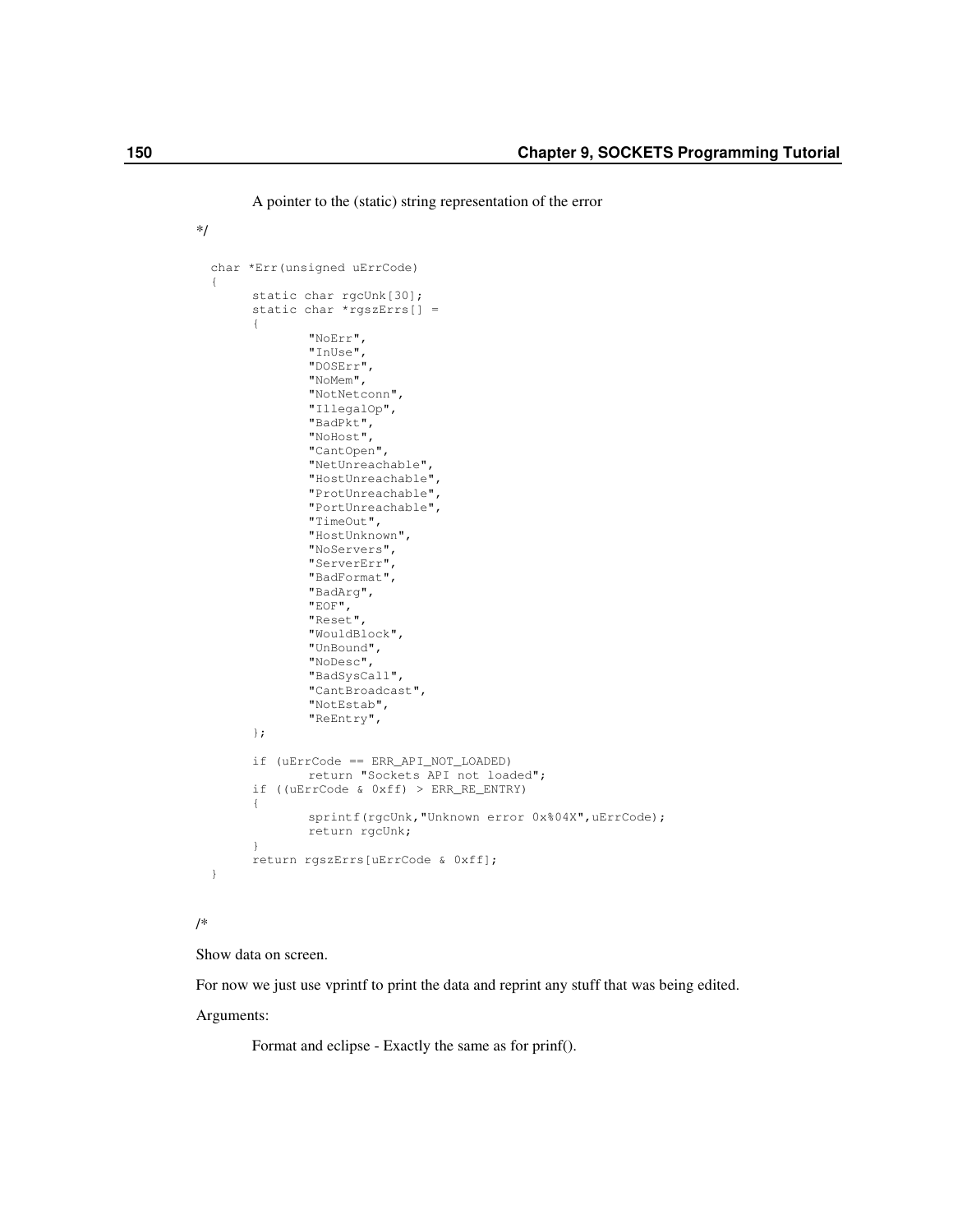A pointer to the (static) string representation of the error

*/

```
char *Err(unsigned uErrCode)
{
      static char rgcUnk[30];
      static char *rgszErrs[] =
      {
              "NoErr",
              "InUse",
              "DOSErr",
              "NoMem",
              "NotNetconn",
              "IllegalOp",
              "BadPkt",
              "NoHost",
              "CantOpen",
              "NetUnreachable",
              "HostUnreachable",
              "ProtUnreachable",
              "PortUnreachable",
              "TimeOut",
              "HostUnknown",
              "NoServers",
              "ServerErr",
              "BadFormat",
              "BadArg",
              "EOF",
              "Reset",
              "WouldBlock",
              "UnBound",
              "NoDesc",
              "BadSysCall",
              "CantBroadcast",
              "NotEstab",
              "ReEntry",
      };

      if (uErrCode == ERR_API_NOT_LOADED)
              return "Sockets API not loaded";
      if ((uErrCode & 0xff) > ERR_RE_ENTRY)
      {
              sprintf(rgcUnk,"Unknown error 0x%04X",uErrCode);
              return rgcUnk;
      }
      return rgszErrs[uErrCode & 0xff];
}
```

/*

Show data on screen.

For now we just use vprintf to print the data and reprint any stuff that was being edited.

Arguments:

Format and eclipse - Exactly the same as for prinf().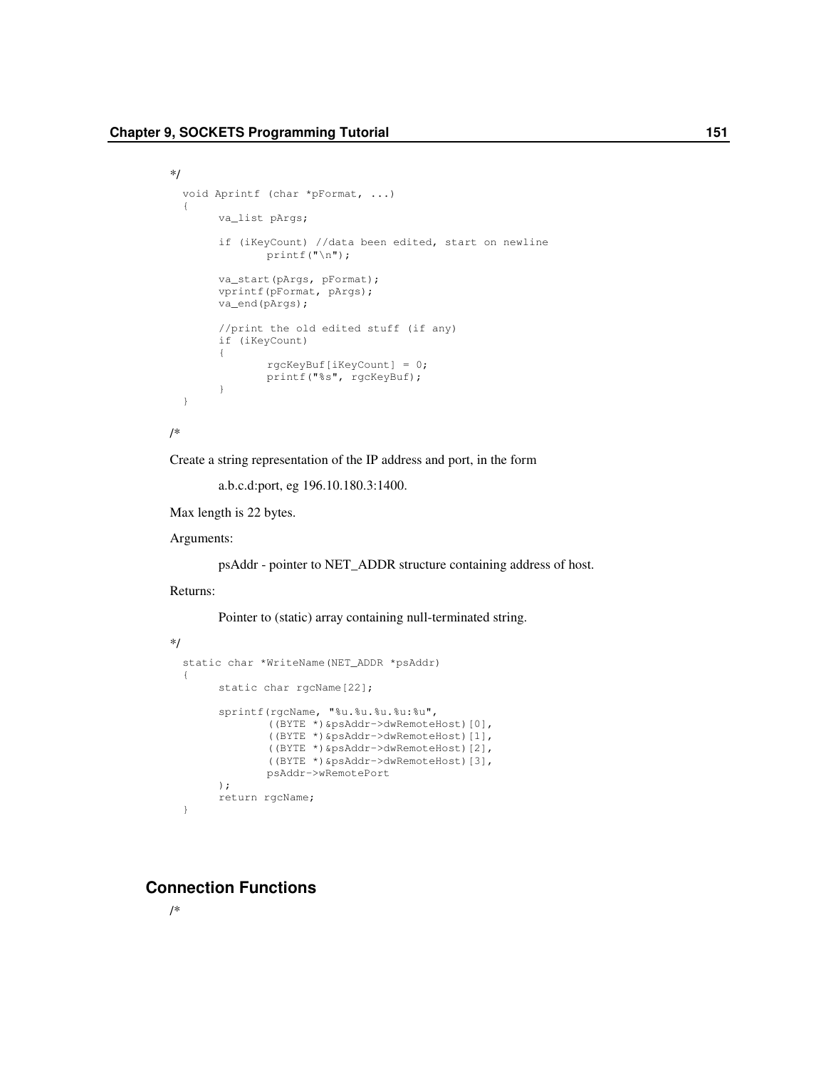*/

```
void Aprintf (char *pFormat, ...)
{
      va_list pArgs;

      if (iKeyCount) //data been edited, start on newline
            printf("\n");

      va_start(pArgs, pFormat);
      vprintf(pFormat, pArgs);
      va_end(pArgs);

      //print the old edited stuff (if any)
      if (iKeyCount)
      {
            rgcKeyBuf[iKeyCount] = 0;
            printf("%s", rgcKeyBuf);
      }
}
```

/*

Create a string representation of the IP address and port, in the form

a.b.c.d:port, eg 196.10.180.3:1400.

Max length is 22 bytes.

Arguments:

psAddr - pointer to NET_ADDR structure containing address of host.

Returns:

Pointer to (static) array containing null-terminated string.

*/

```
static char *WriteName(NET_ADDR *psAddr)
{
      static char rgcName[22];

      sprintf(rgcName, "%u.%u.%u.%u:%u",
            ((BYTE *)&psAddr->dwRemoteHost)[0],
            ((BYTE *)&psAddr->dwRemoteHost)[1],
            ((BYTE *)&psAddr->dwRemoteHost)[2],
            ((BYTE *)&psAddr->dwRemoteHost)[3],
            psAddr->wRemotePort
      );
      return rgcName;
}
```

## Connection Functions

/*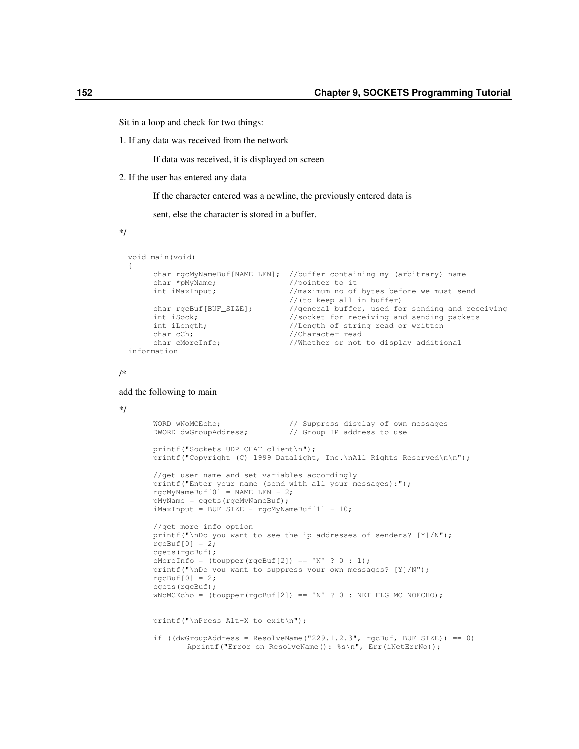Sit in a loop and check for two things:

1. If any data was received from the network

   If data was received, it is displayed on screen

2. If the user has entered any data

   If the character entered was a newline, the previously entered data is

   sent, else the character is stored in a buffer.

*/

```
void main(void)
{
      char rgcMyNameBuf[NAME_LEN];  //buffer containing my (arbitrary) name
      char *pMyName;                //pointer to it
      int iMaxInput;                //maximum no of bytes before we must send
                                    //(to keep all in buffer)
      char rgcBuf[BUF_SIZE];        //general buffer, used for sending and receiving
      int iSock;                    //socket for receiving and sending packets
      int iLength;                  //Length of string read or written
      char cCh;                     //Character read
      char cMoreInfo;               //Whether or not to display additional
information
```

/*

add the following to main

*/

```
      WORD wNoMCEcho;               // Suppress display of own messages
      DWORD dwGroupAddress;         // Group IP address to use

      printf("Sockets UDP CHAT client\n");
      printf("Copyright (C) 1999 Datalight, Inc.\nAll Rights Reserved\n\n");

      //get user name and set variables accordingly
      printf("Enter your name (send with all your messages):");
      rgcMyNameBuf[0] = NAME_LEN - 2;
      pMyName = cgets(rgcMyNameBuf);
      iMaxInput = BUF_SIZE - rgcMyNameBuf[1] - 10;

      //get more info option
      printf("\nDo you want to see the ip addresses of senders? [Y]/N");
      rgcBuf[0] = 2;
      cgets(rgcBuf);
      cMoreInfo = (toupper(rgcBuf[2]) == 'N' ? 0 : 1);
      printf("\nDo you want to suppress your own messages? [Y]/N");
      rgcBuf[0] = 2;
      cgets(rgcBuf);
      wNoMCEcho = (toupper(rgcBuf[2]) == 'N' ? 0 : NET_FLG_MC_NOECHO);


      printf("\nPress Alt-X to exit\n");

      if ((dwGroupAddress = ResolveName("229.1.2.3", rgcBuf, BUF_SIZE)) == 0)
            Aprintf("Error on ResolveName(): %s\n", Err(iNetErrNo));
```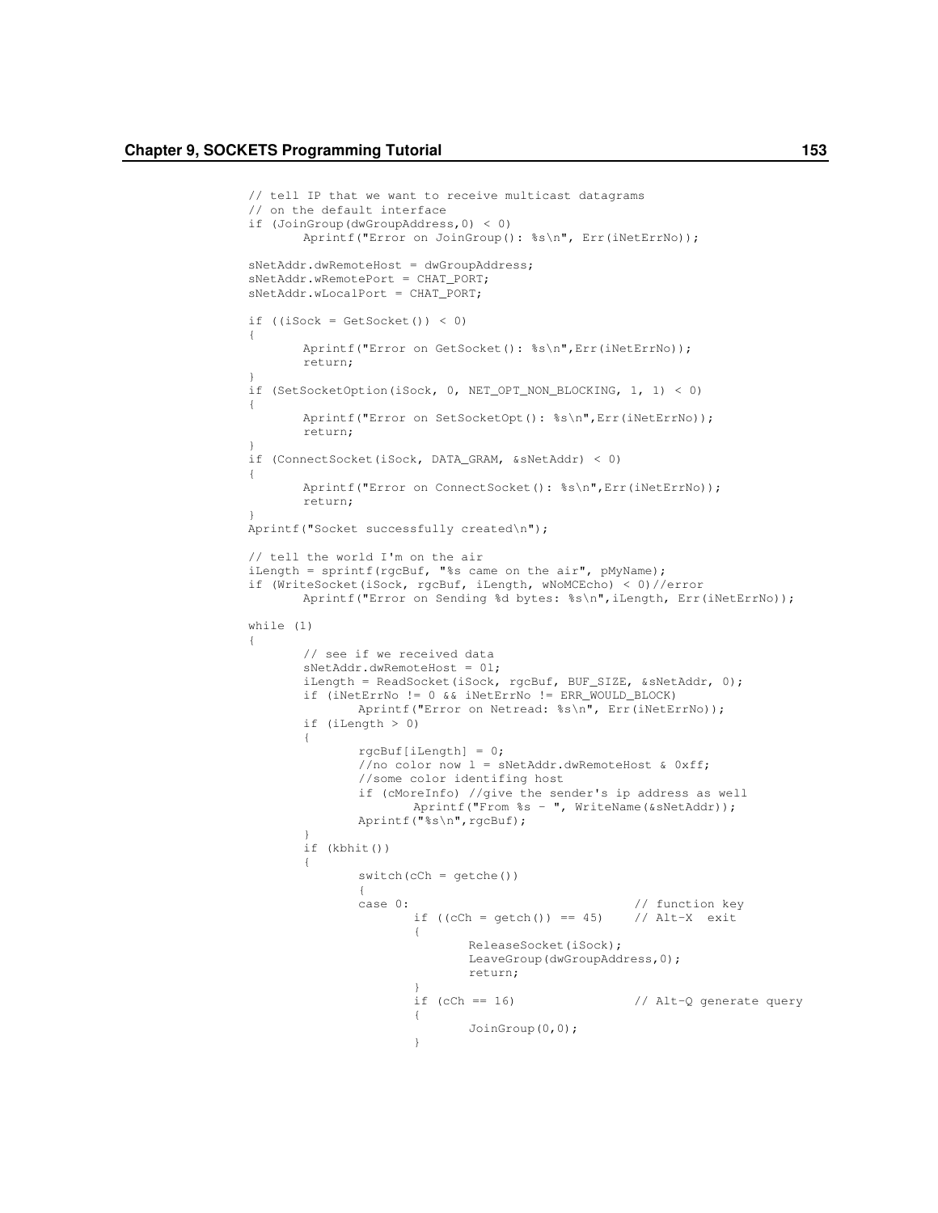```
// tell IP that we want to receive multicast datagrams
// on the default interface
if (JoinGroup(dwGroupAddress,0) < 0)
        Aprintf("Error on JoinGroup(): %s\n", Err(iNetErrNo));

sNetAddr.dwRemoteHost = dwGroupAddress;
sNetAddr.wRemotePort = CHAT_PORT;
sNetAddr.wLocalPort = CHAT_PORT;

if ((iSock = GetSocket()) < 0)
{
        Aprintf("Error on GetSocket(): %s\n",Err(iNetErrNo));
        return;
}
if (SetSocketOption(iSock, 0, NET_OPT_NON_BLOCKING, 1, 1) < 0)
{
        Aprintf("Error on SetSocketOpt(): %s\n",Err(iNetErrNo));
        return;
}
if (ConnectSocket(iSock, DATA_GRAM, &sNetAddr) < 0)
{
        Aprintf("Error on ConnectSocket(): %s\n",Err(iNetErrNo));
        return;
}
Aprintf("Socket successfully created\n");

// tell the world I'm on the air
iLength = sprintf(rgcBuf, "%s came on the air", pMyName);
if (WriteSocket(iSock, rgcBuf, iLength, wNoMCEcho) < 0)//error
        Aprintf("Error on Sending %d bytes: %s\n",iLength, Err(iNetErrNo));

while (1)
{
        // see if we received data
        sNetAddr.dwRemoteHost = 0l;
        iLength = ReadSocket(iSock, rgcBuf, BUF_SIZE, &sNetAddr, 0);
        if (iNetErrNo != 0 && iNetErrNo != ERR_WOULD_BLOCK)
                Aprintf("Error on Netread: %s\n", Err(iNetErrNo));
        if (iLength > 0)
        {
                rgcBuf[iLength] = 0;
                //no color now l = sNetAddr.dwRemoteHost & 0xff;
                //some color identifing host
                if (cMoreInfo) //give the sender's ip address as well
                        Aprintf("From %s - ", WriteName(&sNetAddr));
                Aprintf("%s\n",rgcBuf);
        }
        if (kbhit())
        {
                switch(cCh = getche())
                {
                case 0:                                 // function key
                        if ((cCh = getch()) == 45)      // Alt-X  exit
                        {
                                ReleaseSocket(iSock);
                                LeaveGroup(dwGroupAddress,0);
                                return;
                        }
                        if (cCh == 16)                  // Alt-Q generate query
                        {
                                JoinGroup(0,0);
                        }
```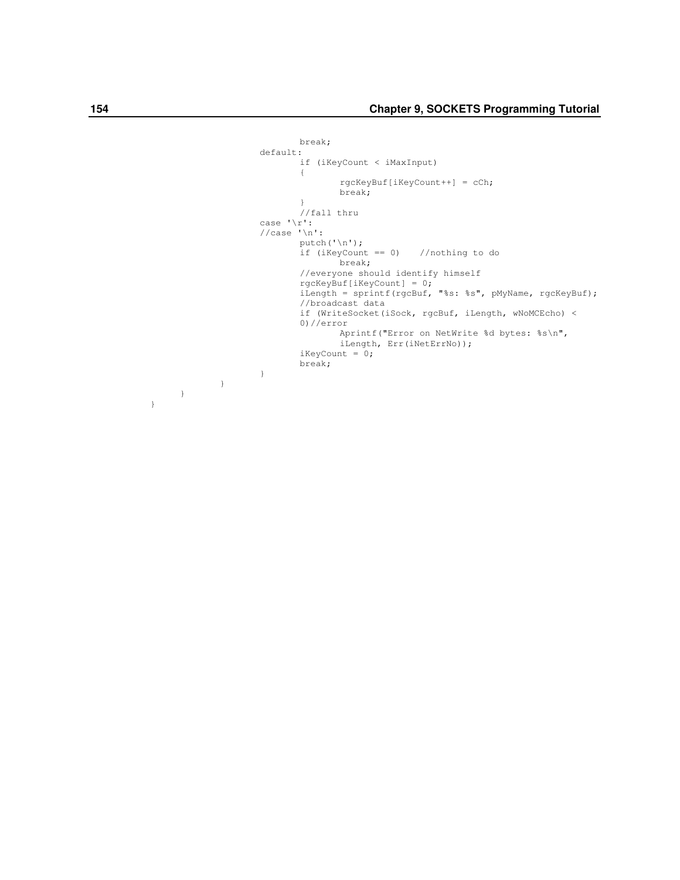```
                        break;
                default:
                        if (iKeyCount < iMaxInput)
                        {
                                rgcKeyBuf[iKeyCount++] = cCh;
                                break;
                        }
                        //fall thru
                case '\r':
                //case '\n':
                        putch('\n');
                        if (iKeyCount == 0)    //nothing to do
                                break;
                        //everyone should identify himself
                        rgcKeyBuf[iKeyCount] = 0;
                        iLength = sprintf(rgcBuf, "%s: %s", pMyName, rgcKeyBuf);
                        //broadcast data
                        if (WriteSocket(iSock, rgcBuf, iLength, wNoMCEcho) <
                        0)//error
                                Aprintf("Error on NetWrite %d bytes: %s\n",
                                iLength, Err(iNetErrNo));
                        iKeyCount = 0;
                        break;
                }
            }
        }
    }
```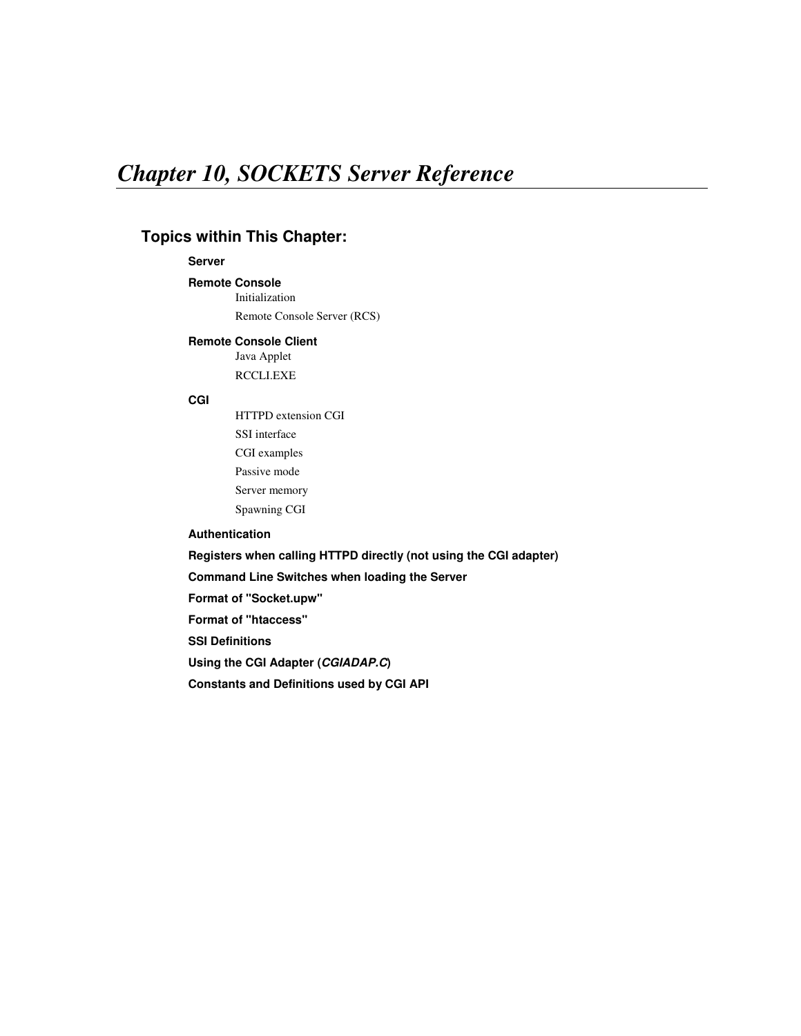# *Chapter 10, SOCKETS Server Reference*

## Topics within This Chapter:

**Server**

**Remote Console**

- Initialization
- Remote Console Server (RCS)

**Remote Console Client**

- Java Applet
- RCCLI.EXE

**CGI**

- HTTPD extension CGI
- SSI interface
- CGI examples
- Passive mode
- Server memory
- Spawning CGI

**Authentication**

**Registers when calling HTTPD directly (not using the CGI adapter)**

**Command Line Switches when loading the Server**

**Format of "Socket.upw"**

**Format of "htaccess"**

**SSI Definitions**

**Using the CGI Adapter (*CGIADAP.C*)**

**Constants and Definitions used by CGI API**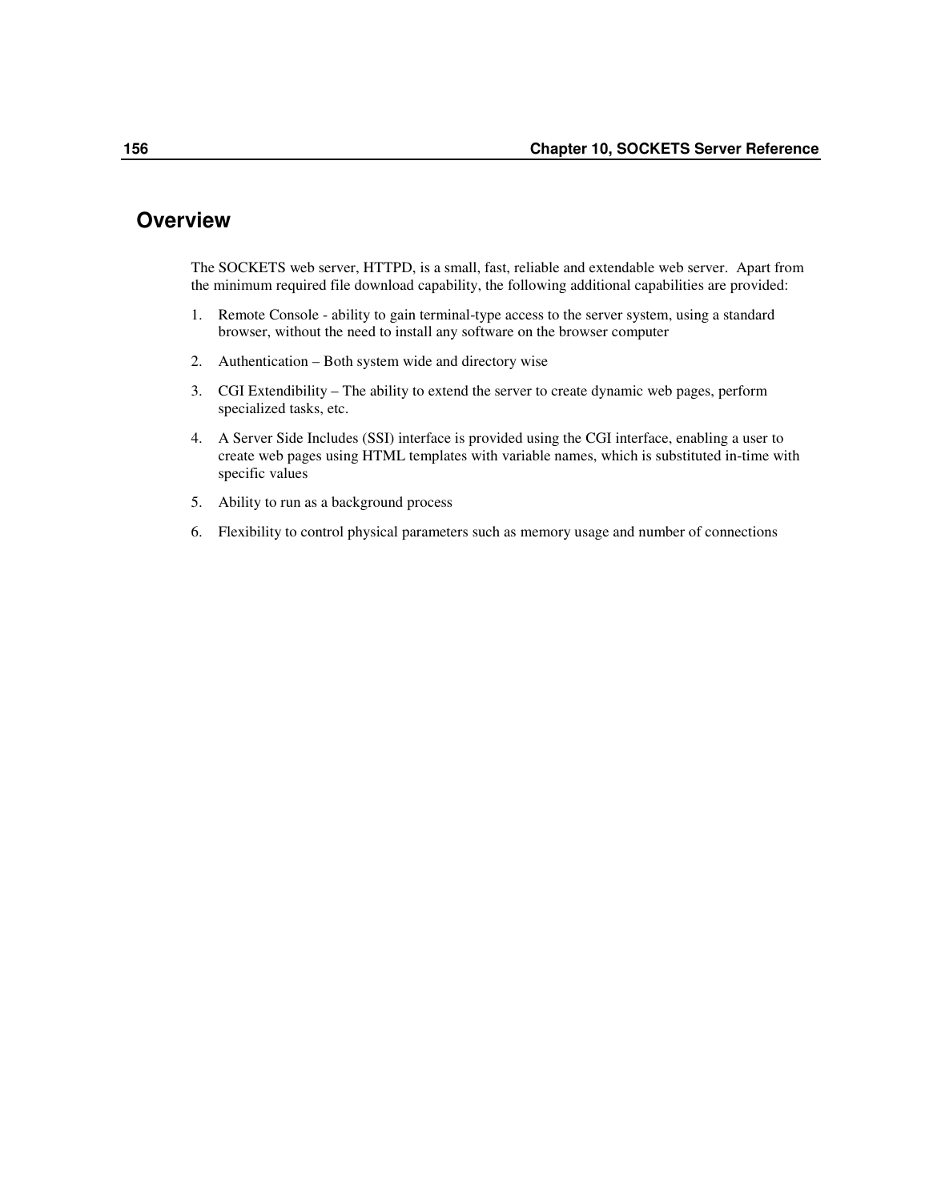## Overview

The SOCKETS web server, HTTPD, is a small, fast, reliable and extendable web server. Apart from the minimum required file download capability, the following additional capabilities are provided:

1. Remote Console - ability to gain terminal-type access to the server system, using a standard browser, without the need to install any software on the browser computer
2. Authentication – Both system wide and directory wise
3. CGI Extendibility – The ability to extend the server to create dynamic web pages, perform specialized tasks, etc.
4. A Server Side Includes (SSI) interface is provided using the CGI interface, enabling a user to create web pages using HTML templates with variable names, which is substituted in-time with specific values
5. Ability to run as a background process
6. Flexibility to control physical parameters such as memory usage and number of connections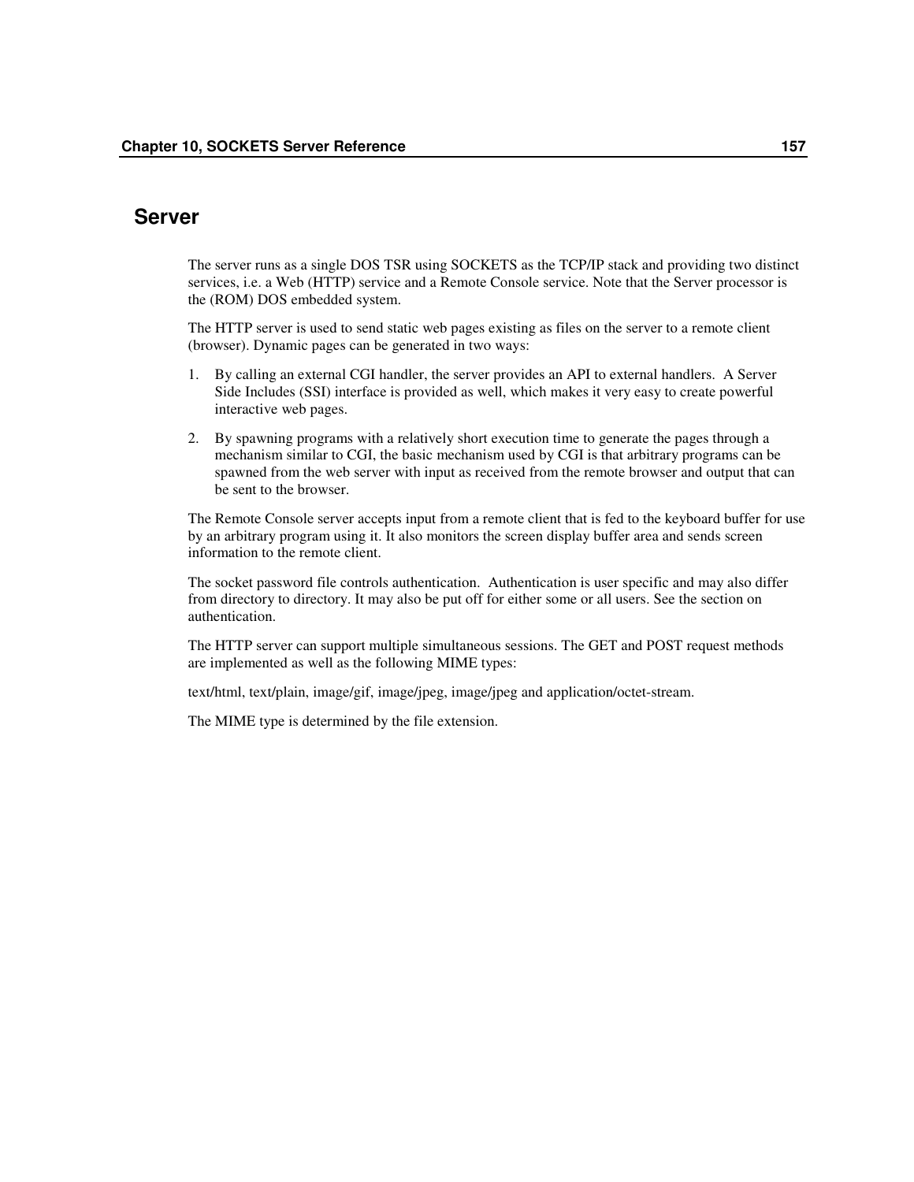# Server

The server runs as a single DOS TSR using SOCKETS as the TCP/IP stack and providing two distinct services, i.e. a Web (HTTP) service and a Remote Console service. Note that the Server processor is the (ROM) DOS embedded system.

The HTTP server is used to send static web pages existing as files on the server to a remote client (browser). Dynamic pages can be generated in two ways:

1. By calling an external CGI handler, the server provides an API to external handlers. A Server Side Includes (SSI) interface is provided as well, which makes it very easy to create powerful interactive web pages.
2. By spawning programs with a relatively short execution time to generate the pages through a mechanism similar to CGI, the basic mechanism used by CGI is that arbitrary programs can be spawned from the web server with input as received from the remote browser and output that can be sent to the browser.

The Remote Console server accepts input from a remote client that is fed to the keyboard buffer for use by an arbitrary program using it. It also monitors the screen display buffer area and sends screen information to the remote client.

The socket password file controls authentication. Authentication is user specific and may also differ from directory to directory. It may also be put off for either some or all users. See the section on authentication.

The HTTP server can support multiple simultaneous sessions. The GET and POST request methods are implemented as well as the following MIME types:

text/html, text/plain, image/gif, image/jpeg, image/jpeg and application/octet-stream.

The MIME type is determined by the file extension.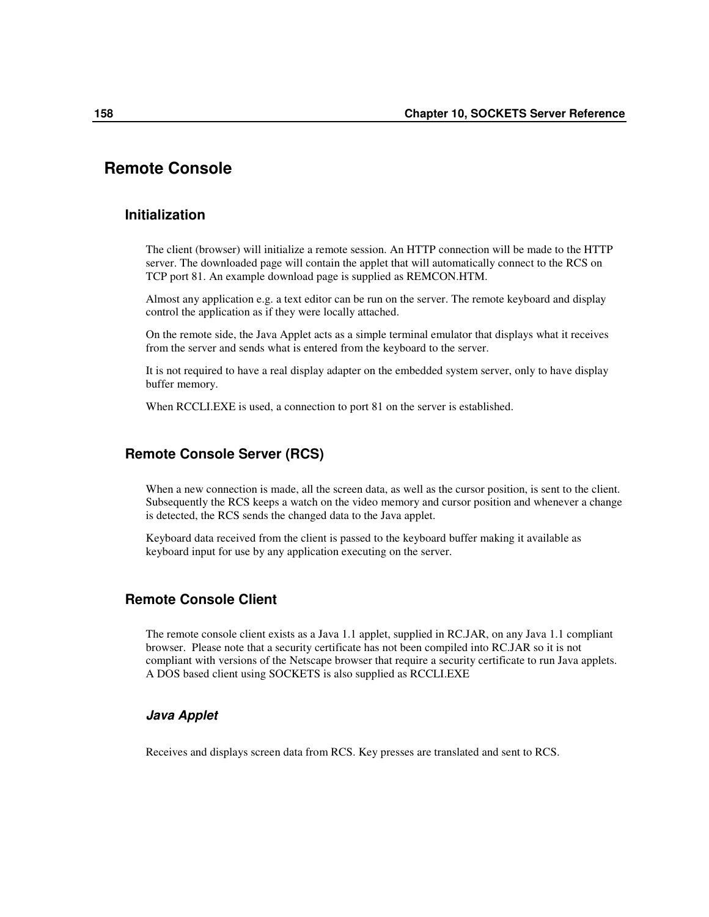# Remote Console

## Initialization

The client (browser) will initialize a remote session. An HTTP connection will be made to the HTTP server. The downloaded page will contain the applet that will automatically connect to the RCS on TCP port 81. An example download page is supplied as REMCON.HTM.

Almost any application e.g. a text editor can be run on the server. The remote keyboard and display control the application as if they were locally attached.

On the remote side, the Java Applet acts as a simple terminal emulator that displays what it receives from the server and sends what is entered from the keyboard to the server.

It is not required to have a real display adapter on the embedded system server, only to have display buffer memory.

When RCCLI.EXE is used, a connection to port 81 on the server is established.

## Remote Console Server (RCS)

When a new connection is made, all the screen data, as well as the cursor position, is sent to the client. Subsequently the RCS keeps a watch on the video memory and cursor position and whenever a change is detected, the RCS sends the changed data to the Java applet.

Keyboard data received from the client is passed to the keyboard buffer making it available as keyboard input for use by any application executing on the server.

## Remote Console Client

The remote console client exists as a Java 1.1 applet, supplied in RC.JAR, on any Java 1.1 compliant browser. Please note that a security certificate has not been compiled into RC.JAR so it is not compliant with versions of the Netscape browser that require a security certificate to run Java applets. A DOS based client using SOCKETS is also supplied as RCCLI.EXE

### *Java Applet*

Receives and displays screen data from RCS. Key presses are translated and sent to RCS.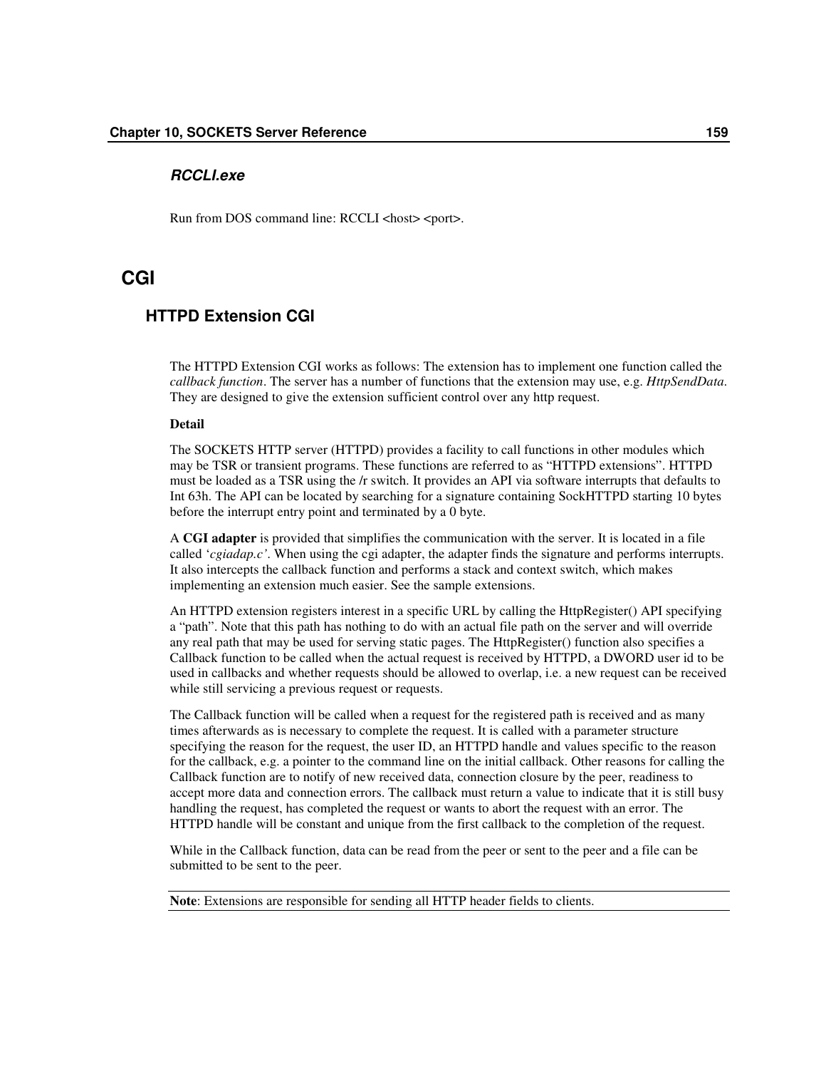### *RCCLI.exe*

Run from DOS command line: RCCLI <host> <port>.

# CGI

## HTTPD Extension CGI

The HTTPD Extension CGI works as follows: The extension has to implement one function called the *callback function*. The server has a number of functions that the extension may use, e.g. *HttpSendData*. They are designed to give the extension sufficient control over any http request.

**Detail**

The SOCKETS HTTP server (HTTPD) provides a facility to call functions in other modules which may be TSR or transient programs. These functions are referred to as "HTTPD extensions". HTTPD must be loaded as a TSR using the /r switch. It provides an API via software interrupts that defaults to Int 63h. The API can be located by searching for a signature containing SockHTTPD starting 10 bytes before the interrupt entry point and terminated by a 0 byte.

A **CGI adapter** is provided that simplifies the communication with the server. It is located in a file called '*cgiadap.c'*. When using the cgi adapter, the adapter finds the signature and performs interrupts. It also intercepts the callback function and performs a stack and context switch, which makes implementing an extension much easier. See the sample extensions.

An HTTPD extension registers interest in a specific URL by calling the HttpRegister() API specifying a "path". Note that this path has nothing to do with an actual file path on the server and will override any real path that may be used for serving static pages. The HttpRegister() function also specifies a Callback function to be called when the actual request is received by HTTPD, a DWORD user id to be used in callbacks and whether requests should be allowed to overlap, i.e. a new request can be received while still servicing a previous request or requests.

The Callback function will be called when a request for the registered path is received and as many times afterwards as is necessary to complete the request. It is called with a parameter structure specifying the reason for the request, the user ID, an HTTPD handle and values specific to the reason for the callback, e.g. a pointer to the command line on the initial callback. Other reasons for calling the Callback function are to notify of new received data, connection closure by the peer, readiness to accept more data and connection errors. The callback must return a value to indicate that it is still busy handling the request, has completed the request or wants to abort the request with an error. The HTTPD handle will be constant and unique from the first callback to the completion of the request.

While in the Callback function, data can be read from the peer or sent to the peer and a file can be submitted to be sent to the peer.

**Note**: Extensions are responsible for sending all HTTP header fields to clients.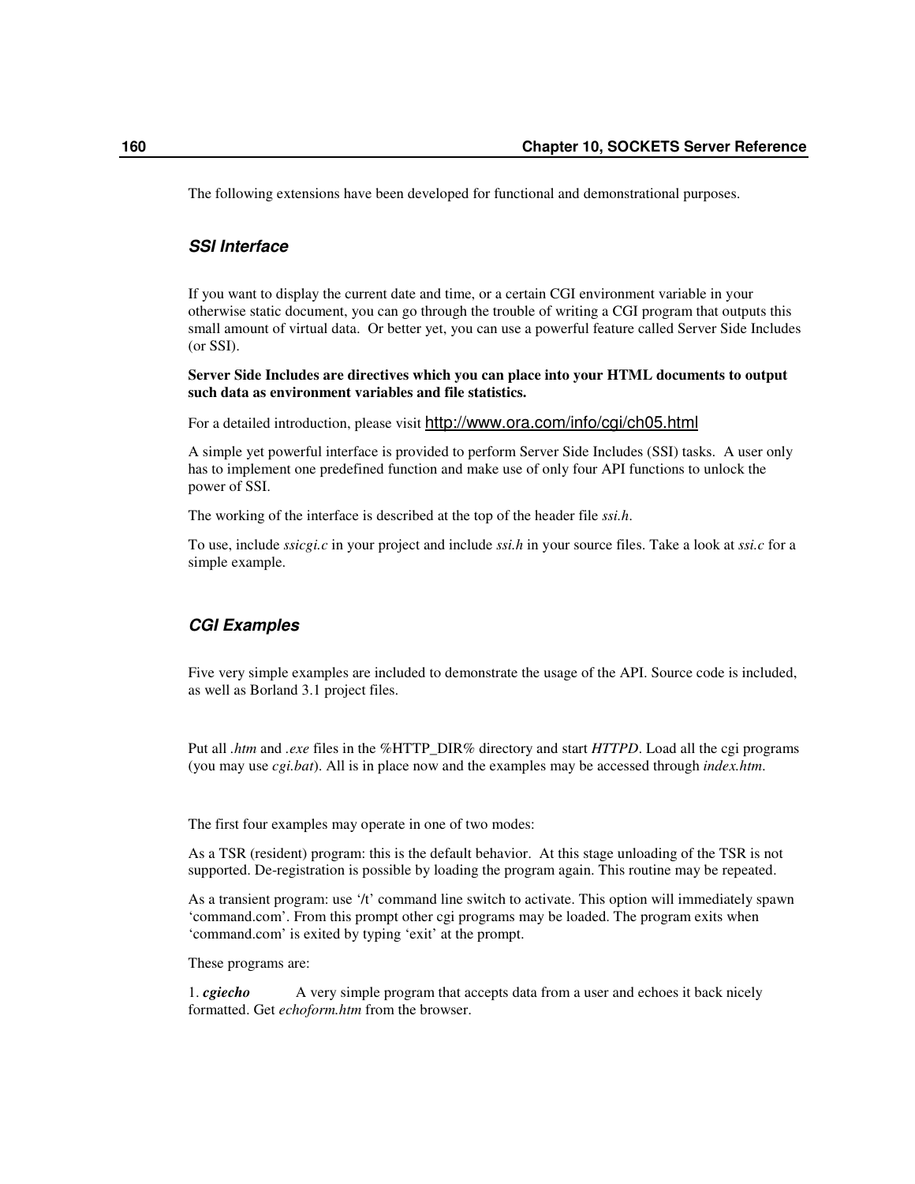The following extensions have been developed for functional and demonstrational purposes.

### *SSI Interface*

If you want to display the current date and time, or a certain CGI environment variable in your otherwise static document, you can go through the trouble of writing a CGI program that outputs this small amount of virtual data. Or better yet, you can use a powerful feature called Server Side Includes (or SSI).

**Server Side Includes are directives which you can place into your HTML documents to output such data as environment variables and file statistics.**

For a detailed introduction, please visit http://www.ora.com/info/cgi/ch05.html

A simple yet powerful interface is provided to perform Server Side Includes (SSI) tasks. A user only has to implement one predefined function and make use of only four API functions to unlock the power of SSI.

The working of the interface is described at the top of the header file *ssi.h*.

To use, include *ssicgi.c* in your project and include *ssi.h* in your source files. Take a look at *ssi.c* for a simple example.

### *CGI Examples*

Five very simple examples are included to demonstrate the usage of the API. Source code is included, as well as Borland 3.1 project files.

Put all *.htm* and *.exe* files in the %HTTP_DIR% directory and start *HTTPD*. Load all the cgi programs (you may use *cgi.bat*). All is in place now and the examples may be accessed through *index.htm*.

The first four examples may operate in one of two modes:

As a TSR (resident) program: this is the default behavior. At this stage unloading of the TSR is not supported. De-registration is possible by loading the program again. This routine may be repeated.

As a transient program: use '/t' command line switch to activate. This option will immediately spawn 'command.com'. From this prompt other cgi programs may be loaded. The program exits when 'command.com' is exited by typing 'exit' at the prompt.

These programs are:

1. ***cgiecho*** A very simple program that accepts data from a user and echoes it back nicely formatted. Get *echoform.htm* from the browser.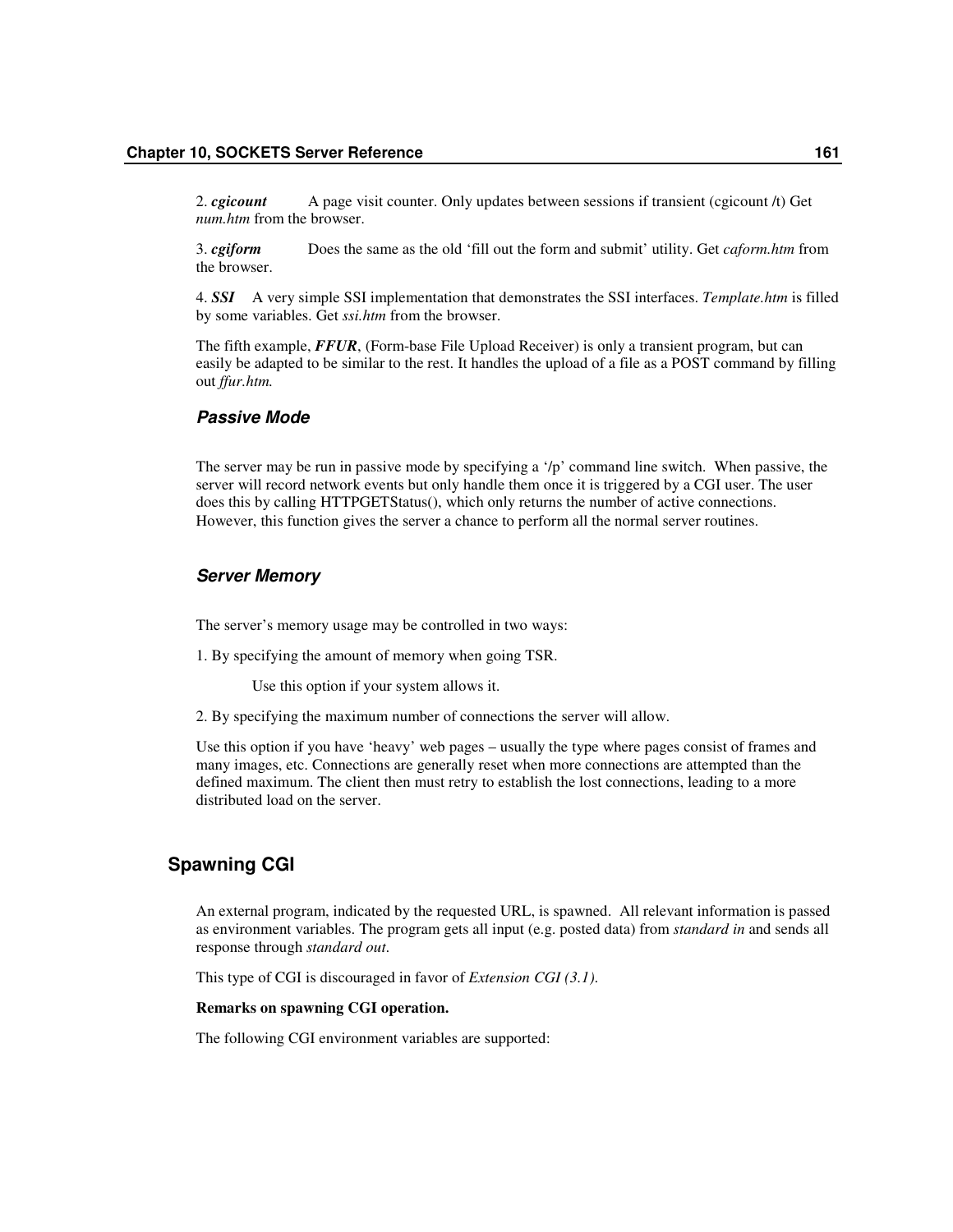2. ***cgicount*** A page visit counter. Only updates between sessions if transient (cgicount /t) Get *num.htm* from the browser.

3. ***cgiform*** Does the same as the old 'fill out the form and submit' utility. Get *caform.htm* from the browser.

4. ***SSI*** A very simple SSI implementation that demonstrates the SSI interfaces. *Template.htm* is filled by some variables. Get *ssi.htm* from the browser.

The fifth example, ***FFUR***, (Form-base File Upload Receiver) is only a transient program, but can easily be adapted to be similar to the rest. It handles the upload of a file as a POST command by filling out *ffur.htm.*

### *Passive Mode*

The server may be run in passive mode by specifying a '/p' command line switch. When passive, the server will record network events but only handle them once it is triggered by a CGI user. The user does this by calling HTTPGETStatus(), which only returns the number of active connections. However, this function gives the server a chance to perform all the normal server routines.

### *Server Memory*

The server's memory usage may be controlled in two ways:

1. By specifying the amount of memory when going TSR.

   Use this option if your system allows it.

2. By specifying the maximum number of connections the server will allow.

Use this option if you have 'heavy' web pages – usually the type where pages consist of frames and many images, etc. Connections are generally reset when more connections are attempted than the defined maximum. The client then must retry to establish the lost connections, leading to a more distributed load on the server.

## Spawning CGI

An external program, indicated by the requested URL, is spawned. All relevant information is passed as environment variables. The program gets all input (e.g. posted data) from *standard in* and sends all response through *standard out*.

This type of CGI is discouraged in favor of *Extension CGI (3.1).*

**Remarks on spawning CGI operation.**

The following CGI environment variables are supported: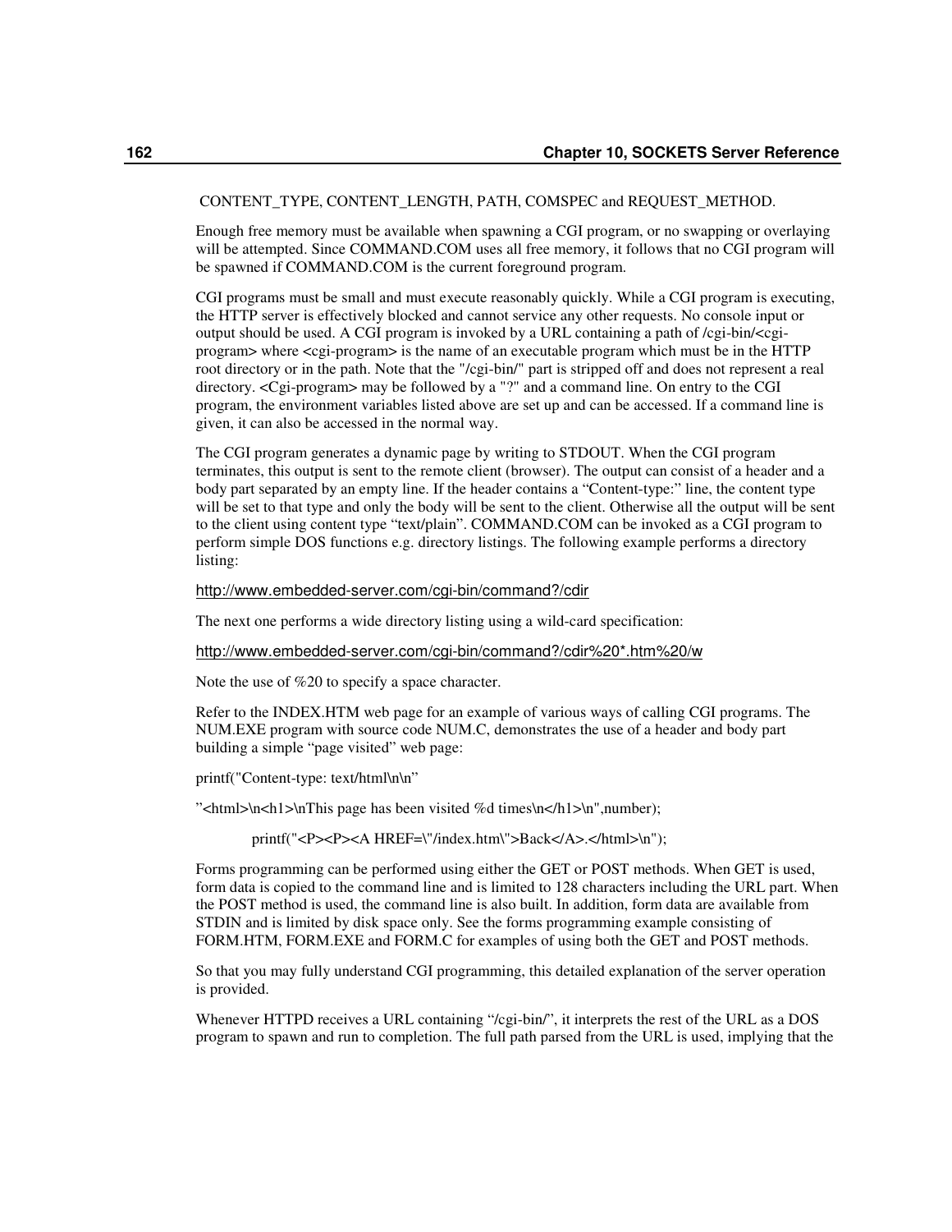CONTENT_TYPE, CONTENT_LENGTH, PATH, COMSPEC and REQUEST_METHOD.

Enough free memory must be available when spawning a CGI program, or no swapping or overlaying will be attempted. Since COMMAND.COM uses all free memory, it follows that no CGI program will be spawned if COMMAND.COM is the current foreground program.

CGI programs must be small and must execute reasonably quickly. While a CGI program is executing, the HTTP server is effectively blocked and cannot service any other requests. No console input or output should be used. A CGI program is invoked by a URL containing a path of /cgi-bin/<cgi-program> where <cgi-program> is the name of an executable program which must be in the HTTP root directory or in the path. Note that the "/cgi-bin/" part is stripped off and does not represent a real directory. <Cgi-program> may be followed by a "?" and a command line. On entry to the CGI program, the environment variables listed above are set up and can be accessed. If a command line is given, it can also be accessed in the normal way.

The CGI program generates a dynamic page by writing to STDOUT. When the CGI program terminates, this output is sent to the remote client (browser). The output can consist of a header and a body part separated by an empty line. If the header contains a “Content-type:” line, the content type will be set to that type and only the body will be sent to the client. Otherwise all the output will be sent to the client using content type “text/plain”. COMMAND.COM can be invoked as a CGI program to perform simple DOS functions e.g. directory listings. The following example performs a directory listing:

http://www.embedded-server.com/cgi-bin/command?/cdir

The next one performs a wide directory listing using a wild-card specification:

http://www.embedded-server.com/cgi-bin/command?/cdir%20*.htm%20/w

Note the use of %20 to specify a space character.

Refer to the INDEX.HTM web page for an example of various ways of calling CGI programs. The NUM.EXE program with source code NUM.C, demonstrates the use of a header and body part building a simple “page visited” web page:

```
printf("Content-type: text/html\n\n”

”<html>\n<h1>\nThis page has been visited %d times\n</h1>\n",number);

        printf("<P><P><A HREF=\"/index.htm\">Back</A>.</html>\n");
```

Forms programming can be performed using either the GET or POST methods. When GET is used, form data is copied to the command line and is limited to 128 characters including the URL part. When the POST method is used, the command line is also built. In addition, form data are available from STDIN and is limited by disk space only. See the forms programming example consisting of FORM.HTM, FORM.EXE and FORM.C for examples of using both the GET and POST methods.

So that you may fully understand CGI programming, this detailed explanation of the server operation is provided.

Whenever HTTPD receives a URL containing “/cgi-bin/”, it interprets the rest of the URL as a DOS program to spawn and run to completion. The full path parsed from the URL is used, implying that the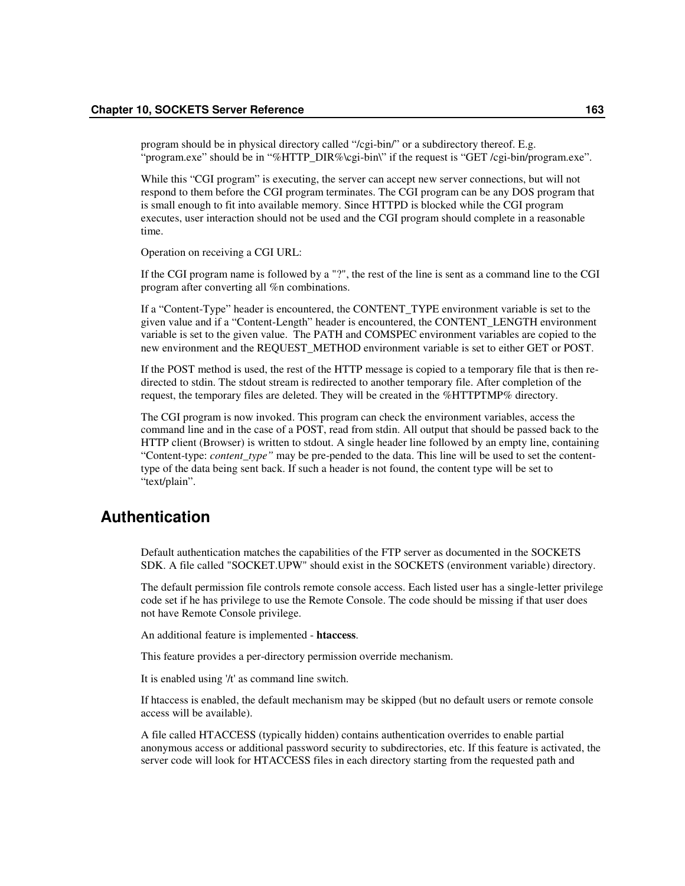program should be in physical directory called “/cgi-bin/” or a subdirectory thereof. E.g. “program.exe” should be in “%HTTP_DIR%\cgi-bin\” if the request is “GET /cgi-bin/program.exe”.

While this “CGI program” is executing, the server can accept new server connections, but will not respond to them before the CGI program terminates. The CGI program can be any DOS program that is small enough to fit into available memory. Since HTTPD is blocked while the CGI program executes, user interaction should not be used and the CGI program should complete in a reasonable time.

Operation on receiving a CGI URL:

If the CGI program name is followed by a "?", the rest of the line is sent as a command line to the CGI program after converting all %n combinations.

If a “Content-Type” header is encountered, the CONTENT_TYPE environment variable is set to the given value and if a “Content-Length” header is encountered, the CONTENT_LENGTH environment variable is set to the given value. The PATH and COMSPEC environment variables are copied to the new environment and the REQUEST_METHOD environment variable is set to either GET or POST.

If the POST method is used, the rest of the HTTP message is copied to a temporary file that is then re-directed to stdin. The stdout stream is redirected to another temporary file. After completion of the request, the temporary files are deleted. They will be created in the %HTTPTMP% directory.

The CGI program is now invoked. This program can check the environment variables, access the command line and in the case of a POST, read from stdin. All output that should be passed back to the HTTP client (Browser) is written to stdout. A single header line followed by an empty line, containing “Content-type: *content_type”* may be pre-pended to the data. This line will be used to set the content-type of the data being sent back. If such a header is not found, the content type will be set to “text/plain”.

## Authentication

Default authentication matches the capabilities of the FTP server as documented in the SOCKETS SDK. A file called "SOCKET.UPW" should exist in the SOCKETS (environment variable) directory.

The default permission file controls remote console access. Each listed user has a single-letter privilege code set if he has privilege to use the Remote Console. The code should be missing if that user does not have Remote Console privilege.

An additional feature is implemented - **htaccess**.

This feature provides a per-directory permission override mechanism.

It is enabled using '/t' as command line switch.

If htaccess is enabled, the default mechanism may be skipped (but no default users or remote console access will be available).

A file called HTACCESS (typically hidden) contains authentication overrides to enable partial anonymous access or additional password security to subdirectories, etc. If this feature is activated, the server code will look for HTACCESS files in each directory starting from the requested path and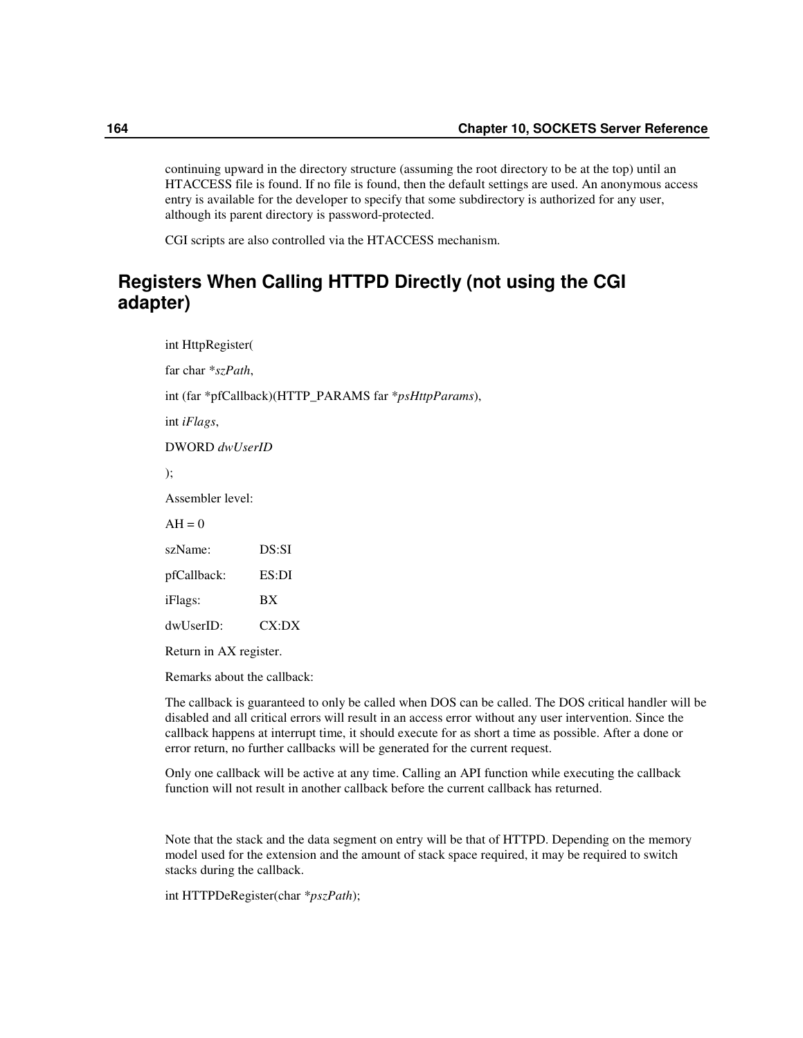continuing upward in the directory structure (assuming the root directory to be at the top) until an HTACCESS file is found. If no file is found, then the default settings are used. An anonymous access entry is available for the developer to specify that some subdirectory is authorized for any user, although its parent directory is password-protected.

CGI scripts are also controlled via the HTACCESS mechanism.

## Registers When Calling HTTPD Directly (not using the CGI adapter)

int HttpRegister(

far char **szPath*,

int (far *pfCallback)(HTTP_PARAMS far **psHttpParams*),

int *iFlags*,

DWORD *dwUserID*

);

Assembler level:

AH = 0

| | |
|---|---|
| szName: | DS:SI |
| pfCallback: | ES:DI |
| iFlags: | BX |
| dwUserID: | CX:DX |

Return in AX register.

Remarks about the callback:

The callback is guaranteed to only be called when DOS can be called. The DOS critical handler will be disabled and all critical errors will result in an access error without any user intervention. Since the callback happens at interrupt time, it should execute for as short a time as possible. After a done or error return, no further callbacks will be generated for the current request.

Only one callback will be active at any time. Calling an API function while executing the callback function will not result in another callback before the current callback has returned.

Note that the stack and the data segment on entry will be that of HTTPD. Depending on the memory model used for the extension and the amount of stack space required, it may be required to switch stacks during the callback.

int HTTPDeRegister(char **pszPath*);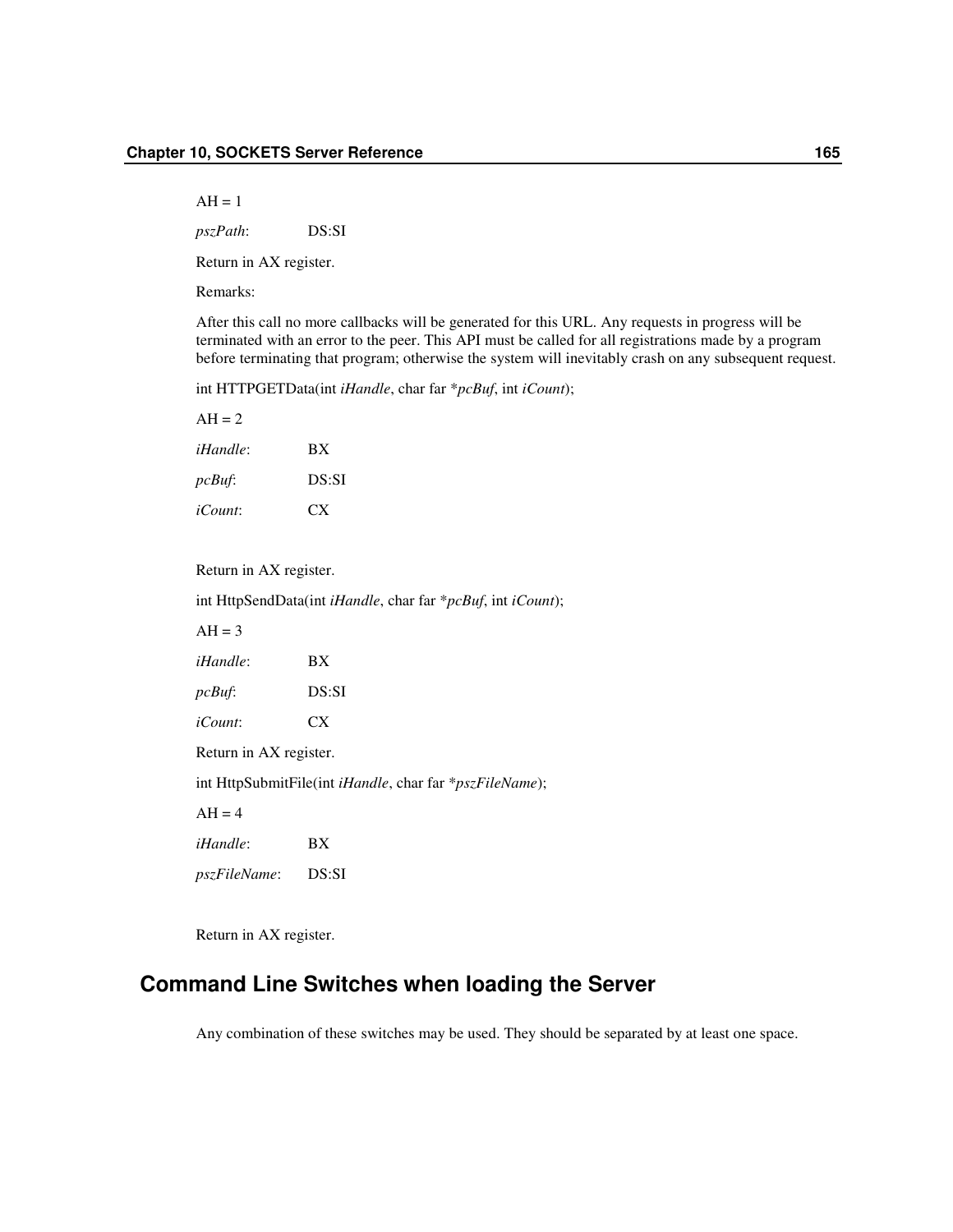AH = 1

*pszPath*: DS:SI

Return in AX register.

Remarks:

After this call no more callbacks will be generated for this URL. Any requests in progress will be terminated with an error to the peer. This API must be called for all registrations made by a program before terminating that program; otherwise the system will inevitably crash on any subsequent request.

int HTTPGETData(int *iHandle*, char far **pcBuf*, int *iCount*);

AH = 2

*iHandle*: BX

*pcBuf*: DS:SI

*iCount*: CX

Return in AX register.

int HttpSendData(int *iHandle*, char far **pcBuf*, int *iCount*);

AH = 3

*iHandle*: BX

*pcBuf*: DS:SI

*iCount*: CX

Return in AX register.

int HttpSubmitFile(int *iHandle*, char far **pszFileName*);

AH = 4

*iHandle*: BX

*pszFileName*: DS:SI

Return in AX register.

## Command Line Switches when loading the Server

Any combination of these switches may be used. They should be separated by at least one space.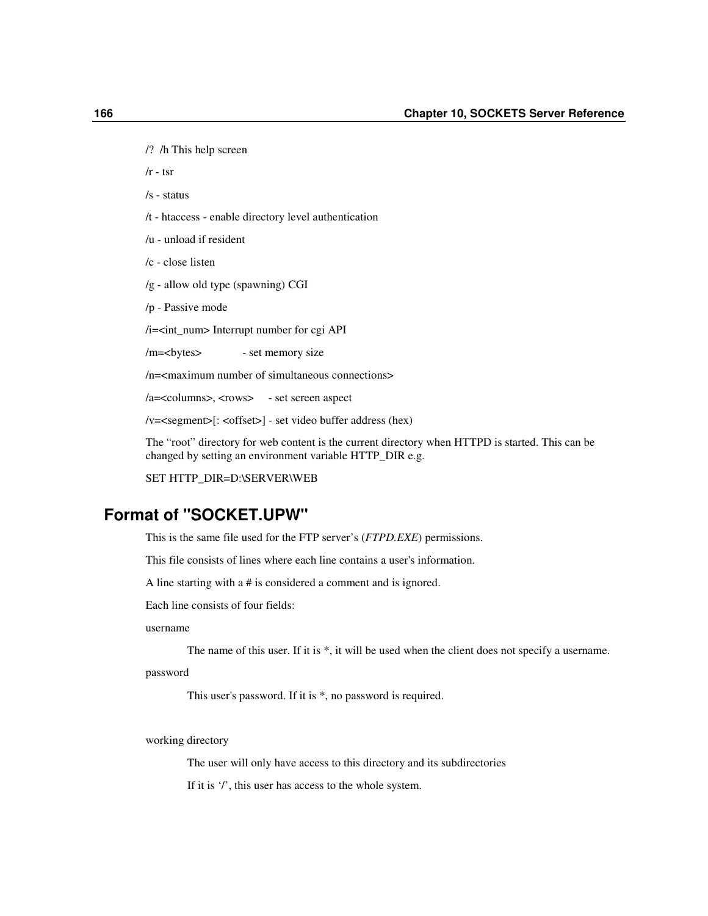/? /h This help screen

/r - tsr

/s - status

/t - htaccess - enable directory level authentication

/u - unload if resident

/c - close listen

/g - allow old type (spawning) CGI

/p - Passive mode

/i=<int_num> Interrupt number for cgi API

/m=<bytes> - set memory size

/n=<maximum number of simultaneous connections>

/a=<columns>, <rows> - set screen aspect

/v=<segment>[: <offset>] - set video buffer address (hex)

The "root" directory for web content is the current directory when HTTPD is started. This can be changed by setting an environment variable HTTP_DIR e.g.

SET HTTP_DIR=D:\SERVER\WEB

## Format of "SOCKET.UPW"

This is the same file used for the FTP server's (*FTPD.EXE*) permissions.

This file consists of lines where each line contains a user's information.

A line starting with a # is considered a comment and is ignored.

Each line consists of four fields:

username

> The name of this user. If it is *, it will be used when the client does not specify a username.

password

> This user's password. If it is *, no password is required.

working directory

> The user will only have access to this directory and its subdirectories
>
> If it is '/', this user has access to the whole system.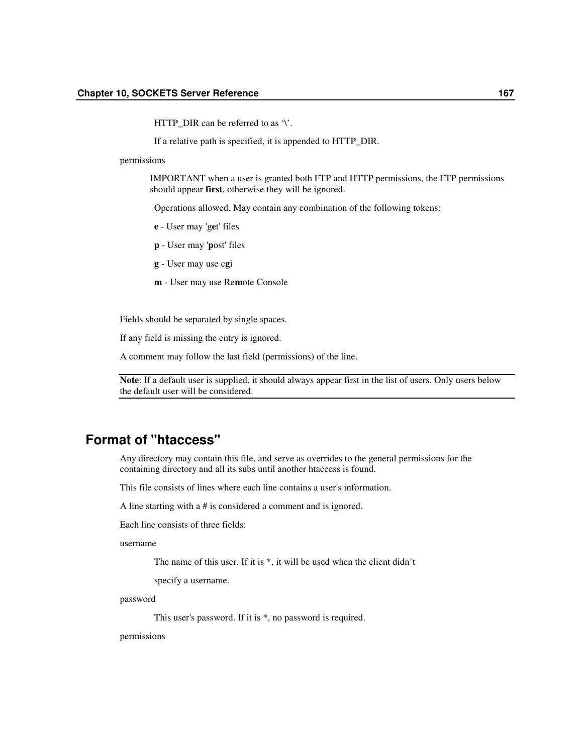HTTP_DIR can be referred to as '\'.

If a relative path is specified, it is appended to HTTP_DIR.

permissions

IMPORTANT when a user is granted both FTP and HTTP permissions, the FTP permissions should appear **first**, otherwise they will be ignored.

Operations allowed. May contain any combination of the following tokens:

**e** - User may 'g**e**t' files

**p** - User may '**p**ost' files

**g** - User may use c**g**i

**m** - User may use Re**m**ote Console

Fields should be separated by single spaces.

If any field is missing the entry is ignored.

A comment may follow the last field (permissions) of the line.

---

**Note**: If a default user is supplied, it should always appear first in the list of users. Only users below the default user will be considered.

---

## Format of "htaccess"

Any directory may contain this file, and serve as overrides to the general permissions for the containing directory and all its subs until another htaccess is found.

This file consists of lines where each line contains a user's information.

A line starting with a # is considered a comment and is ignored.

Each line consists of three fields:

username

The name of this user. If it is *, it will be used when the client didn't

specify a username.

password

This user's password. If it is *, no password is required.

permissions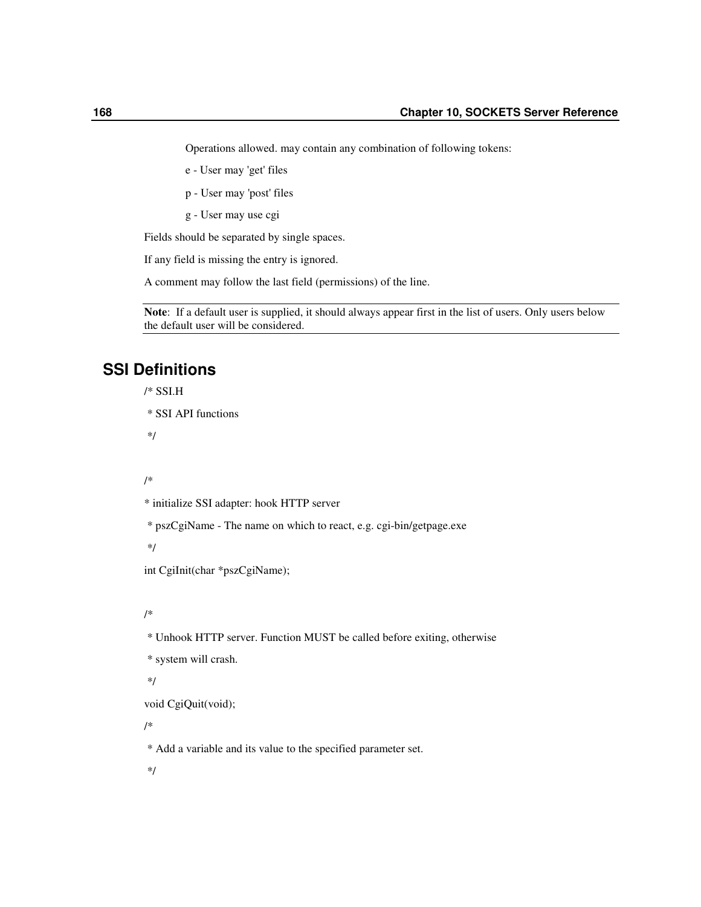Operations allowed. may contain any combination of following tokens:

e - User may 'get' files

p - User may 'post' files

g - User may use cgi

Fields should be separated by single spaces.

If any field is missing the entry is ignored.

A comment may follow the last field (permissions) of the line.

---

**Note**: If a default user is supplied, it should always appear first in the list of users. Only users below the default user will be considered.

---

## SSI Definitions

```
/* SSI.H
 * SSI API functions
 */

/*
* initialize SSI adapter: hook HTTP server
 * pszCgiName - The name on which to react, e.g. cgi-bin/getpage.exe
 */
int CgiInit(char *pszCgiName);

/*
 * Unhook HTTP server. Function MUST be called before exiting, otherwise
 * system will crash.
 */
void CgiQuit(void);
/*
 * Add a variable and its value to the specified parameter set.
 */
```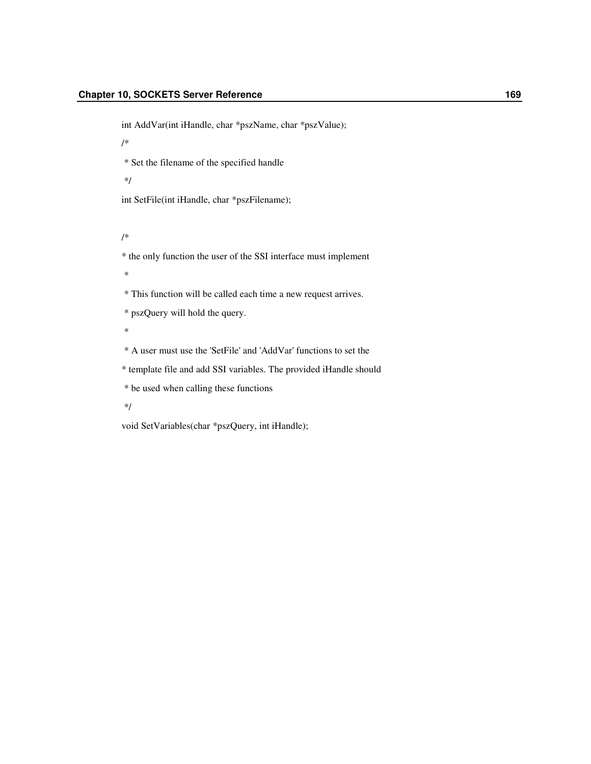```
int AddVar(int iHandle, char *pszName, char *pszValue);
/*
 * Set the filename of the specified handle
 */
int SetFile(int iHandle, char *pszFilename);

/*
* the only function the user of the SSI interface must implement
 *
 * This function will be called each time a new request arrives.
 * pszQuery will hold the query.
 *
 * A user must use the 'SetFile' and 'AddVar' functions to set the
* template file and add SSI variables. The provided iHandle should
 * be used when calling these functions
 */
void SetVariables(char *pszQuery, int iHandle);
```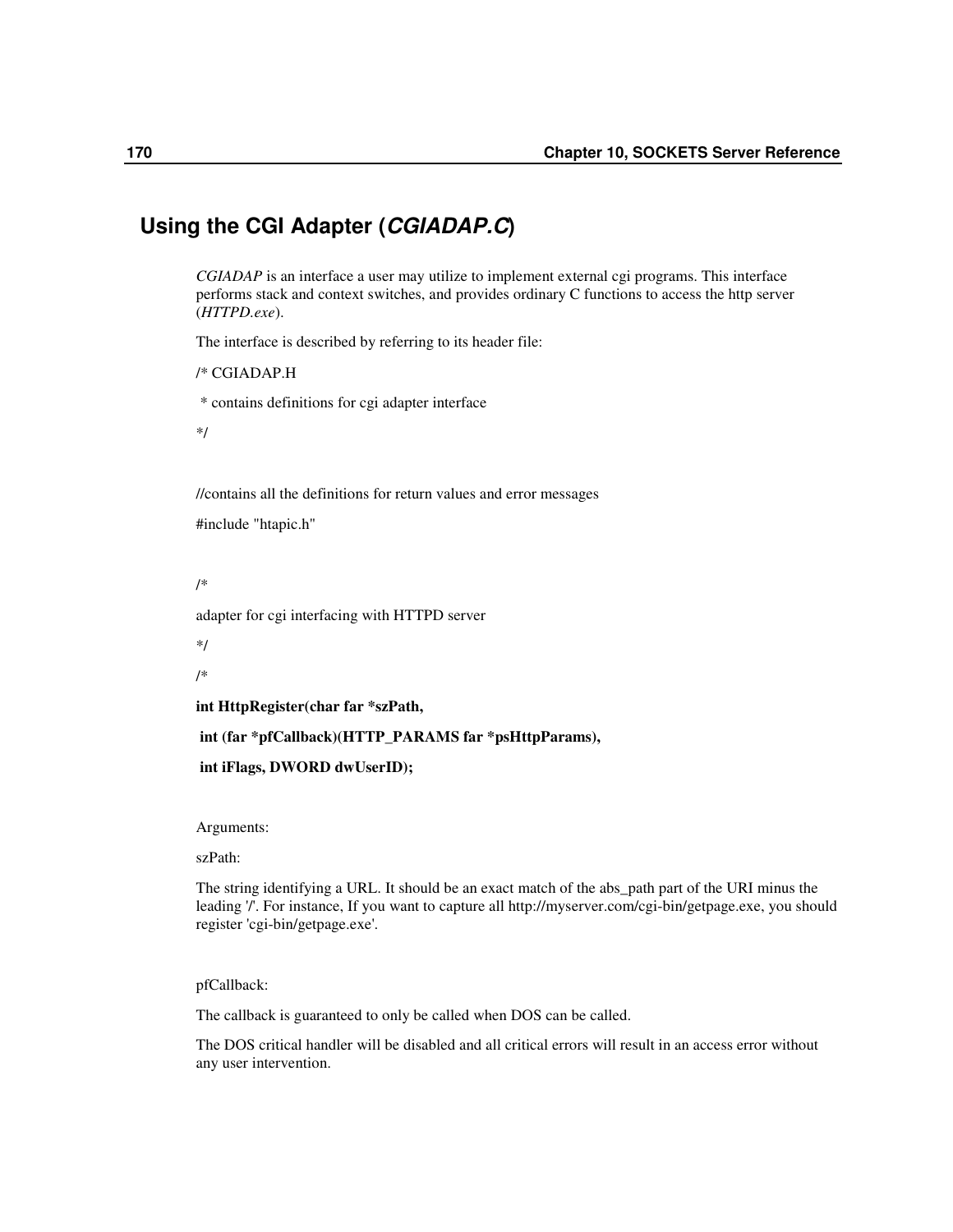## Using the CGI Adapter (*CGIADAP.C*)

*CGIADAP* is an interface a user may utilize to implement external cgi programs. This interface performs stack and context switches, and provides ordinary C functions to access the http server (*HTTPD.exe*).

The interface is described by referring to its header file:

/* CGIADAP.H

 * contains definitions for cgi adapter interface

*/

//contains all the definitions for return values and error messages

#include "htapic.h"

/*

adapter for cgi interfacing with HTTPD server

*/

/*

**int HttpRegister(char far *szPath,**

**int (far *pfCallback)(HTTP_PARAMS far *psHttpParams),**

**int iFlags, DWORD dwUserID);**

Arguments:

szPath:

The string identifying a URL. It should be an exact match of the abs_path part of the URI minus the leading '/'. For instance, If you want to capture all http://myserver.com/cgi-bin/getpage.exe, you should register 'cgi-bin/getpage.exe'.

pfCallback:

The callback is guaranteed to only be called when DOS can be called.

The DOS critical handler will be disabled and all critical errors will result in an access error without any user intervention.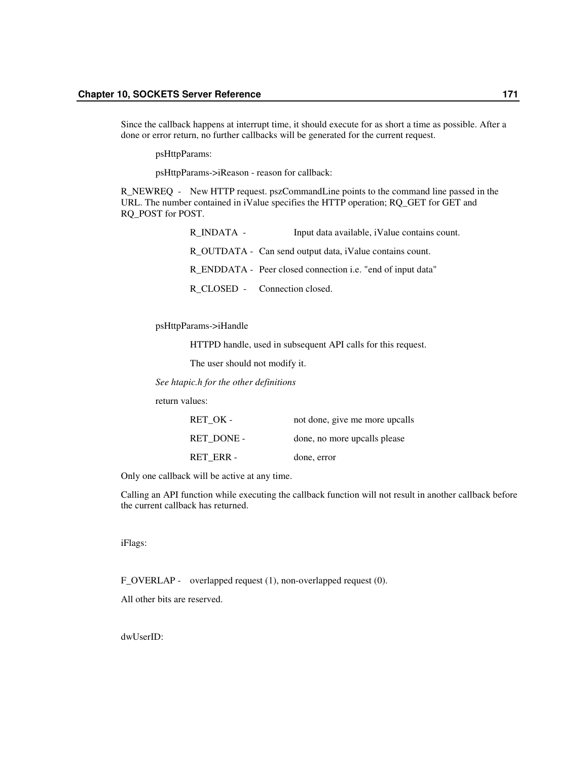Since the callback happens at interrupt time, it should execute for as short a time as possible. After a done or error return, no further callbacks will be generated for the current request.

psHttpParams:

psHttpParams->iReason - reason for callback:

R_NEWREQ - New HTTP request. pszCommandLine points to the command line passed in the URL. The number contained in iValue specifies the HTTP operation; RQ_GET for GET and RQ_POST for POST.

R_INDATA - Input data available, iValue contains count.

R_OUTDATA - Can send output data, iValue contains count.

R_ENDDATA - Peer closed connection i.e. "end of input data"

R_CLOSED - Connection closed.

psHttpParams->iHandle

HTTPD handle, used in subsequent API calls for this request.

The user should not modify it.

*See htapic.h for the other definitions*

return values:

RET_OK - not done, give me more upcalls

RET_DONE - done, no more upcalls please

RET_ERR - done, error

Only one callback will be active at any time.

Calling an API function while executing the callback function will not result in another callback before the current callback has returned.

iFlags:

F_OVERLAP - overlapped request (1), non-overlapped request (0).

All other bits are reserved.

dwUserID: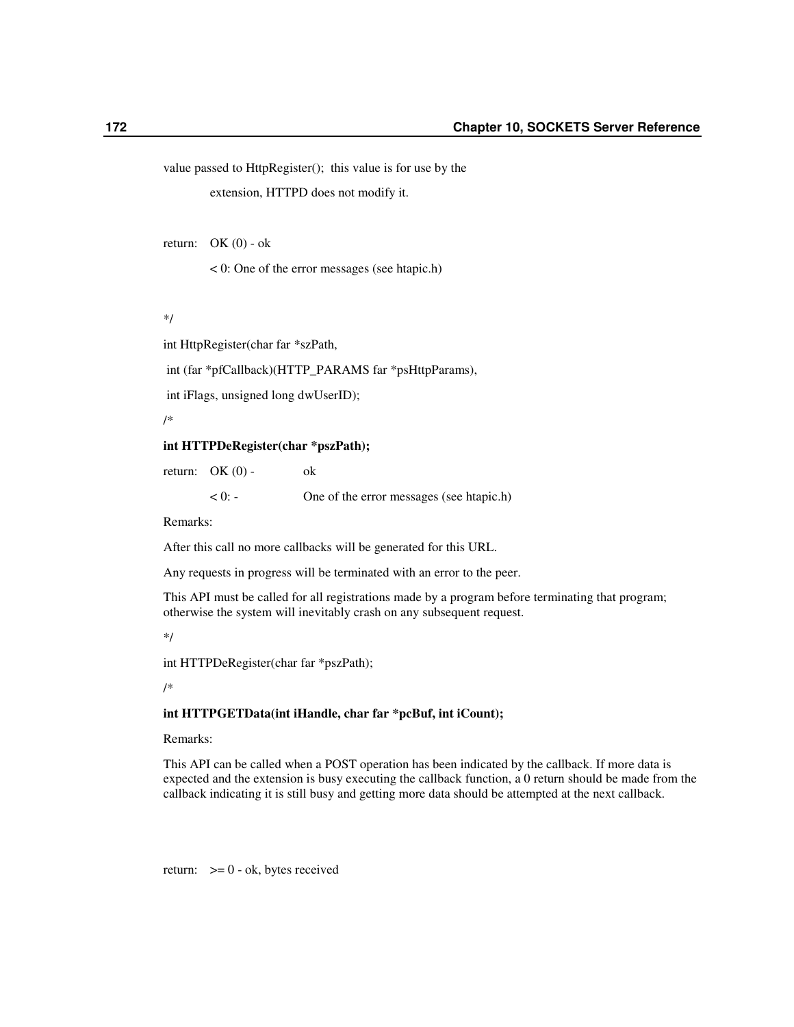value passed to HttpRegister(); this value is for use by the

extension, HTTPD does not modify it.

return: OK (0) - ok

< 0: One of the error messages (see htapic.h)

*/

int HttpRegister(char far *szPath,

int (far *pfCallback)(HTTP_PARAMS far *psHttpParams),

int iFlags, unsigned long dwUserID);

/*

**int HTTPDeRegister(char *pszPath);**

return: OK (0) - ok

< 0: - One of the error messages (see htapic.h)

Remarks:

After this call no more callbacks will be generated for this URL.

Any requests in progress will be terminated with an error to the peer.

This API must be called for all registrations made by a program before terminating that program; otherwise the system will inevitably crash on any subsequent request.

*/

int HTTPDeRegister(char far *pszPath);

/*

**int HTTPGETData(int iHandle, char far *pcBuf, int iCount);**

Remarks:

This API can be called when a POST operation has been indicated by the callback. If more data is expected and the extension is busy executing the callback function, a 0 return should be made from the callback indicating it is still busy and getting more data should be attempted at the next callback.

return: >= 0 - ok, bytes received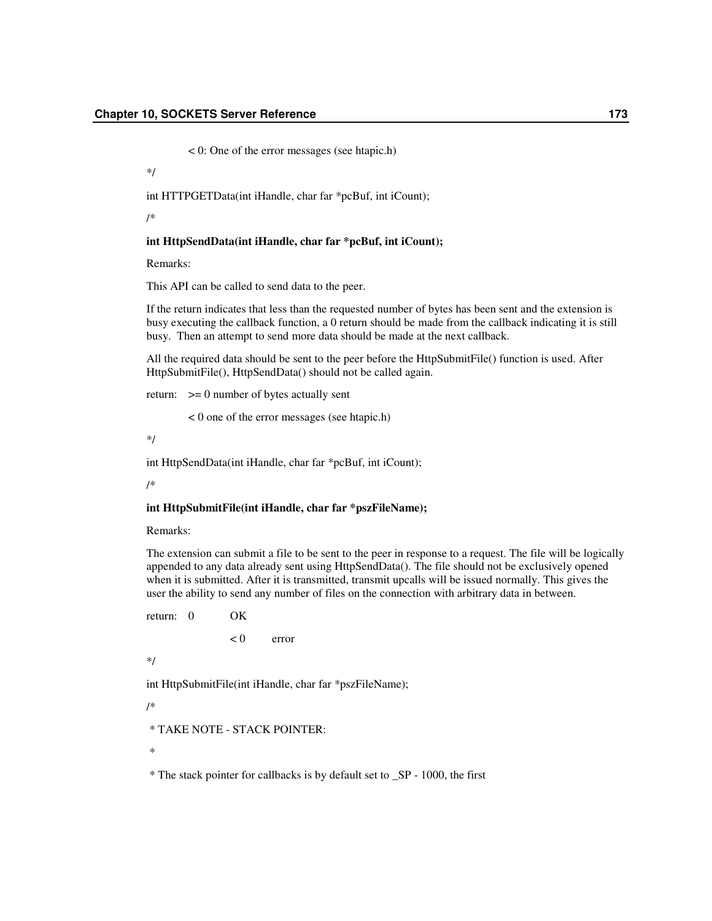< 0: One of the error messages (see htapic.h)

*/

int HTTPGETData(int iHandle, char far *pcBuf, int iCount);

/*

**int HttpSendData(int iHandle, char far *pcBuf, int iCount);**

Remarks:

This API can be called to send data to the peer.

If the return indicates that less than the requested number of bytes has been sent and the extension is busy executing the callback function, a 0 return should be made from the callback indicating it is still busy. Then an attempt to send more data should be made at the next callback.

All the required data should be sent to the peer before the HttpSubmitFile() function is used. After HttpSubmitFile(), HttpSendData() should not be called again.

return: >= 0 number of bytes actually sent

< 0 one of the error messages (see htapic.h)

*/

int HttpSendData(int iHandle, char far *pcBuf, int iCount);

/*

**int HttpSubmitFile(int iHandle, char far *pszFileName);**

Remarks:

The extension can submit a file to be sent to the peer in response to a request. The file will be logically appended to any data already sent using HttpSendData(). The file should not be exclusively opened when it is submitted. After it is transmitted, transmit upcalls will be issued normally. This gives the user the ability to send any number of files on the connection with arbitrary data in between.

return: 0 OK

< 0 error

*/

int HttpSubmitFile(int iHandle, char far *pszFileName);

/*

* TAKE NOTE - STACK POINTER:

*

* The stack pointer for callbacks is by default set to _SP - 1000, the first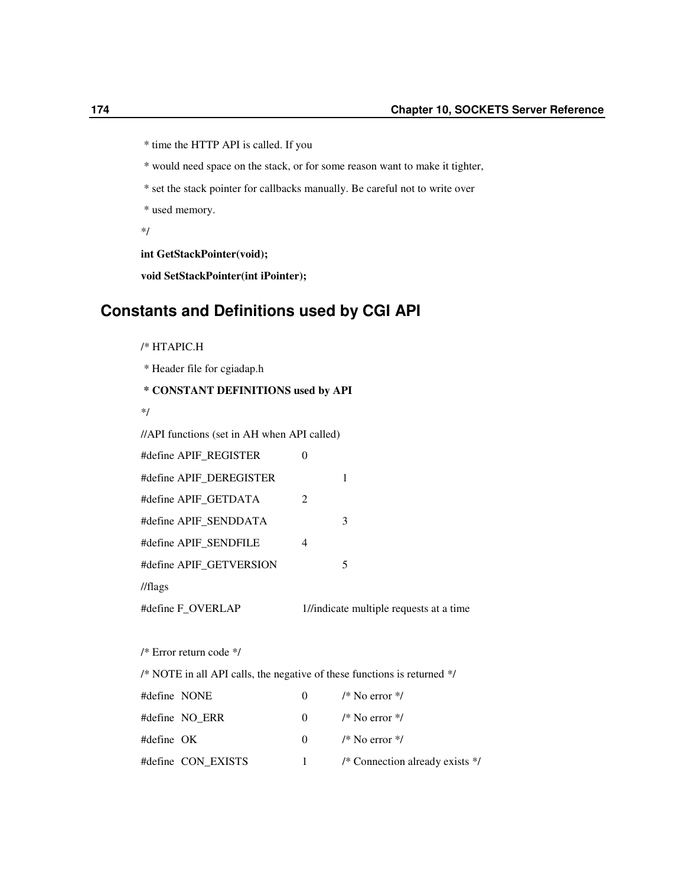```
 * time the HTTP API is called. If you
 * would need space on the stack, or for some reason want to make it tighter,
 * set the stack pointer for callbacks manually. Be careful not to write over
 * used memory.
*/
```

**int GetStackPointer(void);**

**void SetStackPointer(int iPointer);**

## Constants and Definitions used by CGI API

```
/* HTAPIC.H
 * Header file for cgiadap.h
```

 **\* CONSTANT DEFINITIONS used by API**

```
*/
//API functions (set in AH when API called)
#define APIF_REGISTER         0
#define APIF_DEREGISTER           1
#define APIF_GETDATA          2
#define APIF_SENDDATA             3
#define APIF_SENDFILE         4
#define APIF_GETVERSION           5
//flags
#define F_OVERLAP             1//indicate multiple requests at a time

/* Error return code */
/* NOTE in all API calls, the negative of these functions is returned */
#define  NONE                 0         /* No error */
#define  NO_ERR               0         /* No error */
#define  OK                   0         /* No error */
#define  CON_EXISTS           1         /* Connection already exists */
```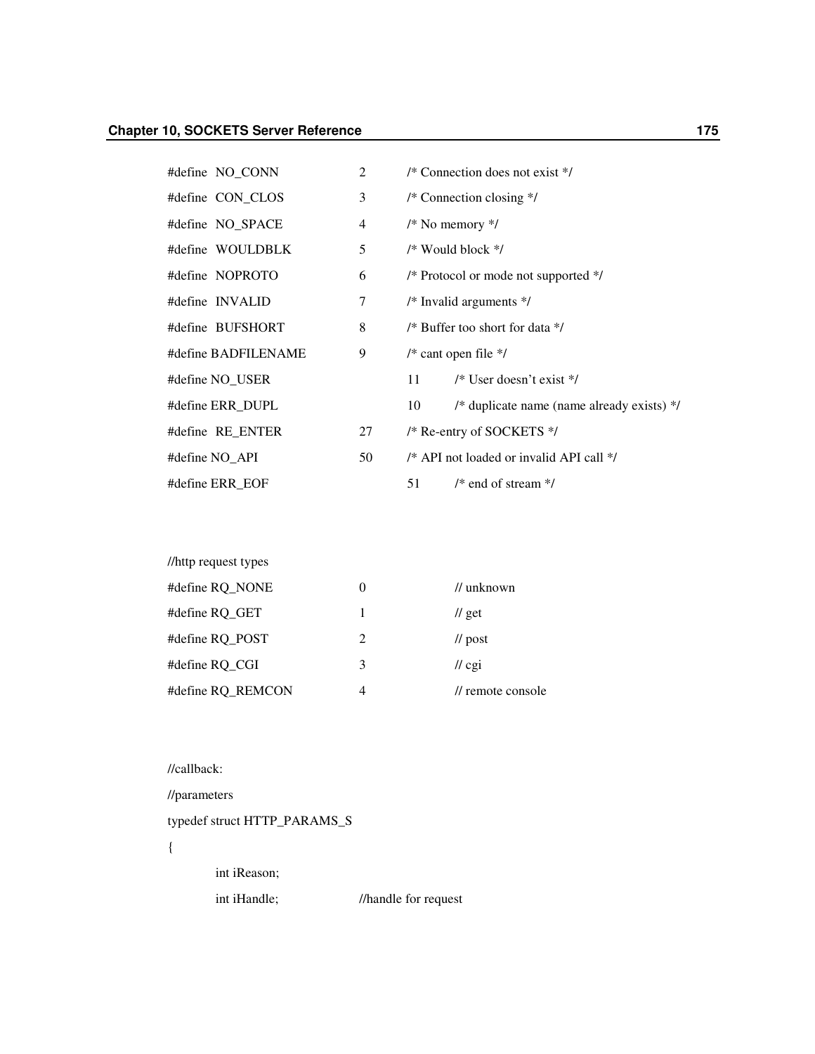```
#define  NO_CONN        2     /* Connection does not exist */
#define  CON_CLOS       3     /* Connection closing */
#define  NO_SPACE       4     /* No memory */
#define  WOULDBLK       5     /* Would block */
#define  NOPROTO        6     /* Protocol or mode not supported */
#define  INVALID        7     /* Invalid arguments */
#define  BUFSHORT       8     /* Buffer too short for data */
#define BADFILENAME     9     /* cant open file */
#define NO_USER               11      /* User doesn't exist */
#define ERR_DUPL              10      /* duplicate name (name already exists) */
#define  RE_ENTER       27    /* Re-entry of SOCKETS */
#define NO_API          50    /* API not loaded or invalid API call */
#define ERR_EOF               51      /* end of stream */



//http request types
#define RQ_NONE         0             // unknown
#define RQ_GET          1             // get
#define RQ_POST         2             // post
#define RQ_CGI          3             // cgi
#define RQ_REMCON       4             // remote console



//callback:
//parameters
typedef struct HTTP_PARAMS_S
{
        int iReason;
        int iHandle;            //handle for request
```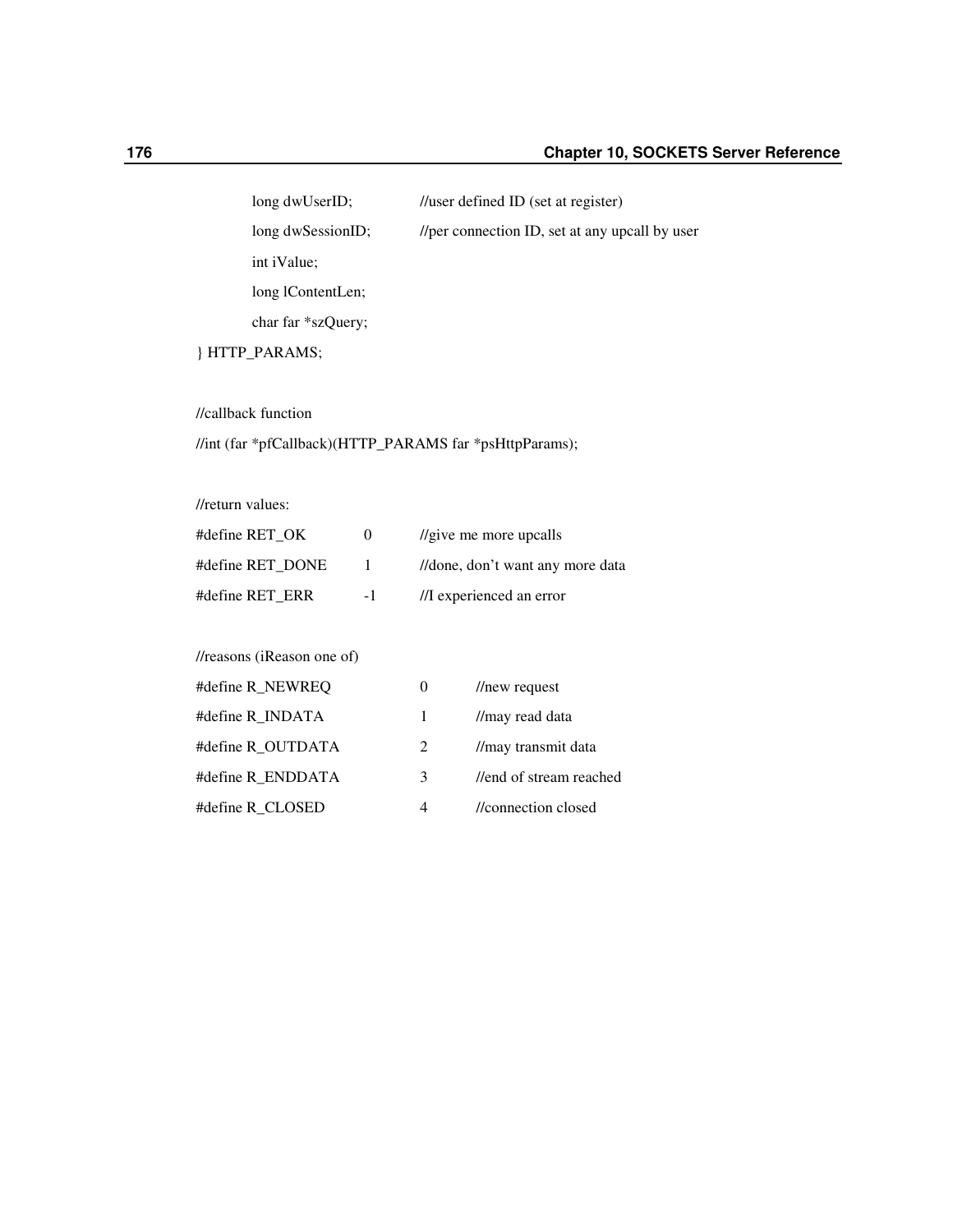```
    long dwUserID;          //user defined ID (set at register)
    long dwSessionID;       //per connection ID, set at any upcall by user
    int iValue;
    long lContentLen;
    char far *szQuery;
} HTTP_PARAMS;

//callback function
//int (far *pfCallback)(HTTP_PARAMS far *psHttpParams);

//return values:
#define RET_OK      0    //give me more upcalls
#define RET_DONE    1    //done, don’t want any more data
#define RET_ERR     -1   //I experienced an error

//reasons (iReason one of)
#define R_NEWREQ        0    //new request
#define R_INDATA        1    //may read data
#define R_OUTDATA       2    //may transmit data
#define R_ENDDATA       3    //end of stream reached
#define R_CLOSED        4    //connection closed
```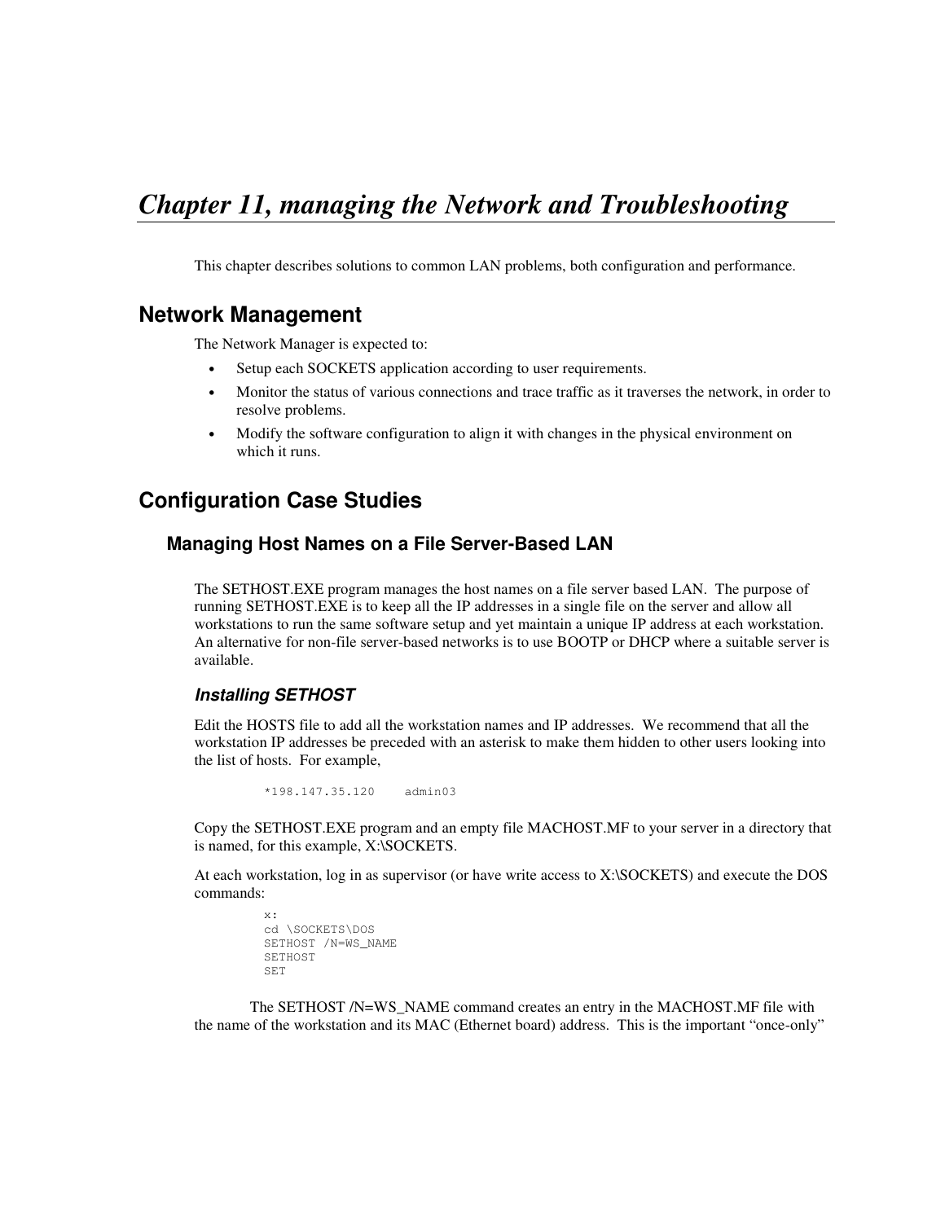# Chapter 11, managing the Network and Troubleshooting

This chapter describes solutions to common LAN problems, both configuration and performance.

## Network Management

The Network Manager is expected to:

- Setup each SOCKETS application according to user requirements.
- Monitor the status of various connections and trace traffic as it traverses the network, in order to resolve problems.
- Modify the software configuration to align it with changes in the physical environment on which it runs.

## Configuration Case Studies

### Managing Host Names on a File Server-Based LAN

The SETHOST.EXE program manages the host names on a file server based LAN. The purpose of running SETHOST.EXE is to keep all the IP addresses in a single file on the server and allow all workstations to run the same software setup and yet maintain a unique IP address at each workstation. An alternative for non-file server-based networks is to use BOOTP or DHCP where a suitable server is available.

#### *Installing SETHOST*

Edit the HOSTS file to add all the workstation names and IP addresses. We recommend that all the workstation IP addresses be preceded with an asterisk to make them hidden to other users looking into the list of hosts. For example,

```
*198.147.35.120    admin03
```

Copy the SETHOST.EXE program and an empty file MACHOST.MF to your server in a directory that is named, for this example, X:\SOCKETS.

At each workstation, log in as supervisor (or have write access to X:\SOCKETS) and execute the DOS commands:

```
x:
cd \SOCKETS\DOS
SETHOST /N=WS_NAME
SETHOST
SET
```

The SETHOST /N=WS_NAME command creates an entry in the MACHOST.MF file with the name of the workstation and its MAC (Ethernet board) address. This is the important “once-only”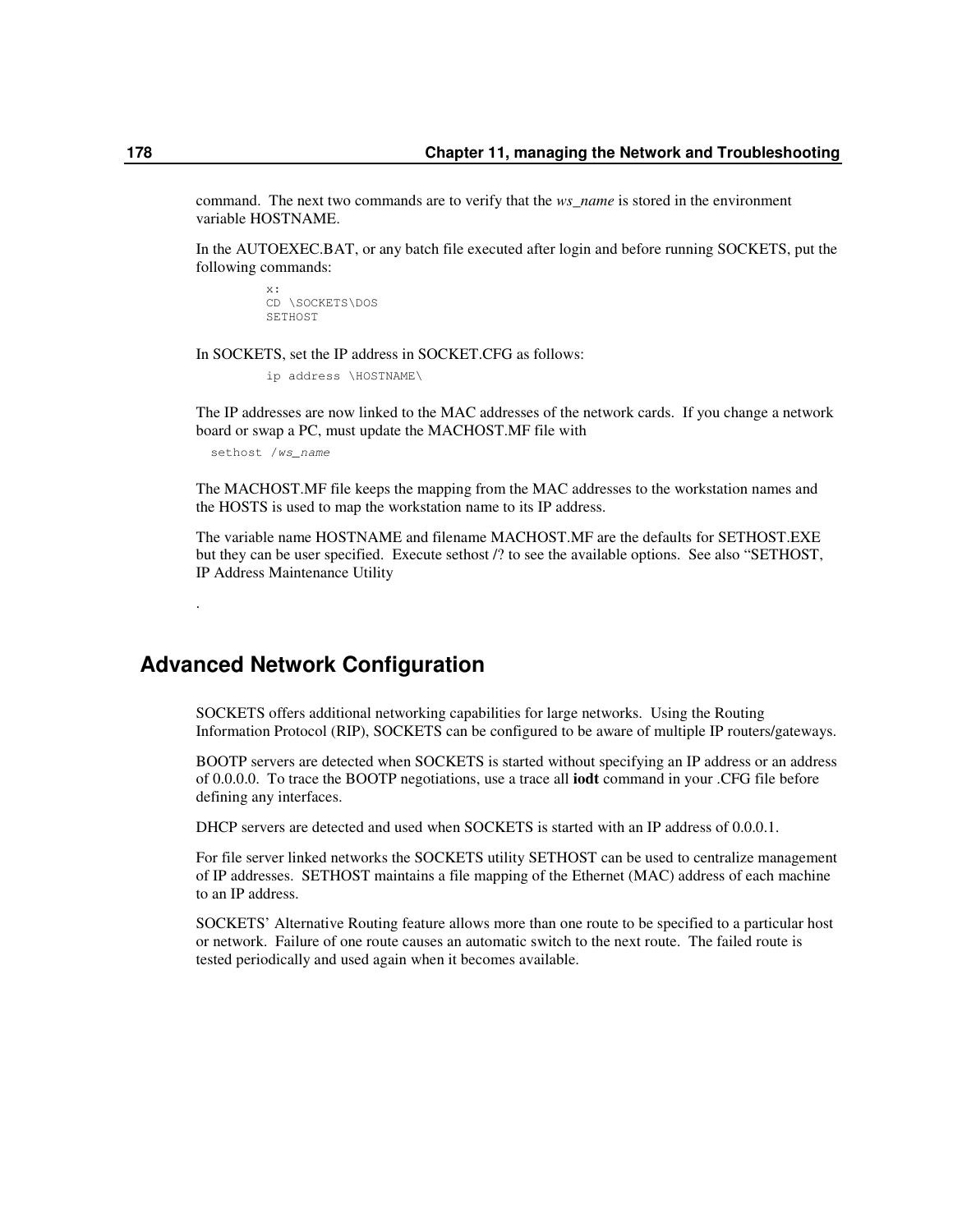command. The next two commands are to verify that the *ws_name* is stored in the environment variable HOSTNAME.

In the AUTOEXEC.BAT, or any batch file executed after login and before running SOCKETS, put the following commands:

```
x:
CD \SOCKETS\DOS
SETHOST
```

In SOCKETS, set the IP address in SOCKET.CFG as follows:

```
ip address \HOSTNAME\
```

The IP addresses are now linked to the MAC addresses of the network cards. If you change a network board or swap a PC, must update the MACHOST.MF file with

```
sethost /ws_name
```

The MACHOST.MF file keeps the mapping from the MAC addresses to the workstation names and the HOSTS is used to map the workstation name to its IP address.

The variable name HOSTNAME and filename MACHOST.MF are the defaults for SETHOST.EXE but they can be user specified. Execute sethost /? to see the available options. See also "SETHOST, IP Address Maintenance Utility

.

## Advanced Network Configuration

SOCKETS offers additional networking capabilities for large networks. Using the Routing Information Protocol (RIP), SOCKETS can be configured to be aware of multiple IP routers/gateways.

BOOTP servers are detected when SOCKETS is started without specifying an IP address or an address of 0.0.0.0. To trace the BOOTP negotiations, use a trace all **iodt** command in your .CFG file before defining any interfaces.

DHCP servers are detected and used when SOCKETS is started with an IP address of 0.0.0.1.

For file server linked networks the SOCKETS utility SETHOST can be used to centralize management of IP addresses. SETHOST maintains a file mapping of the Ethernet (MAC) address of each machine to an IP address.

SOCKETS' Alternative Routing feature allows more than one route to be specified to a particular host or network. Failure of one route causes an automatic switch to the next route. The failed route is tested periodically and used again when it becomes available.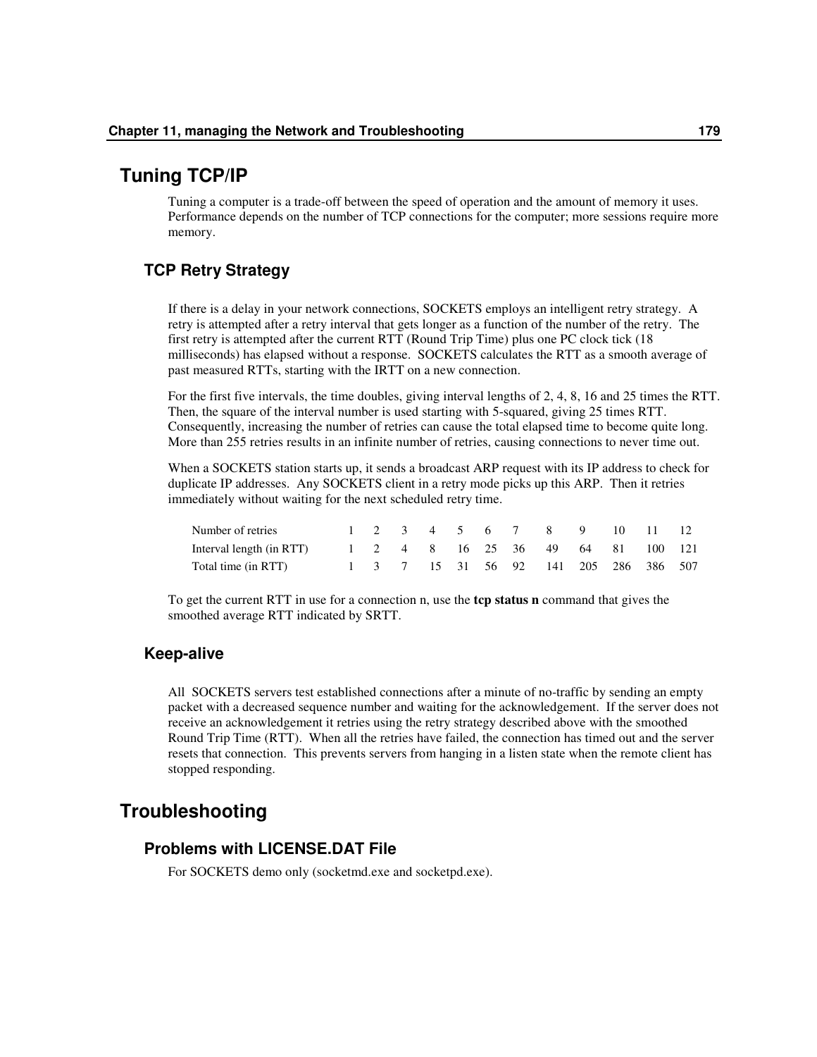# Tuning TCP/IP

Tuning a computer is a trade-off between the speed of operation and the amount of memory it uses. Performance depends on the number of TCP connections for the computer; more sessions require more memory.

## TCP Retry Strategy

If there is a delay in your network connections, SOCKETS employs an intelligent retry strategy. A retry is attempted after a retry interval that gets longer as a function of the number of the retry. The first retry is attempted after the current RTT (Round Trip Time) plus one PC clock tick (18 milliseconds) has elapsed without a response. SOCKETS calculates the RTT as a smooth average of past measured RTTs, starting with the IRTT on a new connection.

For the first five intervals, the time doubles, giving interval lengths of 2, 4, 8, 16 and 25 times the RTT. Then, the square of the interval number is used starting with 5-squared, giving 25 times RTT. Consequently, increasing the number of retries can cause the total elapsed time to become quite long. More than 255 retries results in an infinite number of retries, causing connections to never time out.

When a SOCKETS station starts up, it sends a broadcast ARP request with its IP address to check for duplicate IP addresses. Any SOCKETS client in a retry mode picks up this ARP. Then it retries immediately without waiting for the next scheduled retry time.

| Number of retries | 1 | 2 | 3 | 4 | 5 | 6 | 7 | 8 | 9 | 10 | 11 | 12 |
|---|---|---|---|---|---|---|---|---|---|---|---|---|
| Interval length (in RTT) | 1 | 2 | 4 | 8 | 16 | 25 | 36 | 49 | 64 | 81 | 100 | 121 |
| Total time (in RTT) | 1 | 3 | 7 | 15 | 31 | 56 | 92 | 141 | 205 | 286 | 386 | 507 |

To get the current RTT in use for a connection n, use the **tcp status n** command that gives the smoothed average RTT indicated by SRTT.

## Keep-alive

All SOCKETS servers test established connections after a minute of no-traffic by sending an empty packet with a decreased sequence number and waiting for the acknowledgement. If the server does not receive an acknowledgement it retries using the retry strategy described above with the smoothed Round Trip Time (RTT). When all the retries have failed, the connection has timed out and the server resets that connection. This prevents servers from hanging in a listen state when the remote client has stopped responding.

# Troubleshooting

## Problems with LICENSE.DAT File

For SOCKETS demo only (socketmd.exe and socketpd.exe).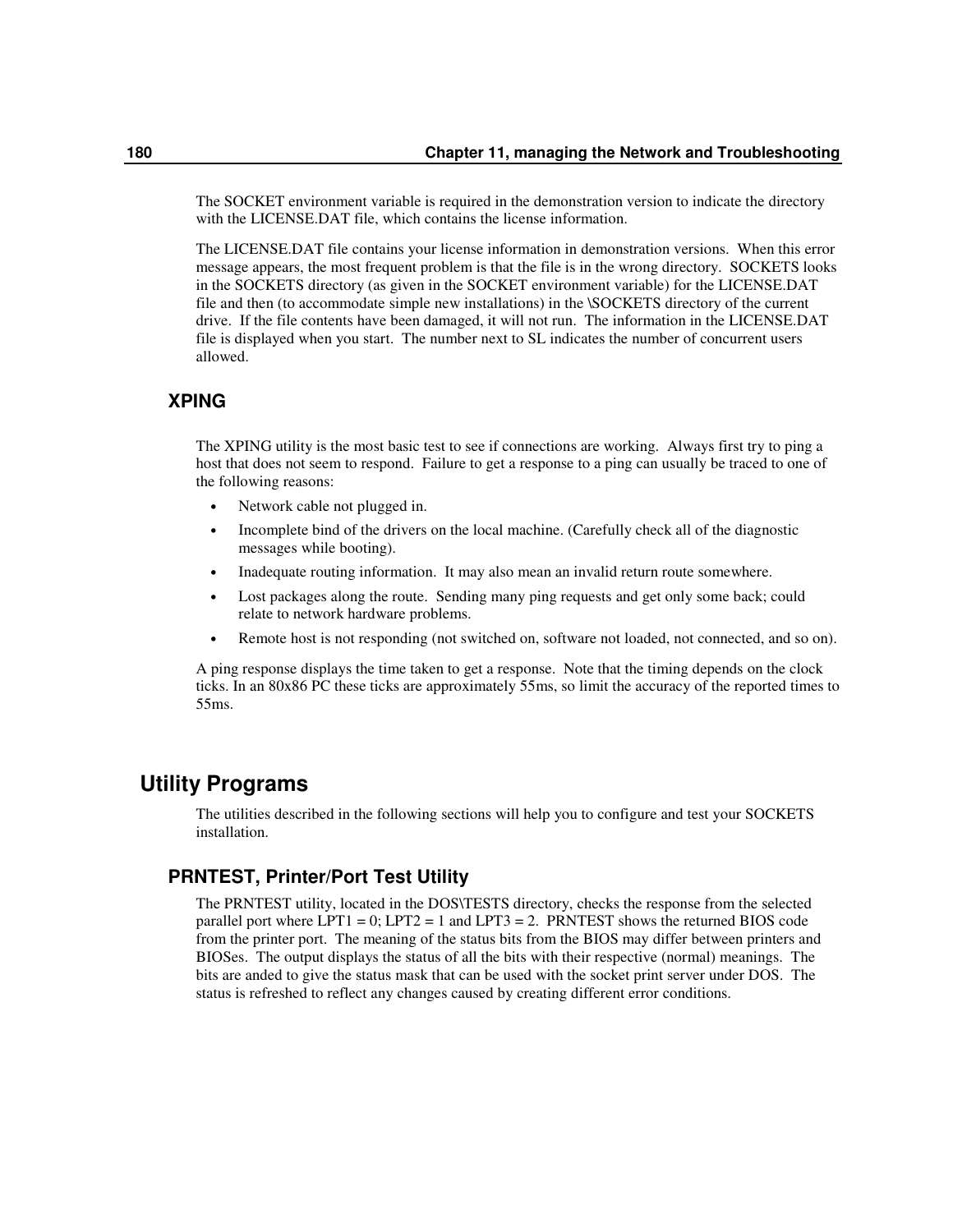The SOCKET environment variable is required in the demonstration version to indicate the directory with the LICENSE.DAT file, which contains the license information.

The LICENSE.DAT file contains your license information in demonstration versions. When this error message appears, the most frequent problem is that the file is in the wrong directory. SOCKETS looks in the SOCKETS directory (as given in the SOCKET environment variable) for the LICENSE.DAT file and then (to accommodate simple new installations) in the \SOCKETS directory of the current drive. If the file contents have been damaged, it will not run. The information in the LICENSE.DAT file is displayed when you start. The number next to SL indicates the number of concurrent users allowed.

### XPING

The XPING utility is the most basic test to see if connections are working. Always first try to ping a host that does not seem to respond. Failure to get a response to a ping can usually be traced to one of the following reasons:

- Network cable not plugged in.
- Incomplete bind of the drivers on the local machine. (Carefully check all of the diagnostic messages while booting).
- Inadequate routing information. It may also mean an invalid return route somewhere.
- Lost packages along the route. Sending many ping requests and get only some back; could relate to network hardware problems.
- Remote host is not responding (not switched on, software not loaded, not connected, and so on).

A ping response displays the time taken to get a response. Note that the timing depends on the clock ticks. In an 80x86 PC these ticks are approximately 55ms, so limit the accuracy of the reported times to 55ms.

## Utility Programs

The utilities described in the following sections will help you to configure and test your SOCKETS installation.

### PRNTEST, Printer/Port Test Utility

The PRNTEST utility, located in the DOS\TESTS directory, checks the response from the selected parallel port where LPT1 = 0; LPT2 = 1 and LPT3 = 2. PRNTEST shows the returned BIOS code from the printer port. The meaning of the status bits from the BIOS may differ between printers and BIOSes. The output displays the status of all the bits with their respective (normal) meanings. The bits are anded to give the status mask that can be used with the socket print server under DOS. The status is refreshed to reflect any changes caused by creating different error conditions.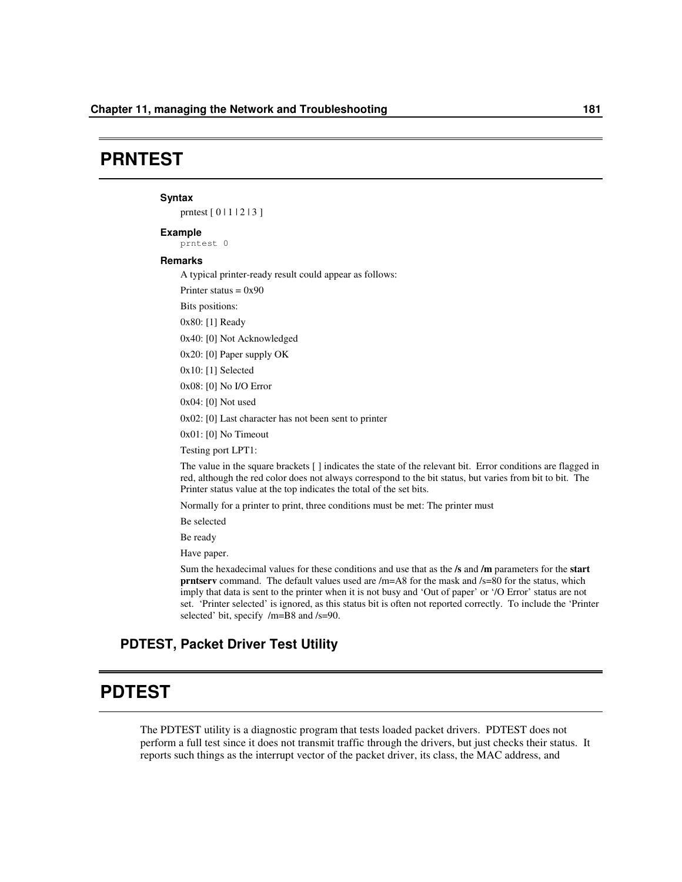# PRNTEST

#### Syntax

prntest [ 0 | 1 | 2 | 3 ]

#### Example

```
prntest 0
```

#### Remarks

A typical printer-ready result could appear as follows:

Printer status = 0x90

Bits positions:

0x80: [1] Ready

0x40: [0] Not Acknowledged

0x20: [0] Paper supply OK

0x10: [1] Selected

0x08: [0] No I/O Error

0x04: [0] Not used

0x02: [0] Last character has not been sent to printer

0x01: [0] No Timeout

Testing port LPT1:

The value in the square brackets [ ] indicates the state of the relevant bit. Error conditions are flagged in red, although the red color does not always correspond to the bit status, but varies from bit to bit. The Printer status value at the top indicates the total of the set bits.

Normally for a printer to print, three conditions must be met: The printer must

Be selected

Be ready

Have paper.

Sum the hexadecimal values for these conditions and use that as the **/s** and **/m** parameters for the **start prntserv** command. The default values used are /m=A8 for the mask and /s=80 for the status, which imply that data is sent to the printer when it is not busy and 'Out of paper' or '/O Error' status are not set. 'Printer selected' is ignored, as this status bit is often not reported correctly. To include the 'Printer selected' bit, specify /m=B8 and /s=90.

### PDTEST, Packet Driver Test Utility

# PDTEST

The PDTEST utility is a diagnostic program that tests loaded packet drivers. PDTEST does not perform a full test since it does not transmit traffic through the drivers, but just checks their status. It reports such things as the interrupt vector of the packet driver, its class, the MAC address, and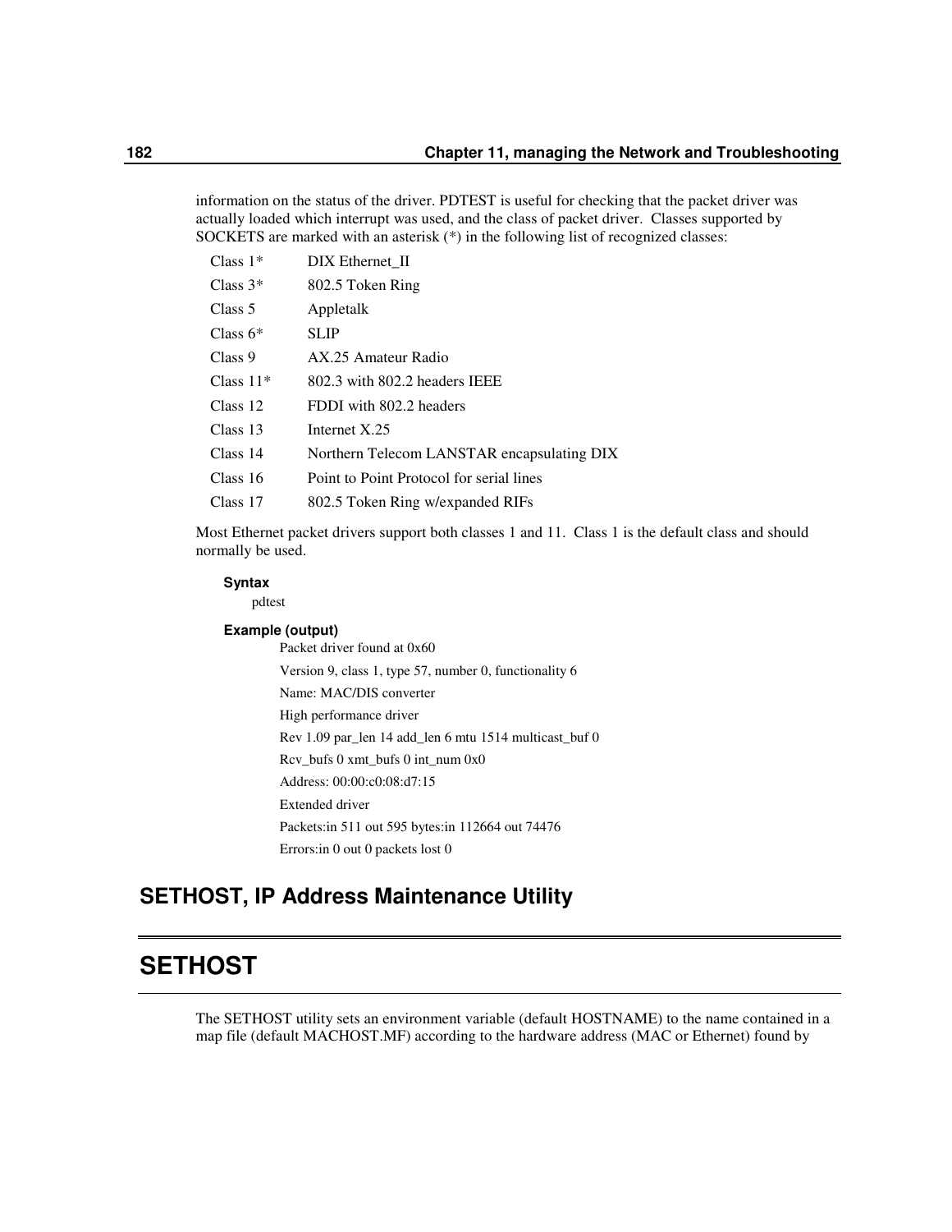information on the status of the driver. PDTEST is useful for checking that the packet driver was actually loaded which interrupt was used, and the class of packet driver. Classes supported by SOCKETS are marked with an asterisk (*) in the following list of recognized classes:

| | |
|---|---|
| Class 1* | DIX Ethernet_II |
| Class 3* | 802.5 Token Ring |
| Class 5 | Appletalk |
| Class 6* | SLIP |
| Class 9 | AX.25 Amateur Radio |
| Class 11* | 802.3 with 802.2 headers IEEE |
| Class 12 | FDDI with 802.2 headers |
| Class 13 | Internet X.25 |
| Class 14 | Northern Telecom LANSTAR encapsulating DIX |
| Class 16 | Point to Point Protocol for serial lines |
| Class 17 | 802.5 Token Ring w/expanded RIFs |

Most Ethernet packet drivers support both classes 1 and 11. Class 1 is the default class and should normally be used.

**Syntax**

pdtest

**Example (output)**

```
Packet driver found at 0x60
Version 9, class 1, type 57, number 0, functionality 6
Name: MAC/DIS converter
High performance driver
Rev 1.09 par_len 14 add_len 6 mtu 1514 multicast_buf 0
Rcv_bufs 0 xmt_bufs 0 int_num 0x0
Address: 00:00:c0:08:d7:15
Extended driver
Packets:in 511 out 595 bytes:in 112664 out 74476
Errors:in 0 out 0 packets lost 0
```

## SETHOST, IP Address Maintenance Utility

# SETHOST

The SETHOST utility sets an environment variable (default HOSTNAME) to the name contained in a map file (default MACHOST.MF) according to the hardware address (MAC or Ethernet) found by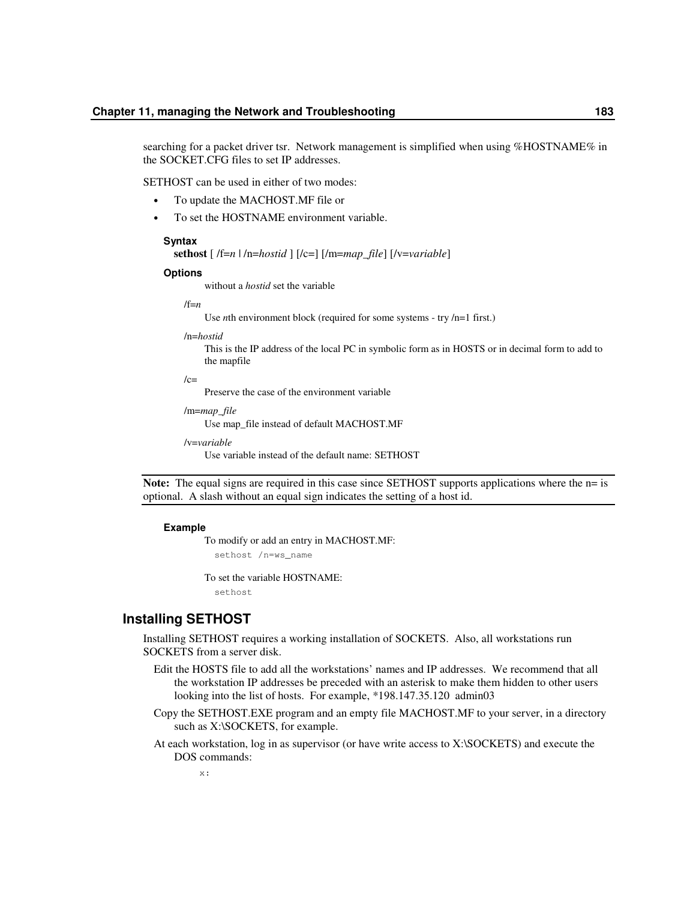searching for a packet driver tsr. Network management is simplified when using %HOSTNAME% in the SOCKET.CFG files to set IP addresses.

SETHOST can be used in either of two modes:

- To update the MACHOST.MF file or
- To set the HOSTNAME environment variable.

**Syntax**

**sethost** [ /f=*n* | /n=*hostid* ] [/c=] [/m=*map_file*] [/v=*variable*]

**Options**

without a *hostid* set the variable

/f=*n*
: Use *n*th environment block (required for some systems - try /n=1 first.)

/n=*hostid*
: This is the IP address of the local PC in symbolic form as in HOSTS or in decimal form to add to the mapfile

/c=
: Preserve the case of the environment variable

/m=*map_file*
: Use map_file instead of default MACHOST.MF

/v=*variable*
: Use variable instead of the default name: SETHOST

**Note:** The equal signs are required in this case since SETHOST supports applications where the n= is optional. A slash without an equal sign indicates the setting of a host id.

**Example**

To modify or add an entry in MACHOST.MF:

```
sethost /n=ws_name
```

To set the variable HOSTNAME:

```
sethost
```

## Installing SETHOST

Installing SETHOST requires a working installation of SOCKETS. Also, all workstations run SOCKETS from a server disk.

Edit the HOSTS file to add all the workstations' names and IP addresses. We recommend that all the workstation IP addresses be preceded with an asterisk to make them hidden to other users looking into the list of hosts. For example, *198.147.35.120 admin03

Copy the SETHOST.EXE program and an empty file MACHOST.MF to your server, in a directory such as X:\SOCKETS, for example.

At each workstation, log in as supervisor (or have write access to X:\SOCKETS) and execute the DOS commands:

```
x:
```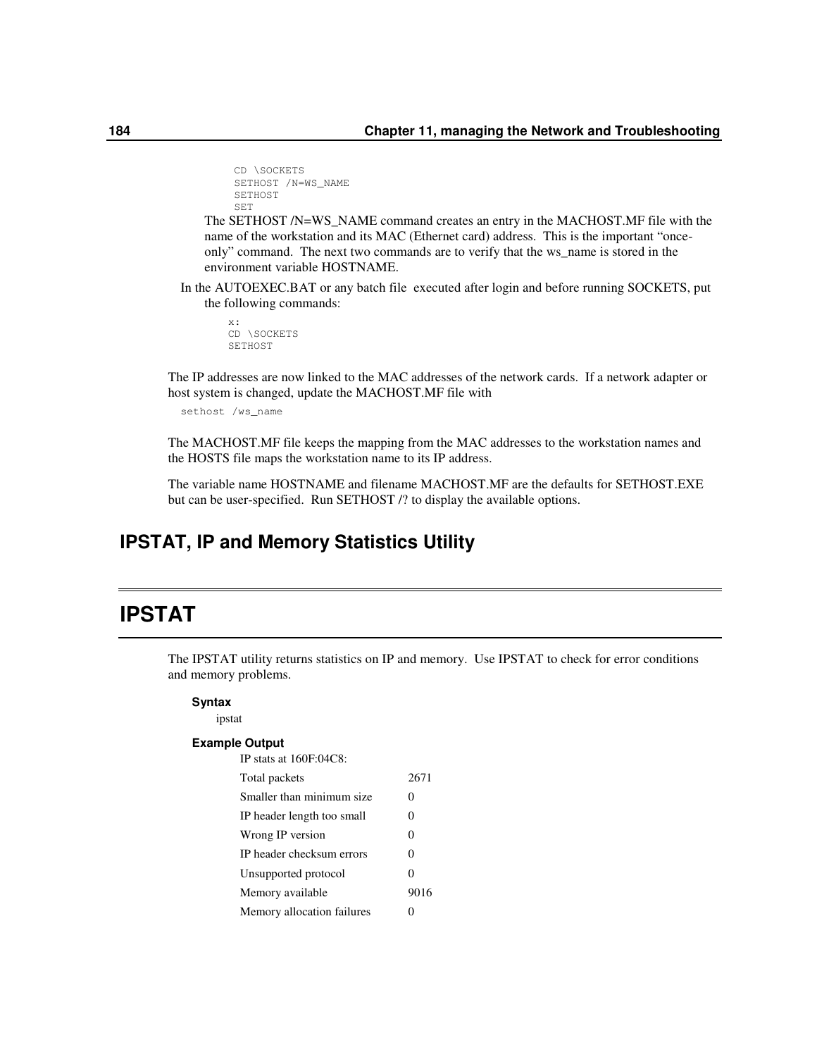```
CD \SOCKETS
SETHOST /N=WS_NAME
SETHOST
SET
```

The SETHOST /N=WS_NAME command creates an entry in the MACHOST.MF file with the name of the workstation and its MAC (Ethernet card) address. This is the important "once-only" command. The next two commands are to verify that the ws_name is stored in the environment variable HOSTNAME.

In the AUTOEXEC.BAT or any batch file executed after login and before running SOCKETS, put the following commands:

```
x:
CD \SOCKETS
SETHOST
```

The IP addresses are now linked to the MAC addresses of the network cards. If a network adapter or host system is changed, update the MACHOST.MF file with

```
sethost /ws_name
```

The MACHOST.MF file keeps the mapping from the MAC addresses to the workstation names and the HOSTS file maps the workstation name to its IP address.

The variable name HOSTNAME and filename MACHOST.MF are the defaults for SETHOST.EXE but can be user-specified. Run SETHOST /? to display the available options.

## IPSTAT, IP and Memory Statistics Utility

# IPSTAT

The IPSTAT utility returns statistics on IP and memory. Use IPSTAT to check for error conditions and memory problems.

### Syntax

ipstat

### Example Output

IP stats at 160F:04C8:

| | |
|---|---|
| Total packets | 2671 |
| Smaller than minimum size | 0 |
| IP header length too small | 0 |
| Wrong IP version | 0 |
| IP header checksum errors | 0 |
| Unsupported protocol | 0 |
| Memory available | 9016 |
| Memory allocation failures | 0 |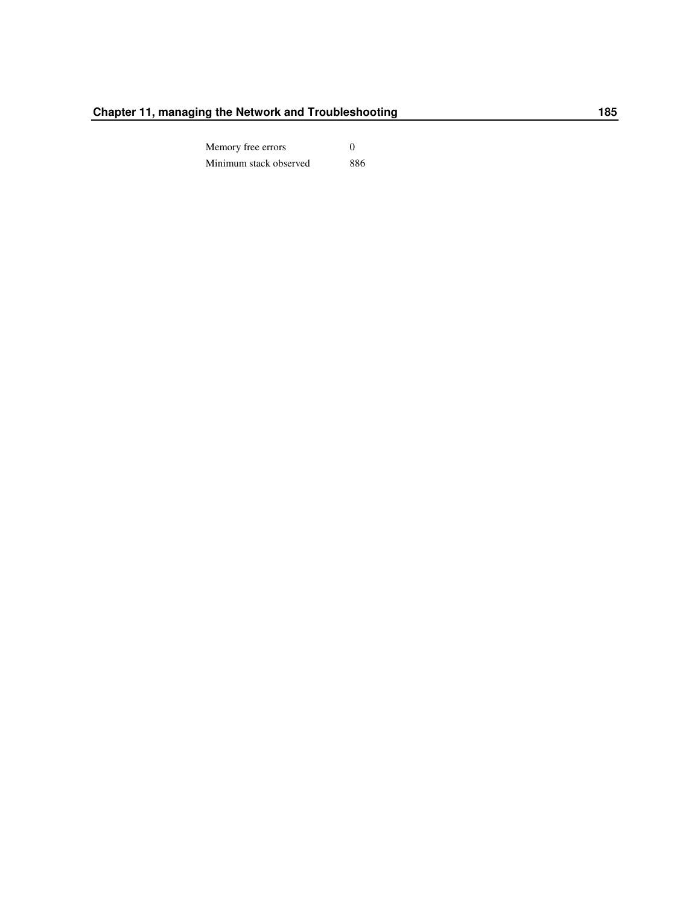| | |
|---|---|
| Memory free errors | 0 |
| Minimum stack observed | 886 |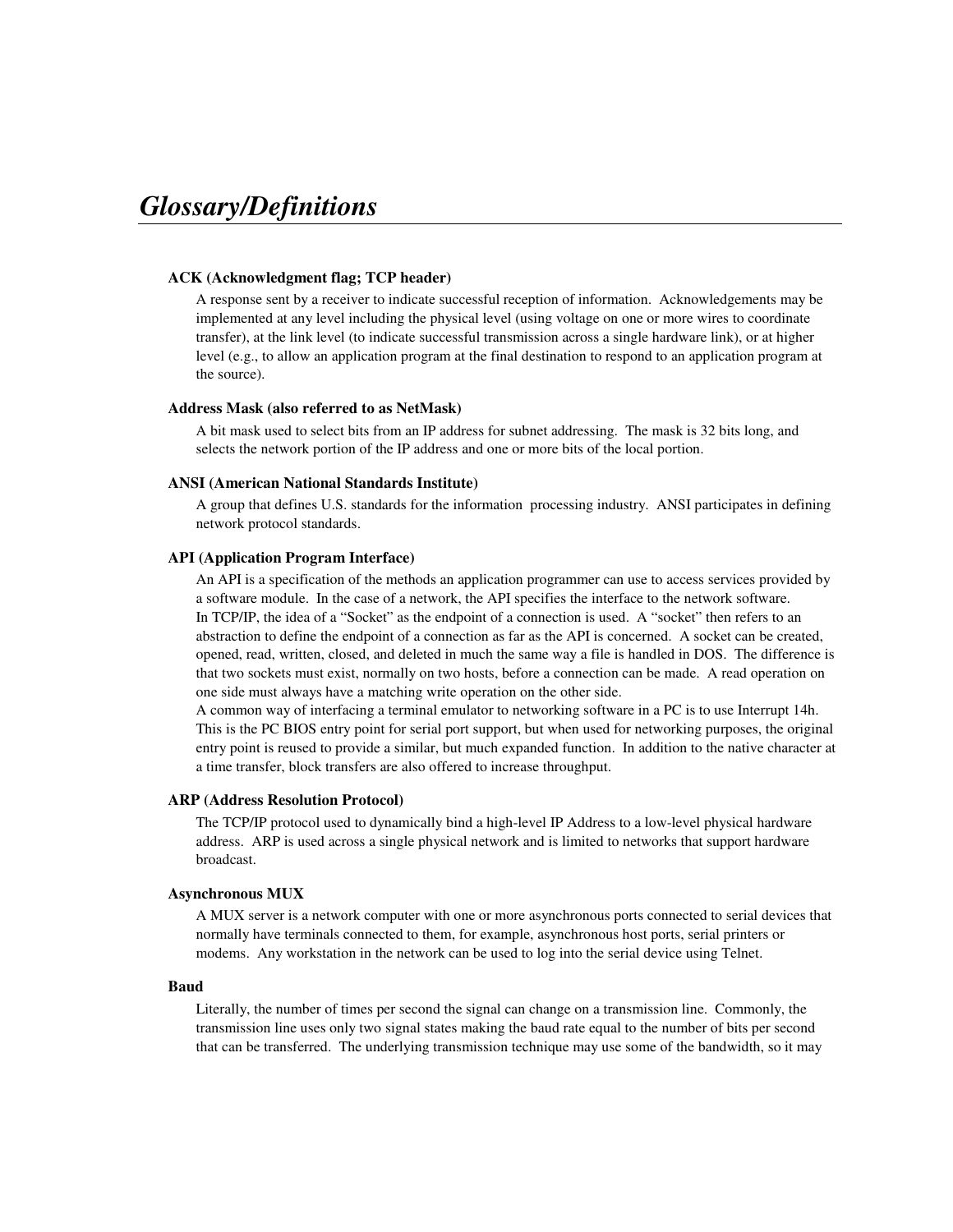# *Glossary/Definitions*

**ACK (Acknowledgment flag; TCP header)**

A response sent by a receiver to indicate successful reception of information. Acknowledgements may be implemented at any level including the physical level (using voltage on one or more wires to coordinate transfer), at the link level (to indicate successful transmission across a single hardware link), or at higher level (e.g., to allow an application program at the final destination to respond to an application program at the source).

**Address Mask (also referred to as NetMask)**

A bit mask used to select bits from an IP address for subnet addressing. The mask is 32 bits long, and selects the network portion of the IP address and one or more bits of the local portion.

**ANSI (American National Standards Institute)**

A group that defines U.S. standards for the information processing industry. ANSI participates in defining network protocol standards.

**API (Application Program Interface)**

An API is a specification of the methods an application programmer can use to access services provided by a software module. In the case of a network, the API specifies the interface to the network software.
In TCP/IP, the idea of a "Socket" as the endpoint of a connection is used. A "socket" then refers to an abstraction to define the endpoint of a connection as far as the API is concerned. A socket can be created, opened, read, written, closed, and deleted in much the same way a file is handled in DOS. The difference is that two sockets must exist, normally on two hosts, before a connection can be made. A read operation on one side must always have a matching write operation on the other side.
A common way of interfacing a terminal emulator to networking software in a PC is to use Interrupt 14h. This is the PC BIOS entry point for serial port support, but when used for networking purposes, the original entry point is reused to provide a similar, but much expanded function. In addition to the native character at a time transfer, block transfers are also offered to increase throughput.

**ARP (Address Resolution Protocol)**

The TCP/IP protocol used to dynamically bind a high-level IP Address to a low-level physical hardware address. ARP is used across a single physical network and is limited to networks that support hardware broadcast.

**Asynchronous MUX**

A MUX server is a network computer with one or more asynchronous ports connected to serial devices that normally have terminals connected to them, for example, asynchronous host ports, serial printers or modems. Any workstation in the network can be used to log into the serial device using Telnet.

**Baud**

Literally, the number of times per second the signal can change on a transmission line. Commonly, the transmission line uses only two signal states making the baud rate equal to the number of bits per second that can be transferred. The underlying transmission technique may use some of the bandwidth, so it may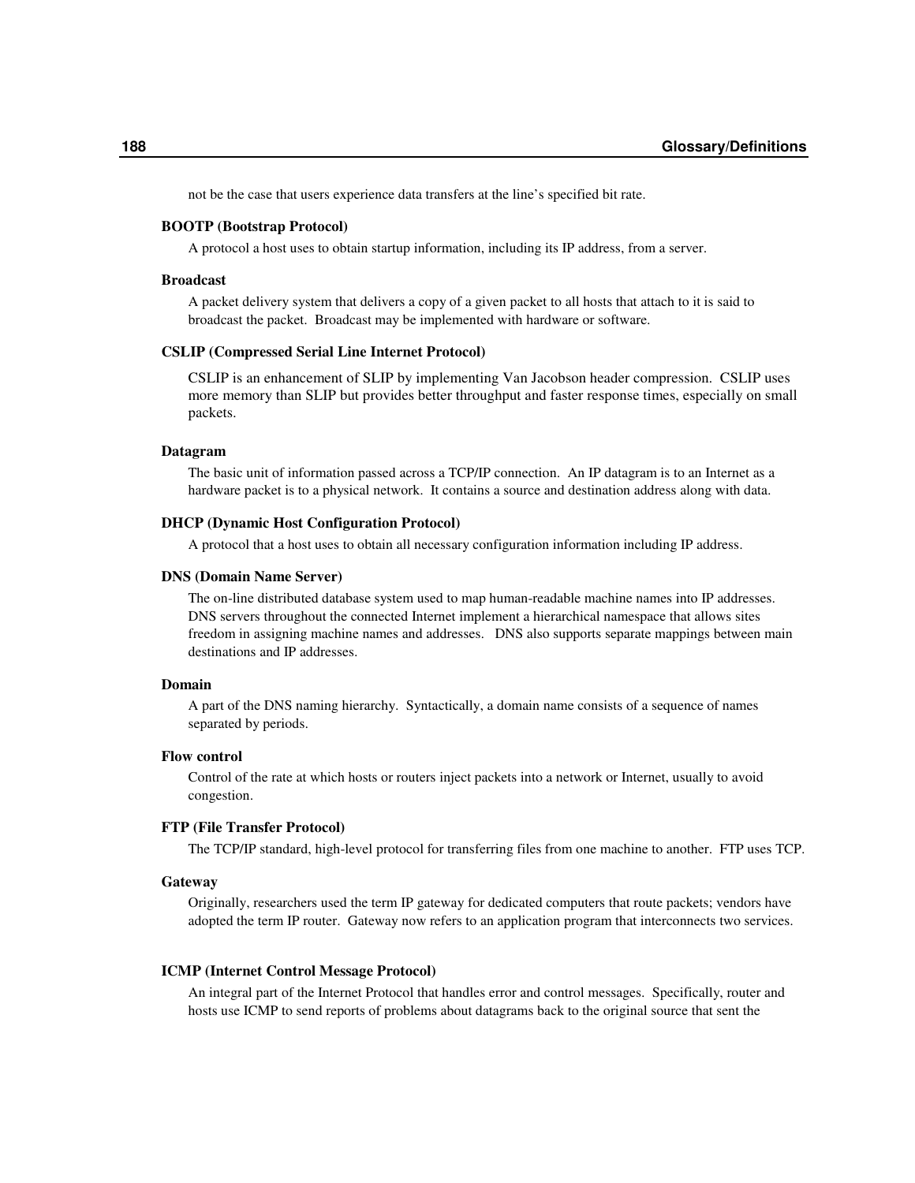not be the case that users experience data transfers at the line's specified bit rate.

**BOOTP (Bootstrap Protocol)**

A protocol a host uses to obtain startup information, including its IP address, from a server.

**Broadcast**

A packet delivery system that delivers a copy of a given packet to all hosts that attach to it is said to broadcast the packet. Broadcast may be implemented with hardware or software.

**CSLIP (Compressed Serial Line Internet Protocol)**

CSLIP is an enhancement of SLIP by implementing Van Jacobson header compression. CSLIP uses more memory than SLIP but provides better throughput and faster response times, especially on small packets.

**Datagram**

The basic unit of information passed across a TCP/IP connection. An IP datagram is to an Internet as a hardware packet is to a physical network. It contains a source and destination address along with data.

**DHCP (Dynamic Host Configuration Protocol)**

A protocol that a host uses to obtain all necessary configuration information including IP address.

**DNS (Domain Name Server)**

The on-line distributed database system used to map human-readable machine names into IP addresses. DNS servers throughout the connected Internet implement a hierarchical namespace that allows sites freedom in assigning machine names and addresses. DNS also supports separate mappings between main destinations and IP addresses.

**Domain**

A part of the DNS naming hierarchy. Syntactically, a domain name consists of a sequence of names separated by periods.

**Flow control**

Control of the rate at which hosts or routers inject packets into a network or Internet, usually to avoid congestion.

**FTP (File Transfer Protocol)**

The TCP/IP standard, high-level protocol for transferring files from one machine to another. FTP uses TCP.

**Gateway**

Originally, researchers used the term IP gateway for dedicated computers that route packets; vendors have adopted the term IP router. Gateway now refers to an application program that interconnects two services.

**ICMP (Internet Control Message Protocol)**

An integral part of the Internet Protocol that handles error and control messages. Specifically, router and hosts use ICMP to send reports of problems about datagrams back to the original source that sent the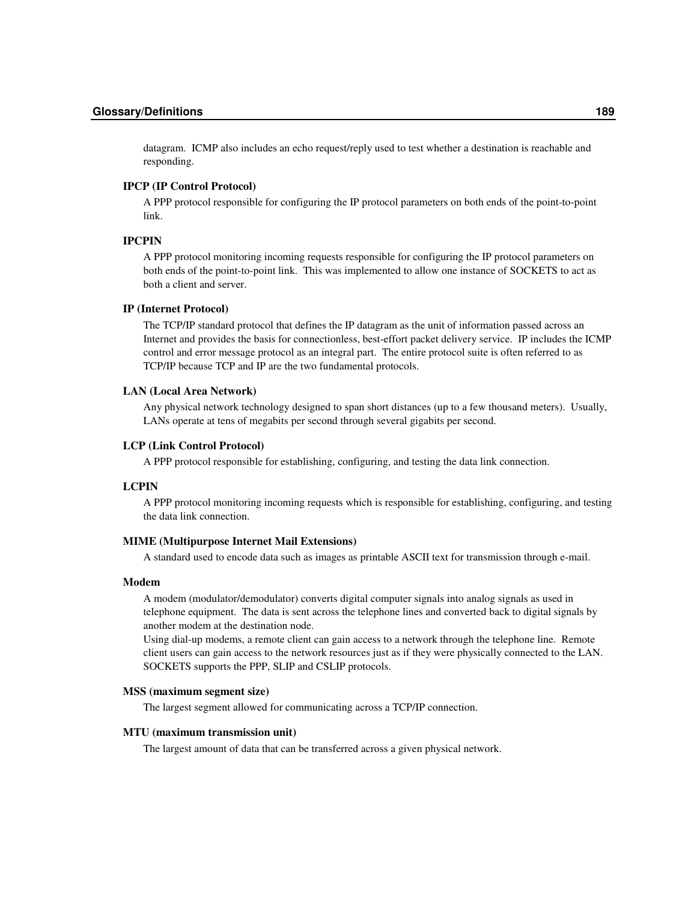datagram. ICMP also includes an echo request/reply used to test whether a destination is reachable and responding.

**IPCP (IP Control Protocol)**

A PPP protocol responsible for configuring the IP protocol parameters on both ends of the point-to-point link.

**IPCPIN**

A PPP protocol monitoring incoming requests responsible for configuring the IP protocol parameters on both ends of the point-to-point link. This was implemented to allow one instance of SOCKETS to act as both a client and server.

**IP (Internet Protocol)**

The TCP/IP standard protocol that defines the IP datagram as the unit of information passed across an Internet and provides the basis for connectionless, best-effort packet delivery service. IP includes the ICMP control and error message protocol as an integral part. The entire protocol suite is often referred to as TCP/IP because TCP and IP are the two fundamental protocols.

**LAN (Local Area Network)**

Any physical network technology designed to span short distances (up to a few thousand meters). Usually, LANs operate at tens of megabits per second through several gigabits per second.

**LCP (Link Control Protocol)**

A PPP protocol responsible for establishing, configuring, and testing the data link connection.

**LCPIN**

A PPP protocol monitoring incoming requests which is responsible for establishing, configuring, and testing the data link connection.

**MIME (Multipurpose Internet Mail Extensions)**

A standard used to encode data such as images as printable ASCII text for transmission through e-mail.

**Modem**

A modem (modulator/demodulator) converts digital computer signals into analog signals as used in telephone equipment. The data is sent across the telephone lines and converted back to digital signals by another modem at the destination node.

Using dial-up modems, a remote client can gain access to a network through the telephone line. Remote client users can gain access to the network resources just as if they were physically connected to the LAN. SOCKETS supports the PPP, SLIP and CSLIP protocols.

**MSS (maximum segment size)**

The largest segment allowed for communicating across a TCP/IP connection.

**MTU (maximum transmission unit)**

The largest amount of data that can be transferred across a given physical network.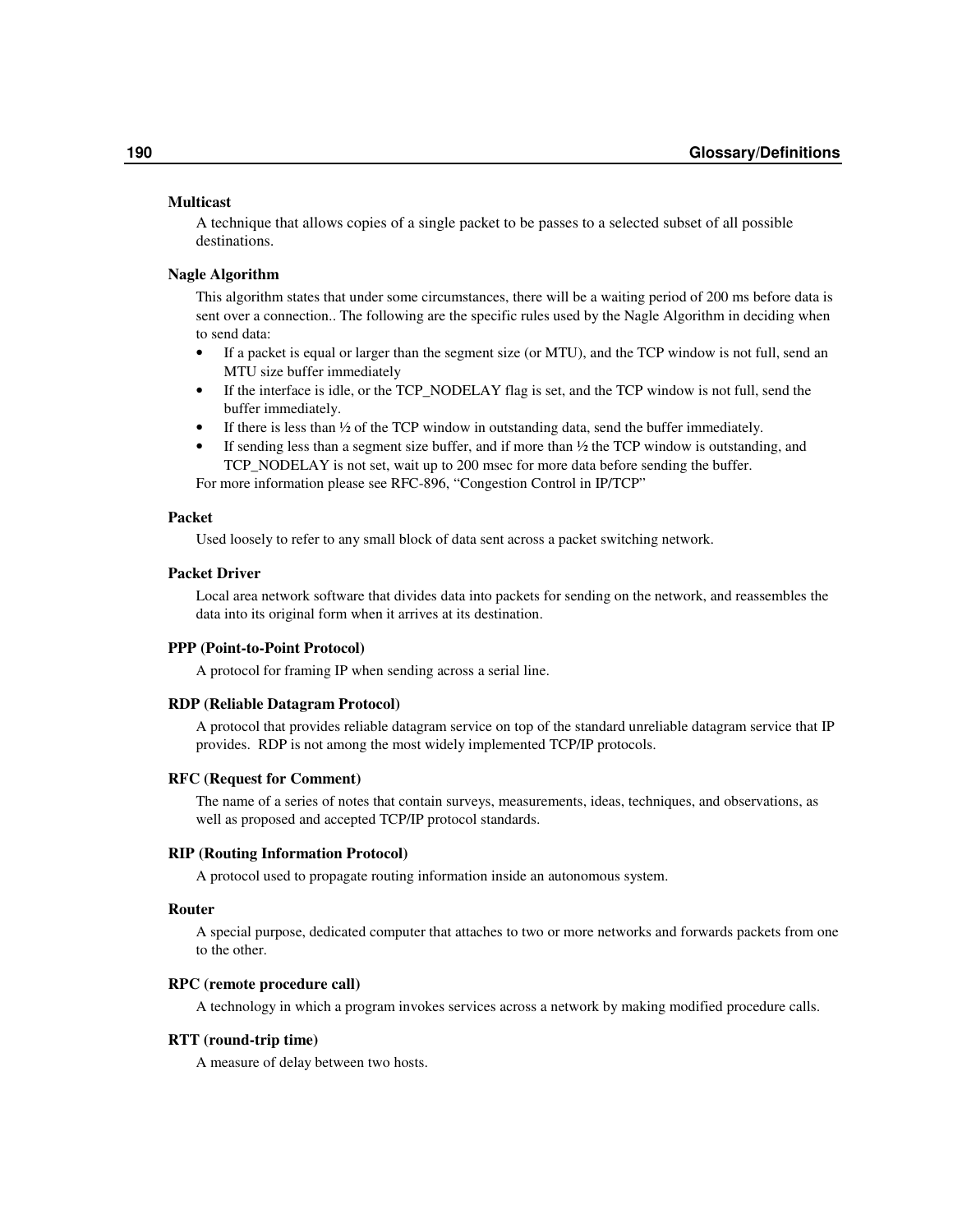**Multicast**

A technique that allows copies of a single packet to be passes to a selected subset of all possible destinations.

**Nagle Algorithm**

This algorithm states that under some circumstances, there will be a waiting period of 200 ms before data is sent over a connection.. The following are the specific rules used by the Nagle Algorithm in deciding when to send data:

- If a packet is equal or larger than the segment size (or MTU), and the TCP window is not full, send an MTU size buffer immediately
- If the interface is idle, or the TCP_NODELAY flag is set, and the TCP window is not full, send the buffer immediately.
- If there is less than ½ of the TCP window in outstanding data, send the buffer immediately.
- If sending less than a segment size buffer, and if more than ½ the TCP window is outstanding, and TCP_NODELAY is not set, wait up to 200 msec for more data before sending the buffer.

For more information please see RFC-896, "Congestion Control in IP/TCP"

**Packet**

Used loosely to refer to any small block of data sent across a packet switching network.

**Packet Driver**

Local area network software that divides data into packets for sending on the network, and reassembles the data into its original form when it arrives at its destination.

**PPP (Point-to-Point Protocol)**

A protocol for framing IP when sending across a serial line.

**RDP (Reliable Datagram Protocol)**

A protocol that provides reliable datagram service on top of the standard unreliable datagram service that IP provides. RDP is not among the most widely implemented TCP/IP protocols.

**RFC (Request for Comment)**

The name of a series of notes that contain surveys, measurements, ideas, techniques, and observations, as well as proposed and accepted TCP/IP protocol standards.

**RIP (Routing Information Protocol)**

A protocol used to propagate routing information inside an autonomous system.

**Router**

A special purpose, dedicated computer that attaches to two or more networks and forwards packets from one to the other.

**RPC (remote procedure call)**

A technology in which a program invokes services across a network by making modified procedure calls.

**RTT (round-trip time)**

A measure of delay between two hosts.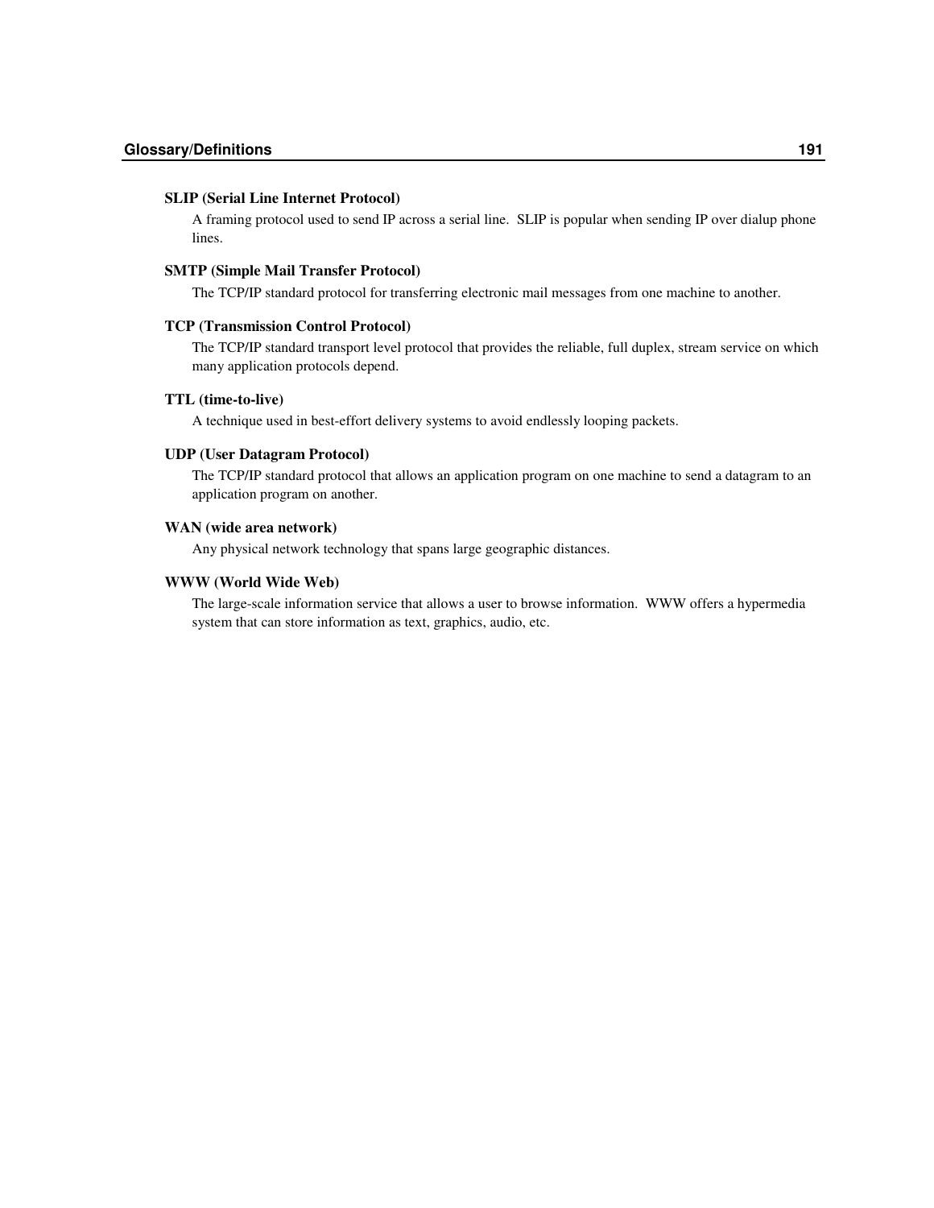**SLIP (Serial Line Internet Protocol)**

A framing protocol used to send IP across a serial line. SLIP is popular when sending IP over dialup phone lines.

**SMTP (Simple Mail Transfer Protocol)**

The TCP/IP standard protocol for transferring electronic mail messages from one machine to another.

**TCP (Transmission Control Protocol)**

The TCP/IP standard transport level protocol that provides the reliable, full duplex, stream service on which many application protocols depend.

**TTL (time-to-live)**

A technique used in best-effort delivery systems to avoid endlessly looping packets.

**UDP (User Datagram Protocol)**

The TCP/IP standard protocol that allows an application program on one machine to send a datagram to an application program on another.

**WAN (wide area network)**

Any physical network technology that spans large geographic distances.

**WWW (World Wide Web)**

The large-scale information service that allows a user to browse information. WWW offers a hypermedia system that can store information as text, graphics, audio, etc.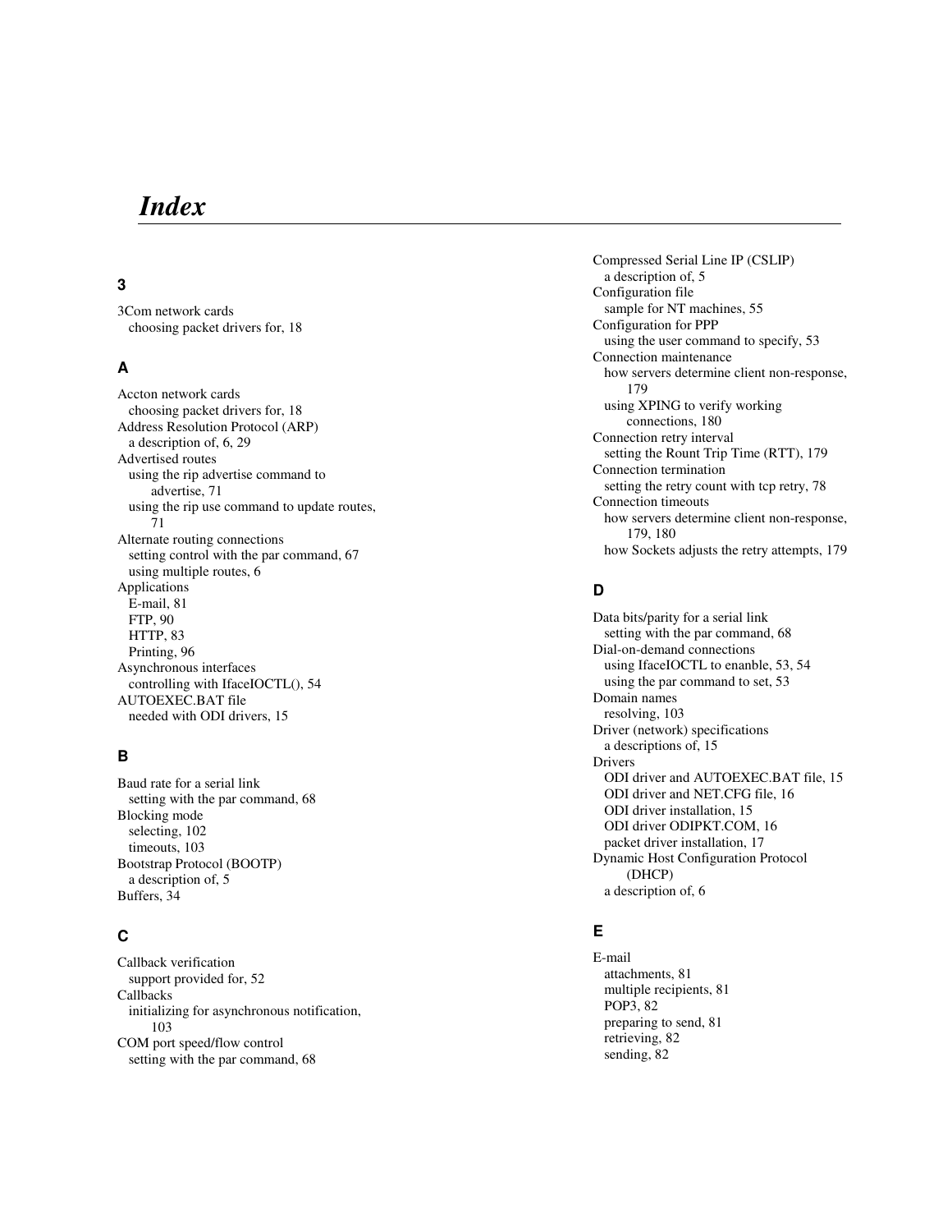# Index

### 3

3Com network cards
  choosing packet drivers for, 18

### A

Accton network cards
  choosing packet drivers for, 18
Address Resolution Protocol (ARP)
  a description of, 6, 29
Advertised routes
  using the rip advertise command to advertise, 71
  using the rip use command to update routes, 71
Alternate routing connections
  setting control with the par command, 67
  using multiple routes, 6
Applications
  E-mail, 81
  FTP, 90
  HTTP, 83
  Printing, 96
Asynchronous interfaces
  controlling with IfaceIOCTL(), 54
AUTOEXEC.BAT file
  needed with ODI drivers, 15

### B

Baud rate for a serial link
  setting with the par command, 68
Blocking mode
  selecting, 102
  timeouts, 103
Bootstrap Protocol (BOOTP)
  a description of, 5
Buffers, 34

### C

Callback verification
  support provided for, 52
Callbacks
  initializing for asynchronous notification, 103
COM port speed/flow control
  setting with the par command, 68
Compressed Serial Line IP (CSLIP)
  a description of, 5
Configuration file
  sample for NT machines, 55
Configuration for PPP
  using the user command to specify, 53
Connection maintenance
  how servers determine client non-response, 179
  using XPING to verify working connections, 180
Connection retry interval
  setting the Rount Trip Time (RTT), 179
Connection termination
  setting the retry count with tcp retry, 78
Connection timeouts
  how servers determine client non-response, 179, 180
  how Sockets adjusts the retry attempts, 179

### D

Data bits/parity for a serial link
  setting with the par command, 68
Dial-on-demand connections
  using IfaceIOCTL to enanble, 53, 54
  using the par command to set, 53
Domain names
  resolving, 103
Driver (network) specifications
  a descriptions of, 15
Drivers
  ODI driver and AUTOEXEC.BAT file, 15
  ODI driver and NET.CFG file, 16
  ODI driver installation, 15
  ODI driver ODIPKT.COM, 16
  packet driver installation, 17
Dynamic Host Configuration Protocol (DHCP)
  a description of, 6

### E

E-mail
  attachments, 81
  multiple recipients, 81
  POP3, 82
  preparing to send, 81
  retrieving, 82
  sending, 82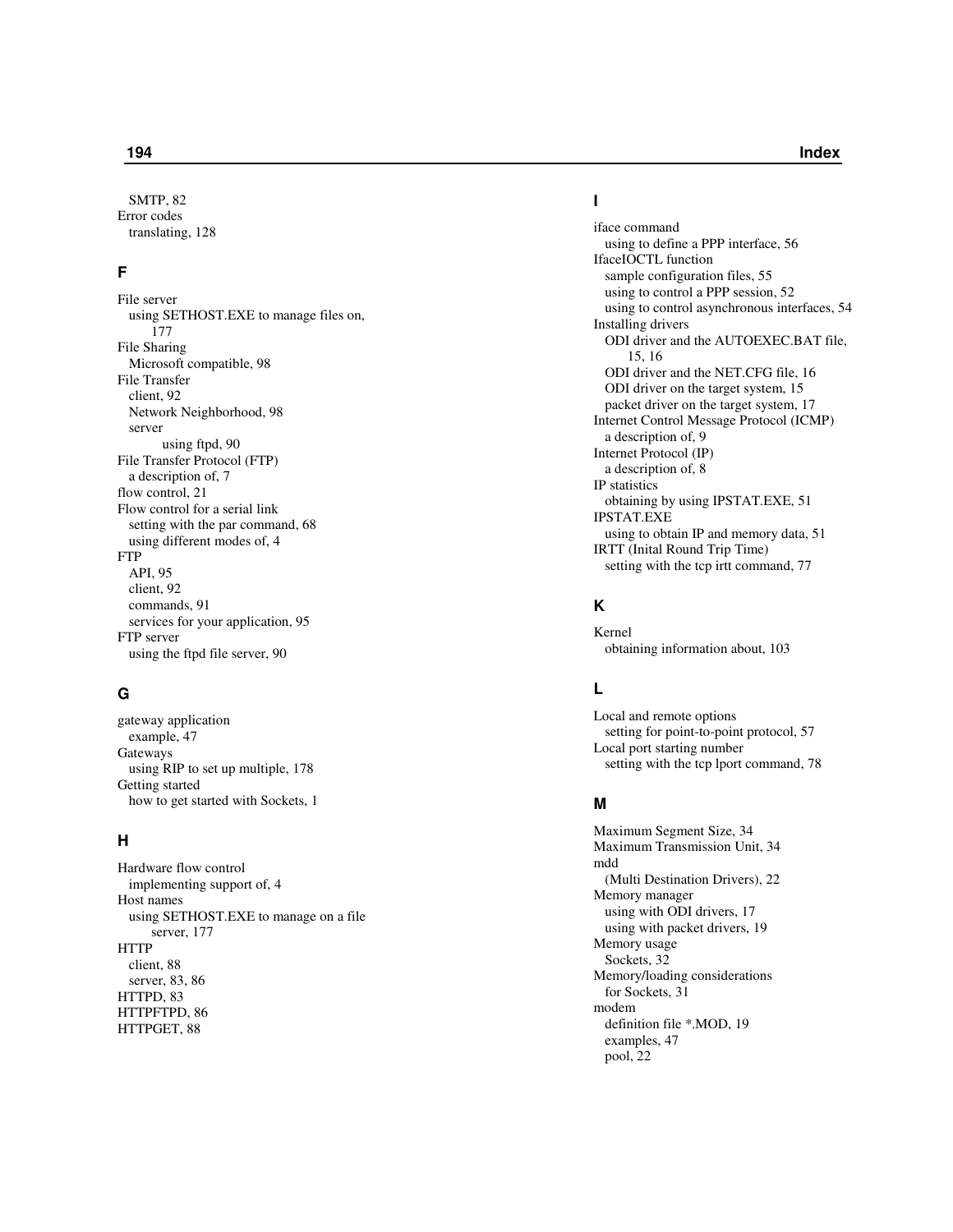SMTP, 82
Error codes
  translating, 128

### F

File server
  using SETHOST.EXE to manage files on, 177
File Sharing
  Microsoft compatible, 98
File Transfer
  client, 92
  Network Neighborhood, 98
  server
    using ftpd, 90
File Transfer Protocol (FTP)
  a description of, 7
flow control, 21
Flow control for a serial link
  setting with the par command, 68
  using different modes of, 4
FTP
  API, 95
  client, 92
  commands, 91
  services for your application, 95
FTP server
  using the ftpd file server, 90

### G

gateway application
  example, 47
Gateways
  using RIP to set up multiple, 178
Getting started
  how to get started with Sockets, 1

### H

Hardware flow control
  implementing support of, 4
Host names
  using SETHOST.EXE to manage on a file server, 177
HTTP
  client, 88
  server, 83, 86
HTTPD, 83
HTTPFTPD, 86
HTTPGET, 88

### I

iface command
  using to define a PPP interface, 56
IfaceIOCTL function
  sample configuration files, 55
  using to control a PPP session, 52
  using to control asynchronous interfaces, 54
Installing drivers
  ODI driver and the AUTOEXEC.BAT file, 15, 16
  ODI driver and the NET.CFG file, 16
  ODI driver on the target system, 15
  packet driver on the target system, 17
Internet Control Message Protocol (ICMP)
  a description of, 9
Internet Protocol (IP)
  a description of, 8
IP statistics
  obtaining by using IPSTAT.EXE, 51
IPSTAT.EXE
  using to obtain IP and memory data, 51
IRTT (Inital Round Trip Time)
  setting with the tcp irtt command, 77

### K

Kernel
  obtaining information about, 103

### L

Local and remote options
  setting for point-to-point protocol, 57
Local port starting number
  setting with the tcp lport command, 78

### M

Maximum Segment Size, 34
Maximum Transmission Unit, 34
mdd
  (Multi Destination Drivers), 22
Memory manager
  using with ODI drivers, 17
  using with packet drivers, 19
Memory usage
  Sockets, 32
Memory/loading considerations
  for Sockets, 31
modem
  definition file *.MOD, 19
  examples, 47
  pool, 22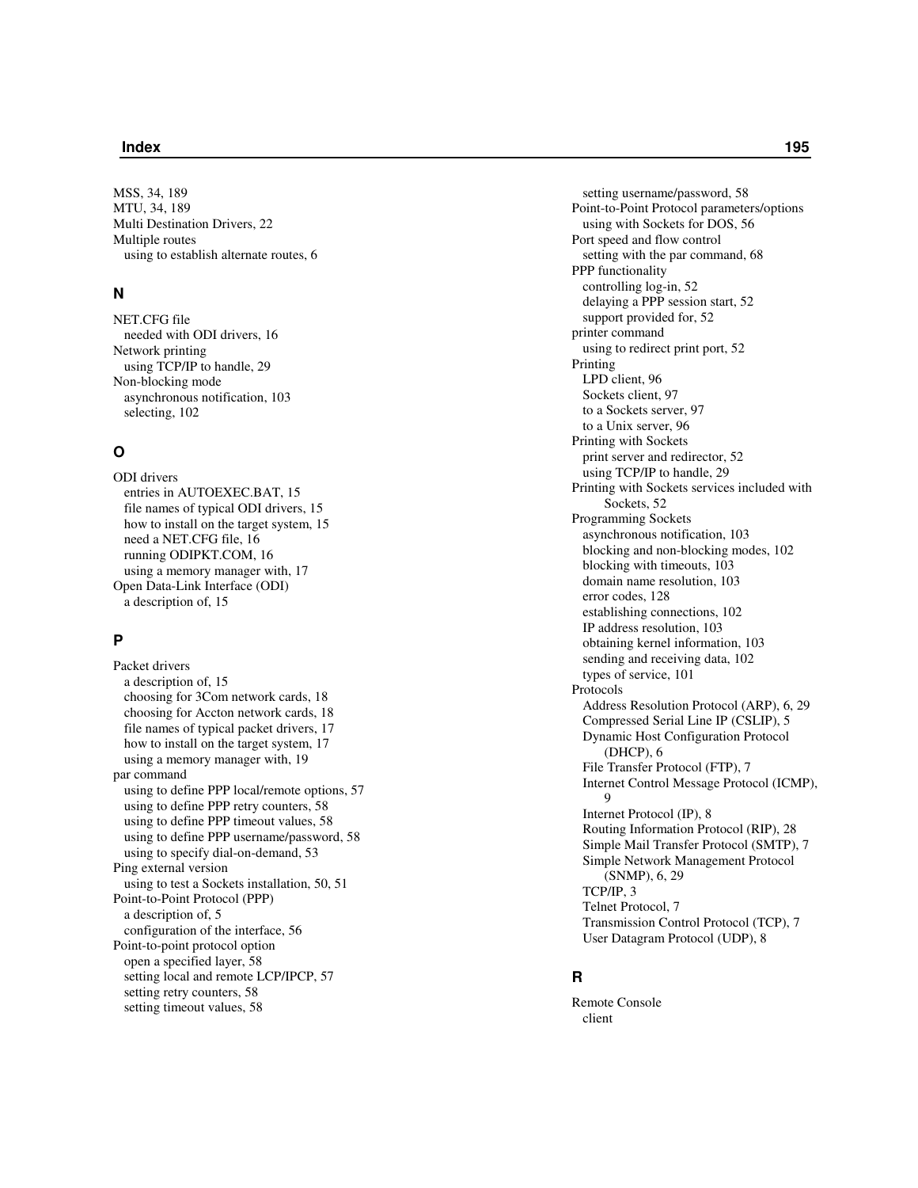MSS, 34, 189
MTU, 34, 189
Multi Destination Drivers, 22
Multiple routes
  using to establish alternate routes, 6

## N

NET.CFG file
  needed with ODI drivers, 16
Network printing
  using TCP/IP to handle, 29
Non-blocking mode
  asynchronous notification, 103
  selecting, 102

## O

ODI drivers
  entries in AUTOEXEC.BAT, 15
  file names of typical ODI drivers, 15
  how to install on the target system, 15
  need a NET.CFG file, 16
  running ODIPKT.COM, 16
  using a memory manager with, 17
Open Data-Link Interface (ODI)
  a description of, 15

## P

Packet drivers
  a description of, 15
  choosing for 3Com network cards, 18
  choosing for Accton network cards, 18
  file names of typical packet drivers, 17
  how to install on the target system, 17
  using a memory manager with, 19
par command
  using to define PPP local/remote options, 57
  using to define PPP retry counters, 58
  using to define PPP timeout values, 58
  using to define PPP username/password, 58
  using to specify dial-on-demand, 53
Ping external version
  using to test a Sockets installation, 50, 51
Point-to-Point Protocol (PPP)
  a description of, 5
  configuration of the interface, 56
Point-to-point protocol option
  open a specified layer, 58
  setting local and remote LCP/IPCP, 57
  setting retry counters, 58
  setting timeout values, 58
  setting username/password, 58
Point-to-Point Protocol parameters/options
  using with Sockets for DOS, 56
Port speed and flow control
  setting with the par command, 68
PPP functionality
  controlling log-in, 52
  delaying a PPP session start, 52
  support provided for, 52
printer command
  using to redirect print port, 52
Printing
  LPD client, 96
  Sockets client, 97
  to a Sockets server, 97
  to a Unix server, 96
Printing with Sockets
  print server and redirector, 52
  using TCP/IP to handle, 29
Printing with Sockets services included with Sockets, 52
Programming Sockets
  asynchronous notification, 103
  blocking and non-blocking modes, 102
  blocking with timeouts, 103
  domain name resolution, 103
  error codes, 128
  establishing connections, 102
  IP address resolution, 103
  obtaining kernel information, 103
  sending and receiving data, 102
  types of service, 101
Protocols
  Address Resolution Protocol (ARP), 6, 29
  Compressed Serial Line IP (CSLIP), 5
  Dynamic Host Configuration Protocol (DHCP), 6
  File Transfer Protocol (FTP), 7
  Internet Control Message Protocol (ICMP), 9
  Internet Protocol (IP), 8
  Routing Information Protocol (RIP), 28
  Simple Mail Transfer Protocol (SMTP), 7
  Simple Network Management Protocol (SNMP), 6, 29
  TCP/IP, 3
  Telnet Protocol, 7
  Transmission Control Protocol (TCP), 7
  User Datagram Protocol (UDP), 8

## R

Remote Console
  client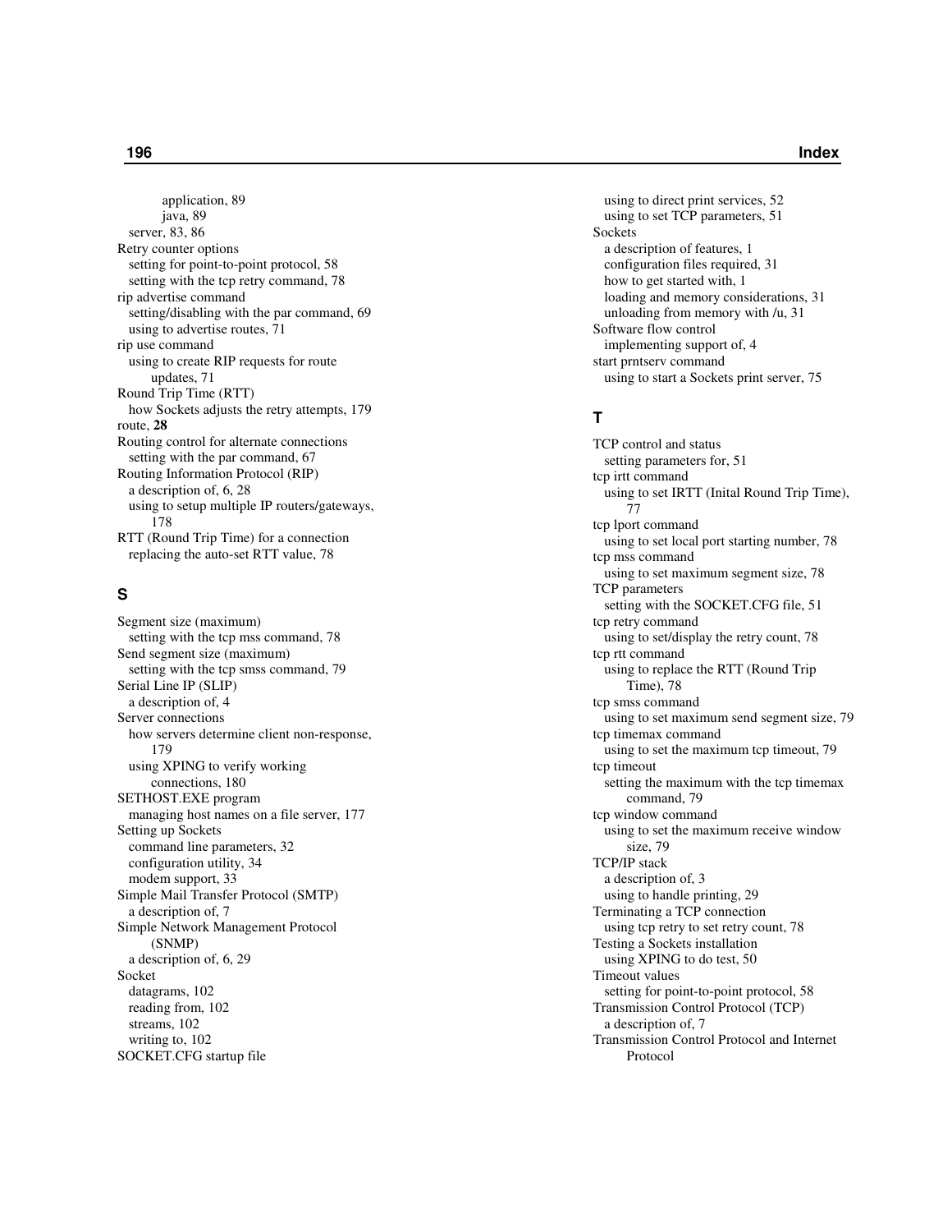application, 89
java, 89
server, 83, 86
Retry counter options
setting for point-to-point protocol, 58
setting with the tcp retry command, 78
rip advertise command
setting/disabling with the par command, 69
using to advertise routes, 71
rip use command
using to create RIP requests for route updates, 71
Round Trip Time (RTT)
how Sockets adjusts the retry attempts, 179
route, **28**
Routing control for alternate connections
setting with the par command, 67
Routing Information Protocol (RIP)
a description of, 6, 28
using to setup multiple IP routers/gateways, 178
RTT (Round Trip Time) for a connection
replacing the auto-set RTT value, 78

## S

Segment size (maximum)
setting with the tcp mss command, 78
Send segment size (maximum)
setting with the tcp smss command, 79
Serial Line IP (SLIP)
a description of, 4
Server connections
how servers determine client non-response, 179
using XPING to verify working connections, 180
SETHOST.EXE program
managing host names on a file server, 177
Setting up Sockets
command line parameters, 32
configuration utility, 34
modem support, 33
Simple Mail Transfer Protocol (SMTP)
a description of, 7
Simple Network Management Protocol (SNMP)
a description of, 6, 29
Socket
datagrams, 102
reading from, 102
streams, 102
writing to, 102
SOCKET.CFG startup file
using to direct print services, 52
using to set TCP parameters, 51
Sockets
a description of features, 1
configuration files required, 31
how to get started with, 1
loading and memory considerations, 31
unloading from memory with /u, 31
Software flow control
implementing support of, 4
start prntserv command
using to start a Sockets print server, 75

## T

TCP control and status
setting parameters for, 51
tcp irtt command
using to set IRTT (Inital Round Trip Time), 77
tcp lport command
using to set local port starting number, 78
tcp mss command
using to set maximum segment size, 78
TCP parameters
setting with the SOCKET.CFG file, 51
tcp retry command
using to set/display the retry count, 78
tcp rtt command
using to replace the RTT (Round Trip Time), 78
tcp smss command
using to set maximum send segment size, 79
tcp timemax command
using to set the maximum tcp timeout, 79
tcp timeout
setting the maximum with the tcp timemax command, 79
tcp window command
using to set the maximum receive window size, 79
TCP/IP stack
a description of, 3
using to handle printing, 29
Terminating a TCP connection
using tcp retry to set retry count, 78
Testing a Sockets installation
using XPING to do test, 50
Timeout values
setting for point-to-point protocol, 58
Transmission Control Protocol (TCP)
a description of, 7
Transmission Control Protocol and Internet Protocol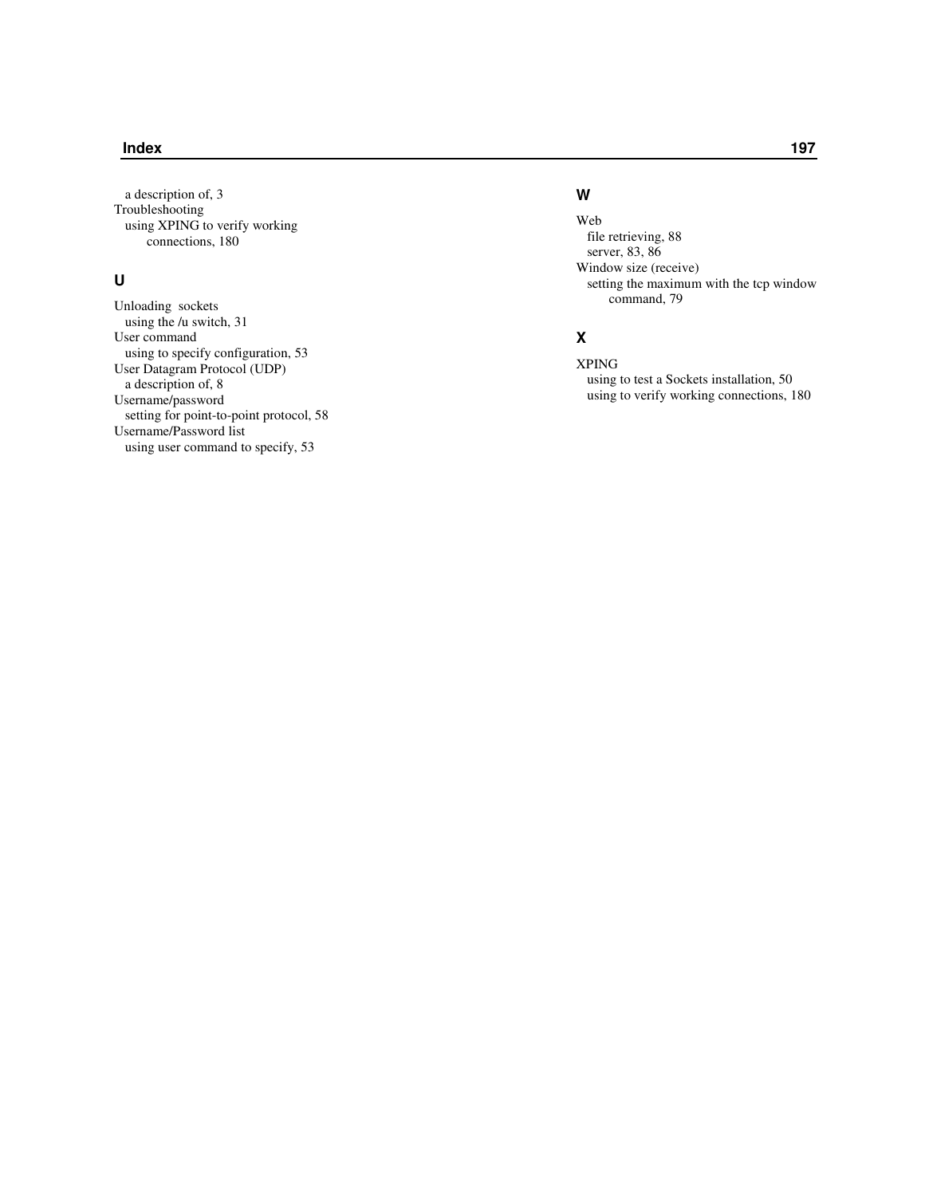a description of, 3

Troubleshooting
 using XPING to verify working connections, 180

## U

Unloading sockets
 using the /u switch, 31

User command
 using to specify configuration, 53

User Datagram Protocol (UDP)
 a description of, 8

Username/password
 setting for point-to-point protocol, 58

Username/Password list
 using user command to specify, 53

## W

Web
 file retrieving, 88
 server, 83, 86

Window size (receive)
 setting the maximum with the tcp window command, 79

## X

XPING
 using to test a Sockets installation, 50
 using to verify working connections, 180